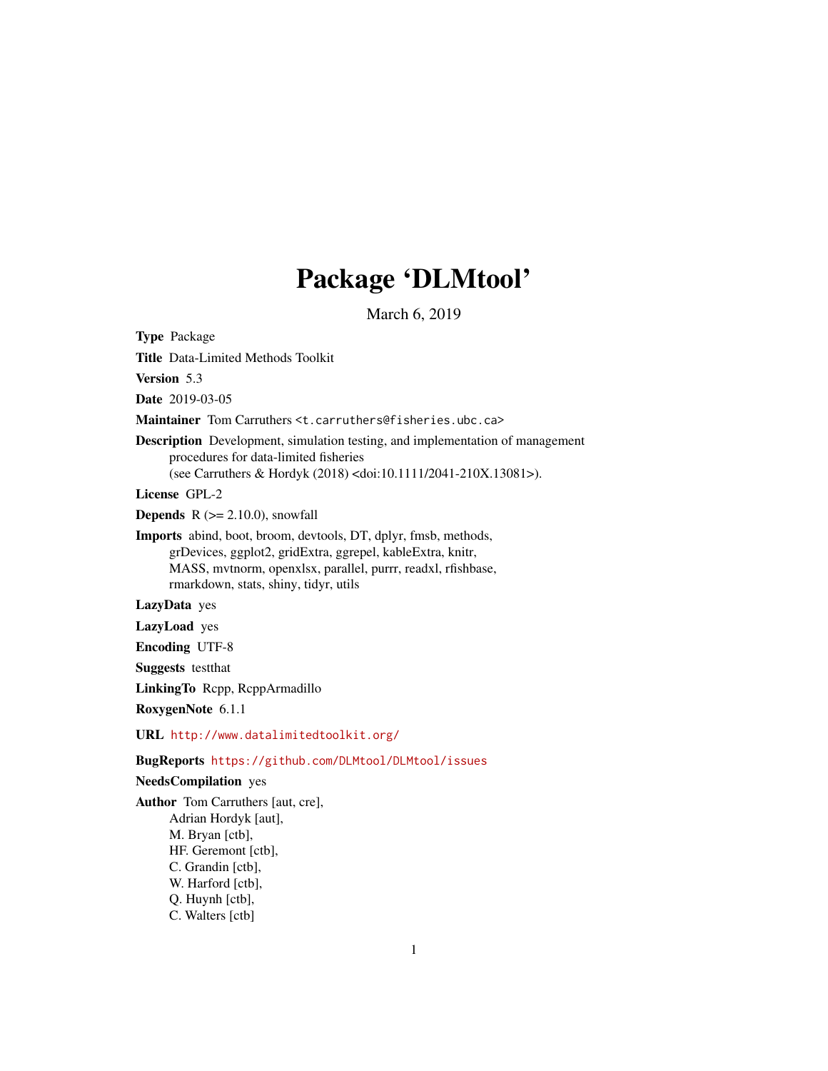# Package 'DLMtool'

March 6, 2019

**Type** Package

**Title** Data-Limited Methods Toolkit

**Version** 5.3

**Date** 2019-03-05

**Maintainer** Tom Carruthers <t.carruthers@fisheries.ubc.ca>

**Description** Development, simulation testing, and implementation of management procedures for data-limited fisheries (see Carruthers & Hordyk (2018) <doi:10.1111/2041-210X.13081>).

**License** GPL-2

**Depends** R (>= 2.10.0), snowfall

**Imports** abind, boot, broom, devtools, DT, dplyr, fmsb, methods, grDevices, ggplot2, gridExtra, ggrepel, kableExtra, knitr, MASS, mvtnorm, openxlsx, parallel, purrr, readxl, rfishbase, rmarkdown, stats, shiny, tidyr, utils

**LazyData** yes

**LazyLoad** yes

**Encoding** UTF-8

**Suggests** testthat

**LinkingTo** Rcpp, RcppArmadillo

**RoxygenNote** 6.1.1

**URL** http://www.datalimitedtoolkit.org/

**BugReports** https://github.com/DLMtool/DLMtool/issues

**NeedsCompilation** yes

**Author** Tom Carruthers [aut, cre],
Adrian Hordyk [aut],
M. Bryan [ctb],
HF. Geremont [ctb],
C. Grandin [ctb],
W. Harford [ctb],
Q. Huynh [ctb],
C. Walters [ctb]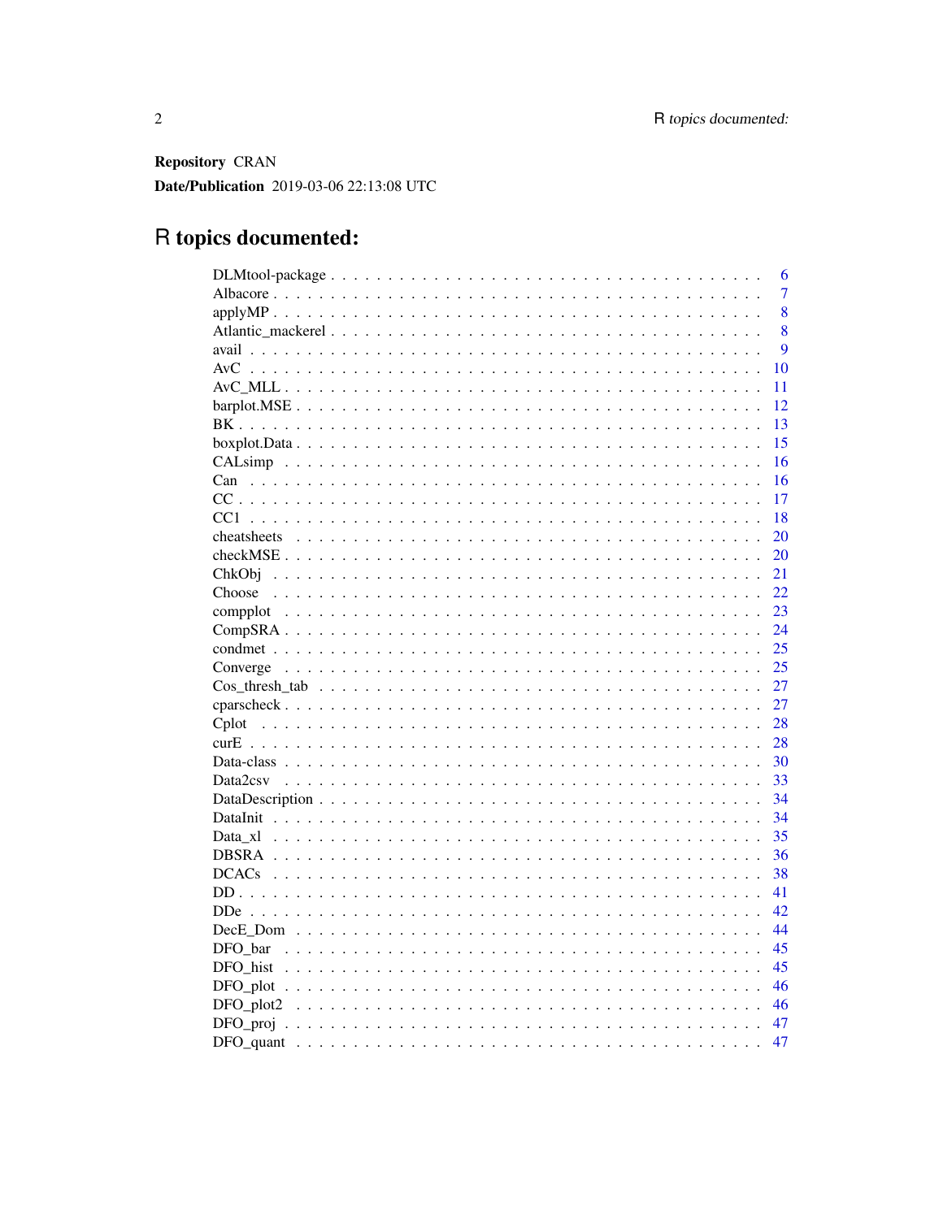**Repository** CRAN

**Date/Publication** 2019-03-06 22:13:08 UTC

# R topics documented:

| | |
|---|---|
| DLMtool-package | 6 |
| Albacore | 7 |
| applyMP | 8 |
| Atlantic_mackerel | 8 |
| avail | 9 |
| AvC | 10 |
| AvC_MLL | 11 |
| barplot.MSE | 12 |
| BK | 13 |
| boxplot.Data | 15 |
| CALsimp | 16 |
| Can | 16 |
| CC | 17 |
| CC1 | 18 |
| cheatsheets | 20 |
| checkMSE | 20 |
| ChkObj | 21 |
| Choose | 22 |
| compplot | 23 |
| CompSRA | 24 |
| condmet | 25 |
| Converge | 25 |
| Cos_thresh_tab | 27 |
| cparscheck | 27 |
| Cplot | 28 |
| curE | 28 |
| Data-class | 30 |
| Data2csv | 33 |
| DataDescription | 34 |
| DataInit | 34 |
| Data_xl | 35 |
| DBSRA | 36 |
| DCACs | 38 |
| DD | 41 |
| DDe | 42 |
| DecE_Dom | 44 |
| DFO_bar | 45 |
| DFO_hist | 45 |
| DFO_plot | 46 |
| DFO_plot2 | 46 |
| DFO_proj | 47 |
| DFO_quant | 47 |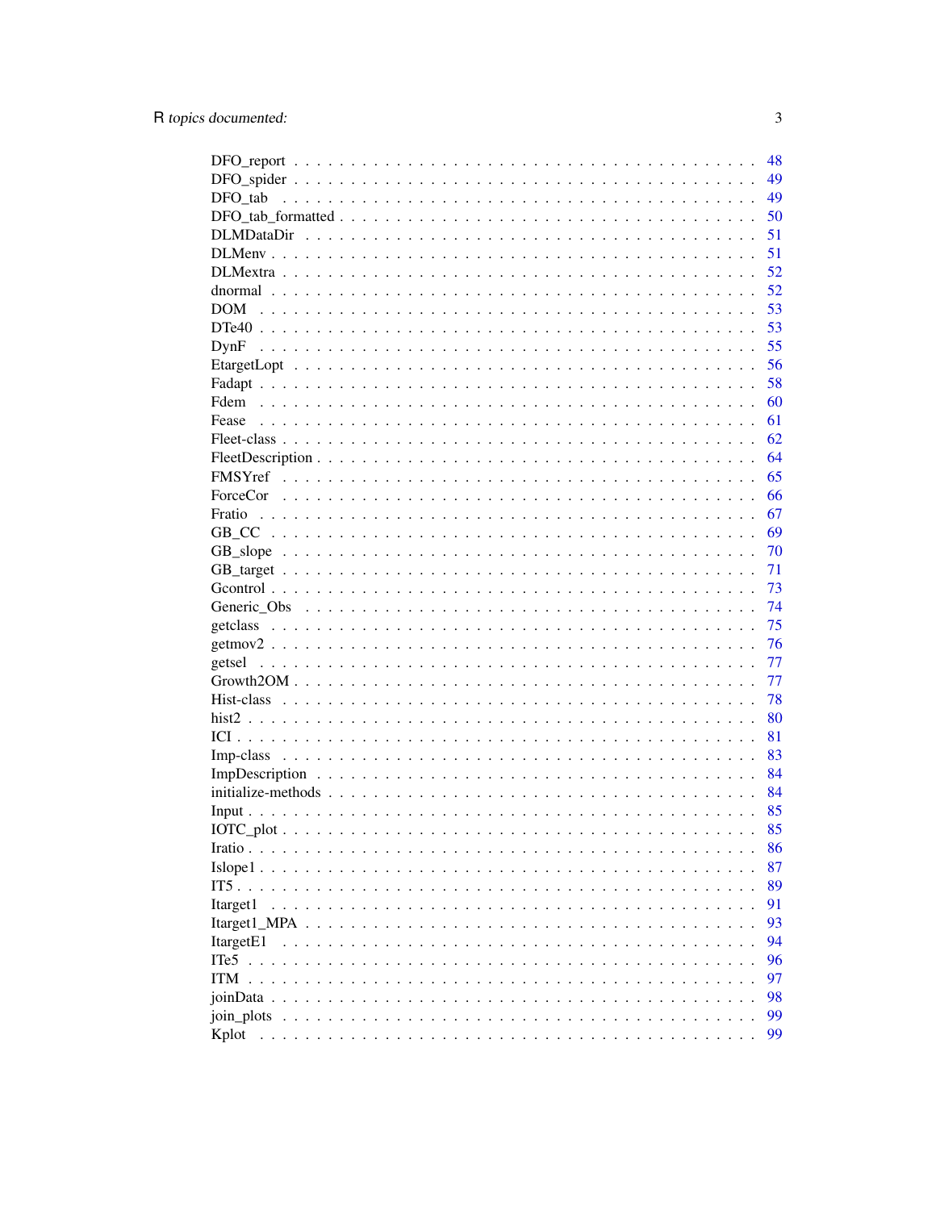DFO_report . . . . . . . . . . . . . . . . . . . . . . . . . . . . . . . . . . . . . . 48
DFO_spider . . . . . . . . . . . . . . . . . . . . . . . . . . . . . . . . . . . . . . 49
DFO_tab . . . . . . . . . . . . . . . . . . . . . . . . . . . . . . . . . . . . . . . 49
DFO_tab_formatted . . . . . . . . . . . . . . . . . . . . . . . . . . . . . . . . . . 50
DLMDataDir . . . . . . . . . . . . . . . . . . . . . . . . . . . . . . . . . . . . . 51
DLMenv . . . . . . . . . . . . . . . . . . . . . . . . . . . . . . . . . . . . . . . 51
DLMextra . . . . . . . . . . . . . . . . . . . . . . . . . . . . . . . . . . . . . . 52
dnormal . . . . . . . . . . . . . . . . . . . . . . . . . . . . . . . . . . . . . . . 52
DOM . . . . . . . . . . . . . . . . . . . . . . . . . . . . . . . . . . . . . . . . . 53
DTe40 . . . . . . . . . . . . . . . . . . . . . . . . . . . . . . . . . . . . . . . . 53
DynF . . . . . . . . . . . . . . . . . . . . . . . . . . . . . . . . . . . . . . . . . 55
EtargetLopt . . . . . . . . . . . . . . . . . . . . . . . . . . . . . . . . . . . . . 56
Fadapt . . . . . . . . . . . . . . . . . . . . . . . . . . . . . . . . . . . . . . . . 58
Fdem . . . . . . . . . . . . . . . . . . . . . . . . . . . . . . . . . . . . . . . . . 60
Fease . . . . . . . . . . . . . . . . . . . . . . . . . . . . . . . . . . . . . . . . . 61
Fleet-class . . . . . . . . . . . . . . . . . . . . . . . . . . . . . . . . . . . . . . 62
FleetDescription . . . . . . . . . . . . . . . . . . . . . . . . . . . . . . . . . . . 64
FMSYref . . . . . . . . . . . . . . . . . . . . . . . . . . . . . . . . . . . . . . . 65
ForceCor . . . . . . . . . . . . . . . . . . . . . . . . . . . . . . . . . . . . . . . 66
Fratio . . . . . . . . . . . . . . . . . . . . . . . . . . . . . . . . . . . . . . . . 67
GB_CC . . . . . . . . . . . . . . . . . . . . . . . . . . . . . . . . . . . . . . . . 69
GB_slope . . . . . . . . . . . . . . . . . . . . . . . . . . . . . . . . . . . . . . . 70
GB_target . . . . . . . . . . . . . . . . . . . . . . . . . . . . . . . . . . . . . . 71
Gcontrol . . . . . . . . . . . . . . . . . . . . . . . . . . . . . . . . . . . . . . . 73
Generic_Obs . . . . . . . . . . . . . . . . . . . . . . . . . . . . . . . . . . . . . 74
getclass . . . . . . . . . . . . . . . . . . . . . . . . . . . . . . . . . . . . . . . 75
getmov2 . . . . . . . . . . . . . . . . . . . . . . . . . . . . . . . . . . . . . . . 76
getsel . . . . . . . . . . . . . . . . . . . . . . . . . . . . . . . . . . . . . . . . 77
Growth2OM . . . . . . . . . . . . . . . . . . . . . . . . . . . . . . . . . . . . . . 77
Hist-class . . . . . . . . . . . . . . . . . . . . . . . . . . . . . . . . . . . . . . 78
hist2 . . . . . . . . . . . . . . . . . . . . . . . . . . . . . . . . . . . . . . . . . 80
ICI . . . . . . . . . . . . . . . . . . . . . . . . . . . . . . . . . . . . . . . . . . 81
Imp-class . . . . . . . . . . . . . . . . . . . . . . . . . . . . . . . . . . . . . . . 83
ImpDescription . . . . . . . . . . . . . . . . . . . . . . . . . . . . . . . . . . . . 84
initialize-methods . . . . . . . . . . . . . . . . . . . . . . . . . . . . . . . . . . 84
Input . . . . . . . . . . . . . . . . . . . . . . . . . . . . . . . . . . . . . . . . . 85
IOTC_plot . . . . . . . . . . . . . . . . . . . . . . . . . . . . . . . . . . . . . . 85
Iratio . . . . . . . . . . . . . . . . . . . . . . . . . . . . . . . . . . . . . . . . 86
Islope1 . . . . . . . . . . . . . . . . . . . . . . . . . . . . . . . . . . . . . . . 87
IT5 . . . . . . . . . . . . . . . . . . . . . . . . . . . . . . . . . . . . . . . . . . 89
Itarget1 . . . . . . . . . . . . . . . . . . . . . . . . . . . . . . . . . . . . . . . 91
Itarget1_MPA . . . . . . . . . . . . . . . . . . . . . . . . . . . . . . . . . . . . . 93
ItargetE1 . . . . . . . . . . . . . . . . . . . . . . . . . . . . . . . . . . . . . . 94
ITe5 . . . . . . . . . . . . . . . . . . . . . . . . . . . . . . . . . . . . . . . . . 96
ITM . . . . . . . . . . . . . . . . . . . . . . . . . . . . . . . . . . . . . . . . . . 97
joinData . . . . . . . . . . . . . . . . . . . . . . . . . . . . . . . . . . . . . . . 98
join_plots . . . . . . . . . . . . . . . . . . . . . . . . . . . . . . . . . . . . . . 99
Kplot . . . . . . . . . . . . . . . . . . . . . . . . . . . . . . . . . . . . . . . . . 99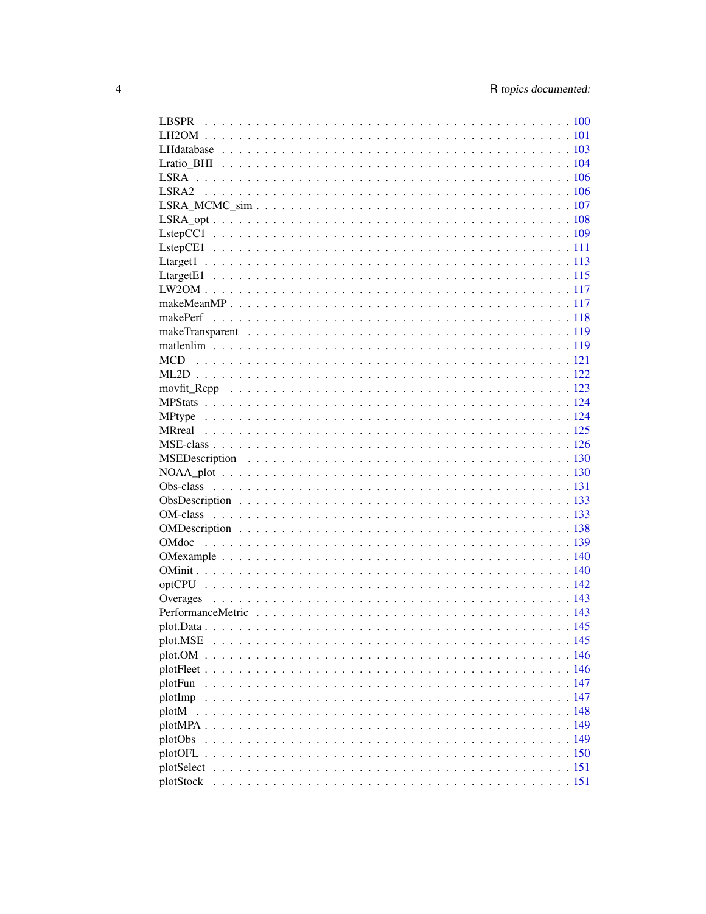| | |
|---|---|
| LBSPR | 100 |
| LH2OM | 101 |
| LHdatabase | 103 |
| Lratio_BHI | 104 |
| LSRA | 106 |
| LSRA2 | 106 |
| LSRA_MCMC_sim | 107 |
| LSRA_opt | 108 |
| LstepCC1 | 109 |
| LstepCE1 | 111 |
| Ltarget1 | 113 |
| LtargetE1 | 115 |
| LW2OM | 117 |
| makeMeanMP | 117 |
| makePerf | 118 |
| makeTransparent | 119 |
| matlenlim | 119 |
| MCD | 121 |
| ML2D | 122 |
| movfit_Rcpp | 123 |
| MPStats | 124 |
| MPtype | 124 |
| MRreal | 125 |
| MSE-class | 126 |
| MSEDescription | 130 |
| NOAA_plot | 130 |
| Obs-class | 131 |
| ObsDescription | 133 |
| OM-class | 133 |
| OMDescription | 138 |
| OMdoc | 139 |
| OMexample | 140 |
| OMinit | 140 |
| optCPU | 142 |
| Overages | 143 |
| PerformanceMetric | 143 |
| plot.Data | 145 |
| plot.MSE | 145 |
| plot.OM | 146 |
| plotFleet | 146 |
| plotFun | 147 |
| plotImp | 147 |
| plotM | 148 |
| plotMPA | 149 |
| plotObs | 149 |
| plotOFL | 150 |
| plotSelect | 151 |
| plotStock | 151 |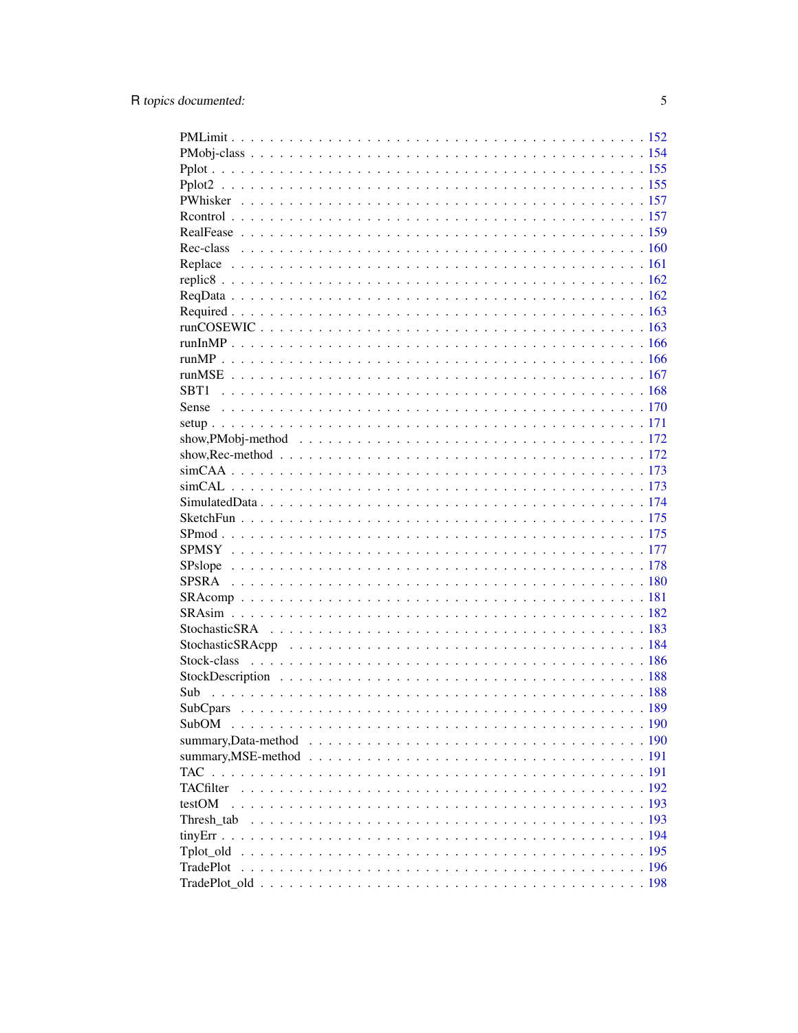PMLimit . . . . . . . . . . . . . . . . . . . . . . . . . . . . . . . . . . . . . . . . . . 152
PMobj-class . . . . . . . . . . . . . . . . . . . . . . . . . . . . . . . . . . . . . . . . 154
Pplot . . . . . . . . . . . . . . . . . . . . . . . . . . . . . . . . . . . . . . . . . . . . 155
Pplot2 . . . . . . . . . . . . . . . . . . . . . . . . . . . . . . . . . . . . . . . . . . . 155
PWhisker . . . . . . . . . . . . . . . . . . . . . . . . . . . . . . . . . . . . . . . . . . 157
Rcontrol . . . . . . . . . . . . . . . . . . . . . . . . . . . . . . . . . . . . . . . . . . 157
RealFease . . . . . . . . . . . . . . . . . . . . . . . . . . . . . . . . . . . . . . . . . 159
Rec-class . . . . . . . . . . . . . . . . . . . . . . . . . . . . . . . . . . . . . . . . . 160
Replace . . . . . . . . . . . . . . . . . . . . . . . . . . . . . . . . . . . . . . . . . . 161
replic8 . . . . . . . . . . . . . . . . . . . . . . . . . . . . . . . . . . . . . . . . . . 162
ReqData . . . . . . . . . . . . . . . . . . . . . . . . . . . . . . . . . . . . . . . . . . 162
Required . . . . . . . . . . . . . . . . . . . . . . . . . . . . . . . . . . . . . . . . . 163
runCOSEWIC . . . . . . . . . . . . . . . . . . . . . . . . . . . . . . . . . . . . . . . . 163
runInMP . . . . . . . . . . . . . . . . . . . . . . . . . . . . . . . . . . . . . . . . . . 166
runMP . . . . . . . . . . . . . . . . . . . . . . . . . . . . . . . . . . . . . . . . . . . 166
runMSE . . . . . . . . . . . . . . . . . . . . . . . . . . . . . . . . . . . . . . . . . . 167
SBT1 . . . . . . . . . . . . . . . . . . . . . . . . . . . . . . . . . . . . . . . . . . . 168
Sense . . . . . . . . . . . . . . . . . . . . . . . . . . . . . . . . . . . . . . . . . . . 170
setup . . . . . . . . . . . . . . . . . . . . . . . . . . . . . . . . . . . . . . . . . . . 171
show,PMobj-method . . . . . . . . . . . . . . . . . . . . . . . . . . . . . . . . . . . . 172
show,Rec-method . . . . . . . . . . . . . . . . . . . . . . . . . . . . . . . . . . . . . 172
simCAA . . . . . . . . . . . . . . . . . . . . . . . . . . . . . . . . . . . . . . . . . . 173
simCAL . . . . . . . . . . . . . . . . . . . . . . . . . . . . . . . . . . . . . . . . . . 173
SimulatedData . . . . . . . . . . . . . . . . . . . . . . . . . . . . . . . . . . . . . . . 174
SketchFun . . . . . . . . . . . . . . . . . . . . . . . . . . . . . . . . . . . . . . . . . 175
SPmod . . . . . . . . . . . . . . . . . . . . . . . . . . . . . . . . . . . . . . . . . . . 175
SPMSY . . . . . . . . . . . . . . . . . . . . . . . . . . . . . . . . . . . . . . . . . . . 177
SPslope . . . . . . . . . . . . . . . . . . . . . . . . . . . . . . . . . . . . . . . . . . 178
SPSRA . . . . . . . . . . . . . . . . . . . . . . . . . . . . . . . . . . . . . . . . . . . 180
SRAcomp . . . . . . . . . . . . . . . . . . . . . . . . . . . . . . . . . . . . . . . . . . 181
SRAsim . . . . . . . . . . . . . . . . . . . . . . . . . . . . . . . . . . . . . . . . . . 182
StochasticSRA . . . . . . . . . . . . . . . . . . . . . . . . . . . . . . . . . . . . . . . 183
StochasticSRAcpp . . . . . . . . . . . . . . . . . . . . . . . . . . . . . . . . . . . . . 184
Stock-class . . . . . . . . . . . . . . . . . . . . . . . . . . . . . . . . . . . . . . . . 186
StockDescription . . . . . . . . . . . . . . . . . . . . . . . . . . . . . . . . . . . . . 188
Sub . . . . . . . . . . . . . . . . . . . . . . . . . . . . . . . . . . . . . . . . . . . . 188
SubCpars . . . . . . . . . . . . . . . . . . . . . . . . . . . . . . . . . . . . . . . . . 189
SubOM . . . . . . . . . . . . . . . . . . . . . . . . . . . . . . . . . . . . . . . . . . . 190
summary,Data-method . . . . . . . . . . . . . . . . . . . . . . . . . . . . . . . . . . . 190
summary,MSE-method . . . . . . . . . . . . . . . . . . . . . . . . . . . . . . . . . . . . 191
TAC . . . . . . . . . . . . . . . . . . . . . . . . . . . . . . . . . . . . . . . . . . . . 191
TACfilter . . . . . . . . . . . . . . . . . . . . . . . . . . . . . . . . . . . . . . . . . 192
testOM . . . . . . . . . . . . . . . . . . . . . . . . . . . . . . . . . . . . . . . . . . 193
Thresh_tab . . . . . . . . . . . . . . . . . . . . . . . . . . . . . . . . . . . . . . . . 193
tinyErr . . . . . . . . . . . . . . . . . . . . . . . . . . . . . . . . . . . . . . . . . . 194
Tplot_old . . . . . . . . . . . . . . . . . . . . . . . . . . . . . . . . . . . . . . . . . 195
TradePlot . . . . . . . . . . . . . . . . . . . . . . . . . . . . . . . . . . . . . . . . . 196
TradePlot_old . . . . . . . . . . . . . . . . . . . . . . . . . . . . . . . . . . . . . . . 198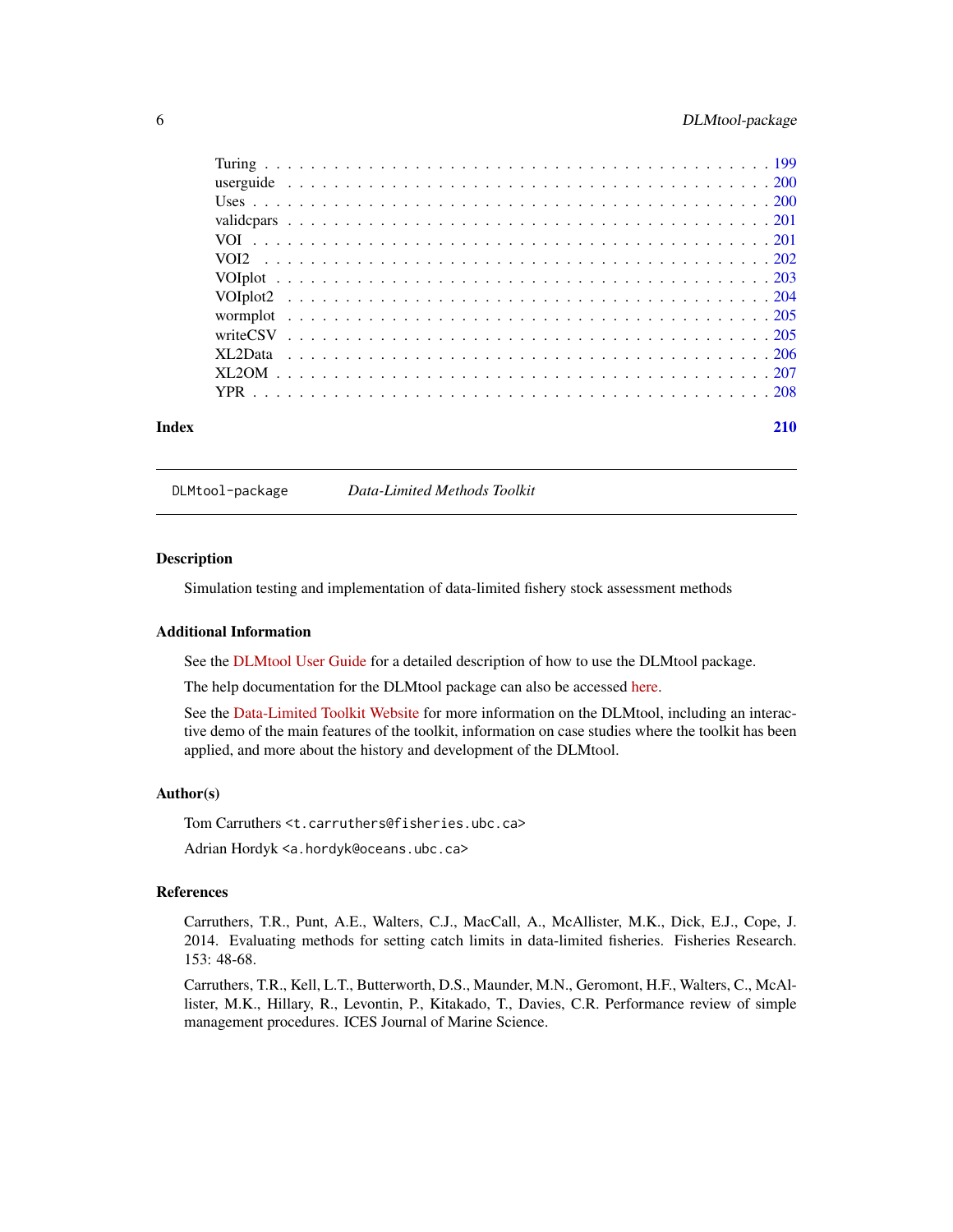Turing . . . . . . . . . . . . . . . . . . . . . . . . . . . . . . . . . . . . . . . . 199
userguide . . . . . . . . . . . . . . . . . . . . . . . . . . . . . . . . . . . . . . 200
Uses . . . . . . . . . . . . . . . . . . . . . . . . . . . . . . . . . . . . . . . . . 200
validcpars . . . . . . . . . . . . . . . . . . . . . . . . . . . . . . . . . . . . . . 201
VOI . . . . . . . . . . . . . . . . . . . . . . . . . . . . . . . . . . . . . . . . . 201
VOI2 . . . . . . . . . . . . . . . . . . . . . . . . . . . . . . . . . . . . . . . . 202
VOIplot . . . . . . . . . . . . . . . . . . . . . . . . . . . . . . . . . . . . . . . 203
VOIplot2 . . . . . . . . . . . . . . . . . . . . . . . . . . . . . . . . . . . . . . 204
wormplot . . . . . . . . . . . . . . . . . . . . . . . . . . . . . . . . . . . . . . 205
writeCSV . . . . . . . . . . . . . . . . . . . . . . . . . . . . . . . . . . . . . . 205
XL2Data . . . . . . . . . . . . . . . . . . . . . . . . . . . . . . . . . . . . . . 206
XL2OM . . . . . . . . . . . . . . . . . . . . . . . . . . . . . . . . . . . . . . . 207
YPR . . . . . . . . . . . . . . . . . . . . . . . . . . . . . . . . . . . . . . . . . 208

**Index** **210**

---

`DLMtool-package` *Data-Limited Methods Toolkit*

---

### Description

Simulation testing and implementation of data-limited fishery stock assessment methods

### Additional Information

See the DLMtool User Guide for a detailed description of how to use the DLMtool package.

The help documentation for the DLMtool package can also be accessed here.

See the Data-Limited Toolkit Website for more information on the DLMtool, including an interactive demo of the main features of the toolkit, information on case studies where the toolkit has been applied, and more about the history and development of the DLMtool.

### Author(s)

Tom Carruthers <t.carruthers@fisheries.ubc.ca>

Adrian Hordyk <a.hordyk@oceans.ubc.ca>

### References

Carruthers, T.R., Punt, A.E., Walters, C.J., MacCall, A., McAllister, M.K., Dick, E.J., Cope, J. 2014. Evaluating methods for setting catch limits in data-limited fisheries. Fisheries Research. 153: 48-68.

Carruthers, T.R., Kell, L.T., Butterworth, D.S., Maunder, M.N., Geromont, H.F., Walters, C., McAllister, M.K., Hillary, R., Levontin, P., Kitakado, T., Davies, C.R. Performance review of simple management procedures. ICES Journal of Marine Science.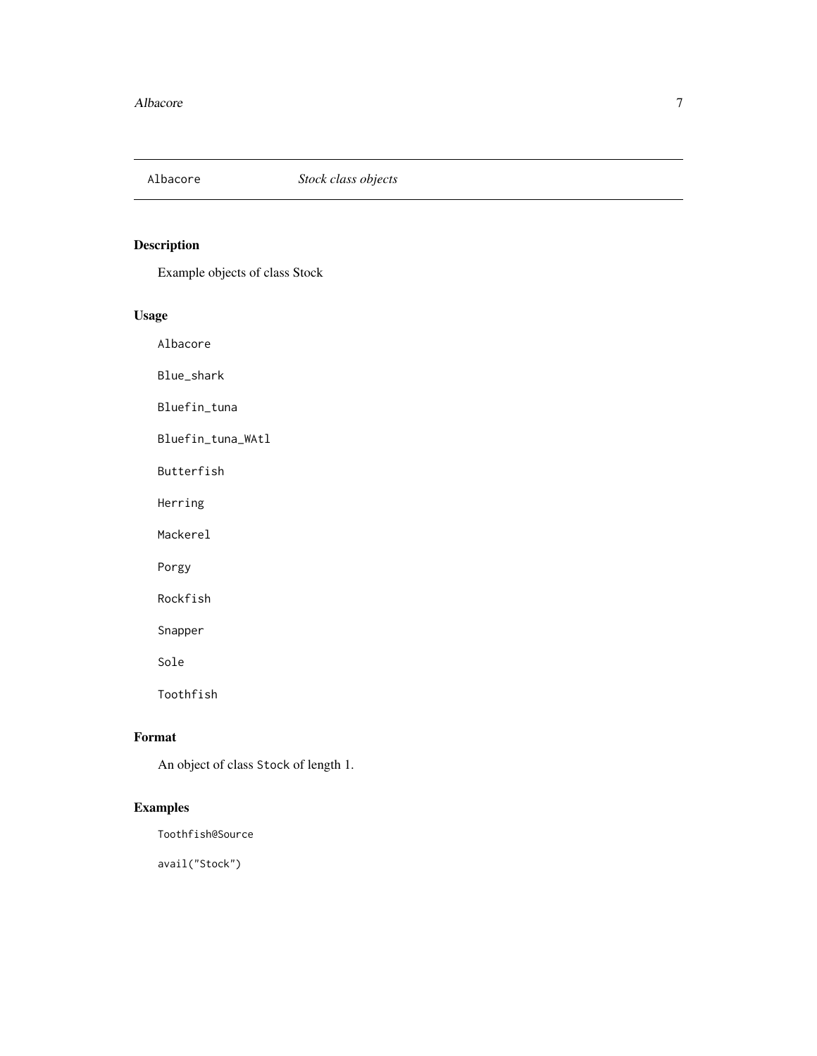Albacore *Stock class objects*

## Description

Example objects of class Stock

## Usage

```
Albacore

Blue_shark

Bluefin_tuna

Bluefin_tuna_WAtl

Butterfish

Herring

Mackerel

Porgy

Rockfish

Snapper

Sole

Toothfish
```

## Format

An object of class Stock of length 1.

## Examples

```
Toothfish@Source

avail("Stock")
```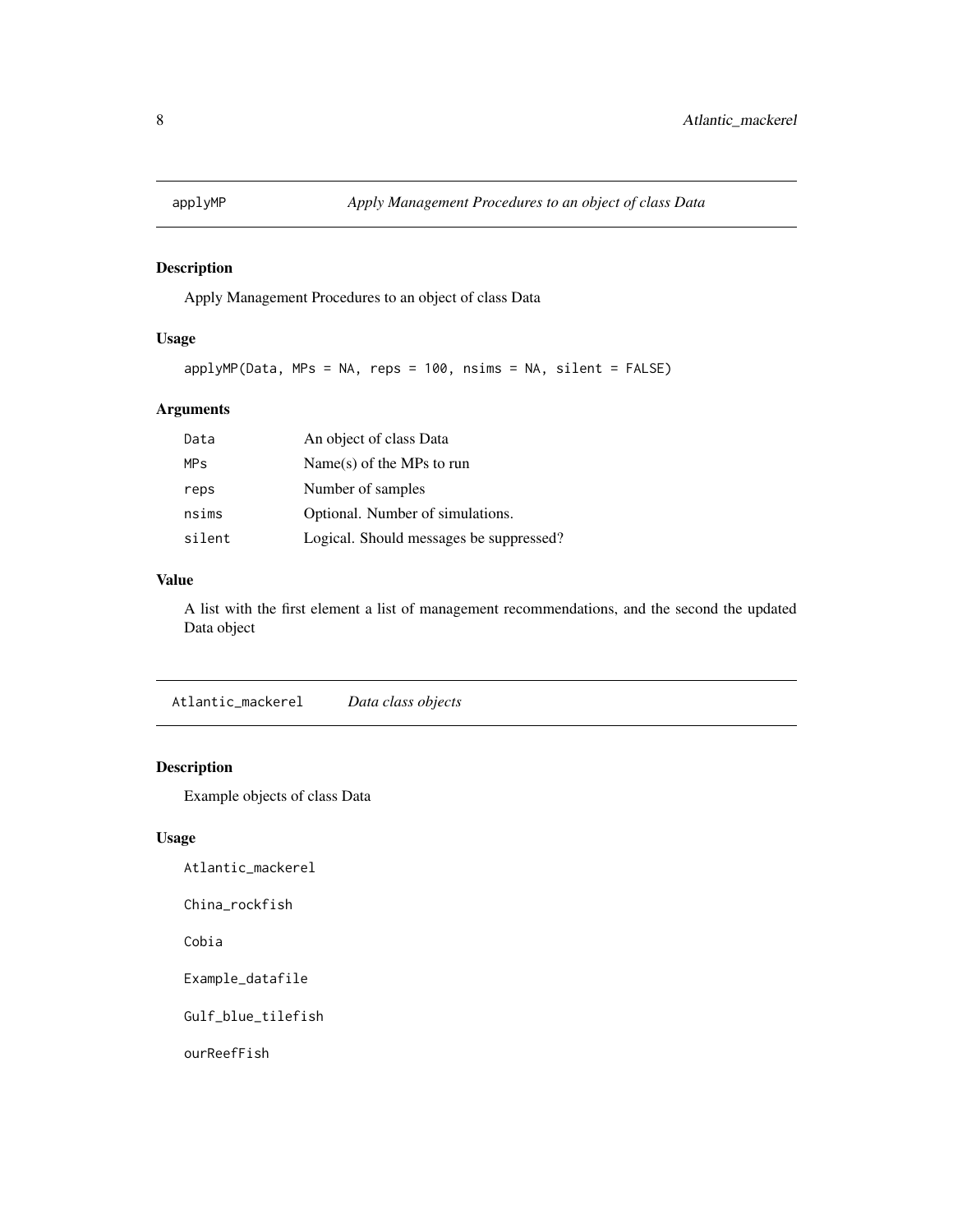## applyMP *Apply Management Procedures to an object of class Data*

### Description

Apply Management Procedures to an object of class Data

### Usage

```
applyMP(Data, MPs = NA, reps = 100, nsims = NA, silent = FALSE)
```

### Arguments

| | |
|---|---|
| Data | An object of class Data |
| MPs | Name(s) of the MPs to run |
| reps | Number of samples |
| nsims | Optional. Number of simulations. |
| silent | Logical. Should messages be suppressed? |

### Value

A list with the first element a list of management recommendations, and the second the updated Data object

## Atlantic_mackerel *Data class objects*

### Description

Example objects of class Data

### Usage

```
Atlantic_mackerel

China_rockfish

Cobia

Example_datafile

Gulf_blue_tilefish

ourReefFish
```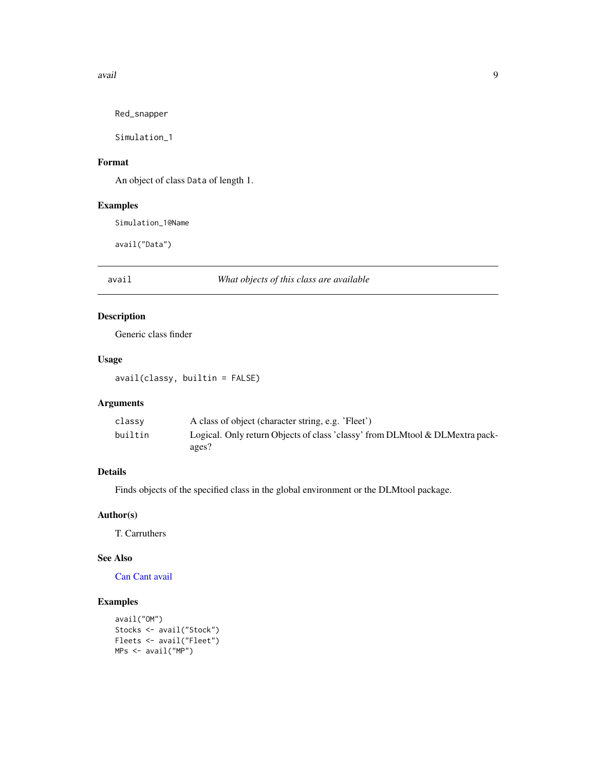```
Red_snapper

Simulation_1
```

## Format

An object of class `Data` of length 1.

## Examples

```
Simulation_1@Name

avail("Data")
```

---

# avail — *What objects of this class are available*

---

## Description

Generic class finder

## Usage

```
avail(classy, builtin = FALSE)
```

## Arguments

| | |
|---|---|
| `classy` | A class of object (character string, e.g. 'Fleet') |
| `builtin` | Logical. Only return Objects of class 'classy' from DLMtool & DLMextra packages? |

## Details

Finds objects of the specified class in the global environment or the DLMtool package.

## Author(s)

T. Carruthers

## See Also

Can Cant avail

## Examples

```
avail("OM")
Stocks <- avail("Stock")
Fleets <- avail("Fleet")
MPs <- avail("MP")
```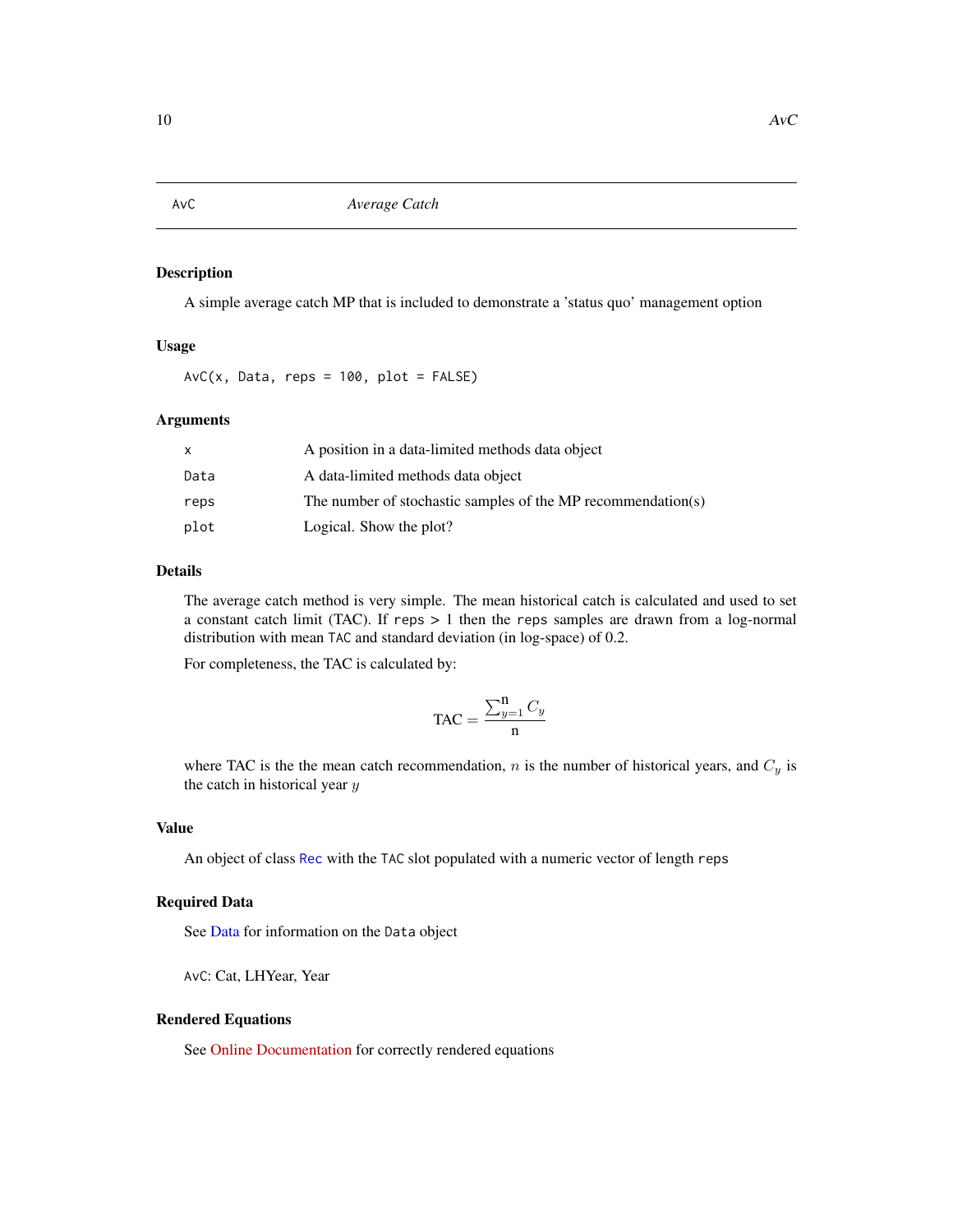# AvC — *Average Catch*

## Description

A simple average catch MP that is included to demonstrate a 'status quo' management option

## Usage

```
AvC(x, Data, reps = 100, plot = FALSE)
```

## Arguments

| | |
|---|---|
| x | A position in a data-limited methods data object |
| Data | A data-limited methods data object |
| reps | The number of stochastic samples of the MP recommendation(s) |
| plot | Logical. Show the plot? |

## Details

The average catch method is very simple. The mean historical catch is calculated and used to set a constant catch limit (TAC). If `reps` > 1 then the `reps` samples are drawn from a log-normal distribution with mean `TAC` and standard deviation (in log-space) of 0.2.

For completeness, the TAC is calculated by:

$$\text{TAC} = \frac{\sum_{y=1}^{\text{n}} C_y}{\text{n}}$$

where TAC is the the mean catch recommendation, $n$ is the number of historical years, and $C_y$ is the catch in historical year $y$

## Value

An object of class `Rec` with the `TAC` slot populated with a numeric vector of length `reps`

## Required Data

See Data for information on the `Data` object

`AvC`: Cat, LHYear, Year

## Rendered Equations

See Online Documentation for correctly rendered equations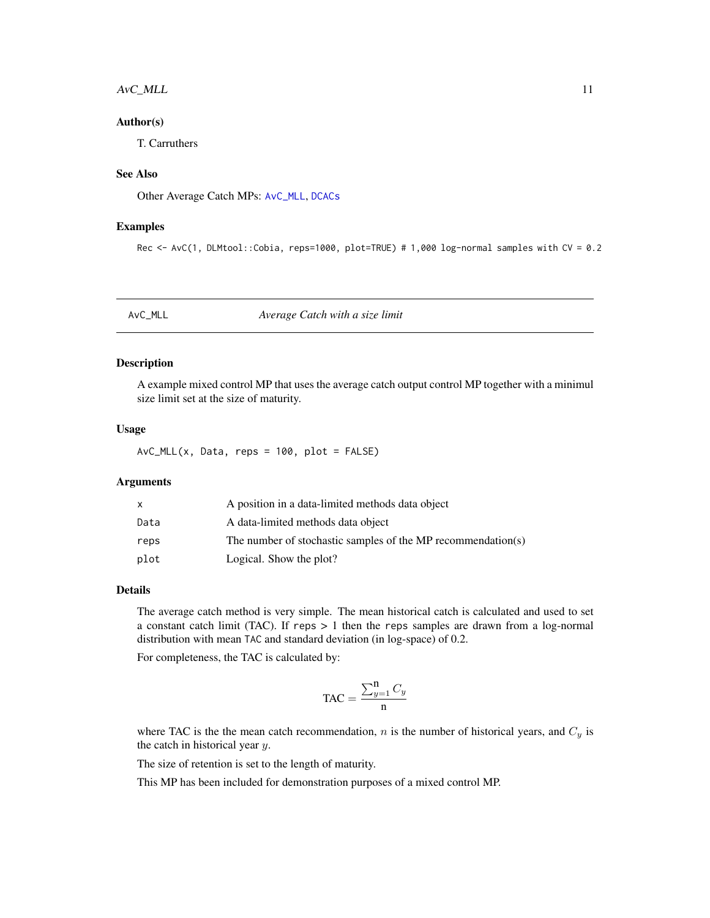### Author(s)

T. Carruthers

### See Also

Other Average Catch MPs: AvC_MLL, DCACs

### Examples

```
Rec <- AvC(1, DLMtool::Cobia, reps=1000, plot=TRUE) # 1,000 log-normal samples with CV = 0.2
```

---

## AvC_MLL *Average Catch with a size limit*

---

### Description

A example mixed control MP that uses the average catch output control MP together with a minimul size limit set at the size of maturity.

### Usage

```
AvC_MLL(x, Data, reps = 100, plot = FALSE)
```

### Arguments

| | |
|---|---|
| x | A position in a data-limited methods data object |
| Data | A data-limited methods data object |
| reps | The number of stochastic samples of the MP recommendation(s) |
| plot | Logical. Show the plot? |

### Details

The average catch method is very simple. The mean historical catch is calculated and used to set a constant catch limit (TAC). If `reps > 1` then the `reps` samples are drawn from a log-normal distribution with mean `TAC` and standard deviation (in log-space) of 0.2.

For completeness, the TAC is calculated by:

$$\text{TAC} = \frac{\sum_{y=1}^{\text{n}} C_y}{\text{n}}$$

where TAC is the the mean catch recommendation, $n$ is the number of historical years, and $C_y$ is the catch in historical year $y$.

The size of retention is set to the length of maturity.

This MP has been included for demonstration purposes of a mixed control MP.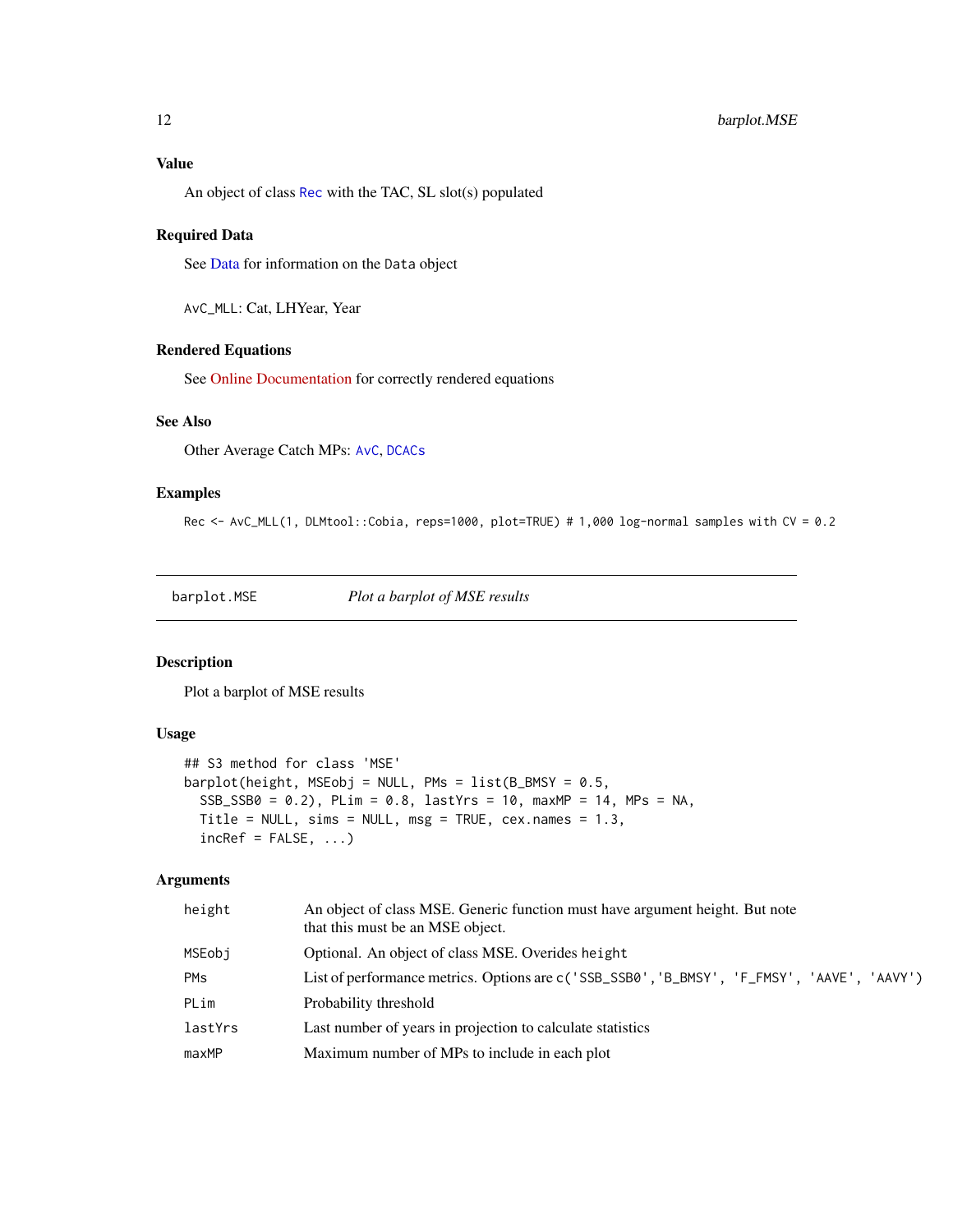## Value

An object of class `Rec` with the TAC, SL slot(s) populated

## Required Data

See Data for information on the `Data` object

`AvC_MLL`: Cat, LHYear, Year

## Rendered Equations

See Online Documentation for correctly rendered equations

## See Also

Other Average Catch MPs: `AvC`, `DCACs`

## Examples

```
Rec <- AvC_MLL(1, DLMtool::Cobia, reps=1000, plot=TRUE) # 1,000 log-normal samples with CV = 0.2
```

---

# barplot.MSE — *Plot a barplot of MSE results*

---

## Description

Plot a barplot of MSE results

## Usage

```
## S3 method for class 'MSE'
barplot(height, MSEobj = NULL, PMs = list(B_BMSY = 0.5,
  SSB_SSB0 = 0.2), PLim = 0.8, lastYrs = 10, maxMP = 14, MPs = NA,
  Title = NULL, sims = NULL, msg = TRUE, cex.names = 1.3,
  incRef = FALSE, ...)
```

## Arguments

| | |
|---|---|
| `height` | An object of class MSE. Generic function must have argument height. But note that this must be an MSE object. |
| `MSEobj` | Optional. An object of class MSE. Overides `height` |
| `PMs` | List of performance metrics. Options are `c('SSB_SSB0','B_BMSY', 'F_FMSY', 'AAVE', 'AAVY')` |
| `PLim` | Probability threshold |
| `lastYrs` | Last number of years in projection to calculate statistics |
| `maxMP` | Maximum number of MPs to include in each plot |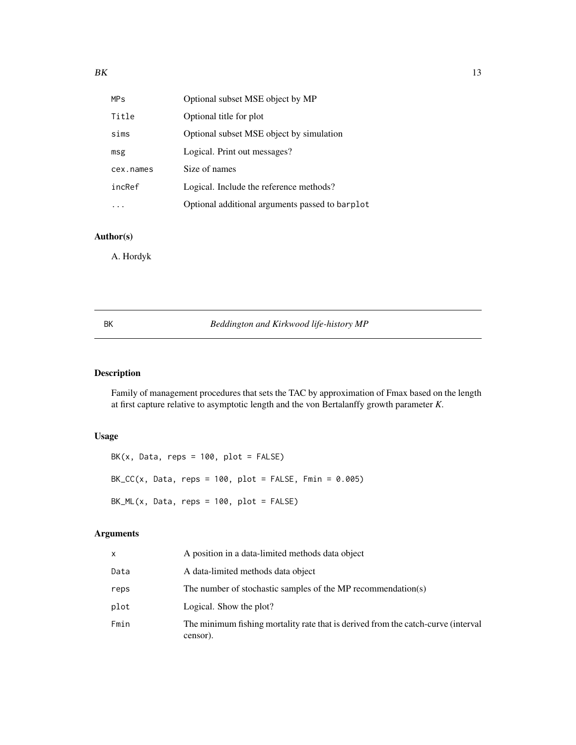| | |
|---|---|
| MPs | Optional subset MSE object by MP |
| Title | Optional title for plot |
| sims | Optional subset MSE object by simulation |
| msg | Logical. Print out messages? |
| cex.names | Size of names |
| incRef | Logical. Include the reference methods? |
| ... | Optional additional arguments passed to barplot |

## Author(s)

A. Hordyk

---

# BK — *Beddington and Kirkwood life-history MP*

---

## Description

Family of management procedures that sets the TAC by approximation of Fmax based on the length at first capture relative to asymptotic length and the von Bertalanffy growth parameter *K*.

## Usage

```
BK(x, Data, reps = 100, plot = FALSE)

BK_CC(x, Data, reps = 100, plot = FALSE, Fmin = 0.005)

BK_ML(x, Data, reps = 100, plot = FALSE)
```

## Arguments

| | |
|---|---|
| x | A position in a data-limited methods data object |
| Data | A data-limited methods data object |
| reps | The number of stochastic samples of the MP recommendation(s) |
| plot | Logical. Show the plot? |
| Fmin | The minimum fishing mortality rate that is derived from the catch-curve (interval censor). |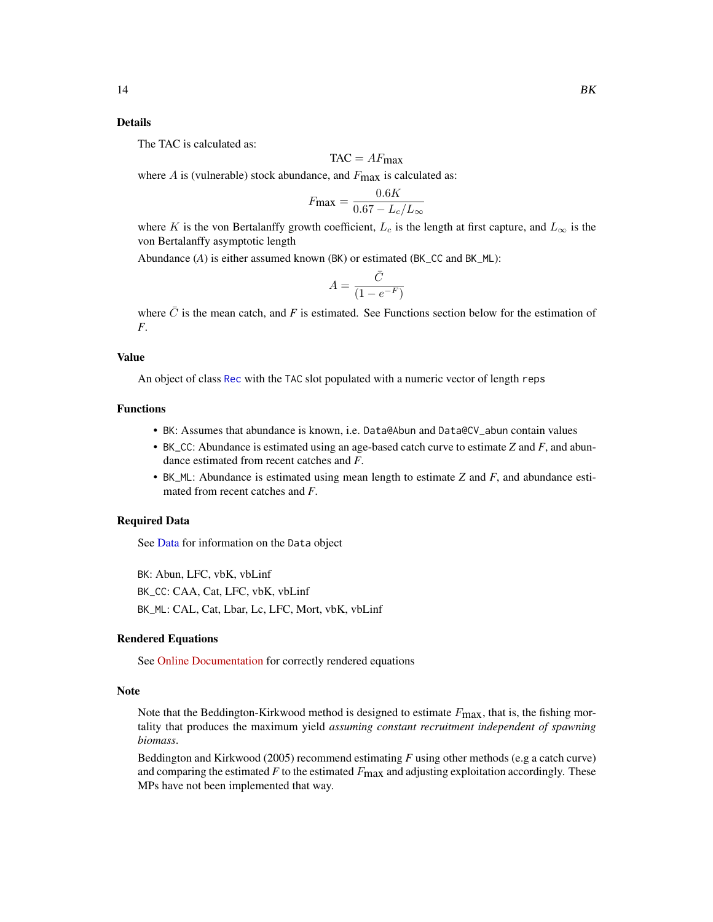## Details

The TAC is calculated as:

$$\text{TAC} = AF_{\text{max}}$$

where $A$ is (vulnerable) stock abundance, and $F_{\text{max}}$ is calculated as:

$$F_{\text{max}} = \frac{0.6K}{0.67 - L_c/L_\infty}$$

where $K$ is the von Bertalanffy growth coefficient, $L_c$ is the length at first capture, and $L_\infty$ is the von Bertalanffy asymptotic length

Abundance ($A$) is either assumed known (`BK`) or estimated (`BK_CC` and `BK_ML`):

$$A = \frac{\bar{C}}{(1 - e^{-F})}$$

where $\bar{C}$ is the mean catch, and *F* is estimated. See Functions section below for the estimation of *F*.

## Value

An object of class `Rec` with the `TAC` slot populated with a numeric vector of length `reps`

## Functions

- `BK`: Assumes that abundance is known, i.e. `Data@Abun` and `Data@CV_abun` contain values
- `BK_CC`: Abundance is estimated using an age-based catch curve to estimate *Z* and *F*, and abundance estimated from recent catches and *F*.
- `BK_ML`: Abundance is estimated using mean length to estimate *Z* and *F*, and abundance estimated from recent catches and *F*.

## Required Data

See Data for information on the `Data` object

`BK`: Abun, LFC, vbK, vbLinf

`BK_CC`: CAA, Cat, LFC, vbK, vbLinf

`BK_ML`: CAL, Cat, Lbar, Lc, LFC, Mort, vbK, vbLinf

## Rendered Equations

See Online Documentation for correctly rendered equations

## Note

Note that the Beddington-Kirkwood method is designed to estimate $F_{\text{max}}$, that is, the fishing mortality that produces the maximum yield *assuming constant recruitment independent of spawning biomass*.

Beddington and Kirkwood (2005) recommend estimating *F* using other methods (e.g a catch curve) and comparing the estimated *F* to the estimated $F_{\text{max}}$ and adjusting exploitation accordingly. These MPs have not been implemented that way.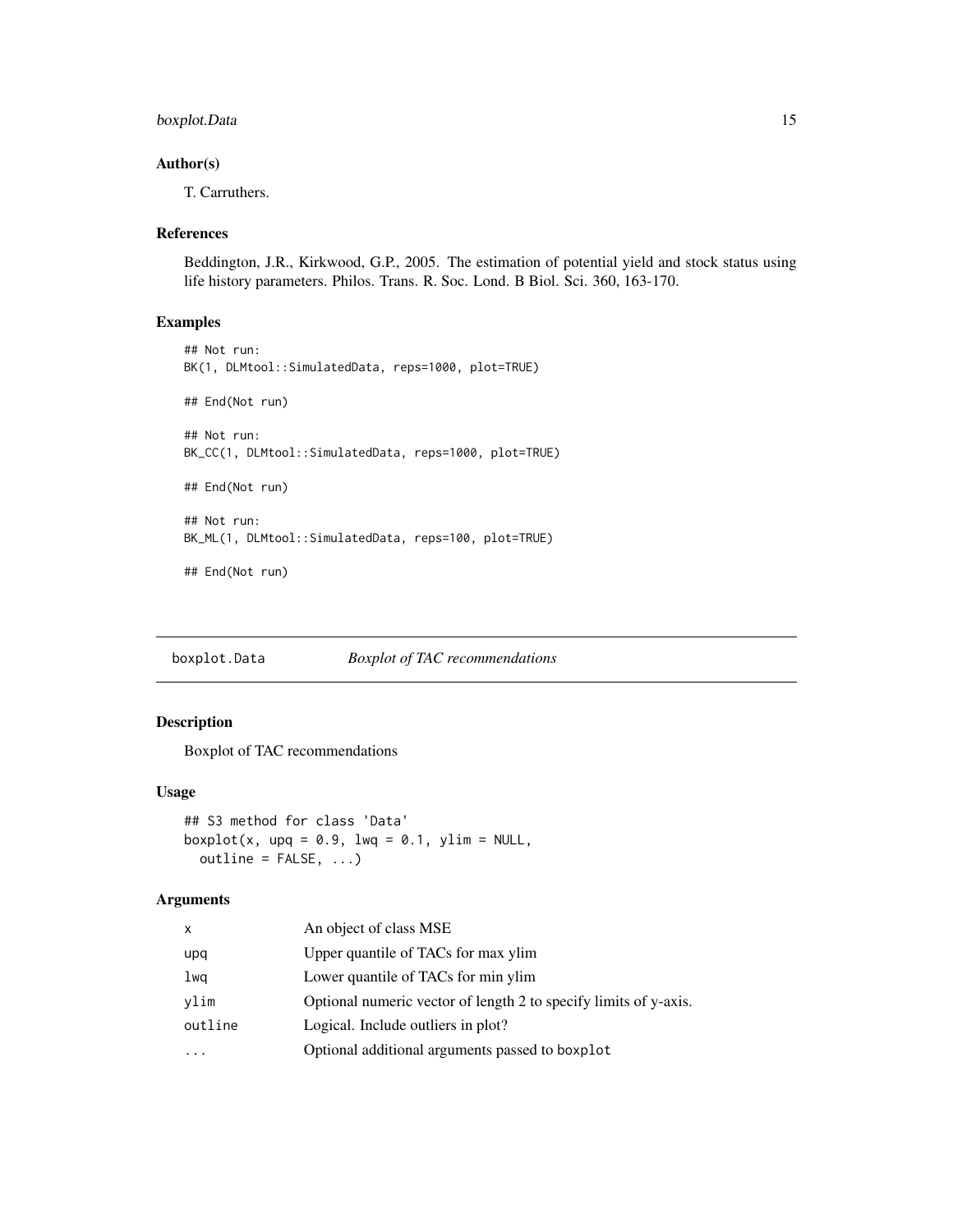### Author(s)

T. Carruthers.

### References

Beddington, J.R., Kirkwood, G.P., 2005. The estimation of potential yield and stock status using life history parameters. Philos. Trans. R. Soc. Lond. B Biol. Sci. 360, 163-170.

### Examples

```
## Not run:
BK(1, DLMtool::SimulatedData, reps=1000, plot=TRUE)

## End(Not run)

## Not run:
BK_CC(1, DLMtool::SimulatedData, reps=1000, plot=TRUE)

## End(Not run)

## Not run:
BK_ML(1, DLMtool::SimulatedData, reps=100, plot=TRUE)

## End(Not run)
```

---

## boxplot.Data — *Boxplot of TAC recommendations*

### Description

Boxplot of TAC recommendations

### Usage

```
## S3 method for class 'Data'
boxplot(x, upq = 0.9, lwq = 0.1, ylim = NULL,
  outline = FALSE, ...)
```

### Arguments

| | |
|---|---|
| x | An object of class MSE |
| upq | Upper quantile of TACs for max ylim |
| lwq | Lower quantile of TACs for min ylim |
| ylim | Optional numeric vector of length 2 to specify limits of y-axis. |
| outline | Logical. Include outliers in plot? |
| ... | Optional additional arguments passed to `boxplot` |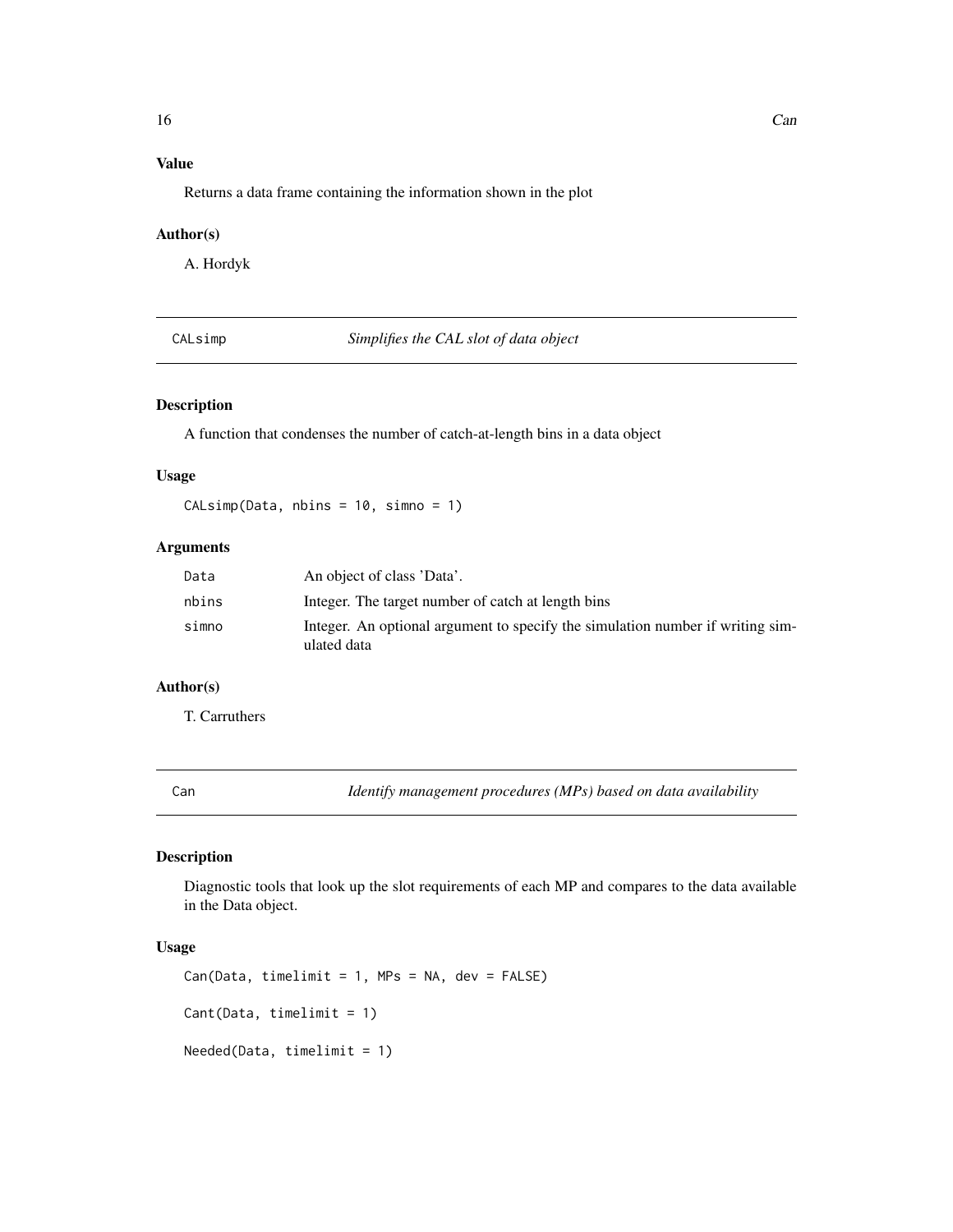### Value

Returns a data frame containing the information shown in the plot

### Author(s)

A. Hordyk

## CALsimp — *Simplifies the CAL slot of data object*

### Description

A function that condenses the number of catch-at-length bins in a data object

### Usage

```
CALsimp(Data, nbins = 10, simno = 1)
```

### Arguments

| | |
|---|---|
| `Data` | An object of class 'Data'. |
| `nbins` | Integer. The target number of catch at length bins |
| `simno` | Integer. An optional argument to specify the simulation number if writing simulated data |

### Author(s)

T. Carruthers

## Can — *Identify management procedures (MPs) based on data availability*

### Description

Diagnostic tools that look up the slot requirements of each MP and compares to the data available in the Data object.

### Usage

```
Can(Data, timelimit = 1, MPs = NA, dev = FALSE)

Cant(Data, timelimit = 1)

Needed(Data, timelimit = 1)
```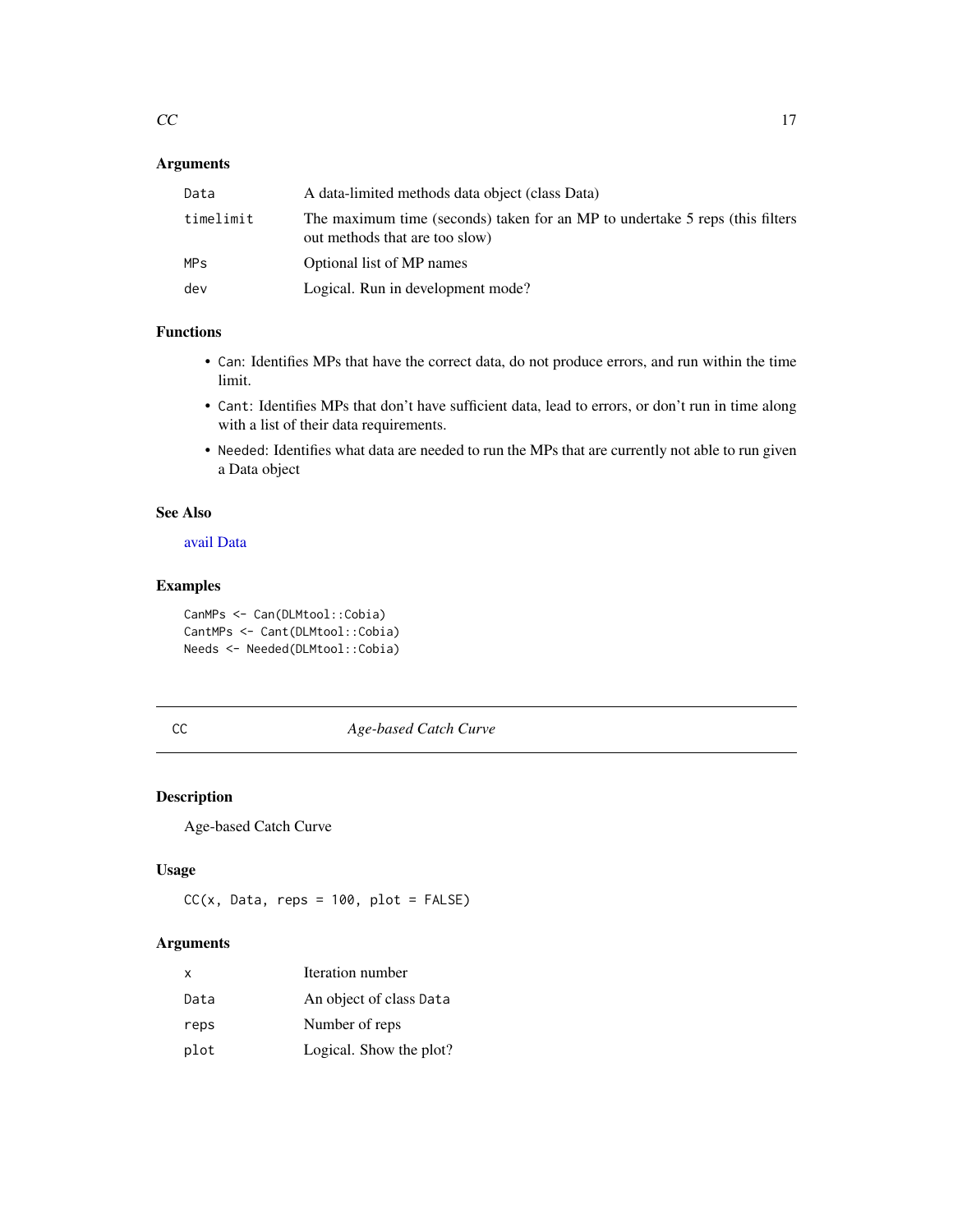## Arguments

| | |
|---|---|
| `Data` | A data-limited methods data object (class Data) |
| `timelimit` | The maximum time (seconds) taken for an MP to undertake 5 reps (this filters out methods that are too slow) |
| `MPs` | Optional list of MP names |
| `dev` | Logical. Run in development mode? |

## Functions

- `Can`: Identifies MPs that have the correct data, do not produce errors, and run within the time limit.
- `Cant`: Identifies MPs that don't have sufficient data, lead to errors, or don't run in time along with a list of their data requirements.
- `Needed`: Identifies what data are needed to run the MPs that are currently not able to run given a Data object

## See Also

avail Data

## Examples

```
CanMPs <- Can(DLMtool::Cobia)
CantMPs <- Cant(DLMtool::Cobia)
Needs <- Needed(DLMtool::Cobia)
```

---

# CC *Age-based Catch Curve*

## Description

Age-based Catch Curve

## Usage

```
CC(x, Data, reps = 100, plot = FALSE)
```

## Arguments

| | |
|---|---|
| `x` | Iteration number |
| `Data` | An object of class `Data` |
| `reps` | Number of reps |
| `plot` | Logical. Show the plot? |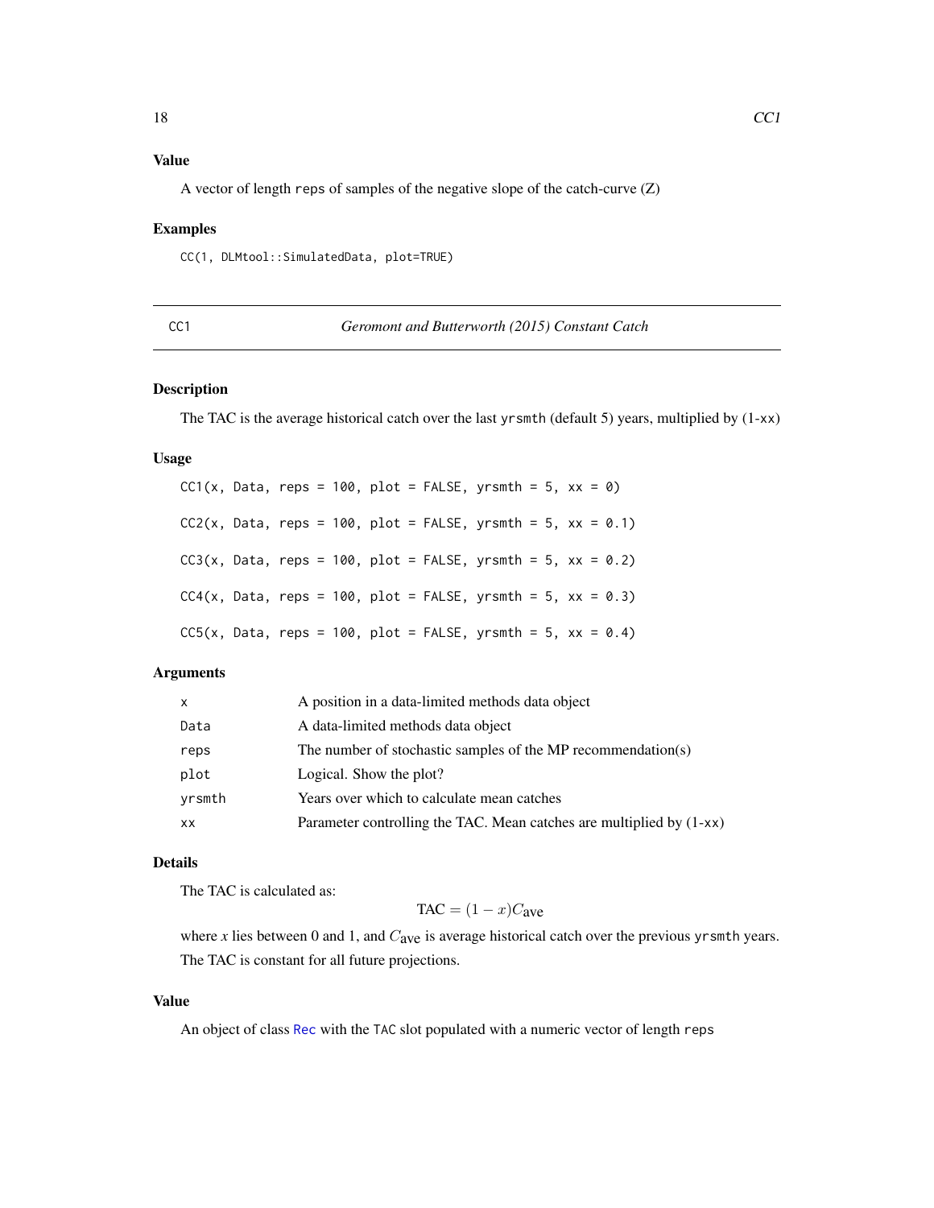### Value

A vector of length `reps` of samples of the negative slope of the catch-curve (Z)

### Examples

```
CC(1, DLMtool::SimulatedData, plot=TRUE)
```

---

## CC1 — *Geromont and Butterworth (2015) Constant Catch*

---

### Description

The TAC is the average historical catch over the last `yrsmth` (default 5) years, multiplied by (1-`xx`)

### Usage

```
CC1(x, Data, reps = 100, plot = FALSE, yrsmth = 5, xx = 0)

CC2(x, Data, reps = 100, plot = FALSE, yrsmth = 5, xx = 0.1)

CC3(x, Data, reps = 100, plot = FALSE, yrsmth = 5, xx = 0.2)

CC4(x, Data, reps = 100, plot = FALSE, yrsmth = 5, xx = 0.3)

CC5(x, Data, reps = 100, plot = FALSE, yrsmth = 5, xx = 0.4)
```

### Arguments

| | |
|---|---|
| `x` | A position in a data-limited methods data object |
| `Data` | A data-limited methods data object |
| `reps` | The number of stochastic samples of the MP recommendation(s) |
| `plot` | Logical. Show the plot? |
| `yrsmth` | Years over which to calculate mean catches |
| `xx` | Parameter controlling the TAC. Mean catches are multiplied by (1-`xx`) |

### Details

The TAC is calculated as:

$$\text{TAC} = (1 - x)C_{\text{ave}}$$

where $x$ lies between 0 and 1, and $C_{\text{ave}}$ is average historical catch over the previous `yrsmth` years.

The TAC is constant for all future projections.

### Value

An object of class `Rec` with the `TAC` slot populated with a numeric vector of length `reps`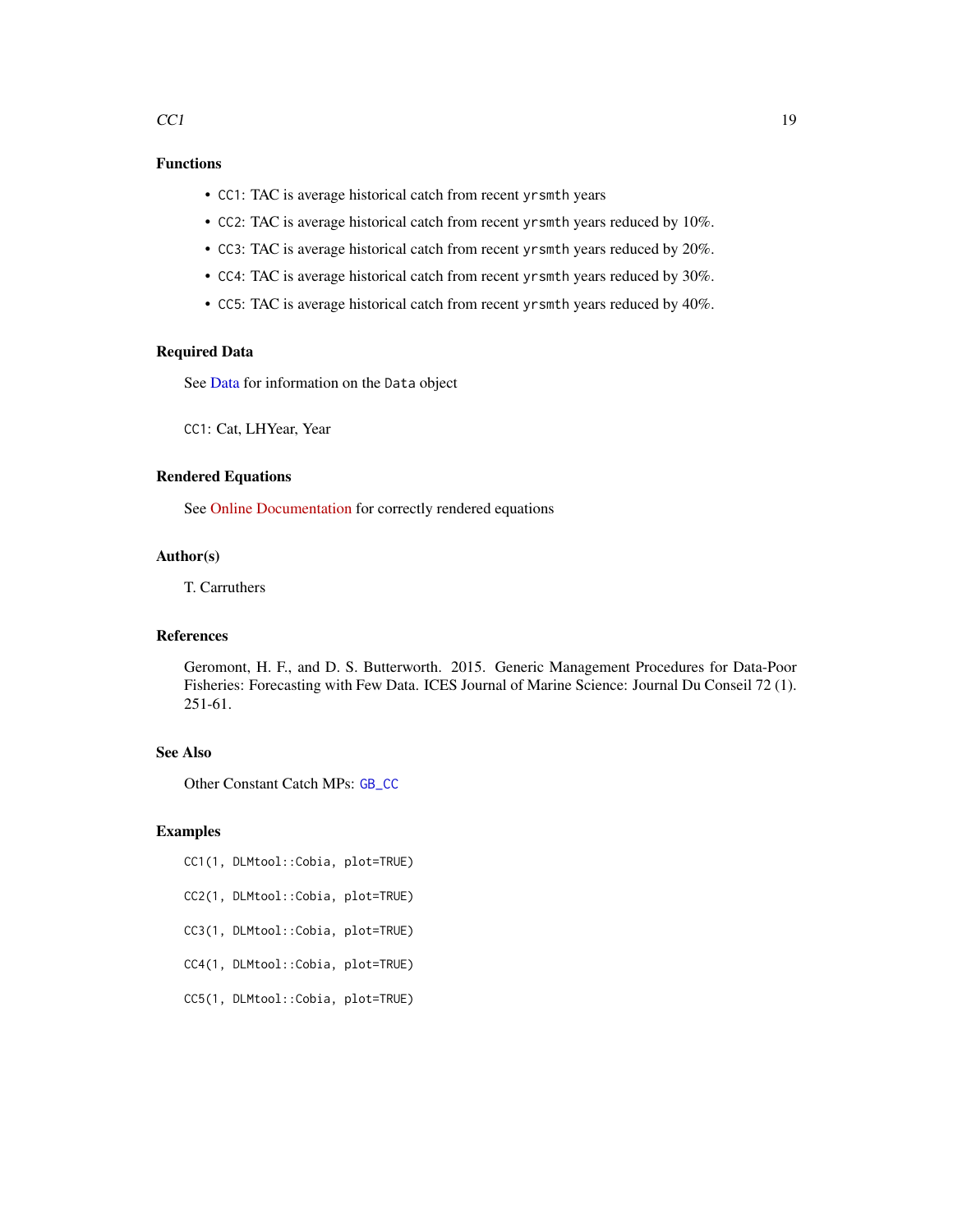### Functions

- `CC1`: TAC is average historical catch from recent `yrsmth` years
- `CC2`: TAC is average historical catch from recent `yrsmth` years reduced by 10%.
- `CC3`: TAC is average historical catch from recent `yrsmth` years reduced by 20%.
- `CC4`: TAC is average historical catch from recent `yrsmth` years reduced by 30%.
- `CC5`: TAC is average historical catch from recent `yrsmth` years reduced by 40%.

### Required Data

See Data for information on the `Data` object

`CC1`: Cat, LHYear, Year

### Rendered Equations

See Online Documentation for correctly rendered equations

### Author(s)

T. Carruthers

### References

Geromont, H. F., and D. S. Butterworth. 2015. Generic Management Procedures for Data-Poor Fisheries: Forecasting with Few Data. ICES Journal of Marine Science: Journal Du Conseil 72 (1). 251-61.

### See Also

Other Constant Catch MPs: `GB_CC`

### Examples

```
CC1(1, DLMtool::Cobia, plot=TRUE)

CC2(1, DLMtool::Cobia, plot=TRUE)

CC3(1, DLMtool::Cobia, plot=TRUE)

CC4(1, DLMtool::Cobia, plot=TRUE)

CC5(1, DLMtool::Cobia, plot=TRUE)
```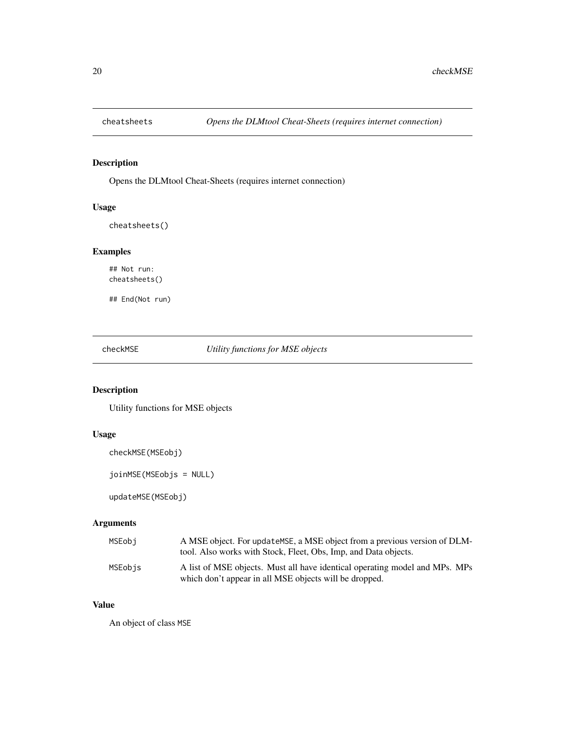## cheatsheets — *Opens the DLMtool Cheat-Sheets (requires internet connection)*

### Description

Opens the DLMtool Cheat-Sheets (requires internet connection)

### Usage

```
cheatsheets()
```

### Examples

```
## Not run:
cheatsheets()

## End(Not run)
```

## checkMSE — *Utility functions for MSE objects*

### Description

Utility functions for MSE objects

### Usage

```
checkMSE(MSEobj)

joinMSE(MSEobjs = NULL)

updateMSE(MSEobj)
```

### Arguments

| | |
|---|---|
| MSEobj | A MSE object. For updateMSE, a MSE object from a previous version of DLMtool. Also works with Stock, Fleet, Obs, Imp, and Data objects. |
| MSEobjs | A list of MSE objects. Must all have identical operating model and MPs. MPs which don't appear in all MSE objects will be dropped. |

### Value

An object of class MSE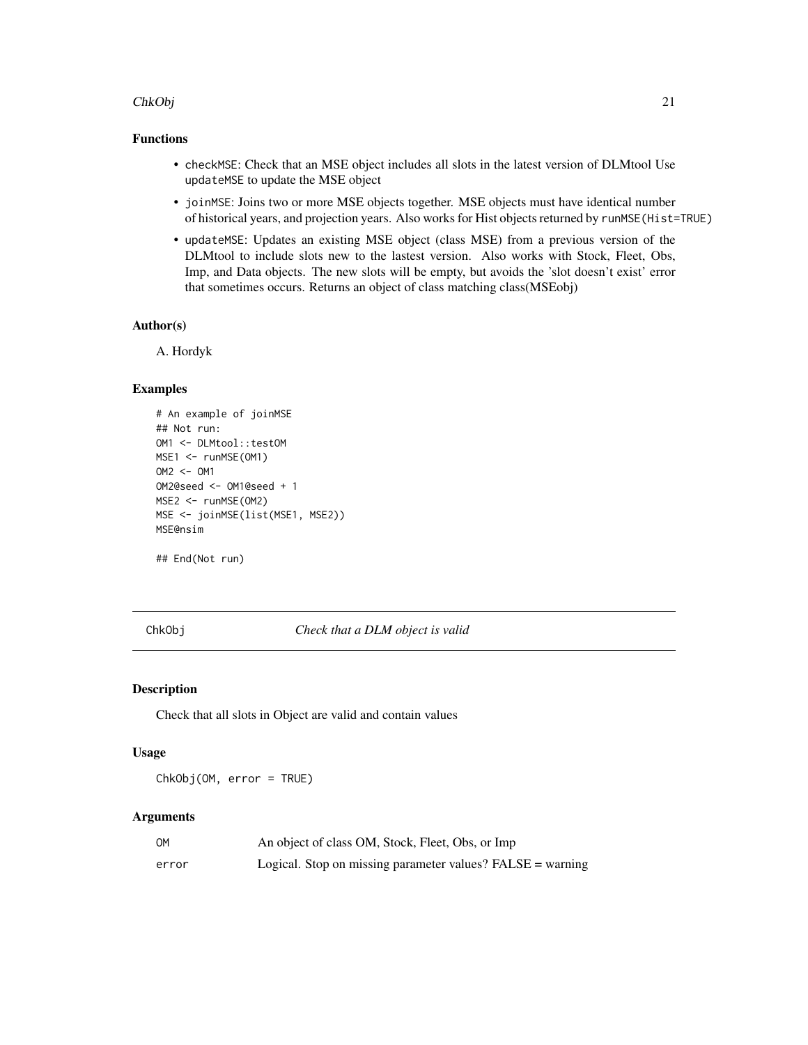## Functions

- `checkMSE`: Check that an MSE object includes all slots in the latest version of DLMtool Use `updateMSE` to update the MSE object
- `joinMSE`: Joins two or more MSE objects together. MSE objects must have identical number of historical years, and projection years. Also works for Hist objects returned by `runMSE(Hist=TRUE)`
- `updateMSE`: Updates an existing MSE object (class MSE) from a previous version of the DLMtool to include slots new to the lastest version. Also works with Stock, Fleet, Obs, Imp, and Data objects. The new slots will be empty, but avoids the 'slot doesn't exist' error that sometimes occurs. Returns an object of class matching class(MSEobj)

## Author(s)

A. Hordyk

## Examples

```
# An example of joinMSE
## Not run:
OM1 <- DLMtool::testOM
MSE1 <- runMSE(OM1)
OM2 <- OM1
OM2@seed <- OM1@seed + 1
MSE2 <- runMSE(OM2)
MSE <- joinMSE(list(MSE1, MSE2))
MSE@nsim

## End(Not run)
```

---

# ChkObj — *Check that a DLM object is valid*

---

## Description

Check that all slots in Object are valid and contain values

## Usage

```
ChkObj(OM, error = TRUE)
```

## Arguments

| | |
|---|---|
| OM | An object of class OM, Stock, Fleet, Obs, or Imp |
| error | Logical. Stop on missing parameter values? FALSE = warning |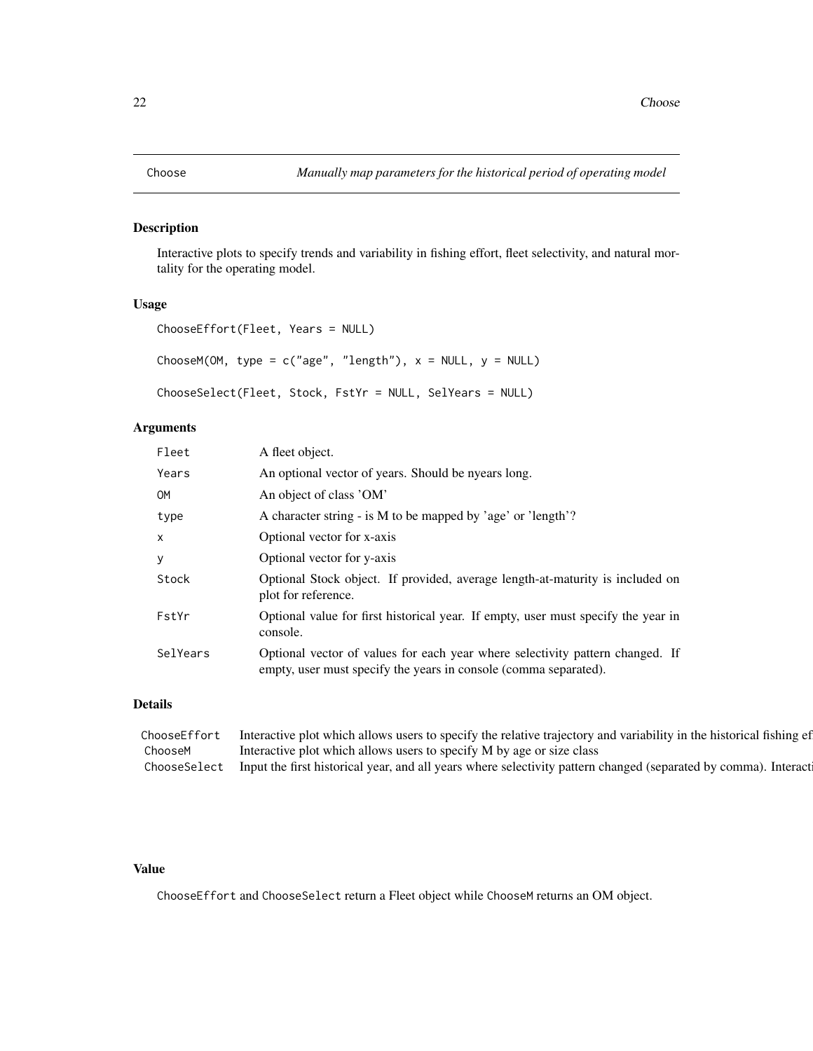# Choose — *Manually map parameters for the historical period of operating model*

## Description

Interactive plots to specify trends and variability in fishing effort, fleet selectivity, and natural mortality for the operating model.

## Usage

```
ChooseEffort(Fleet, Years = NULL)

ChooseM(OM, type = c("age", "length"), x = NULL, y = NULL)

ChooseSelect(Fleet, Stock, FstYr = NULL, SelYears = NULL)
```

## Arguments

| | |
|---|---|
| Fleet | A fleet object. |
| Years | An optional vector of years. Should be nyears long. |
| OM | An object of class 'OM' |
| type | A character string - is M to be mapped by 'age' or 'length'? |
| x | Optional vector for x-axis |
| y | Optional vector for y-axis |
| Stock | Optional Stock object. If provided, average length-at-maturity is included on plot for reference. |
| FstYr | Optional value for first historical year. If empty, user must specify the year in console. |
| SelYears | Optional vector of values for each year where selectivity pattern changed. If empty, user must specify the years in console (comma separated). |

## Details

| | |
|---|---|
| ChooseEffort | Interactive plot which allows users to specify the relative trajectory and variability in the historical fishing ef |
| ChooseM | Interactive plot which allows users to specify M by age or size class |
| ChooseSelect | Input the first historical year, and all years where selectivity pattern changed (separated by comma). Interacti |

## Value

ChooseEffort and ChooseSelect return a Fleet object while ChooseM returns an OM object.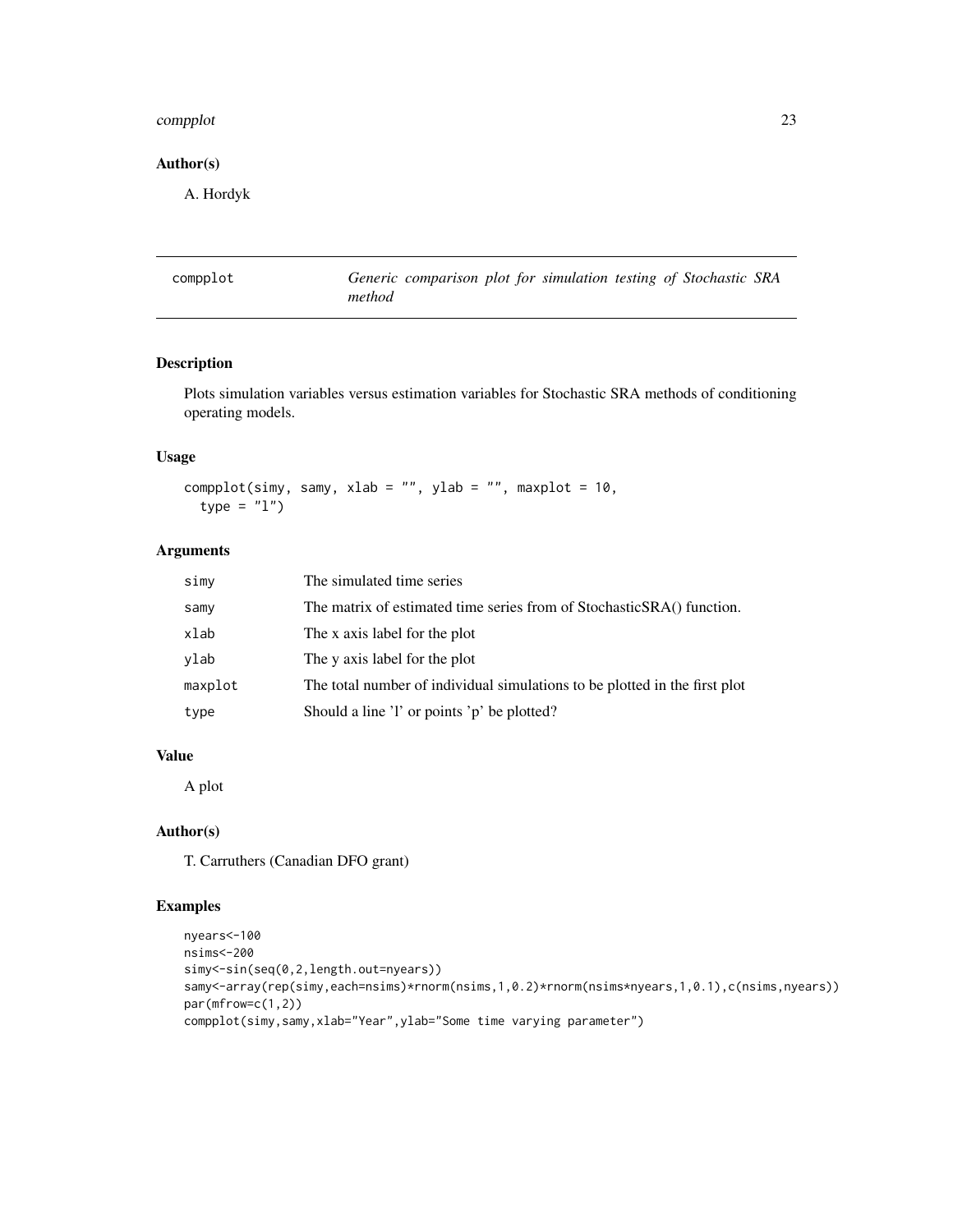## Author(s)

A. Hordyk

---

# compplot — *Generic comparison plot for simulation testing of Stochastic SRA method*

---

## Description

Plots simulation variables versus estimation variables for Stochastic SRA methods of conditioning operating models.

## Usage

```
compplot(simy, samy, xlab = "", ylab = "", maxplot = 10,
  type = "l")
```

## Arguments

| | |
|---|---|
| simy | The simulated time series |
| samy | The matrix of estimated time series from of StochasticSRA() function. |
| xlab | The x axis label for the plot |
| ylab | The y axis label for the plot |
| maxplot | The total number of individual simulations to be plotted in the first plot |
| type | Should a line 'l' or points 'p' be plotted? |

## Value

A plot

## Author(s)

T. Carruthers (Canadian DFO grant)

## Examples

```
nyears<-100
nsims<-200
simy<-sin(seq(0,2,length.out=nyears))
samy<-array(rep(simy,each=nsims)*rnorm(nsims,1,0.2)*rnorm(nsims*nyears,1,0.1),c(nsims,nyears))
par(mfrow=c(1,2))
compplot(simy,samy,xlab="Year",ylab="Some time varying parameter")
```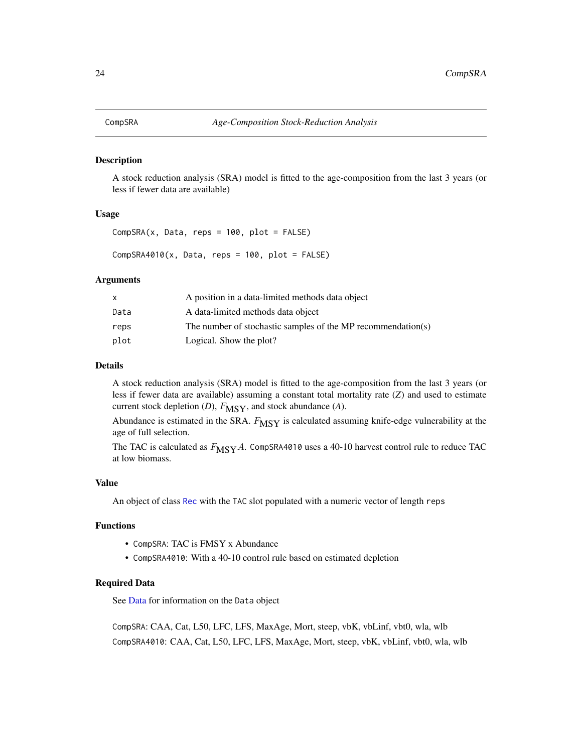# CompSRA — *Age-Composition Stock-Reduction Analysis*

## Description

A stock reduction analysis (SRA) model is fitted to the age-composition from the last 3 years (or less if fewer data are available)

## Usage

```
CompSRA(x, Data, reps = 100, plot = FALSE)

CompSRA4010(x, Data, reps = 100, plot = FALSE)
```

## Arguments

| | |
|---|---|
| x | A position in a data-limited methods data object |
| Data | A data-limited methods data object |
| reps | The number of stochastic samples of the MP recommendation(s) |
| plot | Logical. Show the plot? |

## Details

A stock reduction analysis (SRA) model is fitted to the age-composition from the last 3 years (or less if fewer data are available) assuming a constant total mortality rate (*Z*) and used to estimate current stock depletion (*D*), $F_{\mathrm{MSY}}$, and stock abundance (*A*).

Abundance is estimated in the SRA. $F_{\mathrm{MSY}}$ is calculated assuming knife-edge vulnerability at the age of full selection.

The TAC is calculated as $F_{\mathrm{MSY}}A$. `CompSRA4010` uses a 40-10 harvest control rule to reduce TAC at low biomass.

## Value

An object of class `Rec` with the `TAC` slot populated with a numeric vector of length `reps`

## Functions

- `CompSRA`: TAC is FMSY x Abundance
- `CompSRA4010`: With a 40-10 control rule based on estimated depletion

## Required Data

See Data for information on the `Data` object

`CompSRA`: CAA, Cat, L50, LFC, LFS, MaxAge, Mort, steep, vbK, vbLinf, vbt0, wla, wlb

`CompSRA4010`: CAA, Cat, L50, LFC, LFS, MaxAge, Mort, steep, vbK, vbLinf, vbt0, wla, wlb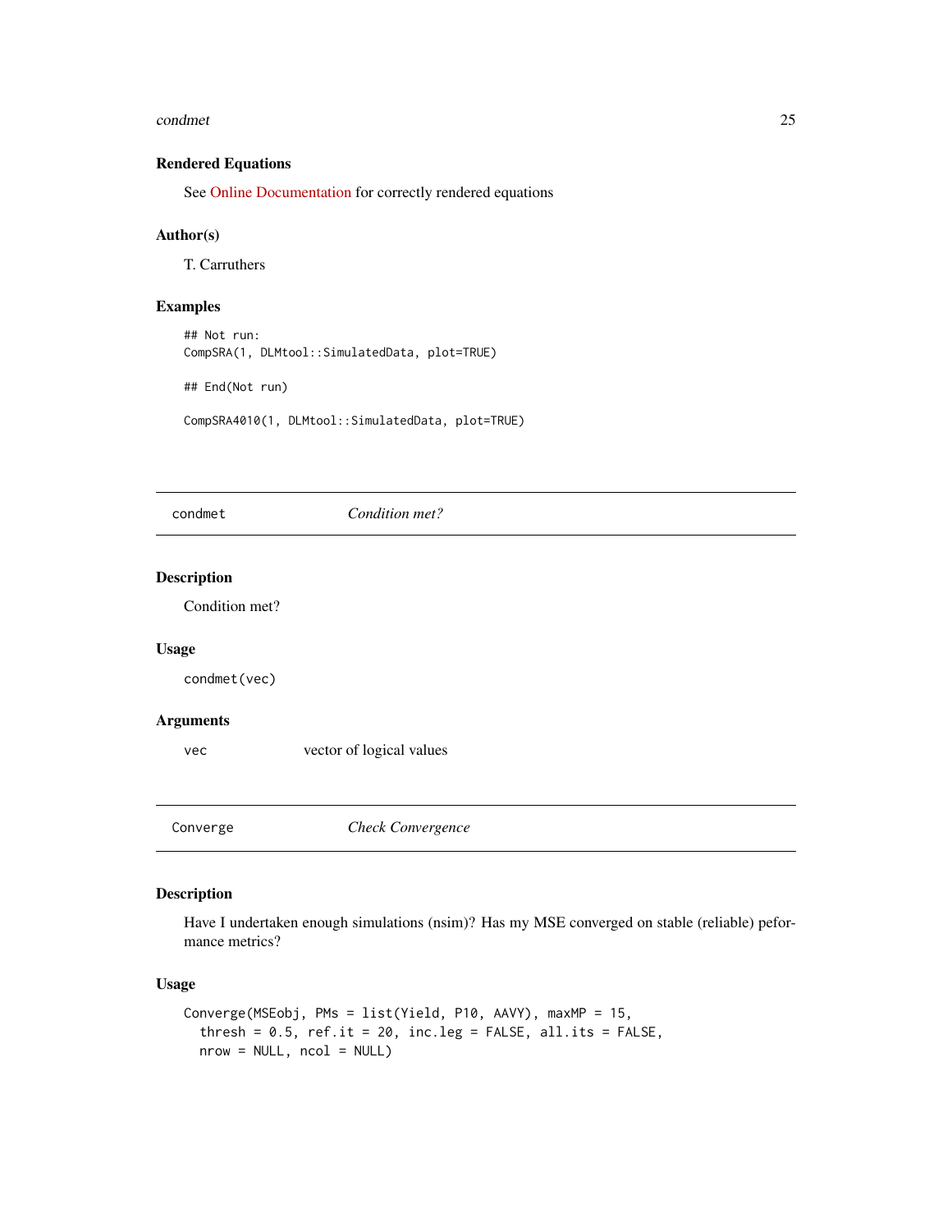### Rendered Equations

See Online Documentation for correctly rendered equations

### Author(s)

T. Carruthers

### Examples

```
## Not run:
CompSRA(1, DLMtool::SimulatedData, plot=TRUE)

## End(Not run)

CompSRA4010(1, DLMtool::SimulatedData, plot=TRUE)
```

---

## condmet — *Condition met?*

### Description

Condition met?

### Usage

```
condmet(vec)
```

### Arguments

| | |
|---|---|
| vec | vector of logical values |

---

## Converge — *Check Convergence*

### Description

Have I undertaken enough simulations (nsim)? Has my MSE converged on stable (reliable) peformance metrics?

### Usage

```
Converge(MSEobj, PMs = list(Yield, P10, AAVY), maxMP = 15,
  thresh = 0.5, ref.it = 20, inc.leg = FALSE, all.its = FALSE,
  nrow = NULL, ncol = NULL)
```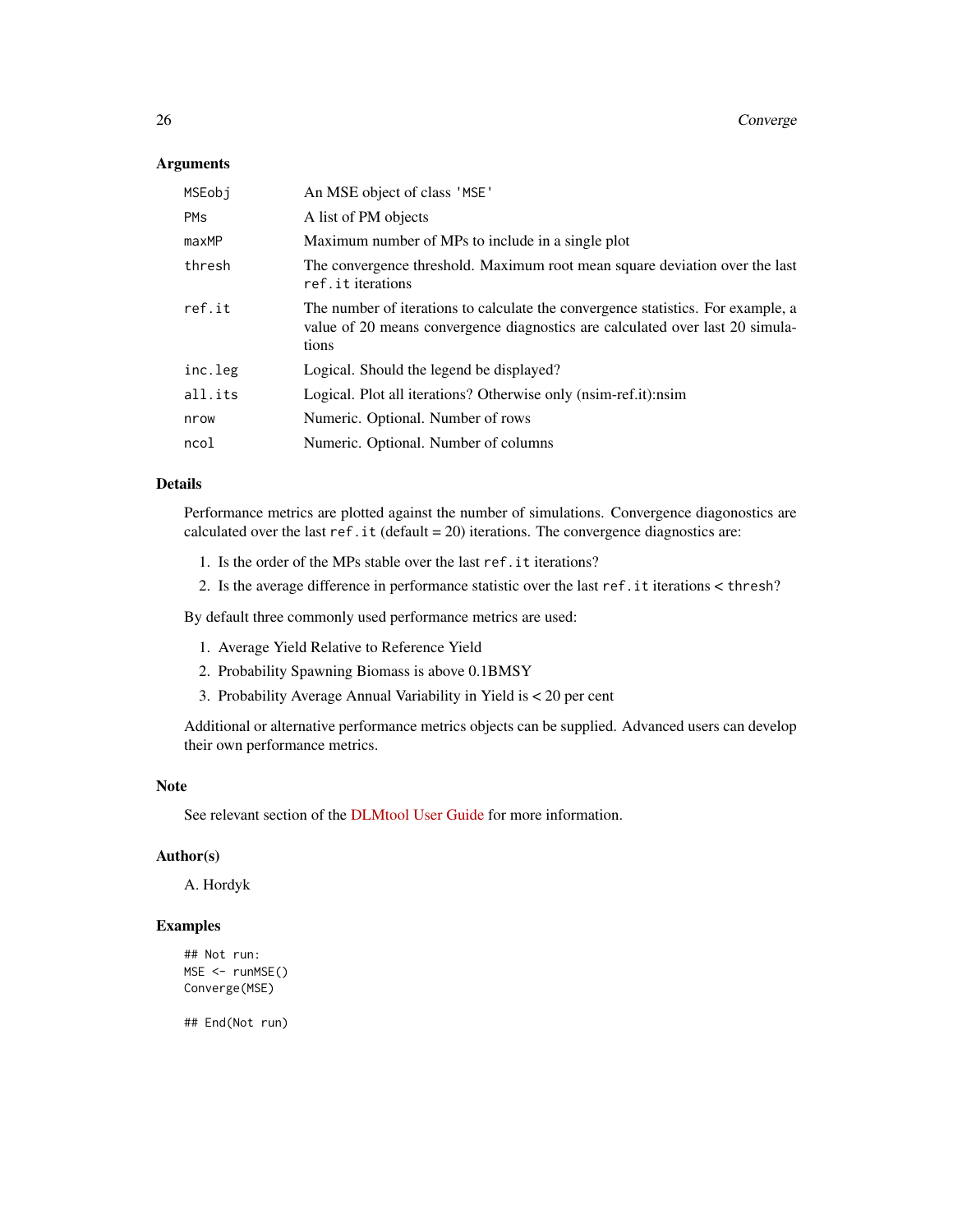### Arguments

| | |
|---|---|
| `MSEobj` | An MSE object of class `'MSE'` |
| `PMs` | A list of PM objects |
| `maxMP` | Maximum number of MPs to include in a single plot |
| `thresh` | The convergence threshold. Maximum root mean square deviation over the last `ref.it` iterations |
| `ref.it` | The number of iterations to calculate the convergence statistics. For example, a value of 20 means convergence diagnostics are calculated over last 20 simulations |
| `inc.leg` | Logical. Should the legend be displayed? |
| `all.its` | Logical. Plot all iterations? Otherwise only (nsim-ref.it):nsim |
| `nrow` | Numeric. Optional. Number of rows |
| `ncol` | Numeric. Optional. Number of columns |

### Details

Performance metrics are plotted against the number of simulations. Convergence diagonostics are calculated over the last `ref.it` (default = 20) iterations. The convergence diagnostics are:

1. Is the order of the MPs stable over the last `ref.it` iterations?
2. Is the average difference in performance statistic over the last `ref.it` iterations < `thresh`?

By default three commonly used performance metrics are used:

1. Average Yield Relative to Reference Yield
2. Probability Spawning Biomass is above 0.1BMSY
3. Probability Average Annual Variability in Yield is < 20 per cent

Additional or alternative performance metrics objects can be supplied. Advanced users can develop their own performance metrics.

### Note

See relevant section of the DLMtool User Guide for more information.

### Author(s)

A. Hordyk

### Examples

```
## Not run:
MSE <- runMSE()
Converge(MSE)

## End(Not run)
```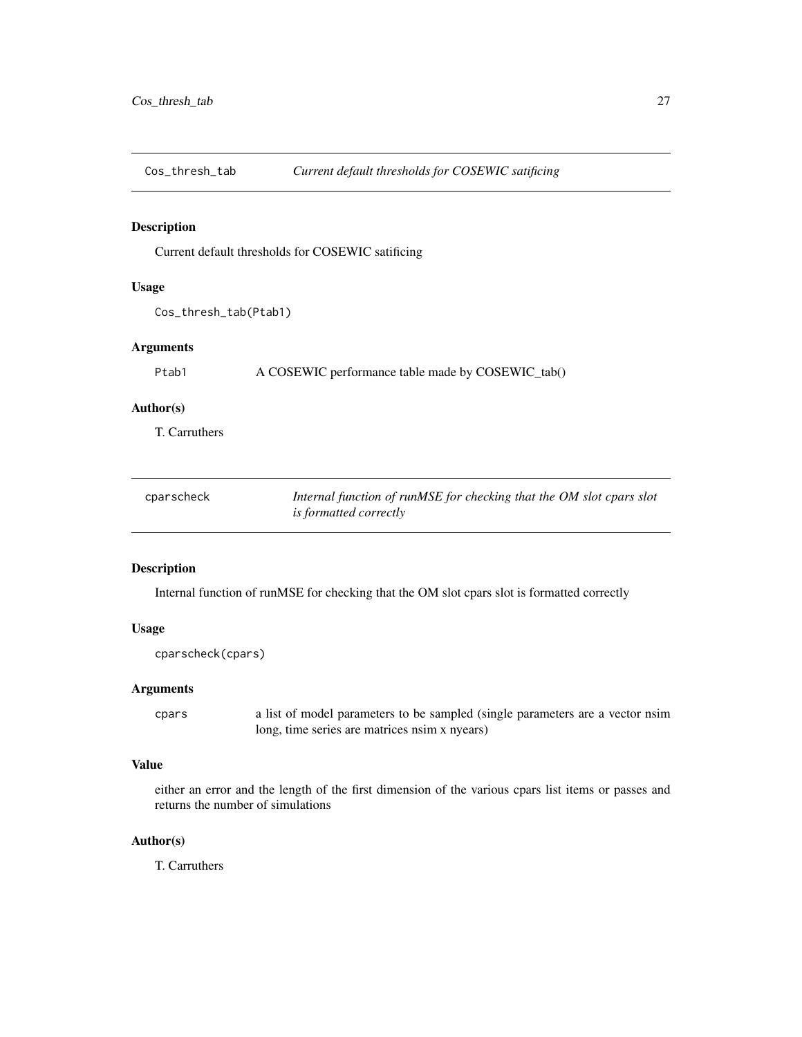## Cos_thresh_tab — *Current default thresholds for COSEWIC satificing*

### Description

Current default thresholds for COSEWIC satificing

### Usage

```
Cos_thresh_tab(Ptab1)
```

### Arguments

| | |
|---|---|
| Ptab1 | A COSEWIC performance table made by COSEWIC_tab() |

### Author(s)

T. Carruthers

## cparscheck — *Internal function of runMSE for checking that the OM slot cpars slot is formatted correctly*

### Description

Internal function of runMSE for checking that the OM slot cpars slot is formatted correctly

### Usage

```
cparscheck(cpars)
```

### Arguments

| | |
|---|---|
| cpars | a list of model parameters to be sampled (single parameters are a vector nsim long, time series are matrices nsim x nyears) |

### Value

either an error and the length of the first dimension of the various cpars list items or passes and returns the number of simulations

### Author(s)

T. Carruthers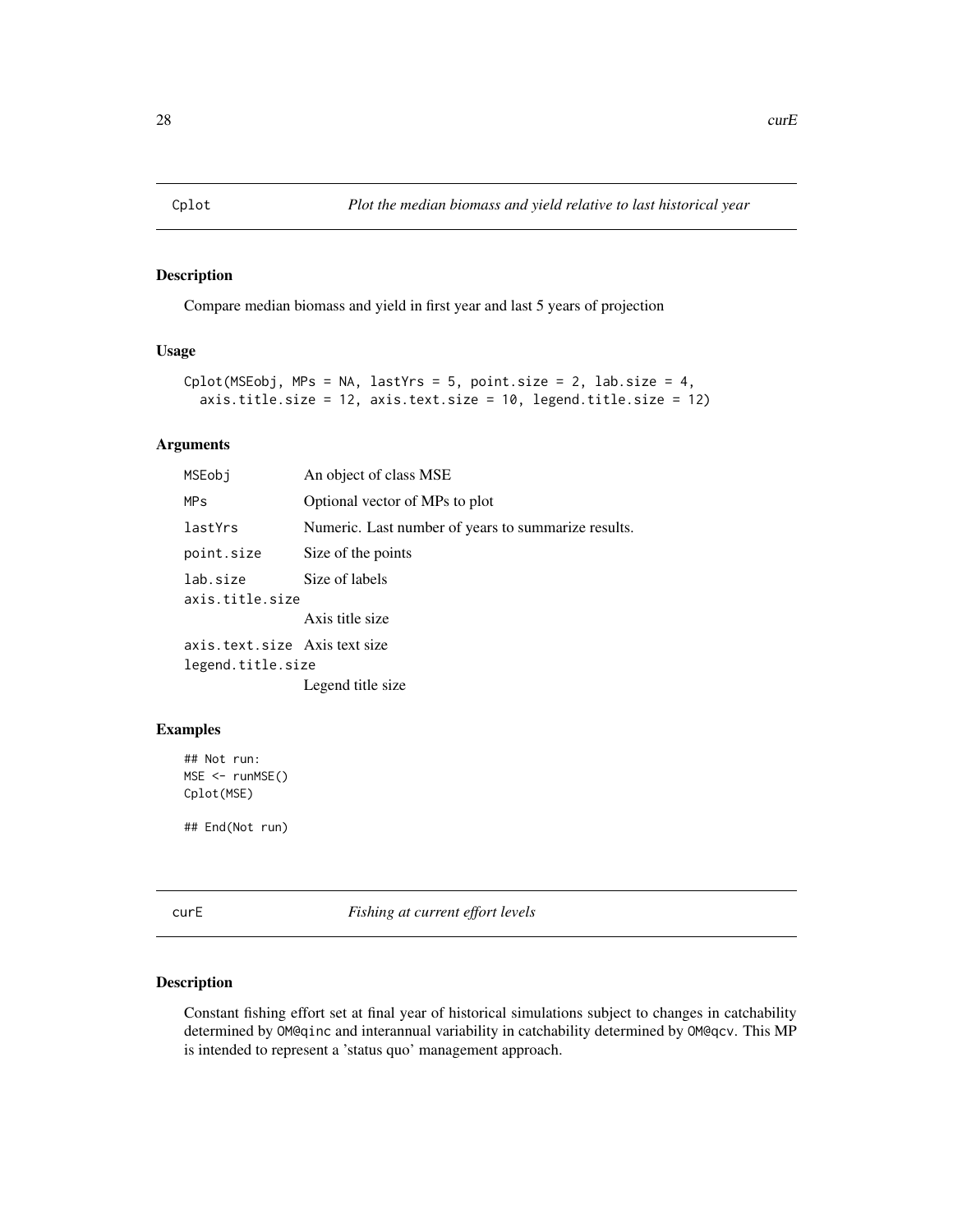## Cplot *Plot the median biomass and yield relative to last historical year*

### Description

Compare median biomass and yield in first year and last 5 years of projection

### Usage

```
Cplot(MSEobj, MPs = NA, lastYrs = 5, point.size = 2, lab.size = 4,
  axis.title.size = 12, axis.text.size = 10, legend.title.size = 12)
```

### Arguments

| | |
|---|---|
| MSEobj | An object of class MSE |
| MPs | Optional vector of MPs to plot |
| lastYrs | Numeric. Last number of years to summarize results. |
| point.size | Size of the points |
| lab.size | Size of labels |
| axis.title.size | Axis title size |
| axis.text.size | Axis text size |
| legend.title.size | Legend title size |

### Examples

```
## Not run:
MSE <- runMSE()
Cplot(MSE)

## End(Not run)
```

## curE *Fishing at current effort levels*

### Description

Constant fishing effort set at final year of historical simulations subject to changes in catchability determined by `OM@qinc` and interannual variability in catchability determined by `OM@qcv`. This MP is intended to represent a 'status quo' management approach.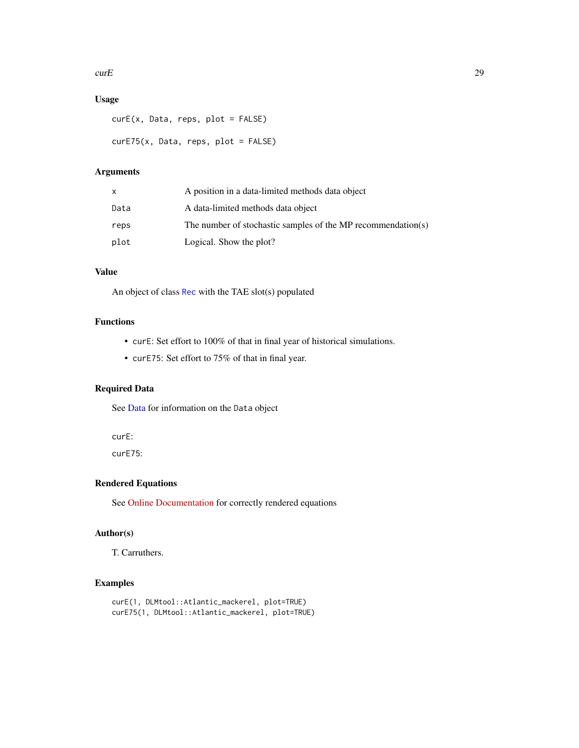## Usage

```
curE(x, Data, reps, plot = FALSE)

curE75(x, Data, reps, plot = FALSE)
```

## Arguments

| | |
|---|---|
| x | A position in a data-limited methods data object |
| Data | A data-limited methods data object |
| reps | The number of stochastic samples of the MP recommendation(s) |
| plot | Logical. Show the plot? |

## Value

An object of class Rec with the TAE slot(s) populated

## Functions

- curE: Set effort to 100% of that in final year of historical simulations.
- curE75: Set effort to 75% of that in final year.

## Required Data

See Data for information on the Data object

curE:

curE75:

## Rendered Equations

See Online Documentation for correctly rendered equations

## Author(s)

T. Carruthers.

## Examples

```
curE(1, DLMtool::Atlantic_mackerel, plot=TRUE)
curE75(1, DLMtool::Atlantic_mackerel, plot=TRUE)
```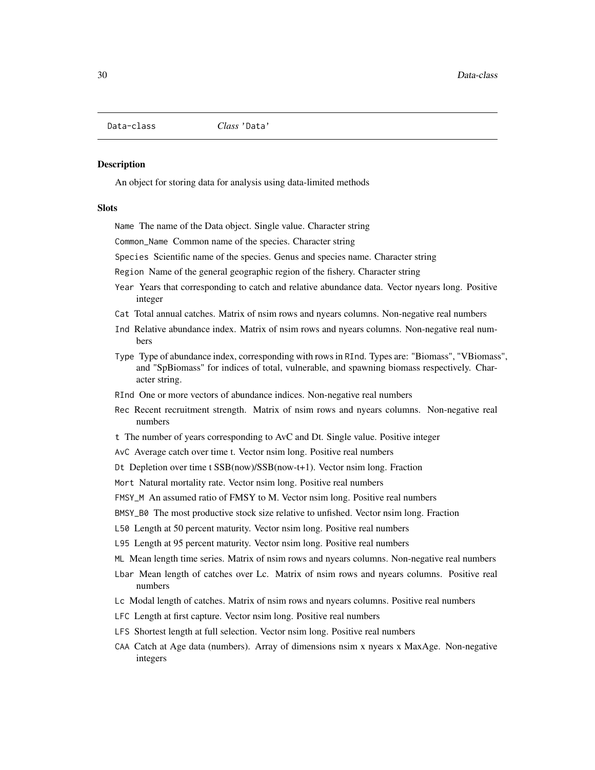## Data-class &nbsp;&nbsp;&nbsp; *Class* 'Data'

### Description

An object for storing data for analysis using data-limited methods

### Slots

- `Name` The name of the Data object. Single value. Character string
- `Common_Name` Common name of the species. Character string
- `Species` Scientific name of the species. Genus and species name. Character string
- `Region` Name of the general geographic region of the fishery. Character string
- `Year` Years that corresponding to catch and relative abundance data. Vector nyears long. Positive integer
- `Cat` Total annual catches. Matrix of nsim rows and nyears columns. Non-negative real numbers
- `Ind` Relative abundance index. Matrix of nsim rows and nyears columns. Non-negative real numbers
- `Type` Type of abundance index, corresponding with rows in `RInd`. Types are: "Biomass", "VBiomass", and "SpBiomass" for indices of total, vulnerable, and spawning biomass respectively. Character string.
- `RInd` One or more vectors of abundance indices. Non-negative real numbers
- `Rec` Recent recruitment strength. Matrix of nsim rows and nyears columns. Non-negative real numbers
- `t` The number of years corresponding to AvC and Dt. Single value. Positive integer
- `AvC` Average catch over time t. Vector nsim long. Positive real numbers
- `Dt` Depletion over time t SSB(now)/SSB(now-t+1). Vector nsim long. Fraction
- `Mort` Natural mortality rate. Vector nsim long. Positive real numbers
- `FMSY_M` An assumed ratio of FMSY to M. Vector nsim long. Positive real numbers
- `BMSY_B0` The most productive stock size relative to unfished. Vector nsim long. Fraction
- `L50` Length at 50 percent maturity. Vector nsim long. Positive real numbers
- `L95` Length at 95 percent maturity. Vector nsim long. Positive real numbers
- `ML` Mean length time series. Matrix of nsim rows and nyears columns. Non-negative real numbers
- `Lbar` Mean length of catches over Lc. Matrix of nsim rows and nyears columns. Positive real numbers
- `Lc` Modal length of catches. Matrix of nsim rows and nyears columns. Positive real numbers
- `LFC` Length at first capture. Vector nsim long. Positive real numbers
- `LFS` Shortest length at full selection. Vector nsim long. Positive real numbers
- `CAA` Catch at Age data (numbers). Array of dimensions nsim x nyears x MaxAge. Non-negative integers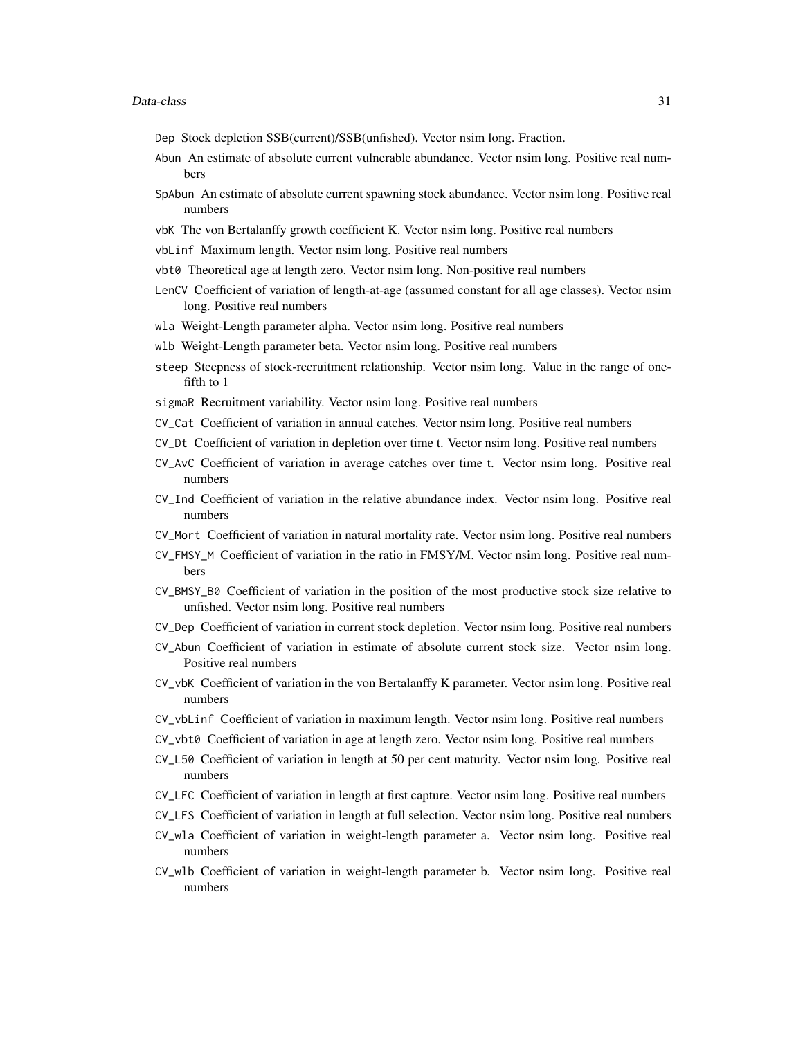Dep Stock depletion SSB(current)/SSB(unfished). Vector nsim long. Fraction.

Abun An estimate of absolute current vulnerable abundance. Vector nsim long. Positive real numbers

SpAbun An estimate of absolute current spawning stock abundance. Vector nsim long. Positive real numbers

vbK The von Bertalanffy growth coefficient K. Vector nsim long. Positive real numbers

vbLinf Maximum length. Vector nsim long. Positive real numbers

vbt0 Theoretical age at length zero. Vector nsim long. Non-positive real numbers

LenCV Coefficient of variation of length-at-age (assumed constant for all age classes). Vector nsim long. Positive real numbers

wla Weight-Length parameter alpha. Vector nsim long. Positive real numbers

wlb Weight-Length parameter beta. Vector nsim long. Positive real numbers

steep Steepness of stock-recruitment relationship. Vector nsim long. Value in the range of one-fifth to 1

sigmaR Recruitment variability. Vector nsim long. Positive real numbers

CV_Cat Coefficient of variation in annual catches. Vector nsim long. Positive real numbers

CV_Dt Coefficient of variation in depletion over time t. Vector nsim long. Positive real numbers

CV_AvC Coefficient of variation in average catches over time t. Vector nsim long. Positive real numbers

CV_Ind Coefficient of variation in the relative abundance index. Vector nsim long. Positive real numbers

CV_Mort Coefficient of variation in natural mortality rate. Vector nsim long. Positive real numbers

CV_FMSY_M Coefficient of variation in the ratio in FMSY/M. Vector nsim long. Positive real numbers

CV_BMSY_B0 Coefficient of variation in the position of the most productive stock size relative to unfished. Vector nsim long. Positive real numbers

CV_Dep Coefficient of variation in current stock depletion. Vector nsim long. Positive real numbers

CV_Abun Coefficient of variation in estimate of absolute current stock size. Vector nsim long. Positive real numbers

CV_vbK Coefficient of variation in the von Bertalanffy K parameter. Vector nsim long. Positive real numbers

CV_vbLinf Coefficient of variation in maximum length. Vector nsim long. Positive real numbers

CV_vbt0 Coefficient of variation in age at length zero. Vector nsim long. Positive real numbers

CV_L50 Coefficient of variation in length at 50 per cent maturity. Vector nsim long. Positive real numbers

CV_LFC Coefficient of variation in length at first capture. Vector nsim long. Positive real numbers

CV_LFS Coefficient of variation in length at full selection. Vector nsim long. Positive real numbers

CV_wla Coefficient of variation in weight-length parameter a. Vector nsim long. Positive real numbers

CV_wlb Coefficient of variation in weight-length parameter b. Vector nsim long. Positive real numbers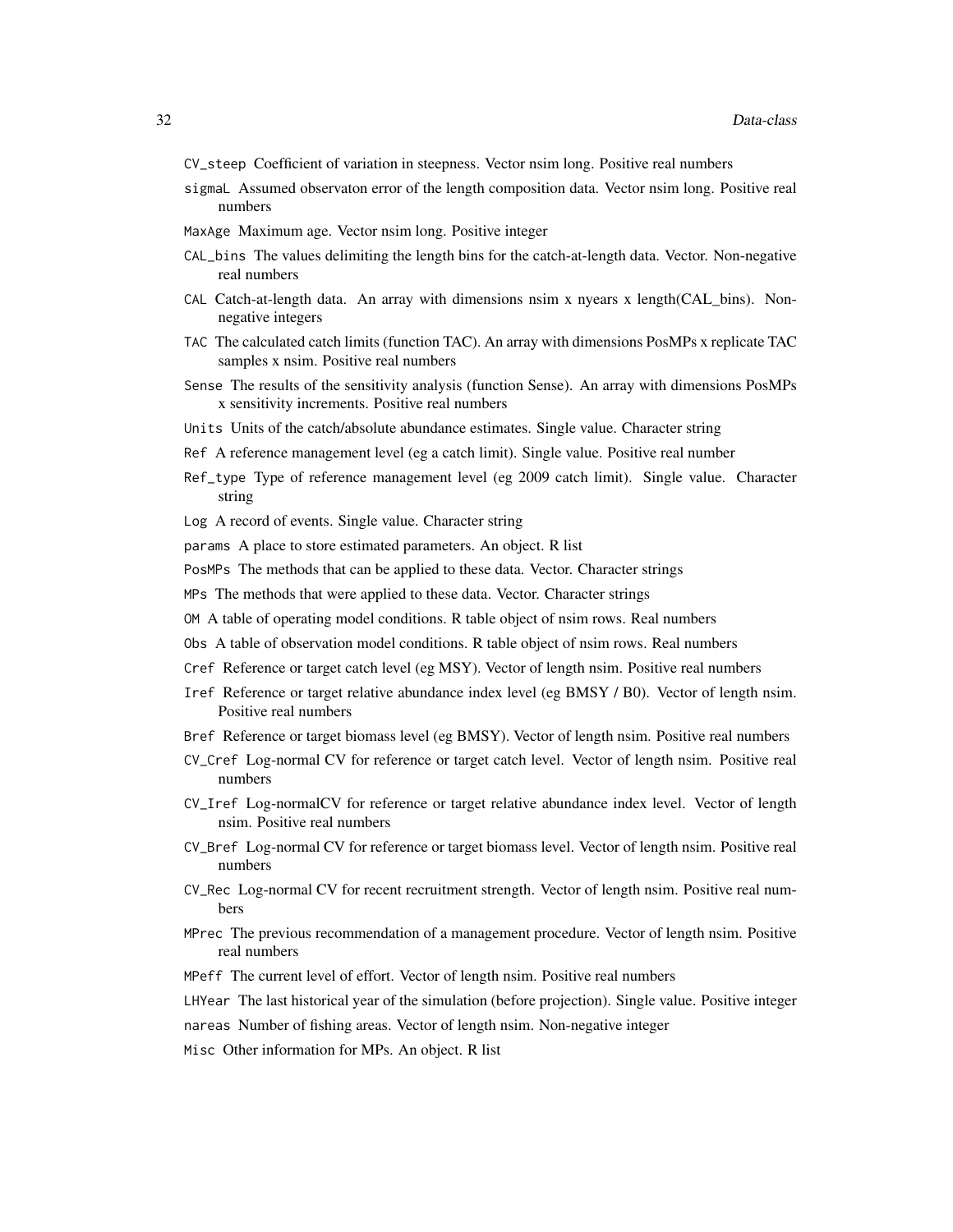CV_steep Coefficient of variation in steepness. Vector nsim long. Positive real numbers

sigmaL Assumed observaton error of the length composition data. Vector nsim long. Positive real numbers

MaxAge Maximum age. Vector nsim long. Positive integer

CAL_bins The values delimiting the length bins for the catch-at-length data. Vector. Non-negative real numbers

CAL Catch-at-length data. An array with dimensions nsim x nyears x length(CAL_bins). Non-negative integers

TAC The calculated catch limits (function TAC). An array with dimensions PosMPs x replicate TAC samples x nsim. Positive real numbers

Sense The results of the sensitivity analysis (function Sense). An array with dimensions PosMPs x sensitivity increments. Positive real numbers

Units Units of the catch/absolute abundance estimates. Single value. Character string

Ref A reference management level (eg a catch limit). Single value. Positive real number

Ref_type Type of reference management level (eg 2009 catch limit). Single value. Character string

Log A record of events. Single value. Character string

params A place to store estimated parameters. An object. R list

PosMPs The methods that can be applied to these data. Vector. Character strings

MPs The methods that were applied to these data. Vector. Character strings

OM A table of operating model conditions. R table object of nsim rows. Real numbers

Obs A table of observation model conditions. R table object of nsim rows. Real numbers

Cref Reference or target catch level (eg MSY). Vector of length nsim. Positive real numbers

Iref Reference or target relative abundance index level (eg BMSY / B0). Vector of length nsim. Positive real numbers

Bref Reference or target biomass level (eg BMSY). Vector of length nsim. Positive real numbers

CV_Cref Log-normal CV for reference or target catch level. Vector of length nsim. Positive real numbers

CV_Iref Log-normalCV for reference or target relative abundance index level. Vector of length nsim. Positive real numbers

CV_Bref Log-normal CV for reference or target biomass level. Vector of length nsim. Positive real numbers

CV_Rec Log-normal CV for recent recruitment strength. Vector of length nsim. Positive real numbers

MPrec The previous recommendation of a management procedure. Vector of length nsim. Positive real numbers

MPeff The current level of effort. Vector of length nsim. Positive real numbers

LHYear The last historical year of the simulation (before projection). Single value. Positive integer

nareas Number of fishing areas. Vector of length nsim. Non-negative integer

Misc Other information for MPs. An object. R list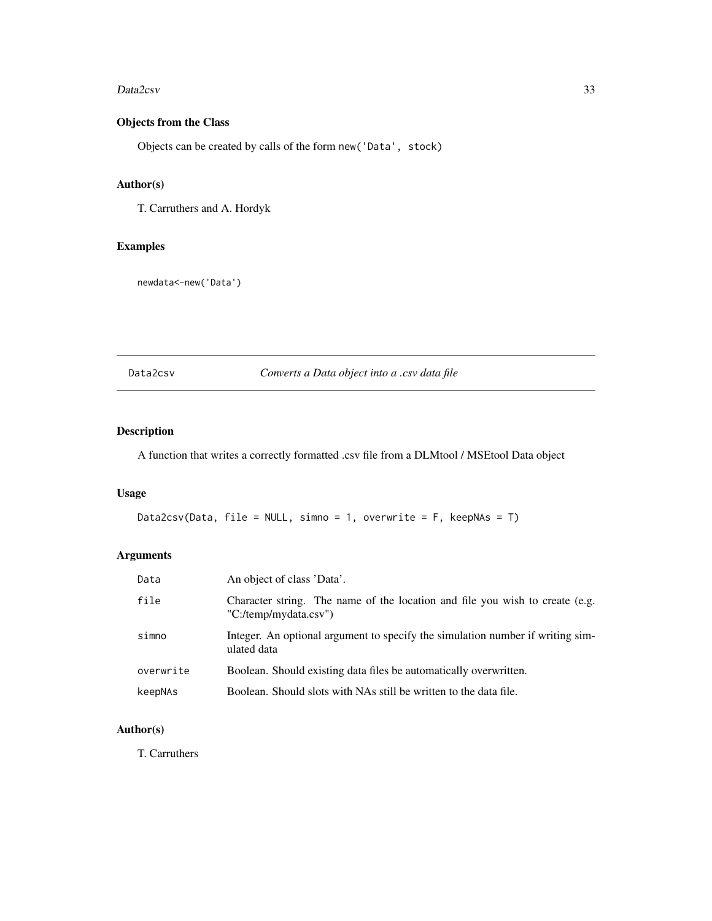### Objects from the Class

Objects can be created by calls of the form `new('Data', stock)`

### Author(s)

T. Carruthers and A. Hordyk

### Examples

```
newdata<-new('Data')
```

---

## Data2csv — *Converts a Data object into a .csv data file*

---

### Description

A function that writes a correctly formatted .csv file from a DLMtool / MSEtool Data object

### Usage

```
Data2csv(Data, file = NULL, simno = 1, overwrite = F, keepNAs = T)
```

### Arguments

| | |
|---|---|
| `Data` | An object of class 'Data'. |
| `file` | Character string. The name of the location and file you wish to create (e.g. "C:/temp/mydata.csv") |
| `simno` | Integer. An optional argument to specify the simulation number if writing simulated data |
| `overwrite` | Boolean. Should existing data files be automatically overwritten. |
| `keepNAs` | Boolean. Should slots with NAs still be written to the data file. |

### Author(s)

T. Carruthers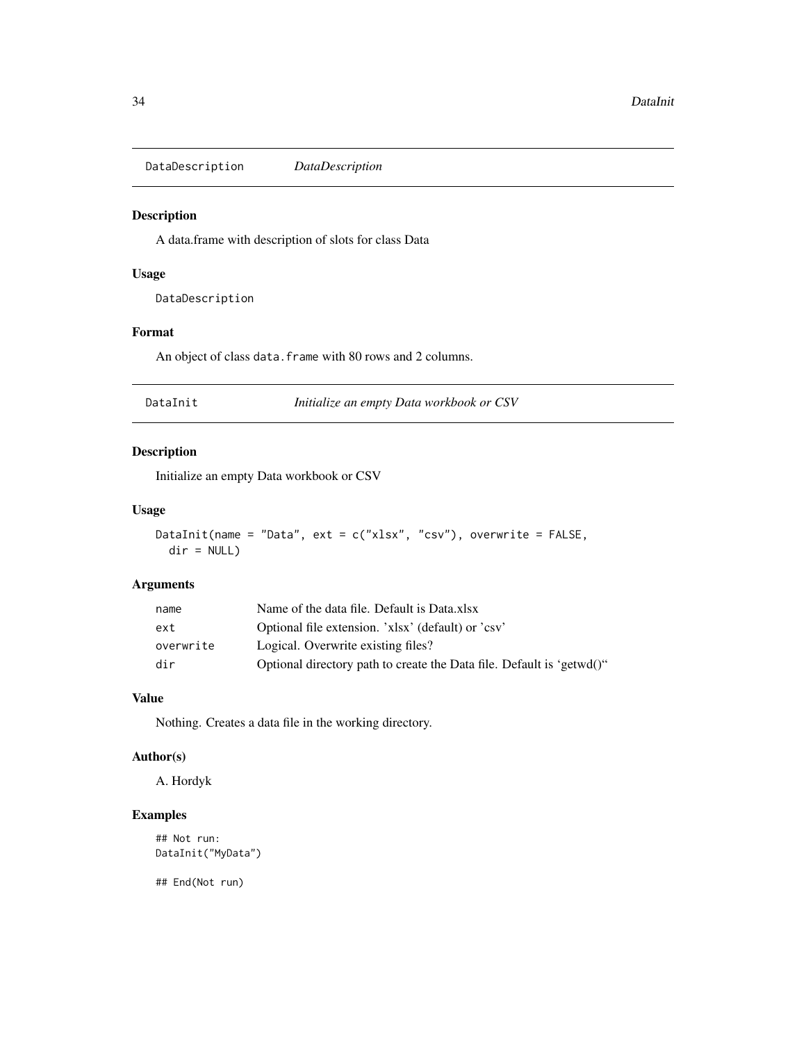## DataDescription *DataDescription*

### Description

A data.frame with description of slots for class Data

### Usage

```
DataDescription
```

### Format

An object of class `data.frame` with 80 rows and 2 columns.

## DataInit *Initialize an empty Data workbook or CSV*

### Description

Initialize an empty Data workbook or CSV

### Usage

```
DataInit(name = "Data", ext = c("xlsx", "csv"), overwrite = FALSE,
  dir = NULL)
```

### Arguments

| | |
|---|---|
| name | Name of the data file. Default is Data.xlsx |
| ext | Optional file extension. 'xlsx' (default) or 'csv' |
| overwrite | Logical. Overwrite existing files? |
| dir | Optional directory path to create the Data file. Default is 'getwd()" |

### Value

Nothing. Creates a data file in the working directory.

### Author(s)

A. Hordyk

### Examples

```
## Not run:
DataInit("MyData")

## End(Not run)
```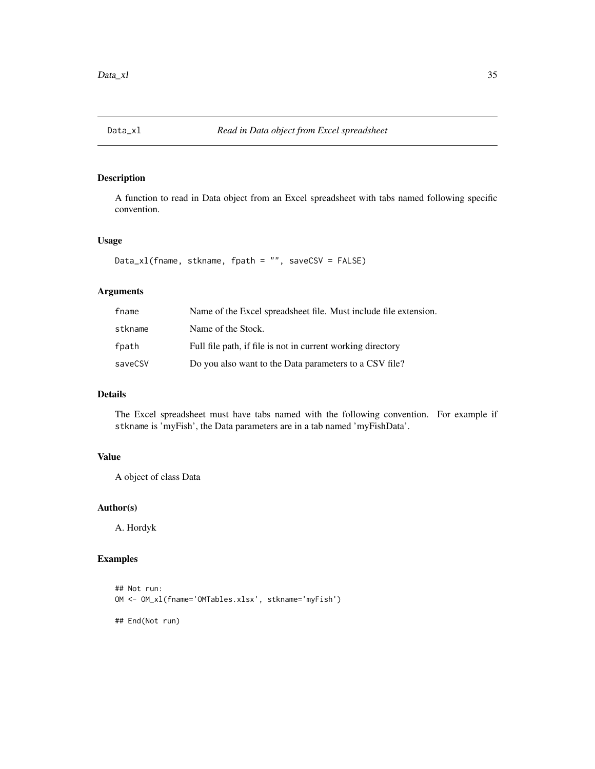# Data_xl — *Read in Data object from Excel spreadsheet*

## Description

A function to read in Data object from an Excel spreadsheet with tabs named following specific convention.

## Usage

```
Data_xl(fname, stkname, fpath = "", saveCSV = FALSE)
```

## Arguments

| | |
|---|---|
| `fname` | Name of the Excel spreadsheet file. Must include file extension. |
| `stkname` | Name of the Stock. |
| `fpath` | Full file path, if file is not in current working directory |
| `saveCSV` | Do you also want to the Data parameters to a CSV file? |

## Details

The Excel spreadsheet must have tabs named with the following convention. For example if `stkname` is 'myFish', the Data parameters are in a tab named 'myFishData'.

## Value

A object of class Data

## Author(s)

A. Hordyk

## Examples

```
## Not run:
OM <- OM_xl(fname='OMTables.xlsx', stkname='myFish')

## End(Not run)
```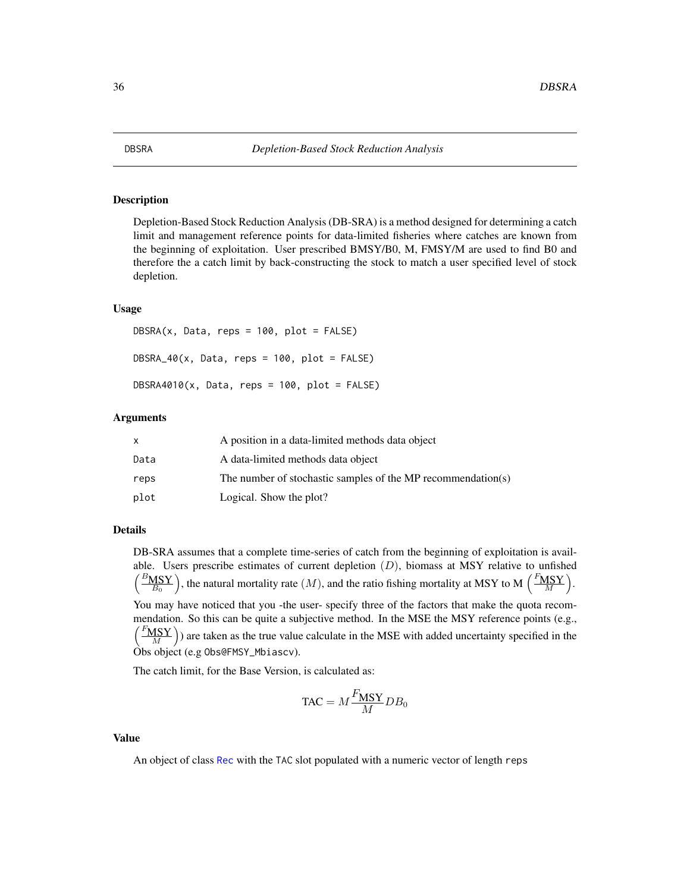# DBSRA — *Depletion-Based Stock Reduction Analysis*

## Description

Depletion-Based Stock Reduction Analysis (DB-SRA) is a method designed for determining a catch limit and management reference points for data-limited fisheries where catches are known from the beginning of exploitation. User prescribed BMSY/B0, M, FMSY/M are used to find B0 and therefore the a catch limit by back-constructing the stock to match a user specified level of stock depletion.

## Usage

```
DBSRA(x, Data, reps = 100, plot = FALSE)

DBSRA_40(x, Data, reps = 100, plot = FALSE)

DBSRA4010(x, Data, reps = 100, plot = FALSE)
```

## Arguments

| | |
|---|---|
| x | A position in a data-limited methods data object |
| Data | A data-limited methods data object |
| reps | The number of stochastic samples of the MP recommendation(s) |
| plot | Logical. Show the plot? |

## Details

DB-SRA assumes that a complete time-series of catch from the beginning of exploitation is available. Users prescribe estimates of current depletion $(D)$, biomass at MSY relative to unfished $\left(\frac{B_{\text{MSY}}}{B_0}\right)$, the natural mortality rate $(M)$, and the ratio fishing mortality at MSY to M $\left(\frac{F_{\text{MSY}}}{M}\right)$.

You may have noticed that you -the user- specify three of the factors that make the quota recommendation. So this can be quite a subjective method. In the MSE the MSY reference points (e.g., $\left(\frac{F_{\text{MSY}}}{M}\right)$) are taken as the true value calculate in the MSE with added uncertainty specified in the Obs object (e.g Obs@FMSY_Mbiascv).

The catch limit, for the Base Version, is calculated as:

$$\text{TAC} = M \frac{F_{\text{MSY}}}{M} D B_0$$

## Value

An object of class Rec with the TAC slot populated with a numeric vector of length reps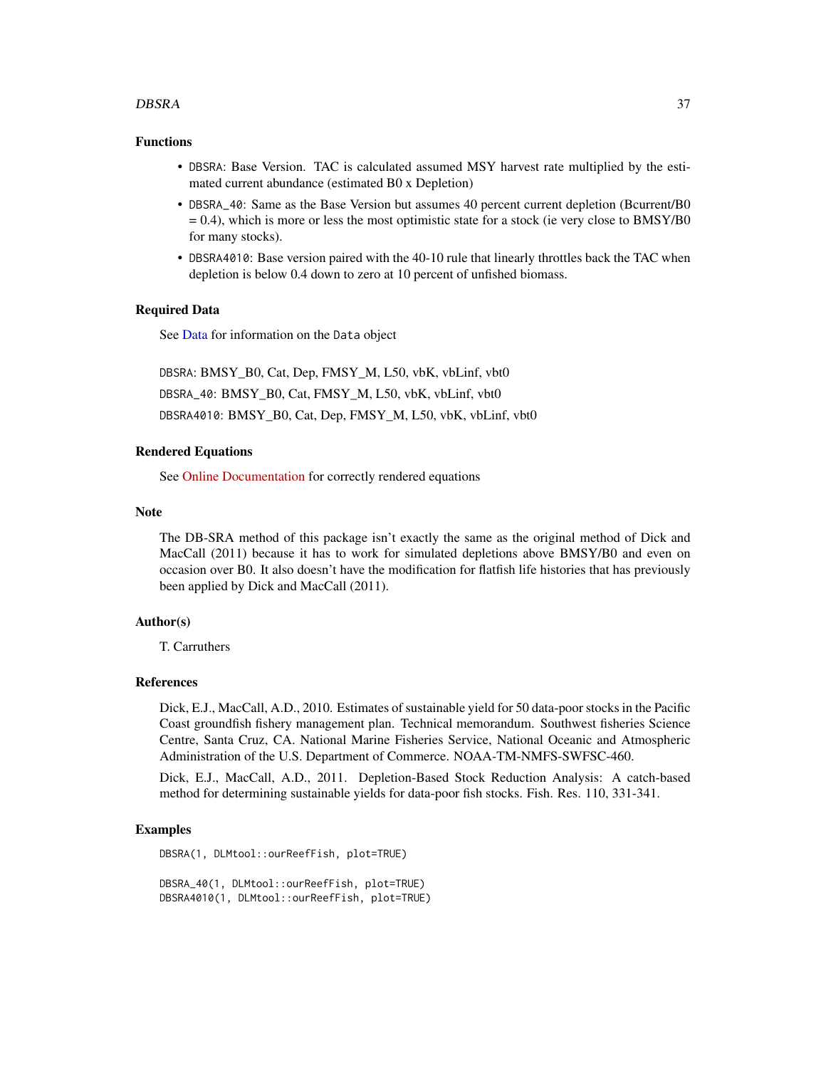## Functions

- `DBSRA`: Base Version. TAC is calculated assumed MSY harvest rate multiplied by the estimated current abundance (estimated B0 x Depletion)
- `DBSRA_40`: Same as the Base Version but assumes 40 percent current depletion (Bcurrent/B0 = 0.4), which is more or less the most optimistic state for a stock (ie very close to BMSY/B0 for many stocks).
- `DBSRA4010`: Base version paired with the 40-10 rule that linearly throttles back the TAC when depletion is below 0.4 down to zero at 10 percent of unfished biomass.

## Required Data

See Data for information on the `Data` object

`DBSRA`: BMSY_B0, Cat, Dep, FMSY_M, L50, vbK, vbLinf, vbt0

`DBSRA_40`: BMSY_B0, Cat, FMSY_M, L50, vbK, vbLinf, vbt0

`DBSRA4010`: BMSY_B0, Cat, Dep, FMSY_M, L50, vbK, vbLinf, vbt0

## Rendered Equations

See Online Documentation for correctly rendered equations

## Note

The DB-SRA method of this package isn't exactly the same as the original method of Dick and MacCall (2011) because it has to work for simulated depletions above BMSY/B0 and even on occasion over B0. It also doesn't have the modification for flatfish life histories that has previously been applied by Dick and MacCall (2011).

## Author(s)

T. Carruthers

## References

Dick, E.J., MacCall, A.D., 2010. Estimates of sustainable yield for 50 data-poor stocks in the Pacific Coast groundfish fishery management plan. Technical memorandum. Southwest fisheries Science Centre, Santa Cruz, CA. National Marine Fisheries Service, National Oceanic and Atmospheric Administration of the U.S. Department of Commerce. NOAA-TM-NMFS-SWFSC-460.

Dick, E.J., MacCall, A.D., 2011. Depletion-Based Stock Reduction Analysis: A catch-based method for determining sustainable yields for data-poor fish stocks. Fish. Res. 110, 331-341.

## Examples

```
DBSRA(1, DLMtool::ourReefFish, plot=TRUE)

DBSRA_40(1, DLMtool::ourReefFish, plot=TRUE)
DBSRA4010(1, DLMtool::ourReefFish, plot=TRUE)
```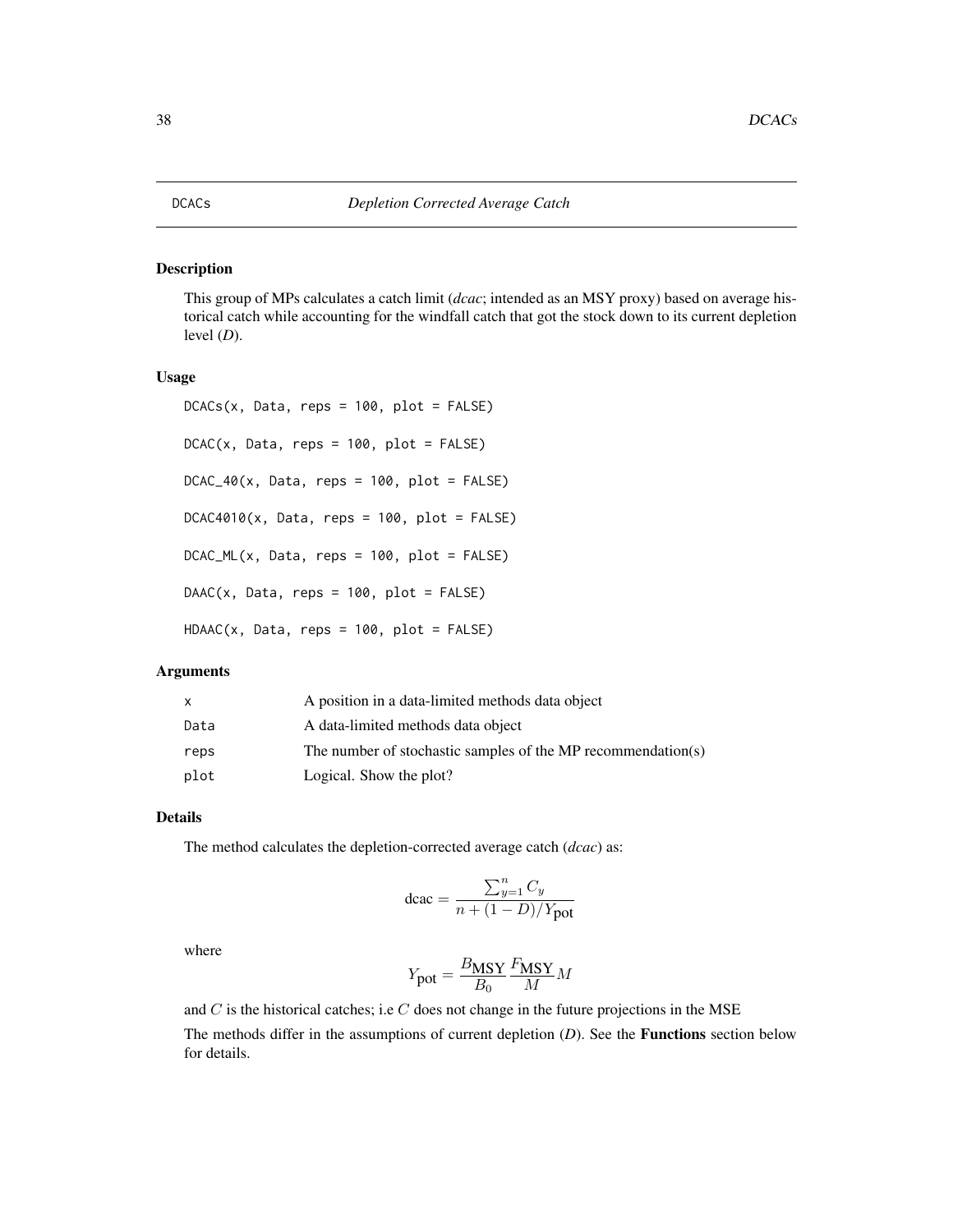# DCACs *Depletion Corrected Average Catch*

## Description

This group of MPs calculates a catch limit (*dcac*; intended as an MSY proxy) based on average historical catch while accounting for the windfall catch that got the stock down to its current depletion level (*D*).

## Usage

```
DCACs(x, Data, reps = 100, plot = FALSE)

DCAC(x, Data, reps = 100, plot = FALSE)

DCAC_40(x, Data, reps = 100, plot = FALSE)

DCAC4010(x, Data, reps = 100, plot = FALSE)

DCAC_ML(x, Data, reps = 100, plot = FALSE)

DAAC(x, Data, reps = 100, plot = FALSE)

HDAAC(x, Data, reps = 100, plot = FALSE)
```

## Arguments

| | |
|---|---|
| x | A position in a data-limited methods data object |
| Data | A data-limited methods data object |
| reps | The number of stochastic samples of the MP recommendation(s) |
| plot | Logical. Show the plot? |

## Details

The method calculates the depletion-corrected average catch (*dcac*) as:

$$\text{dcac} = \frac{\sum_{y=1}^{n} C_y}{n + (1-D)/Y_{\text{pot}}}$$

where

$$Y_{\text{pot}} = \frac{B_{\text{MSY}}}{B_0} \frac{F_{\text{MSY}}}{M} M$$

and $C$ is the historical catches; i.e $C$ does not change in the future projections in the MSE

The methods differ in the assumptions of current depletion (*D*). See the **Functions** section below for details.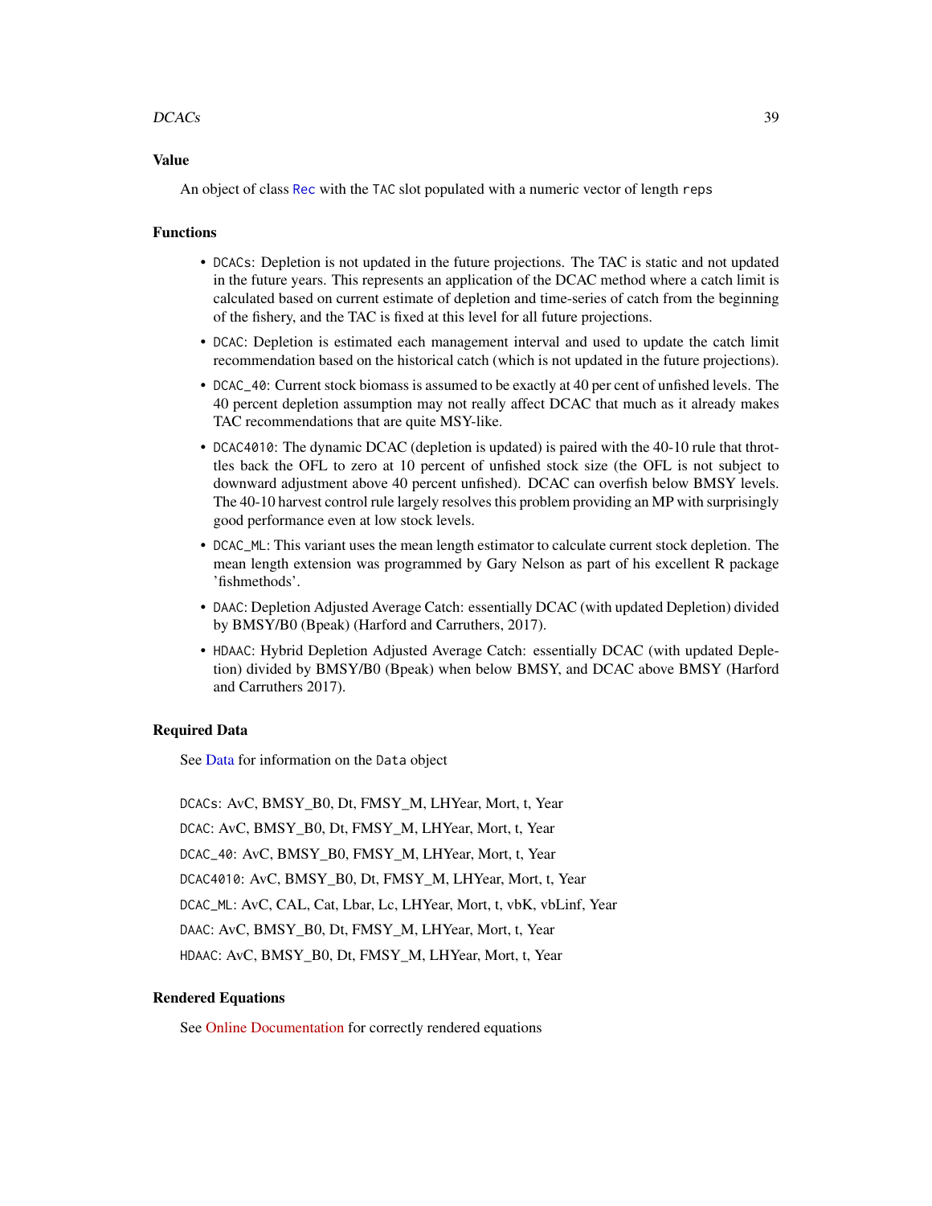### Value

An object of class `Rec` with the `TAC` slot populated with a numeric vector of length `reps`

### Functions

- `DCACs`: Depletion is not updated in the future projections. The TAC is static and not updated in the future years. This represents an application of the DCAC method where a catch limit is calculated based on current estimate of depletion and time-series of catch from the beginning of the fishery, and the TAC is fixed at this level for all future projections.
- `DCAC`: Depletion is estimated each management interval and used to update the catch limit recommendation based on the historical catch (which is not updated in the future projections).
- `DCAC_40`: Current stock biomass is assumed to be exactly at 40 per cent of unfished levels. The 40 percent depletion assumption may not really affect DCAC that much as it already makes TAC recommendations that are quite MSY-like.
- `DCAC4010`: The dynamic DCAC (depletion is updated) is paired with the 40-10 rule that throttles back the OFL to zero at 10 percent of unfished stock size (the OFL is not subject to downward adjustment above 40 percent unfished). DCAC can overfish below BMSY levels. The 40-10 harvest control rule largely resolves this problem providing an MP with surprisingly good performance even at low stock levels.
- `DCAC_ML`: This variant uses the mean length estimator to calculate current stock depletion. The mean length extension was programmed by Gary Nelson as part of his excellent R package 'fishmethods'.
- `DAAC`: Depletion Adjusted Average Catch: essentially DCAC (with updated Depletion) divided by BMSY/B0 (Bpeak) (Harford and Carruthers, 2017).
- `HDAAC`: Hybrid Depletion Adjusted Average Catch: essentially DCAC (with updated Depletion) divided by BMSY/B0 (Bpeak) when below BMSY, and DCAC above BMSY (Harford and Carruthers 2017).

### Required Data

See Data for information on the `Data` object

`DCACs`: AvC, BMSY_B0, Dt, FMSY_M, LHYear, Mort, t, Year

`DCAC`: AvC, BMSY_B0, Dt, FMSY_M, LHYear, Mort, t, Year

`DCAC_40`: AvC, BMSY_B0, FMSY_M, LHYear, Mort, t, Year

`DCAC4010`: AvC, BMSY_B0, Dt, FMSY_M, LHYear, Mort, t, Year

`DCAC_ML`: AvC, CAL, Cat, Lbar, Lc, LHYear, Mort, t, vbK, vbLinf, Year

`DAAC`: AvC, BMSY_B0, Dt, FMSY_M, LHYear, Mort, t, Year

`HDAAC`: AvC, BMSY_B0, Dt, FMSY_M, LHYear, Mort, t, Year

### Rendered Equations

See Online Documentation for correctly rendered equations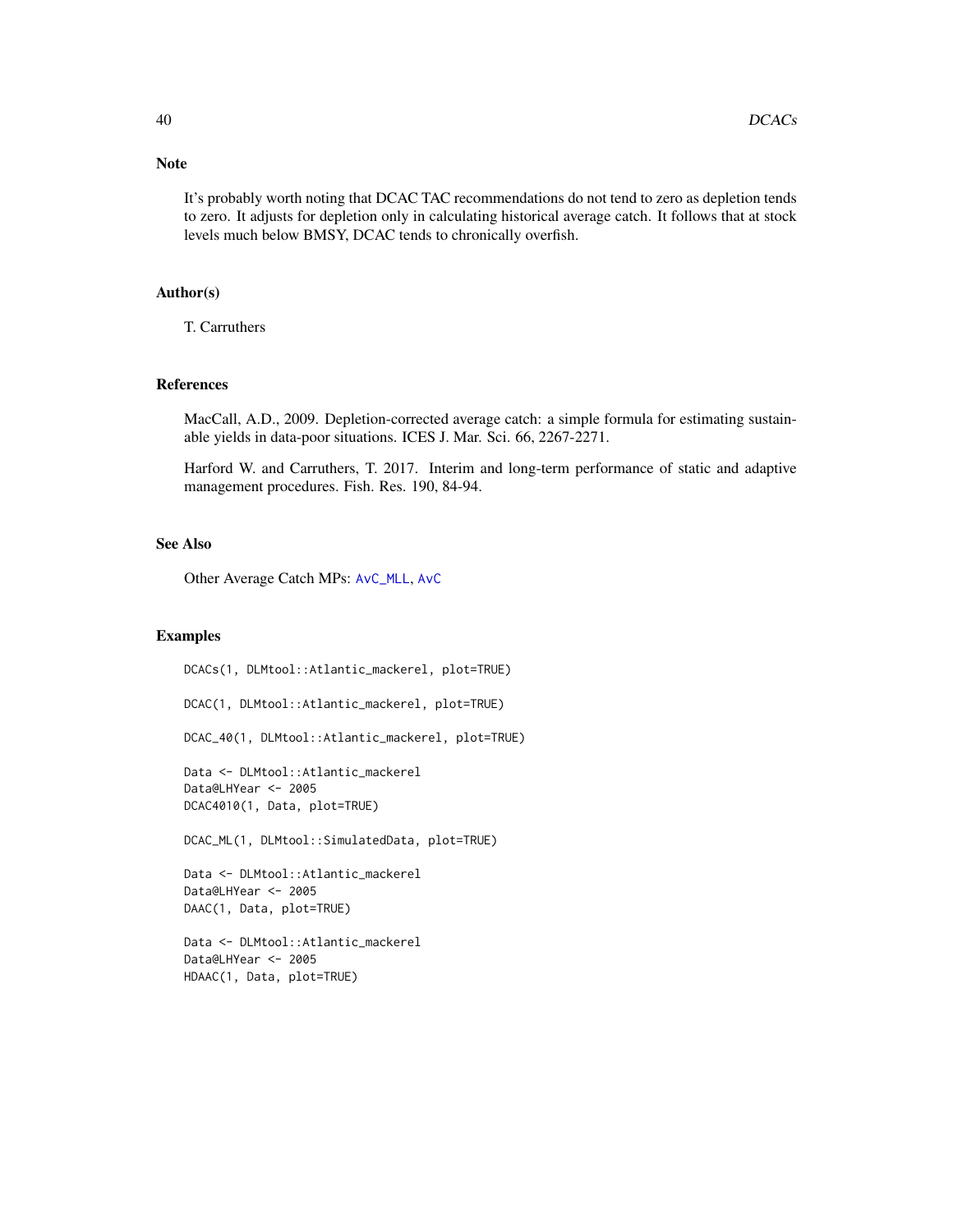## Note

It's probably worth noting that DCAC TAC recommendations do not tend to zero as depletion tends to zero. It adjusts for depletion only in calculating historical average catch. It follows that at stock levels much below BMSY, DCAC tends to chronically overfish.

## Author(s)

T. Carruthers

## References

MacCall, A.D., 2009. Depletion-corrected average catch: a simple formula for estimating sustainable yields in data-poor situations. ICES J. Mar. Sci. 66, 2267-2271.

Harford W. and Carruthers, T. 2017. Interim and long-term performance of static and adaptive management procedures. Fish. Res. 190, 84-94.

## See Also

Other Average Catch MPs: AvC_MLL, AvC

## Examples

```
DCACs(1, DLMtool::Atlantic_mackerel, plot=TRUE)

DCAC(1, DLMtool::Atlantic_mackerel, plot=TRUE)

DCAC_40(1, DLMtool::Atlantic_mackerel, plot=TRUE)

Data <- DLMtool::Atlantic_mackerel
Data@LHYear <- 2005
DCAC4010(1, Data, plot=TRUE)

DCAC_ML(1, DLMtool::SimulatedData, plot=TRUE)

Data <- DLMtool::Atlantic_mackerel
Data@LHYear <- 2005
DAAC(1, Data, plot=TRUE)

Data <- DLMtool::Atlantic_mackerel
Data@LHYear <- 2005
HDAAC(1, Data, plot=TRUE)
```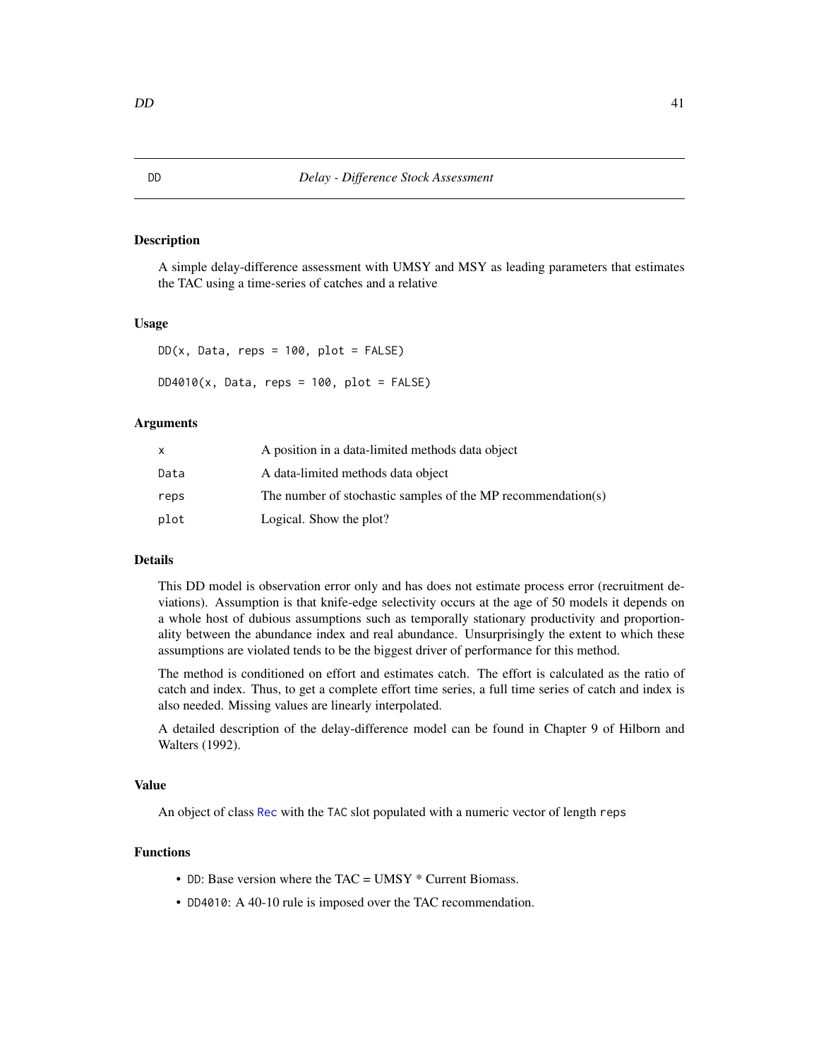# DD — *Delay - Difference Stock Assessment*

## Description

A simple delay-difference assessment with UMSY and MSY as leading parameters that estimates the TAC using a time-series of catches and a relative

## Usage

```
DD(x, Data, reps = 100, plot = FALSE)

DD4010(x, Data, reps = 100, plot = FALSE)
```

## Arguments

| | |
|---|---|
| x | A position in a data-limited methods data object |
| Data | A data-limited methods data object |
| reps | The number of stochastic samples of the MP recommendation(s) |
| plot | Logical. Show the plot? |

## Details

This DD model is observation error only and has does not estimate process error (recruitment deviations). Assumption is that knife-edge selectivity occurs at the age of 50 models it depends on a whole host of dubious assumptions such as temporally stationary productivity and proportionality between the abundance index and real abundance. Unsurprisingly the extent to which these assumptions are violated tends to be the biggest driver of performance for this method.

The method is conditioned on effort and estimates catch. The effort is calculated as the ratio of catch and index. Thus, to get a complete effort time series, a full time series of catch and index is also needed. Missing values are linearly interpolated.

A detailed description of the delay-difference model can be found in Chapter 9 of Hilborn and Walters (1992).

## Value

An object of class `Rec` with the `TAC` slot populated with a numeric vector of length `reps`

## Functions

- `DD`: Base version where the TAC = UMSY * Current Biomass.
- `DD4010`: A 40-10 rule is imposed over the TAC recommendation.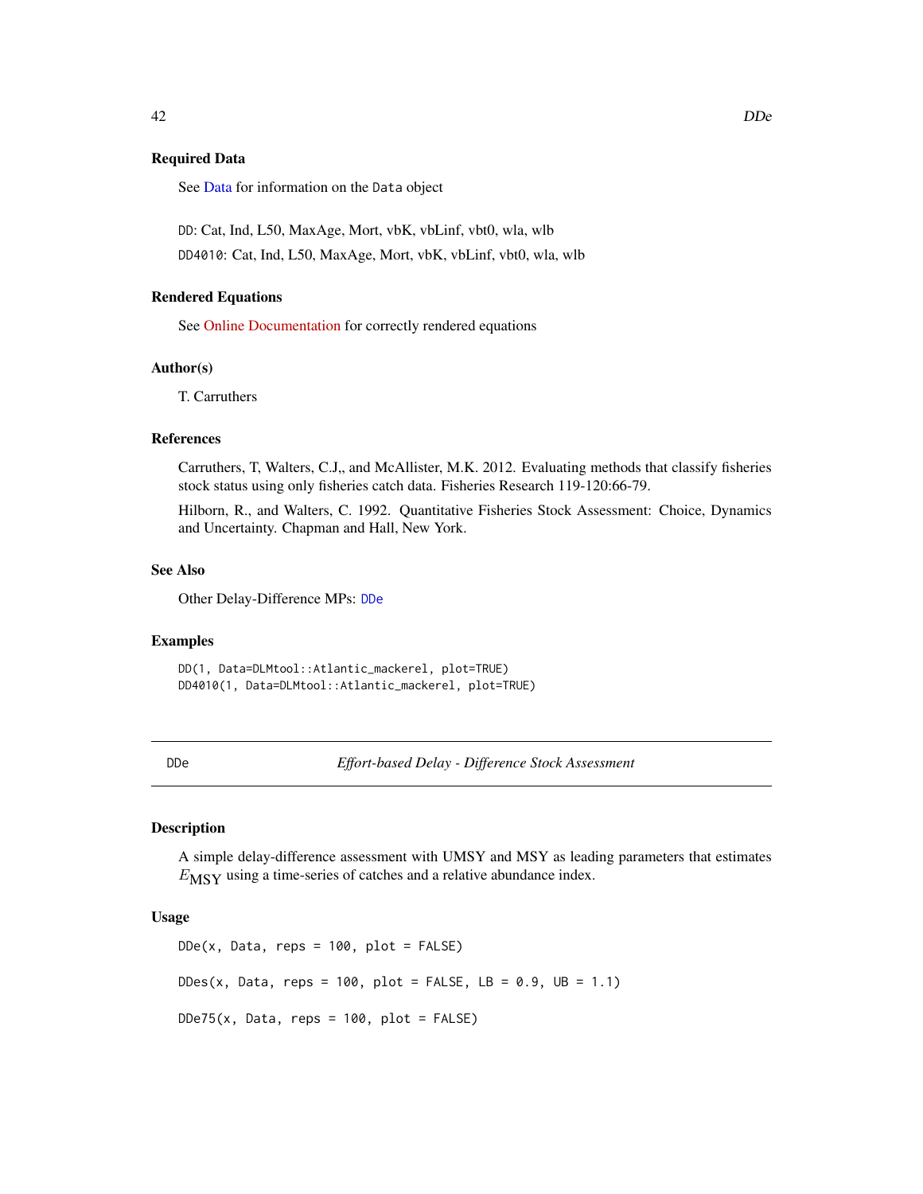### Required Data

See Data for information on the `Data` object

`DD`: Cat, Ind, L50, MaxAge, Mort, vbK, vbLinf, vbt0, wla, wlb

`DD4010`: Cat, Ind, L50, MaxAge, Mort, vbK, vbLinf, vbt0, wla, wlb

### Rendered Equations

See Online Documentation for correctly rendered equations

### Author(s)

T. Carruthers

### References

Carruthers, T, Walters, C.J,, and McAllister, M.K. 2012. Evaluating methods that classify fisheries stock status using only fisheries catch data. Fisheries Research 119-120:66-79.

Hilborn, R., and Walters, C. 1992. Quantitative Fisheries Stock Assessment: Choice, Dynamics and Uncertainty. Chapman and Hall, New York.

### See Also

Other Delay-Difference MPs: `DDe`

### Examples

```
DD(1, Data=DLMtool::Atlantic_mackerel, plot=TRUE)
DD4010(1, Data=DLMtool::Atlantic_mackerel, plot=TRUE)
```

---

## DDe — *Effort-based Delay - Difference Stock Assessment*

---

### Description

A simple delay-difference assessment with UMSY and MSY as leading parameters that estimates $E_{\text{MSY}}$ using a time-series of catches and a relative abundance index.

### Usage

```
DDe(x, Data, reps = 100, plot = FALSE)

DDes(x, Data, reps = 100, plot = FALSE, LB = 0.9, UB = 1.1)

DDe75(x, Data, reps = 100, plot = FALSE)
```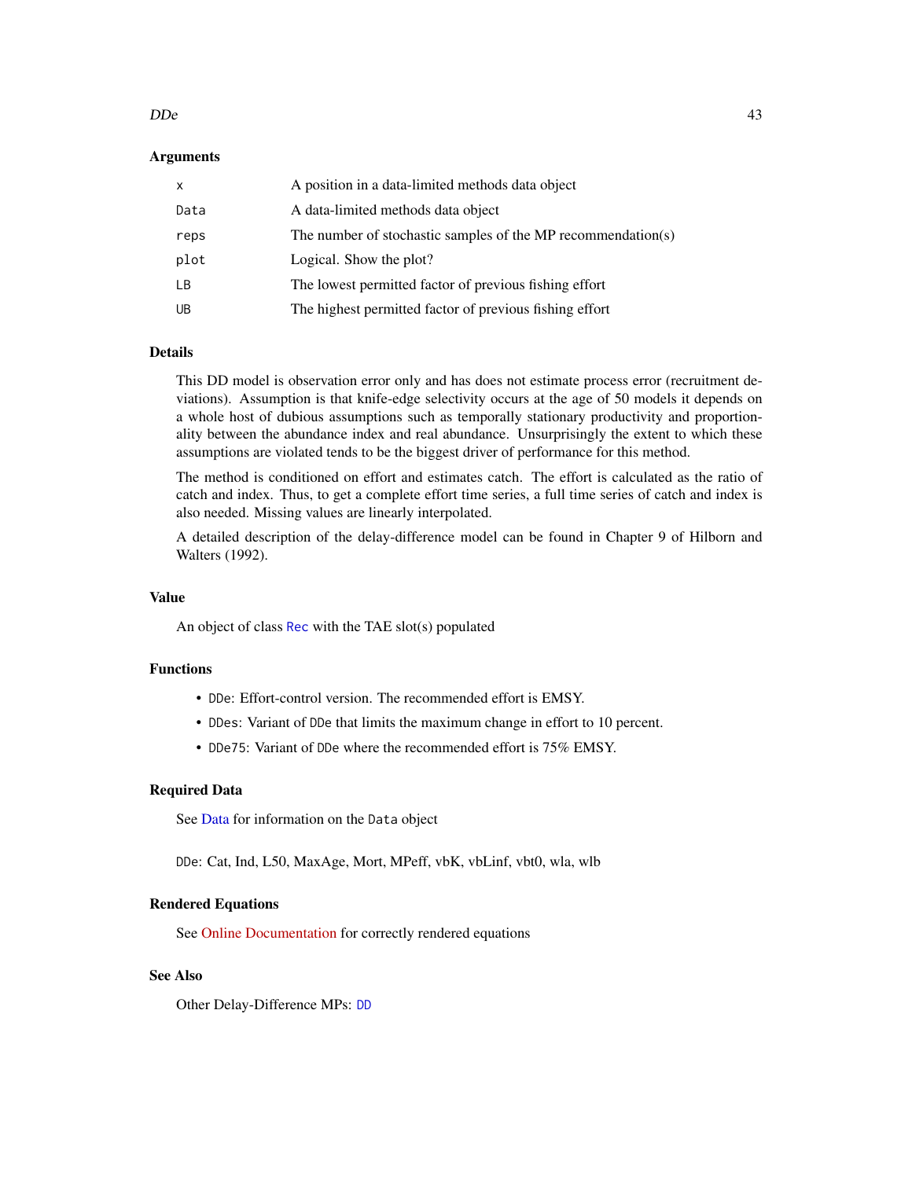### Arguments

| | |
|---|---|
| `x` | A position in a data-limited methods data object |
| `Data` | A data-limited methods data object |
| `reps` | The number of stochastic samples of the MP recommendation(s) |
| `plot` | Logical. Show the plot? |
| `LB` | The lowest permitted factor of previous fishing effort |
| `UB` | The highest permitted factor of previous fishing effort |

### Details

This DD model is observation error only and has does not estimate process error (recruitment deviations). Assumption is that knife-edge selectivity occurs at the age of 50 models it depends on a whole host of dubious assumptions such as temporally stationary productivity and proportionality between the abundance index and real abundance. Unsurprisingly the extent to which these assumptions are violated tends to be the biggest driver of performance for this method.

The method is conditioned on effort and estimates catch. The effort is calculated as the ratio of catch and index. Thus, to get a complete effort time series, a full time series of catch and index is also needed. Missing values are linearly interpolated.

A detailed description of the delay-difference model can be found in Chapter 9 of Hilborn and Walters (1992).

### Value

An object of class `Rec` with the TAE slot(s) populated

### Functions

- `DDe`: Effort-control version. The recommended effort is EMSY.
- `DDes`: Variant of `DDe` that limits the maximum change in effort to 10 percent.
- `DDe75`: Variant of `DDe` where the recommended effort is 75% EMSY.

### Required Data

See Data for information on the `Data` object

`DDe`: Cat, Ind, L50, MaxAge, Mort, MPeff, vbK, vbLinf, vbt0, wla, wlb

### Rendered Equations

See Online Documentation for correctly rendered equations

### See Also

Other Delay-Difference MPs: `DD`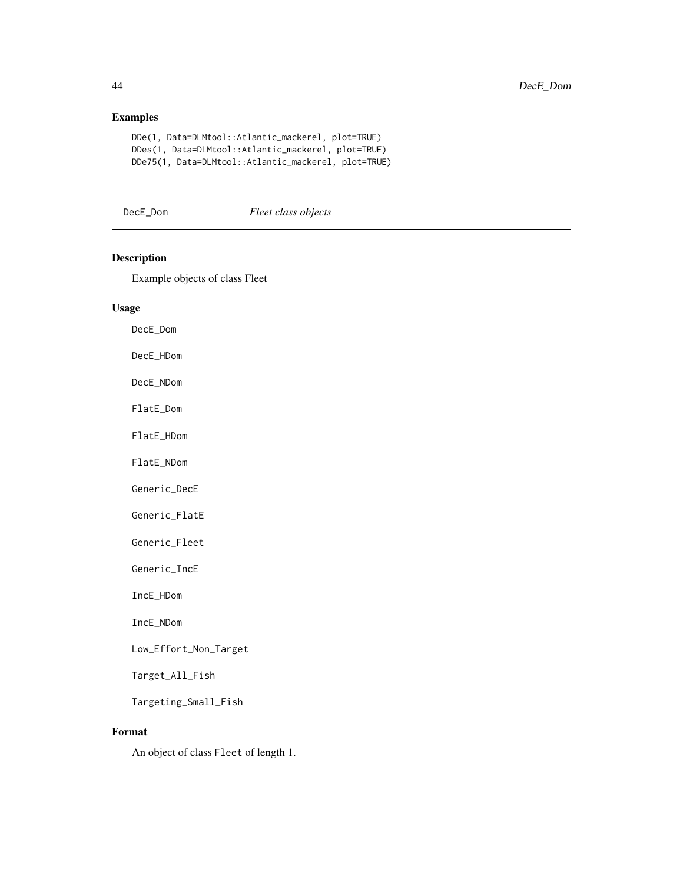## Examples

```
DDe(1, Data=DLMtool::Atlantic_mackerel, plot=TRUE)
DDes(1, Data=DLMtool::Atlantic_mackerel, plot=TRUE)
DDe75(1, Data=DLMtool::Atlantic_mackerel, plot=TRUE)
```

---

## DecE_Dom — *Fleet class objects*

### Description

Example objects of class Fleet

### Usage

```
DecE_Dom

DecE_HDom

DecE_NDom

FlatE_Dom

FlatE_HDom

FlatE_NDom

Generic_DecE

Generic_FlatE

Generic_Fleet

Generic_IncE

IncE_HDom

IncE_NDom

Low_Effort_Non_Target

Target_All_Fish

Targeting_Small_Fish
```

### Format

An object of class `Fleet` of length 1.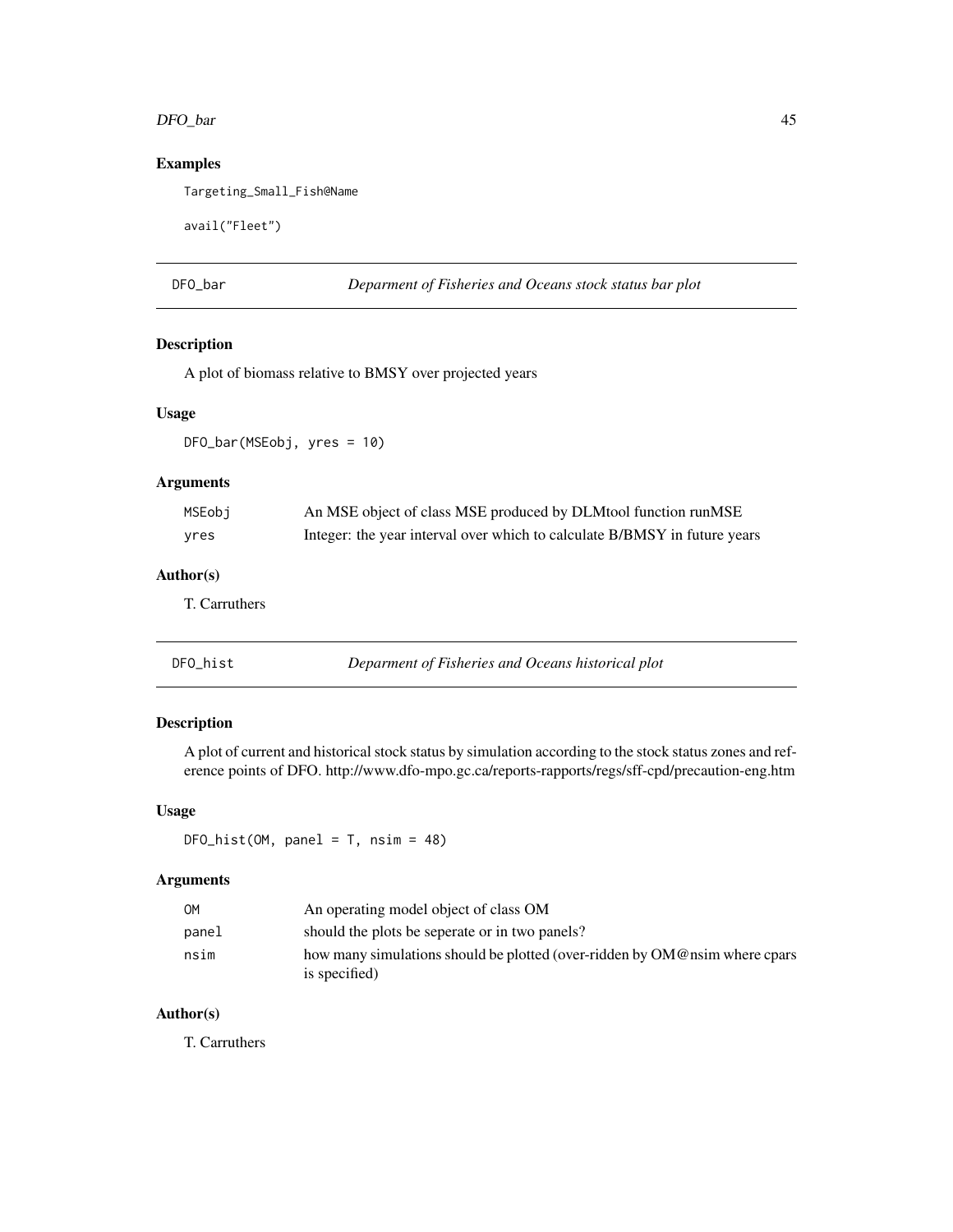## Examples

```
Targeting_Small_Fish@Name

avail("Fleet")
```

---

## DFO_bar — *Deparment of Fisheries and Oceans stock status bar plot*

### Description

A plot of biomass relative to BMSY over projected years

### Usage

```
DFO_bar(MSEobj, yres = 10)
```

### Arguments

| | |
|---|---|
| MSEobj | An MSE object of class MSE produced by DLMtool function runMSE |
| yres | Integer: the year interval over which to calculate B/BMSY in future years |

### Author(s)

T. Carruthers

---

## DFO_hist — *Deparment of Fisheries and Oceans historical plot*

### Description

A plot of current and historical stock status by simulation according to the stock status zones and reference points of DFO. http://www.dfo-mpo.gc.ca/reports-rapports/regs/sff-cpd/precaution-eng.htm

### Usage

```
DFO_hist(OM, panel = T, nsim = 48)
```

### Arguments

| | |
|---|---|
| OM | An operating model object of class OM |
| panel | should the plots be seperate or in two panels? |
| nsim | how many simulations should be plotted (over-ridden by OM@nsim where cpars is specified) |

### Author(s)

T. Carruthers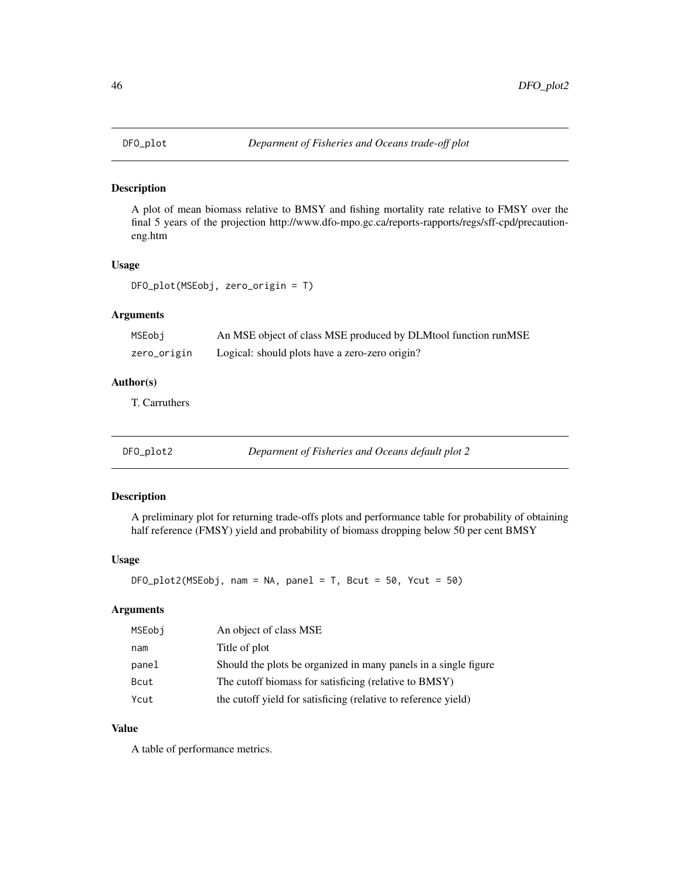## DFO_plot *Deparment of Fisheries and Oceans trade-off plot*

### Description

A plot of mean biomass relative to BMSY and fishing mortality rate relative to FMSY over the final 5 years of the projection http://www.dfo-mpo.gc.ca/reports-rapports/regs/sff-cpd/precaution-eng.htm

### Usage

```
DFO_plot(MSEobj, zero_origin = T)
```

### Arguments

| | |
|---|---|
| MSEobj | An MSE object of class MSE produced by DLMtool function runMSE |
| zero_origin | Logical: should plots have a zero-zero origin? |

### Author(s)

T. Carruthers

## DFO_plot2 *Deparment of Fisheries and Oceans default plot 2*

### Description

A preliminary plot for returning trade-offs plots and performance table for probability of obtaining half reference (FMSY) yield and probability of biomass dropping below 50 per cent BMSY

### Usage

```
DFO_plot2(MSEobj, nam = NA, panel = T, Bcut = 50, Ycut = 50)
```

### Arguments

| | |
|---|---|
| MSEobj | An object of class MSE |
| nam | Title of plot |
| panel | Should the plots be organized in many panels in a single figure |
| Bcut | The cutoff biomass for satisficing (relative to BMSY) |
| Ycut | the cutoff yield for satisficing (relative to reference yield) |

### Value

A table of performance metrics.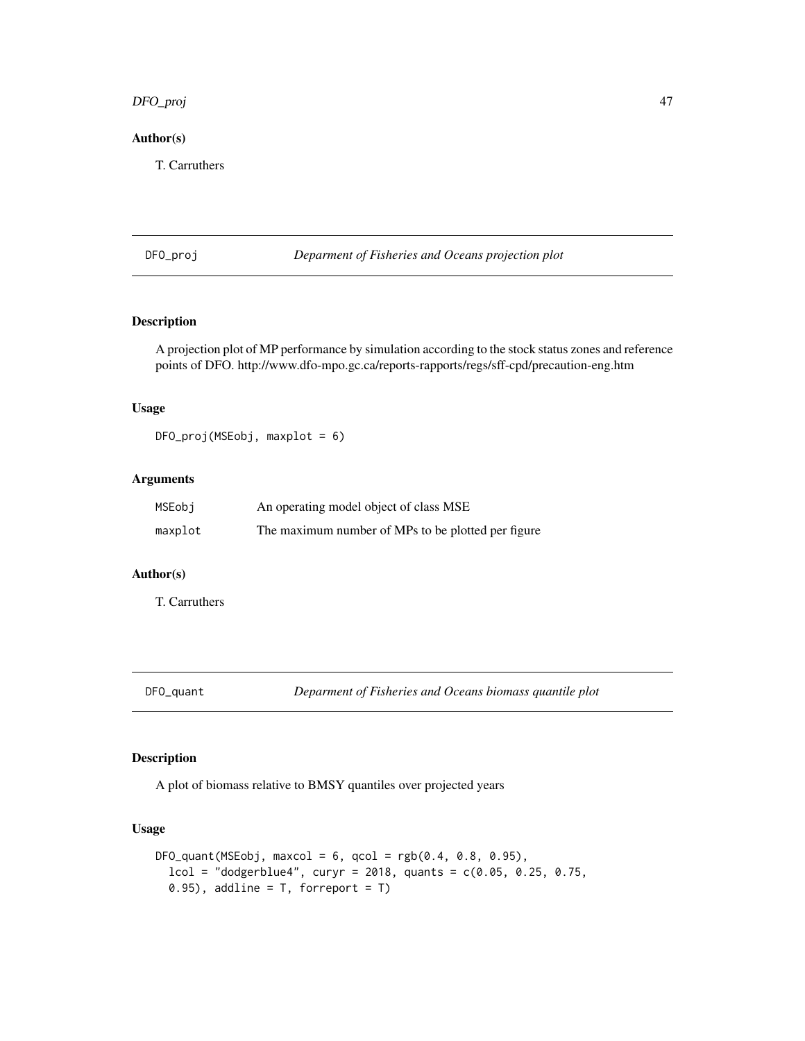## Author(s)

T. Carruthers

---

DFO_proj *Deparment of Fisheries and Oceans projection plot*

## Description

A projection plot of MP performance by simulation according to the stock status zones and reference points of DFO. http://www.dfo-mpo.gc.ca/reports-rapports/regs/sff-cpd/precaution-eng.htm

## Usage

```
DFO_proj(MSEobj, maxplot = 6)
```

## Arguments

| | |
|---|---|
| MSEobj | An operating model object of class MSE |
| maxplot | The maximum number of MPs to be plotted per figure |

## Author(s)

T. Carruthers

---

DFO_quant *Deparment of Fisheries and Oceans biomass quantile plot*

## Description

A plot of biomass relative to BMSY quantiles over projected years

## Usage

```
DFO_quant(MSEobj, maxcol = 6, qcol = rgb(0.4, 0.8, 0.95),
  lcol = "dodgerblue4", curyr = 2018, quants = c(0.05, 0.25, 0.75,
  0.95), addline = T, forreport = T)
```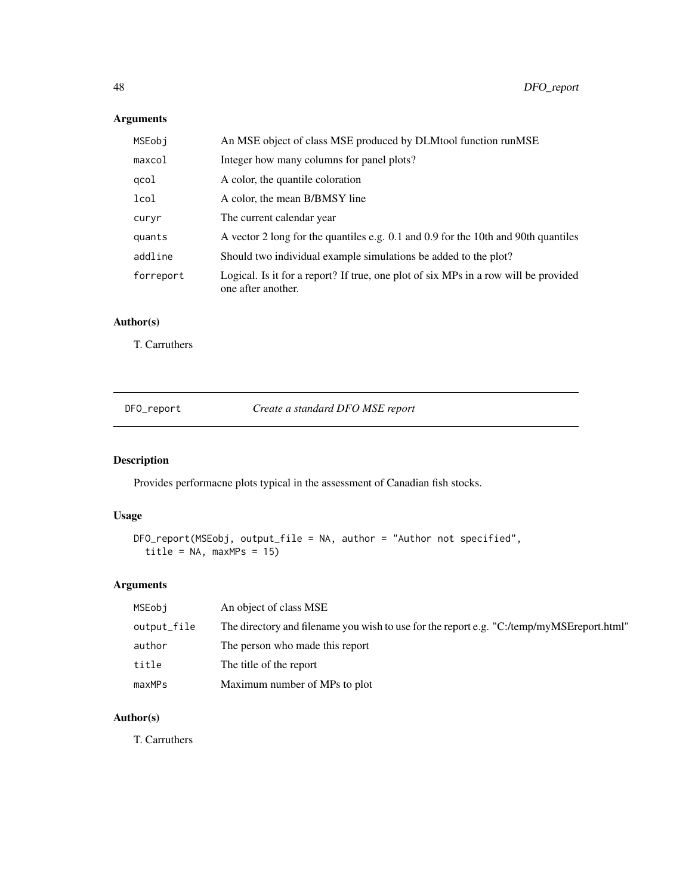## Arguments

| | |
|---|---|
| MSEobj | An MSE object of class MSE produced by DLMtool function runMSE |
| maxcol | Integer how many columns for panel plots? |
| qcol | A color, the quantile coloration |
| lcol | A color, the mean B/BMSY line |
| curyr | The current calendar year |
| quants | A vector 2 long for the quantiles e.g. 0.1 and 0.9 for the 10th and 90th quantiles |
| addline | Should two individual example simulations be added to the plot? |
| forreport | Logical. Is it for a report? If true, one plot of six MPs in a row will be provided one after another. |

## Author(s)

T. Carruthers

---

# DFO_report — *Create a standard DFO MSE report*

## Description

Provides performacne plots typical in the assessment of Canadian fish stocks.

## Usage

```
DFO_report(MSEobj, output_file = NA, author = "Author not specified",
  title = NA, maxMPs = 15)
```

## Arguments

| | |
|---|---|
| MSEobj | An object of class MSE |
| output_file | The directory and filename you wish to use for the report e.g. "C:/temp/myMSEreport.html" |
| author | The person who made this report |
| title | The title of the report |
| maxMPs | Maximum number of MPs to plot |

## Author(s)

T. Carruthers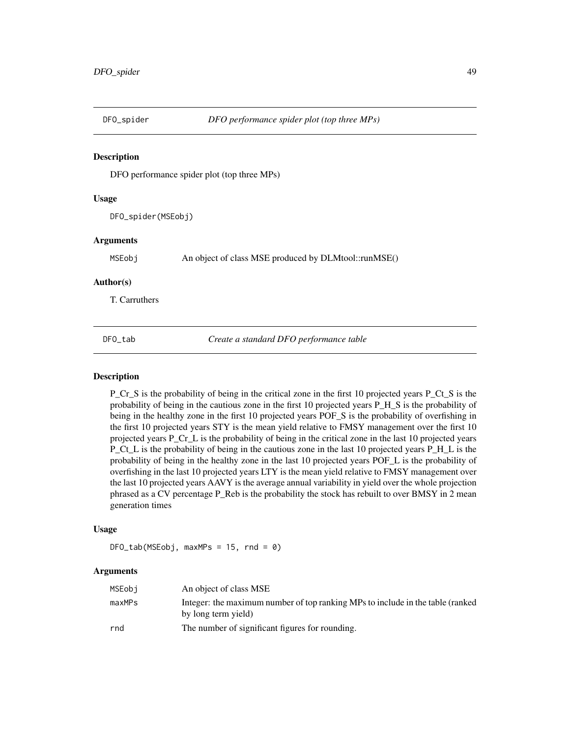## DFO_spider — *DFO performance spider plot (top three MPs)*

### Description

DFO performance spider plot (top three MPs)

### Usage

```
DFO_spider(MSEobj)
```

### Arguments

| | |
|---|---|
| MSEobj | An object of class MSE produced by DLMtool::runMSE() |

### Author(s)

T. Carruthers

## DFO_tab — *Create a standard DFO performance table*

### Description

P_Cr_S is the probability of being in the critical zone in the first 10 projected years P_Ct_S is the probability of being in the cautious zone in the first 10 projected years P_H_S is the probability of being in the healthy zone in the first 10 projected years POF_S is the probability of overfishing in the first 10 projected years STY is the mean yield relative to FMSY management over the first 10 projected years P_Cr_L is the probability of being in the critical zone in the last 10 projected years P_Ct_L is the probability of being in the cautious zone in the last 10 projected years P_H_L is the probability of being in the healthy zone in the last 10 projected years POF_L is the probability of overfishing in the last 10 projected years LTY is the mean yield relative to FMSY management over the last 10 projected years AAVY is the average annual variability in yield over the whole projection phrased as a CV percentage P_Reb is the probability the stock has rebuilt to over BMSY in 2 mean generation times

### Usage

```
DFO_tab(MSEobj, maxMPs = 15, rnd = 0)
```

### Arguments

| | |
|---|---|
| MSEobj | An object of class MSE |
| maxMPs | Integer: the maximum number of top ranking MPs to include in the table (ranked by long term yield) |
| rnd | The number of significant figures for rounding. |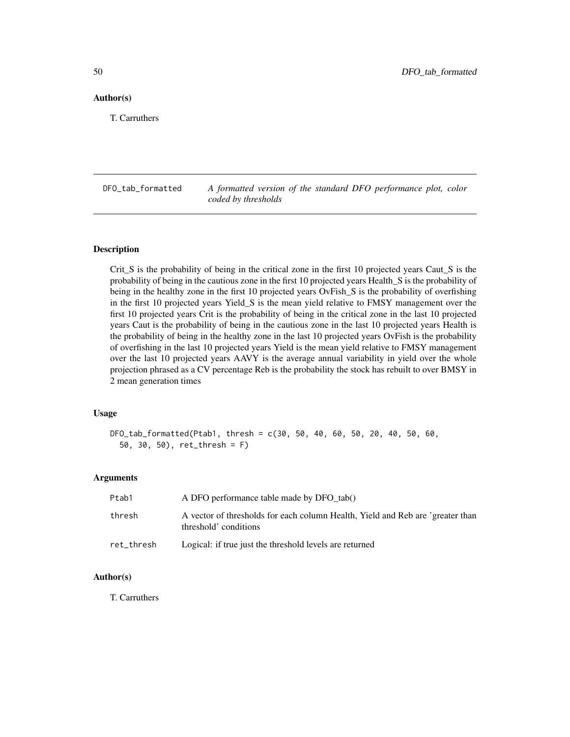### Author(s)

T. Carruthers

---

## DFO_tab_formatted — *A formatted version of the standard DFO performance plot, color coded by thresholds*

---

### Description

Crit_S is the probability of being in the critical zone in the first 10 projected years Caut_S is the probability of being in the cautious zone in the first 10 projected years Health_S is the probability of being in the healthy zone in the first 10 projected years OvFish_S is the probability of overfishing in the first 10 projected years Yield_S is the mean yield relative to FMSY management over the first 10 projected years Crit is the probability of being in the critical zone in the last 10 projected years Caut is the probability of being in the cautious zone in the last 10 projected years Health is the probability of being in the healthy zone in the last 10 projected years OvFish is the probability of overfishing in the last 10 projected years Yield is the mean yield relative to FMSY management over the last 10 projected years AAVY is the average annual variability in yield over the whole projection phrased as a CV percentage Reb is the probability the stock has rebuilt to over BMSY in 2 mean generation times

### Usage

```
DFO_tab_formatted(Ptab1, thresh = c(30, 50, 40, 60, 50, 20, 40, 50, 60,
  50, 30, 50), ret_thresh = F)
```

### Arguments

| | |
|---|---|
| Ptab1 | A DFO performance table made by DFO_tab() |
| thresh | A vector of thresholds for each column Health, Yield and Reb are 'greater than threshold' conditions |
| ret_thresh | Logical: if true just the threshold levels are returned |

### Author(s)

T. Carruthers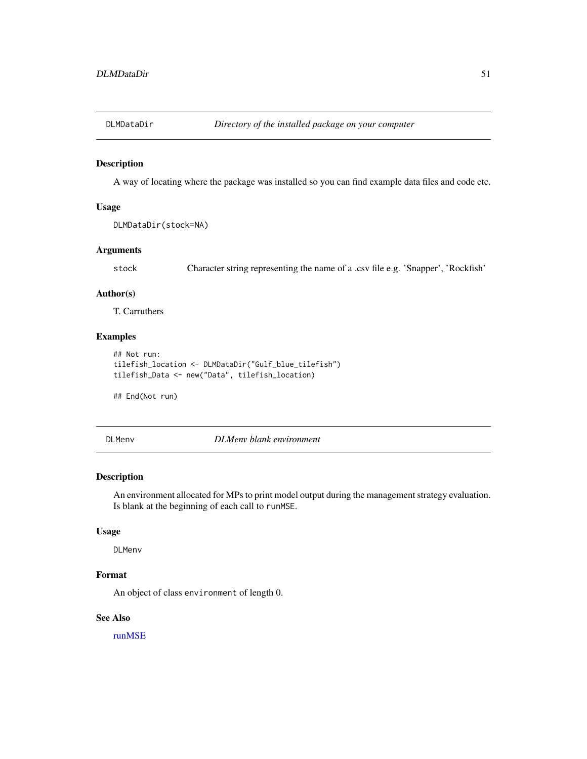## DLMDataDir — *Directory of the installed package on your computer*

### Description

A way of locating where the package was installed so you can find example data files and code etc.

### Usage

```
DLMDataDir(stock=NA)
```

### Arguments

| | |
|---|---|
| stock | Character string representing the name of a .csv file e.g. 'Snapper', 'Rockfish' |

### Author(s)

T. Carruthers

### Examples

```
## Not run:
tilefish_location <- DLMDataDir("Gulf_blue_tilefish")
tilefish_Data <- new("Data", tilefish_location)

## End(Not run)
```

## DLMenv — *DLMenv blank environment*

### Description

An environment allocated for MPs to print model output during the management strategy evaluation. Is blank at the beginning of each call to `runMSE`.

### Usage

```
DLMenv
```

### Format

An object of class `environment` of length 0.

### See Also

runMSE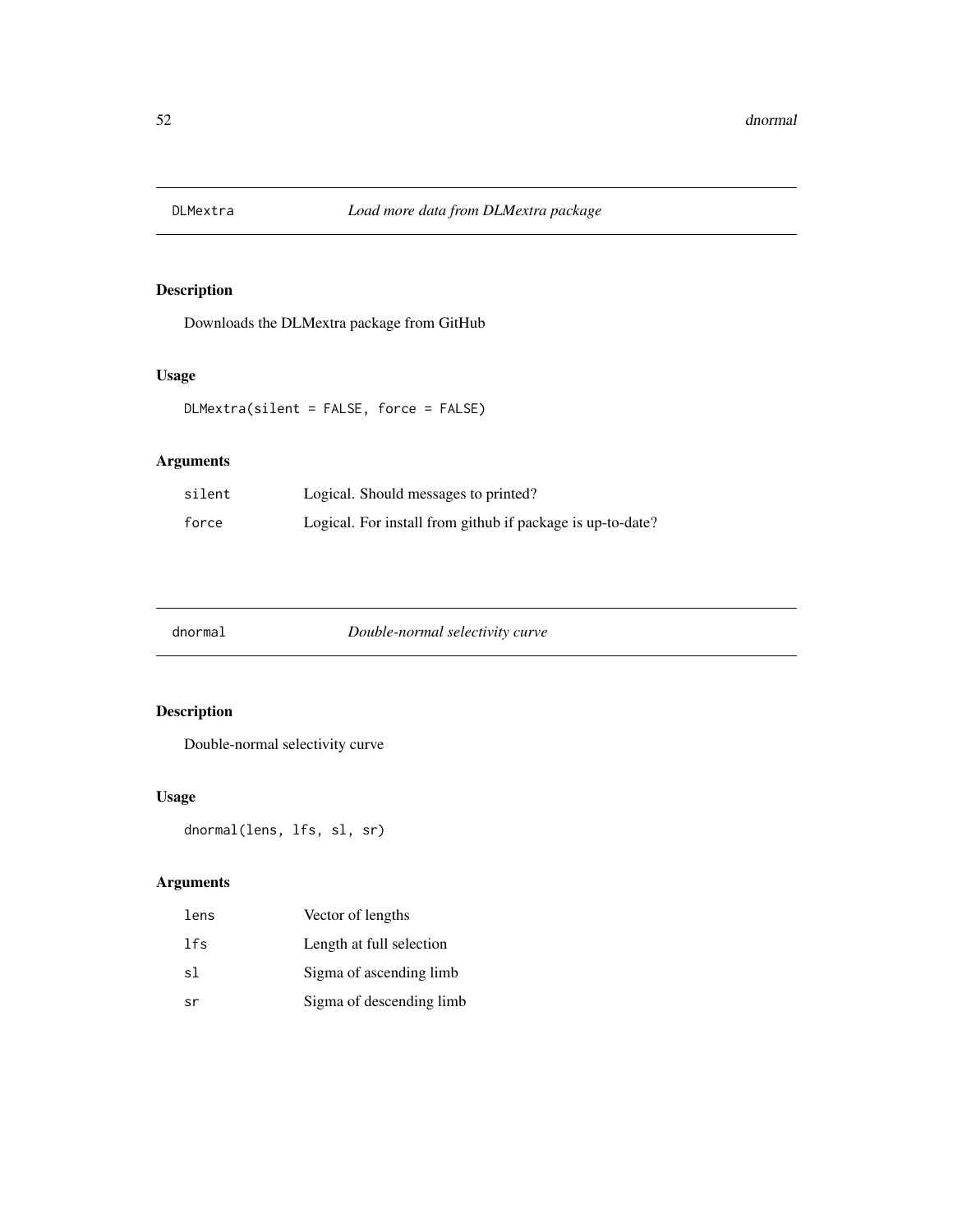## DLMextra — *Load more data from DLMextra package*

### Description

Downloads the DLMextra package from GitHub

### Usage

```
DLMextra(silent = FALSE, force = FALSE)
```

### Arguments

| | |
|---|---|
| silent | Logical. Should messages to printed? |
| force | Logical. For install from github if package is up-to-date? |

## dnormal — *Double-normal selectivity curve*

### Description

Double-normal selectivity curve

### Usage

```
dnormal(lens, lfs, sl, sr)
```

### Arguments

| | |
|---|---|
| lens | Vector of lengths |
| lfs | Length at full selection |
| sl | Sigma of ascending limb |
| sr | Sigma of descending limb |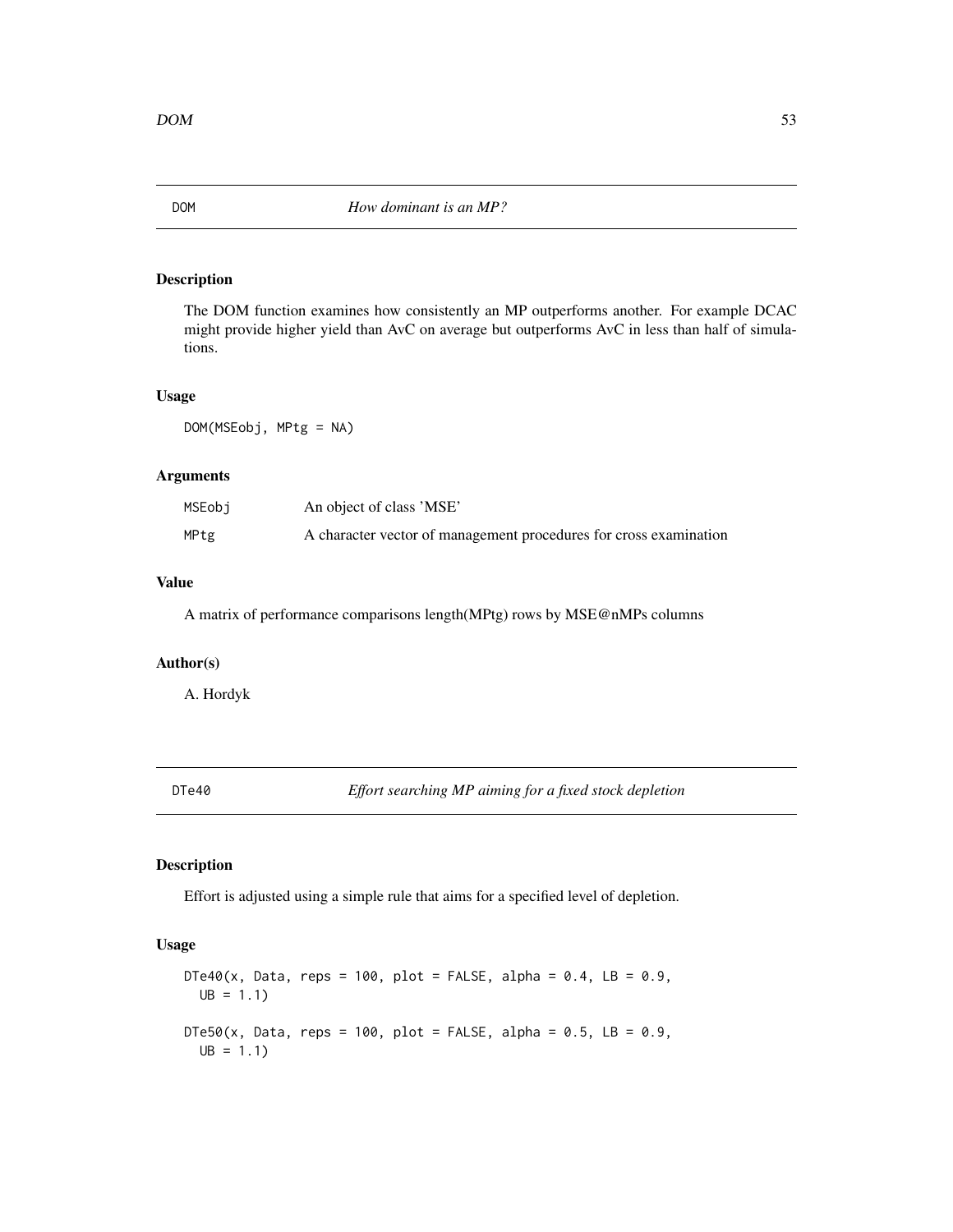## DOM — *How dominant is an MP?*

### Description

The DOM function examines how consistently an MP outperforms another. For example DCAC might provide higher yield than AvC on average but outperforms AvC in less than half of simulations.

### Usage

```
DOM(MSEobj, MPtg = NA)
```

### Arguments

| | |
|---|---|
| MSEobj | An object of class 'MSE' |
| MPtg | A character vector of management procedures for cross examination |

### Value

A matrix of performance comparisons length(MPtg) rows by MSE@nMPs columns

### Author(s)

A. Hordyk

## DTe40 — *Effort searching MP aiming for a fixed stock depletion*

### Description

Effort is adjusted using a simple rule that aims for a specified level of depletion.

### Usage

```
DTe40(x, Data, reps = 100, plot = FALSE, alpha = 0.4, LB = 0.9,
  UB = 1.1)

DTe50(x, Data, reps = 100, plot = FALSE, alpha = 0.5, LB = 0.9,
  UB = 1.1)
```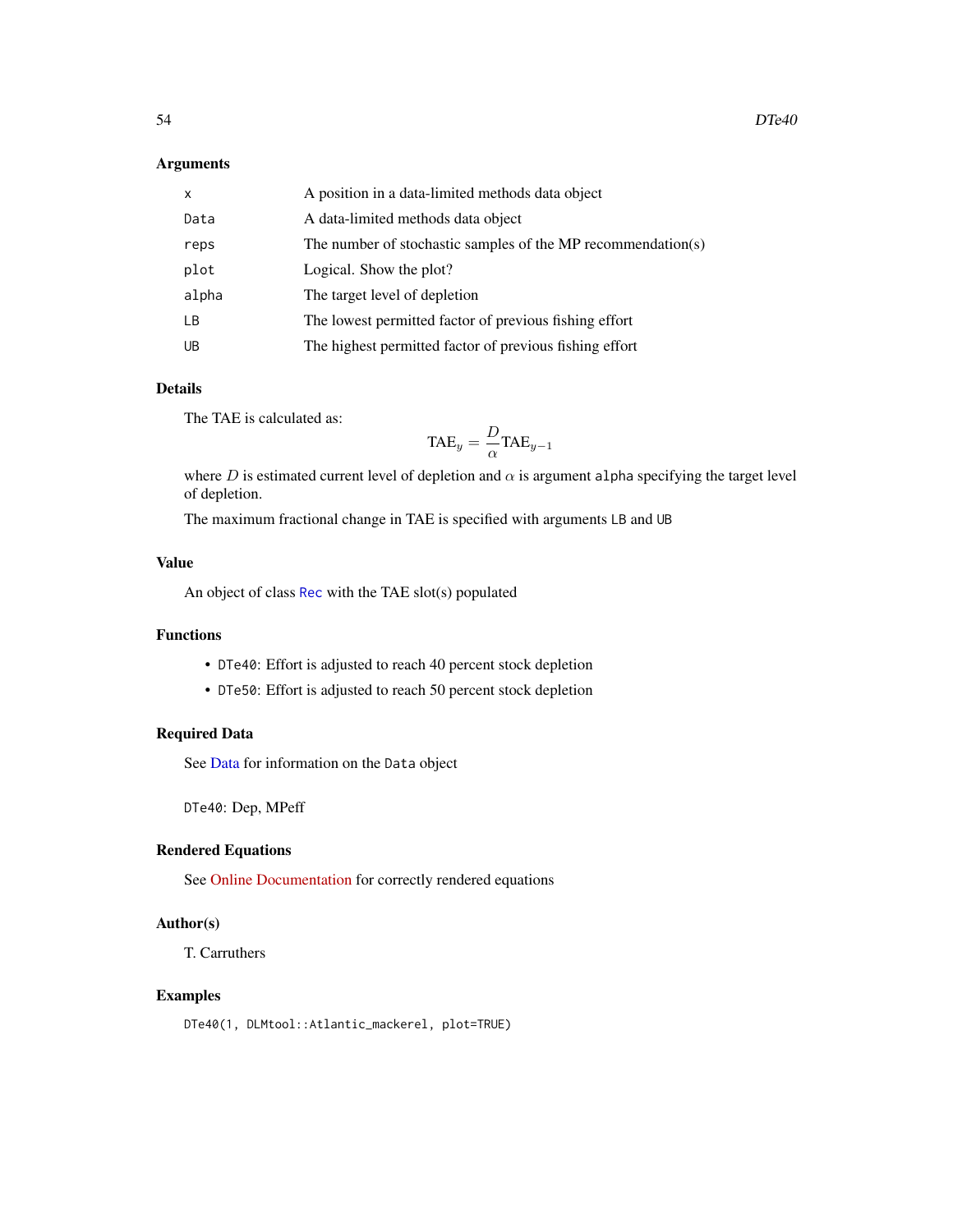### Arguments

| | |
|---|---|
| `x` | A position in a data-limited methods data object |
| `Data` | A data-limited methods data object |
| `reps` | The number of stochastic samples of the MP recommendation(s) |
| `plot` | Logical. Show the plot? |
| `alpha` | The target level of depletion |
| `LB` | The lowest permitted factor of previous fishing effort |
| `UB` | The highest permitted factor of previous fishing effort |

### Details

The TAE is calculated as:

$$\text{TAE}_y = \frac{D}{\alpha}\text{TAE}_{y-1}$$

where $D$ is estimated current level of depletion and $\alpha$ is argument `alpha` specifying the target level of depletion.

The maximum fractional change in TAE is specified with arguments `LB` and `UB`

### Value

An object of class `Rec` with the TAE slot(s) populated

### Functions

- `DTe40`: Effort is adjusted to reach 40 percent stock depletion
- `DTe50`: Effort is adjusted to reach 50 percent stock depletion

### Required Data

See Data for information on the `Data` object

`DTe40`: Dep, MPeff

### Rendered Equations

See Online Documentation for correctly rendered equations

### Author(s)

T. Carruthers

### Examples

```
DTe40(1, DLMtool::Atlantic_mackerel, plot=TRUE)
```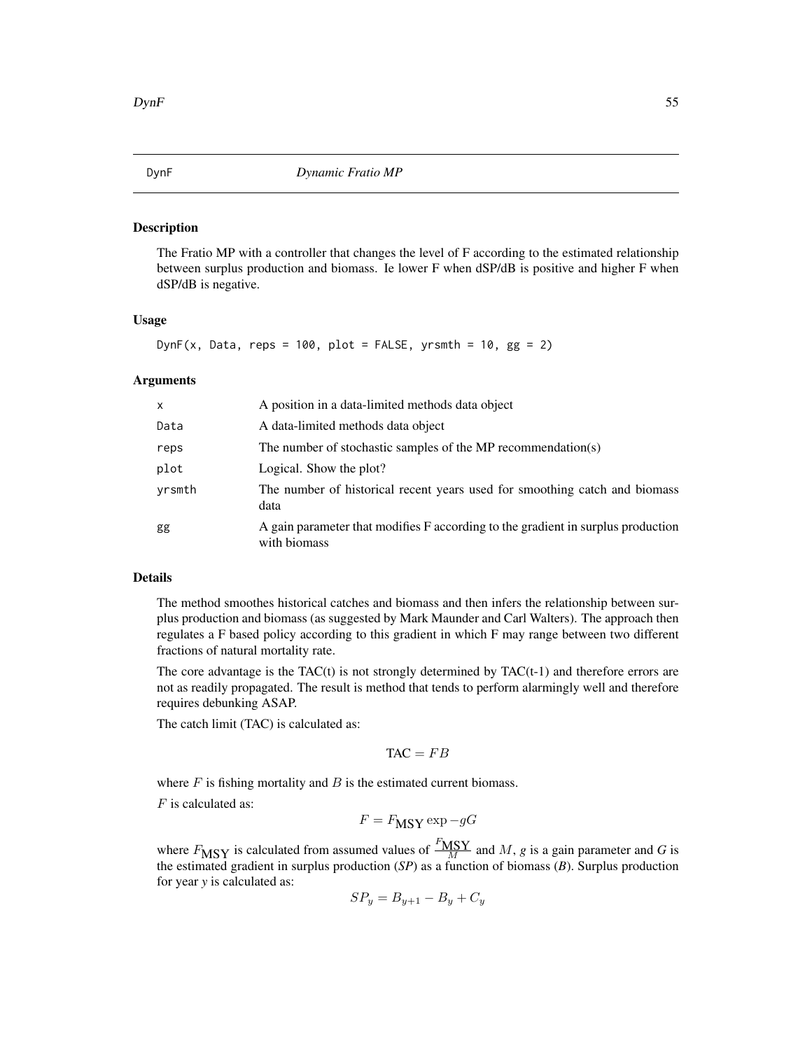# DynF — *Dynamic Fratio MP*

## Description

The Fratio MP with a controller that changes the level of F according to the estimated relationship between surplus production and biomass. Ie lower F when dSP/dB is positive and higher F when dSP/dB is negative.

## Usage

```
DynF(x, Data, reps = 100, plot = FALSE, yrsmth = 10, gg = 2)
```

## Arguments

| | |
|---|---|
| x | A position in a data-limited methods data object |
| Data | A data-limited methods data object |
| reps | The number of stochastic samples of the MP recommendation(s) |
| plot | Logical. Show the plot? |
| yrsmth | The number of historical recent years used for smoothing catch and biomass data |
| gg | A gain parameter that modifies F according to the gradient in surplus production with biomass |

## Details

The method smoothes historical catches and biomass and then infers the relationship between surplus production and biomass (as suggested by Mark Maunder and Carl Walters). The approach then regulates a F based policy according to this gradient in which F may range between two different fractions of natural mortality rate.

The core advantage is the TAC(t) is not strongly determined by TAC(t-1) and therefore errors are not as readily propagated. The result is method that tends to perform alarmingly well and therefore requires debunking ASAP.

The catch limit (TAC) is calculated as:

$$\text{TAC} = FB$$

where $F$ is fishing mortality and $B$ is the estimated current biomass.

$F$ is calculated as:

$$F = F_{\text{MSY}} \exp -gG$$

where $F_{\text{MSY}}$ is calculated from assumed values of $\frac{F_{\text{MSY}}}{M}$ and $M$, *g* is a gain parameter and *G* is the estimated gradient in surplus production (*SP*) as a function of biomass (*B*). Surplus production for year *y* is calculated as:

$$SP_y = B_{y+1} - B_y + C_y$$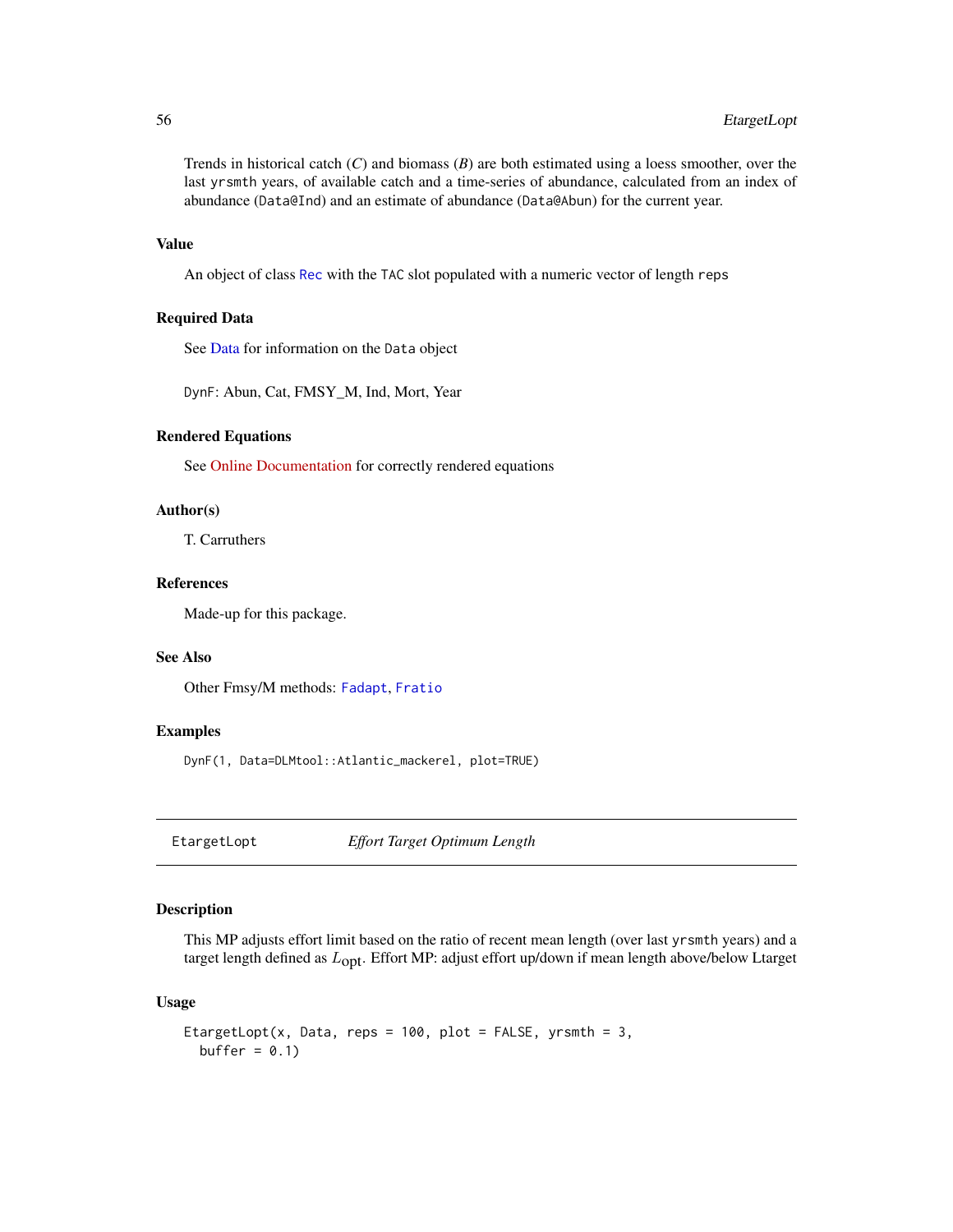Trends in historical catch ($C$) and biomass ($B$) are both estimated using a loess smoother, over the last `yrsmth` years, of available catch and a time-series of abundance, calculated from an index of abundance (`Data@Ind`) and an estimate of abundance (`Data@Abun`) for the current year.

### Value

An object of class `Rec` with the `TAC` slot populated with a numeric vector of length `reps`

### Required Data

See Data for information on the `Data` object

`DynF`: Abun, Cat, FMSY_M, Ind, Mort, Year

### Rendered Equations

See Online Documentation for correctly rendered equations

### Author(s)

T. Carruthers

### References

Made-up for this package.

### See Also

Other Fmsy/M methods: `Fadapt`, `Fratio`

### Examples

```
DynF(1, Data=DLMtool::Atlantic_mackerel, plot=TRUE)
```

---

## EtargetLopt — *Effort Target Optimum Length*

---

### Description

This MP adjusts effort limit based on the ratio of recent mean length (over last `yrsmth` years) and a target length defined as $L_{\text{opt}}$. Effort MP: adjust effort up/down if mean length above/below Ltarget

### Usage

```
EtargetLopt(x, Data, reps = 100, plot = FALSE, yrsmth = 3,
  buffer = 0.1)
```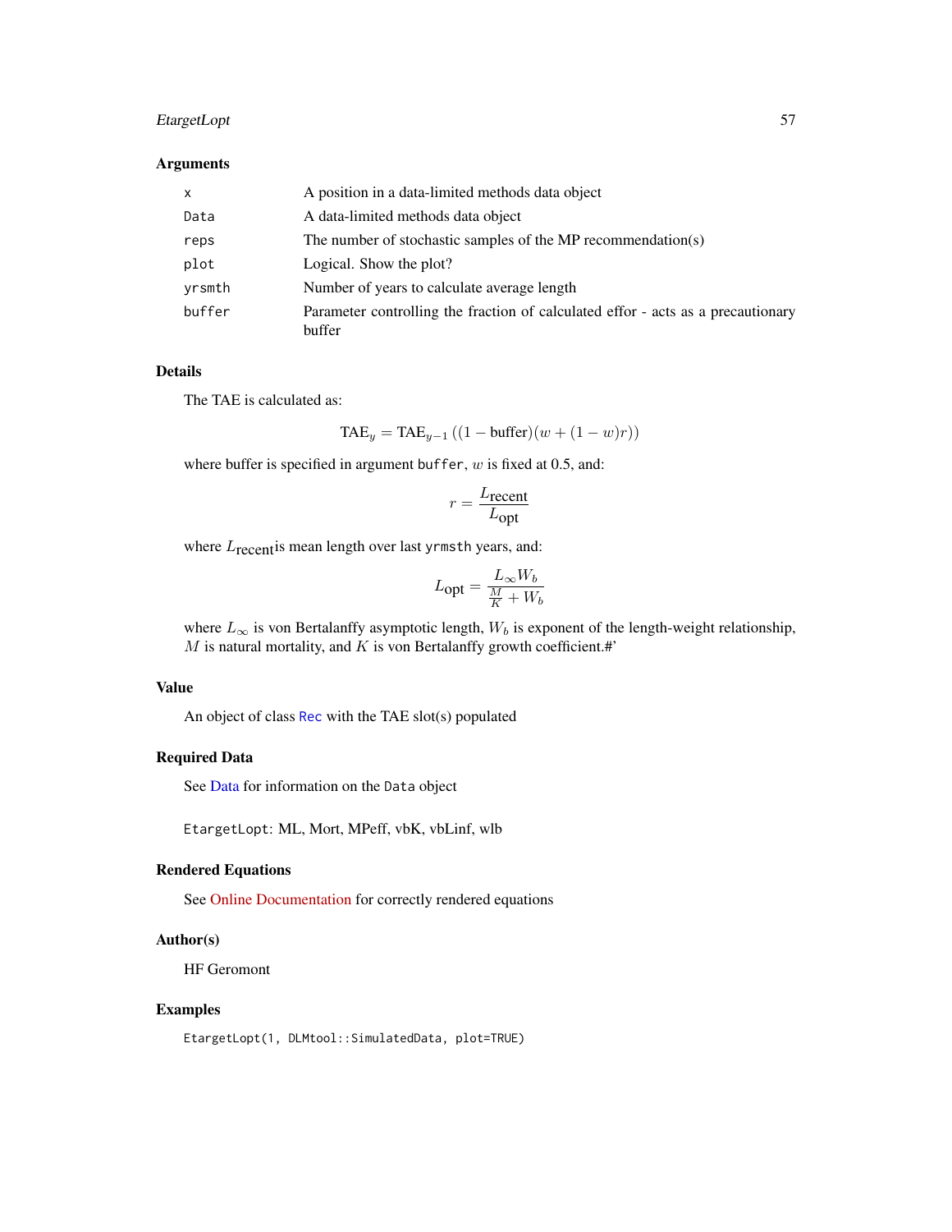## Arguments

| | |
|---|---|
| x | A position in a data-limited methods data object |
| Data | A data-limited methods data object |
| reps | The number of stochastic samples of the MP recommendation(s) |
| plot | Logical. Show the plot? |
| yrsmth | Number of years to calculate average length |
| buffer | Parameter controlling the fraction of calculated effor - acts as a precautionary buffer |

## Details

The TAE is calculated as:

$$\text{TAE}_y = \text{TAE}_{y-1}\left((1-\text{buffer})(w + (1-w)r)\right)$$

where buffer is specified in argument `buffer`, $w$ is fixed at 0.5, and:

$$r = \frac{L_\text{recent}}{L_\text{opt}}$$

where $L_\text{recent}$is mean length over last `yrmsth` years, and:

$$L_\text{opt} = \frac{L_\infty W_b}{\frac{M}{K} + W_b}$$

where $L_\infty$ is von Bertalanffy asymptotic length, $W_b$ is exponent of the length-weight relationship, $M$ is natural mortality, and $K$ is von Bertalanffy growth coefficient.#'

## Value

An object of class `Rec` with the TAE slot(s) populated

## Required Data

See Data for information on the `Data` object

`EtargetLopt`: ML, Mort, MPeff, vbK, vbLinf, wlb

## Rendered Equations

See Online Documentation for correctly rendered equations

## Author(s)

HF Geromont

## Examples

```
EtargetLopt(1, DLMtool::SimulatedData, plot=TRUE)
```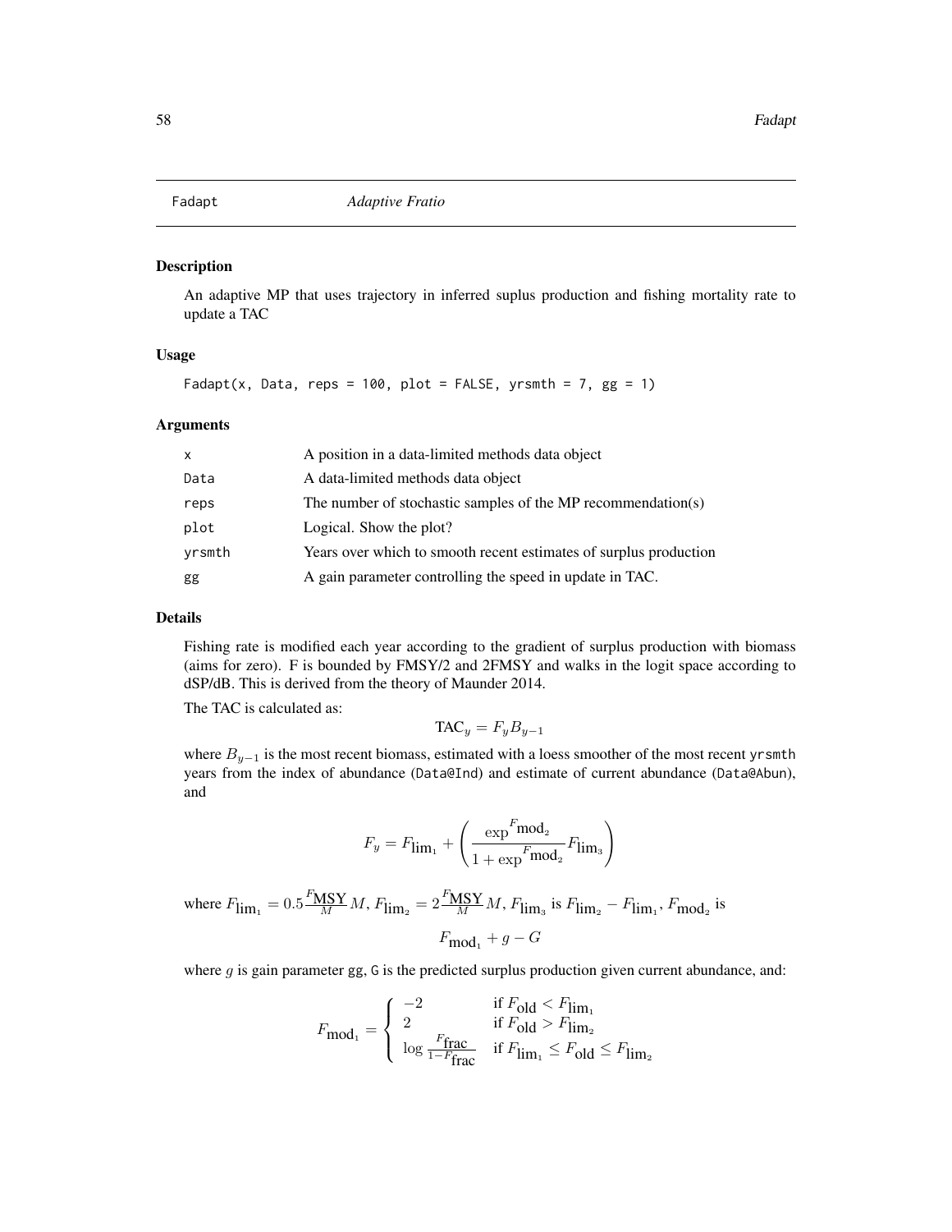Fadapt *Adaptive Fratio*

### Description

An adaptive MP that uses trajectory in inferred suplus production and fishing mortality rate to update a TAC

### Usage

```
Fadapt(x, Data, reps = 100, plot = FALSE, yrsmth = 7, gg = 1)
```

### Arguments

| | |
|---|---|
| x | A position in a data-limited methods data object |
| Data | A data-limited methods data object |
| reps | The number of stochastic samples of the MP recommendation(s) |
| plot | Logical. Show the plot? |
| yrsmth | Years over which to smooth recent estimates of surplus production |
| gg | A gain parameter controlling the speed in update in TAC. |

### Details

Fishing rate is modified each year according to the gradient of surplus production with biomass (aims for zero). F is bounded by FMSY/2 and 2FMSY and walks in the logit space according to dSP/dB. This is derived from the theory of Maunder 2014.

The TAC is calculated as:

$$\text{TAC}_y = F_y B_{y-1}$$

where $B_{y-1}$ is the most recent biomass, estimated with a loess smoother of the most recent `yrsmth` years from the index of abundance (`Data@Ind`) and estimate of current abundance (`Data@Abun`), and

$$F_y = F_{\text{lim}_1} + \left( \frac{\exp^{F_{\text{mod}_2}}}{1 + \exp^{F_{\text{mod}_2}}} F_{\text{lim}_3} \right)$$

where $F_{\text{lim}_1} = 0.5 \frac{F_{\text{MSY}}}{M} M$, $F_{\text{lim}_2} = 2 \frac{F_{\text{MSY}}}{M} M$, $F_{\text{lim}_3}$ is $F_{\text{lim}_2} - F_{\text{lim}_1}$, $F_{\text{mod}_2}$ is

$$F_{\text{mod}_1} + g - G$$

where $g$ is gain parameter `gg`, `G` is the predicted surplus production given current abundance, and:

$$F_{\text{mod}_1} = \begin{cases} -2 & \text{if } F_{\text{old}} < F_{\text{lim}_1} \\ 2 & \text{if } F_{\text{old}} > F_{\text{lim}_2} \\ \log \frac{F_{\text{frac}}}{1 - F_{\text{frac}}} & \text{if } F_{\text{lim}_1} \leq F_{\text{old}} \leq F_{\text{lim}_2} \end{cases}$$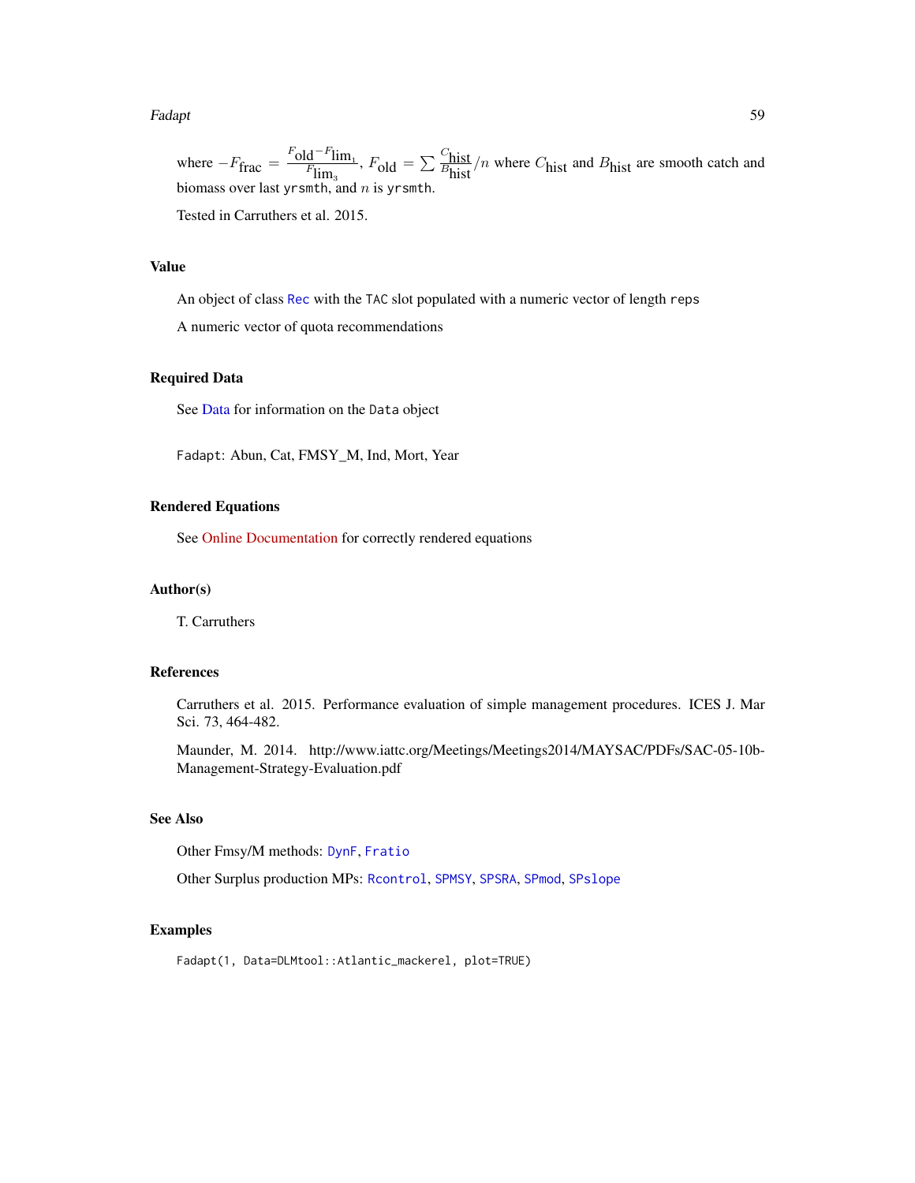where $-F_{\text{frac}} = \frac{F_{\text{old}} - F_{\text{lim}_1}}{F_{\text{lim}_3}}$, $F_{\text{old}} = \sum \frac{C_{\text{hist}}}{B_{\text{hist}}} / n$ where $C_{\text{hist}}$ and $B_{\text{hist}}$ are smooth catch and biomass over last `yrsmth`, and $n$ is `yrsmth`.

Tested in Carruthers et al. 2015.

## Value

An object of class `Rec` with the `TAC` slot populated with a numeric vector of length `reps`

A numeric vector of quota recommendations

## Required Data

See Data for information on the `Data` object

`Fadapt`: Abun, Cat, FMSY_M, Ind, Mort, Year

## Rendered Equations

See Online Documentation for correctly rendered equations

## Author(s)

T. Carruthers

## References

Carruthers et al. 2015. Performance evaluation of simple management procedures. ICES J. Mar Sci. 73, 464-482.

Maunder, M. 2014. http://www.iattc.org/Meetings/Meetings2014/MAYSAC/PDFs/SAC-05-10b-Management-Strategy-Evaluation.pdf

## See Also

Other Fmsy/M methods: `DynF`, `Fratio`

Other Surplus production MPs: `Rcontrol`, `SPMSY`, `SPSRA`, `SPmod`, `SPslope`

## Examples

```
Fadapt(1, Data=DLMtool::Atlantic_mackerel, plot=TRUE)
```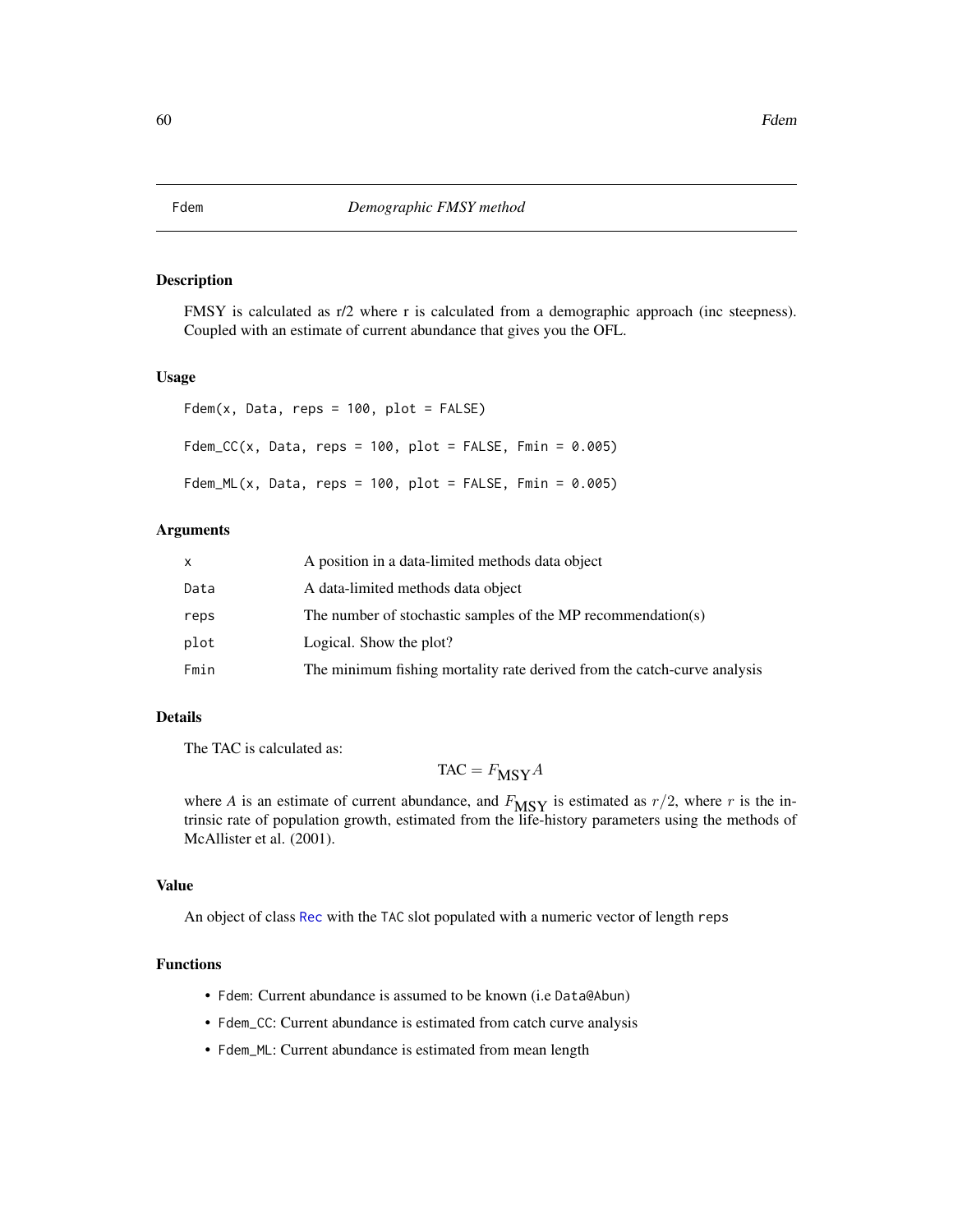# Fdem — Demographic FMSY method

## Description

FMSY is calculated as r/2 where r is calculated from a demographic approach (inc steepness). Coupled with an estimate of current abundance that gives you the OFL.

## Usage

```
Fdem(x, Data, reps = 100, plot = FALSE)

Fdem_CC(x, Data, reps = 100, plot = FALSE, Fmin = 0.005)

Fdem_ML(x, Data, reps = 100, plot = FALSE, Fmin = 0.005)
```

## Arguments

| | |
|---|---|
| x | A position in a data-limited methods data object |
| Data | A data-limited methods data object |
| reps | The number of stochastic samples of the MP recommendation(s) |
| plot | Logical. Show the plot? |
| Fmin | The minimum fishing mortality rate derived from the catch-curve analysis |

## Details

The TAC is calculated as:

$$\text{TAC} = F_{\text{MSY}} A$$

where $A$ is an estimate of current abundance, and $F_{\text{MSY}}$ is estimated as $r/2$, where $r$ is the intrinsic rate of population growth, estimated from the life-history parameters using the methods of McAllister et al. (2001).

## Value

An object of class Rec with the TAC slot populated with a numeric vector of length reps

## Functions

- Fdem: Current abundance is assumed to be known (i.e Data@Abun)
- Fdem_CC: Current abundance is estimated from catch curve analysis
- Fdem_ML: Current abundance is estimated from mean length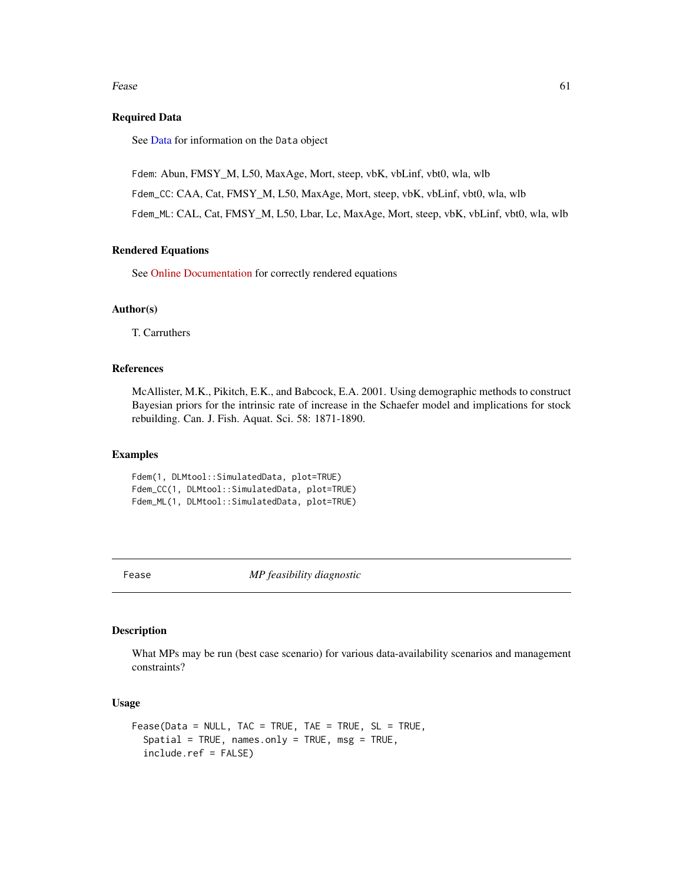## Required Data

See Data for information on the Data object

Fdem: Abun, FMSY_M, L50, MaxAge, Mort, steep, vbK, vbLinf, vbt0, wla, wlb

Fdem_CC: CAA, Cat, FMSY_M, L50, MaxAge, Mort, steep, vbK, vbLinf, vbt0, wla, wlb

Fdem_ML: CAL, Cat, FMSY_M, L50, Lbar, Lc, MaxAge, Mort, steep, vbK, vbLinf, vbt0, wla, wlb

## Rendered Equations

See Online Documentation for correctly rendered equations

## Author(s)

T. Carruthers

## References

McAllister, M.K., Pikitch, E.K., and Babcock, E.A. 2001. Using demographic methods to construct Bayesian priors for the intrinsic rate of increase in the Schaefer model and implications for stock rebuilding. Can. J. Fish. Aquat. Sci. 58: 1871-1890.

## Examples

```
Fdem(1, DLMtool::SimulatedData, plot=TRUE)
Fdem_CC(1, DLMtool::SimulatedData, plot=TRUE)
Fdem_ML(1, DLMtool::SimulatedData, plot=TRUE)
```

---

# Fease *MP feasibility diagnostic*

---

## Description

What MPs may be run (best case scenario) for various data-availability scenarios and management constraints?

## Usage

```
Fease(Data = NULL, TAC = TRUE, TAE = TRUE, SL = TRUE,
  Spatial = TRUE, names.only = TRUE, msg = TRUE,
  include.ref = FALSE)
```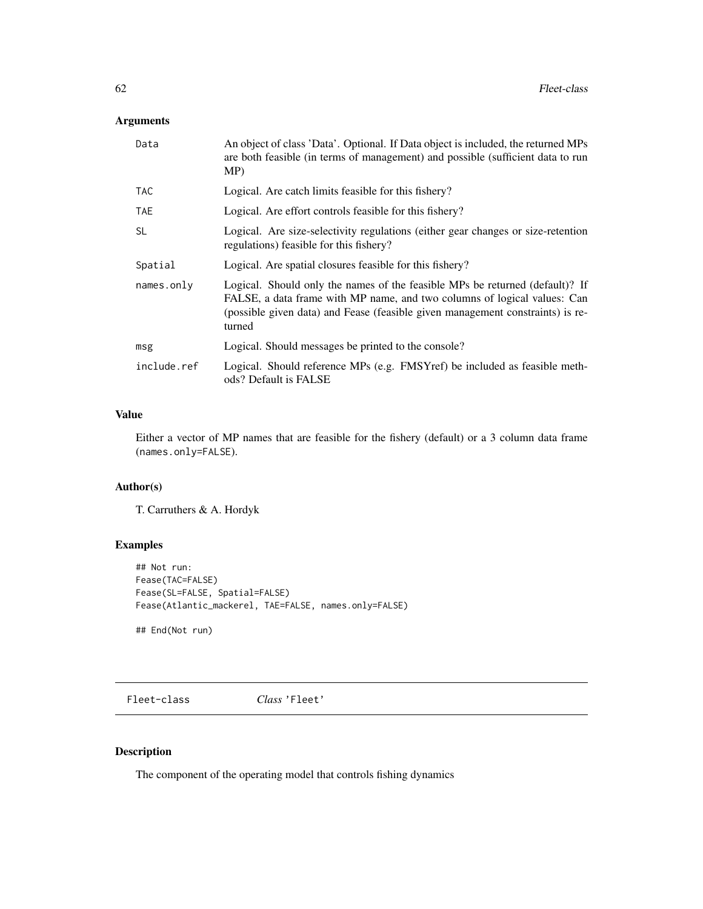### Arguments

| | |
|---|---|
| Data | An object of class 'Data'. Optional. If Data object is included, the returned MPs are both feasible (in terms of management) and possible (sufficient data to run MP) |
| TAC | Logical. Are catch limits feasible for this fishery? |
| TAE | Logical. Are effort controls feasible for this fishery? |
| SL | Logical. Are size-selectivity regulations (either gear changes or size-retention regulations) feasible for this fishery? |
| Spatial | Logical. Are spatial closures feasible for this fishery? |
| names.only | Logical. Should only the names of the feasible MPs be returned (default)? If FALSE, a data frame with MP name, and two columns of logical values: Can (possible given data) and Fease (feasible given management constraints) is returned |
| msg | Logical. Should messages be printed to the console? |
| include.ref | Logical. Should reference MPs (e.g. FMSYref) be included as feasible methods? Default is FALSE |

### Value

Either a vector of MP names that are feasible for the fishery (default) or a 3 column data frame (`names.only=FALSE`).

### Author(s)

T. Carruthers & A. Hordyk

### Examples

```
## Not run:
Fease(TAC=FALSE)
Fease(SL=FALSE, Spatial=FALSE)
Fease(Atlantic_mackerel, TAE=FALSE, names.only=FALSE)

## End(Not run)
```

---

`Fleet-class` *Class* 'Fleet'

---

### Description

The component of the operating model that controls fishing dynamics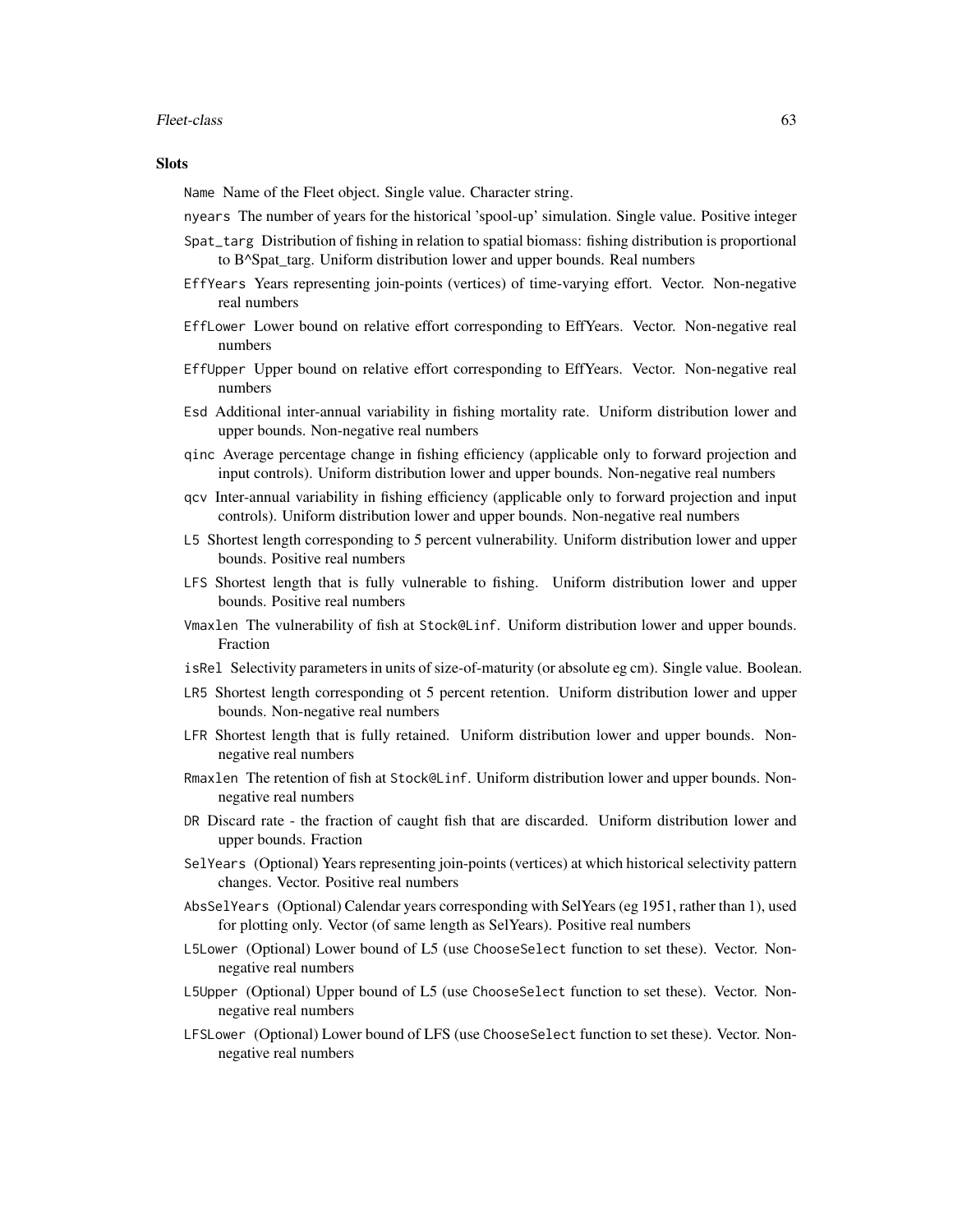**Slots**

- `Name` Name of the Fleet object. Single value. Character string.
- `nyears` The number of years for the historical 'spool-up' simulation. Single value. Positive integer
- `Spat_targ` Distribution of fishing in relation to spatial biomass: fishing distribution is proportional to B^Spat_targ. Uniform distribution lower and upper bounds. Real numbers
- `EffYears` Years representing join-points (vertices) of time-varying effort. Vector. Non-negative real numbers
- `EffLower` Lower bound on relative effort corresponding to EffYears. Vector. Non-negative real numbers
- `EffUpper` Upper bound on relative effort corresponding to EffYears. Vector. Non-negative real numbers
- `Esd` Additional inter-annual variability in fishing mortality rate. Uniform distribution lower and upper bounds. Non-negative real numbers
- `qinc` Average percentage change in fishing efficiency (applicable only to forward projection and input controls). Uniform distribution lower and upper bounds. Non-negative real numbers
- `qcv` Inter-annual variability in fishing efficiency (applicable only to forward projection and input controls). Uniform distribution lower and upper bounds. Non-negative real numbers
- `L5` Shortest length corresponding to 5 percent vulnerability. Uniform distribution lower and upper bounds. Positive real numbers
- `LFS` Shortest length that is fully vulnerable to fishing. Uniform distribution lower and upper bounds. Positive real numbers
- `Vmaxlen` The vulnerability of fish at `Stock@Linf`. Uniform distribution lower and upper bounds. Fraction
- `isRel` Selectivity parameters in units of size-of-maturity (or absolute eg cm). Single value. Boolean.
- `LR5` Shortest length corresponding ot 5 percent retention. Uniform distribution lower and upper bounds. Non-negative real numbers
- `LFR` Shortest length that is fully retained. Uniform distribution lower and upper bounds. Non-negative real numbers
- `Rmaxlen` The retention of fish at `Stock@Linf`. Uniform distribution lower and upper bounds. Non-negative real numbers
- `DR` Discard rate - the fraction of caught fish that are discarded. Uniform distribution lower and upper bounds. Fraction
- `SelYears` (Optional) Years representing join-points (vertices) at which historical selectivity pattern changes. Vector. Positive real numbers
- `AbsSelYears` (Optional) Calendar years corresponding with SelYears (eg 1951, rather than 1), used for plotting only. Vector (of same length as SelYears). Positive real numbers
- `L5Lower` (Optional) Lower bound of L5 (use `ChooseSelect` function to set these). Vector. Non-negative real numbers
- `L5Upper` (Optional) Upper bound of L5 (use `ChooseSelect` function to set these). Vector. Non-negative real numbers
- `LFSLower` (Optional) Lower bound of LFS (use `ChooseSelect` function to set these). Vector. Non-negative real numbers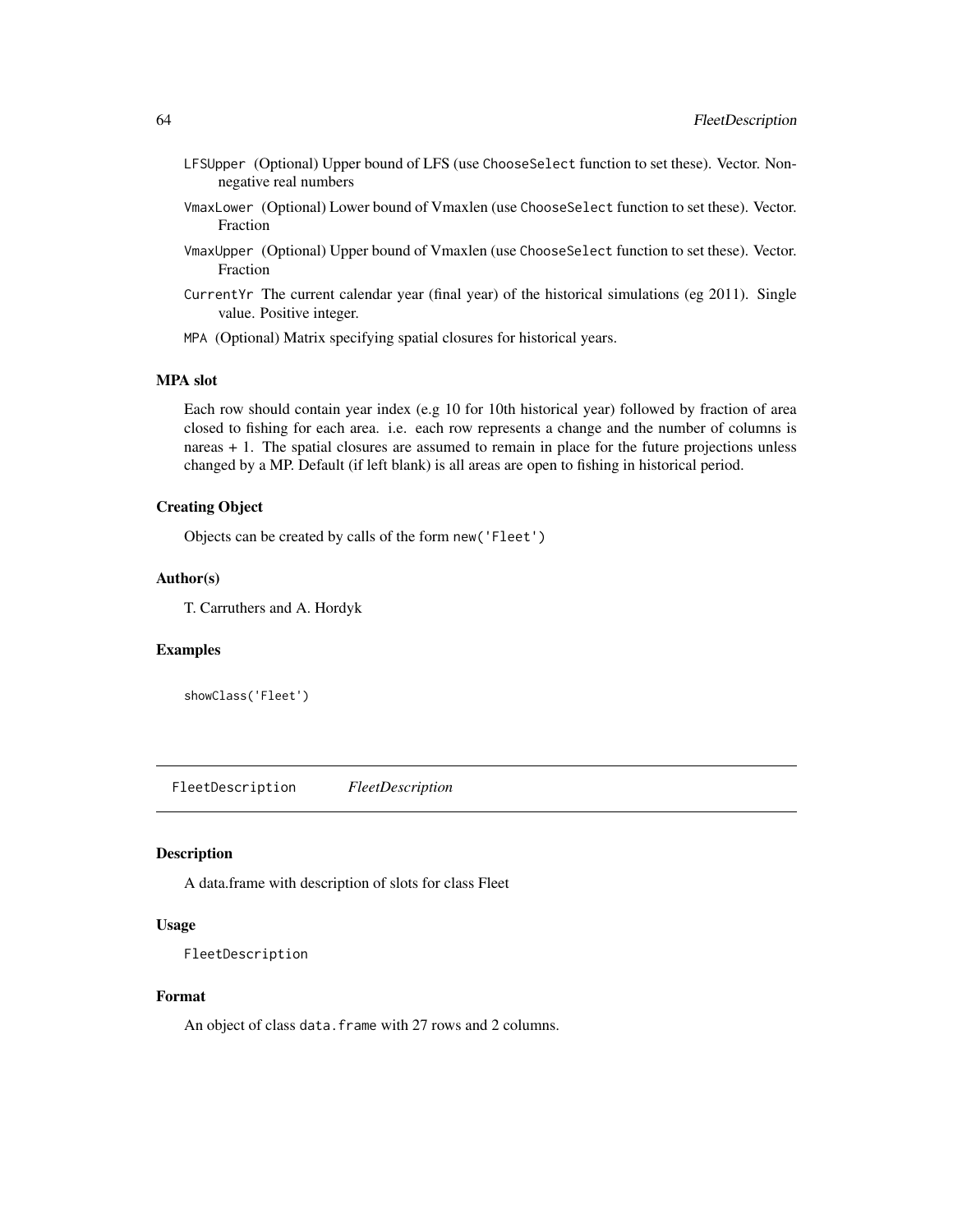LFSUpper (Optional) Upper bound of LFS (use ChooseSelect function to set these). Vector. Non-negative real numbers

VmaxLower (Optional) Lower bound of Vmaxlen (use ChooseSelect function to set these). Vector. Fraction

VmaxUpper (Optional) Upper bound of Vmaxlen (use ChooseSelect function to set these). Vector. Fraction

CurrentYr The current calendar year (final year) of the historical simulations (eg 2011). Single value. Positive integer.

MPA (Optional) Matrix specifying spatial closures for historical years.

### MPA slot

Each row should contain year index (e.g 10 for 10th historical year) followed by fraction of area closed to fishing for each area. i.e. each row represents a change and the number of columns is nareas + 1. The spatial closures are assumed to remain in place for the future projections unless changed by a MP. Default (if left blank) is all areas are open to fishing in historical period.

### Creating Object

Objects can be created by calls of the form `new('Fleet')`

### Author(s)

T. Carruthers and A. Hordyk

### Examples

```
showClass('Fleet')
```

---

## FleetDescription *FleetDescription*

### Description

A data.frame with description of slots for class Fleet

### Usage

```
FleetDescription
```

### Format

An object of class `data.frame` with 27 rows and 2 columns.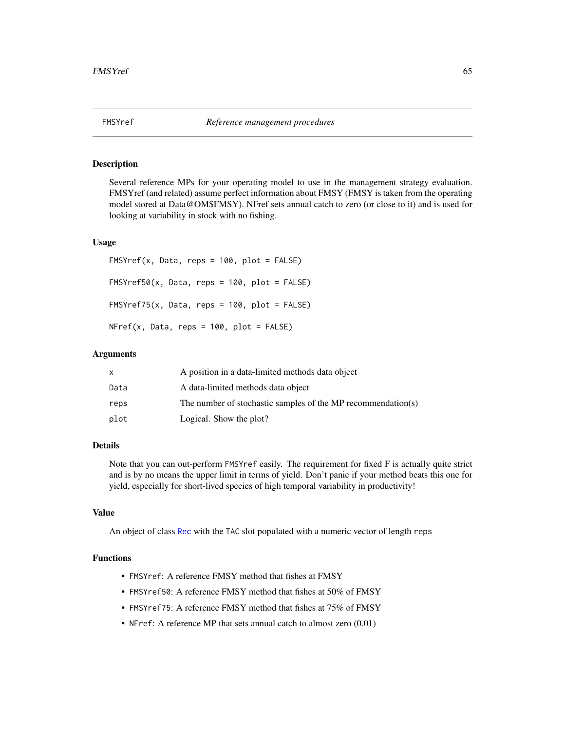# FMSYref — *Reference management procedures*

## Description

Several reference MPs for your operating model to use in the management strategy evaluation. FMSYref (and related) assume perfect information about FMSY (FMSY is taken from the operating model stored at Data@OM$FMSY). NFref sets annual catch to zero (or close to it) and is used for looking at variability in stock with no fishing.

## Usage

```
FMSYref(x, Data, reps = 100, plot = FALSE)

FMSYref50(x, Data, reps = 100, plot = FALSE)

FMSYref75(x, Data, reps = 100, plot = FALSE)

NFref(x, Data, reps = 100, plot = FALSE)
```

## Arguments

| | |
|---|---|
| x | A position in a data-limited methods data object |
| Data | A data-limited methods data object |
| reps | The number of stochastic samples of the MP recommendation(s) |
| plot | Logical. Show the plot? |

## Details

Note that you can out-perform `FMSYref` easily. The requirement for fixed F is actually quite strict and is by no means the upper limit in terms of yield. Don't panic if your method beats this one for yield, especially for short-lived species of high temporal variability in productivity!

## Value

An object of class `Rec` with the `TAC` slot populated with a numeric vector of length `reps`

## Functions

- `FMSYref`: A reference FMSY method that fishes at FMSY
- `FMSYref50`: A reference FMSY method that fishes at 50% of FMSY
- `FMSYref75`: A reference FMSY method that fishes at 75% of FMSY
- `NFref`: A reference MP that sets annual catch to almost zero (0.01)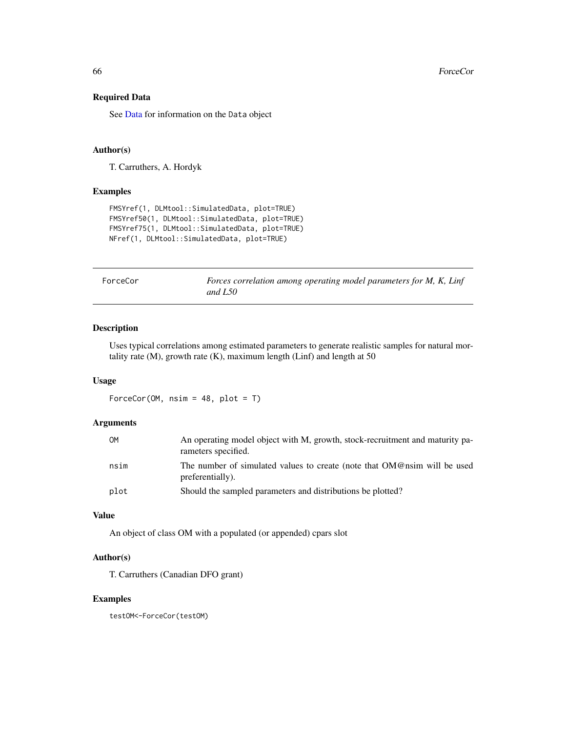### Required Data

See Data for information on the Data object

### Author(s)

T. Carruthers, A. Hordyk

### Examples

```
FMSYref(1, DLMtool::SimulatedData, plot=TRUE)
FMSYref50(1, DLMtool::SimulatedData, plot=TRUE)
FMSYref75(1, DLMtool::SimulatedData, plot=TRUE)
NFref(1, DLMtool::SimulatedData, plot=TRUE)
```

---

## ForceCor — *Forces correlation among operating model parameters for M, K, Linf and L50*

---

### Description

Uses typical correlations among estimated parameters to generate realistic samples for natural mortality rate (M), growth rate (K), maximum length (Linf) and length at 50

### Usage

```
ForceCor(OM, nsim = 48, plot = T)
```

### Arguments

| | |
|---|---|
| OM | An operating model object with M, growth, stock-recruitment and maturity parameters specified. |
| nsim | The number of simulated values to create (note that OM@nsim will be used preferentially). |
| plot | Should the sampled parameters and distributions be plotted? |

### Value

An object of class OM with a populated (or appended) cpars slot

### Author(s)

T. Carruthers (Canadian DFO grant)

### Examples

```
testOM<-ForceCor(testOM)
```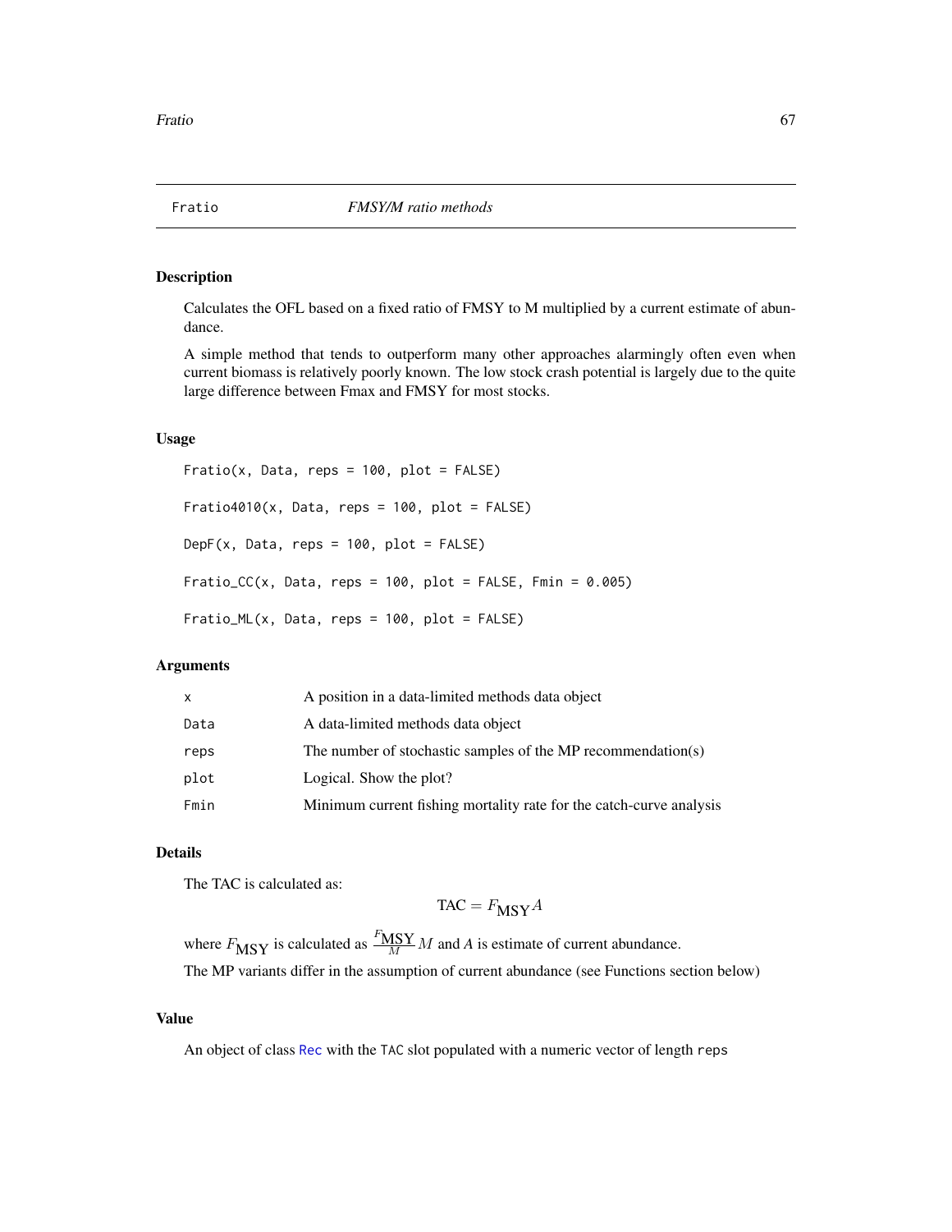# Fratio — *FMSY/M ratio methods*

## Description

Calculates the OFL based on a fixed ratio of FMSY to M multiplied by a current estimate of abundance.

A simple method that tends to outperform many other approaches alarmingly often even when current biomass is relatively poorly known. The low stock crash potential is largely due to the quite large difference between Fmax and FMSY for most stocks.

## Usage

```
Fratio(x, Data, reps = 100, plot = FALSE)

Fratio4010(x, Data, reps = 100, plot = FALSE)

DepF(x, Data, reps = 100, plot = FALSE)

Fratio_CC(x, Data, reps = 100, plot = FALSE, Fmin = 0.005)

Fratio_ML(x, Data, reps = 100, plot = FALSE)
```

## Arguments

| | |
|---|---|
| `x` | A position in a data-limited methods data object |
| `Data` | A data-limited methods data object |
| `reps` | The number of stochastic samples of the MP recommendation(s) |
| `plot` | Logical. Show the plot? |
| `Fmin` | Minimum current fishing mortality rate for the catch-curve analysis |

## Details

The TAC is calculated as:

$$\text{TAC} = F_{\text{MSY}} A$$

where $F_{\text{MSY}}$ is calculated as $\frac{F_{\text{MSY}}}{M} M$ and *A* is estimate of current abundance.

The MP variants differ in the assumption of current abundance (see Functions section below)

## Value

An object of class `Rec` with the `TAC` slot populated with a numeric vector of length `reps`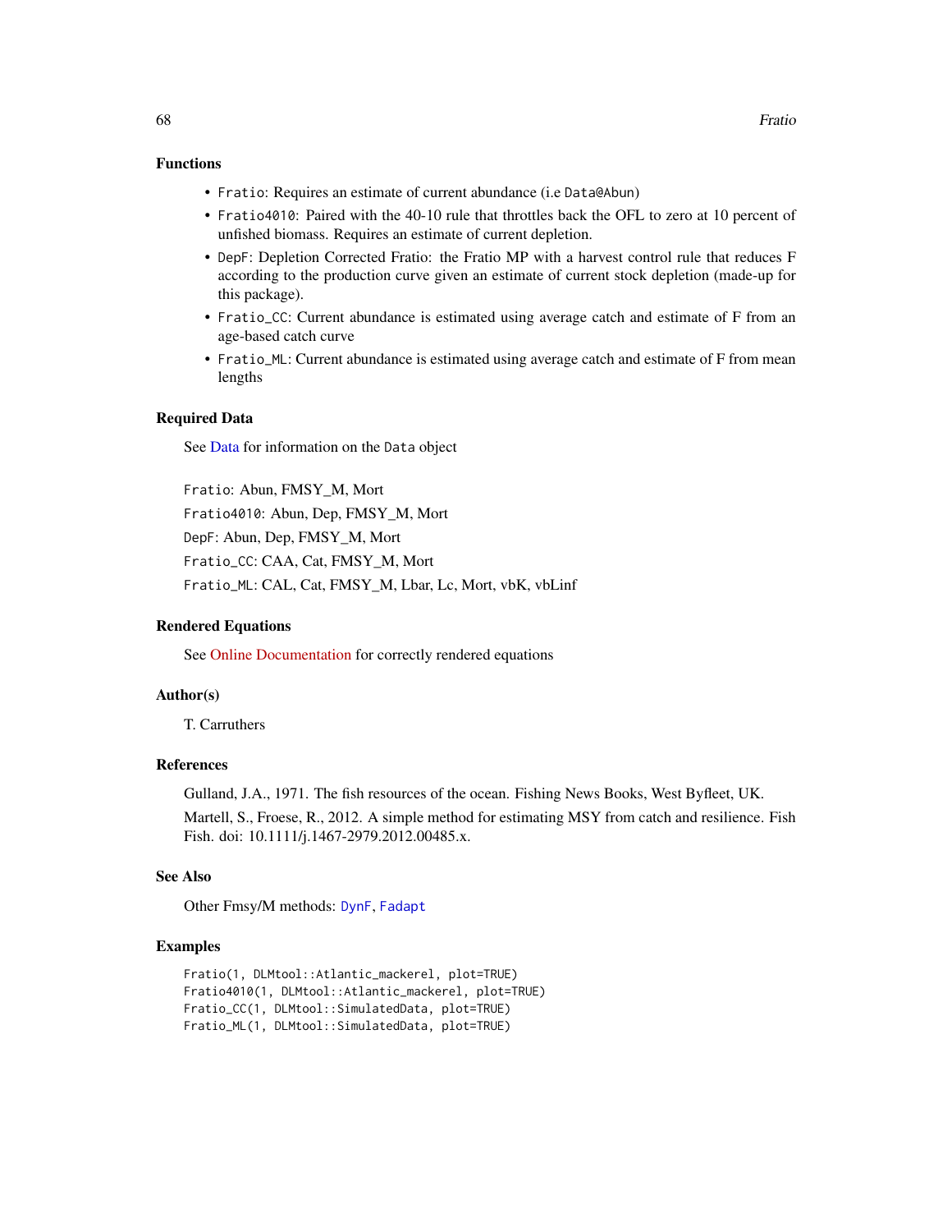### Functions

- `Fratio`: Requires an estimate of current abundance (i.e `Data@Abun`)
- `Fratio4010`: Paired with the 40-10 rule that throttles back the OFL to zero at 10 percent of unfished biomass. Requires an estimate of current depletion.
- `DepF`: Depletion Corrected Fratio: the Fratio MP with a harvest control rule that reduces F according to the production curve given an estimate of current stock depletion (made-up for this package).
- `Fratio_CC`: Current abundance is estimated using average catch and estimate of F from an age-based catch curve
- `Fratio_ML`: Current abundance is estimated using average catch and estimate of F from mean lengths

### Required Data

See Data for information on the `Data` object

`Fratio`: Abun, FMSY_M, Mort

`Fratio4010`: Abun, Dep, FMSY_M, Mort

`DepF`: Abun, Dep, FMSY_M, Mort

`Fratio_CC`: CAA, Cat, FMSY_M, Mort

`Fratio_ML`: CAL, Cat, FMSY_M, Lbar, Lc, Mort, vbK, vbLinf

### Rendered Equations

See Online Documentation for correctly rendered equations

### Author(s)

T. Carruthers

### References

Gulland, J.A., 1971. The fish resources of the ocean. Fishing News Books, West Byfleet, UK.

Martell, S., Froese, R., 2012. A simple method for estimating MSY from catch and resilience. Fish Fish. doi: 10.1111/j.1467-2979.2012.00485.x.

### See Also

Other Fmsy/M methods: `DynF`, `Fadapt`

### Examples

```
Fratio(1, DLMtool::Atlantic_mackerel, plot=TRUE)
Fratio4010(1, DLMtool::Atlantic_mackerel, plot=TRUE)
Fratio_CC(1, DLMtool::SimulatedData, plot=TRUE)
Fratio_ML(1, DLMtool::SimulatedData, plot=TRUE)
```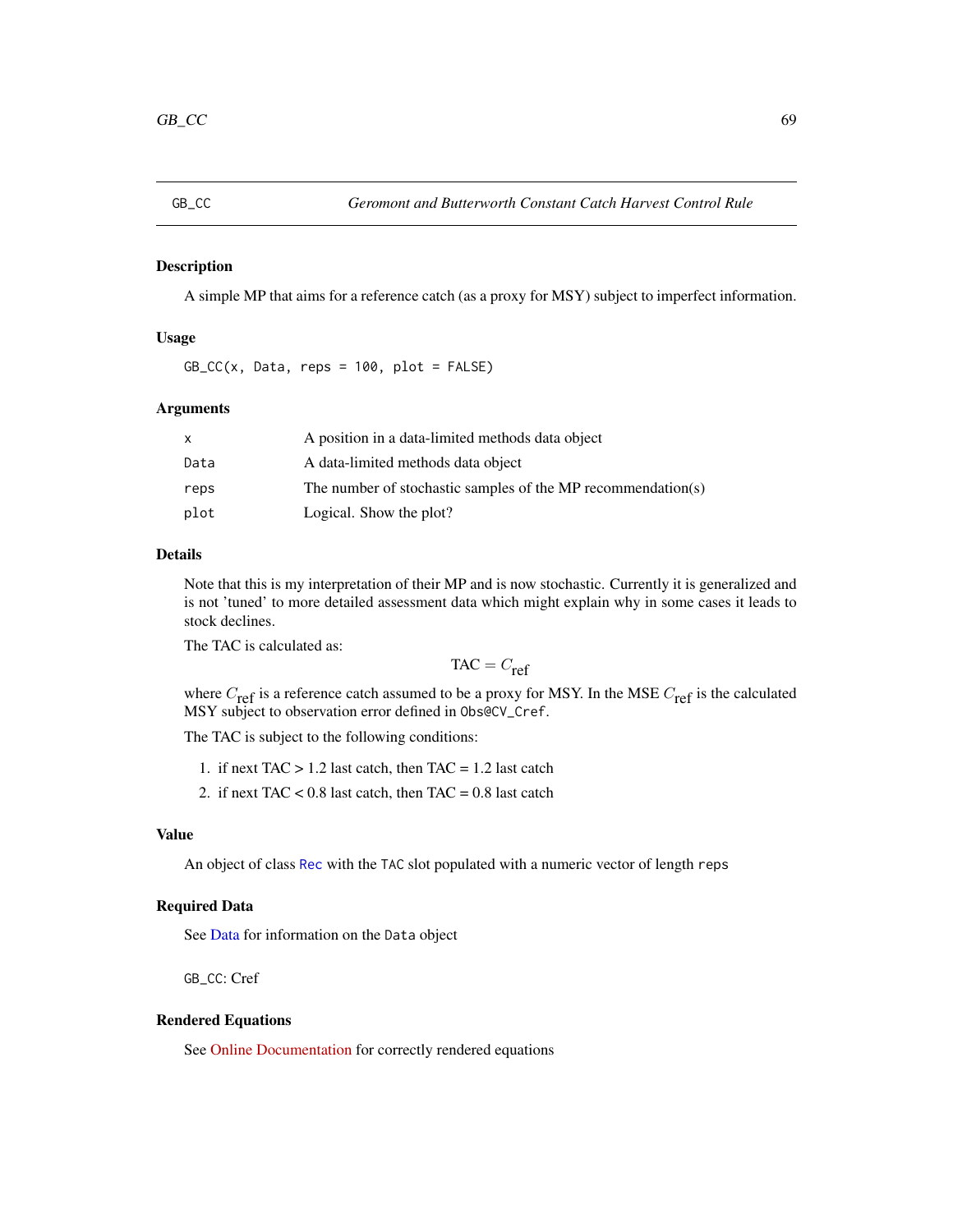GB_CC    *Geromont and Butterworth Constant Catch Harvest Control Rule*

## Description

A simple MP that aims for a reference catch (as a proxy for MSY) subject to imperfect information.

## Usage

```
GB_CC(x, Data, reps = 100, plot = FALSE)
```

## Arguments

| | |
|---|---|
| x | A position in a data-limited methods data object |
| Data | A data-limited methods data object |
| reps | The number of stochastic samples of the MP recommendation(s) |
| plot | Logical. Show the plot? |

## Details

Note that this is my interpretation of their MP and is now stochastic. Currently it is generalized and is not 'tuned' to more detailed assessment data which might explain why in some cases it leads to stock declines.

The TAC is calculated as:

$$\text{TAC} = C_{\text{ref}}$$

where $C_{\text{ref}}$ is a reference catch assumed to be a proxy for MSY. In the MSE $C_{\text{ref}}$ is the calculated MSY subject to observation error defined in `Obs@CV_Cref`.

The TAC is subject to the following conditions:

1. if next TAC > 1.2 last catch, then TAC = 1.2 last catch
2. if next TAC < 0.8 last catch, then TAC = 0.8 last catch

## Value

An object of class Rec with the TAC slot populated with a numeric vector of length reps

## Required Data

See Data for information on the Data object

GB_CC: Cref

## Rendered Equations

See Online Documentation for correctly rendered equations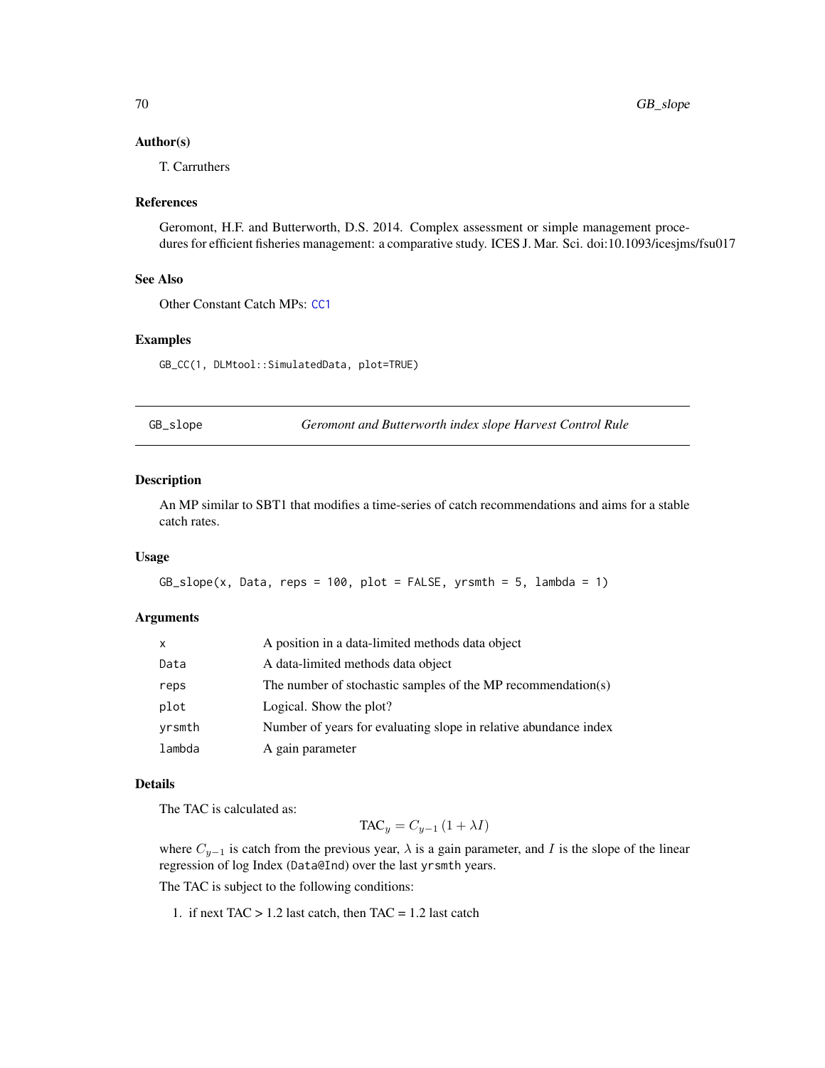### Author(s)

T. Carruthers

### References

Geromont, H.F. and Butterworth, D.S. 2014. Complex assessment or simple management procedures for efficient fisheries management: a comparative study. ICES J. Mar. Sci. doi:10.1093/icesjms/fsu017

### See Also

Other Constant Catch MPs: CC1

### Examples

```
GB_CC(1, DLMtool::SimulatedData, plot=TRUE)
```

---

## GB_slope — *Geromont and Butterworth index slope Harvest Control Rule*

### Description

An MP similar to SBT1 that modifies a time-series of catch recommendations and aims for a stable catch rates.

### Usage

```
GB_slope(x, Data, reps = 100, plot = FALSE, yrsmth = 5, lambda = 1)
```

### Arguments

| | |
|---|---|
| x | A position in a data-limited methods data object |
| Data | A data-limited methods data object |
| reps | The number of stochastic samples of the MP recommendation(s) |
| plot | Logical. Show the plot? |
| yrsmth | Number of years for evaluating slope in relative abundance index |
| lambda | A gain parameter |

### Details

The TAC is calculated as:

$$\text{TAC}_y = C_{y-1}\left(1 + \lambda I\right)$$

where $C_{y-1}$ is catch from the previous year, $\lambda$ is a gain parameter, and $I$ is the slope of the linear regression of log Index (`Data@Ind`) over the last `yrsmth` years.

The TAC is subject to the following conditions:

1. if next TAC > 1.2 last catch, then TAC = 1.2 last catch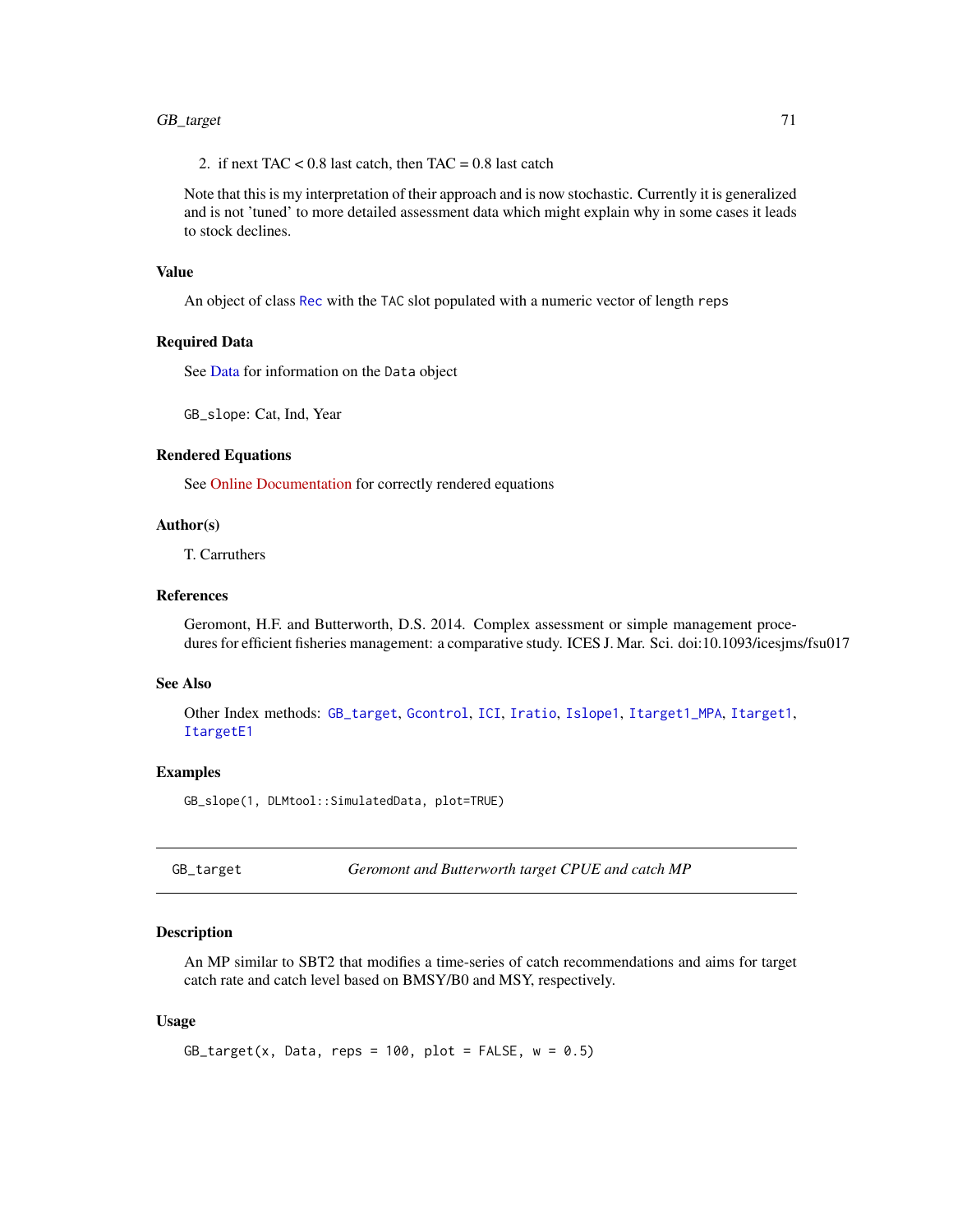2. if next TAC < 0.8 last catch, then TAC = 0.8 last catch

Note that this is my interpretation of their approach and is now stochastic. Currently it is generalized and is not 'tuned' to more detailed assessment data which might explain why in some cases it leads to stock declines.

### Value

An object of class `Rec` with the `TAC` slot populated with a numeric vector of length `reps`

### Required Data

See Data for information on the `Data` object

`GB_slope`: Cat, Ind, Year

### Rendered Equations

See Online Documentation for correctly rendered equations

### Author(s)

T. Carruthers

### References

Geromont, H.F. and Butterworth, D.S. 2014. Complex assessment or simple management procedures for efficient fisheries management: a comparative study. ICES J. Mar. Sci. doi:10.1093/icesjms/fsu017

### See Also

Other Index methods: `GB_target`, `Gcontrol`, `ICI`, `Iratio`, `Islope1`, `Itarget1_MPA`, `Itarget1`, `ItargetE1`

### Examples

```
GB_slope(1, DLMtool::SimulatedData, plot=TRUE)
```

---

## GB_target — *Geromont and Butterworth target CPUE and catch MP*

### Description

An MP similar to SBT2 that modifies a time-series of catch recommendations and aims for target catch rate and catch level based on BMSY/B0 and MSY, respectively.

### Usage

```
GB_target(x, Data, reps = 100, plot = FALSE, w = 0.5)
```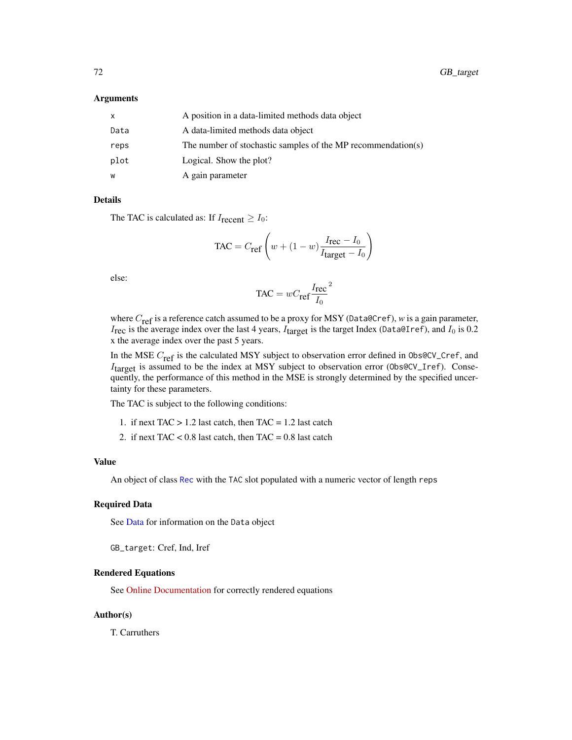### Arguments

| | |
|---|---|
| x | A position in a data-limited methods data object |
| Data | A data-limited methods data object |
| reps | The number of stochastic samples of the MP recommendation(s) |
| plot | Logical. Show the plot? |
| w | A gain parameter |

### Details

The TAC is calculated as: If $I_{\textrm{recent}} \geq I_0$:

$$\textrm{TAC} = C_{\textrm{ref}} \left( w + (1-w) \frac{I_{\textrm{rec}} - I_0}{I_{\textrm{target}} - I_0} \right)$$

else:

$$\textrm{TAC} = w C_{\textrm{ref}} \frac{I_{\textrm{rec}}}{I_0}^2$$

where $C_{\textrm{ref}}$ is a reference catch assumed to be a proxy for MSY (`Data@Cref`), $w$ is a gain parameter, $I_{\textrm{rec}}$ is the average index over the last 4 years, $I_{\textrm{target}}$ is the target Index (`Data@Iref`), and $I_0$ is 0.2 x the average index over the past 5 years.

In the MSE $C_{\textrm{ref}}$ is the calculated MSY subject to observation error defined in `Obs@CV_Cref`, and $I_{\textrm{target}}$ is assumed to be the index at MSY subject to observation error (`Obs@CV_Iref`). Consequently, the performance of this method in the MSE is strongly determined by the specified uncertainty for these parameters.

The TAC is subject to the following conditions:

1. if next TAC > 1.2 last catch, then TAC = 1.2 last catch
2. if next TAC < 0.8 last catch, then TAC = 0.8 last catch

### Value

An object of class `Rec` with the `TAC` slot populated with a numeric vector of length `reps`

### Required Data

See Data for information on the `Data` object

`GB_target`: Cref, Ind, Iref

### Rendered Equations

See Online Documentation for correctly rendered equations

### Author(s)

T. Carruthers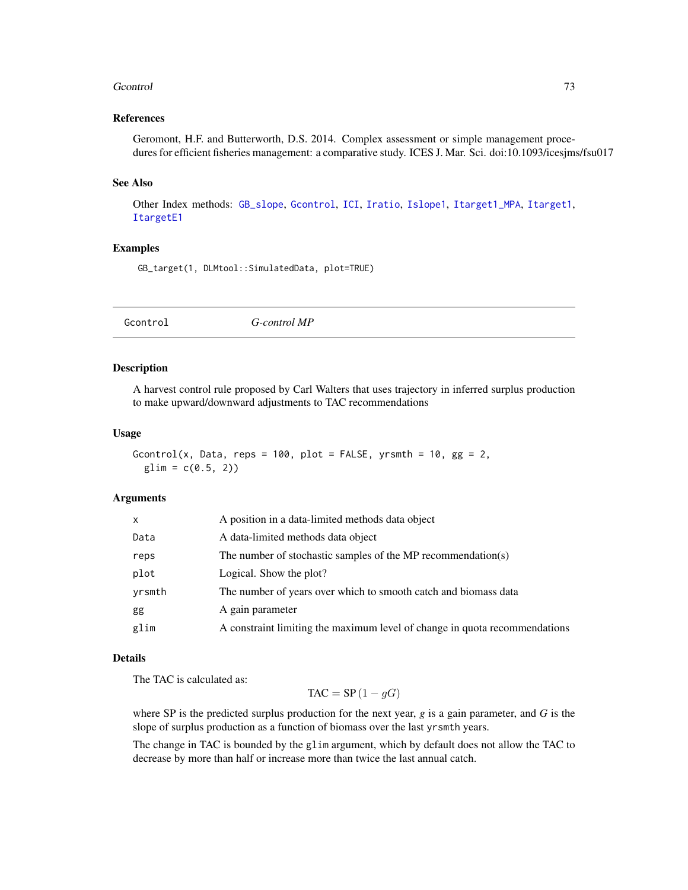### References

Geromont, H.F. and Butterworth, D.S. 2014. Complex assessment or simple management procedures for efficient fisheries management: a comparative study. ICES J. Mar. Sci. doi:10.1093/icesjms/fsu017

### See Also

Other Index methods: GB_slope, Gcontrol, ICI, Iratio, Islope1, Itarget1_MPA, Itarget1, ItargetE1

### Examples

```
GB_target(1, DLMtool::SimulatedData, plot=TRUE)
```

---

## Gcontrol    *G-control MP*

### Description

A harvest control rule proposed by Carl Walters that uses trajectory in inferred surplus production to make upward/downward adjustments to TAC recommendations

### Usage

```
Gcontrol(x, Data, reps = 100, plot = FALSE, yrsmth = 10, gg = 2,
  glim = c(0.5, 2))
```

### Arguments

| | |
|---|---|
| x | A position in a data-limited methods data object |
| Data | A data-limited methods data object |
| reps | The number of stochastic samples of the MP recommendation(s) |
| plot | Logical. Show the plot? |
| yrsmth | The number of years over which to smooth catch and biomass data |
| gg | A gain parameter |
| glim | A constraint limiting the maximum level of change in quota recommendations |

### Details

The TAC is calculated as:

$$\text{TAC} = \text{SP}\,(1 - gG)$$

where SP is the predicted surplus production for the next year, $g$ is a gain parameter, and $G$ is the slope of surplus production as a function of biomass over the last `yrsmth` years.

The change in TAC is bounded by the `glim` argument, which by default does not allow the TAC to decrease by more than half or increase more than twice the last annual catch.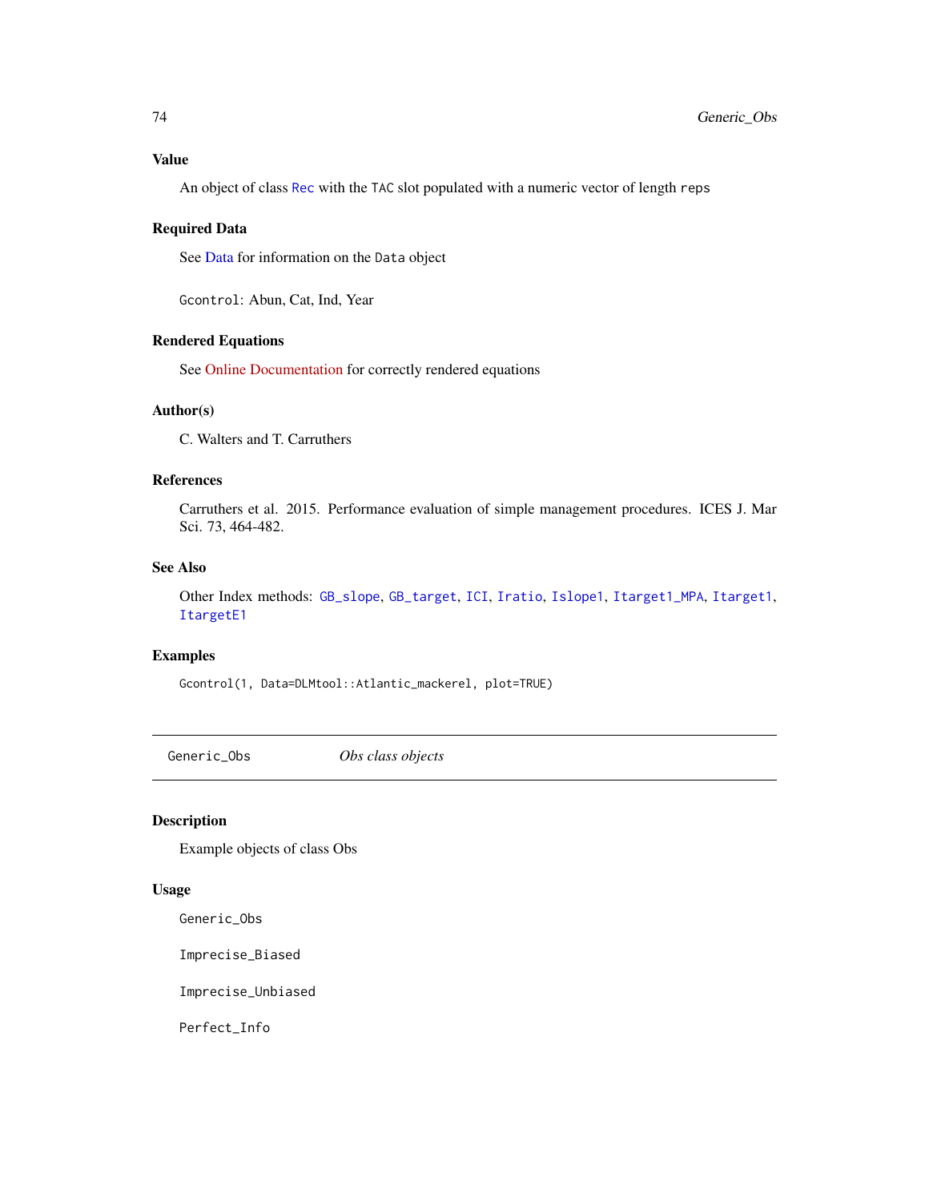### Value

An object of class `Rec` with the `TAC` slot populated with a numeric vector of length `reps`

### Required Data

See Data for information on the `Data` object

`Gcontrol`: Abun, Cat, Ind, Year

### Rendered Equations

See Online Documentation for correctly rendered equations

### Author(s)

C. Walters and T. Carruthers

### References

Carruthers et al. 2015. Performance evaluation of simple management procedures. ICES J. Mar Sci. 73, 464-482.

### See Also

Other Index methods: `GB_slope`, `GB_target`, `ICI`, `Iratio`, `Islope1`, `Itarget1_MPA`, `Itarget1`, `ItargetE1`

### Examples

```
Gcontrol(1, Data=DLMtool::Atlantic_mackerel, plot=TRUE)
```

---

## Generic_Obs *Obs class objects*

---

### Description

Example objects of class Obs

### Usage

```
Generic_Obs

Imprecise_Biased

Imprecise_Unbiased

Perfect_Info
```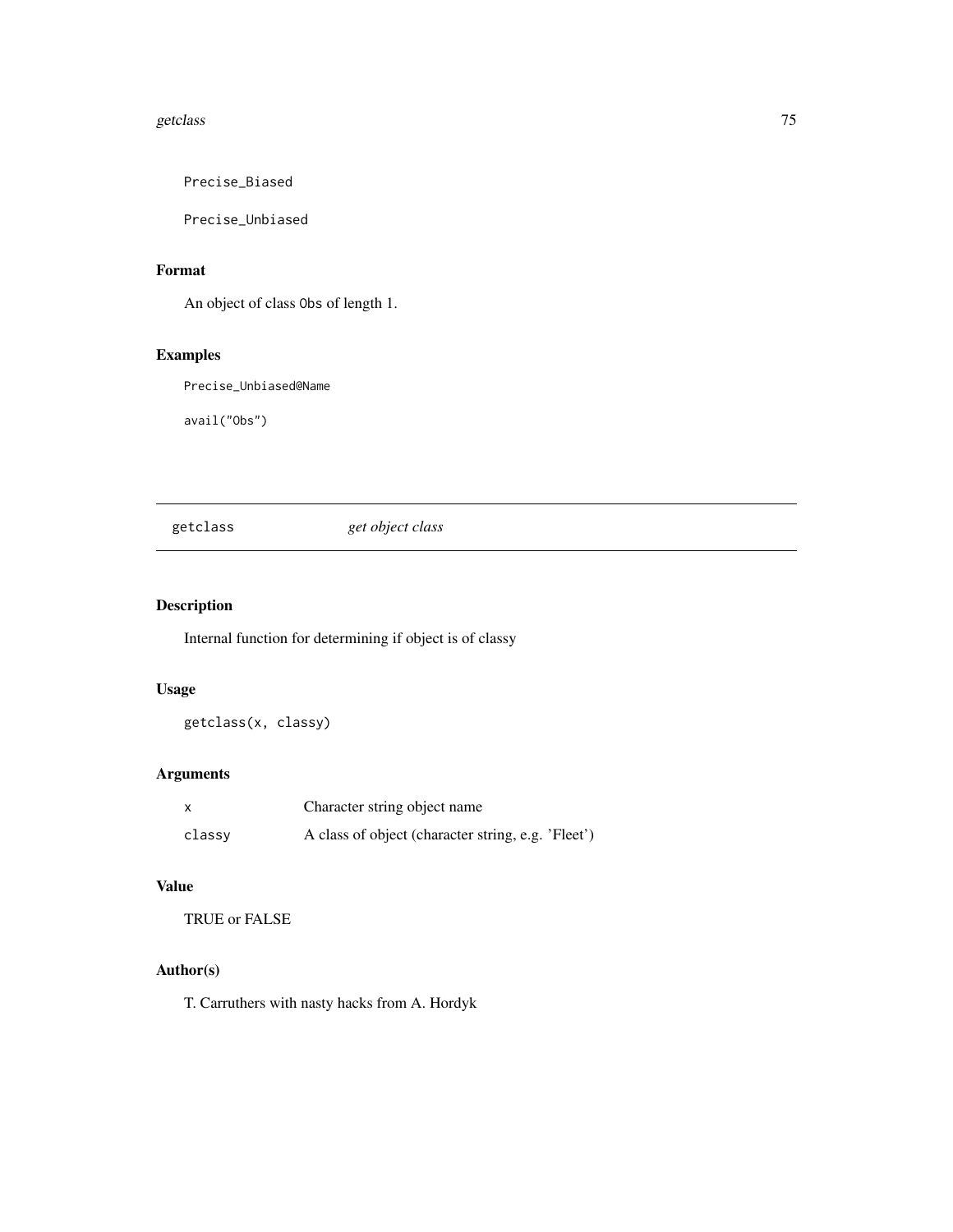```
Precise_Biased

Precise_Unbiased
```

## Format

An object of class `Obs` of length 1.

## Examples

```
Precise_Unbiased@Name

avail("Obs")
```

---

# getclass *get object class*

---

## Description

Internal function for determining if object is of classy

## Usage

```
getclass(x, classy)
```

## Arguments

| | |
|---|---|
| `x` | Character string object name |
| `classy` | A class of object (character string, e.g. 'Fleet') |

## Value

TRUE or FALSE

## Author(s)

T. Carruthers with nasty hacks from A. Hordyk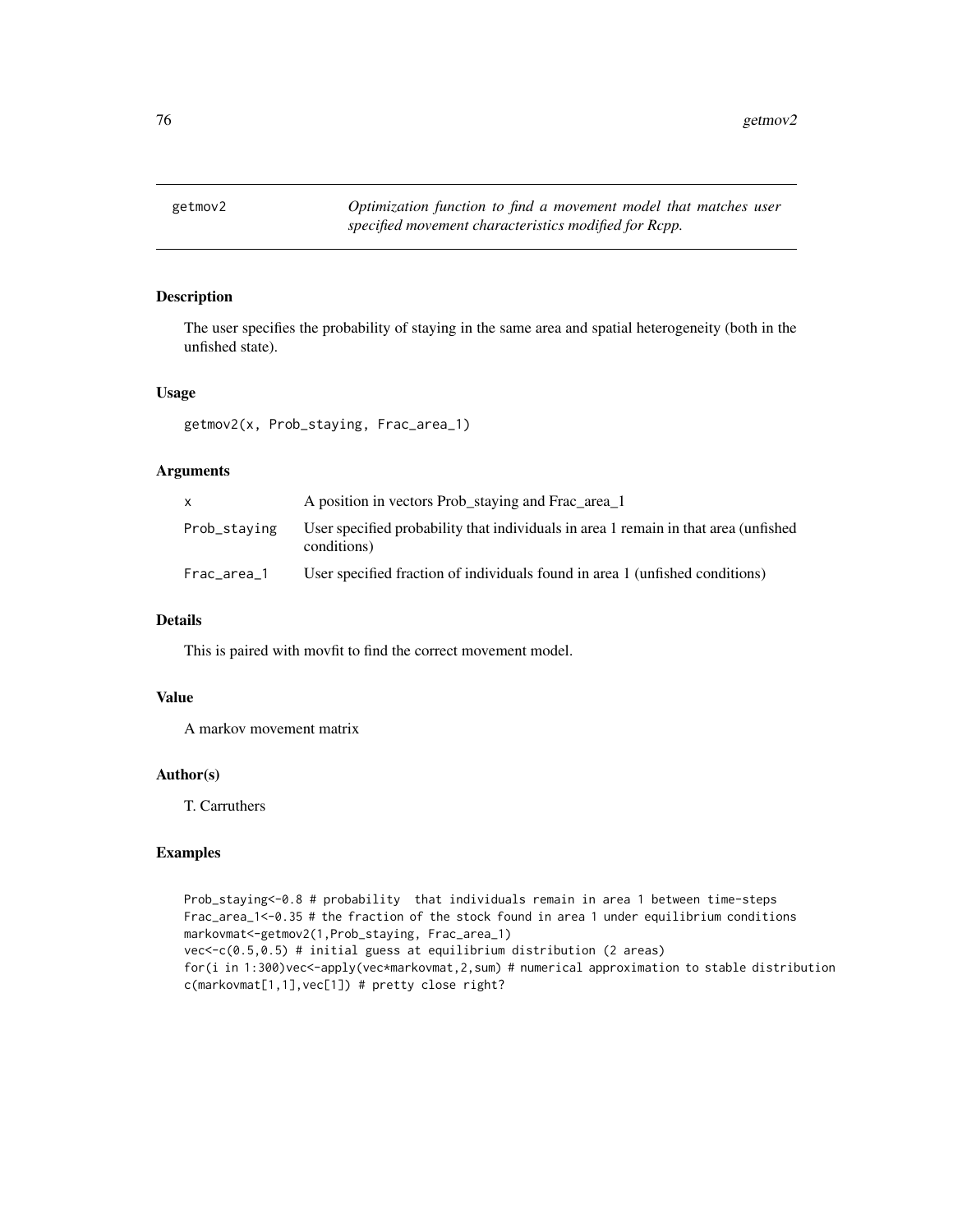## getmov2 *Optimization function to find a movement model that matches user specified movement characteristics modified for Rcpp.*

### Description

The user specifies the probability of staying in the same area and spatial heterogeneity (both in the unfished state).

### Usage

```
getmov2(x, Prob_staying, Frac_area_1)
```

### Arguments

| | |
|---|---|
| x | A position in vectors Prob_staying and Frac_area_1 |
| Prob_staying | User specified probability that individuals in area 1 remain in that area (unfished conditions) |
| Frac_area_1 | User specified fraction of individuals found in area 1 (unfished conditions) |

### Details

This is paired with movfit to find the correct movement model.

### Value

A markov movement matrix

### Author(s)

T. Carruthers

### Examples

```
Prob_staying<-0.8 # probability  that individuals remain in area 1 between time-steps
Frac_area_1<-0.35 # the fraction of the stock found in area 1 under equilibrium conditions
markovmat<-getmov2(1,Prob_staying, Frac_area_1)
vec<-c(0.5,0.5) # initial guess at equilibrium distribution (2 areas)
for(i in 1:300)vec<-apply(vec*markovmat,2,sum) # numerical approximation to stable distribution
c(markovmat[1,1],vec[1]) # pretty close right?
```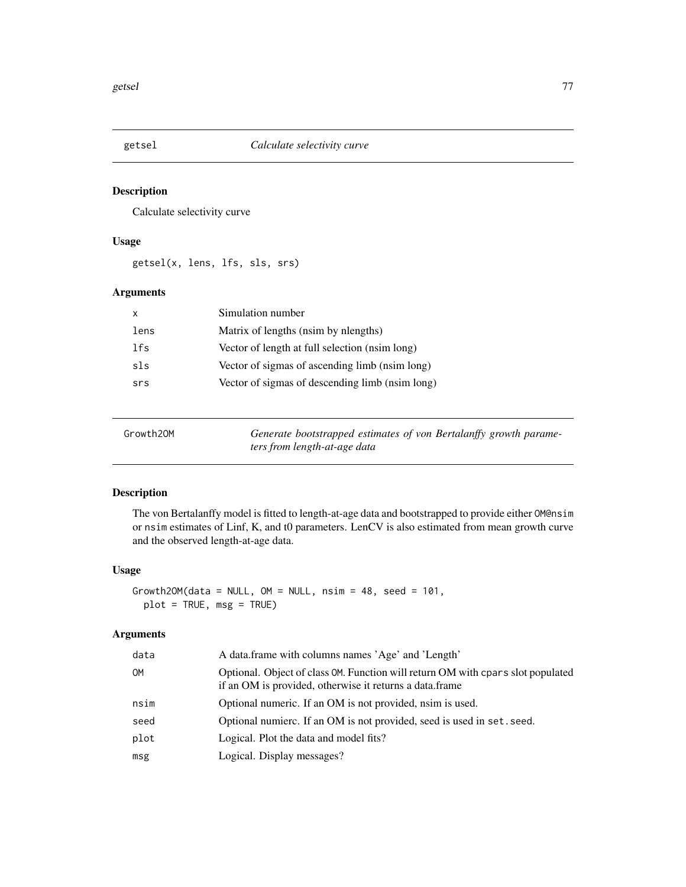## getsel *Calculate selectivity curve*

### Description

Calculate selectivity curve

### Usage

```
getsel(x, lens, lfs, sls, srs)
```

### Arguments

| | |
|---|---|
| x | Simulation number |
| lens | Matrix of lengths (nsim by nlengths) |
| lfs | Vector of length at full selection (nsim long) |
| sls | Vector of sigmas of ascending limb (nsim long) |
| srs | Vector of sigmas of descending limb (nsim long) |

## Growth2OM *Generate bootstrapped estimates of von Bertalanffy growth parameters from length-at-age data*

### Description

The von Bertalanffy model is fitted to length-at-age data and bootstrapped to provide either `OM@nsim` or `nsim` estimates of Linf, K, and t0 parameters. LenCV is also estimated from mean growth curve and the observed length-at-age data.

### Usage

```
Growth2OM(data = NULL, OM = NULL, nsim = 48, seed = 101,
  plot = TRUE, msg = TRUE)
```

### Arguments

| | |
|---|---|
| data | A data.frame with columns names 'Age' and 'Length' |
| OM | Optional. Object of class `OM`. Function will return OM with `cpars` slot populated if an OM is provided, otherwise it returns a data.frame |
| nsim | Optional numeric. If an OM is not provided, nsim is used. |
| seed | Optional numierc. If an OM is not provided, seed is used in `set.seed`. |
| plot | Logical. Plot the data and model fits? |
| msg | Logical. Display messages? |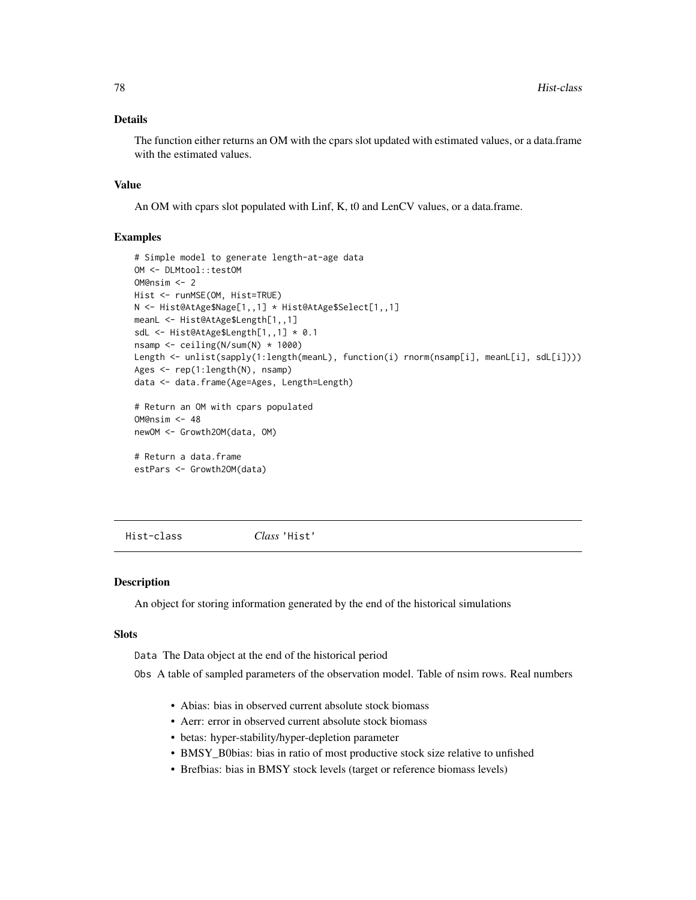### Details

The function either returns an OM with the cpars slot updated with estimated values, or a data.frame with the estimated values.

### Value

An OM with cpars slot populated with Linf, K, t0 and LenCV values, or a data.frame.

### Examples

```
# Simple model to generate length-at-age data
OM <- DLMtool::testOM
OM@nsim <- 2
Hist <- runMSE(OM, Hist=TRUE)
N <- Hist@AtAge$Nage[1,,1] * Hist@AtAge$Select[1,,1]
meanL <- Hist@AtAge$Length[1,,1]
sdL <- Hist@AtAge$Length[1,,1] * 0.1
nsamp <- ceiling(N/sum(N) * 1000)
Length <- unlist(sapply(1:length(meanL), function(i) rnorm(nsamp[i], meanL[i], sdL[i])))
Ages <- rep(1:length(N), nsamp)
data <- data.frame(Age=Ages, Length=Length)

# Return an OM with cpars populated
OM@nsim <- 48
newOM <- Growth2OM(data, OM)

# Return a data.frame
estPars <- Growth2OM(data)
```

---

## Hist-class    *Class* 'Hist'

### Description

An object for storing information generated by the end of the historical simulations

### Slots

Data The Data object at the end of the historical period

Obs A table of sampled parameters of the observation model. Table of nsim rows. Real numbers

- Abias: bias in observed current absolute stock biomass
- Aerr: error in observed current absolute stock biomass
- betas: hyper-stability/hyper-depletion parameter
- BMSY_B0bias: bias in ratio of most productive stock size relative to unfished
- Brefbias: bias in BMSY stock levels (target or reference biomass levels)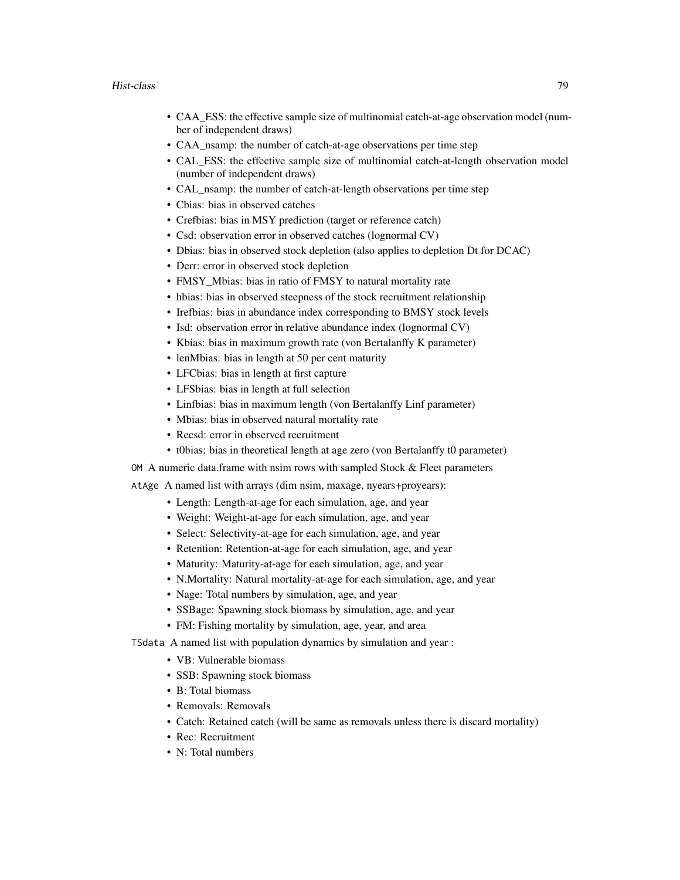- CAA_ESS: the effective sample size of multinomial catch-at-age observation model (number of independent draws)
- CAA_nsamp: the number of catch-at-age observations per time step
- CAL_ESS: the effective sample size of multinomial catch-at-length observation model (number of independent draws)
- CAL_nsamp: the number of catch-at-length observations per time step
- Cbias: bias in observed catches
- Crefbias: bias in MSY prediction (target or reference catch)
- Csd: observation error in observed catches (lognormal CV)
- Dbias: bias in observed stock depletion (also applies to depletion Dt for DCAC)
- Derr: error in observed stock depletion
- FMSY_Mbias: bias in ratio of FMSY to natural mortality rate
- hbias: bias in observed steepness of the stock recruitment relationship
- Irefbias: bias in abundance index corresponding to BMSY stock levels
- Isd: observation error in relative abundance index (lognormal CV)
- Kbias: bias in maximum growth rate (von Bertalanffy K parameter)
- lenMbias: bias in length at 50 per cent maturity
- LFCbias: bias in length at first capture
- LFSbias: bias in length at full selection
- Linfbias: bias in maximum length (von Bertalanffy Linf parameter)
- Mbias: bias in observed natural mortality rate
- Recsd: error in observed recruitment
- t0bias: bias in theoretical length at age zero (von Bertalanffy t0 parameter)

`OM` A numeric data.frame with nsim rows with sampled Stock & Fleet parameters

`AtAge` A named list with arrays (dim nsim, maxage, nyears+proyears):

- Length: Length-at-age for each simulation, age, and year
- Weight: Weight-at-age for each simulation, age, and year
- Select: Selectivity-at-age for each simulation, age, and year
- Retention: Retention-at-age for each simulation, age, and year
- Maturity: Maturity-at-age for each simulation, age, and year
- N.Mortality: Natural mortality-at-age for each simulation, age, and year
- Nage: Total numbers by simulation, age, and year
- SSBage: Spawning stock biomass by simulation, age, and year
- FM: Fishing mortality by simulation, age, year, and area

`TSdata` A named list with population dynamics by simulation and year :

- VB: Vulnerable biomass
- SSB: Spawning stock biomass
- B: Total biomass
- Removals: Removals
- Catch: Retained catch (will be same as removals unless there is discard mortality)
- Rec: Recruitment
- N: Total numbers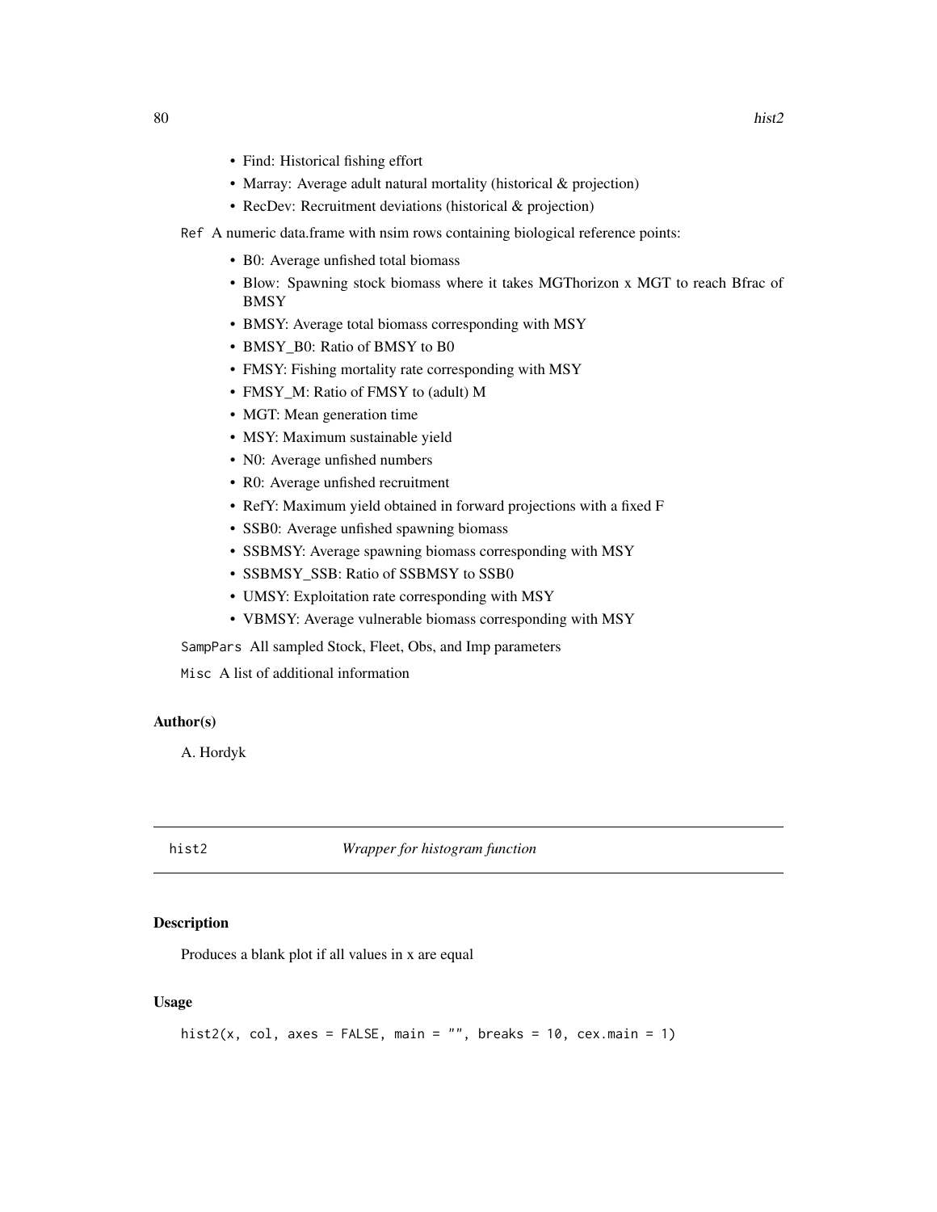- Find: Historical fishing effort
- Marray: Average adult natural mortality (historical & projection)
- RecDev: Recruitment deviations (historical & projection)

Ref A numeric data.frame with nsim rows containing biological reference points:

- B0: Average unfished total biomass
- Blow: Spawning stock biomass where it takes MGThorizon x MGT to reach Bfrac of BMSY
- BMSY: Average total biomass corresponding with MSY
- BMSY_B0: Ratio of BMSY to B0
- FMSY: Fishing mortality rate corresponding with MSY
- FMSY_M: Ratio of FMSY to (adult) M
- MGT: Mean generation time
- MSY: Maximum sustainable yield
- N0: Average unfished numbers
- R0: Average unfished recruitment
- RefY: Maximum yield obtained in forward projections with a fixed F
- SSB0: Average unfished spawning biomass
- SSBMSY: Average spawning biomass corresponding with MSY
- SSBMSY_SSB: Ratio of SSBMSY to SSB0
- UMSY: Exploitation rate corresponding with MSY
- VBMSY: Average vulnerable biomass corresponding with MSY

SampPars All sampled Stock, Fleet, Obs, and Imp parameters

Misc A list of additional information

### Author(s)

A. Hordyk

---

## hist2 — *Wrapper for histogram function*

### Description

Produces a blank plot if all values in x are equal

### Usage

```
hist2(x, col, axes = FALSE, main = "", breaks = 10, cex.main = 1)
```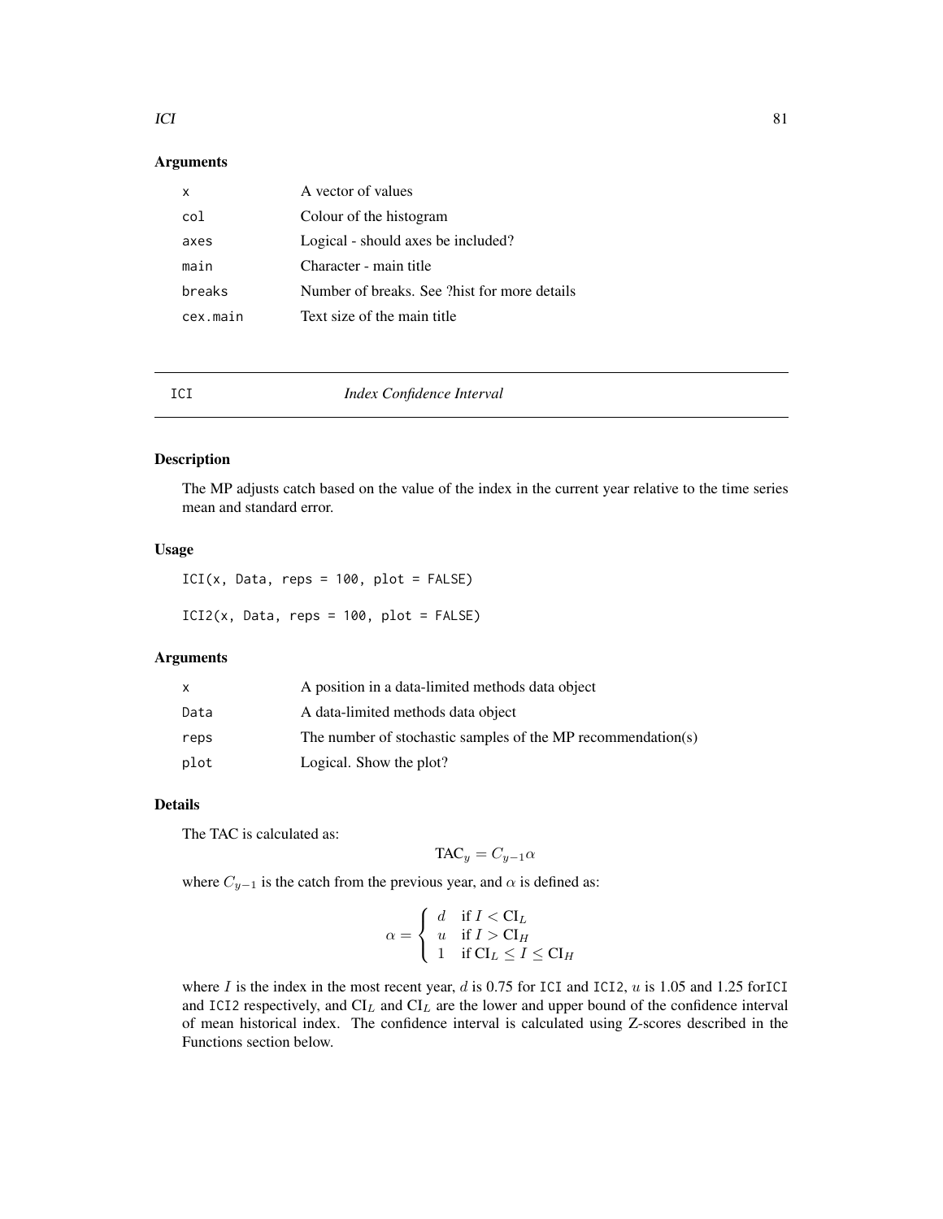## Arguments

| | |
|---|---|
| `x` | A vector of values |
| `col` | Colour of the histogram |
| `axes` | Logical - should axes be included? |
| `main` | Character - main title |
| `breaks` | Number of breaks. See ?hist for more details |
| `cex.main` | Text size of the main title |

---

# ICI — *Index Confidence Interval*

## Description

The MP adjusts catch based on the value of the index in the current year relative to the time series mean and standard error.

## Usage

```
ICI(x, Data, reps = 100, plot = FALSE)

ICI2(x, Data, reps = 100, plot = FALSE)
```

## Arguments

| | |
|---|---|
| `x` | A position in a data-limited methods data object |
| `Data` | A data-limited methods data object |
| `reps` | The number of stochastic samples of the MP recommendation(s) |
| `plot` | Logical. Show the plot? |

## Details

The TAC is calculated as:

$$\text{TAC}_y = C_{y-1}\alpha$$

where $C_{y-1}$ is the catch from the previous year, and $\alpha$ is defined as:

$$\alpha = \begin{cases} d & \text{if } I < \text{CI}_L \\ u & \text{if } I > \text{CI}_H \\ 1 & \text{if } \text{CI}_L \leq I \leq \text{CI}_H \end{cases}$$

where $I$ is the index in the most recent year, $d$ is 0.75 for `ICI` and `ICI2`, $u$ is 1.05 and 1.25 for`ICI` and `ICI2` respectively, and $\text{CI}_L$ and $\text{CI}_L$ are the lower and upper bound of the confidence interval of mean historical index. The confidence interval is calculated using Z-scores described in the Functions section below.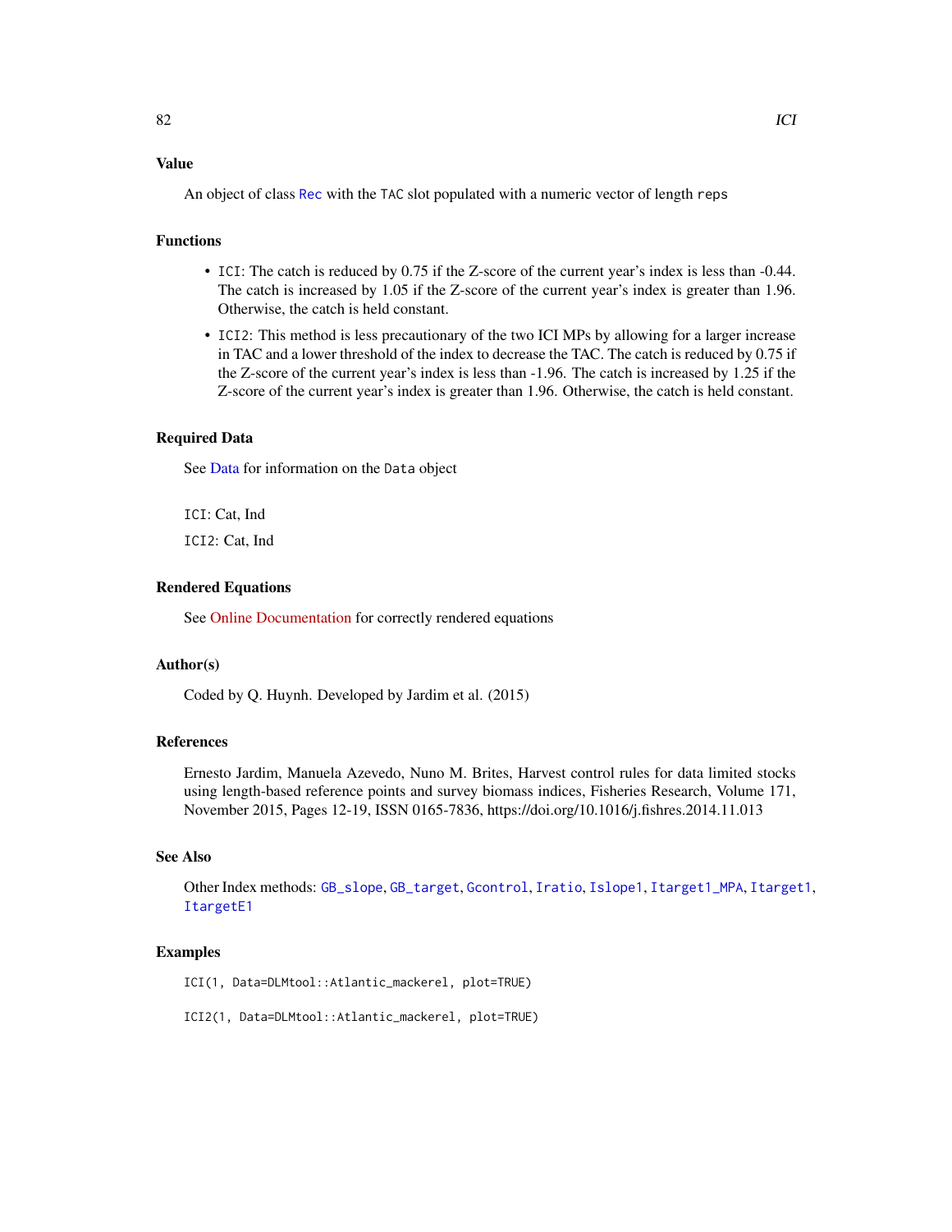### Value

An object of class `Rec` with the `TAC` slot populated with a numeric vector of length `reps`

### Functions

- `ICI`: The catch is reduced by 0.75 if the Z-score of the current year's index is less than -0.44. The catch is increased by 1.05 if the Z-score of the current year's index is greater than 1.96. Otherwise, the catch is held constant.
- `ICI2`: This method is less precautionary of the two ICI MPs by allowing for a larger increase in TAC and a lower threshold of the index to decrease the TAC. The catch is reduced by 0.75 if the Z-score of the current year's index is less than -1.96. The catch is increased by 1.25 if the Z-score of the current year's index is greater than 1.96. Otherwise, the catch is held constant.

### Required Data

See Data for information on the `Data` object

`ICI`: Cat, Ind

`ICI2`: Cat, Ind

### Rendered Equations

See Online Documentation for correctly rendered equations

### Author(s)

Coded by Q. Huynh. Developed by Jardim et al. (2015)

### References

Ernesto Jardim, Manuela Azevedo, Nuno M. Brites, Harvest control rules for data limited stocks using length-based reference points and survey biomass indices, Fisheries Research, Volume 171, November 2015, Pages 12-19, ISSN 0165-7836, https://doi.org/10.1016/j.fishres.2014.11.013

### See Also

Other Index methods: `GB_slope`, `GB_target`, `Gcontrol`, `Iratio`, `Islope1`, `Itarget1_MPA`, `Itarget1`, `ItargetE1`

### Examples

```
ICI(1, Data=DLMtool::Atlantic_mackerel, plot=TRUE)

ICI2(1, Data=DLMtool::Atlantic_mackerel, plot=TRUE)
```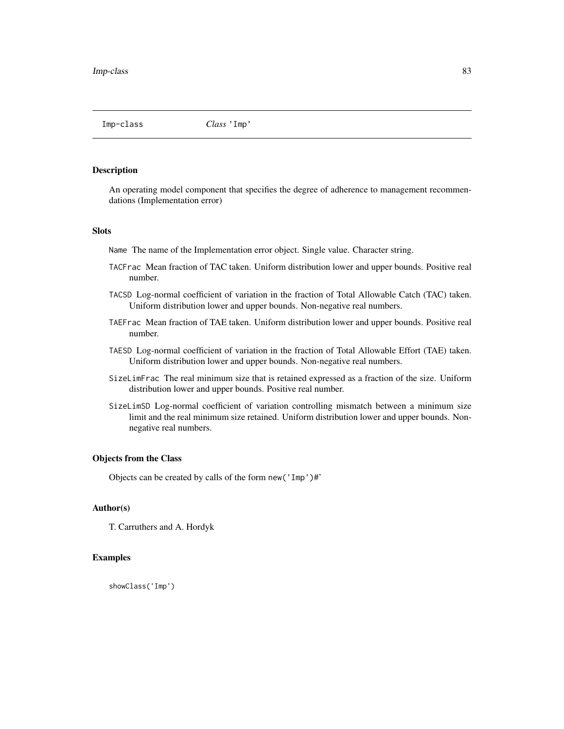Imp-class *Class* 'Imp'

### Description

An operating model component that specifies the degree of adherence to management recommendations (Implementation error)

### Slots

- `Name` The name of the Implementation error object. Single value. Character string.
- `TACFrac` Mean fraction of TAC taken. Uniform distribution lower and upper bounds. Positive real number.
- `TACSD` Log-normal coefficient of variation in the fraction of Total Allowable Catch (TAC) taken. Uniform distribution lower and upper bounds. Non-negative real numbers.
- `TAEFrac` Mean fraction of TAE taken. Uniform distribution lower and upper bounds. Positive real number.
- `TAESD` Log-normal coefficient of variation in the fraction of Total Allowable Effort (TAE) taken. Uniform distribution lower and upper bounds. Non-negative real numbers.
- `SizeLimFrac` The real minimum size that is retained expressed as a fraction of the size. Uniform distribution lower and upper bounds. Positive real number.
- `SizeLimSD` Log-normal coefficient of variation controlling mismatch between a minimum size limit and the real minimum size retained. Uniform distribution lower and upper bounds. Non-negative real numbers.

### Objects from the Class

Objects can be created by calls of the form `new('Imp')#'`

### Author(s)

T. Carruthers and A. Hordyk

### Examples

```
showClass('Imp')
```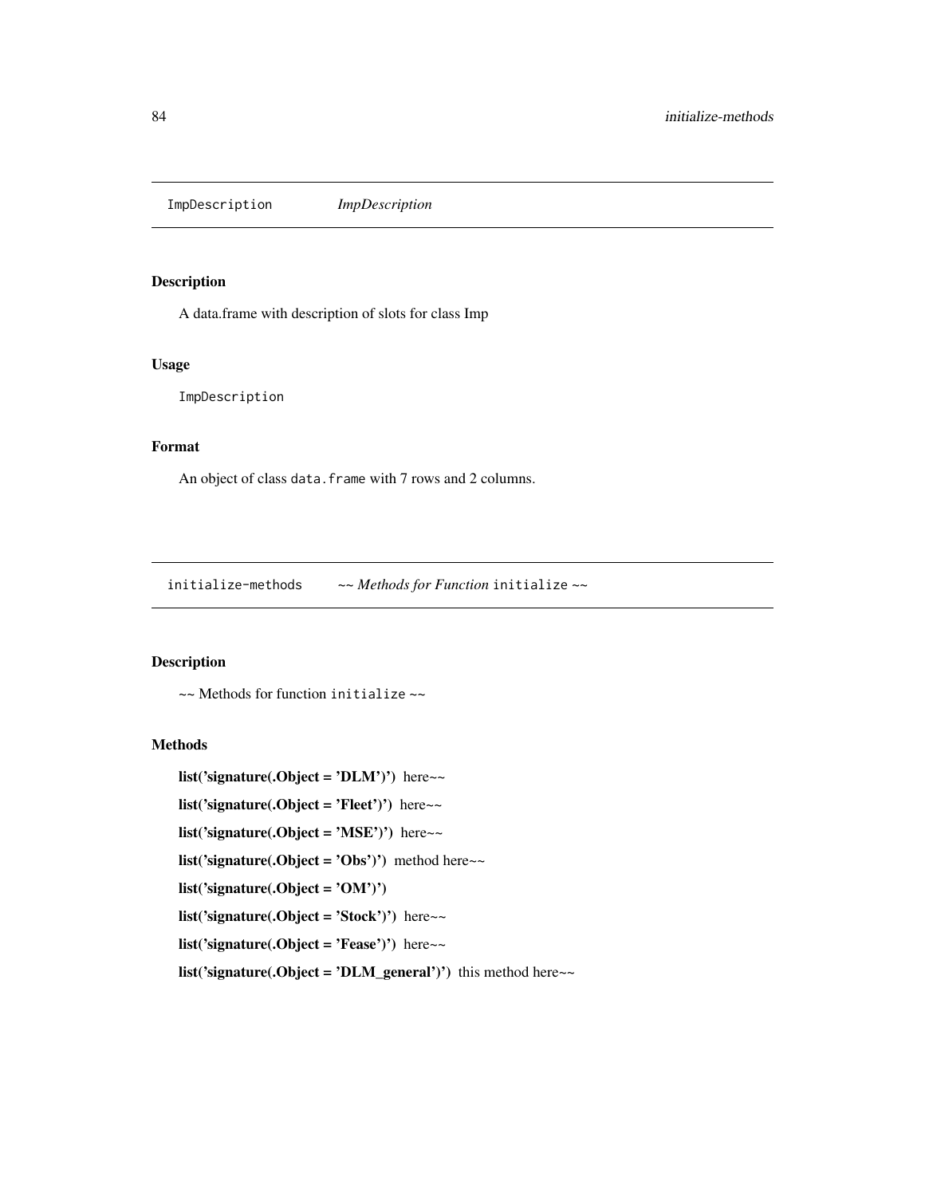## ImpDescription *ImpDescription*

### Description

A data.frame with description of slots for class Imp

### Usage

```
ImpDescription
```

### Format

An object of class `data.frame` with 7 rows and 2 columns.

## initialize-methods *~~ Methods for Function* `initialize` *~~*

### Description

~~ Methods for function `initialize` ~~

### Methods

**list('signature(.Object = 'DLM')')** here~~

**list('signature(.Object = 'Fleet')')** here~~

**list('signature(.Object = 'MSE')')** here~~

**list('signature(.Object = 'Obs')')** method here~~

**list('signature(.Object = 'OM')')**

**list('signature(.Object = 'Stock')')** here~~

**list('signature(.Object = 'Fease')')** here~~

**list('signature(.Object = 'DLM_general')')** this method here~~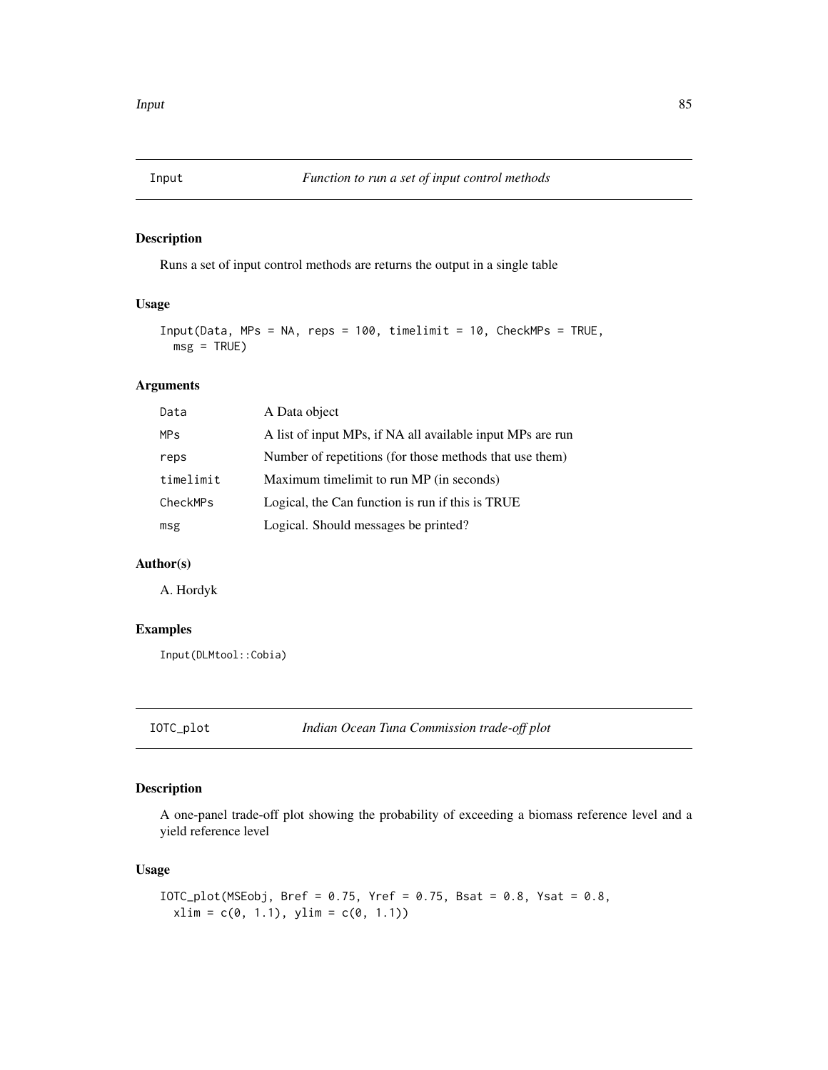## Input — *Function to run a set of input control methods*

### Description

Runs a set of input control methods are returns the output in a single table

### Usage

```
Input(Data, MPs = NA, reps = 100, timelimit = 10, CheckMPs = TRUE,
  msg = TRUE)
```

### Arguments

| | |
|---|---|
| Data | A Data object |
| MPs | A list of input MPs, if NA all available input MPs are run |
| reps | Number of repetitions (for those methods that use them) |
| timelimit | Maximum timelimit to run MP (in seconds) |
| CheckMPs | Logical, the Can function is run if this is TRUE |
| msg | Logical. Should messages be printed? |

### Author(s)

A. Hordyk

### Examples

```
Input(DLMtool::Cobia)
```

## IOTC_plot — *Indian Ocean Tuna Commission trade-off plot*

### Description

A one-panel trade-off plot showing the probability of exceeding a biomass reference level and a yield reference level

### Usage

```
IOTC_plot(MSEobj, Bref = 0.75, Yref = 0.75, Bsat = 0.8, Ysat = 0.8,
  xlim = c(0, 1.1), ylim = c(0, 1.1))
```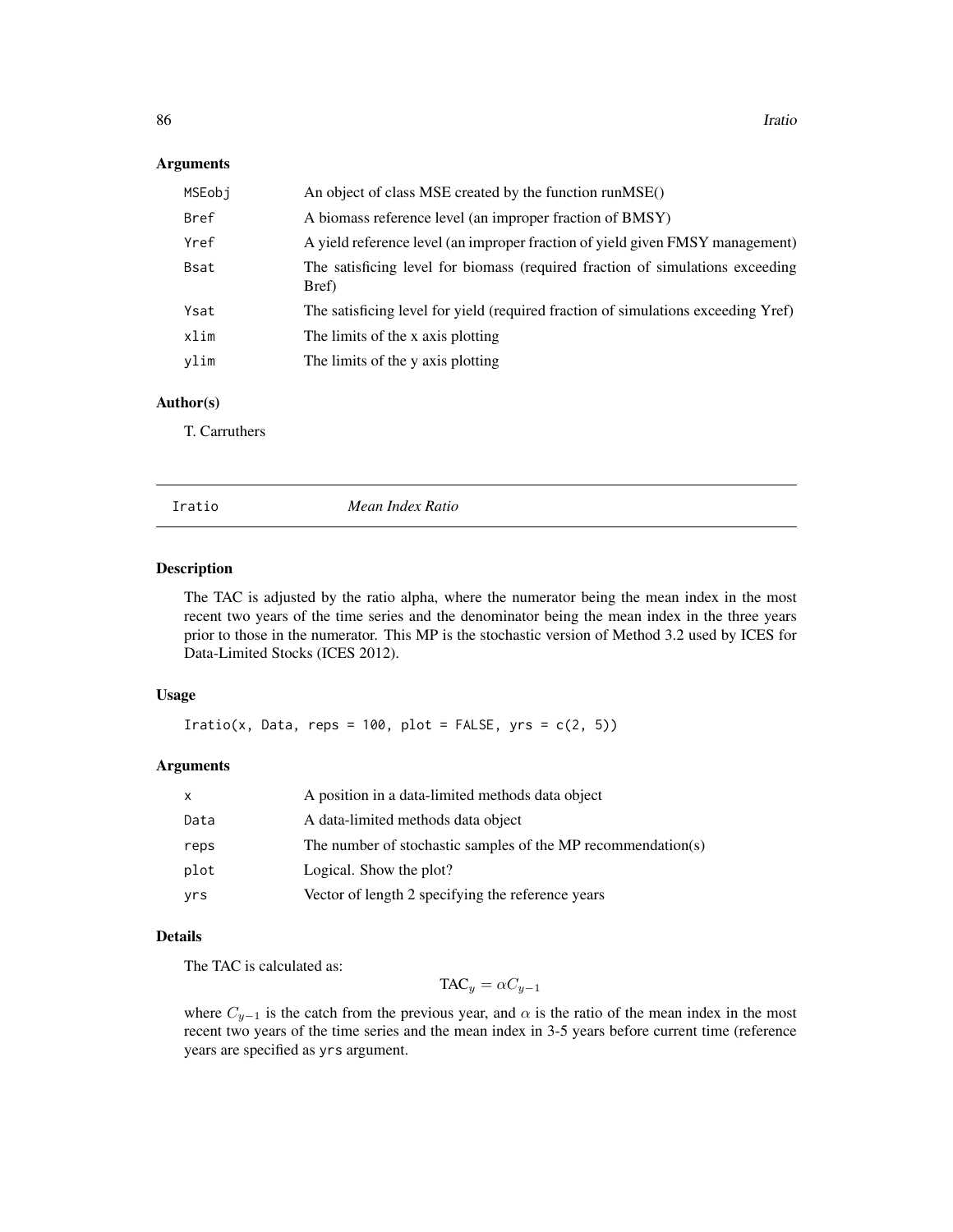## Arguments

| | |
|---|---|
| MSEobj | An object of class MSE created by the function runMSE() |
| Bref | A biomass reference level (an improper fraction of BMSY) |
| Yref | A yield reference level (an improper fraction of yield given FMSY management) |
| Bsat | The satisficing level for biomass (required fraction of simulations exceeding Bref) |
| Ysat | The satisficing level for yield (required fraction of simulations exceeding Yref) |
| xlim | The limits of the x axis plotting |
| ylim | The limits of the y axis plotting |

## Author(s)

T. Carruthers

---

# Iratio *Mean Index Ratio*

## Description

The TAC is adjusted by the ratio alpha, where the numerator being the mean index in the most recent two years of the time series and the denominator being the mean index in the three years prior to those in the numerator. This MP is the stochastic version of Method 3.2 used by ICES for Data-Limited Stocks (ICES 2012).

## Usage

```
Iratio(x, Data, reps = 100, plot = FALSE, yrs = c(2, 5))
```

## Arguments

| | |
|---|---|
| x | A position in a data-limited methods data object |
| Data | A data-limited methods data object |
| reps | The number of stochastic samples of the MP recommendation(s) |
| plot | Logical. Show the plot? |
| yrs | Vector of length 2 specifying the reference years |

## Details

The TAC is calculated as:

$$\text{TAC}_y = \alpha C_{y-1}$$

where $C_{y-1}$ is the catch from the previous year, and $\alpha$ is the ratio of the mean index in the most recent two years of the time series and the mean index in 3-5 years before current time (reference years are specified as yrs argument.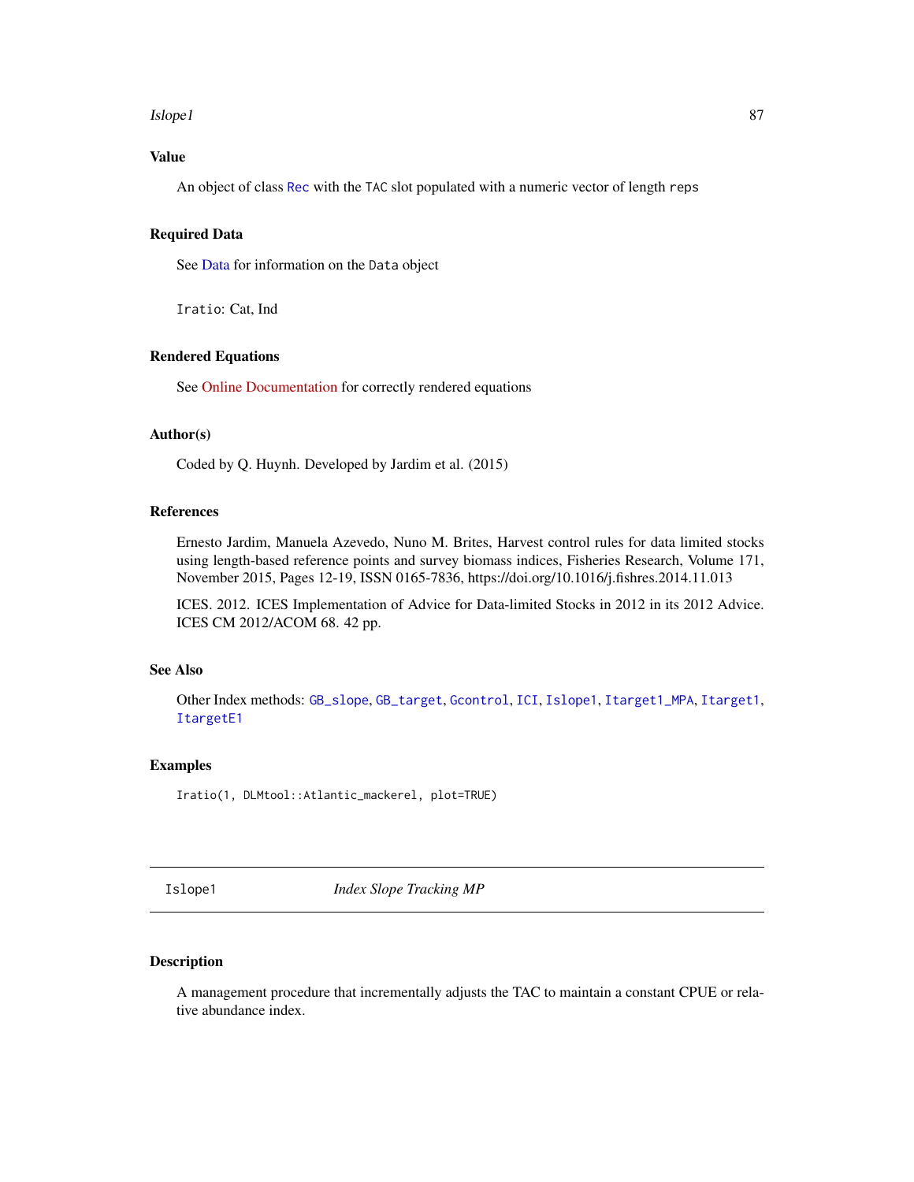## Value

An object of class `Rec` with the `TAC` slot populated with a numeric vector of length `reps`

## Required Data

See Data for information on the `Data` object

`Iratio`: Cat, Ind

## Rendered Equations

See Online Documentation for correctly rendered equations

## Author(s)

Coded by Q. Huynh. Developed by Jardim et al. (2015)

## References

Ernesto Jardim, Manuela Azevedo, Nuno M. Brites, Harvest control rules for data limited stocks using length-based reference points and survey biomass indices, Fisheries Research, Volume 171, November 2015, Pages 12-19, ISSN 0165-7836, https://doi.org/10.1016/j.fishres.2014.11.013

ICES. 2012. ICES Implementation of Advice for Data-limited Stocks in 2012 in its 2012 Advice. ICES CM 2012/ACOM 68. 42 pp.

## See Also

Other Index methods: `GB_slope`, `GB_target`, `Gcontrol`, `ICI`, `Islope1`, `Itarget1_MPA`, `Itarget1`, `ItargetE1`

## Examples

```
Iratio(1, DLMtool::Atlantic_mackerel, plot=TRUE)
```

---

# Islope1 &nbsp;&nbsp;&nbsp; *Index Slope Tracking MP*

## Description

A management procedure that incrementally adjusts the TAC to maintain a constant CPUE or relative abundance index.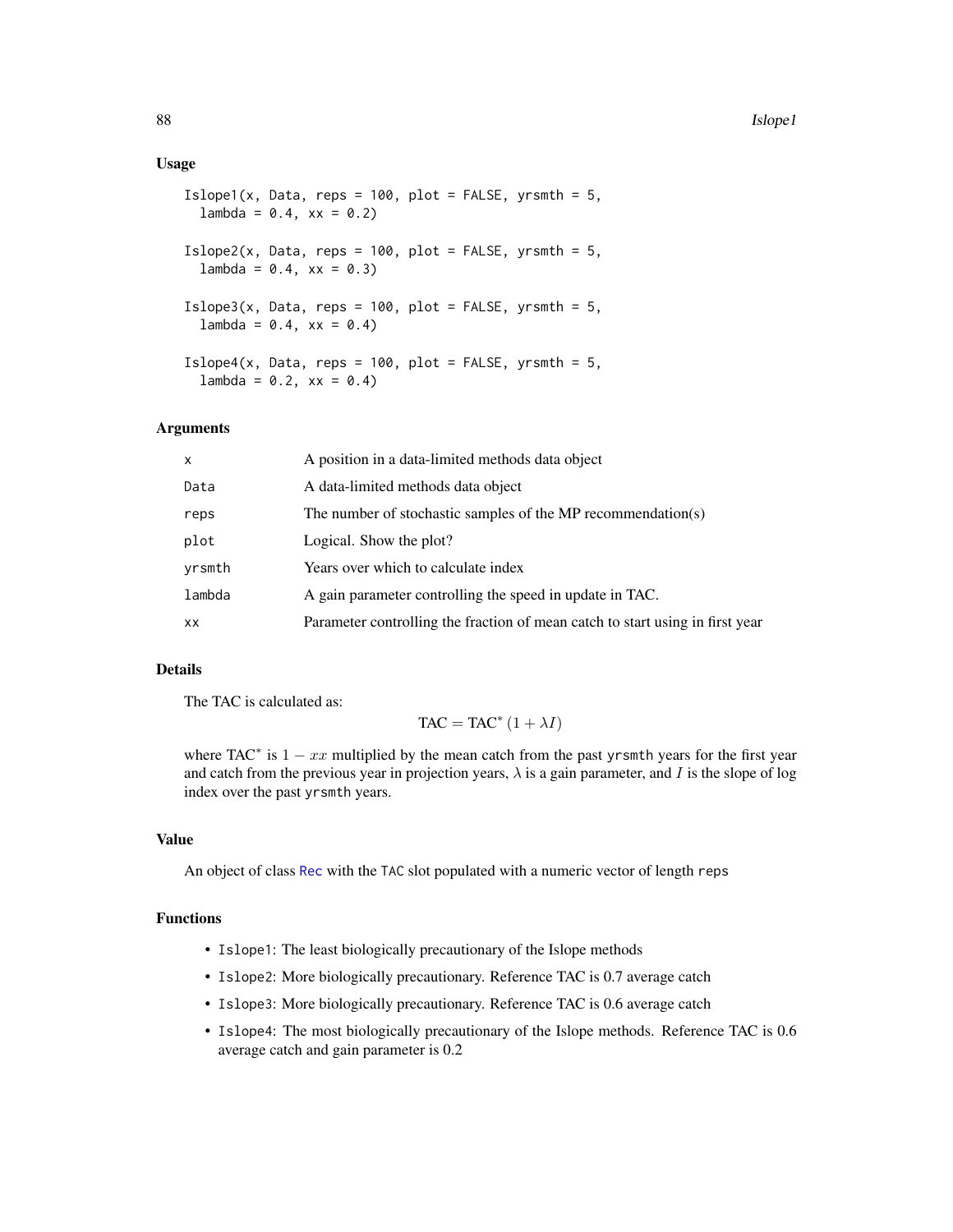## Usage

```
Islope1(x, Data, reps = 100, plot = FALSE, yrsmth = 5,
  lambda = 0.4, xx = 0.2)

Islope2(x, Data, reps = 100, plot = FALSE, yrsmth = 5,
  lambda = 0.4, xx = 0.3)

Islope3(x, Data, reps = 100, plot = FALSE, yrsmth = 5,
  lambda = 0.4, xx = 0.4)

Islope4(x, Data, reps = 100, plot = FALSE, yrsmth = 5,
  lambda = 0.2, xx = 0.4)
```

## Arguments

| | |
|---|---|
| `x` | A position in a data-limited methods data object |
| `Data` | A data-limited methods data object |
| `reps` | The number of stochastic samples of the MP recommendation(s) |
| `plot` | Logical. Show the plot? |
| `yrsmth` | Years over which to calculate index |
| `lambda` | A gain parameter controlling the speed in update in TAC. |
| `xx` | Parameter controlling the fraction of mean catch to start using in first year |

## Details

The TAC is calculated as:

$$\text{TAC} = \text{TAC}^* \left(1 + \lambda I\right)$$

where $\text{TAC}^*$ is $1 - xx$ multiplied by the mean catch from the past `yrsmth` years for the first year and catch from the previous year in projection years, $\lambda$ is a gain parameter, and $I$ is the slope of log index over the past `yrsmth` years.

## Value

An object of class `Rec` with the `TAC` slot populated with a numeric vector of length `reps`

## Functions

- `Islope1`: The least biologically precautionary of the Islope methods
- `Islope2`: More biologically precautionary. Reference TAC is 0.7 average catch
- `Islope3`: More biologically precautionary. Reference TAC is 0.6 average catch
- `Islope4`: The most biologically precautionary of the Islope methods. Reference TAC is 0.6 average catch and gain parameter is 0.2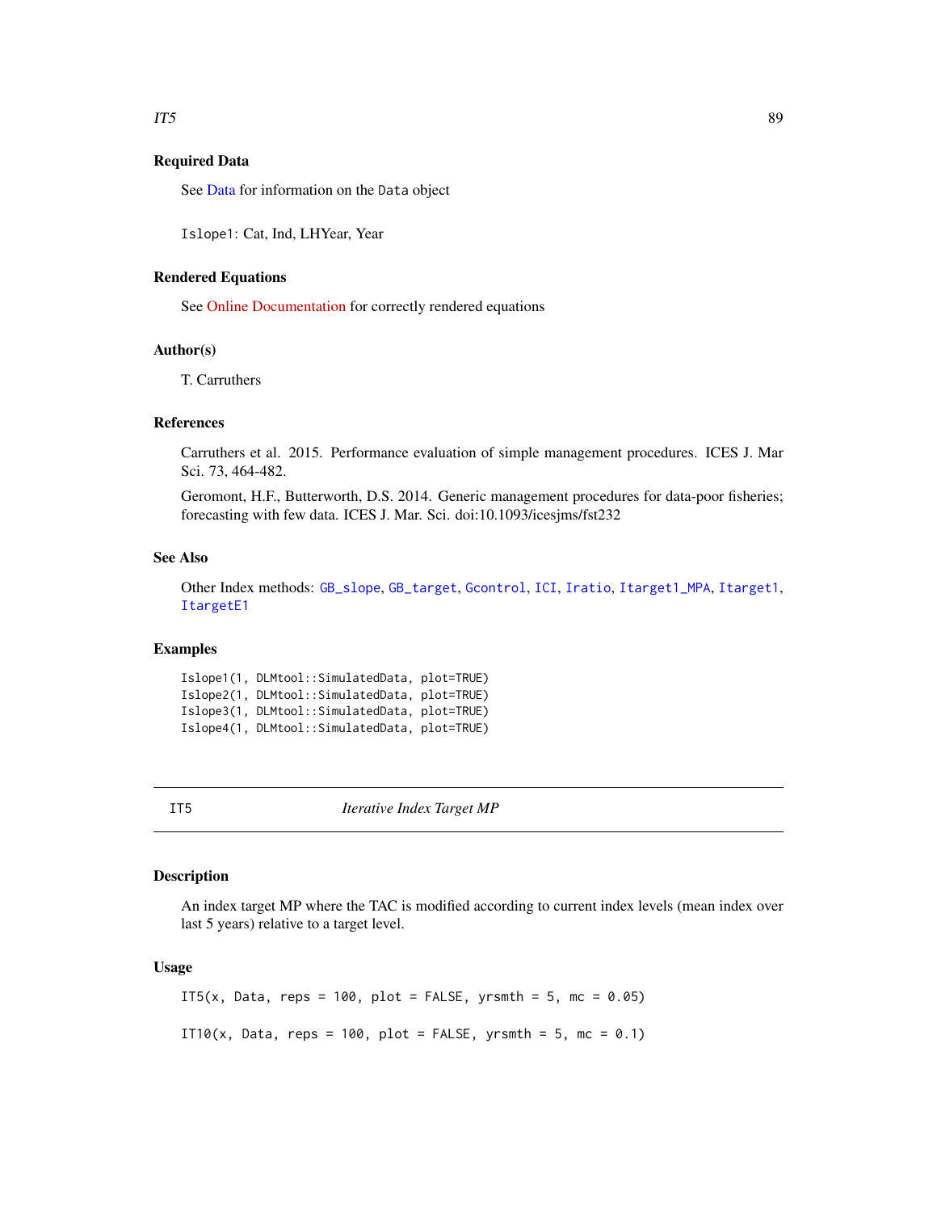### Required Data

See Data for information on the `Data` object

`Islope1`: Cat, Ind, LHYear, Year

### Rendered Equations

See Online Documentation for correctly rendered equations

### Author(s)

T. Carruthers

### References

Carruthers et al. 2015. Performance evaluation of simple management procedures. ICES J. Mar Sci. 73, 464-482.

Geromont, H.F., Butterworth, D.S. 2014. Generic management procedures for data-poor fisheries; forecasting with few data. ICES J. Mar. Sci. doi:10.1093/icesjms/fst232

### See Also

Other Index methods: `GB_slope`, `GB_target`, `Gcontrol`, `ICI`, `Iratio`, `Itarget1_MPA`, `Itarget1`, `ItargetE1`

### Examples

```
Islope1(1, DLMtool::SimulatedData, plot=TRUE)
Islope2(1, DLMtool::SimulatedData, plot=TRUE)
Islope3(1, DLMtool::SimulatedData, plot=TRUE)
Islope4(1, DLMtool::SimulatedData, plot=TRUE)
```

---

## IT5 *Iterative Index Target MP*

### Description

An index target MP where the TAC is modified according to current index levels (mean index over last 5 years) relative to a target level.

### Usage

```
IT5(x, Data, reps = 100, plot = FALSE, yrsmth = 5, mc = 0.05)

IT10(x, Data, reps = 100, plot = FALSE, yrsmth = 5, mc = 0.1)
```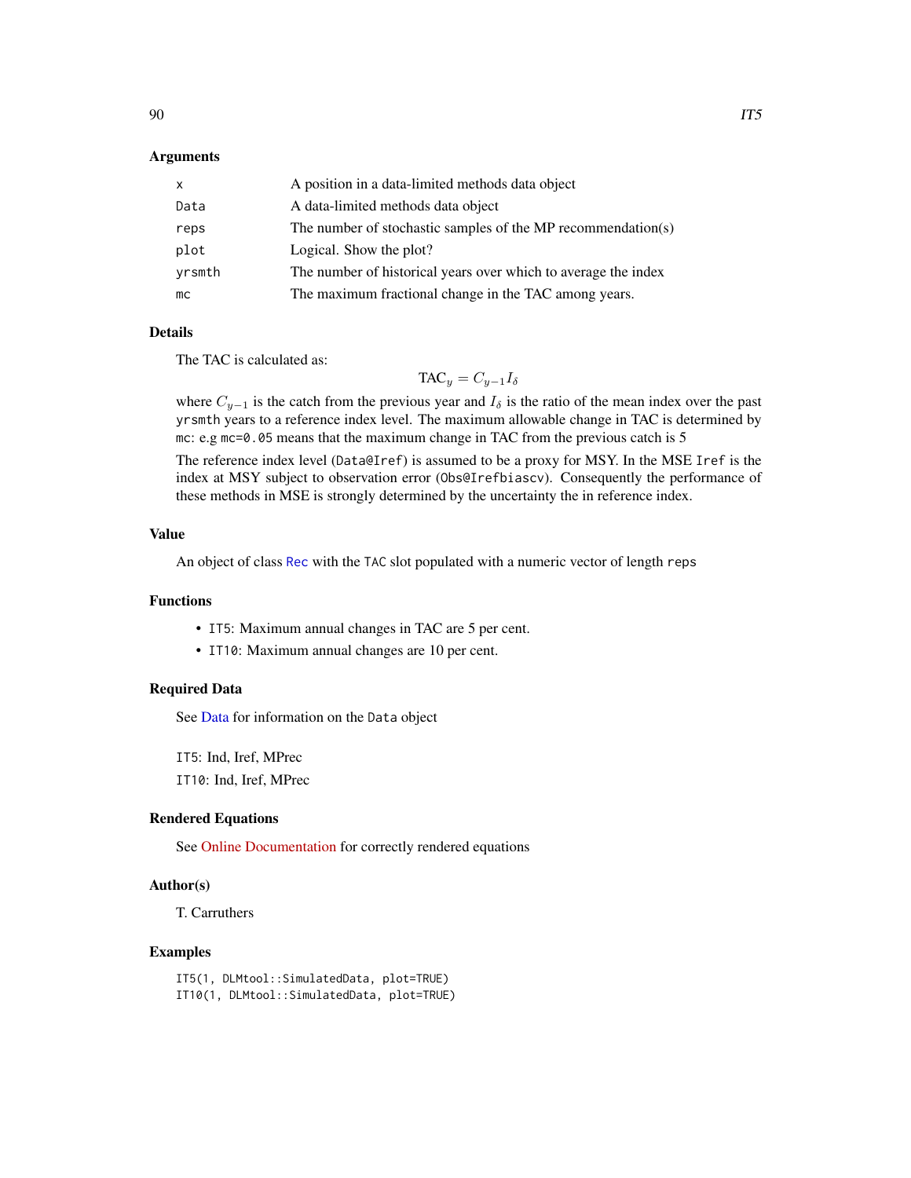## Arguments

| | |
|---|---|
| x | A position in a data-limited methods data object |
| Data | A data-limited methods data object |
| reps | The number of stochastic samples of the MP recommendation(s) |
| plot | Logical. Show the plot? |
| yrsmth | The number of historical years over which to average the index |
| mc | The maximum fractional change in the TAC among years. |

## Details

The TAC is calculated as:

$$\text{TAC}_y = C_{y-1} I_\delta$$

where $C_{y-1}$ is the catch from the previous year and $I_\delta$ is the ratio of the mean index over the past `yrsmth` years to a reference index level. The maximum allowable change in TAC is determined by `mc`: e.g `mc=0.05` means that the maximum change in TAC from the previous catch is 5

The reference index level (`Data@Iref`) is assumed to be a proxy for MSY. In the MSE `Iref` is the index at MSY subject to observation error (`Obs@Irefbiascv`). Consequently the performance of these methods in MSE is strongly determined by the uncertainty the in reference index.

## Value

An object of class `Rec` with the `TAC` slot populated with a numeric vector of length `reps`

## Functions

- `IT5`: Maximum annual changes in TAC are 5 per cent.
- `IT10`: Maximum annual changes are 10 per cent.

## Required Data

See Data for information on the `Data` object

`IT5`: Ind, Iref, MPrec

`IT10`: Ind, Iref, MPrec

## Rendered Equations

See Online Documentation for correctly rendered equations

## Author(s)

T. Carruthers

## Examples

```
IT5(1, DLMtool::SimulatedData, plot=TRUE)
IT10(1, DLMtool::SimulatedData, plot=TRUE)
```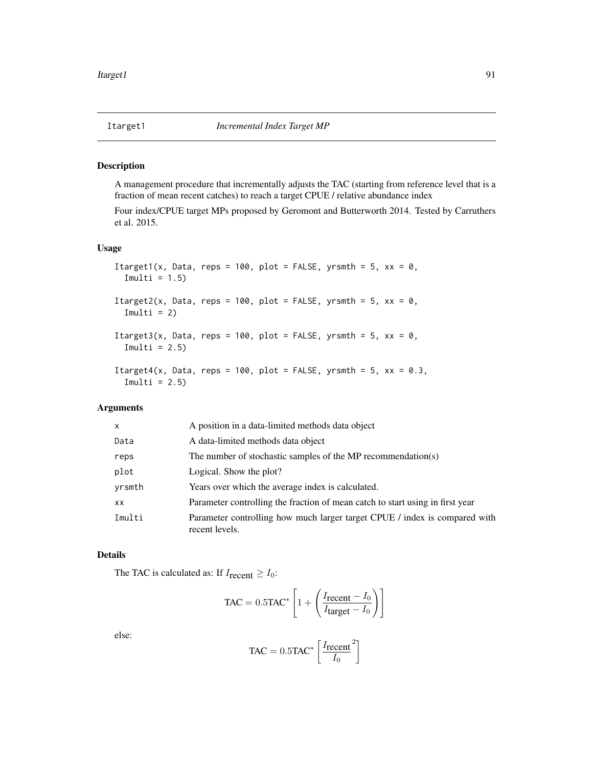# Itarget1 — *Incremental Index Target MP*

## Description

A management procedure that incrementally adjusts the TAC (starting from reference level that is a fraction of mean recent catches) to reach a target CPUE / relative abundance index

Four index/CPUE target MPs proposed by Geromont and Butterworth 2014. Tested by Carruthers et al. 2015.

## Usage

```
Itarget1(x, Data, reps = 100, plot = FALSE, yrsmth = 5, xx = 0,
  Imulti = 1.5)

Itarget2(x, Data, reps = 100, plot = FALSE, yrsmth = 5, xx = 0,
  Imulti = 2)

Itarget3(x, Data, reps = 100, plot = FALSE, yrsmth = 5, xx = 0,
  Imulti = 2.5)

Itarget4(x, Data, reps = 100, plot = FALSE, yrsmth = 5, xx = 0.3,
  Imulti = 2.5)
```

## Arguments

| | |
|---|---|
| x | A position in a data-limited methods data object |
| Data | A data-limited methods data object |
| reps | The number of stochastic samples of the MP recommendation(s) |
| plot | Logical. Show the plot? |
| yrsmth | Years over which the average index is calculated. |
| xx | Parameter controlling the fraction of mean catch to start using in first year |
| Imulti | Parameter controlling how much larger target CPUE / index is compared with recent levels. |

## Details

The TAC is calculated as: If $I_{\text{recent}} \geq I_0$:

$$\text{TAC} = 0.5\text{TAC}^* \left[1 + \left(\frac{I_{\text{recent}} - I_0}{I_{\text{target}} - I_0}\right)\right]$$

else:

$$\text{TAC} = 0.5\text{TAC}^* \left[\frac{{I_{\text{recent}}}^2}{I_0}\right]$$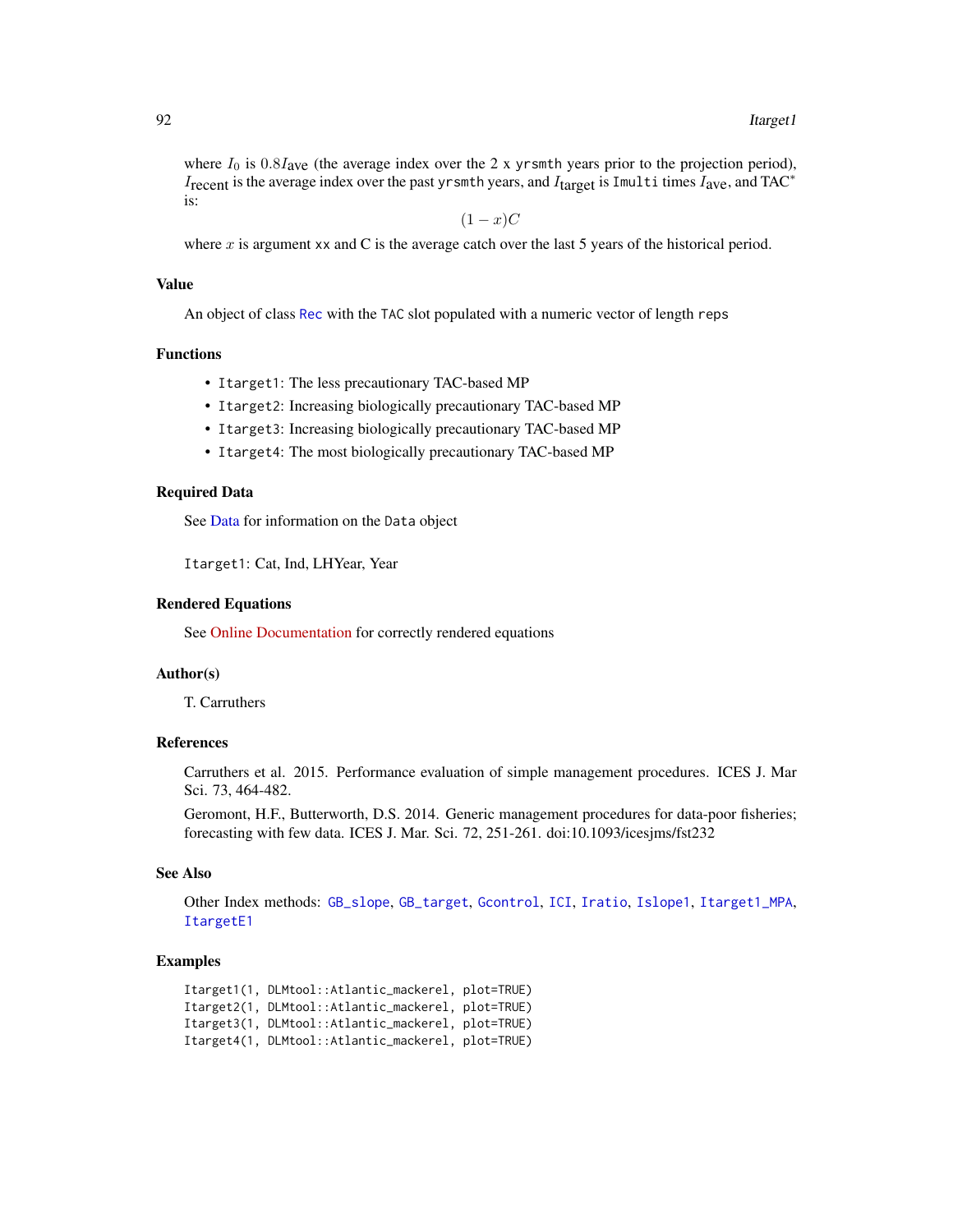where $I_0$ is $0.8 I_{\text{ave}}$ (the average index over the 2 x `yrsmth` years prior to the projection period), $I_{\text{recent}}$ is the average index over the past `yrsmth` years, and $I_{\text{target}}$ is `Imulti` times $I_{\text{ave}}$, and $\text{TAC}^*$ is:

$$(1 - x)C$$

where $x$ is argument `xx` and C is the average catch over the last 5 years of the historical period.

## Value

An object of class `Rec` with the `TAC` slot populated with a numeric vector of length `reps`

## Functions

- `Itarget1`: The less precautionary TAC-based MP
- `Itarget2`: Increasing biologically precautionary TAC-based MP
- `Itarget3`: Increasing biologically precautionary TAC-based MP
- `Itarget4`: The most biologically precautionary TAC-based MP

## Required Data

See Data for information on the `Data` object

`Itarget1`: Cat, Ind, LHYear, Year

## Rendered Equations

See Online Documentation for correctly rendered equations

## Author(s)

T. Carruthers

## References

Carruthers et al. 2015. Performance evaluation of simple management procedures. ICES J. Mar Sci. 73, 464-482.

Geromont, H.F., Butterworth, D.S. 2014. Generic management procedures for data-poor fisheries; forecasting with few data. ICES J. Mar. Sci. 72, 251-261. doi:10.1093/icesjms/fst232

## See Also

Other Index methods: `GB_slope`, `GB_target`, `Gcontrol`, `ICI`, `Iratio`, `Islope1`, `Itarget1_MPA`, `ItargetE1`

## Examples

```
Itarget1(1, DLMtool::Atlantic_mackerel, plot=TRUE)
Itarget2(1, DLMtool::Atlantic_mackerel, plot=TRUE)
Itarget3(1, DLMtool::Atlantic_mackerel, plot=TRUE)
Itarget4(1, DLMtool::Atlantic_mackerel, plot=TRUE)
```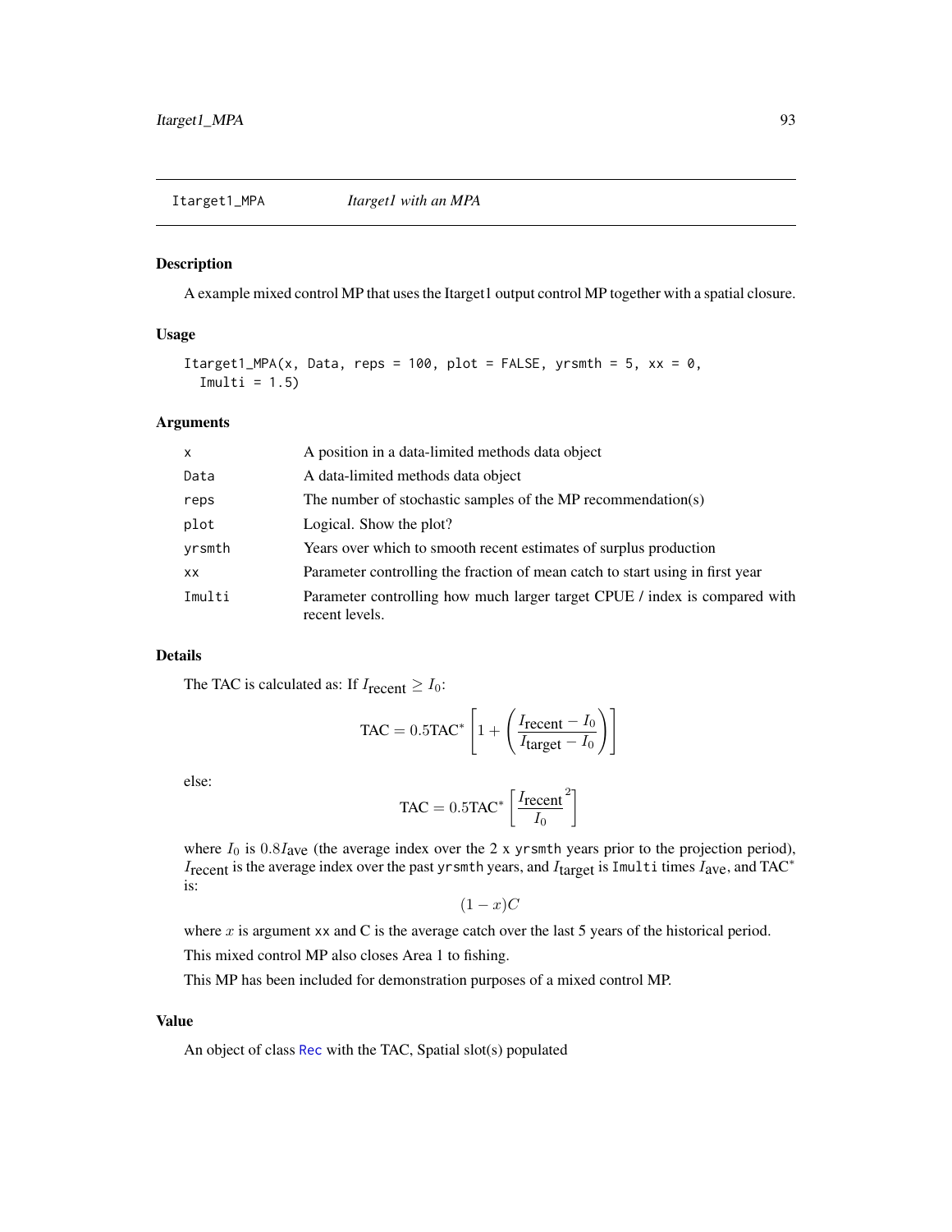Itarget1_MPA *Itarget1 with an MPA*

## Description

A example mixed control MP that uses the Itarget1 output control MP together with a spatial closure.

## Usage

```
Itarget1_MPA(x, Data, reps = 100, plot = FALSE, yrsmth = 5, xx = 0,
  Imulti = 1.5)
```

## Arguments

| | |
|---|---|
| x | A position in a data-limited methods data object |
| Data | A data-limited methods data object |
| reps | The number of stochastic samples of the MP recommendation(s) |
| plot | Logical. Show the plot? |
| yrsmth | Years over which to smooth recent estimates of surplus production |
| xx | Parameter controlling the fraction of mean catch to start using in first year |
| Imulti | Parameter controlling how much larger target CPUE / index is compared with recent levels. |

## Details

The TAC is calculated as: If $I_{\textrm{recent}} \geq I_0$:

$$\textrm{TAC} = 0.5\textrm{TAC}^* \left[1 + \left(\frac{I_{\textrm{recent}} - I_0}{I_{\textrm{target}} - I_0}\right)\right]$$

else:

$$\textrm{TAC} = 0.5\textrm{TAC}^* \left[\frac{I_{\textrm{recent}}}{I_0}^2\right]$$

where $I_0$ is $0.8 I_{\textrm{ave}}$ (the average index over the 2 x yrsmth years prior to the projection period), $I_{\textrm{recent}}$ is the average index over the past yrsmth years, and $I_{\textrm{target}}$ is Imulti times $I_{\textrm{ave}}$, and $\textrm{TAC}^*$ is:

$$(1-x)C$$

where $x$ is argument xx and C is the average catch over the last 5 years of the historical period.

This mixed control MP also closes Area 1 to fishing.

This MP has been included for demonstration purposes of a mixed control MP.

## Value

An object of class Rec with the TAC, Spatial slot(s) populated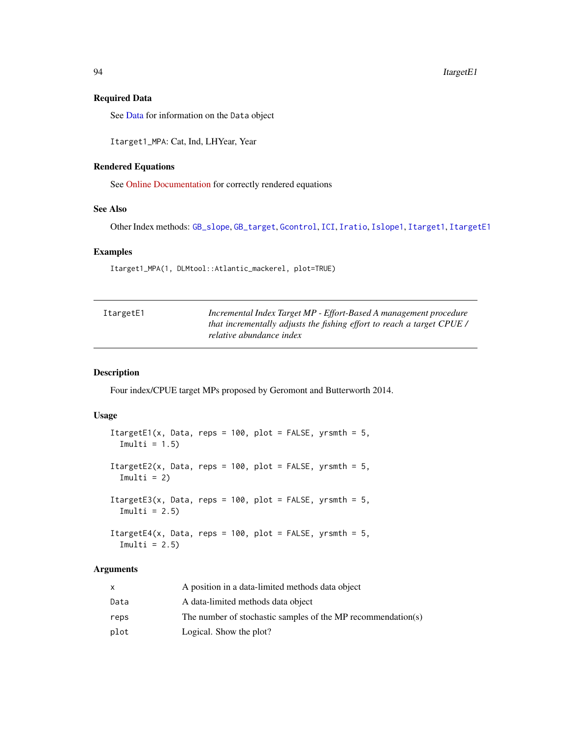### Required Data

See Data for information on the `Data` object

`Itarget1_MPA`: Cat, Ind, LHYear, Year

### Rendered Equations

See Online Documentation for correctly rendered equations

### See Also

Other Index methods: `GB_slope`, `GB_target`, `Gcontrol`, `ICI`, `Iratio`, `Islope1`, `Itarget1`, `ItargetE1`

### Examples

```
Itarget1_MPA(1, DLMtool::Atlantic_mackerel, plot=TRUE)
```

---

## ItargetE1 — *Incremental Index Target MP - Effort-Based A management procedure that incrementally adjusts the fishing effort to reach a target CPUE / relative abundance index*

---

### Description

Four index/CPUE target MPs proposed by Geromont and Butterworth 2014.

### Usage

```
ItargetE1(x, Data, reps = 100, plot = FALSE, yrsmth = 5,
  Imulti = 1.5)

ItargetE2(x, Data, reps = 100, plot = FALSE, yrsmth = 5,
  Imulti = 2)

ItargetE3(x, Data, reps = 100, plot = FALSE, yrsmth = 5,
  Imulti = 2.5)

ItargetE4(x, Data, reps = 100, plot = FALSE, yrsmth = 5,
  Imulti = 2.5)
```

### Arguments

| | |
|---|---|
| `x` | A position in a data-limited methods data object |
| `Data` | A data-limited methods data object |
| `reps` | The number of stochastic samples of the MP recommendation(s) |
| `plot` | Logical. Show the plot? |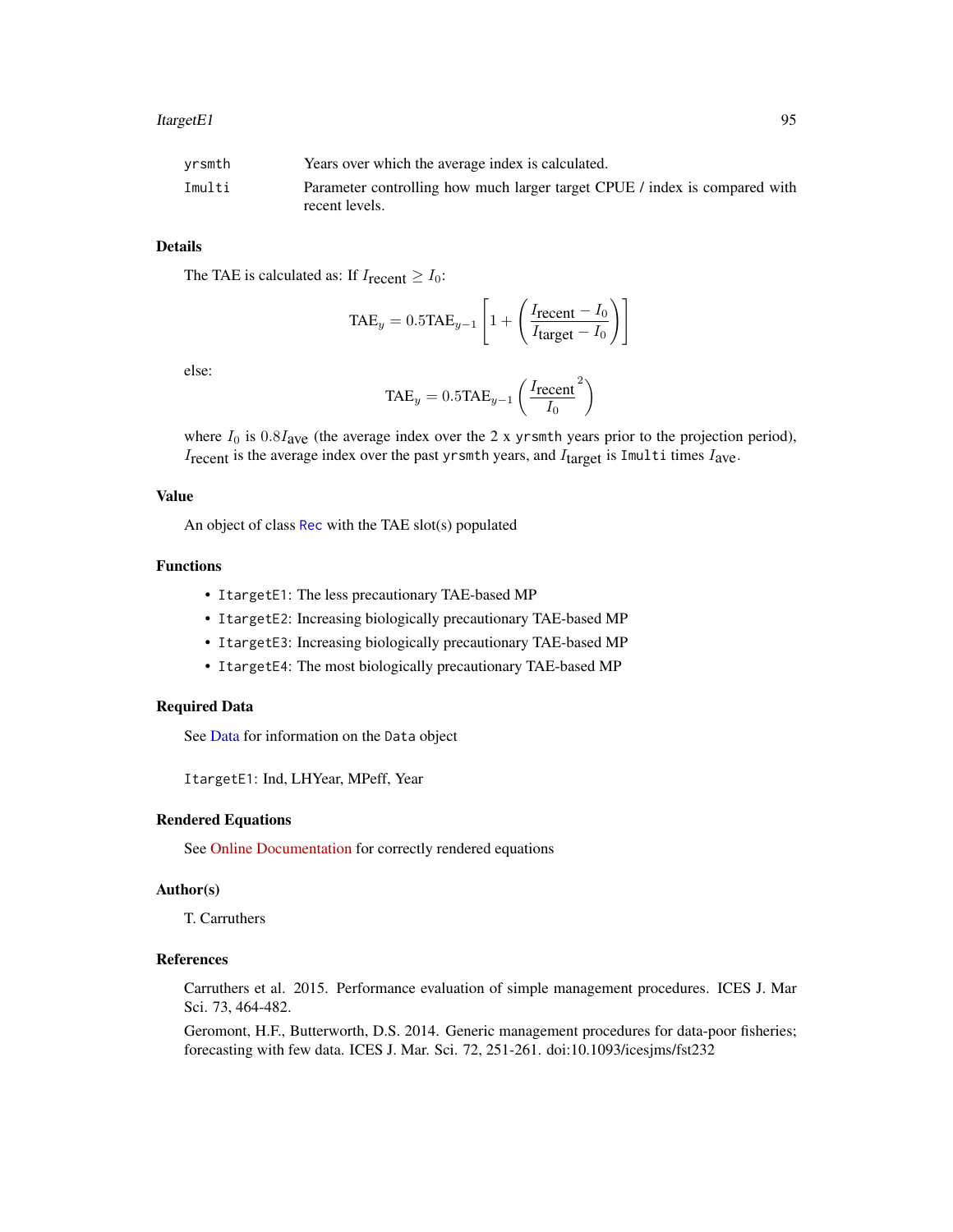| | |
|---|---|
| yrsmth | Years over which the average index is calculated. |
| Imulti | Parameter controlling how much larger target CPUE / index is compared with recent levels. |

## Details

The TAE is calculated as: If $I_{\textrm{recent}} \geq I_0$:

$$\textrm{TAE}_y = 0.5\textrm{TAE}_{y-1}\left[1+\left(\frac{I_{\textrm{recent}} - I_0}{I_{\textrm{target}} - I_0}\right)\right]$$

else:

$$\textrm{TAE}_y = 0.5\textrm{TAE}_{y-1}\left(\frac{I_{\textrm{recent}}}{I_0}^2\right)$$

where $I_0$ is $0.8 I_{\textrm{ave}}$ (the average index over the 2 x yrsmth years prior to the projection period), $I_{\textrm{recent}}$ is the average index over the past yrsmth years, and $I_{\textrm{target}}$ is Imulti times $I_{\textrm{ave}}$.

## Value

An object of class Rec with the TAE slot(s) populated

## Functions

- ItargetE1: The less precautionary TAE-based MP
- ItargetE2: Increasing biologically precautionary TAE-based MP
- ItargetE3: Increasing biologically precautionary TAE-based MP
- ItargetE4: The most biologically precautionary TAE-based MP

## Required Data

See Data for information on the Data object

ItargetE1: Ind, LHYear, MPeff, Year

## Rendered Equations

See Online Documentation for correctly rendered equations

## Author(s)

T. Carruthers

## References

Carruthers et al. 2015. Performance evaluation of simple management procedures. ICES J. Mar Sci. 73, 464-482.

Geromont, H.F., Butterworth, D.S. 2014. Generic management procedures for data-poor fisheries; forecasting with few data. ICES J. Mar. Sci. 72, 251-261. doi:10.1093/icesjms/fst232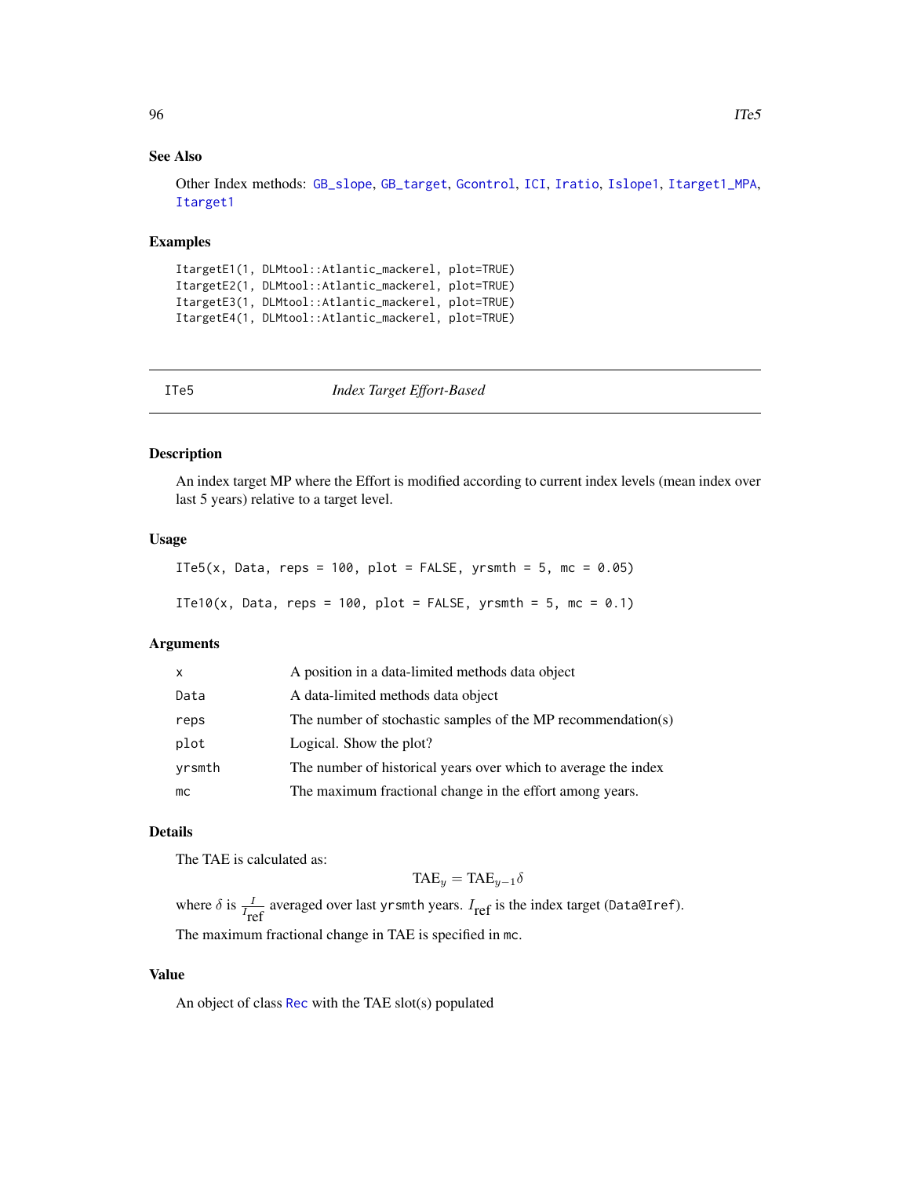### See Also

Other Index methods: GB_slope, GB_target, Gcontrol, ICI, Iratio, Islope1, Itarget1_MPA, Itarget1

### Examples

```
ItargetE1(1, DLMtool::Atlantic_mackerel, plot=TRUE)
ItargetE2(1, DLMtool::Atlantic_mackerel, plot=TRUE)
ItargetE3(1, DLMtool::Atlantic_mackerel, plot=TRUE)
ItargetE4(1, DLMtool::Atlantic_mackerel, plot=TRUE)
```

---

## ITe5 — *Index Target Effort-Based*

### Description

An index target MP where the Effort is modified according to current index levels (mean index over last 5 years) relative to a target level.

### Usage

```
ITe5(x, Data, reps = 100, plot = FALSE, yrsmth = 5, mc = 0.05)

ITe10(x, Data, reps = 100, plot = FALSE, yrsmth = 5, mc = 0.1)
```

### Arguments

| | |
|---|---|
| x | A position in a data-limited methods data object |
| Data | A data-limited methods data object |
| reps | The number of stochastic samples of the MP recommendation(s) |
| plot | Logical. Show the plot? |
| yrsmth | The number of historical years over which to average the index |
| mc | The maximum fractional change in the effort among years. |

### Details

The TAE is calculated as:

$$\text{TAE}_y = \text{TAE}_{y-1}\delta$$

where $\delta$ is $\frac{I}{I_{\text{ref}}}$ averaged over last yrsmth years. $I_{\text{ref}}$ is the index target (Data@Iref).

The maximum fractional change in TAE is specified in mc.

### Value

An object of class Rec with the TAE slot(s) populated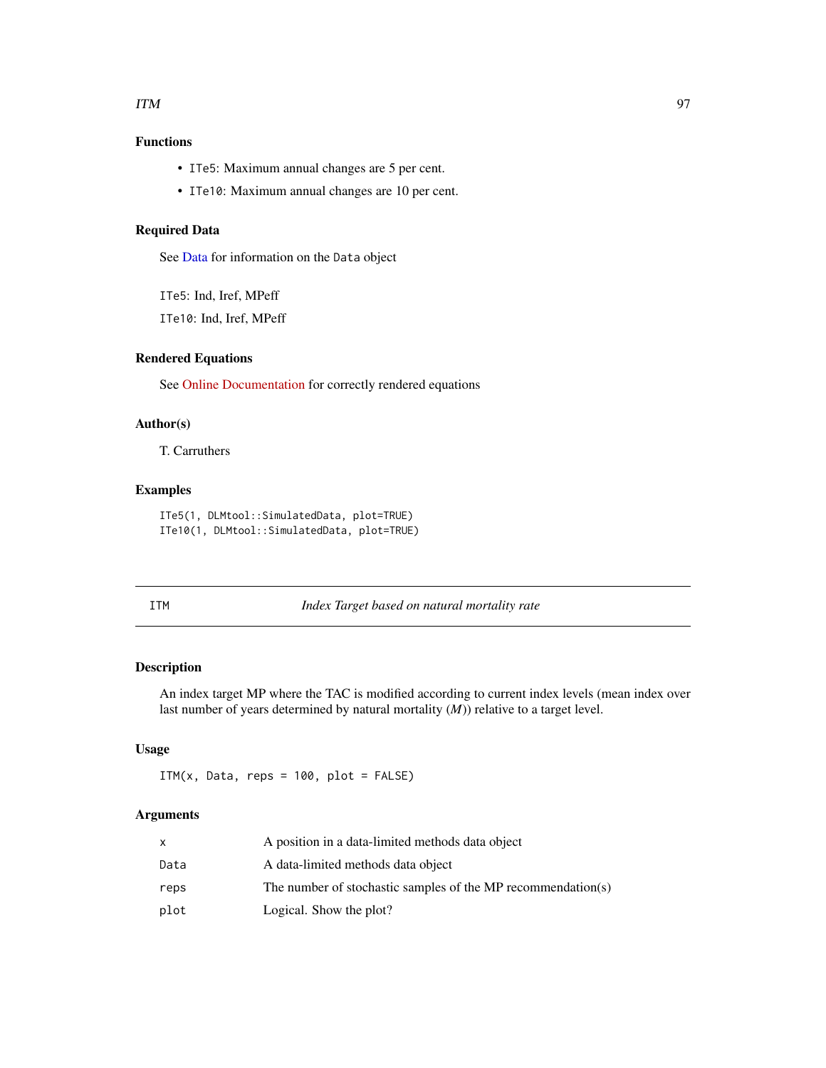### Functions

- `ITe5`: Maximum annual changes are 5 per cent.
- `ITe10`: Maximum annual changes are 10 per cent.

### Required Data

See Data for information on the `Data` object

`ITe5`: Ind, Iref, MPeff

`ITe10`: Ind, Iref, MPeff

### Rendered Equations

See Online Documentation for correctly rendered equations

### Author(s)

T. Carruthers

### Examples

```
ITe5(1, DLMtool::SimulatedData, plot=TRUE)
ITe10(1, DLMtool::SimulatedData, plot=TRUE)
```

---

## ITM — *Index Target based on natural mortality rate*

---

### Description

An index target MP where the TAC is modified according to current index levels (mean index over last number of years determined by natural mortality ($M$)) relative to a target level.

### Usage

```
ITM(x, Data, reps = 100, plot = FALSE)
```

### Arguments

| | |
|---|---|
| `x` | A position in a data-limited methods data object |
| `Data` | A data-limited methods data object |
| `reps` | The number of stochastic samples of the MP recommendation(s) |
| `plot` | Logical. Show the plot? |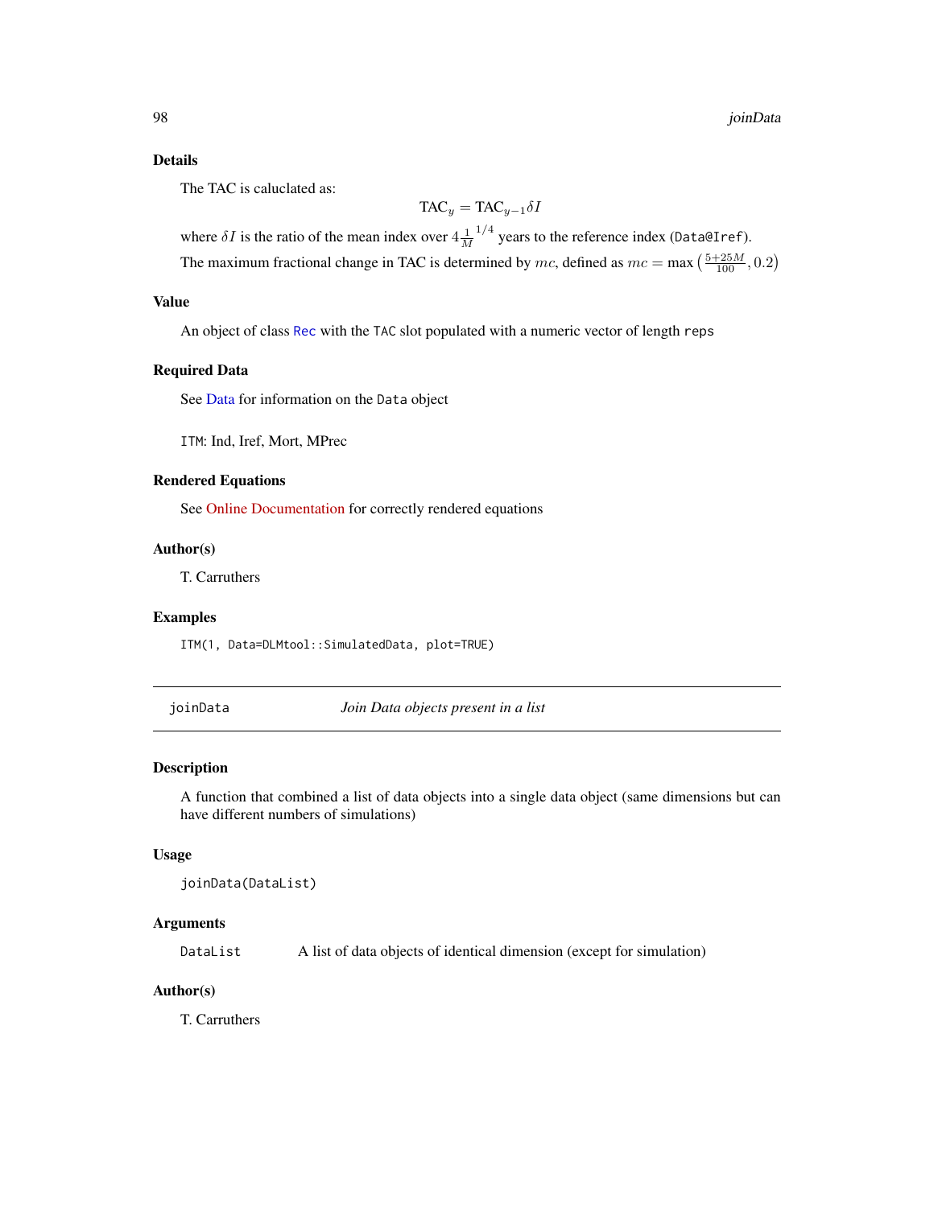## Details

The TAC is caluclated as:

$$\text{TAC}_y = \text{TAC}_{y-1}\delta I$$

where $\delta I$ is the ratio of the mean index over $4\frac{1}{M}^{1/4}$ years to the reference index (`Data@Iref`).

The maximum fractional change in TAC is determined by $mc$, defined as $mc = \max\left(\frac{5+25M}{100}, 0.2\right)$

## Value

An object of class `Rec` with the `TAC` slot populated with a numeric vector of length `reps`

## Required Data

See Data for information on the `Data` object

`ITM`: Ind, Iref, Mort, MPrec

## Rendered Equations

See Online Documentation for correctly rendered equations

## Author(s)

T. Carruthers

## Examples

```
ITM(1, Data=DLMtool::SimulatedData, plot=TRUE)
```

---

# joinData *Join Data objects present in a list*

## Description

A function that combined a list of data objects into a single data object (same dimensions but can have different numbers of simulations)

## Usage

```
joinData(DataList)
```

## Arguments

`DataList` A list of data objects of identical dimension (except for simulation)

## Author(s)

T. Carruthers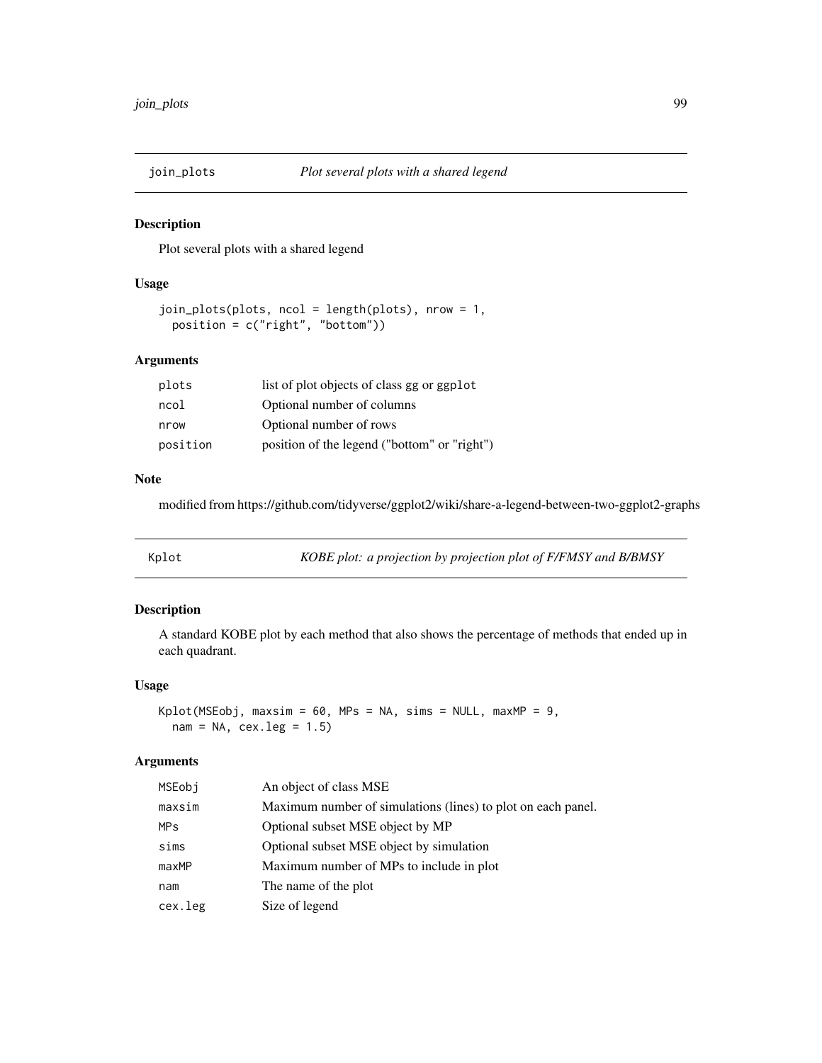## join_plots — *Plot several plots with a shared legend*

### Description

Plot several plots with a shared legend

### Usage

```
join_plots(plots, ncol = length(plots), nrow = 1,
  position = c("right", "bottom"))
```

### Arguments

| | |
|---|---|
| plots | list of plot objects of class gg or ggplot |
| ncol | Optional number of columns |
| nrow | Optional number of rows |
| position | position of the legend ("bottom" or "right") |

### Note

modified from https://github.com/tidyverse/ggplot2/wiki/share-a-legend-between-two-ggplot2-graphs

## Kplot — *KOBE plot: a projection by projection plot of F/FMSY and B/BMSY*

### Description

A standard KOBE plot by each method that also shows the percentage of methods that ended up in each quadrant.

### Usage

```
Kplot(MSEobj, maxsim = 60, MPs = NA, sims = NULL, maxMP = 9,
  nam = NA, cex.leg = 1.5)
```

### Arguments

| | |
|---|---|
| MSEobj | An object of class MSE |
| maxsim | Maximum number of simulations (lines) to plot on each panel. |
| MPs | Optional subset MSE object by MP |
| sims | Optional subset MSE object by simulation |
| maxMP | Maximum number of MPs to include in plot |
| nam | The name of the plot |
| cex.leg | Size of legend |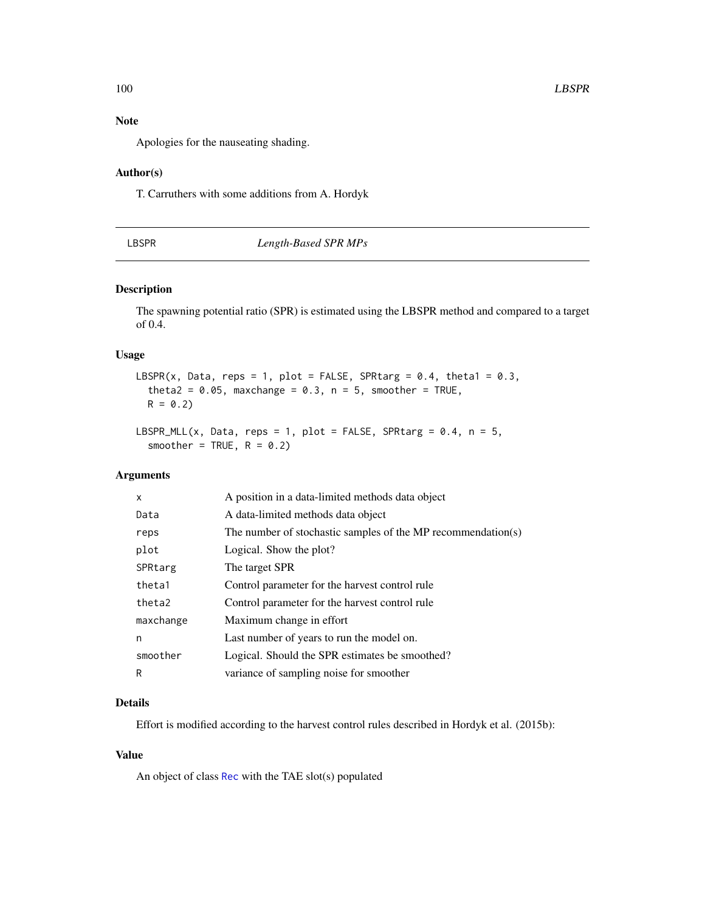## Note

Apologies for the nauseating shading.

## Author(s)

T. Carruthers with some additions from A. Hordyk

---

# LBSPR — *Length-Based SPR MPs*

## Description

The spawning potential ratio (SPR) is estimated using the LBSPR method and compared to a target of 0.4.

## Usage

```
LBSPR(x, Data, reps = 1, plot = FALSE, SPRtarg = 0.4, theta1 = 0.3,
  theta2 = 0.05, maxchange = 0.3, n = 5, smoother = TRUE,
  R = 0.2)

LBSPR_MLL(x, Data, reps = 1, plot = FALSE, SPRtarg = 0.4, n = 5,
  smoother = TRUE, R = 0.2)
```

## Arguments

| | |
|---|---|
| `x` | A position in a data-limited methods data object |
| `Data` | A data-limited methods data object |
| `reps` | The number of stochastic samples of the MP recommendation(s) |
| `plot` | Logical. Show the plot? |
| `SPRtarg` | The target SPR |
| `theta1` | Control parameter for the harvest control rule |
| `theta2` | Control parameter for the harvest control rule |
| `maxchange` | Maximum change in effort |
| `n` | Last number of years to run the model on. |
| `smoother` | Logical. Should the SPR estimates be smoothed? |
| `R` | variance of sampling noise for smoother |

## Details

Effort is modified according to the harvest control rules described in Hordyk et al. (2015b):

## Value

An object of class `Rec` with the TAE slot(s) populated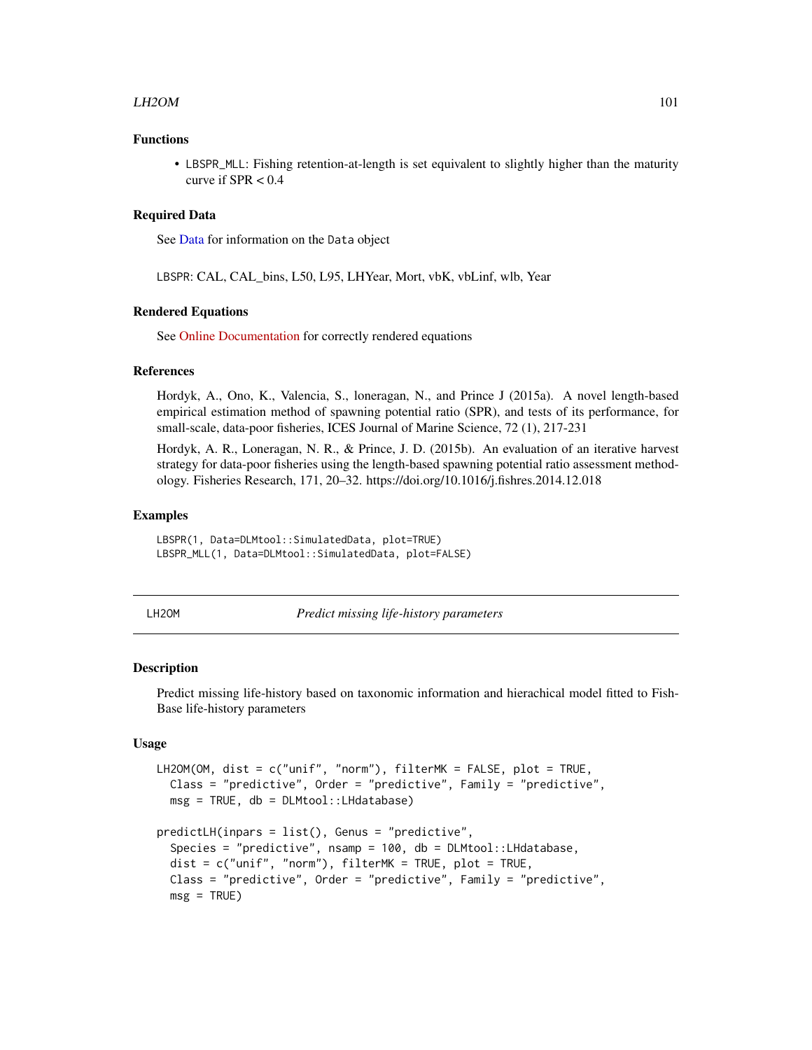### Functions

- LBSPR_MLL: Fishing retention-at-length is set equivalent to slightly higher than the maturity curve if SPR < 0.4

### Required Data

See Data for information on the Data object

LBSPR: CAL, CAL_bins, L50, L95, LHYear, Mort, vbK, vbLinf, wlb, Year

### Rendered Equations

See Online Documentation for correctly rendered equations

### References

Hordyk, A., Ono, K., Valencia, S., loneragan, N., and Prince J (2015a). A novel length-based empirical estimation method of spawning potential ratio (SPR), and tests of its performance, for small-scale, data-poor fisheries, ICES Journal of Marine Science, 72 (1), 217-231

Hordyk, A. R., Loneragan, N. R., & Prince, J. D. (2015b). An evaluation of an iterative harvest strategy for data-poor fisheries using the length-based spawning potential ratio assessment methodology. Fisheries Research, 171, 20–32. https://doi.org/10.1016/j.fishres.2014.12.018

### Examples

```
LBSPR(1, Data=DLMtool::SimulatedData, plot=TRUE)
LBSPR_MLL(1, Data=DLMtool::SimulatedData, plot=FALSE)
```

---

## LH2OM *Predict missing life-history parameters*

### Description

Predict missing life-history based on taxonomic information and hierachical model fitted to FishBase life-history parameters

### Usage

```
LH2OM(OM, dist = c("unif", "norm"), filterMK = FALSE, plot = TRUE,
  Class = "predictive", Order = "predictive", Family = "predictive",
  msg = TRUE, db = DLMtool::LHdatabase)

predictLH(inpars = list(), Genus = "predictive",
  Species = "predictive", nsamp = 100, db = DLMtool::LHdatabase,
  dist = c("unif", "norm"), filterMK = TRUE, plot = TRUE,
  Class = "predictive", Order = "predictive", Family = "predictive",
  msg = TRUE)
```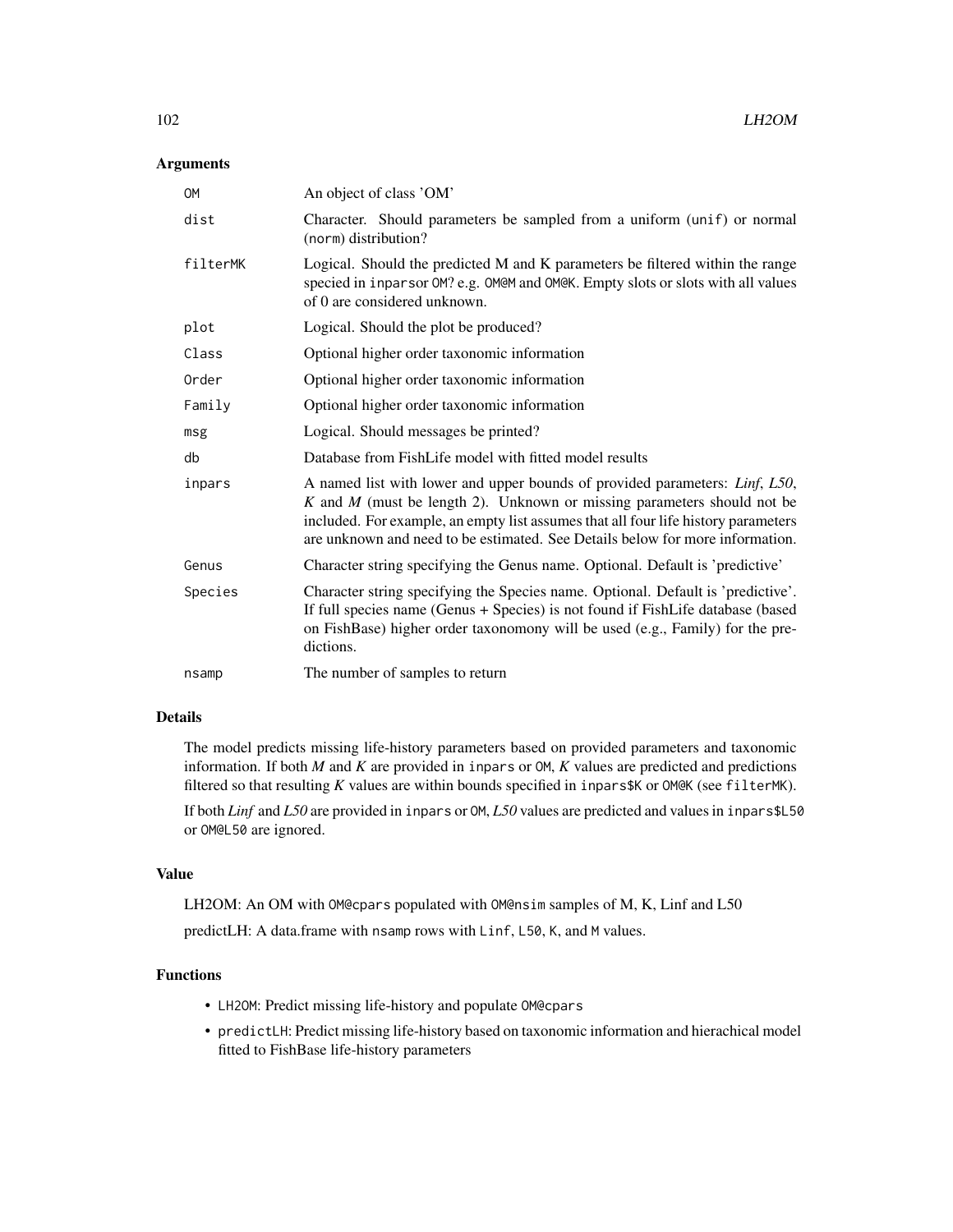## Arguments

| | |
|---|---|
| `OM` | An object of class 'OM' |
| `dist` | Character. Should parameters be sampled from a uniform (`unif`) or normal (`norm`) distribution? |
| `filterMK` | Logical. Should the predicted M and K parameters be filtered within the range speciced in `inpars`or `OM`? e.g. `OM@M` and `OM@K`. Empty slots or slots with all values of 0 are considered unknown. |
| `plot` | Logical. Should the plot be produced? |
| `Class` | Optional higher order taxonomic information |
| `Order` | Optional higher order taxonomic information |
| `Family` | Optional higher order taxonomic information |
| `msg` | Logical. Should messages be printed? |
| `db` | Database from FishLife model with fitted model results |
| `inpars` | A named list with lower and upper bounds of provided parameters: *Linf*, *L50*, *K* and *M* (must be length 2). Unknown or missing parameters should not be included. For example, an empty list assumes that all four life history parameters are unknown and need to be estimated. See Details below for more information. |
| `Genus` | Character string specifying the Genus name. Optional. Default is 'predictive' |
| `Species` | Character string specifying the Species name. Optional. Default is 'predictive'. If full species name (Genus + Species) is not found if FishLife database (based on FishBase) higher order taxonomony will be used (e.g., Family) for the predictions. |
| `nsamp` | The number of samples to return |

## Details

The model predicts missing life-history parameters based on provided parameters and taxonomic information. If both *M* and *K* are provided in `inpars` or `OM`, *K* values are predicted and predictions filtered so that resulting *K* values are within bounds specified in `inpars$K` or `OM@K` (see `filterMK`).

If both *Linf* and *L50* are provided in `inpars` or `OM`, *L50* values are predicted and values in `inpars$L50` or `OM@L50` are ignored.

## Value

LH2OM: An OM with `OM@cpars` populated with `OM@nsim` samples of M, K, Linf and L50

predictLH: A data.frame with `nsamp` rows with `Linf`, `L50`, `K`, and `M` values.

## Functions

- `LH2OM`: Predict missing life-history and populate `OM@cpars`
- `predictLH`: Predict missing life-history based on taxonomic information and hierachical model fitted to FishBase life-history parameters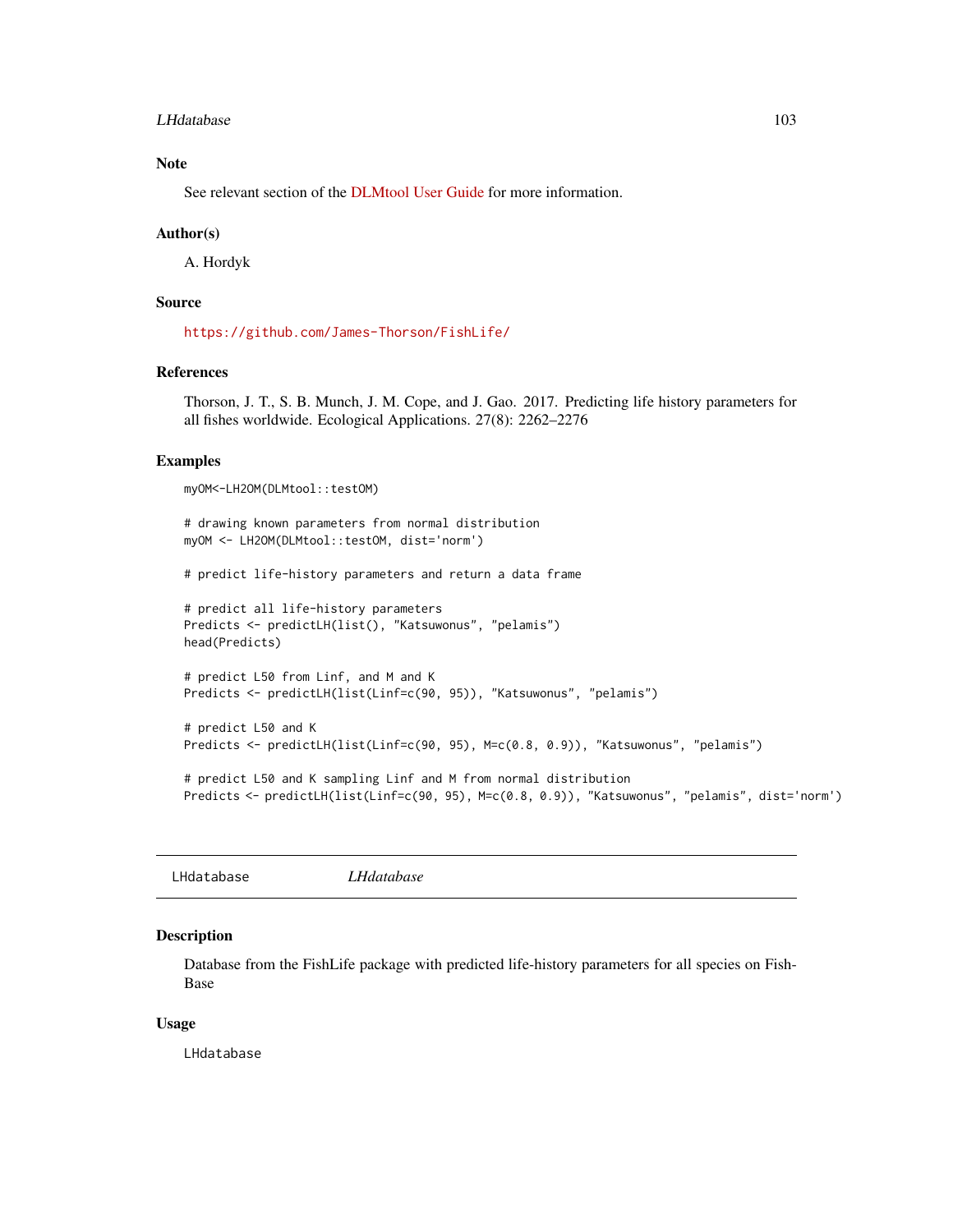## Note

See relevant section of the DLMtool User Guide for more information.

## Author(s)

A. Hordyk

## Source

https://github.com/James-Thorson/FishLife/

## References

Thorson, J. T., S. B. Munch, J. M. Cope, and J. Gao. 2017. Predicting life history parameters for all fishes worldwide. Ecological Applications. 27(8): 2262–2276

## Examples

```
myOM<-LH2OM(DLMtool::testOM)

# drawing known parameters from normal distribution
myOM <- LH2OM(DLMtool::testOM, dist='norm')

# predict life-history parameters and return a data frame

# predict all life-history parameters
Predicts <- predictLH(list(), "Katsuwonus", "pelamis")
head(Predicts)

# predict L50 from Linf, and M and K
Predicts <- predictLH(list(Linf=c(90, 95)), "Katsuwonus", "pelamis")

# predict L50 and K
Predicts <- predictLH(list(Linf=c(90, 95), M=c(0.8, 0.9)), "Katsuwonus", "pelamis")

# predict L50 and K sampling Linf and M from normal distribution
Predicts <- predictLH(list(Linf=c(90, 95), M=c(0.8, 0.9)), "Katsuwonus", "pelamis", dist='norm')
```

---

# LHdatabase *LHdatabase*

---

## Description

Database from the FishLife package with predicted life-history parameters for all species on FishBase

## Usage

```
LHdatabase
```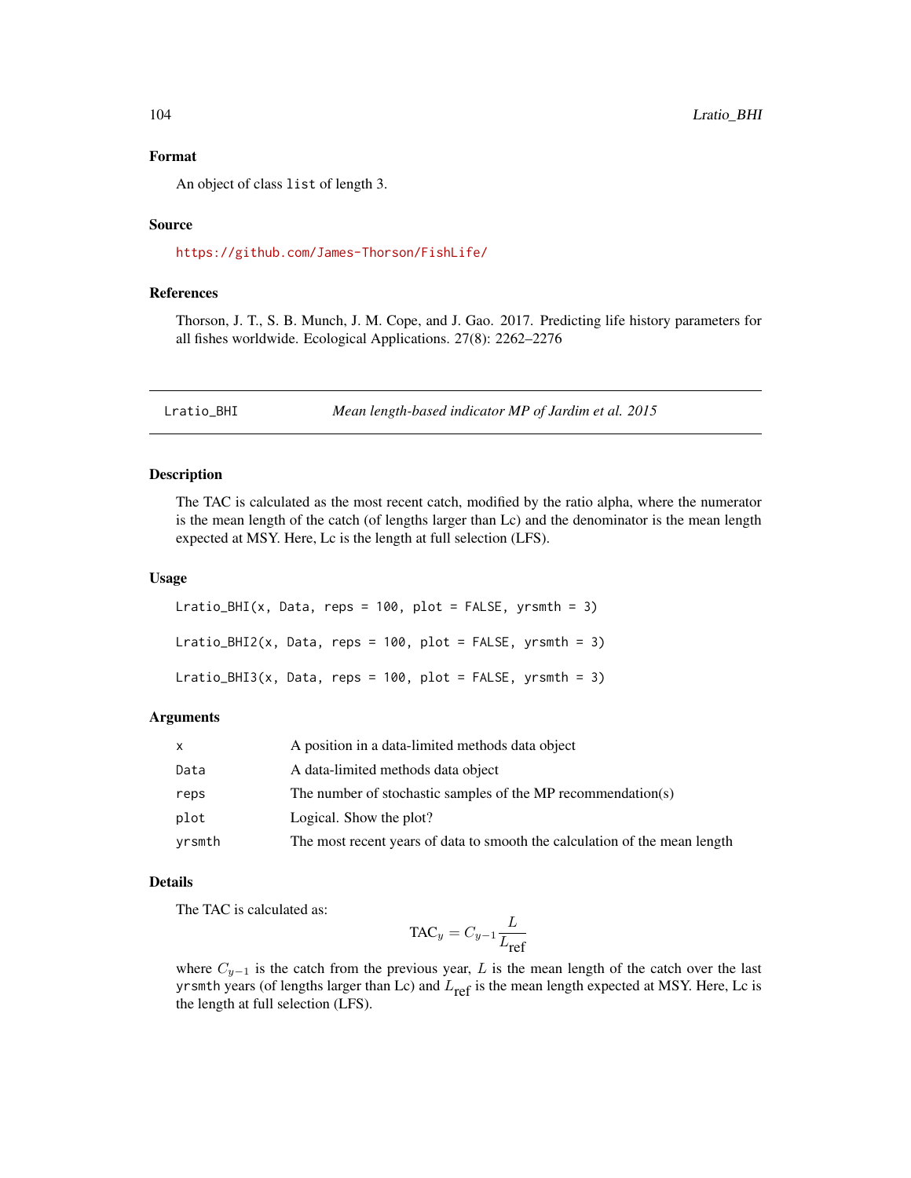### Format

An object of class `list` of length 3.

### Source

https://github.com/James-Thorson/FishLife/

### References

Thorson, J. T., S. B. Munch, J. M. Cope, and J. Gao. 2017. Predicting life history parameters for all fishes worldwide. Ecological Applications. 27(8): 2262–2276

---

## Lratio_BHI — *Mean length-based indicator MP of Jardim et al. 2015*

### Description

The TAC is calculated as the most recent catch, modified by the ratio alpha, where the numerator is the mean length of the catch (of lengths larger than Lc) and the denominator is the mean length expected at MSY. Here, Lc is the length at full selection (LFS).

### Usage

```
Lratio_BHI(x, Data, reps = 100, plot = FALSE, yrsmth = 3)

Lratio_BHI2(x, Data, reps = 100, plot = FALSE, yrsmth = 3)

Lratio_BHI3(x, Data, reps = 100, plot = FALSE, yrsmth = 3)
```

### Arguments

| | |
|---|---|
| `x` | A position in a data-limited methods data object |
| `Data` | A data-limited methods data object |
| `reps` | The number of stochastic samples of the MP recommendation(s) |
| `plot` | Logical. Show the plot? |
| `yrsmth` | The most recent years of data to smooth the calculation of the mean length |

### Details

The TAC is calculated as:

$$\text{TAC}_y = C_{y-1}\frac{L}{L_{\text{ref}}}$$

where $C_{y-1}$ is the catch from the previous year, $L$ is the mean length of the catch over the last `yrsmth` years (of lengths larger than Lc) and $L_{\text{ref}}$ is the mean length expected at MSY. Here, Lc is the length at full selection (LFS).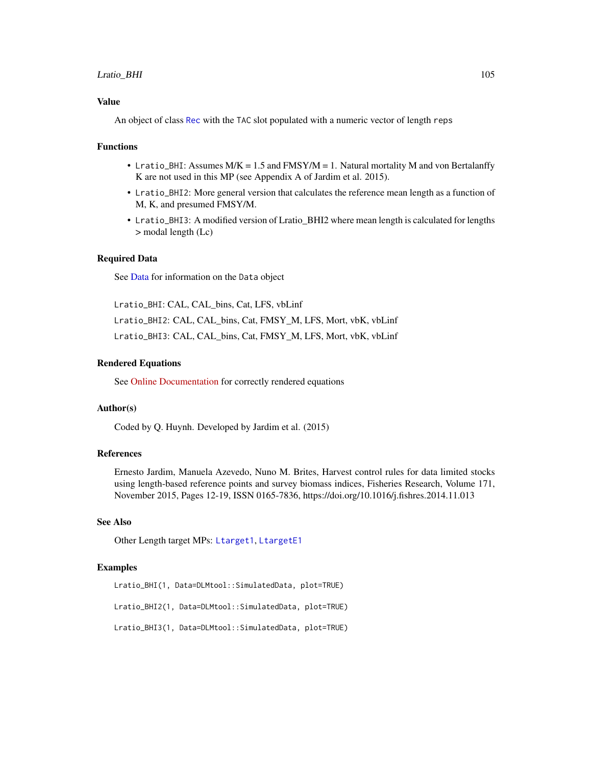## Value

An object of class `Rec` with the `TAC` slot populated with a numeric vector of length `reps`

## Functions

- `Lratio_BHI`: Assumes M/K = 1.5 and FMSY/M = 1. Natural mortality M and von Bertalanffy K are not used in this MP (see Appendix A of Jardim et al. 2015).
- `Lratio_BHI2`: More general version that calculates the reference mean length as a function of M, K, and presumed FMSY/M.
- `Lratio_BHI3`: A modified version of Lratio_BHI2 where mean length is calculated for lengths > modal length (Lc)

## Required Data

See Data for information on the `Data` object

`Lratio_BHI`: CAL, CAL_bins, Cat, LFS, vbLinf

`Lratio_BHI2`: CAL, CAL_bins, Cat, FMSY_M, LFS, Mort, vbK, vbLinf

`Lratio_BHI3`: CAL, CAL_bins, Cat, FMSY_M, LFS, Mort, vbK, vbLinf

## Rendered Equations

See Online Documentation for correctly rendered equations

## Author(s)

Coded by Q. Huynh. Developed by Jardim et al. (2015)

## References

Ernesto Jardim, Manuela Azevedo, Nuno M. Brites, Harvest control rules for data limited stocks using length-based reference points and survey biomass indices, Fisheries Research, Volume 171, November 2015, Pages 12-19, ISSN 0165-7836, https://doi.org/10.1016/j.fishres.2014.11.013

## See Also

Other Length target MPs: `Ltarget1`, `LtargetE1`

## Examples

```
Lratio_BHI(1, Data=DLMtool::SimulatedData, plot=TRUE)

Lratio_BHI2(1, Data=DLMtool::SimulatedData, plot=TRUE)

Lratio_BHI3(1, Data=DLMtool::SimulatedData, plot=TRUE)
```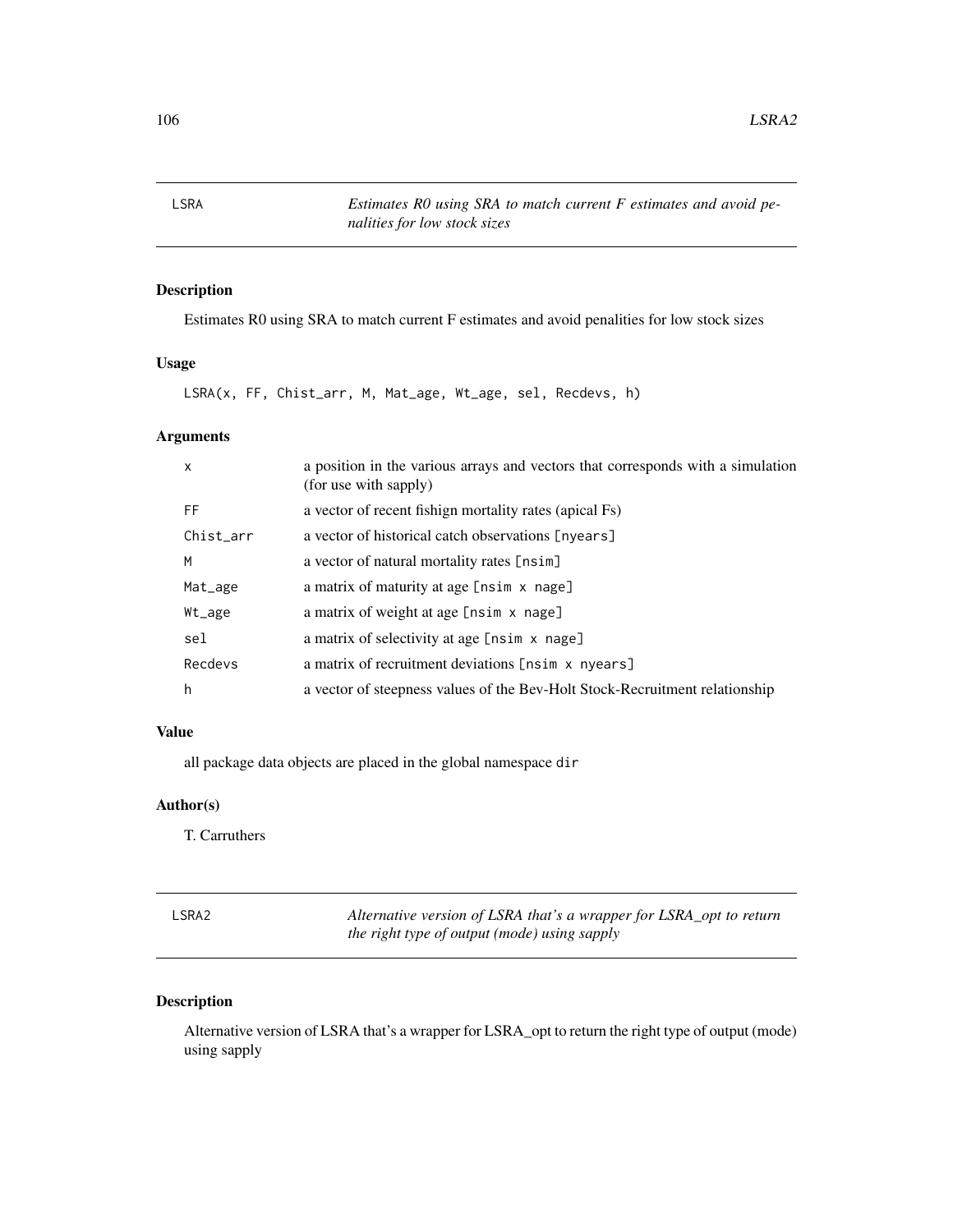## LSRA

*Estimates R0 using SRA to match current F estimates and avoid penalities for low stock sizes*

### Description

Estimates R0 using SRA to match current F estimates and avoid penalities for low stock sizes

### Usage

```
LSRA(x, FF, Chist_arr, M, Mat_age, Wt_age, sel, Recdevs, h)
```

### Arguments

| | |
|---|---|
| `x` | a position in the various arrays and vectors that corresponds with a simulation (for use with sapply) |
| `FF` | a vector of recent fishign mortality rates (apical Fs) |
| `Chist_arr` | a vector of historical catch observations `[nyears]` |
| `M` | a vector of natural mortality rates `[nsim]` |
| `Mat_age` | a matrix of maturity at age `[nsim x nage]` |
| `Wt_age` | a matrix of weight at age `[nsim x nage]` |
| `sel` | a matrix of selectivity at age `[nsim x nage]` |
| `Recdevs` | a matrix of recruitment deviations `[nsim x nyears]` |
| `h` | a vector of steepness values of the Bev-Holt Stock-Recruitment relationship |

### Value

all package data objects are placed in the global namespace `dir`

### Author(s)

T. Carruthers

## LSRA2

*Alternative version of LSRA that's a wrapper for LSRA_opt to return the right type of output (mode) using sapply*

### Description

Alternative version of LSRA that's a wrapper for LSRA_opt to return the right type of output (mode) using sapply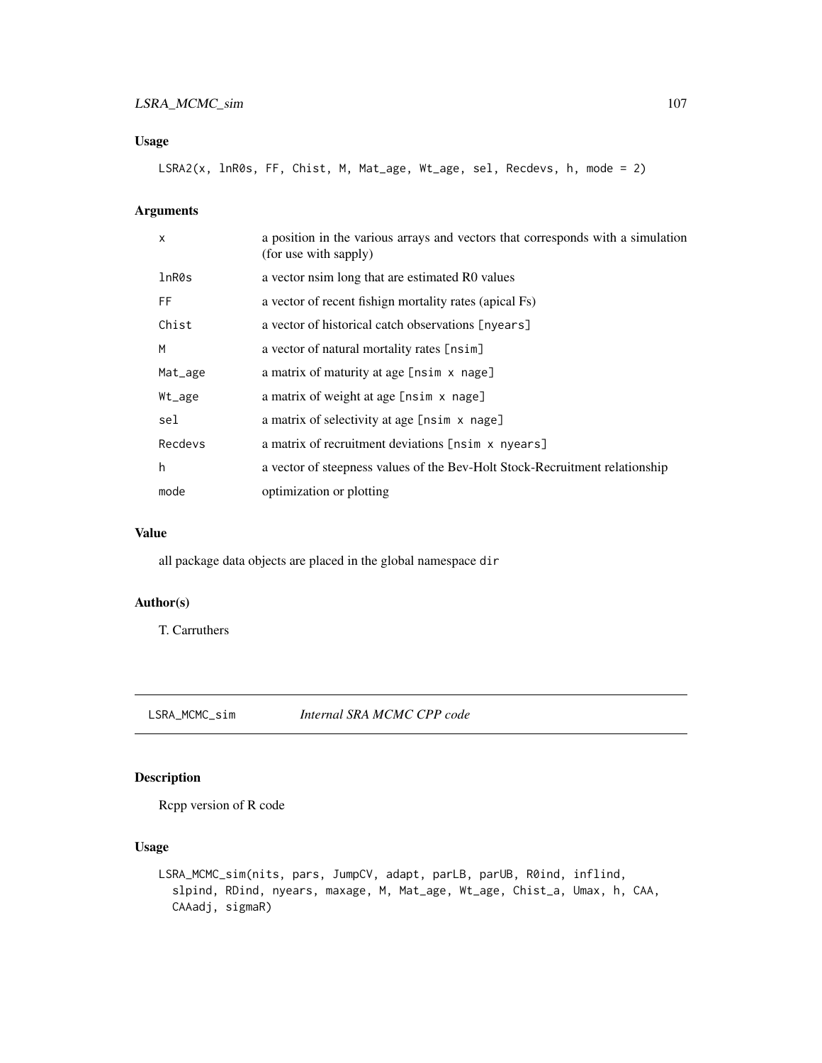## Usage

```
LSRA2(x, lnR0s, FF, Chist, M, Mat_age, Wt_age, sel, Recdevs, h, mode = 2)
```

## Arguments

| | |
|---|---|
| x | a position in the various arrays and vectors that corresponds with a simulation (for use with sapply) |
| lnR0s | a vector nsim long that are estimated R0 values |
| FF | a vector of recent fishign mortality rates (apical Fs) |
| Chist | a vector of historical catch observations [nyears] |
| M | a vector of natural mortality rates [nsim] |
| Mat_age | a matrix of maturity at age [nsim x nage] |
| Wt_age | a matrix of weight at age [nsim x nage] |
| sel | a matrix of selectivity at age [nsim x nage] |
| Recdevs | a matrix of recruitment deviations [nsim x nyears] |
| h | a vector of steepness values of the Bev-Holt Stock-Recruitment relationship |
| mode | optimization or plotting |

## Value

all package data objects are placed in the global namespace `dir`

## Author(s)

T. Carruthers

---

# LSRA_MCMC_sim — *Internal SRA MCMC CPP code*

## Description

Rcpp version of R code

## Usage

```
LSRA_MCMC_sim(nits, pars, JumpCV, adapt, parLB, parUB, R0ind, inflind,
  slpind, RDind, nyears, maxage, M, Mat_age, Wt_age, Chist_a, Umax, h, CAA,
  CAAadj, sigmaR)
```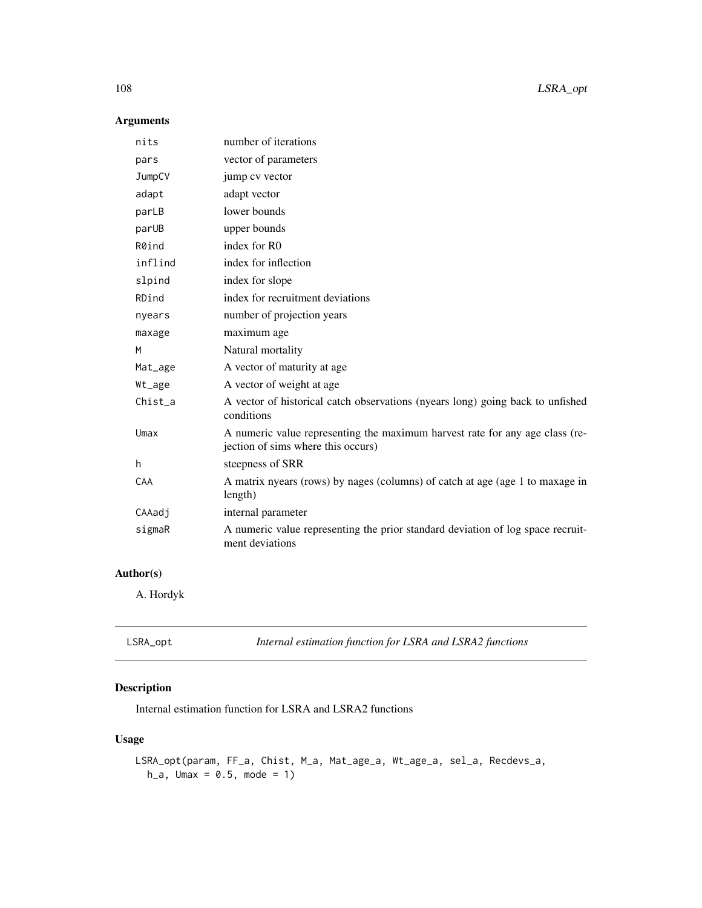## Arguments

| | |
|---|---|
| nits | number of iterations |
| pars | vector of parameters |
| JumpCV | jump cv vector |
| adapt | adapt vector |
| parLB | lower bounds |
| parUB | upper bounds |
| R0ind | index for R0 |
| inflind | index for inflection |
| slpind | index for slope |
| RDind | index for recruitment deviations |
| nyears | number of projection years |
| maxage | maximum age |
| M | Natural mortality |
| Mat_age | A vector of maturity at age |
| Wt_age | A vector of weight at age |
| Chist_a | A vector of historical catch observations (nyears long) going back to unfished conditions |
| Umax | A numeric value representing the maximum harvest rate for any age class (rejection of sims where this occurs) |
| h | steepness of SRR |
| CAA | A matrix nyears (rows) by nages (columns) of catch at age (age 1 to maxage in length) |
| CAAadj | internal parameter |
| sigmaR | A numeric value representing the prior standard deviation of log space recruitment deviations |

## Author(s)

A. Hordyk

---

## LSRA_opt — *Internal estimation function for LSRA and LSRA2 functions*

## Description

Internal estimation function for LSRA and LSRA2 functions

## Usage

```
LSRA_opt(param, FF_a, Chist, M_a, Mat_age_a, Wt_age_a, sel_a, Recdevs_a,
  h_a, Umax = 0.5, mode = 1)
```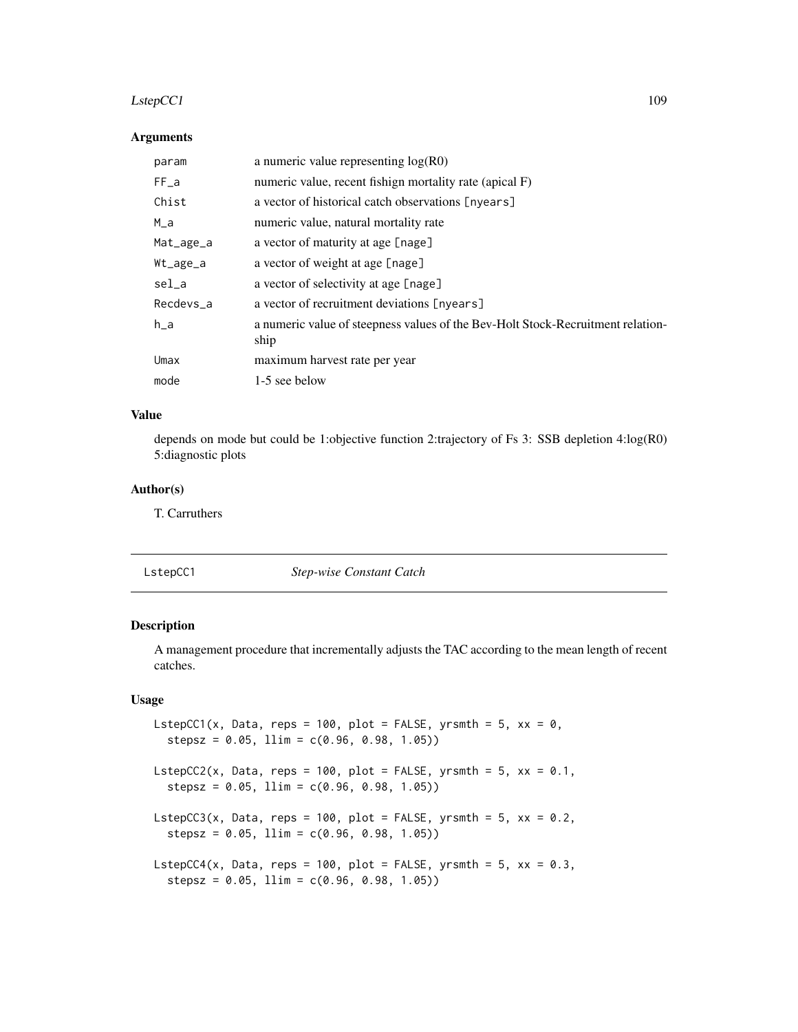### Arguments

| | |
|---|---|
| param | a numeric value representing log(R0) |
| FF_a | numeric value, recent fishign mortality rate (apical F) |
| Chist | a vector of historical catch observations [nyears] |
| M_a | numeric value, natural mortality rate |
| Mat_age_a | a vector of maturity at age [nage] |
| Wt_age_a | a vector of weight at age [nage] |
| sel_a | a vector of selectivity at age [nage] |
| Recdevs_a | a vector of recruitment deviations [nyears] |
| h_a | a numeric value of steepness values of the Bev-Holt Stock-Recruitment relationship |
| Umax | maximum harvest rate per year |
| mode | 1-5 see below |

### Value

depends on mode but could be 1:objective function 2:trajectory of Fs 3: SSB depletion 4:log(R0) 5:diagnostic plots

### Author(s)

T. Carruthers

---

## LstepCC1 *Step-wise Constant Catch*

### Description

A management procedure that incrementally adjusts the TAC according to the mean length of recent catches.

### Usage

```
LstepCC1(x, Data, reps = 100, plot = FALSE, yrsmth = 5, xx = 0,
  stepsz = 0.05, llim = c(0.96, 0.98, 1.05))

LstepCC2(x, Data, reps = 100, plot = FALSE, yrsmth = 5, xx = 0.1,
  stepsz = 0.05, llim = c(0.96, 0.98, 1.05))

LstepCC3(x, Data, reps = 100, plot = FALSE, yrsmth = 5, xx = 0.2,
  stepsz = 0.05, llim = c(0.96, 0.98, 1.05))

LstepCC4(x, Data, reps = 100, plot = FALSE, yrsmth = 5, xx = 0.3,
  stepsz = 0.05, llim = c(0.96, 0.98, 1.05))
```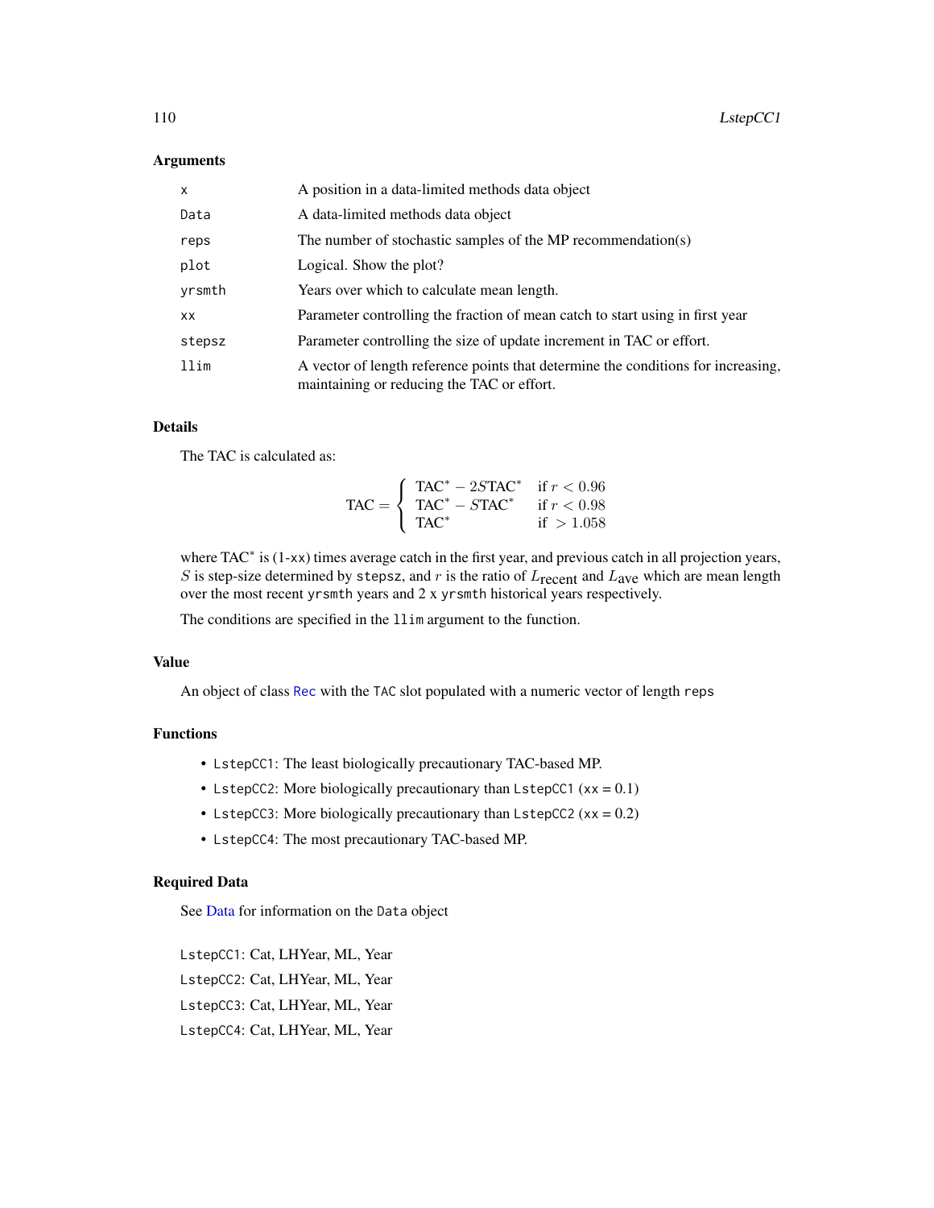### Arguments

| | |
|---|---|
| `x` | A position in a data-limited methods data object |
| `Data` | A data-limited methods data object |
| `reps` | The number of stochastic samples of the MP recommendation(s) |
| `plot` | Logical. Show the plot? |
| `yrsmth` | Years over which to calculate mean length. |
| `xx` | Parameter controlling the fraction of mean catch to start using in first year |
| `stepsz` | Parameter controlling the size of update increment in TAC or effort. |
| `llim` | A vector of length reference points that determine the conditions for increasing, maintaining or reducing the TAC or effort. |

### Details

The TAC is calculated as:

$$\text{TAC} = \begin{cases} \text{TAC}^* - 2S\text{TAC}^* & \text{if } r < 0.96 \\ \text{TAC}^* - S\text{TAC}^* & \text{if } r < 0.98 \\ \text{TAC}^* & \text{if } > 1.058 \end{cases}$$

where $\text{TAC}^*$ is (1-`xx`) times average catch in the first year, and previous catch in all projection years, $S$ is step-size determined by `stepsz`, and $r$ is the ratio of $L_{\text{recent}}$ and $L_{\text{ave}}$ which are mean length over the most recent `yrsmth` years and 2 x `yrsmth` historical years respectively.

The conditions are specified in the `llim` argument to the function.

### Value

An object of class `Rec` with the `TAC` slot populated with a numeric vector of length `reps`

### Functions

- `LstepCC1`: The least biologically precautionary TAC-based MP.
- `LstepCC2`: More biologically precautionary than `LstepCC1` (`xx` = 0.1)
- `LstepCC3`: More biologically precautionary than `LstepCC2` (`xx` = 0.2)
- `LstepCC4`: The most precautionary TAC-based MP.

### Required Data

See Data for information on the `Data` object

`LstepCC1`: Cat, LHYear, ML, Year

`LstepCC2`: Cat, LHYear, ML, Year

`LstepCC3`: Cat, LHYear, ML, Year

`LstepCC4`: Cat, LHYear, ML, Year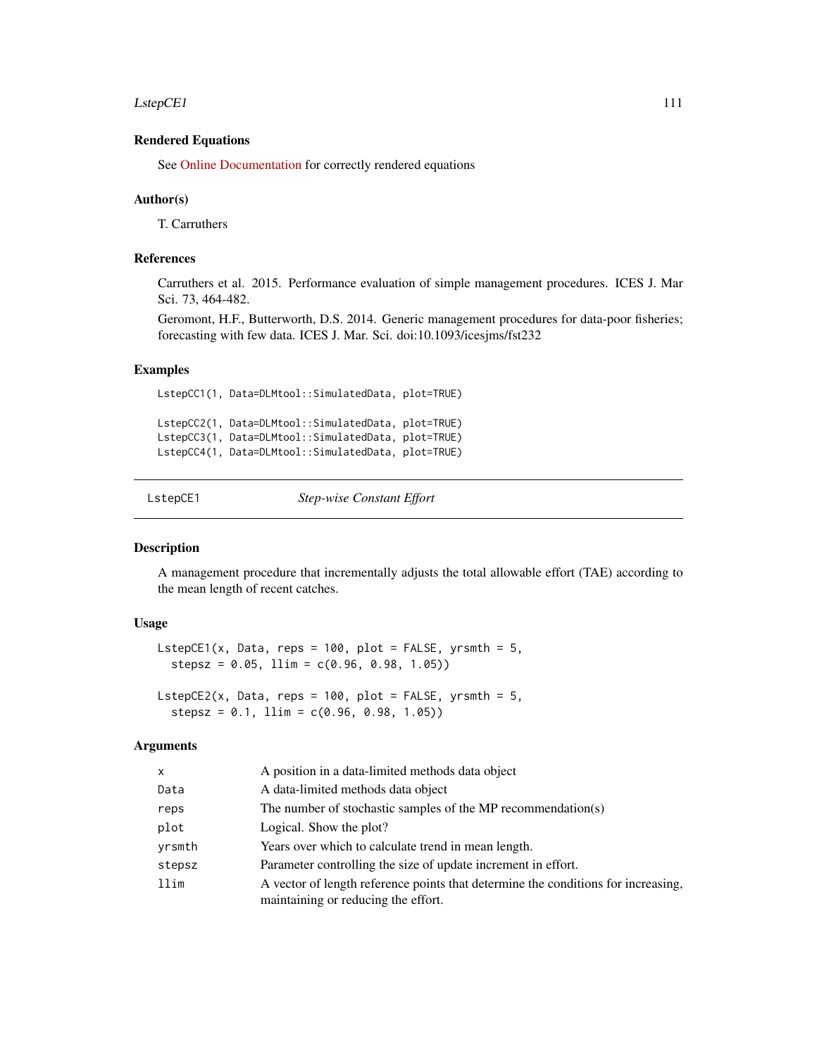### Rendered Equations

See Online Documentation for correctly rendered equations

### Author(s)

T. Carruthers

### References

Carruthers et al. 2015. Performance evaluation of simple management procedures. ICES J. Mar Sci. 73, 464-482.

Geromont, H.F., Butterworth, D.S. 2014. Generic management procedures for data-poor fisheries; forecasting with few data. ICES J. Mar. Sci. doi:10.1093/icesjms/fst232

### Examples

```
LstepCC1(1, Data=DLMtool::SimulatedData, plot=TRUE)

LstepCC2(1, Data=DLMtool::SimulatedData, plot=TRUE)
LstepCC3(1, Data=DLMtool::SimulatedData, plot=TRUE)
LstepCC4(1, Data=DLMtool::SimulatedData, plot=TRUE)
```

---

## LstepCE1 — *Step-wise Constant Effort*

### Description

A management procedure that incrementally adjusts the total allowable effort (TAE) according to the mean length of recent catches.

### Usage

```
LstepCE1(x, Data, reps = 100, plot = FALSE, yrsmth = 5,
  stepsz = 0.05, llim = c(0.96, 0.98, 1.05))

LstepCE2(x, Data, reps = 100, plot = FALSE, yrsmth = 5,
  stepsz = 0.1, llim = c(0.96, 0.98, 1.05))
```

### Arguments

| | |
|---|---|
| x | A position in a data-limited methods data object |
| Data | A data-limited methods data object |
| reps | The number of stochastic samples of the MP recommendation(s) |
| plot | Logical. Show the plot? |
| yrsmth | Years over which to calculate trend in mean length. |
| stepsz | Parameter controlling the size of update increment in effort. |
| llim | A vector of length reference points that determine the conditions for increasing, maintaining or reducing the effort. |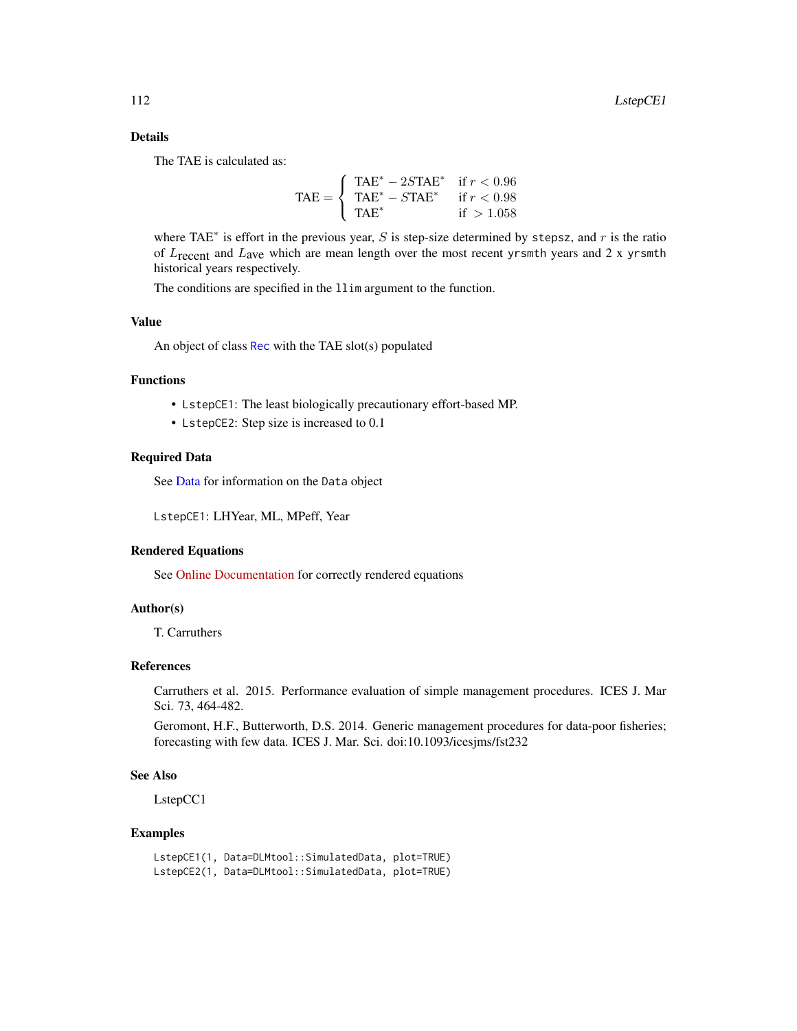## Details

The TAE is calculated as:

$$\text{TAE} = \begin{cases} \text{TAE}^* - 2S\text{TAE}^* & \text{if } r < 0.96 \\ \text{TAE}^* - S\text{TAE}^* & \text{if } r < 0.98 \\ \text{TAE}^* & \text{if } > 1.058 \end{cases}$$

where $\text{TAE}^*$ is effort in the previous year, $S$ is step-size determined by `stepsz`, and $r$ is the ratio of $L_{\text{recent}}$ and $L_{\text{ave}}$ which are mean length over the most recent `yrsmth` years and 2 x `yrsmth` historical years respectively.

The conditions are specified in the `llim` argument to the function.

## Value

An object of class `Rec` with the TAE slot(s) populated

## Functions

- `LstepCE1`: The least biologically precautionary effort-based MP.
- `LstepCE2`: Step size is increased to 0.1

## Required Data

See Data for information on the `Data` object

`LstepCE1`: LHYear, ML, MPeff, Year

## Rendered Equations

See Online Documentation for correctly rendered equations

## Author(s)

T. Carruthers

## References

Carruthers et al. 2015. Performance evaluation of simple management procedures. ICES J. Mar Sci. 73, 464-482.

Geromont, H.F., Butterworth, D.S. 2014. Generic management procedures for data-poor fisheries; forecasting with few data. ICES J. Mar. Sci. doi:10.1093/icesjms/fst232

## See Also

LstepCC1

## Examples

```
LstepCE1(1, Data=DLMtool::SimulatedData, plot=TRUE)
LstepCE2(1, Data=DLMtool::SimulatedData, plot=TRUE)
```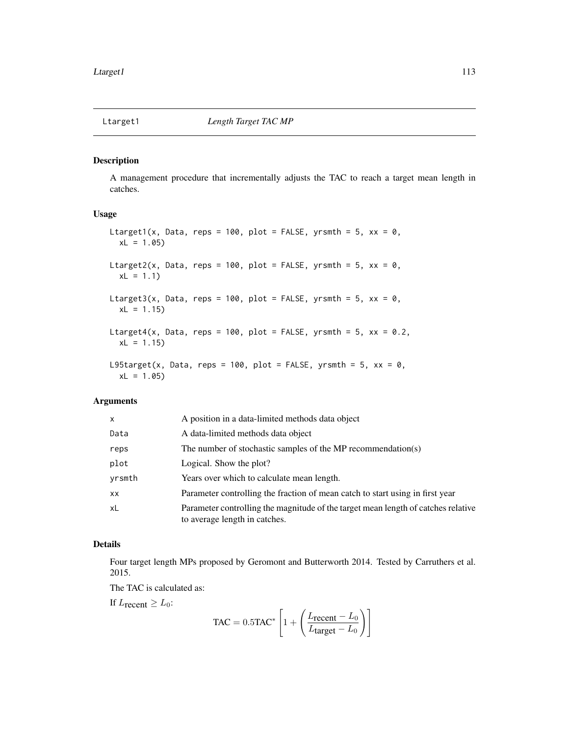## Ltarget1 — Length Target TAC MP

### Description

A management procedure that incrementally adjusts the TAC to reach a target mean length in catches.

### Usage

```
Ltarget1(x, Data, reps = 100, plot = FALSE, yrsmth = 5, xx = 0,
  xL = 1.05)

Ltarget2(x, Data, reps = 100, plot = FALSE, yrsmth = 5, xx = 0,
  xL = 1.1)

Ltarget3(x, Data, reps = 100, plot = FALSE, yrsmth = 5, xx = 0,
  xL = 1.15)

Ltarget4(x, Data, reps = 100, plot = FALSE, yrsmth = 5, xx = 0.2,
  xL = 1.15)

L95target(x, Data, reps = 100, plot = FALSE, yrsmth = 5, xx = 0,
  xL = 1.05)
```

### Arguments

| | |
|---|---|
| x | A position in a data-limited methods data object |
| Data | A data-limited methods data object |
| reps | The number of stochastic samples of the MP recommendation(s) |
| plot | Logical. Show the plot? |
| yrsmth | Years over which to calculate mean length. |
| xx | Parameter controlling the fraction of mean catch to start using in first year |
| xL | Parameter controlling the magnitude of the target mean length of catches relative to average length in catches. |

### Details

Four target length MPs proposed by Geromont and Butterworth 2014. Tested by Carruthers et al. 2015.

The TAC is calculated as:

If $L_{\text{recent}} \geq L_0$:

$$\text{TAC} = 0.5\text{TAC}^* \left[1 + \left(\frac{L_{\text{recent}} - L_0}{L_{\text{target}} - L_0}\right)\right]$$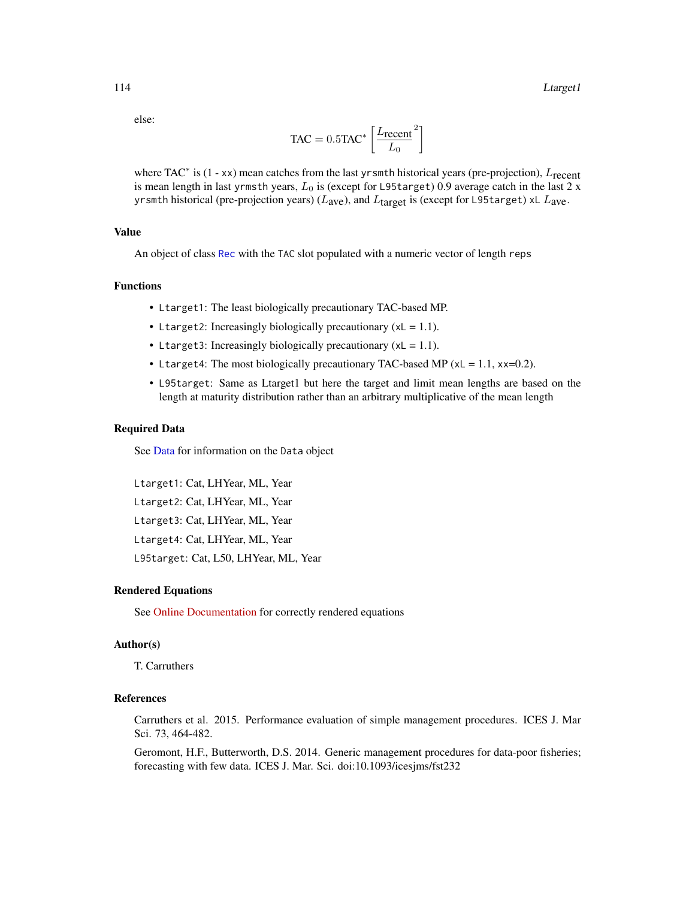else:

$$\text{TAC} = 0.5\text{TAC}^* \left[ \frac{L_{\text{recent}}}{L_0}^2 \right]$$

where $\text{TAC}^*$ is (1 - `xx`) mean catches from the last `yrsmth` historical years (pre-projection), $L_{\text{recent}}$ is mean length in last `yrmsth` years, $L_0$ is (except for `L95target`) 0.9 average catch in the last 2 x `yrsmth` historical (pre-projection years) ($L_{\text{ave}}$), and $L_{\text{target}}$ is (except for `L95target`) `xL` $L_{\text{ave}}$.

## Value

An object of class `Rec` with the `TAC` slot populated with a numeric vector of length `reps`

## Functions

- `Ltarget1`: The least biologically precautionary TAC-based MP.
- `Ltarget2`: Increasingly biologically precautionary (`xL` = 1.1).
- `Ltarget3`: Increasingly biologically precautionary (`xL` = 1.1).
- `Ltarget4`: The most biologically precautionary TAC-based MP (`xL` = 1.1, `xx`=0.2).
- `L95target`: Same as Ltarget1 but here the target and limit mean lengths are based on the length at maturity distribution rather than an arbitrary multiplicative of the mean length

## Required Data

See Data for information on the `Data` object

`Ltarget1`: Cat, LHYear, ML, Year

`Ltarget2`: Cat, LHYear, ML, Year

`Ltarget3`: Cat, LHYear, ML, Year

`Ltarget4`: Cat, LHYear, ML, Year

`L95target`: Cat, L50, LHYear, ML, Year

## Rendered Equations

See Online Documentation for correctly rendered equations

## Author(s)

T. Carruthers

## References

Carruthers et al. 2015. Performance evaluation of simple management procedures. ICES J. Mar Sci. 73, 464-482.

Geromont, H.F., Butterworth, D.S. 2014. Generic management procedures for data-poor fisheries; forecasting with few data. ICES J. Mar. Sci. doi:10.1093/icesjms/fst232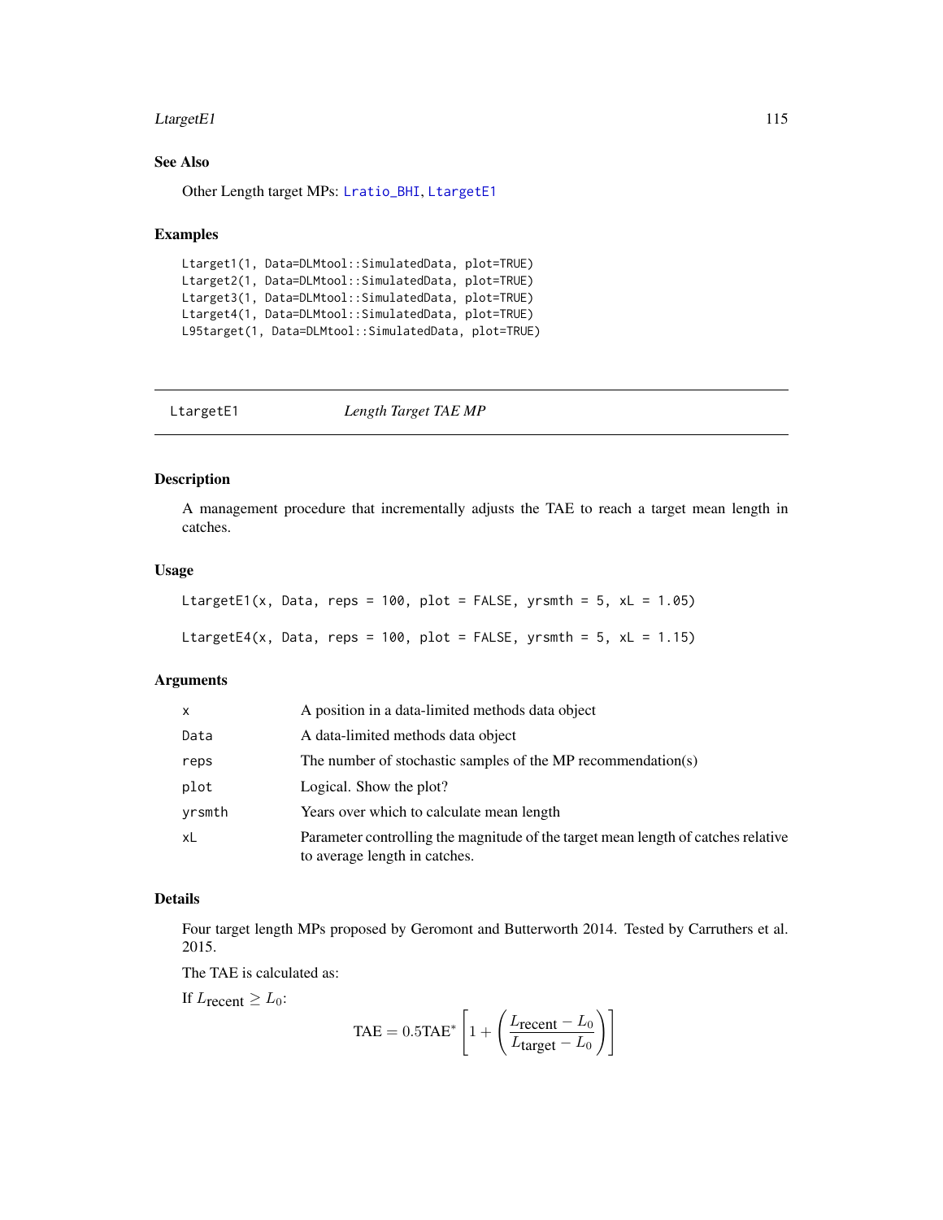### See Also

Other Length target MPs: Lratio_BHI, LtargetE1

### Examples

```
Ltarget1(1, Data=DLMtool::SimulatedData, plot=TRUE)
Ltarget2(1, Data=DLMtool::SimulatedData, plot=TRUE)
Ltarget3(1, Data=DLMtool::SimulatedData, plot=TRUE)
Ltarget4(1, Data=DLMtool::SimulatedData, plot=TRUE)
L95target(1, Data=DLMtool::SimulatedData, plot=TRUE)
```

## LtargetE1 *Length Target TAE MP*

### Description

A management procedure that incrementally adjusts the TAE to reach a target mean length in catches.

### Usage

```
LtargetE1(x, Data, reps = 100, plot = FALSE, yrsmth = 5, xL = 1.05)

LtargetE4(x, Data, reps = 100, plot = FALSE, yrsmth = 5, xL = 1.15)
```

### Arguments

| | |
|---|---|
| x | A position in a data-limited methods data object |
| Data | A data-limited methods data object |
| reps | The number of stochastic samples of the MP recommendation(s) |
| plot | Logical. Show the plot? |
| yrsmth | Years over which to calculate mean length |
| xL | Parameter controlling the magnitude of the target mean length of catches relative to average length in catches. |

### Details

Four target length MPs proposed by Geromont and Butterworth 2014. Tested by Carruthers et al. 2015.

The TAE is calculated as:

If $L_{\text{recent}} \geq L_0$:

$$\text{TAE} = 0.5\text{TAE}^* \left[1 + \left(\frac{L_{\text{recent}} - L_0}{L_{\text{target}} - L_0}\right)\right]$$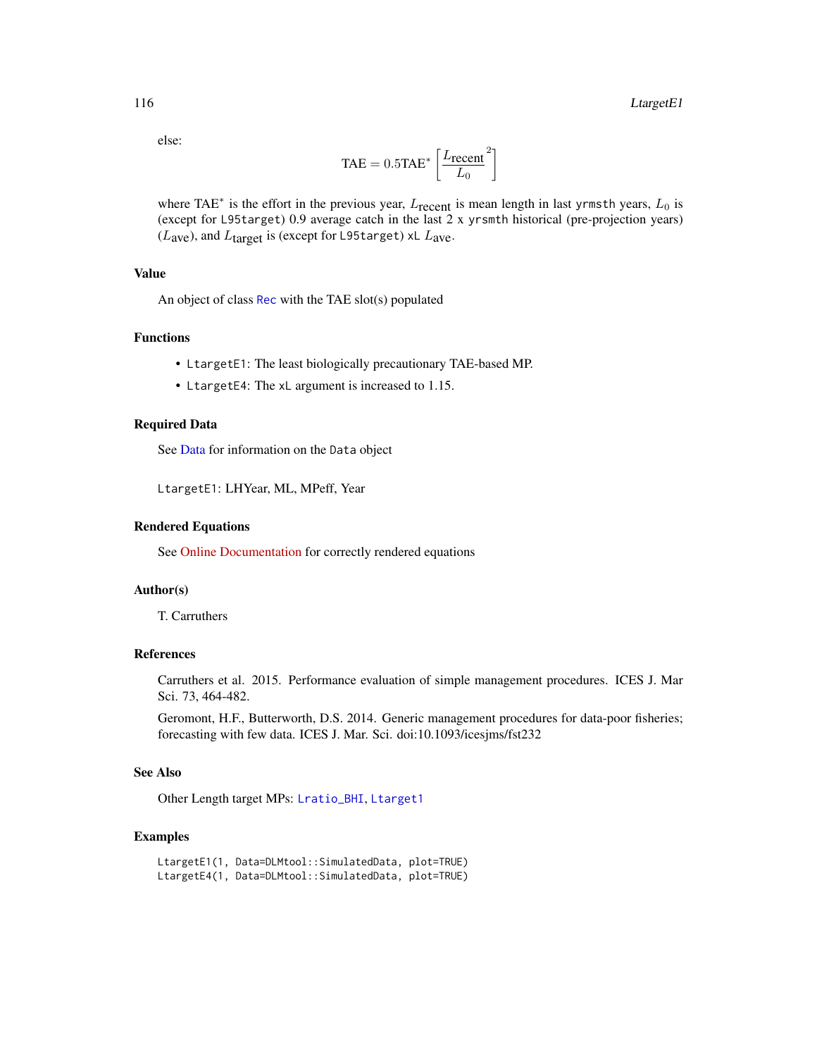else:

$$\text{TAE} = 0.5\text{TAE}^* \left[ \frac{L_\text{recent}}{L_0}^2 \right]$$

where $\text{TAE}^*$ is the effort in the previous year, $L_\text{recent}$ is mean length in last `yrmsth` years, $L_0$ is (except for `L95target`) 0.9 average catch in the last 2 x `yrsmth` historical (pre-projection years) ($L_\text{ave}$), and $L_\text{target}$ is (except for `L95target`) `xL` $L_\text{ave}$.

## Value

An object of class `Rec` with the TAE slot(s) populated

## Functions

- `LtargetE1`: The least biologically precautionary TAE-based MP.
- `LtargetE4`: The `xL` argument is increased to 1.15.

## Required Data

See Data for information on the `Data` object

`LtargetE1`: LHYear, ML, MPeff, Year

## Rendered Equations

See Online Documentation for correctly rendered equations

## Author(s)

T. Carruthers

## References

Carruthers et al. 2015. Performance evaluation of simple management procedures. ICES J. Mar Sci. 73, 464-482.

Geromont, H.F., Butterworth, D.S. 2014. Generic management procedures for data-poor fisheries; forecasting with few data. ICES J. Mar. Sci. doi:10.1093/icesjms/fst232

## See Also

Other Length target MPs: `Lratio_BHI`, `Ltarget1`

## Examples

```
LtargetE1(1, Data=DLMtool::SimulatedData, plot=TRUE)
LtargetE4(1, Data=DLMtool::SimulatedData, plot=TRUE)
```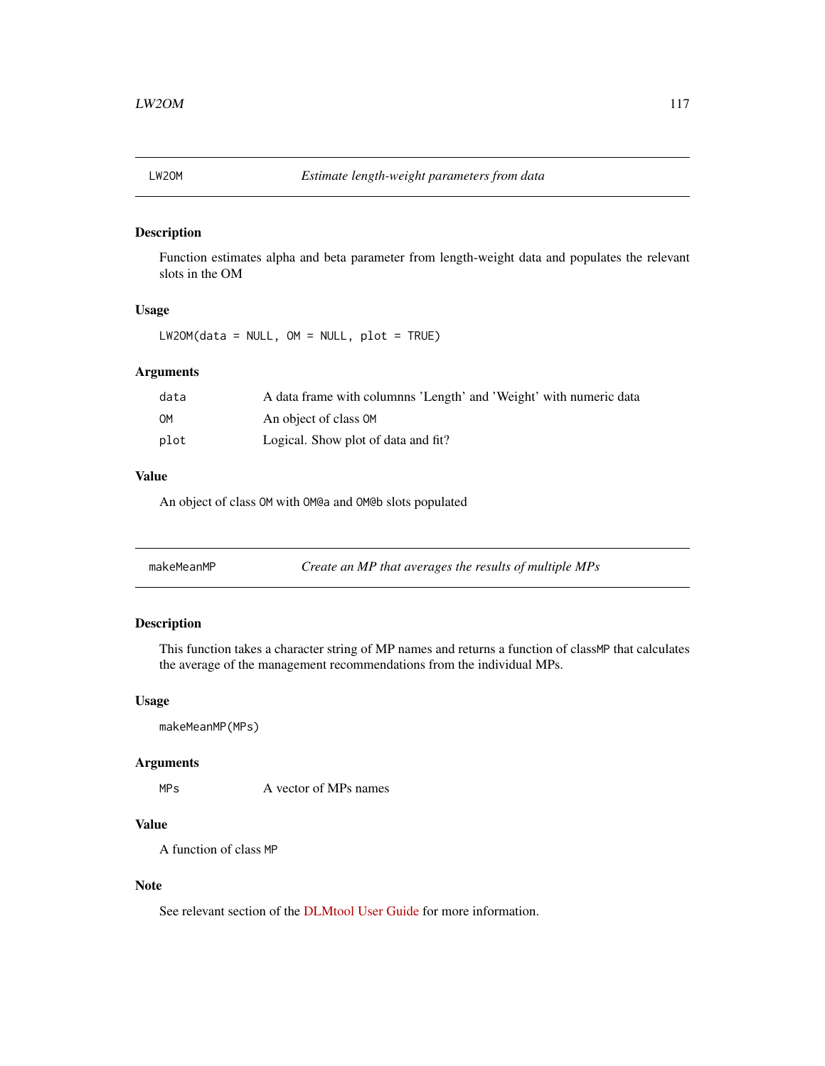## LW2OM *Estimate length-weight parameters from data*

### Description

Function estimates alpha and beta parameter from length-weight data and populates the relevant slots in the OM

### Usage

```
LW2OM(data = NULL, OM = NULL, plot = TRUE)
```

### Arguments

| | |
|---|---|
| data | A data frame with columnns 'Length' and 'Weight' with numeric data |
| OM | An object of class OM |
| plot | Logical. Show plot of data and fit? |

### Value

An object of class OM with OM@a and OM@b slots populated

## makeMeanMP *Create an MP that averages the results of multiple MPs*

### Description

This function takes a character string of MP names and returns a function of classMP that calculates the average of the management recommendations from the individual MPs.

### Usage

```
makeMeanMP(MPs)
```

### Arguments

| | |
|---|---|
| MPs | A vector of MPs names |

### Value

A function of class MP

### Note

See relevant section of the DLMtool User Guide for more information.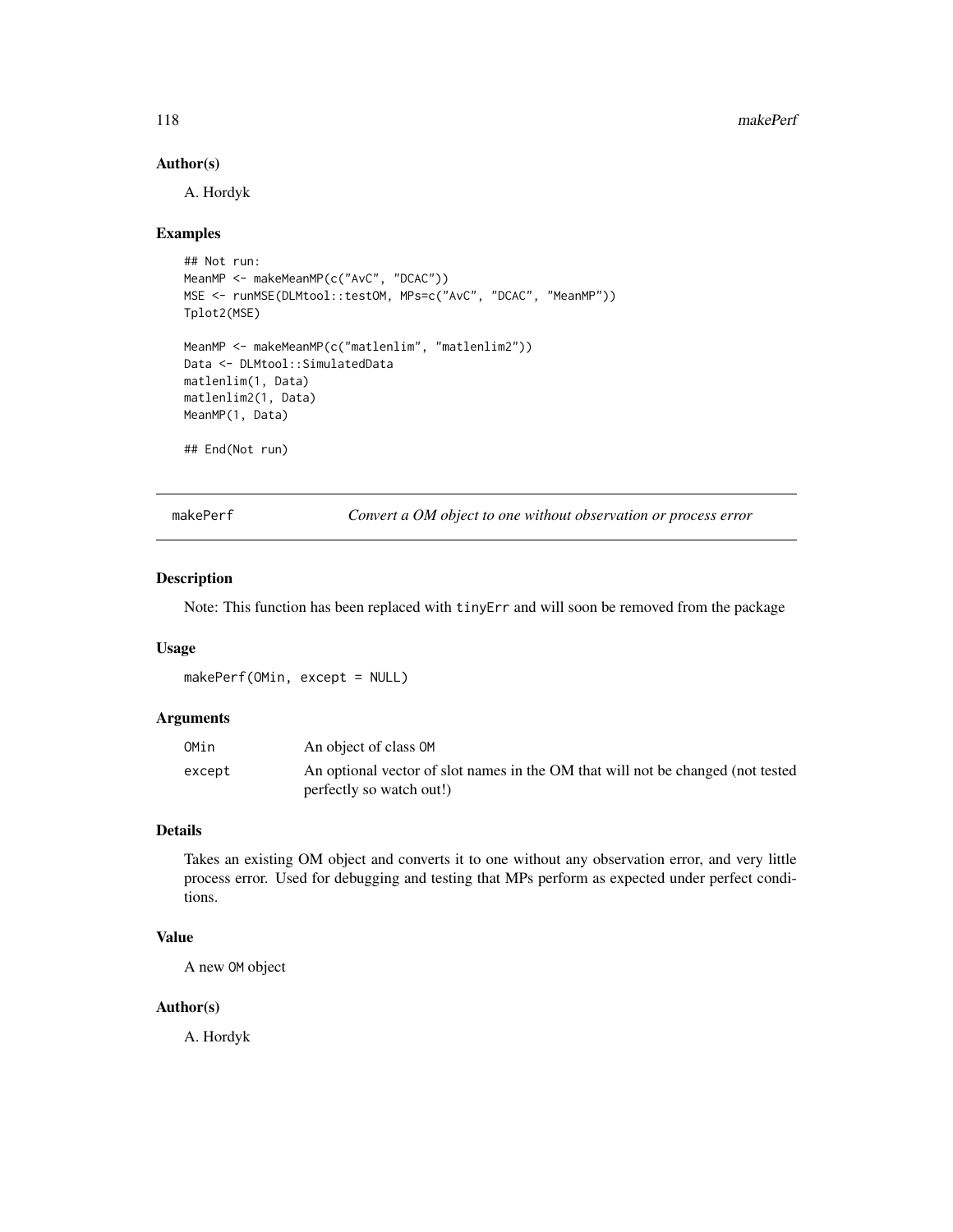### Author(s)

A. Hordyk

### Examples

```
## Not run:
MeanMP <- makeMeanMP(c("AvC", "DCAC"))
MSE <- runMSE(DLMtool::testOM, MPs=c("AvC", "DCAC", "MeanMP"))
Tplot2(MSE)

MeanMP <- makeMeanMP(c("matlenlim", "matlenlim2"))
Data <- DLMtool::SimulatedData
matlenlim(1, Data)
matlenlim2(1, Data)
MeanMP(1, Data)

## End(Not run)
```

## makePerf — *Convert a OM object to one without observation or process error*

### Description

Note: This function has been replaced with `tinyErr` and will soon be removed from the package

### Usage

```
makePerf(OMin, except = NULL)
```

### Arguments

| | |
|---|---|
| OMin | An object of class OM |
| except | An optional vector of slot names in the OM that will not be changed (not tested perfectly so watch out!) |

### Details

Takes an existing OM object and converts it to one without any observation error, and very little process error. Used for debugging and testing that MPs perform as expected under perfect conditions.

### Value

A new OM object

### Author(s)

A. Hordyk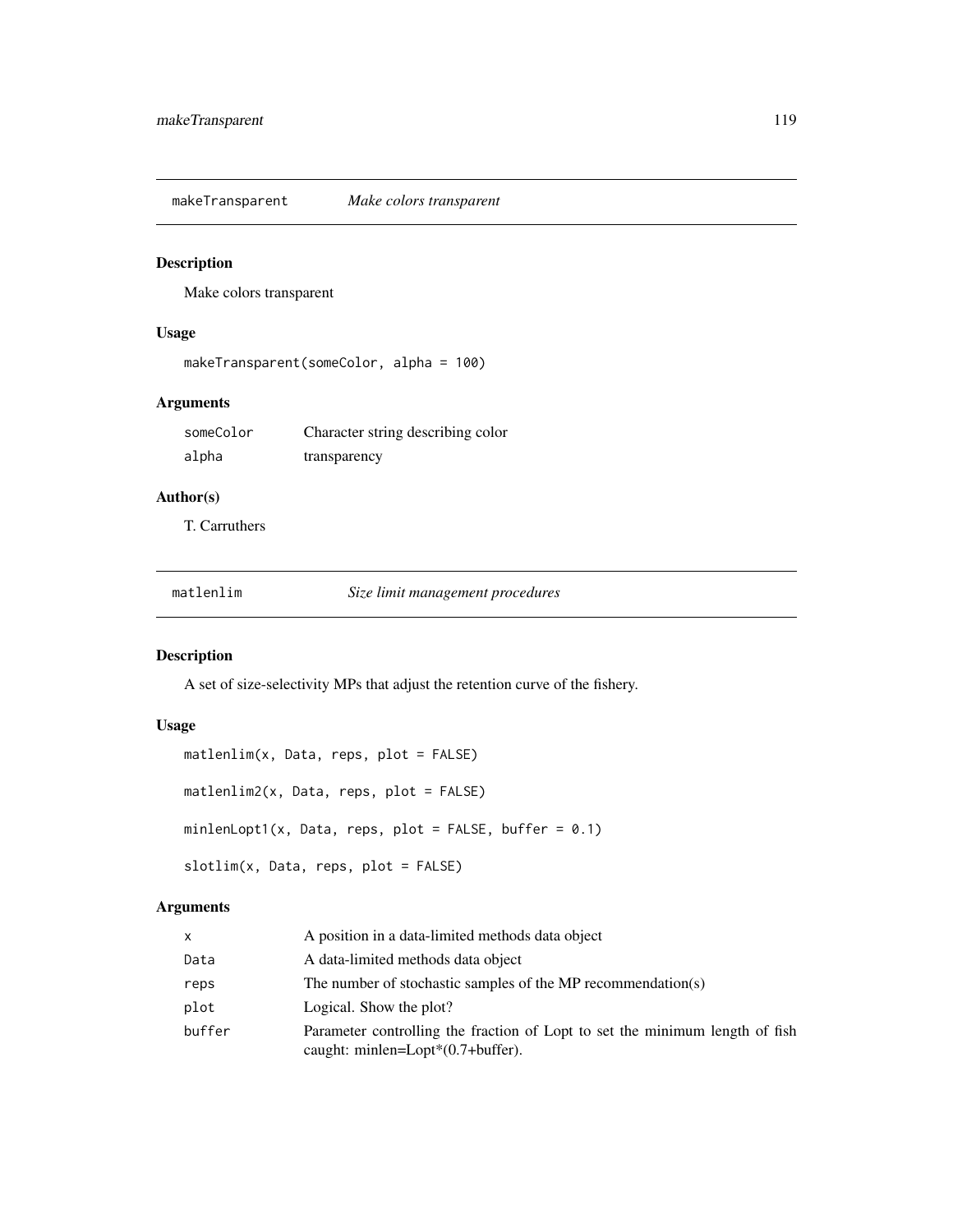## makeTransparent    *Make colors transparent*

### Description

Make colors transparent

### Usage

```
makeTransparent(someColor, alpha = 100)
```

### Arguments

| | |
|---|---|
| someColor | Character string describing color |
| alpha | transparency |

### Author(s)

T. Carruthers

## matlenlim    *Size limit management procedures*

### Description

A set of size-selectivity MPs that adjust the retention curve of the fishery.

### Usage

```
matlenlim(x, Data, reps, plot = FALSE)

matlenlim2(x, Data, reps, plot = FALSE)

minlenLopt1(x, Data, reps, plot = FALSE, buffer = 0.1)

slotlim(x, Data, reps, plot = FALSE)
```

### Arguments

| | |
|---|---|
| x | A position in a data-limited methods data object |
| Data | A data-limited methods data object |
| reps | The number of stochastic samples of the MP recommendation(s) |
| plot | Logical. Show the plot? |
| buffer | Parameter controlling the fraction of Lopt to set the minimum length of fish caught: minlen=Lopt*(0.7+buffer). |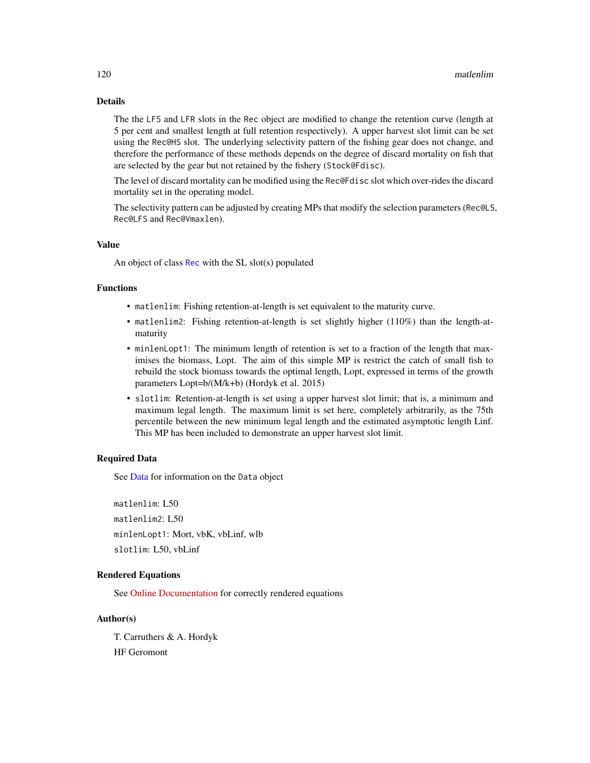## Details

The the `LF5` and `LFR` slots in the `Rec` object are modified to change the retention curve (length at 5 per cent and smallest length at full retention respectively). A upper harvest slot limit can be set using the `Rec@HS` slot. The underlying selectivity pattern of the fishing gear does not change, and therefore the performance of these methods depends on the degree of discard mortality on fish that are selected by the gear but not retained by the fishery (`Stock@Fdisc`).

The level of discard mortality can be modified using the `Rec@Fdisc` slot which over-rides the discard mortality set in the operating model.

The selectivity pattern can be adjusted by creating MPs that modify the selection parameters (`Rec@L5`, `Rec@LFS` and `Rec@Vmaxlen`).

## Value

An object of class `Rec` with the SL slot(s) populated

## Functions

- `matlenlim`: Fishing retention-at-length is set equivalent to the maturity curve.
- `matlenlim2`: Fishing retention-at-length is set slightly higher (110%) than the length-at-maturity
- `minlenLopt1`: The minimum length of retention is set to a fraction of the length that maximises the biomass, Lopt. The aim of this simple MP is restrict the catch of small fish to rebuild the stock biomass towards the optimal length, Lopt, expressed in terms of the growth parameters Lopt=b/(M/k+b) (Hordyk et al. 2015)
- `slotlim`: Retention-at-length is set using a upper harvest slot limit; that is, a minimum and maximum legal length. The maximum limit is set here, completely arbitrarily, as the 75th percentile between the new minimum legal length and the estimated asymptotic length Linf. This MP has been included to demonstrate an upper harvest slot limit.

## Required Data

See Data for information on the `Data` object

`matlenlim`: L50

`matlenlim2`: L50

`minlenLopt1`: Mort, vbK, vbLinf, wlb

`slotlim`: L50, vbLinf

## Rendered Equations

See Online Documentation for correctly rendered equations

## Author(s)

T. Carruthers & A. Hordyk

HF Geromont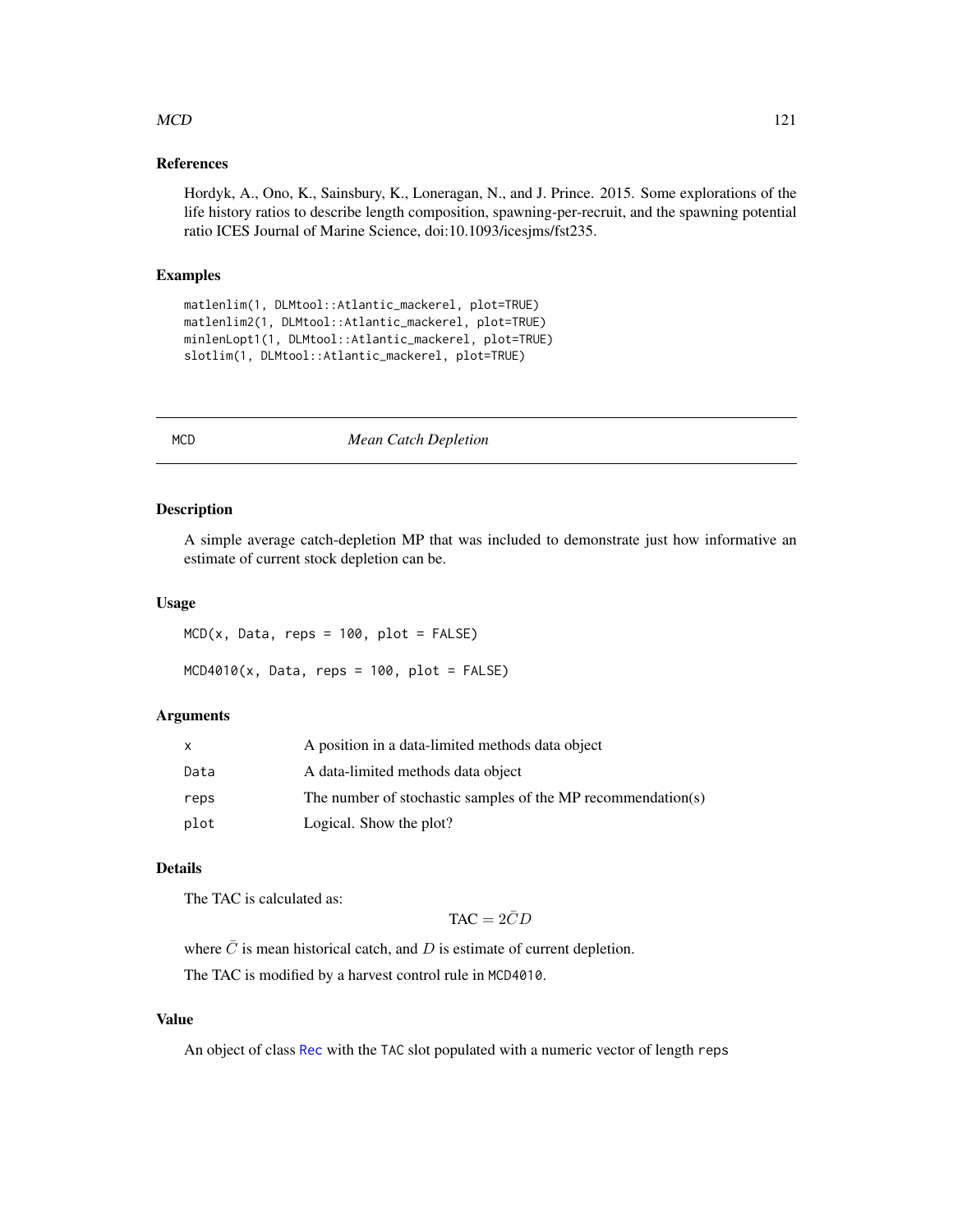### References

Hordyk, A., Ono, K., Sainsbury, K., Loneragan, N., and J. Prince. 2015. Some explorations of the life history ratios to describe length composition, spawning-per-recruit, and the spawning potential ratio ICES Journal of Marine Science, doi:10.1093/icesjms/fst235.

### Examples

```
matlenlim(1, DLMtool::Atlantic_mackerel, plot=TRUE)
matlenlim2(1, DLMtool::Atlantic_mackerel, plot=TRUE)
minlenLopt1(1, DLMtool::Atlantic_mackerel, plot=TRUE)
slotlim(1, DLMtool::Atlantic_mackerel, plot=TRUE)
```

---

## MCD — *Mean Catch Depletion*

---

### Description

A simple average catch-depletion MP that was included to demonstrate just how informative an estimate of current stock depletion can be.

### Usage

```
MCD(x, Data, reps = 100, plot = FALSE)

MCD4010(x, Data, reps = 100, plot = FALSE)
```

### Arguments

| | |
|---|---|
| x | A position in a data-limited methods data object |
| Data | A data-limited methods data object |
| reps | The number of stochastic samples of the MP recommendation(s) |
| plot | Logical. Show the plot? |

### Details

The TAC is calculated as:

$$\text{TAC} = 2\bar{C}D$$

where $\bar{C}$ is mean historical catch, and $D$ is estimate of current depletion.

The TAC is modified by a harvest control rule in MCD4010.

### Value

An object of class Rec with the TAC slot populated with a numeric vector of length reps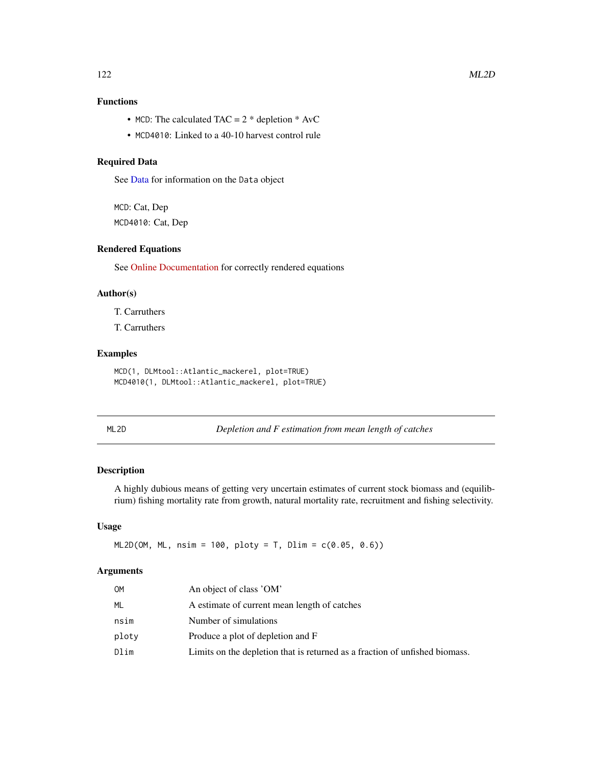### Functions

- MCD: The calculated TAC = 2 * depletion * AvC
- MCD4010: Linked to a 40-10 harvest control rule

### Required Data

See Data for information on the Data object

MCD: Cat, Dep

MCD4010: Cat, Dep

### Rendered Equations

See Online Documentation for correctly rendered equations

### Author(s)

T. Carruthers

T. Carruthers

### Examples

```
MCD(1, DLMtool::Atlantic_mackerel, plot=TRUE)
MCD4010(1, DLMtool::Atlantic_mackerel, plot=TRUE)
```

---

## ML2D — *Depletion and F estimation from mean length of catches*

### Description

A highly dubious means of getting very uncertain estimates of current stock biomass and (equilibrium) fishing mortality rate from growth, natural mortality rate, recruitment and fishing selectivity.

### Usage

```
ML2D(OM, ML, nsim = 100, ploty = T, Dlim = c(0.05, 0.6))
```

### Arguments

| | |
|---|---|
| OM | An object of class 'OM' |
| ML | A estimate of current mean length of catches |
| nsim | Number of simulations |
| ploty | Produce a plot of depletion and F |
| Dlim | Limits on the depletion that is returned as a fraction of unfished biomass. |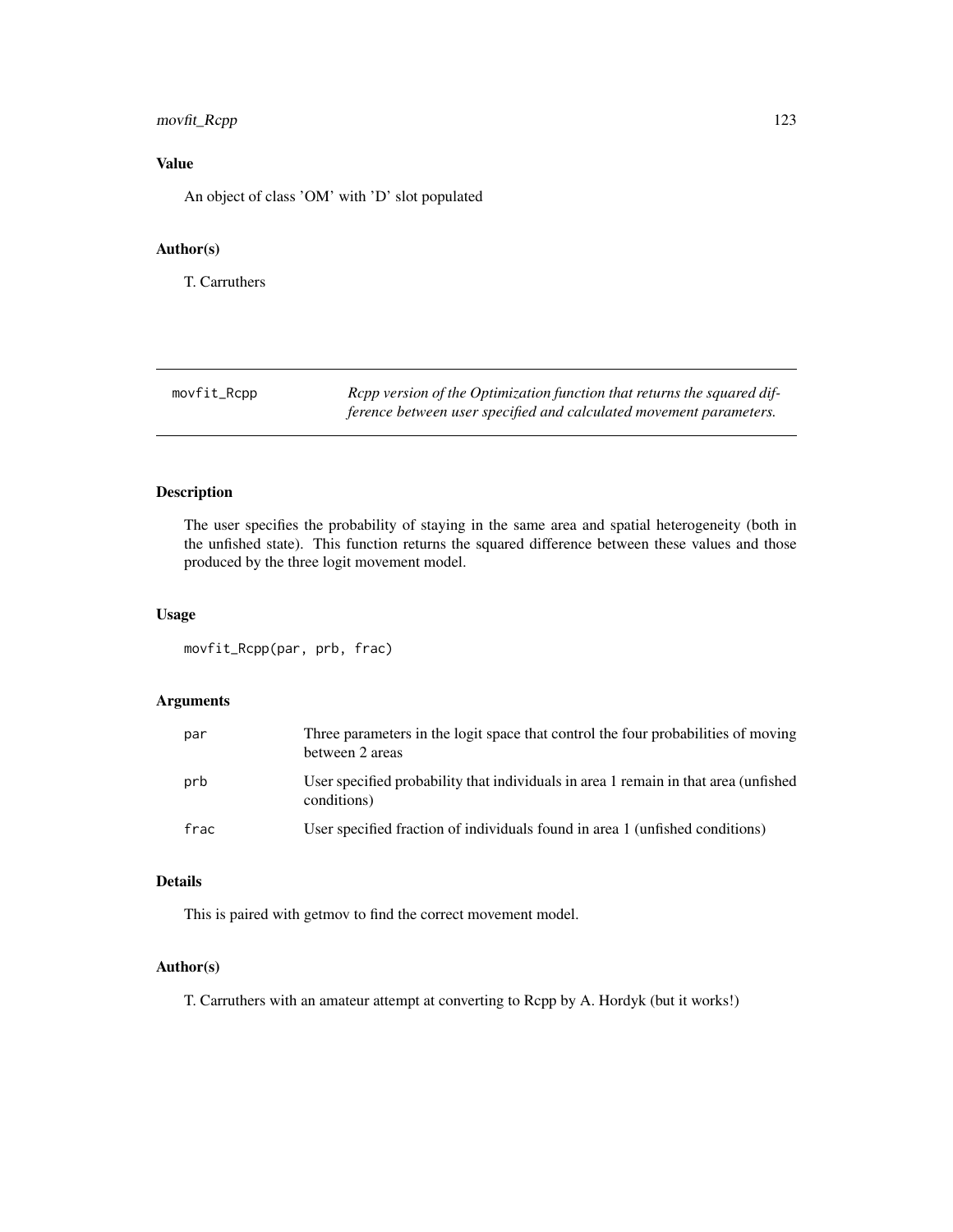### Value

An object of class 'OM' with 'D' slot populated

### Author(s)

T. Carruthers

---

## movfit_Rcpp    *Rcpp version of the Optimization function that returns the squared difference between user specified and calculated movement parameters.*

---

### Description

The user specifies the probability of staying in the same area and spatial heterogeneity (both in the unfished state). This function returns the squared difference between these values and those produced by the three logit movement model.

### Usage

```
movfit_Rcpp(par, prb, frac)
```

### Arguments

| | |
|---|---|
| `par` | Three parameters in the logit space that control the four probabilities of moving between 2 areas |
| `prb` | User specified probability that individuals in area 1 remain in that area (unfished conditions) |
| `frac` | User specified fraction of individuals found in area 1 (unfished conditions) |

### Details

This is paired with getmov to find the correct movement model.

### Author(s)

T. Carruthers with an amateur attempt at converting to Rcpp by A. Hordyk (but it works!)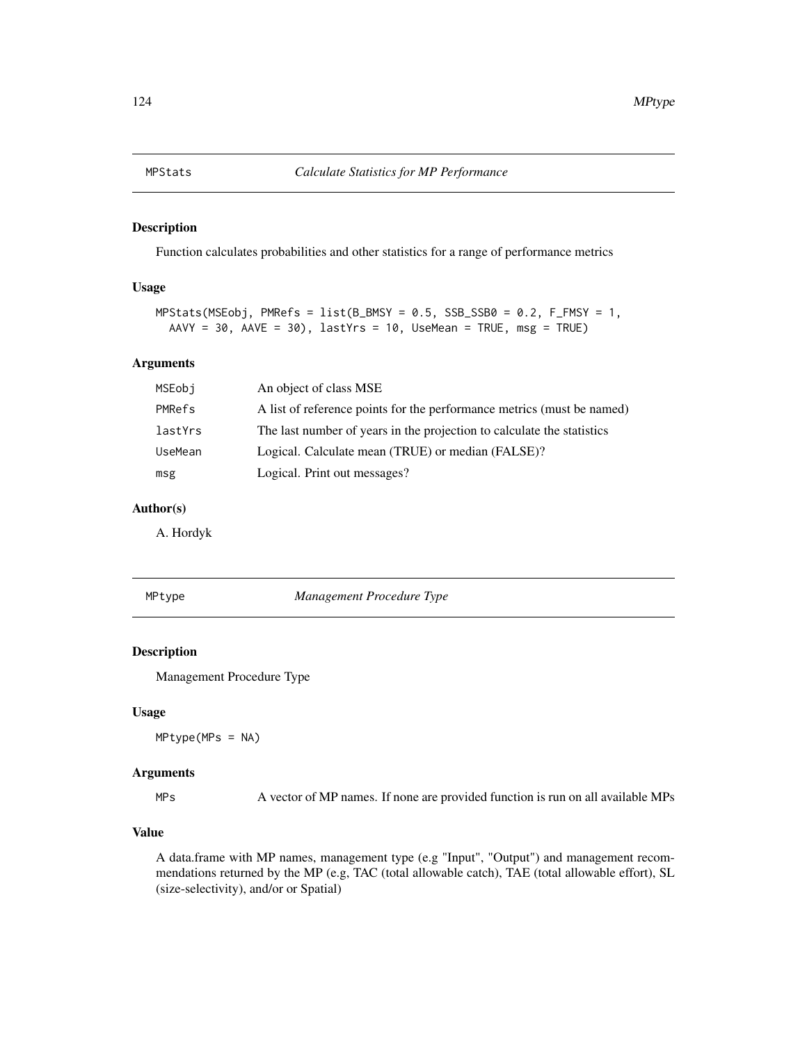## MPStats    *Calculate Statistics for MP Performance*

### Description

Function calculates probabilities and other statistics for a range of performance metrics

### Usage

```
MPStats(MSEobj, PMRefs = list(B_BMSY = 0.5, SSB_SSB0 = 0.2, F_FMSY = 1,
  AAVY = 30, AAVE = 30), lastYrs = 10, UseMean = TRUE, msg = TRUE)
```

### Arguments

| | |
|---|---|
| MSEobj | An object of class MSE |
| PMRefs | A list of reference points for the performance metrics (must be named) |
| lastYrs | The last number of years in the projection to calculate the statistics |
| UseMean | Logical. Calculate mean (TRUE) or median (FALSE)? |
| msg | Logical. Print out messages? |

### Author(s)

A. Hordyk

## MPtype    *Management Procedure Type*

### Description

Management Procedure Type

### Usage

```
MPtype(MPs = NA)
```

### Arguments

| | |
|---|---|
| MPs | A vector of MP names. If none are provided function is run on all available MPs |

### Value

A data.frame with MP names, management type (e.g "Input", "Output") and management recommendations returned by the MP (e.g, TAC (total allowable catch), TAE (total allowable effort), SL (size-selectivity), and/or or Spatial)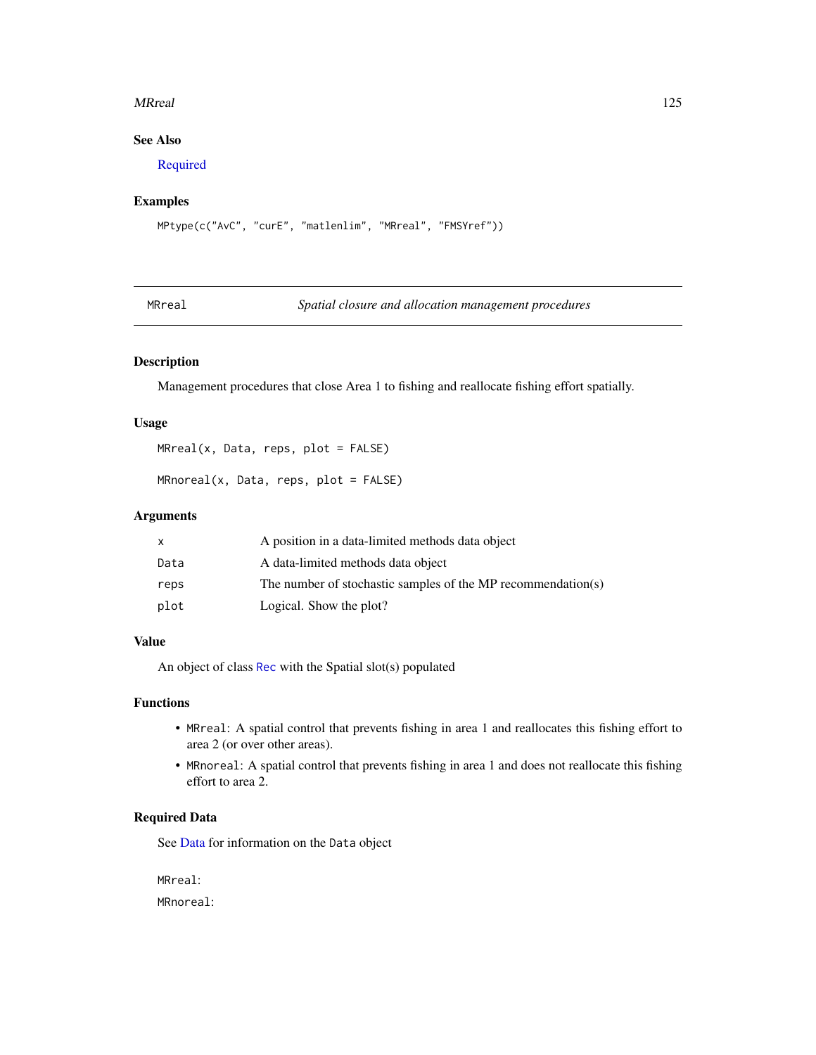## See Also

Required

## Examples

```
MPtype(c("AvC", "curE", "matlenlim", "MRreal", "FMSYref"))
```

---

# MRreal — *Spatial closure and allocation management procedures*

---

## Description

Management procedures that close Area 1 to fishing and reallocate fishing effort spatially.

## Usage

```
MRreal(x, Data, reps, plot = FALSE)

MRnoreal(x, Data, reps, plot = FALSE)
```

## Arguments

| | |
|---|---|
| `x` | A position in a data-limited methods data object |
| `Data` | A data-limited methods data object |
| `reps` | The number of stochastic samples of the MP recommendation(s) |
| `plot` | Logical. Show the plot? |

## Value

An object of class `Rec` with the Spatial slot(s) populated

## Functions

- `MRreal`: A spatial control that prevents fishing in area 1 and reallocates this fishing effort to area 2 (or over other areas).
- `MRnoreal`: A spatial control that prevents fishing in area 1 and does not reallocate this fishing effort to area 2.

## Required Data

See Data for information on the `Data` object

`MRreal`:

`MRnoreal`: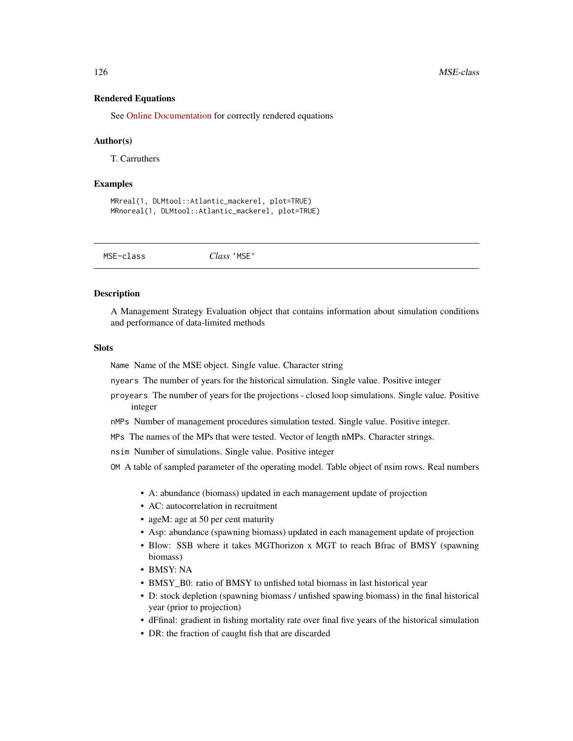### Rendered Equations

See Online Documentation for correctly rendered equations

### Author(s)

T. Carruthers

### Examples

```
MRreal(1, DLMtool::Atlantic_mackerel, plot=TRUE)
MRnoreal(1, DLMtool::Atlantic_mackerel, plot=TRUE)
```

---

## MSE-class &nbsp;&nbsp;&nbsp;&nbsp; *Class* 'MSE'

---

### Description

A Management Strategy Evaluation object that contains information about simulation conditions and performance of data-limited methods

### Slots

`Name` Name of the MSE object. Single value. Character string

`nyears` The number of years for the historical simulation. Single value. Positive integer

`proyears` The number of years for the projections - closed loop simulations. Single value. Positive integer

`nMPs` Number of management procedures simulation tested. Single value. Positive integer.

`MPs` The names of the MPs that were tested. Vector of length nMPs. Character strings.

`nsim` Number of simulations. Single value. Positive integer

`OM` A table of sampled parameter of the operating model. Table object of nsim rows. Real numbers

- A: abundance (biomass) updated in each management update of projection
- AC: autocorrelation in recruitment
- ageM: age at 50 per cent maturity
- Asp: abundance (spawning biomass) updated in each management update of projection
- Blow: SSB where it takes MGThorizon x MGT to reach Bfrac of BMSY (spawning biomass)
- BMSY: NA
- BMSY_B0: ratio of BMSY to unfished total biomass in last historical year
- D: stock depletion (spawning biomass / unfished spawing biomass) in the final historical year (prior to projection)
- dFfinal: gradient in fishing mortality rate over final five years of the historical simulation
- DR: the fraction of caught fish that are discarded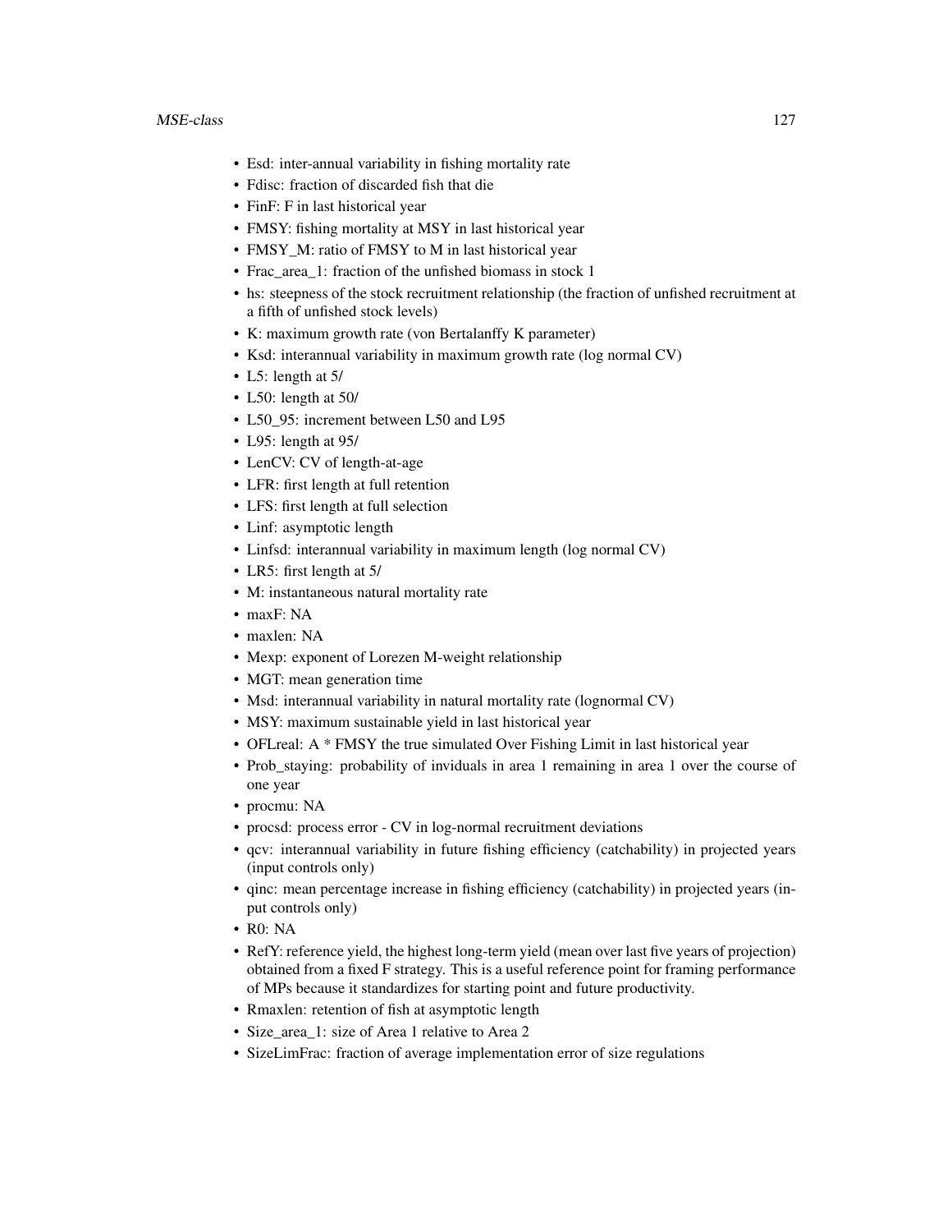- Esd: inter-annual variability in fishing mortality rate
- Fdisc: fraction of discarded fish that die
- FinF: F in last historical year
- FMSY: fishing mortality at MSY in last historical year
- FMSY_M: ratio of FMSY to M in last historical year
- Frac_area_1: fraction of the unfished biomass in stock 1
- hs: steepness of the stock recruitment relationship (the fraction of unfished recruitment at a fifth of unfished stock levels)
- K: maximum growth rate (von Bertalanffy K parameter)
- Ksd: interannual variability in maximum growth rate (log normal CV)
- L5: length at 5/
- L50: length at 50/
- L50_95: increment between L50 and L95
- L95: length at 95/
- LenCV: CV of length-at-age
- LFR: first length at full retention
- LFS: first length at full selection
- Linf: asymptotic length
- Linfsd: interannual variability in maximum length (log normal CV)
- LR5: first length at 5/
- M: instantaneous natural mortality rate
- maxF: NA
- maxlen: NA
- Mexp: exponent of Lorezen M-weight relationship
- MGT: mean generation time
- Msd: interannual variability in natural mortality rate (lognormal CV)
- MSY: maximum sustainable yield in last historical year
- OFLreal: A * FMSY the true simulated Over Fishing Limit in last historical year
- Prob_staying: probability of inviduals in area 1 remaining in area 1 over the course of one year
- procmu: NA
- procsd: process error - CV in log-normal recruitment deviations
- qcv: interannual variability in future fishing efficiency (catchability) in projected years (input controls only)
- qinc: mean percentage increase in fishing efficiency (catchability) in projected years (input controls only)
- R0: NA
- RefY: reference yield, the highest long-term yield (mean over last five years of projection) obtained from a fixed F strategy. This is a useful reference point for framing performance of MPs because it standardizes for starting point and future productivity.
- Rmaxlen: retention of fish at asymptotic length
- Size_area_1: size of Area 1 relative to Area 2
- SizeLimFrac: fraction of average implementation error of size regulations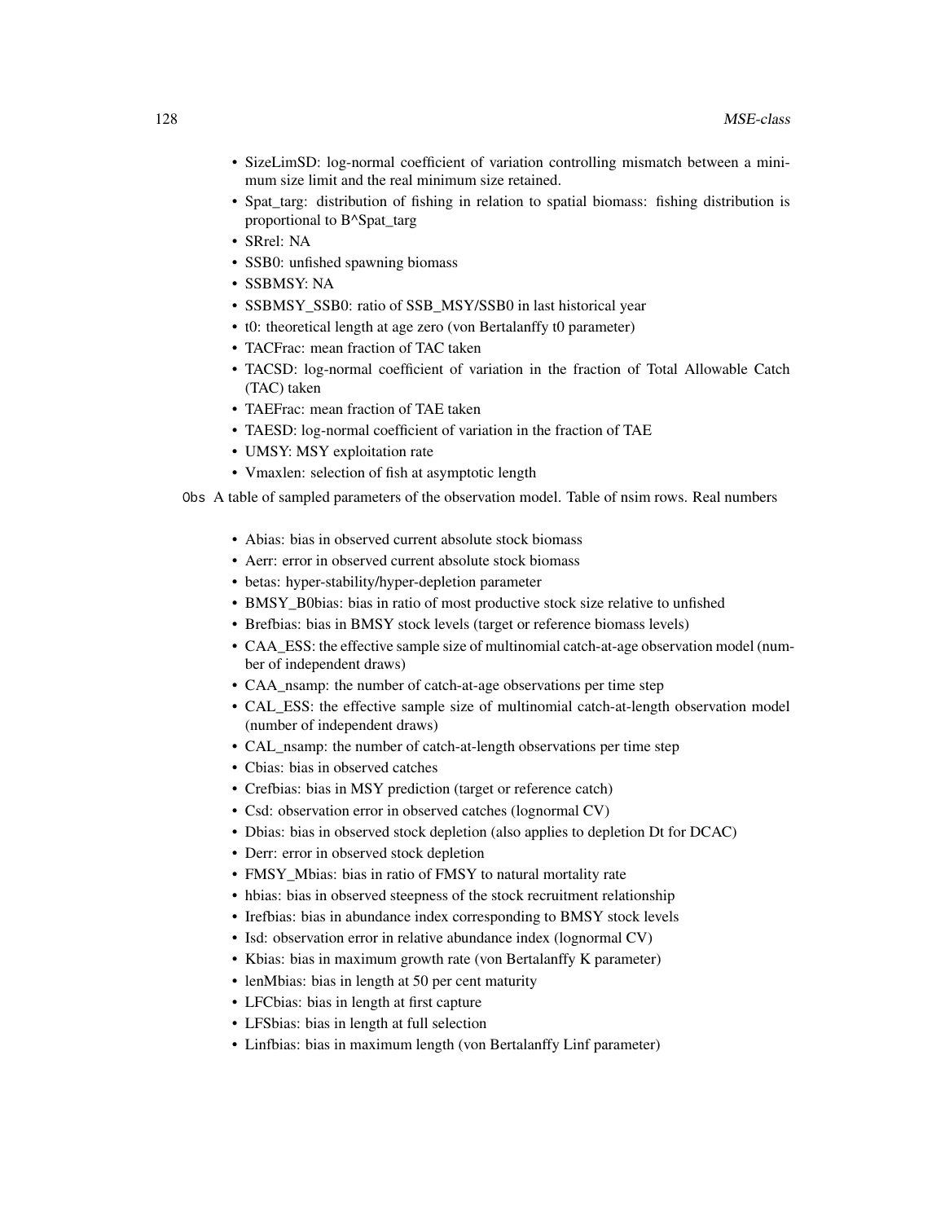- SizeLimSD: log-normal coefficient of variation controlling mismatch between a minimum size limit and the real minimum size retained.
- Spat_targ: distribution of fishing in relation to spatial biomass: fishing distribution is proportional to B^Spat_targ
- SRrel: NA
- SSB0: unfished spawning biomass
- SSBMSY: NA
- SSBMSY_SSB0: ratio of SSB_MSY/SSB0 in last historical year
- t0: theoretical length at age zero (von Bertalanffy t0 parameter)
- TACFrac: mean fraction of TAC taken
- TACSD: log-normal coefficient of variation in the fraction of Total Allowable Catch (TAC) taken
- TAEFrac: mean fraction of TAE taken
- TAESD: log-normal coefficient of variation in the fraction of TAE
- UMSY: MSY exploitation rate
- Vmaxlen: selection of fish at asymptotic length

`Obs` A table of sampled parameters of the observation model. Table of nsim rows. Real numbers

- Abias: bias in observed current absolute stock biomass
- Aerr: error in observed current absolute stock biomass
- betas: hyper-stability/hyper-depletion parameter
- BMSY_B0bias: bias in ratio of most productive stock size relative to unfished
- Brefbias: bias in BMSY stock levels (target or reference biomass levels)
- CAA_ESS: the effective sample size of multinomial catch-at-age observation model (number of independent draws)
- CAA_nsamp: the number of catch-at-age observations per time step
- CAL_ESS: the effective sample size of multinomial catch-at-length observation model (number of independent draws)
- CAL_nsamp: the number of catch-at-length observations per time step
- Cbias: bias in observed catches
- Crefbias: bias in MSY prediction (target or reference catch)
- Csd: observation error in observed catches (lognormal CV)
- Dbias: bias in observed stock depletion (also applies to depletion Dt for DCAC)
- Derr: error in observed stock depletion
- FMSY_Mbias: bias in ratio of FMSY to natural mortality rate
- hbias: bias in observed steepness of the stock recruitment relationship
- Irefbias: bias in abundance index corresponding to BMSY stock levels
- Isd: observation error in relative abundance index (lognormal CV)
- Kbias: bias in maximum growth rate (von Bertalanffy K parameter)
- lenMbias: bias in length at 50 per cent maturity
- LFCbias: bias in length at first capture
- LFSbias: bias in length at full selection
- Linfbias: bias in maximum length (von Bertalanffy Linf parameter)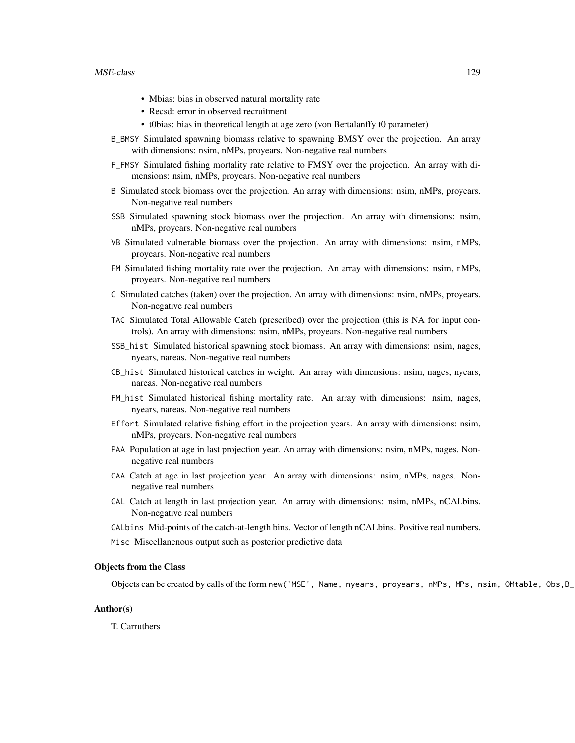- Mbias: bias in observed natural mortality rate
- Recsd: error in observed recruitment
- t0bias: bias in theoretical length at age zero (von Bertalanffy t0 parameter)

`B_BMSY` Simulated spawning biomass relative to spawning BMSY over the projection. An array with dimensions: nsim, nMPs, proyears. Non-negative real numbers

`F_FMSY` Simulated fishing mortality rate relative to FMSY over the projection. An array with dimensions: nsim, nMPs, proyears. Non-negative real numbers

`B` Simulated stock biomass over the projection. An array with dimensions: nsim, nMPs, proyears. Non-negative real numbers

`SSB` Simulated spawning stock biomass over the projection. An array with dimensions: nsim, nMPs, proyears. Non-negative real numbers

`VB` Simulated vulnerable biomass over the projection. An array with dimensions: nsim, nMPs, proyears. Non-negative real numbers

`FM` Simulated fishing mortality rate over the projection. An array with dimensions: nsim, nMPs, proyears. Non-negative real numbers

`C` Simulated catches (taken) over the projection. An array with dimensions: nsim, nMPs, proyears. Non-negative real numbers

`TAC` Simulated Total Allowable Catch (prescribed) over the projection (this is NA for input controls). An array with dimensions: nsim, nMPs, proyears. Non-negative real numbers

`SSB_hist` Simulated historical spawning stock biomass. An array with dimensions: nsim, nages, nyears, nareas. Non-negative real numbers

`CB_hist` Simulated historical catches in weight. An array with dimensions: nsim, nages, nyears, nareas. Non-negative real numbers

`FM_hist` Simulated historical fishing mortality rate. An array with dimensions: nsim, nages, nyears, nareas. Non-negative real numbers

`Effort` Simulated relative fishing effort in the projection years. An array with dimensions: nsim, nMPs, proyears. Non-negative real numbers

`PAA` Population at age in last projection year. An array with dimensions: nsim, nMPs, nages. Non-negative real numbers

`CAA` Catch at age in last projection year. An array with dimensions: nsim, nMPs, nages. Non-negative real numbers

`CAL` Catch at length in last projection year. An array with dimensions: nsim, nMPs, nCALbins. Non-negative real numbers

`CALbins` Mid-points of the catch-at-length bins. Vector of length nCALbins. Positive real numbers.

`Misc` Miscellanenous output such as posterior predictive data

### Objects from the Class

Objects can be created by calls of the form `new('MSE', Name, nyears, proyears, nMPs, MPs, nsim, OMtable, Obs,B_`

### Author(s)

T. Carruthers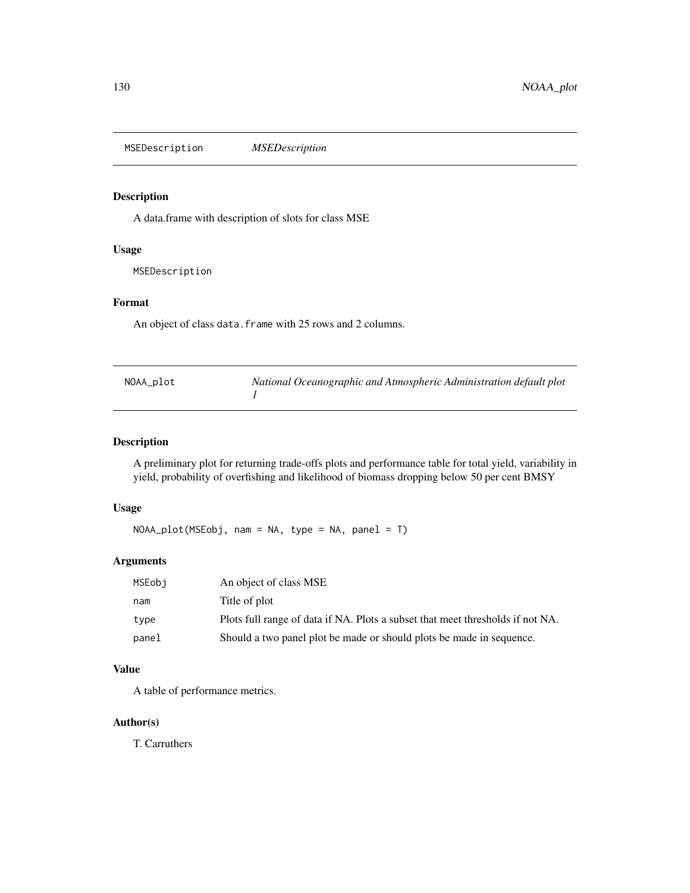## MSEDescription — *MSEDescription*

### Description

A data.frame with description of slots for class MSE

### Usage

```
MSEDescription
```

### Format

An object of class `data.frame` with 25 rows and 2 columns.

## NOAA_plot — *National Oceanographic and Atmospheric Administration default plot 1*

### Description

A preliminary plot for returning trade-offs plots and performance table for total yield, variability in yield, probability of overfishing and likelihood of biomass dropping below 50 per cent BMSY

### Usage

```
NOAA_plot(MSEobj, nam = NA, type = NA, panel = T)
```

### Arguments

| | |
|---|---|
| MSEobj | An object of class MSE |
| nam | Title of plot |
| type | Plots full range of data if NA. Plots a subset that meet thresholds if not NA. |
| panel | Should a two panel plot be made or should plots be made in sequence. |

### Value

A table of performance metrics.

### Author(s)

T. Carruthers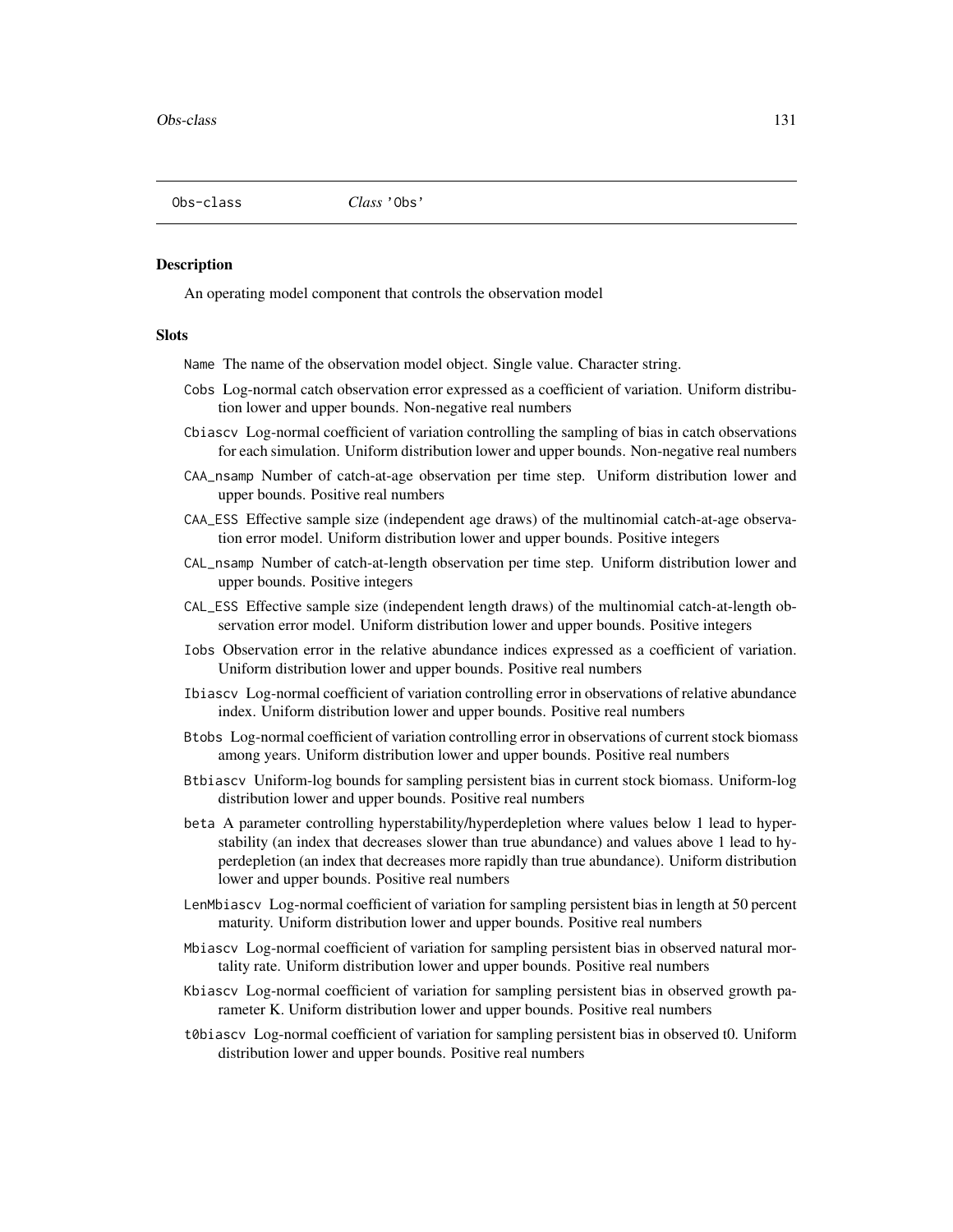Obs-class *Class* 'Obs'

### Description

An operating model component that controls the observation model

### Slots

- Name The name of the observation model object. Single value. Character string.
- Cobs Log-normal catch observation error expressed as a coefficient of variation. Uniform distribution lower and upper bounds. Non-negative real numbers
- Cbiascv Log-normal coefficient of variation controlling the sampling of bias in catch observations for each simulation. Uniform distribution lower and upper bounds. Non-negative real numbers
- CAA_nsamp Number of catch-at-age observation per time step. Uniform distribution lower and upper bounds. Positive real numbers
- CAA_ESS Effective sample size (independent age draws) of the multinomial catch-at-age observation error model. Uniform distribution lower and upper bounds. Positive integers
- CAL_nsamp Number of catch-at-length observation per time step. Uniform distribution lower and upper bounds. Positive integers
- CAL_ESS Effective sample size (independent length draws) of the multinomial catch-at-length observation error model. Uniform distribution lower and upper bounds. Positive integers
- Iobs Observation error in the relative abundance indices expressed as a coefficient of variation. Uniform distribution lower and upper bounds. Positive real numbers
- Ibiascv Log-normal coefficient of variation controlling error in observations of relative abundance index. Uniform distribution lower and upper bounds. Positive real numbers
- Btobs Log-normal coefficient of variation controlling error in observations of current stock biomass among years. Uniform distribution lower and upper bounds. Positive real numbers
- Btbiascv Uniform-log bounds for sampling persistent bias in current stock biomass. Uniform-log distribution lower and upper bounds. Positive real numbers
- beta A parameter controlling hyperstability/hyperdepletion where values below 1 lead to hyperstability (an index that decreases slower than true abundance) and values above 1 lead to hyperdepletion (an index that decreases more rapidly than true abundance). Uniform distribution lower and upper bounds. Positive real numbers
- LenMbiascv Log-normal coefficient of variation for sampling persistent bias in length at 50 percent maturity. Uniform distribution lower and upper bounds. Positive real numbers
- Mbiascv Log-normal coefficient of variation for sampling persistent bias in observed natural mortality rate. Uniform distribution lower and upper bounds. Positive real numbers
- Kbiascv Log-normal coefficient of variation for sampling persistent bias in observed growth parameter K. Uniform distribution lower and upper bounds. Positive real numbers
- t0biascv Log-normal coefficient of variation for sampling persistent bias in observed t0. Uniform distribution lower and upper bounds. Positive real numbers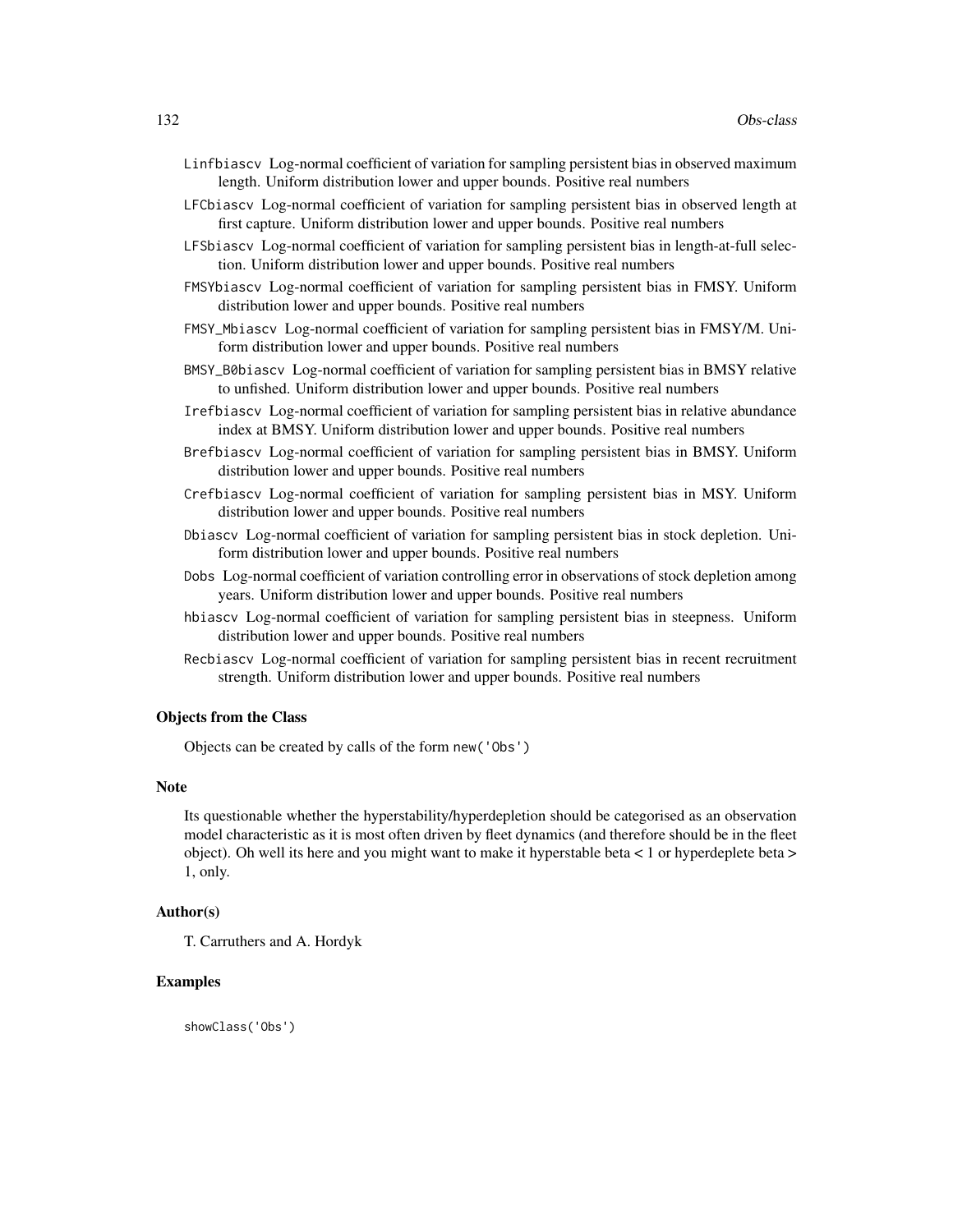`Linfbiascv` Log-normal coefficient of variation for sampling persistent bias in observed maximum length. Uniform distribution lower and upper bounds. Positive real numbers

`LFCbiascv` Log-normal coefficient of variation for sampling persistent bias in observed length at first capture. Uniform distribution lower and upper bounds. Positive real numbers

`LFSbiascv` Log-normal coefficient of variation for sampling persistent bias in length-at-full selection. Uniform distribution lower and upper bounds. Positive real numbers

`FMSYbiascv` Log-normal coefficient of variation for sampling persistent bias in FMSY. Uniform distribution lower and upper bounds. Positive real numbers

`FMSY_Mbiascv` Log-normal coefficient of variation for sampling persistent bias in FMSY/M. Uniform distribution lower and upper bounds. Positive real numbers

`BMSY_B0biascv` Log-normal coefficient of variation for sampling persistent bias in BMSY relative to unfished. Uniform distribution lower and upper bounds. Positive real numbers

`Irefbiascv` Log-normal coefficient of variation for sampling persistent bias in relative abundance index at BMSY. Uniform distribution lower and upper bounds. Positive real numbers

`Brefbiascv` Log-normal coefficient of variation for sampling persistent bias in BMSY. Uniform distribution lower and upper bounds. Positive real numbers

`Crefbiascv` Log-normal coefficient of variation for sampling persistent bias in MSY. Uniform distribution lower and upper bounds. Positive real numbers

`Dbiascv` Log-normal coefficient of variation for sampling persistent bias in stock depletion. Uniform distribution lower and upper bounds. Positive real numbers

`Dobs` Log-normal coefficient of variation controlling error in observations of stock depletion among years. Uniform distribution lower and upper bounds. Positive real numbers

`hbiascv` Log-normal coefficient of variation for sampling persistent bias in steepness. Uniform distribution lower and upper bounds. Positive real numbers

`Recbiascv` Log-normal coefficient of variation for sampling persistent bias in recent recruitment strength. Uniform distribution lower and upper bounds. Positive real numbers

### Objects from the Class

Objects can be created by calls of the form `new('Obs')`

### Note

Its questionable whether the hyperstability/hyperdepletion should be categorised as an observation model characteristic as it is most often driven by fleet dynamics (and therefore should be in the fleet object). Oh well its here and you might want to make it hyperstable beta < 1 or hyperdeplete beta > 1, only.

### Author(s)

T. Carruthers and A. Hordyk

### Examples

```
showClass('Obs')
```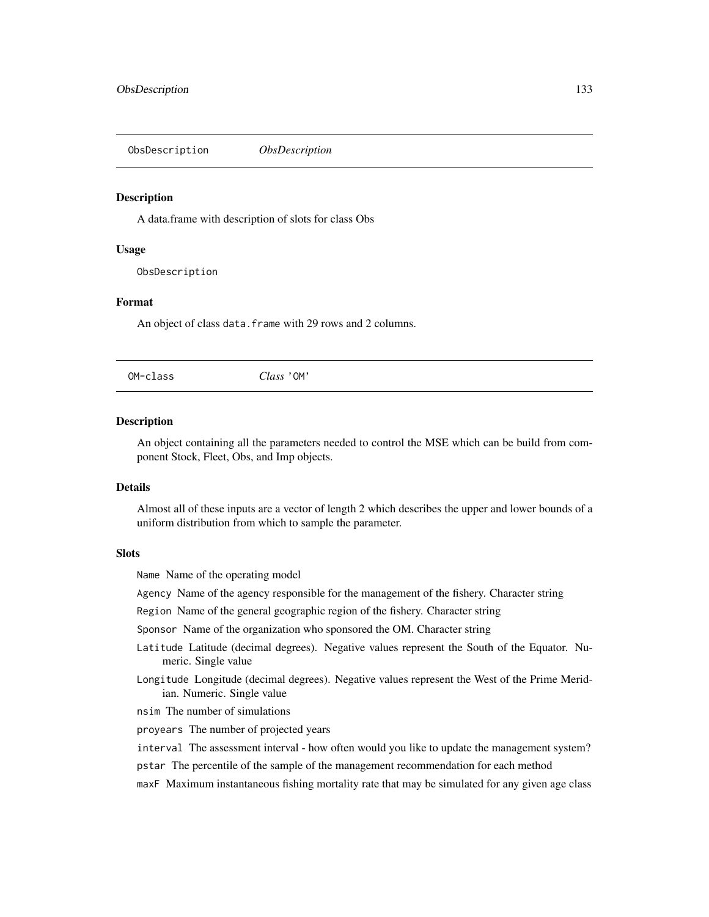## ObsDescription *ObsDescription*

### Description

A data.frame with description of slots for class Obs

### Usage

```
ObsDescription
```

### Format

An object of class `data.frame` with 29 rows and 2 columns.

## OM-class *Class* 'OM'

### Description

An object containing all the parameters needed to control the MSE which can be build from component Stock, Fleet, Obs, and Imp objects.

### Details

Almost all of these inputs are a vector of length 2 which describes the upper and lower bounds of a uniform distribution from which to sample the parameter.

### Slots

`Name` Name of the operating model

`Agency` Name of the agency responsible for the management of the fishery. Character string

`Region` Name of the general geographic region of the fishery. Character string

`Sponsor` Name of the organization who sponsored the OM. Character string

`Latitude` Latitude (decimal degrees). Negative values represent the South of the Equator. Numeric. Single value

`Longitude` Longitude (decimal degrees). Negative values represent the West of the Prime Meridian. Numeric. Single value

`nsim` The number of simulations

`proyears` The number of projected years

`interval` The assessment interval - how often would you like to update the management system?

`pstar` The percentile of the sample of the management recommendation for each method

`maxF` Maximum instantaneous fishing mortality rate that may be simulated for any given age class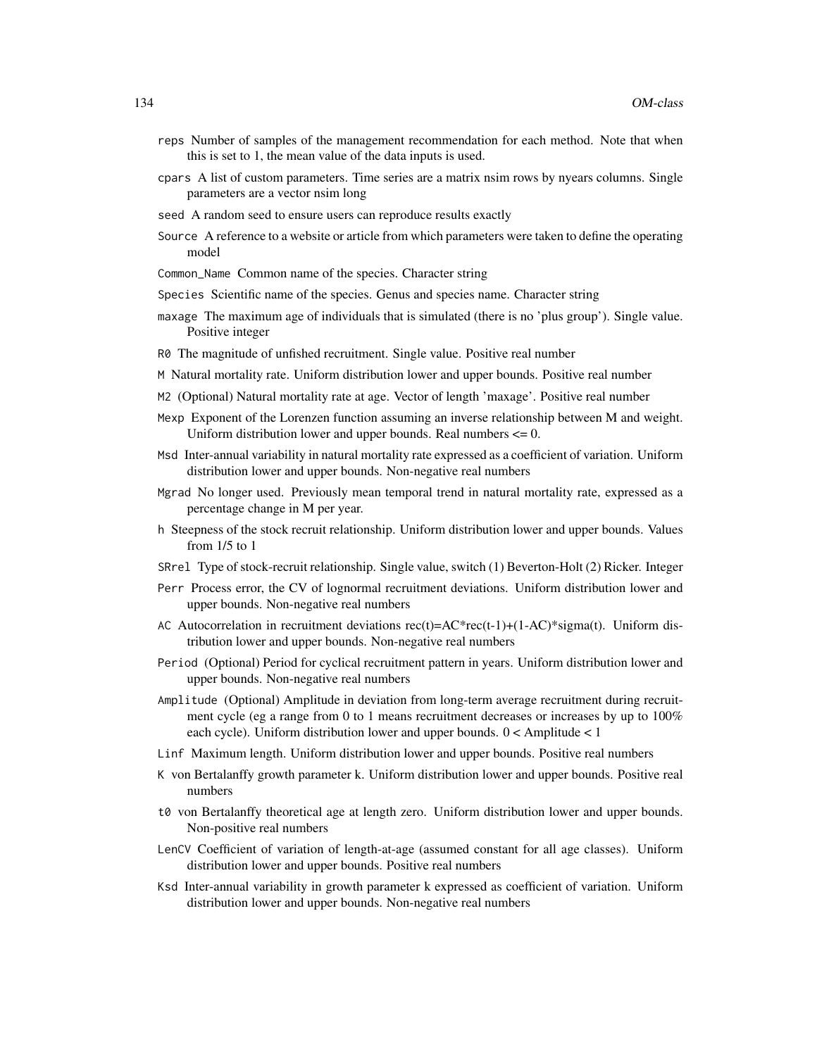- `reps` Number of samples of the management recommendation for each method. Note that when this is set to 1, the mean value of the data inputs is used.
- `cpars` A list of custom parameters. Time series are a matrix nsim rows by nyears columns. Single parameters are a vector nsim long
- `seed` A random seed to ensure users can reproduce results exactly
- `Source` A reference to a website or article from which parameters were taken to define the operating model
- `Common_Name` Common name of the species. Character string
- `Species` Scientific name of the species. Genus and species name. Character string
- `maxage` The maximum age of individuals that is simulated (there is no 'plus group'). Single value. Positive integer
- `R0` The magnitude of unfished recruitment. Single value. Positive real number
- `M` Natural mortality rate. Uniform distribution lower and upper bounds. Positive real number
- `M2` (Optional) Natural mortality rate at age. Vector of length 'maxage'. Positive real number
- `Mexp` Exponent of the Lorenzen function assuming an inverse relationship between M and weight. Uniform distribution lower and upper bounds. Real numbers <= 0.
- `Msd` Inter-annual variability in natural mortality rate expressed as a coefficient of variation. Uniform distribution lower and upper bounds. Non-negative real numbers
- `Mgrad` No longer used. Previously mean temporal trend in natural mortality rate, expressed as a percentage change in M per year.
- `h` Steepness of the stock recruit relationship. Uniform distribution lower and upper bounds. Values from 1/5 to 1
- `SRrel` Type of stock-recruit relationship. Single value, switch (1) Beverton-Holt (2) Ricker. Integer
- `Perr` Process error, the CV of lognormal recruitment deviations. Uniform distribution lower and upper bounds. Non-negative real numbers
- `AC` Autocorrelation in recruitment deviations rec(t)=AC*rec(t-1)+(1-AC)*sigma(t). Uniform distribution lower and upper bounds. Non-negative real numbers
- `Period` (Optional) Period for cyclical recruitment pattern in years. Uniform distribution lower and upper bounds. Non-negative real numbers
- `Amplitude` (Optional) Amplitude in deviation from long-term average recruitment during recruitment cycle (eg a range from 0 to 1 means recruitment decreases or increases by up to 100% each cycle). Uniform distribution lower and upper bounds. 0 < Amplitude < 1
- `Linf` Maximum length. Uniform distribution lower and upper bounds. Positive real numbers
- `K` von Bertalanffy growth parameter k. Uniform distribution lower and upper bounds. Positive real numbers
- `t0` von Bertalanffy theoretical age at length zero. Uniform distribution lower and upper bounds. Non-positive real numbers
- `LenCV` Coefficient of variation of length-at-age (assumed constant for all age classes). Uniform distribution lower and upper bounds. Positive real numbers
- `Ksd` Inter-annual variability in growth parameter k expressed as coefficient of variation. Uniform distribution lower and upper bounds. Non-negative real numbers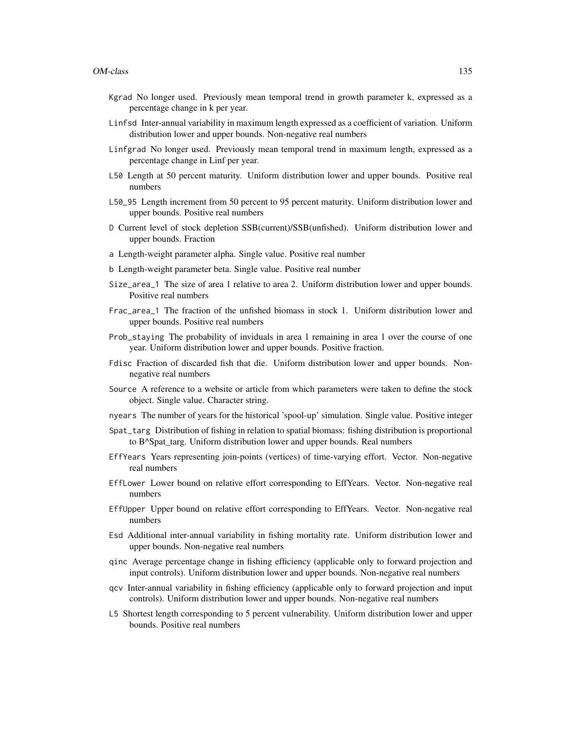- `Kgrad` No longer used. Previously mean temporal trend in growth parameter k, expressed as a percentage change in k per year.
- `Linfsd` Inter-annual variability in maximum length expressed as a coefficient of variation. Uniform distribution lower and upper bounds. Non-negative real numbers
- `Linfgrad` No longer used. Previously mean temporal trend in maximum length, expressed as a percentage change in Linf per year.
- `L50` Length at 50 percent maturity. Uniform distribution lower and upper bounds. Positive real numbers
- `L50_95` Length increment from 50 percent to 95 percent maturity. Uniform distribution lower and upper bounds. Positive real numbers
- `D` Current level of stock depletion SSB(current)/SSB(unfished). Uniform distribution lower and upper bounds. Fraction
- `a` Length-weight parameter alpha. Single value. Positive real number
- `b` Length-weight parameter beta. Single value. Positive real number
- `Size_area_1` The size of area 1 relative to area 2. Uniform distribution lower and upper bounds. Positive real numbers
- `Frac_area_1` The fraction of the unfished biomass in stock 1. Uniform distribution lower and upper bounds. Positive real numbers
- `Prob_staying` The probability of inviduals in area 1 remaining in area 1 over the course of one year. Uniform distribution lower and upper bounds. Positive fraction.
- `Fdisc` Fraction of discarded fish that die. Uniform distribution lower and upper bounds. Non-negative real numbers
- `Source` A reference to a website or article from which parameters were taken to define the stock object. Single value. Character string.
- `nyears` The number of years for the historical 'spool-up' simulation. Single value. Positive integer
- `Spat_targ` Distribution of fishing in relation to spatial biomass: fishing distribution is proportional to B^Spat_targ. Uniform distribution lower and upper bounds. Real numbers
- `EffYears` Years representing join-points (vertices) of time-varying effort. Vector. Non-negative real numbers
- `EffLower` Lower bound on relative effort corresponding to EffYears. Vector. Non-negative real numbers
- `EffUpper` Upper bound on relative effort corresponding to EffYears. Vector. Non-negative real numbers
- `Esd` Additional inter-annual variability in fishing mortality rate. Uniform distribution lower and upper bounds. Non-negative real numbers
- `qinc` Average percentage change in fishing efficiency (applicable only to forward projection and input controls). Uniform distribution lower and upper bounds. Non-negative real numbers
- `qcv` Inter-annual variability in fishing efficiency (applicable only to forward projection and input controls). Uniform distribution lower and upper bounds. Non-negative real numbers
- `L5` Shortest length corresponding to 5 percent vulnerability. Uniform distribution lower and upper bounds. Positive real numbers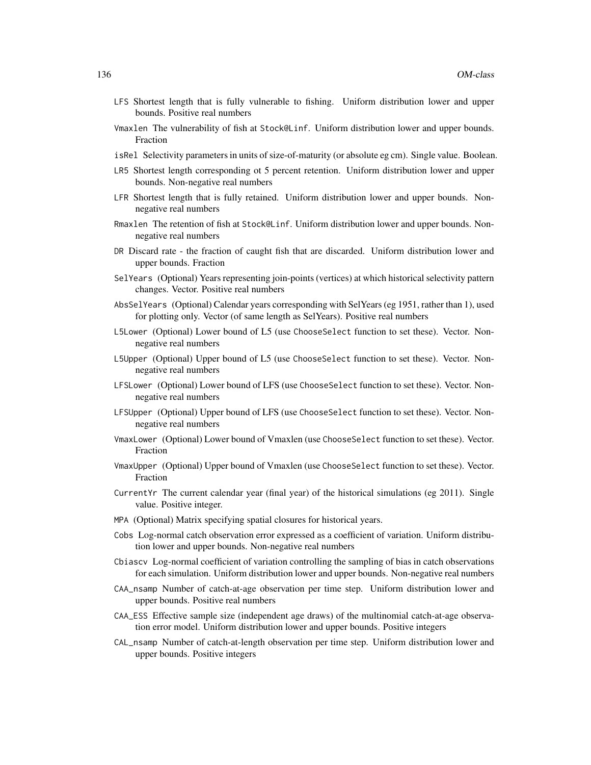LFS Shortest length that is fully vulnerable to fishing. Uniform distribution lower and upper bounds. Positive real numbers

Vmaxlen The vulnerability of fish at Stock@Linf. Uniform distribution lower and upper bounds. Fraction

isRel Selectivity parameters in units of size-of-maturity (or absolute eg cm). Single value. Boolean.

LR5 Shortest length corresponding ot 5 percent retention. Uniform distribution lower and upper bounds. Non-negative real numbers

LFR Shortest length that is fully retained. Uniform distribution lower and upper bounds. Non-negative real numbers

Rmaxlen The retention of fish at Stock@Linf. Uniform distribution lower and upper bounds. Non-negative real numbers

DR Discard rate - the fraction of caught fish that are discarded. Uniform distribution lower and upper bounds. Fraction

SelYears (Optional) Years representing join-points (vertices) at which historical selectivity pattern changes. Vector. Positive real numbers

AbsSelYears (Optional) Calendar years corresponding with SelYears (eg 1951, rather than 1), used for plotting only. Vector (of same length as SelYears). Positive real numbers

L5Lower (Optional) Lower bound of L5 (use ChooseSelect function to set these). Vector. Non-negative real numbers

L5Upper (Optional) Upper bound of L5 (use ChooseSelect function to set these). Vector. Non-negative real numbers

LFSLower (Optional) Lower bound of LFS (use ChooseSelect function to set these). Vector. Non-negative real numbers

LFSUpper (Optional) Upper bound of LFS (use ChooseSelect function to set these). Vector. Non-negative real numbers

VmaxLower (Optional) Lower bound of Vmaxlen (use ChooseSelect function to set these). Vector. Fraction

VmaxUpper (Optional) Upper bound of Vmaxlen (use ChooseSelect function to set these). Vector. Fraction

CurrentYr The current calendar year (final year) of the historical simulations (eg 2011). Single value. Positive integer.

MPA (Optional) Matrix specifying spatial closures for historical years.

Cobs Log-normal catch observation error expressed as a coefficient of variation. Uniform distribution lower and upper bounds. Non-negative real numbers

Cbiascv Log-normal coefficient of variation controlling the sampling of bias in catch observations for each simulation. Uniform distribution lower and upper bounds. Non-negative real numbers

CAA_nsamp Number of catch-at-age observation per time step. Uniform distribution lower and upper bounds. Positive real numbers

CAA_ESS Effective sample size (independent age draws) of the multinomial catch-at-age observation error model. Uniform distribution lower and upper bounds. Positive integers

CAL_nsamp Number of catch-at-length observation per time step. Uniform distribution lower and upper bounds. Positive integers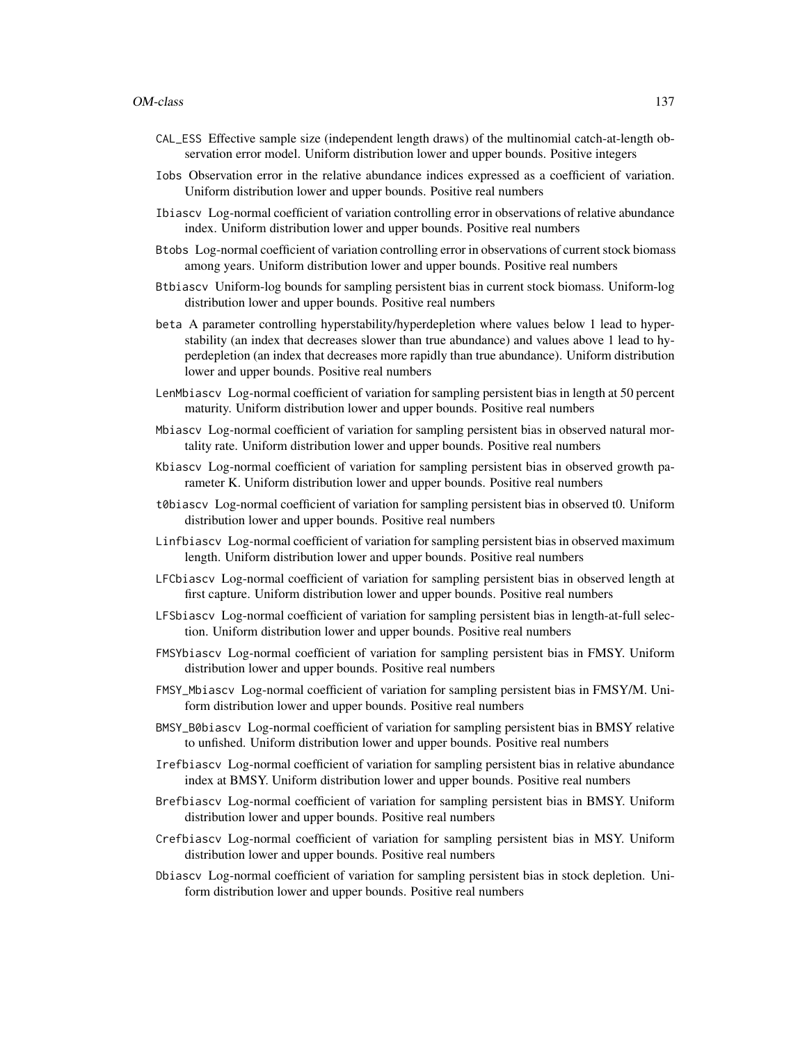CAL_ESS Effective sample size (independent length draws) of the multinomial catch-at-length observation error model. Uniform distribution lower and upper bounds. Positive integers

Iobs Observation error in the relative abundance indices expressed as a coefficient of variation. Uniform distribution lower and upper bounds. Positive real numbers

Ibiascv Log-normal coefficient of variation controlling error in observations of relative abundance index. Uniform distribution lower and upper bounds. Positive real numbers

Btobs Log-normal coefficient of variation controlling error in observations of current stock biomass among years. Uniform distribution lower and upper bounds. Positive real numbers

Btbiascv Uniform-log bounds for sampling persistent bias in current stock biomass. Uniform-log distribution lower and upper bounds. Positive real numbers

beta A parameter controlling hyperstability/hyperdepletion where values below 1 lead to hyperstability (an index that decreases slower than true abundance) and values above 1 lead to hyperdepletion (an index that decreases more rapidly than true abundance). Uniform distribution lower and upper bounds. Positive real numbers

LenMbiascv Log-normal coefficient of variation for sampling persistent bias in length at 50 percent maturity. Uniform distribution lower and upper bounds. Positive real numbers

Mbiascv Log-normal coefficient of variation for sampling persistent bias in observed natural mortality rate. Uniform distribution lower and upper bounds. Positive real numbers

Kbiascv Log-normal coefficient of variation for sampling persistent bias in observed growth parameter K. Uniform distribution lower and upper bounds. Positive real numbers

t0biascv Log-normal coefficient of variation for sampling persistent bias in observed t0. Uniform distribution lower and upper bounds. Positive real numbers

Linfbiascv Log-normal coefficient of variation for sampling persistent bias in observed maximum length. Uniform distribution lower and upper bounds. Positive real numbers

LFCbiascv Log-normal coefficient of variation for sampling persistent bias in observed length at first capture. Uniform distribution lower and upper bounds. Positive real numbers

LFSbiascv Log-normal coefficient of variation for sampling persistent bias in length-at-full selection. Uniform distribution lower and upper bounds. Positive real numbers

FMSYbiascv Log-normal coefficient of variation for sampling persistent bias in FMSY. Uniform distribution lower and upper bounds. Positive real numbers

FMSY_Mbiascv Log-normal coefficient of variation for sampling persistent bias in FMSY/M. Uniform distribution lower and upper bounds. Positive real numbers

BMSY_B0biascv Log-normal coefficient of variation for sampling persistent bias in BMSY relative to unfished. Uniform distribution lower and upper bounds. Positive real numbers

Irefbiascv Log-normal coefficient of variation for sampling persistent bias in relative abundance index at BMSY. Uniform distribution lower and upper bounds. Positive real numbers

Brefbiascv Log-normal coefficient of variation for sampling persistent bias in BMSY. Uniform distribution lower and upper bounds. Positive real numbers

Crefbiascv Log-normal coefficient of variation for sampling persistent bias in MSY. Uniform distribution lower and upper bounds. Positive real numbers

Dbiascv Log-normal coefficient of variation for sampling persistent bias in stock depletion. Uniform distribution lower and upper bounds. Positive real numbers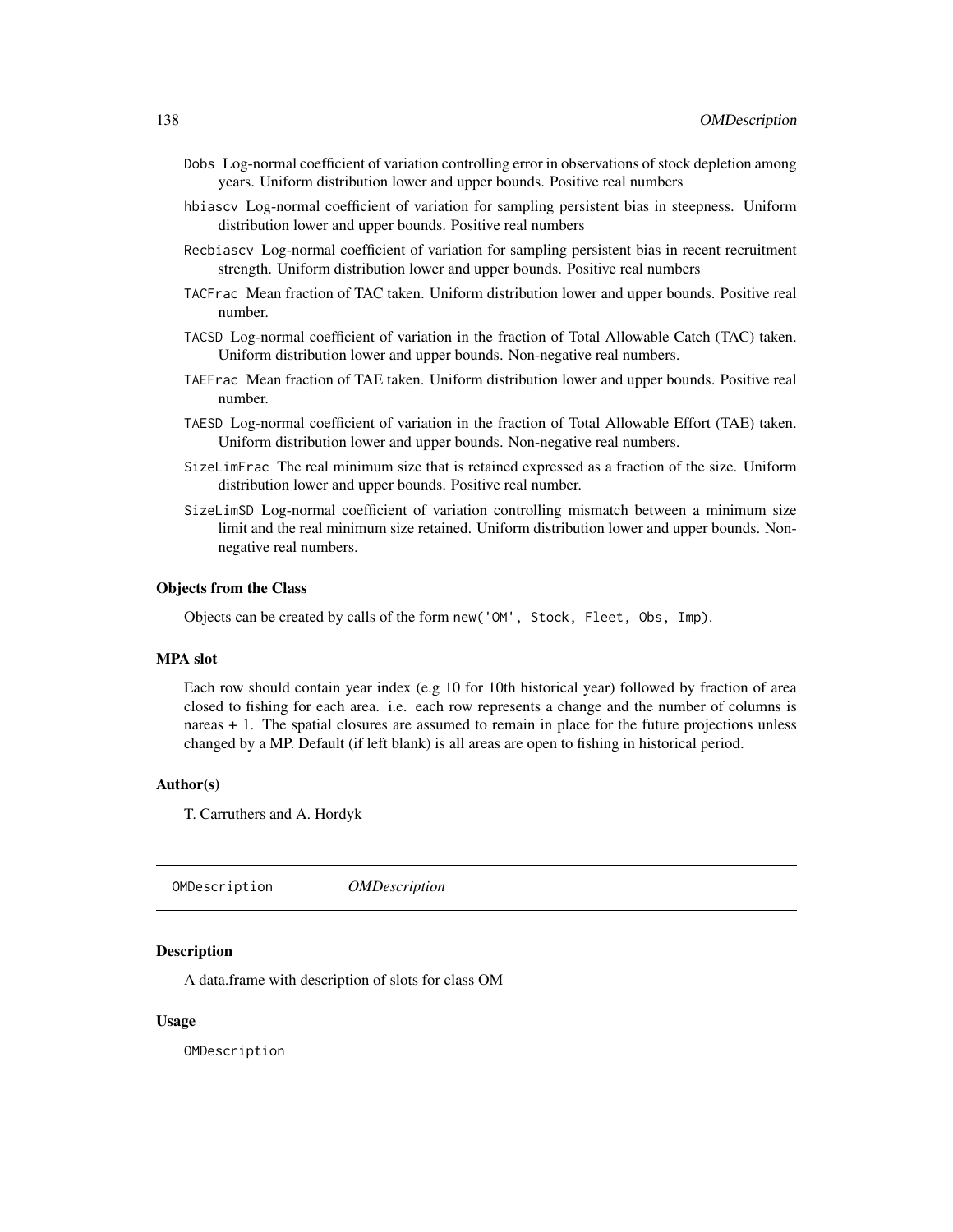Dobs Log-normal coefficient of variation controlling error in observations of stock depletion among years. Uniform distribution lower and upper bounds. Positive real numbers

hbiascv Log-normal coefficient of variation for sampling persistent bias in steepness. Uniform distribution lower and upper bounds. Positive real numbers

Recbiascv Log-normal coefficient of variation for sampling persistent bias in recent recruitment strength. Uniform distribution lower and upper bounds. Positive real numbers

TACFrac Mean fraction of TAC taken. Uniform distribution lower and upper bounds. Positive real number.

TACSD Log-normal coefficient of variation in the fraction of Total Allowable Catch (TAC) taken. Uniform distribution lower and upper bounds. Non-negative real numbers.

TAEFrac Mean fraction of TAE taken. Uniform distribution lower and upper bounds. Positive real number.

TAESD Log-normal coefficient of variation in the fraction of Total Allowable Effort (TAE) taken. Uniform distribution lower and upper bounds. Non-negative real numbers.

SizeLimFrac The real minimum size that is retained expressed as a fraction of the size. Uniform distribution lower and upper bounds. Positive real number.

SizeLimSD Log-normal coefficient of variation controlling mismatch between a minimum size limit and the real minimum size retained. Uniform distribution lower and upper bounds. Non-negative real numbers.

### Objects from the Class

Objects can be created by calls of the form `new('OM', Stock, Fleet, Obs, Imp)`.

### MPA slot

Each row should contain year index (e.g 10 for 10th historical year) followed by fraction of area closed to fishing for each area. i.e. each row represents a change and the number of columns is nareas + 1. The spatial closures are assumed to remain in place for the future projections unless changed by a MP. Default (if left blank) is all areas are open to fishing in historical period.

### Author(s)

T. Carruthers and A. Hordyk

---

## OMDescription *OMDescription*

### Description

A data.frame with description of slots for class OM

### Usage

```
OMDescription
```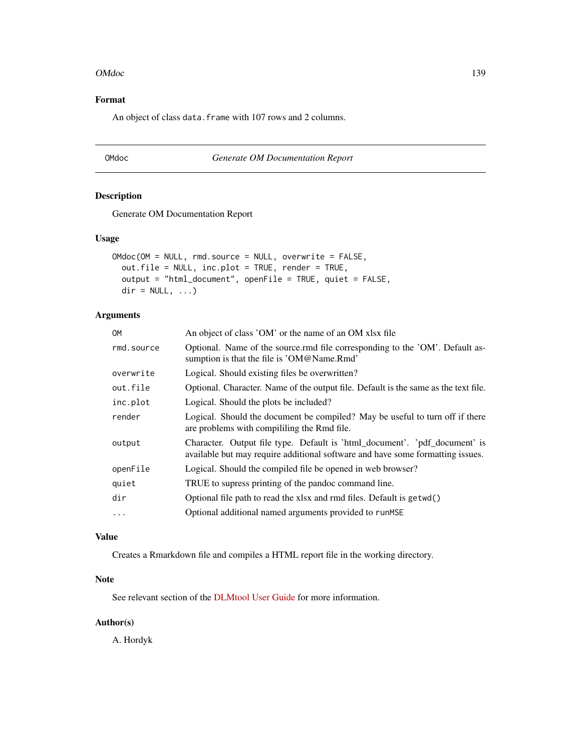## Format

An object of class `data.frame` with 107 rows and 2 columns.

---

## OMdoc — *Generate OM Documentation Report*

### Description

Generate OM Documentation Report

### Usage

```
OMdoc(OM = NULL, rmd.source = NULL, overwrite = FALSE,
  out.file = NULL, inc.plot = TRUE, render = TRUE,
  output = "html_document", openFile = TRUE, quiet = FALSE,
  dir = NULL, ...)
```

### Arguments

| Argument | Description |
|---|---|
| `OM` | An object of class 'OM' or the name of an OM xlsx file |
| `rmd.source` | Optional. Name of the source.rmd file corresponding to the 'OM'. Default assumption is that the file is 'OM@Name.Rmd' |
| `overwrite` | Logical. Should existing files be overwritten? |
| `out.file` | Optional. Character. Name of the output file. Default is the same as the text file. |
| `inc.plot` | Logical. Should the plots be included? |
| `render` | Logical. Should the document be compiled? May be useful to turn off if there are problems with compililing the Rmd file. |
| `output` | Character. Output file type. Default is 'html_document'. 'pdf_document' is available but may require additional software and have some formatting issues. |
| `openFile` | Logical. Should the compiled file be opened in web browser? |
| `quiet` | TRUE to supress printing of the pandoc command line. |
| `dir` | Optional file path to read the xlsx and rmd files. Default is `getwd()` |
| `...` | Optional additional named arguments provided to `runMSE` |

### Value

Creates a Rmarkdown file and compiles a HTML report file in the working directory.

### Note

See relevant section of the DLMtool User Guide for more information.

### Author(s)

A. Hordyk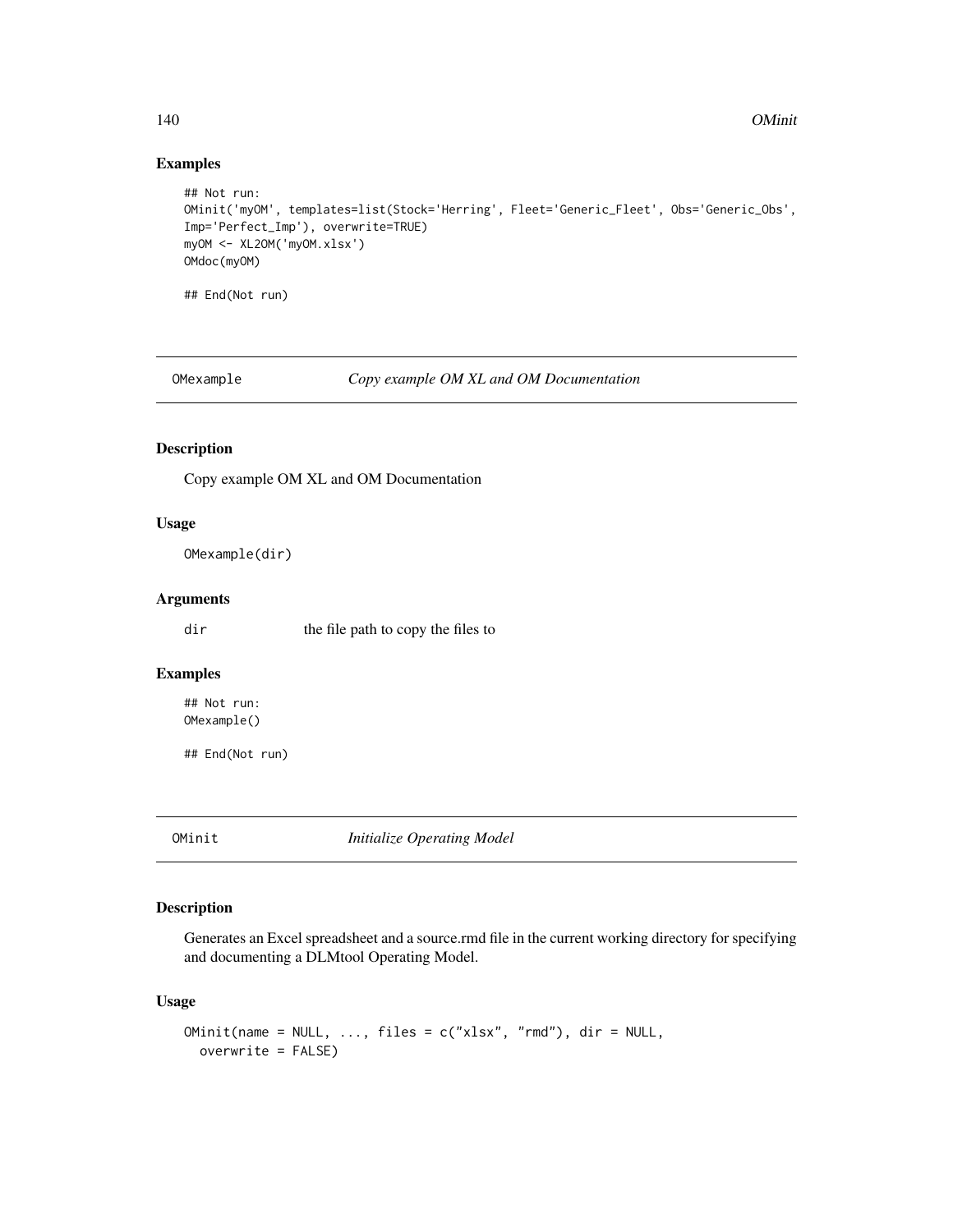## Examples

```
## Not run:
OMinit('myOM', templates=list(Stock='Herring', Fleet='Generic_Fleet', Obs='Generic_Obs',
Imp='Perfect_Imp'), overwrite=TRUE)
myOM <- XL2OM('myOM.xlsx')
OMdoc(myOM)

## End(Not run)
```

---

# OMexample *Copy example OM XL and OM Documentation*

---

## Description

Copy example OM XL and OM Documentation

## Usage

```
OMexample(dir)
```

## Arguments

| | |
|---|---|
| dir | the file path to copy the files to |

## Examples

```
## Not run:
OMexample()

## End(Not run)
```

---

# OMinit *Initialize Operating Model*

---

## Description

Generates an Excel spreadsheet and a source.rmd file in the current working directory for specifying and documenting a DLMtool Operating Model.

## Usage

```
OMinit(name = NULL, ..., files = c("xlsx", "rmd"), dir = NULL,
  overwrite = FALSE)
```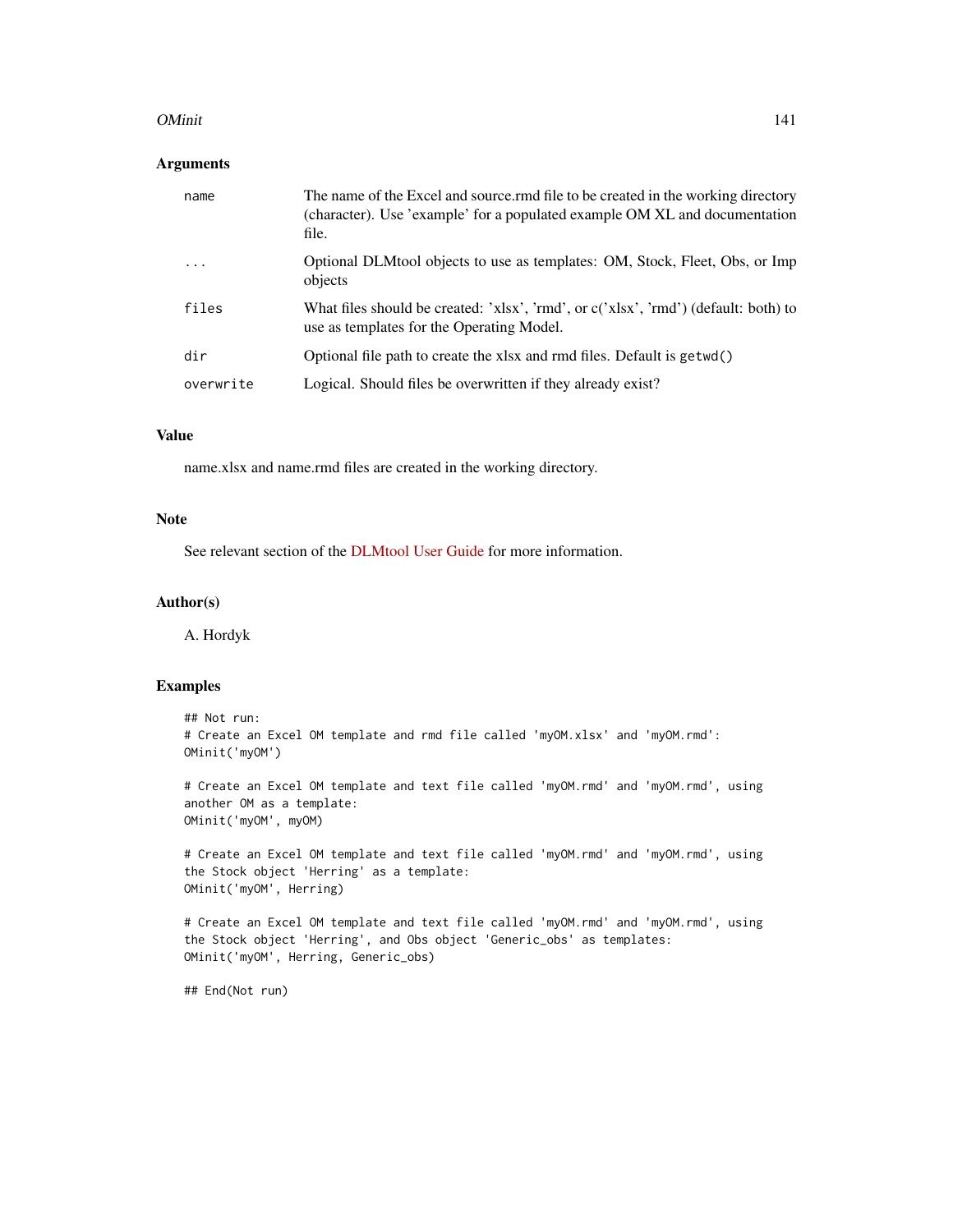### Arguments

| | |
|---|---|
| name | The name of the Excel and source.rmd file to be created in the working directory (character). Use 'example' for a populated example OM XL and documentation file. |
| ... | Optional DLMtool objects to use as templates: OM, Stock, Fleet, Obs, or Imp objects |
| files | What files should be created: 'xlsx', 'rmd', or c('xlsx', 'rmd') (default: both) to use as templates for the Operating Model. |
| dir | Optional file path to create the xlsx and rmd files. Default is `getwd()` |
| overwrite | Logical. Should files be overwritten if they already exist? |

### Value

name.xlsx and name.rmd files are created in the working directory.

### Note

See relevant section of the DLMtool User Guide for more information.

### Author(s)

A. Hordyk

### Examples

```
## Not run:
# Create an Excel OM template and rmd file called 'myOM.xlsx' and 'myOM.rmd':
OMinit('myOM')

# Create an Excel OM template and text file called 'myOM.rmd' and 'myOM.rmd', using
another OM as a template:
OMinit('myOM', myOM)

# Create an Excel OM template and text file called 'myOM.rmd' and 'myOM.rmd', using
the Stock object 'Herring' as a template:
OMinit('myOM', Herring)

# Create an Excel OM template and text file called 'myOM.rmd' and 'myOM.rmd', using
the Stock object 'Herring', and Obs object 'Generic_obs' as templates:
OMinit('myOM', Herring, Generic_obs)

## End(Not run)
```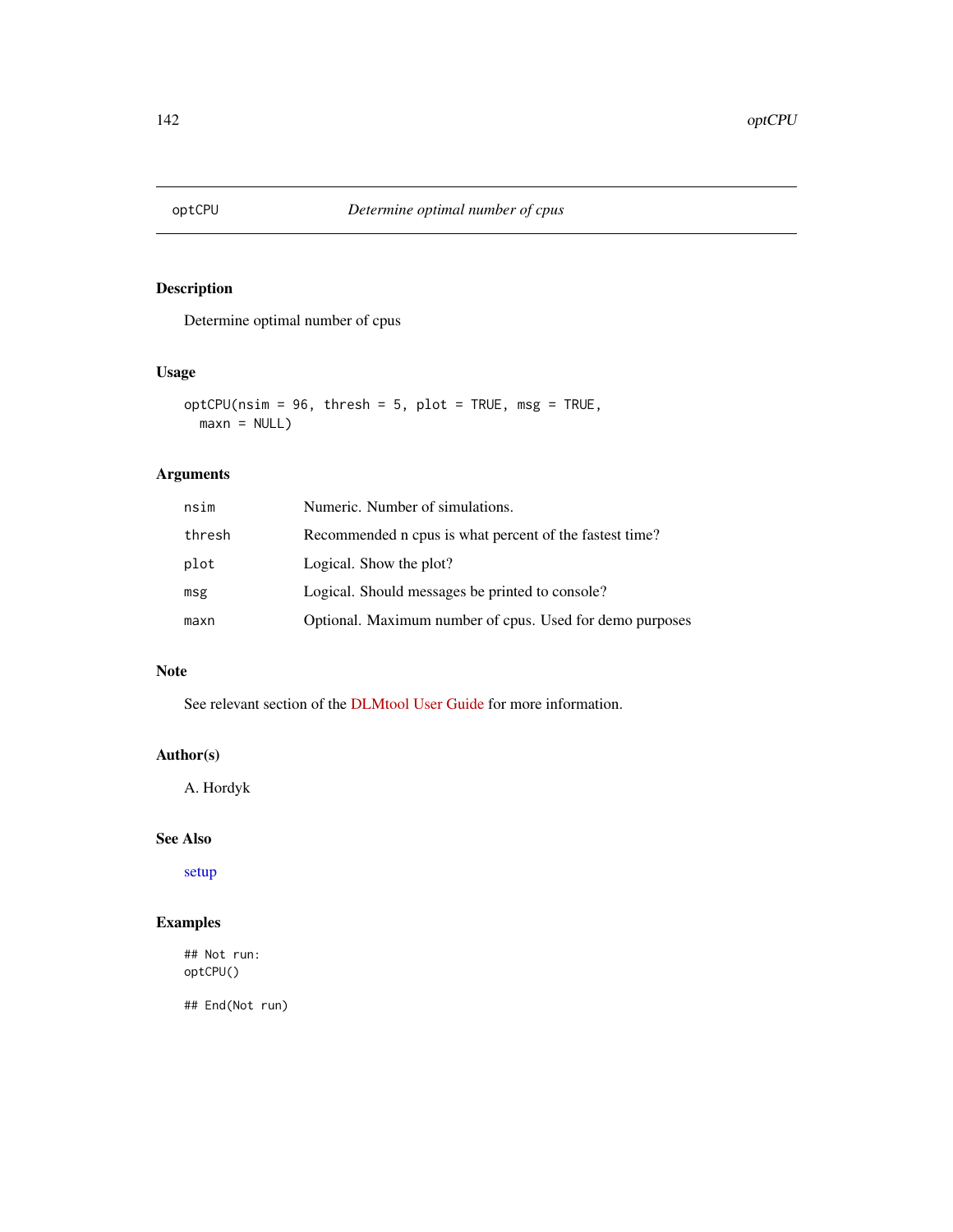## optCPU — *Determine optimal number of cpus*

### Description

Determine optimal number of cpus

### Usage

```
optCPU(nsim = 96, thresh = 5, plot = TRUE, msg = TRUE,
  maxn = NULL)
```

### Arguments

| | |
|---|---|
| nsim | Numeric. Number of simulations. |
| thresh | Recommended n cpus is what percent of the fastest time? |
| plot | Logical. Show the plot? |
| msg | Logical. Should messages be printed to console? |
| maxn | Optional. Maximum number of cpus. Used for demo purposes |

### Note

See relevant section of the DLMtool User Guide for more information.

### Author(s)

A. Hordyk

### See Also

setup

### Examples

```
## Not run:
optCPU()

## End(Not run)
```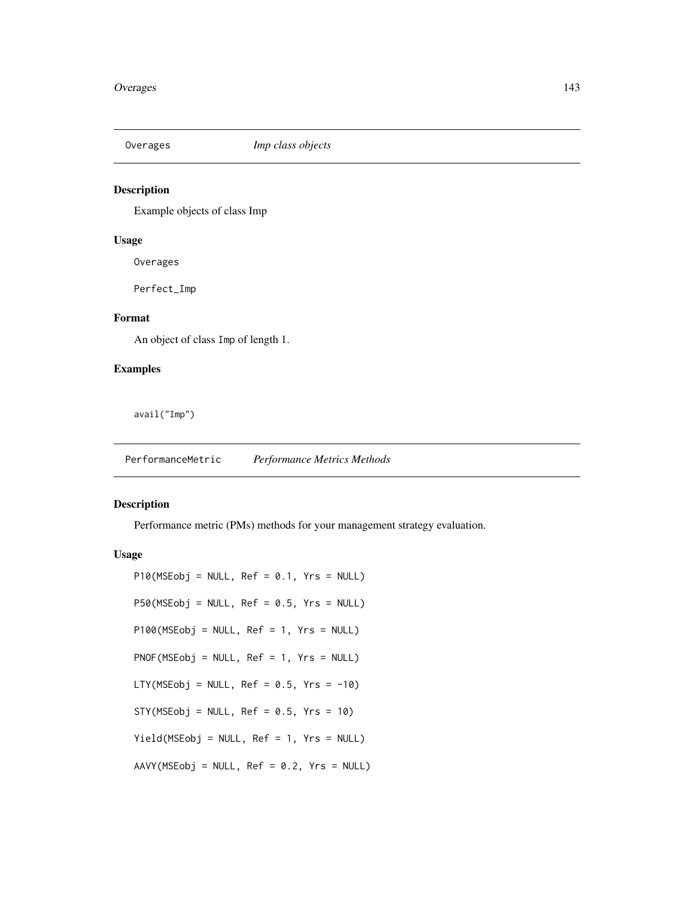## Overages — *Imp class objects*

### Description

Example objects of class Imp

### Usage

```
Overages

Perfect_Imp
```

### Format

An object of class Imp of length 1.

### Examples

```
avail("Imp")
```

## PerformanceMetric — *Performance Metrics Methods*

### Description

Performance metric (PMs) methods for your management strategy evaluation.

### Usage

```
P10(MSEobj = NULL, Ref = 0.1, Yrs = NULL)

P50(MSEobj = NULL, Ref = 0.5, Yrs = NULL)

P100(MSEobj = NULL, Ref = 1, Yrs = NULL)

PNOF(MSEobj = NULL, Ref = 1, Yrs = NULL)

LTY(MSEobj = NULL, Ref = 0.5, Yrs = -10)

STY(MSEobj = NULL, Ref = 0.5, Yrs = 10)

Yield(MSEobj = NULL, Ref = 1, Yrs = NULL)

AAVY(MSEobj = NULL, Ref = 0.2, Yrs = NULL)
```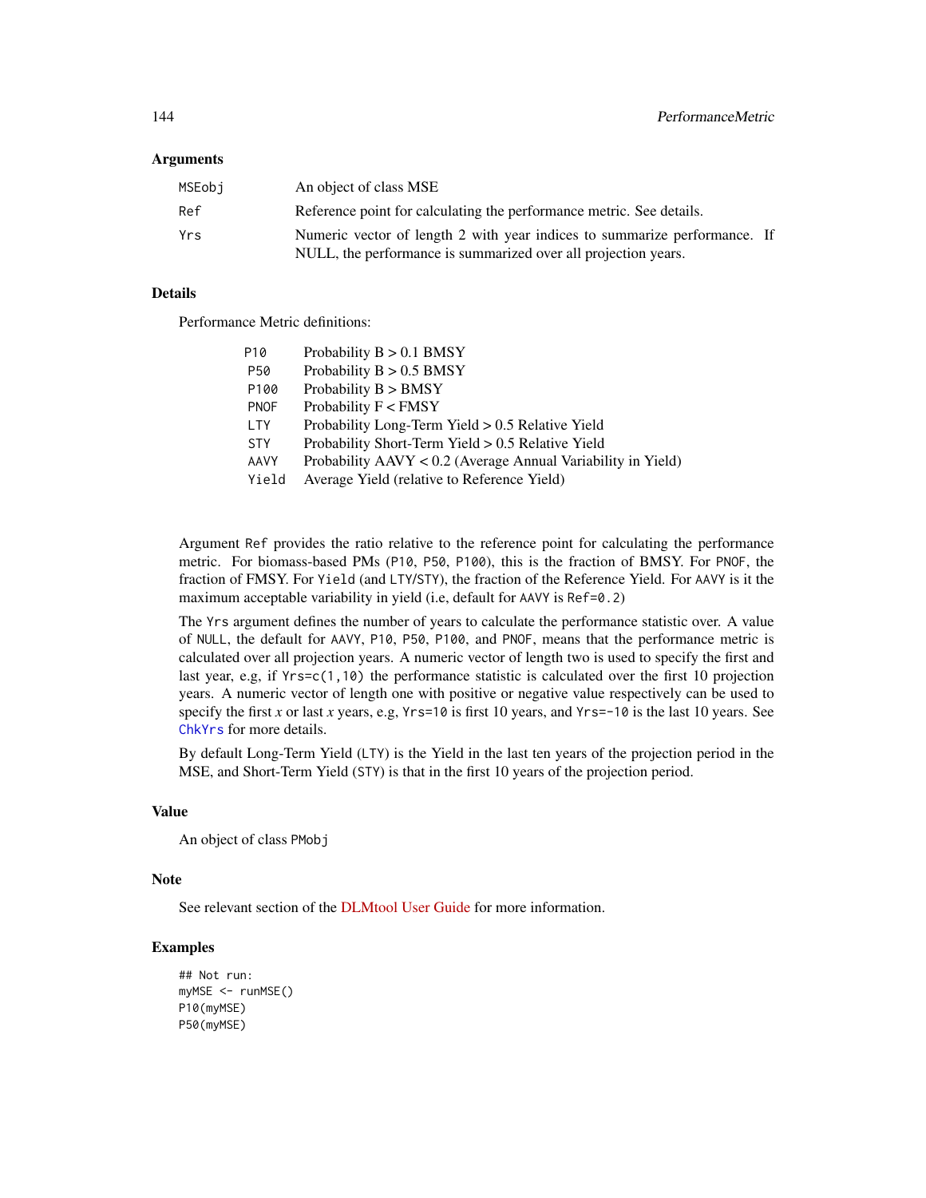### Arguments

| | |
|---|---|
| MSEobj | An object of class MSE |
| Ref | Reference point for calculating the performance metric. See details. |
| Yrs | Numeric vector of length 2 with year indices to summarize performance. If NULL, the performance is summarized over all projection years. |

### Details

Performance Metric definitions:

| | |
|---|---|
| P10 | Probability B > 0.1 BMSY |
| P50 | Probability B > 0.5 BMSY |
| P100 | Probability B > BMSY |
| PNOF | Probability F < FMSY |
| LTY | Probability Long-Term Yield > 0.5 Relative Yield |
| STY | Probability Short-Term Yield > 0.5 Relative Yield |
| AAVY | Probability AAVY < 0.2 (Average Annual Variability in Yield) |
| Yield | Average Yield (relative to Reference Yield) |

Argument `Ref` provides the ratio relative to the reference point for calculating the performance metric. For biomass-based PMs (`P10`, `P50`, `P100`), this is the fraction of BMSY. For `PNOF`, the fraction of FMSY. For `Yield` (and `LTY`/`STY`), the fraction of the Reference Yield. For `AAVY` is it the maximum acceptable variability in yield (i.e, default for `AAVY` is `Ref=0.2`)

The `Yrs` argument defines the number of years to calculate the performance statistic over. A value of `NULL`, the default for `AAVY`, `P10`, `P50`, `P100`, and `PNOF`, means that the performance metric is calculated over all projection years. A numeric vector of length two is used to specify the first and last year, e.g, if `Yrs=c(1,10)` the performance statistic is calculated over the first 10 projection years. A numeric vector of length one with positive or negative value respectively can be used to specify the first *x* or last *x* years, e.g, `Yrs=10` is first 10 years, and `Yrs=-10` is the last 10 years. See `ChkYrs` for more details.

By default Long-Term Yield (`LTY`) is the Yield in the last ten years of the projection period in the MSE, and Short-Term Yield (`STY`) is that in the first 10 years of the projection period.

### Value

An object of class `PMobj`

### Note

See relevant section of the DLMtool User Guide for more information.

### Examples

```
## Not run:
myMSE <- runMSE()
P10(myMSE)
P50(myMSE)
```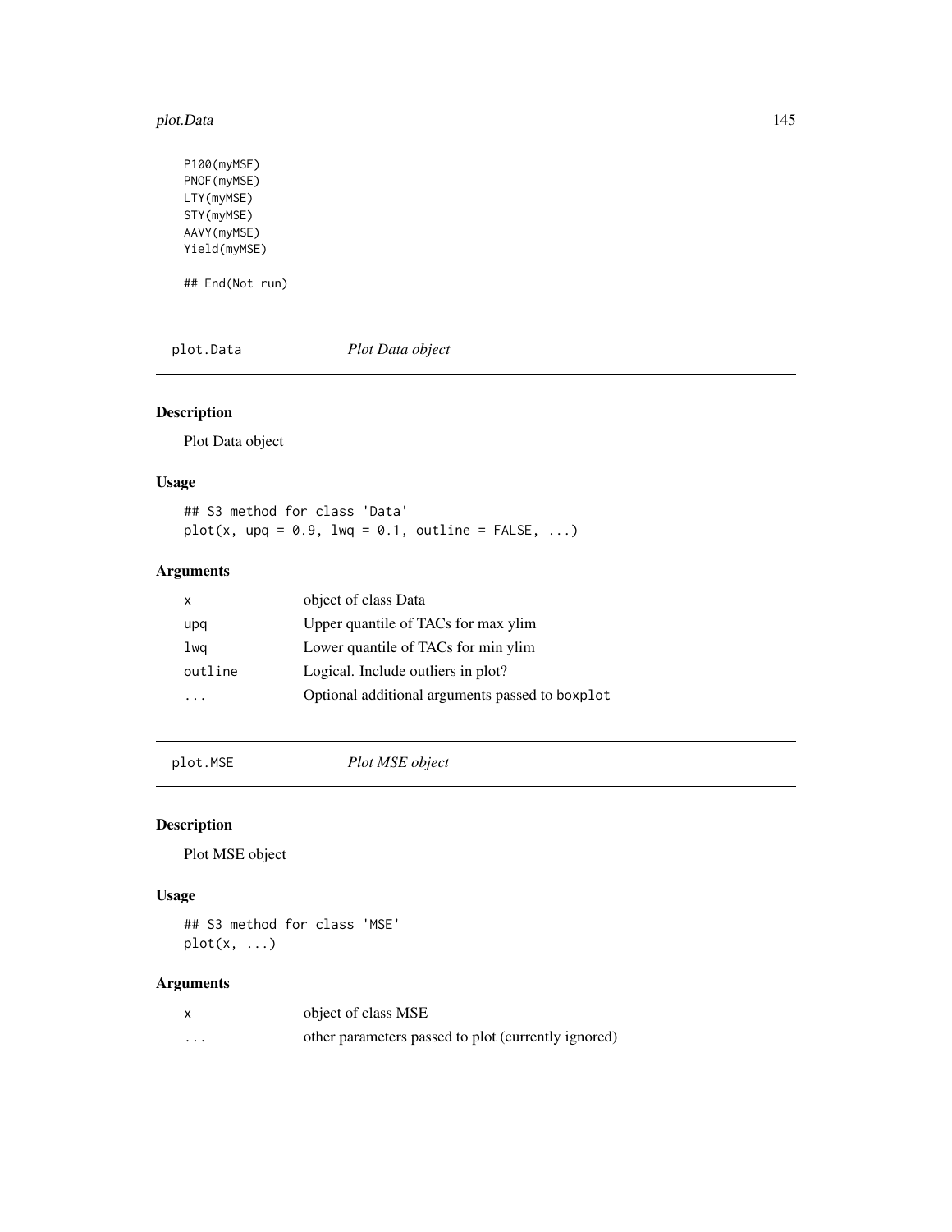```
P100(myMSE)
PNOF(myMSE)
LTY(myMSE)
STY(myMSE)
AAVY(myMSE)
Yield(myMSE)

## End(Not run)
```

## plot.Data — *Plot Data object*

### Description

Plot Data object

### Usage

```
## S3 method for class 'Data'
plot(x, upq = 0.9, lwq = 0.1, outline = FALSE, ...)
```

### Arguments

| | |
|---|---|
| x | object of class Data |
| upq | Upper quantile of TACs for max ylim |
| lwq | Lower quantile of TACs for min ylim |
| outline | Logical. Include outliers in plot? |
| ... | Optional additional arguments passed to `boxplot` |

## plot.MSE — *Plot MSE object*

### Description

Plot MSE object

### Usage

```
## S3 method for class 'MSE'
plot(x, ...)
```

### Arguments

| | |
|---|---|
| x | object of class MSE |
| ... | other parameters passed to plot (currently ignored) |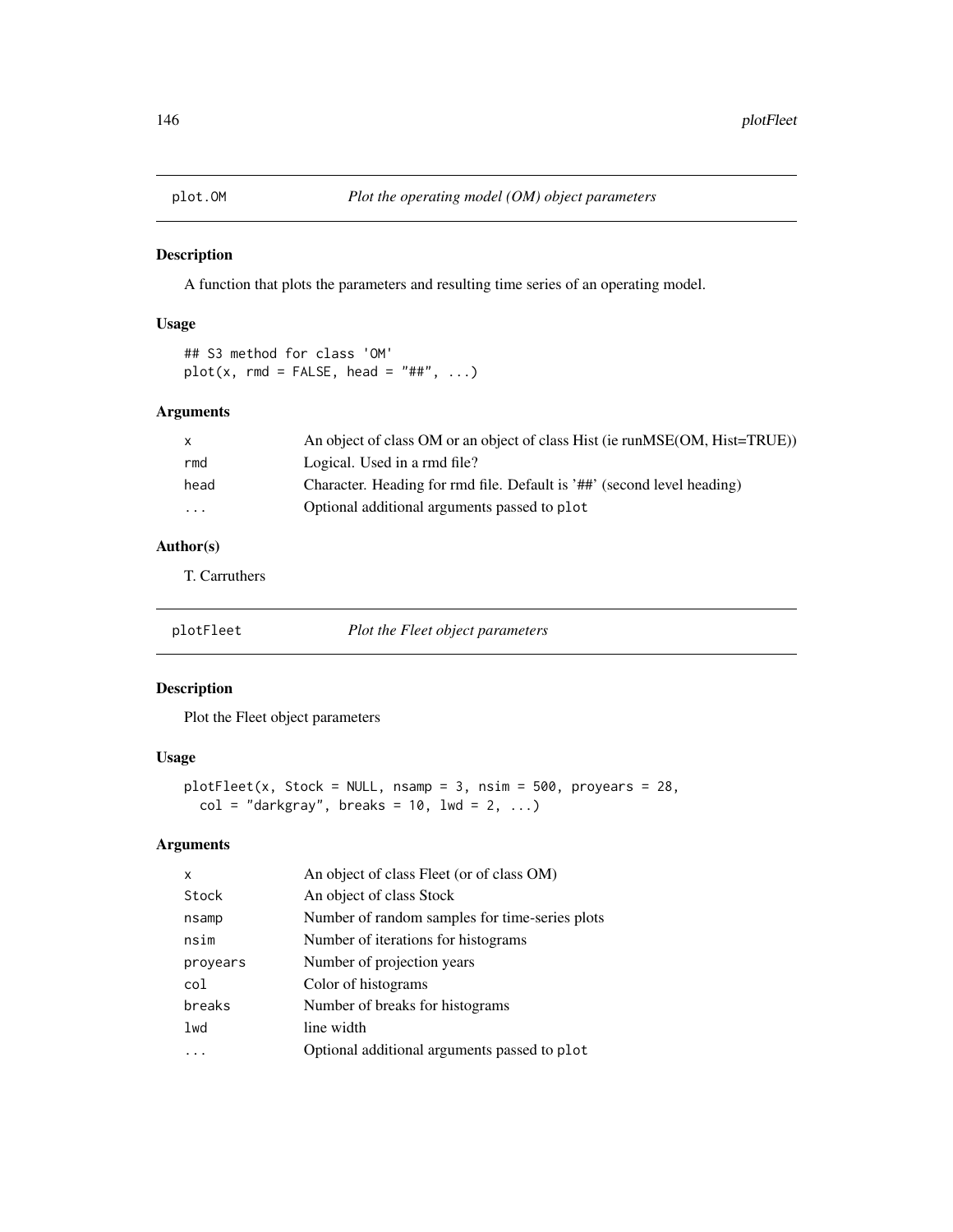## plot.OM — *Plot the operating model (OM) object parameters*

### Description

A function that plots the parameters and resulting time series of an operating model.

### Usage

```
## S3 method for class 'OM'
plot(x, rmd = FALSE, head = "##", ...)
```

### Arguments

| | |
|---|---|
| x | An object of class OM or an object of class Hist (ie runMSE(OM, Hist=TRUE)) |
| rmd | Logical. Used in a rmd file? |
| head | Character. Heading for rmd file. Default is '##' (second level heading) |
| ... | Optional additional arguments passed to plot |

### Author(s)

T. Carruthers

## plotFleet — *Plot the Fleet object parameters*

### Description

Plot the Fleet object parameters

### Usage

```
plotFleet(x, Stock = NULL, nsamp = 3, nsim = 500, proyears = 28,
  col = "darkgray", breaks = 10, lwd = 2, ...)
```

### Arguments

| | |
|---|---|
| x | An object of class Fleet (or of class OM) |
| Stock | An object of class Stock |
| nsamp | Number of random samples for time-series plots |
| nsim | Number of iterations for histograms |
| proyears | Number of projection years |
| col | Color of histograms |
| breaks | Number of breaks for histograms |
| lwd | line width |
| ... | Optional additional arguments passed to plot |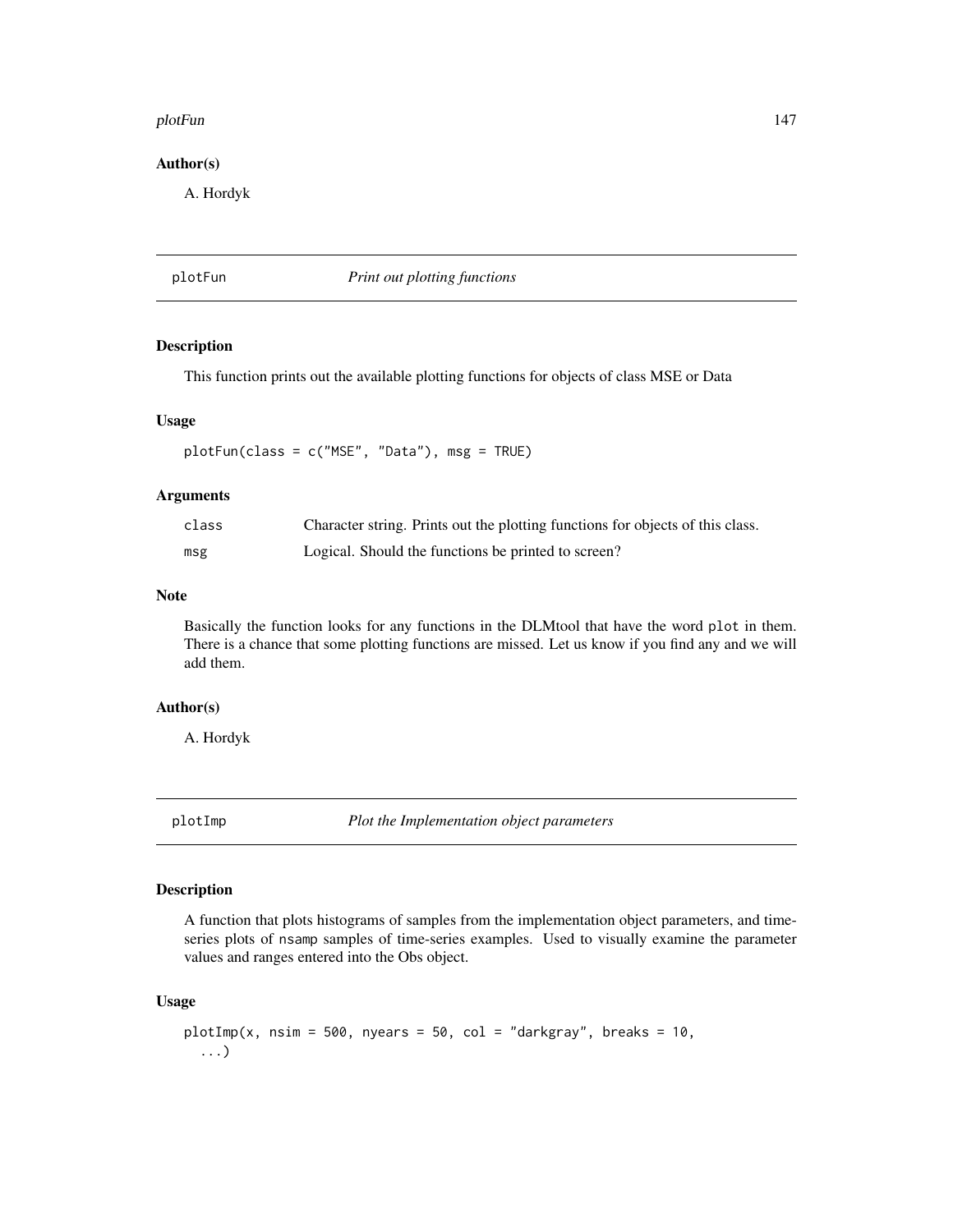### Author(s)

A. Hordyk

## plotFun — *Print out plotting functions*

### Description

This function prints out the available plotting functions for objects of class MSE or Data

### Usage

```
plotFun(class = c("MSE", "Data"), msg = TRUE)
```

### Arguments

| | |
|---|---|
| class | Character string. Prints out the plotting functions for objects of this class. |
| msg | Logical. Should the functions be printed to screen? |

### Note

Basically the function looks for any functions in the DLMtool that have the word `plot` in them. There is a chance that some plotting functions are missed. Let us know if you find any and we will add them.

### Author(s)

A. Hordyk

## plotImp — *Plot the Implementation object parameters*

### Description

A function that plots histograms of samples from the implementation object parameters, and time-series plots of `nsamp` samples of time-series examples. Used to visually examine the parameter values and ranges entered into the Obs object.

### Usage

```
plotImp(x, nsim = 500, nyears = 50, col = "darkgray", breaks = 10,
  ...)
```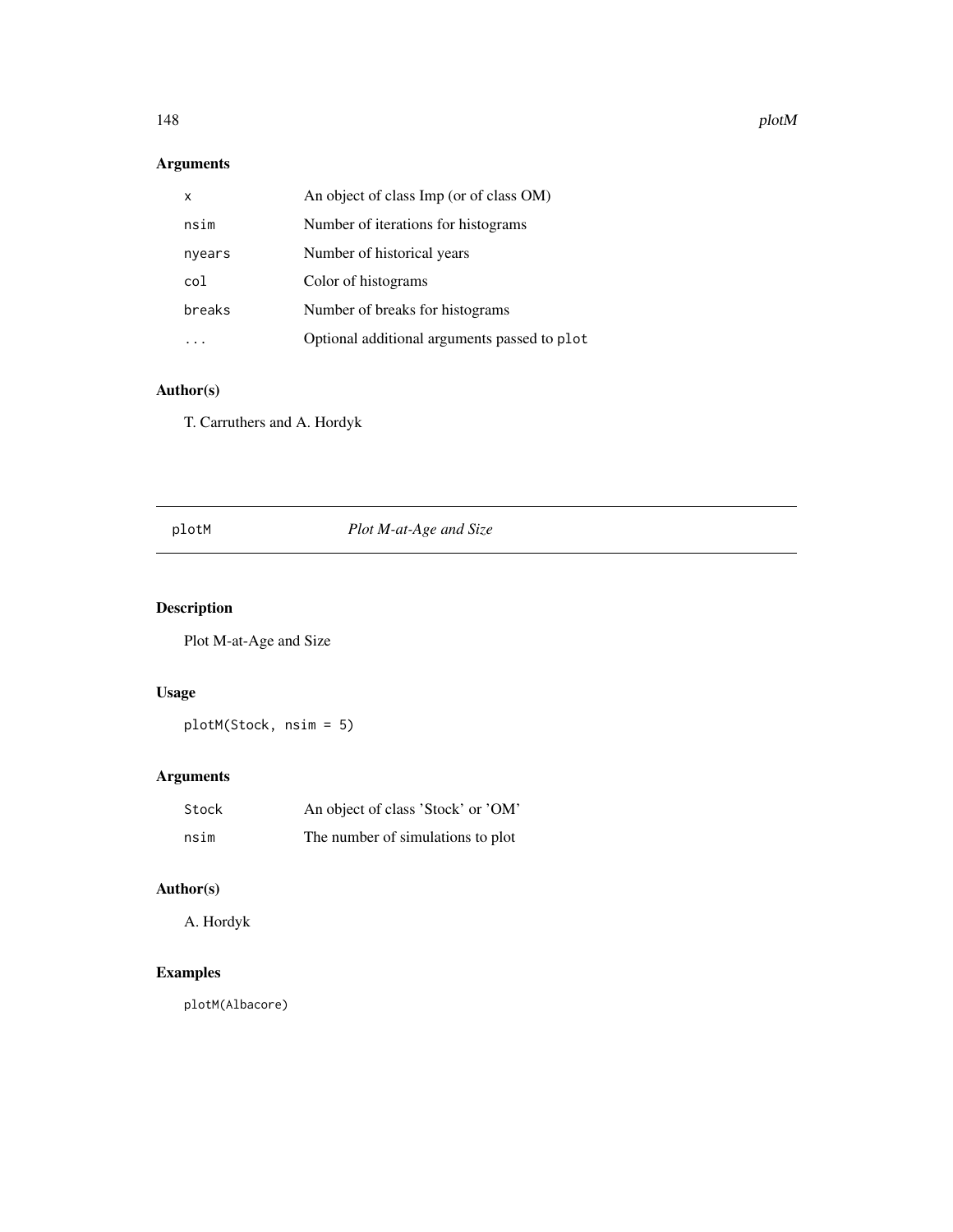### Arguments

| | |
|---|---|
| `x` | An object of class Imp (or of class OM) |
| `nsim` | Number of iterations for histograms |
| `nyears` | Number of historical years |
| `col` | Color of histograms |
| `breaks` | Number of breaks for histograms |
| `...` | Optional additional arguments passed to `plot` |

### Author(s)

T. Carruthers and A. Hordyk

---

## plotM — *Plot M-at-Age and Size*

### Description

Plot M-at-Age and Size

### Usage

```
plotM(Stock, nsim = 5)
```

### Arguments

| | |
|---|---|
| `Stock` | An object of class 'Stock' or 'OM' |
| `nsim` | The number of simulations to plot |

### Author(s)

A. Hordyk

### Examples

```
plotM(Albacore)
```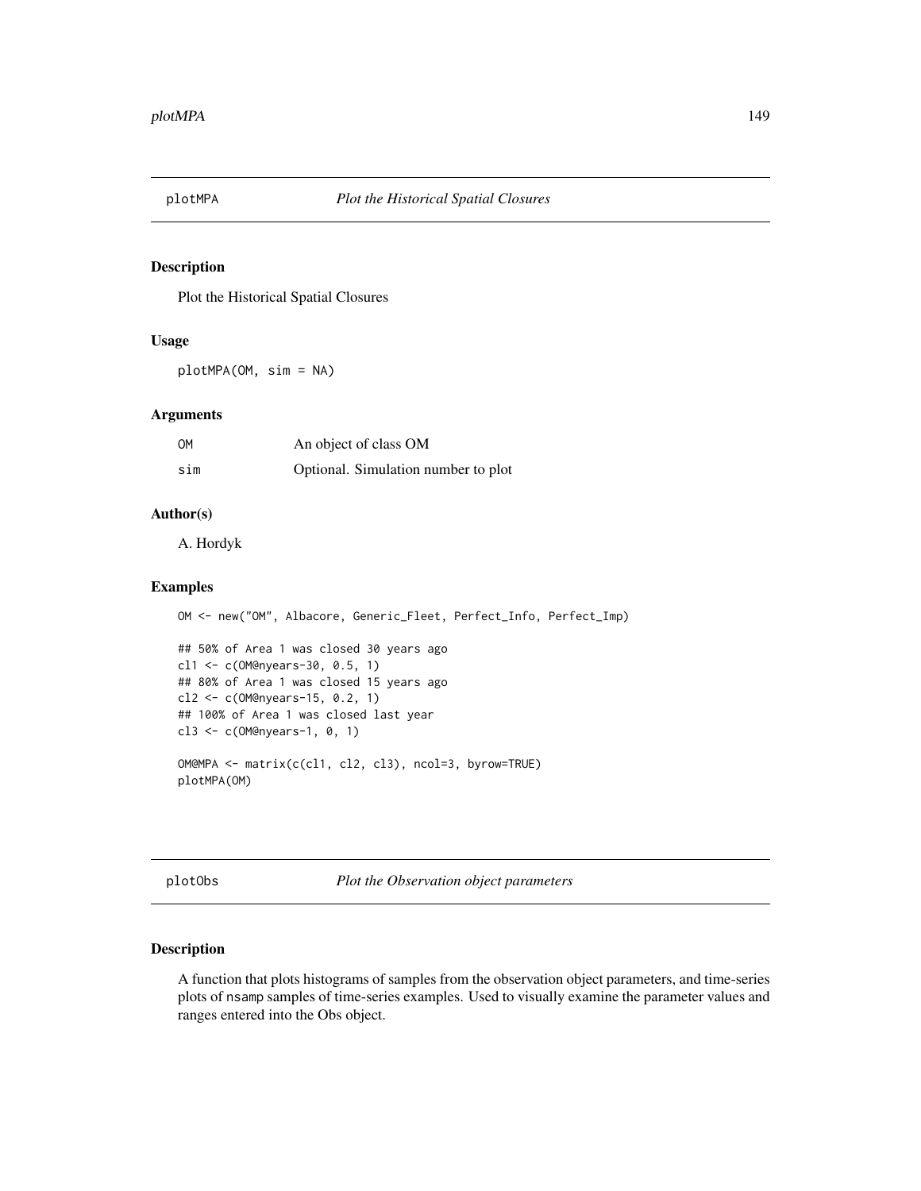# plotMPA    *Plot the Historical Spatial Closures*

## Description

Plot the Historical Spatial Closures

## Usage

```
plotMPA(OM, sim = NA)
```

## Arguments

| | |
|---|---|
| OM | An object of class OM |
| sim | Optional. Simulation number to plot |

## Author(s)

A. Hordyk

## Examples

```
OM <- new("OM", Albacore, Generic_Fleet, Perfect_Info, Perfect_Imp)

## 50% of Area 1 was closed 30 years ago
cl1 <- c(OM@nyears-30, 0.5, 1)
## 80% of Area 1 was closed 15 years ago
cl2 <- c(OM@nyears-15, 0.2, 1)
## 100% of Area 1 was closed last year
cl3 <- c(OM@nyears-1, 0, 1)

OM@MPA <- matrix(c(cl1, cl2, cl3), ncol=3, byrow=TRUE)
plotMPA(OM)
```

# plotObs    *Plot the Observation object parameters*

## Description

A function that plots histograms of samples from the observation object parameters, and time-series plots of nsamp samples of time-series examples. Used to visually examine the parameter values and ranges entered into the Obs object.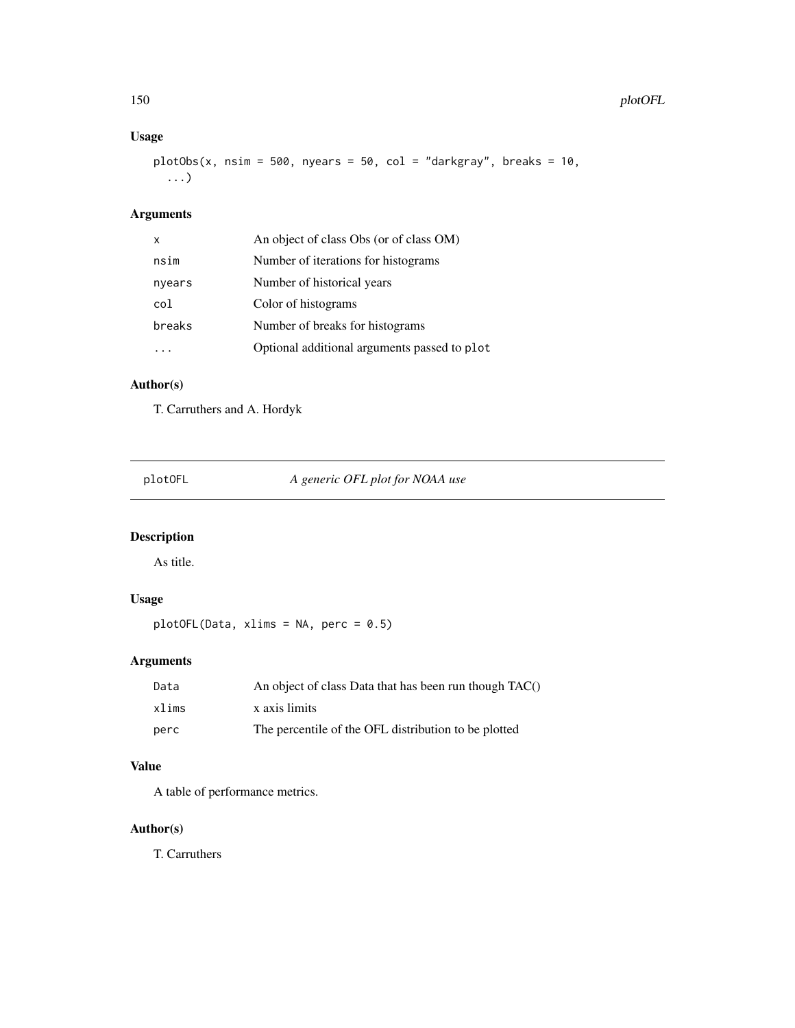## Usage

```
plotObs(x, nsim = 500, nyears = 50, col = "darkgray", breaks = 10,
  ...)
```

## Arguments

| | |
|---|---|
| x | An object of class Obs (or of class OM) |
| nsim | Number of iterations for histograms |
| nyears | Number of historical years |
| col | Color of histograms |
| breaks | Number of breaks for histograms |
| ... | Optional additional arguments passed to plot |

## Author(s)

T. Carruthers and A. Hordyk

---

# plotOFL — *A generic OFL plot for NOAA use*

## Description

As title.

## Usage

```
plotOFL(Data, xlims = NA, perc = 0.5)
```

## Arguments

| | |
|---|---|
| Data | An object of class Data that has been run though TAC() |
| xlims | x axis limits |
| perc | The percentile of the OFL distribution to be plotted |

## Value

A table of performance metrics.

## Author(s)

T. Carruthers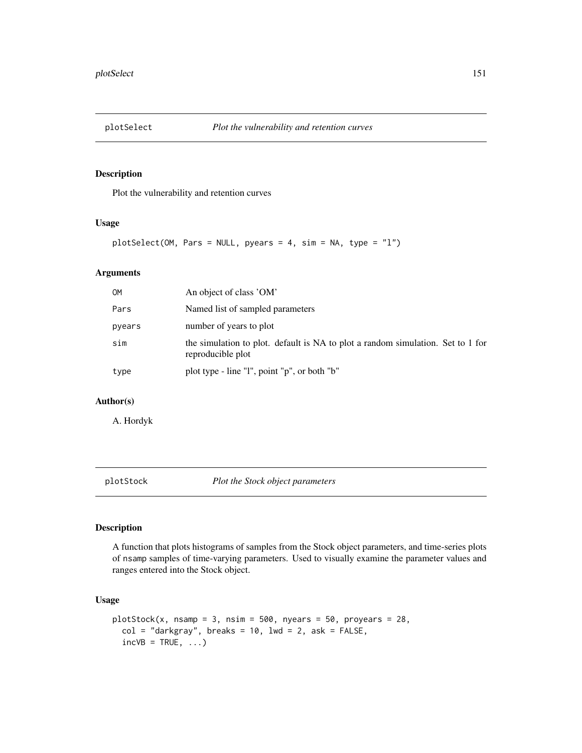## plotSelect *Plot the vulnerability and retention curves*

### Description

Plot the vulnerability and retention curves

### Usage

```
plotSelect(OM, Pars = NULL, pyears = 4, sim = NA, type = "l")
```

### Arguments

| | |
|---|---|
| OM | An object of class 'OM' |
| Pars | Named list of sampled parameters |
| pyears | number of years to plot |
| sim | the simulation to plot. default is NA to plot a random simulation. Set to 1 for reproducible plot |
| type | plot type - line "l", point "p", or both "b" |

### Author(s)

A. Hordyk

## plotStock *Plot the Stock object parameters*

### Description

A function that plots histograms of samples from the Stock object parameters, and time-series plots of nsamp samples of time-varying parameters. Used to visually examine the parameter values and ranges entered into the Stock object.

### Usage

```
plotStock(x, nsamp = 3, nsim = 500, nyears = 50, proyears = 28,
  col = "darkgray", breaks = 10, lwd = 2, ask = FALSE,
  incVB = TRUE, ...)
```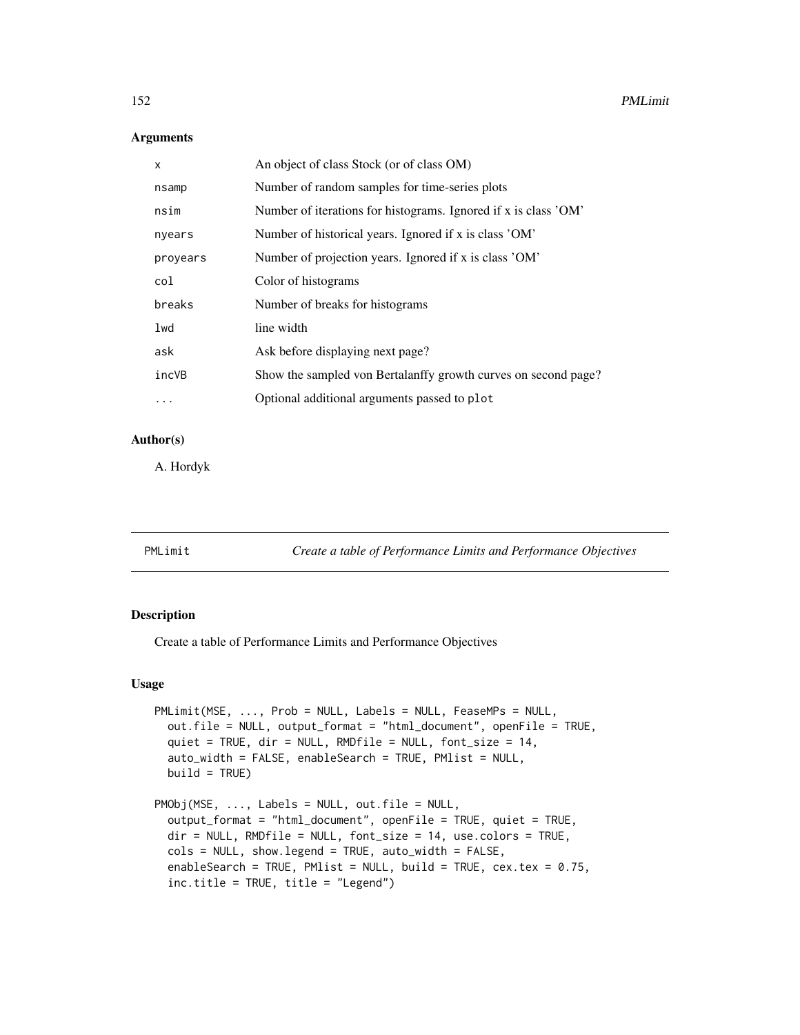## Arguments

| | |
|---|---|
| x | An object of class Stock (or of class OM) |
| nsamp | Number of random samples for time-series plots |
| nsim | Number of iterations for histograms. Ignored if x is class 'OM' |
| nyears | Number of historical years. Ignored if x is class 'OM' |
| proyears | Number of projection years. Ignored if x is class 'OM' |
| col | Color of histograms |
| breaks | Number of breaks for histograms |
| lwd | line width |
| ask | Ask before displaying next page? |
| incVB | Show the sampled von Bertalanffy growth curves on second page? |
| ... | Optional additional arguments passed to plot |

## Author(s)

A. Hordyk

---

PMLimit *Create a table of Performance Limits and Performance Objectives*

---

## Description

Create a table of Performance Limits and Performance Objectives

## Usage

```
PMLimit(MSE, ..., Prob = NULL, Labels = NULL, FeaseMPs = NULL,
  out.file = NULL, output_format = "html_document", openFile = TRUE,
  quiet = TRUE, dir = NULL, RMDfile = NULL, font_size = 14,
  auto_width = FALSE, enableSearch = TRUE, PMlist = NULL,
  build = TRUE)

PMObj(MSE, ..., Labels = NULL, out.file = NULL,
  output_format = "html_document", openFile = TRUE, quiet = TRUE,
  dir = NULL, RMDfile = NULL, font_size = 14, use.colors = TRUE,
  cols = NULL, show.legend = TRUE, auto_width = FALSE,
  enableSearch = TRUE, PMlist = NULL, build = TRUE, cex.tex = 0.75,
  inc.title = TRUE, title = "Legend")
```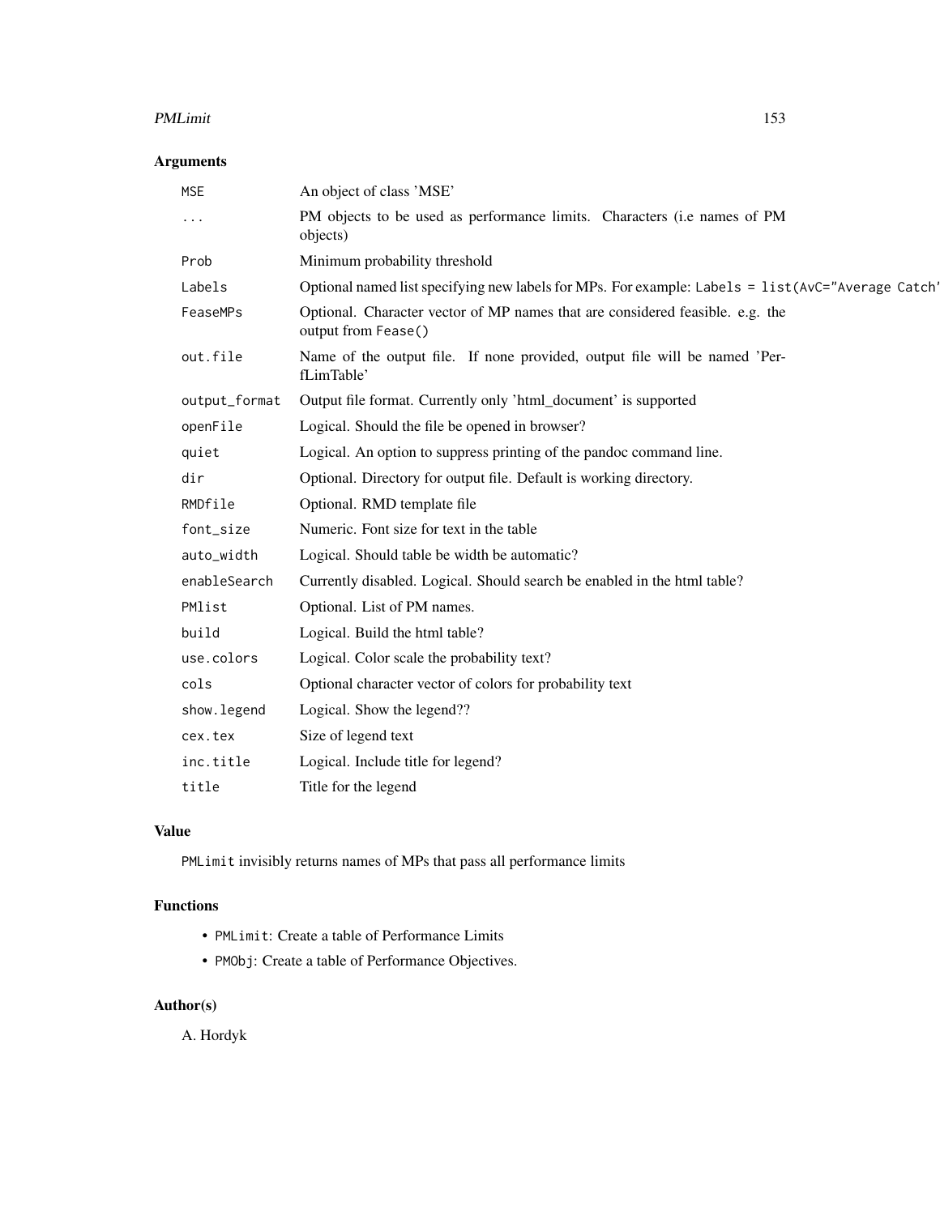## Arguments

| Argument | Description |
| --- | --- |
| `MSE` | An object of class 'MSE' |
| `...` | PM objects to be used as performance limits. Characters (i.e names of PM objects) |
| `Prob` | Minimum probability threshold |
| `Labels` | Optional named list specifying new labels for MPs. For example: `Labels = list(AvC="Average Catch'` |
| `FeaseMPs` | Optional. Character vector of MP names that are considered feasible. e.g. the output from `Fease()` |
| `out.file` | Name of the output file. If none provided, output file will be named 'PerfLimTable' |
| `output_format` | Output file format. Currently only 'html_document' is supported |
| `openFile` | Logical. Should the file be opened in browser? |
| `quiet` | Logical. An option to suppress printing of the pandoc command line. |
| `dir` | Optional. Directory for output file. Default is working directory. |
| `RMDfile` | Optional. RMD template file |
| `font_size` | Numeric. Font size for text in the table |
| `auto_width` | Logical. Should table be width be automatic? |
| `enableSearch` | Currently disabled. Logical. Should search be enabled in the html table? |
| `PMlist` | Optional. List of PM names. |
| `build` | Logical. Build the html table? |
| `use.colors` | Logical. Color scale the probability text? |
| `cols` | Optional character vector of colors for probability text |
| `show.legend` | Logical. Show the legend?? |
| `cex.tex` | Size of legend text |
| `inc.title` | Logical. Include title for legend? |
| `title` | Title for the legend |

## Value

`PMLimit` invisibly returns names of MPs that pass all performance limits

## Functions

- `PMLimit`: Create a table of Performance Limits
- `PMObj`: Create a table of Performance Objectives.

## Author(s)

A. Hordyk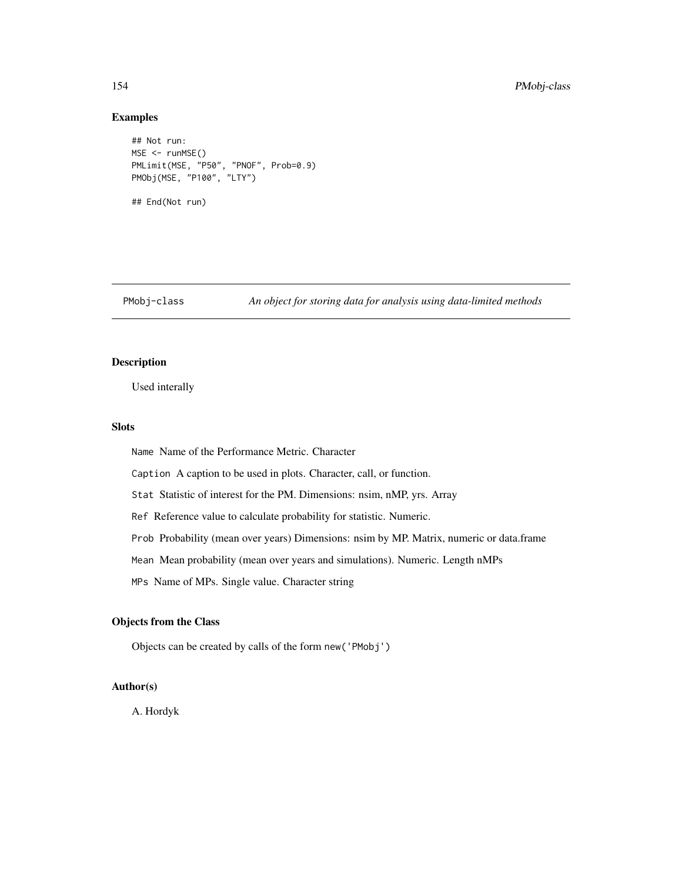## Examples

```
## Not run:
MSE <- runMSE()
PMLimit(MSE, "P50", "PNOF", Prob=0.9)
PMObj(MSE, "P100", "LTY")

## End(Not run)
```

# PMobj-class *An object for storing data for analysis using data-limited methods*

## Description

Used interally

## Slots

`Name` Name of the Performance Metric. Character

`Caption` A caption to be used in plots. Character, call, or function.

`Stat` Statistic of interest for the PM. Dimensions: nsim, nMP, yrs. Array

`Ref` Reference value to calculate probability for statistic. Numeric.

`Prob` Probability (mean over years) Dimensions: nsim by MP. Matrix, numeric or data.frame

`Mean` Mean probability (mean over years and simulations). Numeric. Length nMPs

`MPs` Name of MPs. Single value. Character string

## Objects from the Class

Objects can be created by calls of the form `new('PMobj')`

## Author(s)

A. Hordyk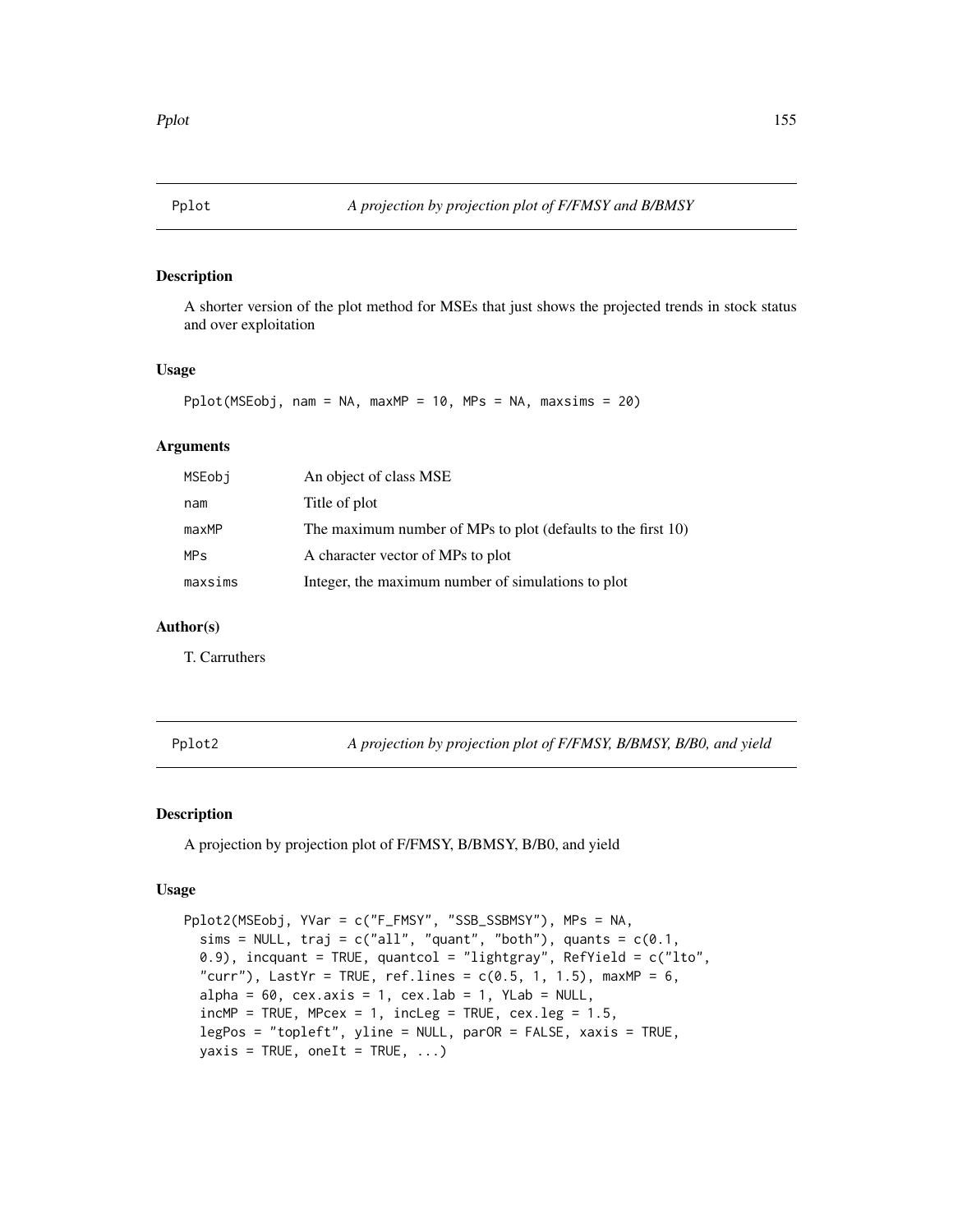## Pplot — *A projection by projection plot of F/FMSY and B/BMSY*

### Description

A shorter version of the plot method for MSEs that just shows the projected trends in stock status and over exploitation

### Usage

```
Pplot(MSEobj, nam = NA, maxMP = 10, MPs = NA, maxsims = 20)
```

### Arguments

| | |
|---|---|
| MSEobj | An object of class MSE |
| nam | Title of plot |
| maxMP | The maximum number of MPs to plot (defaults to the first 10) |
| MPs | A character vector of MPs to plot |
| maxsims | Integer, the maximum number of simulations to plot |

### Author(s)

T. Carruthers

## Pplot2 — *A projection by projection plot of F/FMSY, B/BMSY, B/B0, and yield*

### Description

A projection by projection plot of F/FMSY, B/BMSY, B/B0, and yield

### Usage

```
Pplot2(MSEobj, YVar = c("F_FMSY", "SSB_SSBMSY"), MPs = NA,
  sims = NULL, traj = c("all", "quant", "both"), quants = c(0.1,
  0.9), incquant = TRUE, quantcol = "lightgray", RefYield = c("lto",
  "curr"), LastYr = TRUE, ref.lines = c(0.5, 1, 1.5), maxMP = 6,
  alpha = 60, cex.axis = 1, cex.lab = 1, YLab = NULL,
  incMP = TRUE, MPcex = 1, incLeg = TRUE, cex.leg = 1.5,
  legPos = "topleft", yline = NULL, parOR = FALSE, xaxis = TRUE,
  yaxis = TRUE, oneIt = TRUE, ...)
```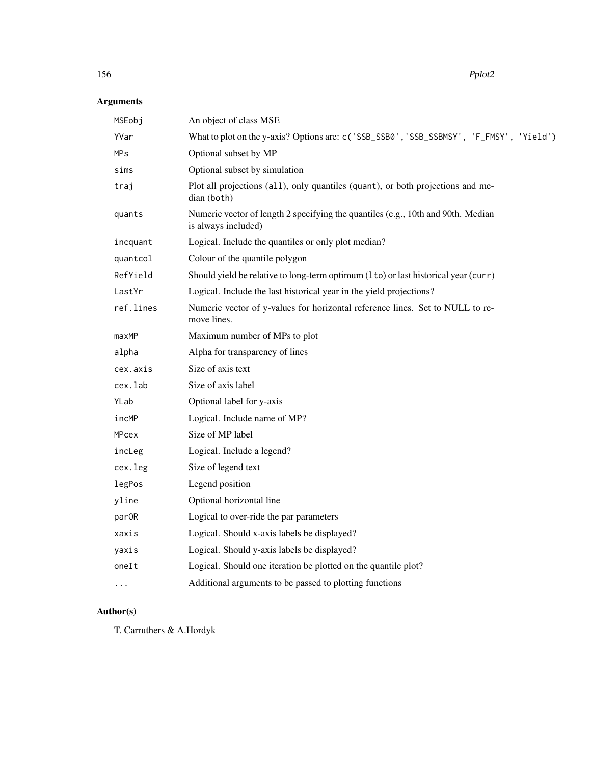## Arguments

| | |
|---|---|
| `MSEobj` | An object of class MSE |
| `YVar` | What to plot on the y-axis? Options are: `c('SSB_SSB0','SSB_SSBMSY', 'F_FMSY', 'Yield')` |
| `MPs` | Optional subset by MP |
| `sims` | Optional subset by simulation |
| `traj` | Plot all projections (`all`), only quantiles (`quant`), or both projections and median (`both`) |
| `quants` | Numeric vector of length 2 specifying the quantiles (e.g., 10th and 90th. Median is always included) |
| `incquant` | Logical. Include the quantiles or only plot median? |
| `quantcol` | Colour of the quantile polygon |
| `RefYield` | Should yield be relative to long-term optimum (`lto`) or last historical year (`curr`) |
| `LastYr` | Logical. Include the last historical year in the yield projections? |
| `ref.lines` | Numeric vector of y-values for horizontal reference lines. Set to NULL to remove lines. |
| `maxMP` | Maximum number of MPs to plot |
| `alpha` | Alpha for transparency of lines |
| `cex.axis` | Size of axis text |
| `cex.lab` | Size of axis label |
| `YLab` | Optional label for y-axis |
| `incMP` | Logical. Include name of MP? |
| `MPcex` | Size of MP label |
| `incLeg` | Logical. Include a legend? |
| `cex.leg` | Size of legend text |
| `legPos` | Legend position |
| `yline` | Optional horizontal line |
| `parOR` | Logical to over-ride the par parameters |
| `xaxis` | Logical. Should x-axis labels be displayed? |
| `yaxis` | Logical. Should y-axis labels be displayed? |
| `oneIt` | Logical. Should one iteration be plotted on the quantile plot? |
| `...` | Additional arguments to be passed to plotting functions |

## Author(s)

T. Carruthers & A.Hordyk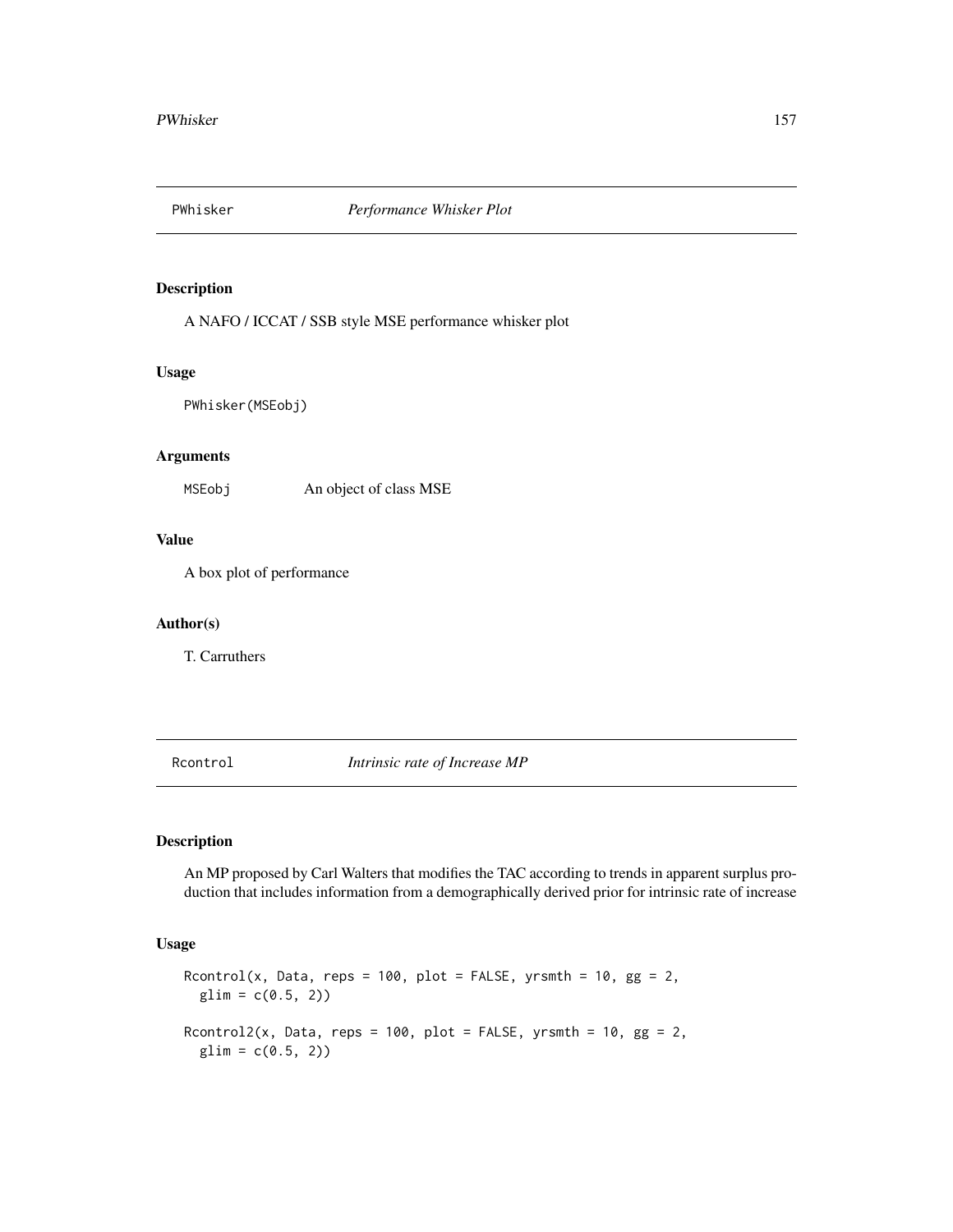## PWhisker *Performance Whisker Plot*

### Description

A NAFO / ICCAT / SSB style MSE performance whisker plot

### Usage

```
PWhisker(MSEobj)
```

### Arguments

| | |
|---|---|
| MSEobj | An object of class MSE |

### Value

A box plot of performance

### Author(s)

T. Carruthers

## Rcontrol *Intrinsic rate of Increase MP*

### Description

An MP proposed by Carl Walters that modifies the TAC according to trends in apparent surplus production that includes information from a demographically derived prior for intrinsic rate of increase

### Usage

```
Rcontrol(x, Data, reps = 100, plot = FALSE, yrsmth = 10, gg = 2,
  glim = c(0.5, 2))

Rcontrol2(x, Data, reps = 100, plot = FALSE, yrsmth = 10, gg = 2,
  glim = c(0.5, 2))
```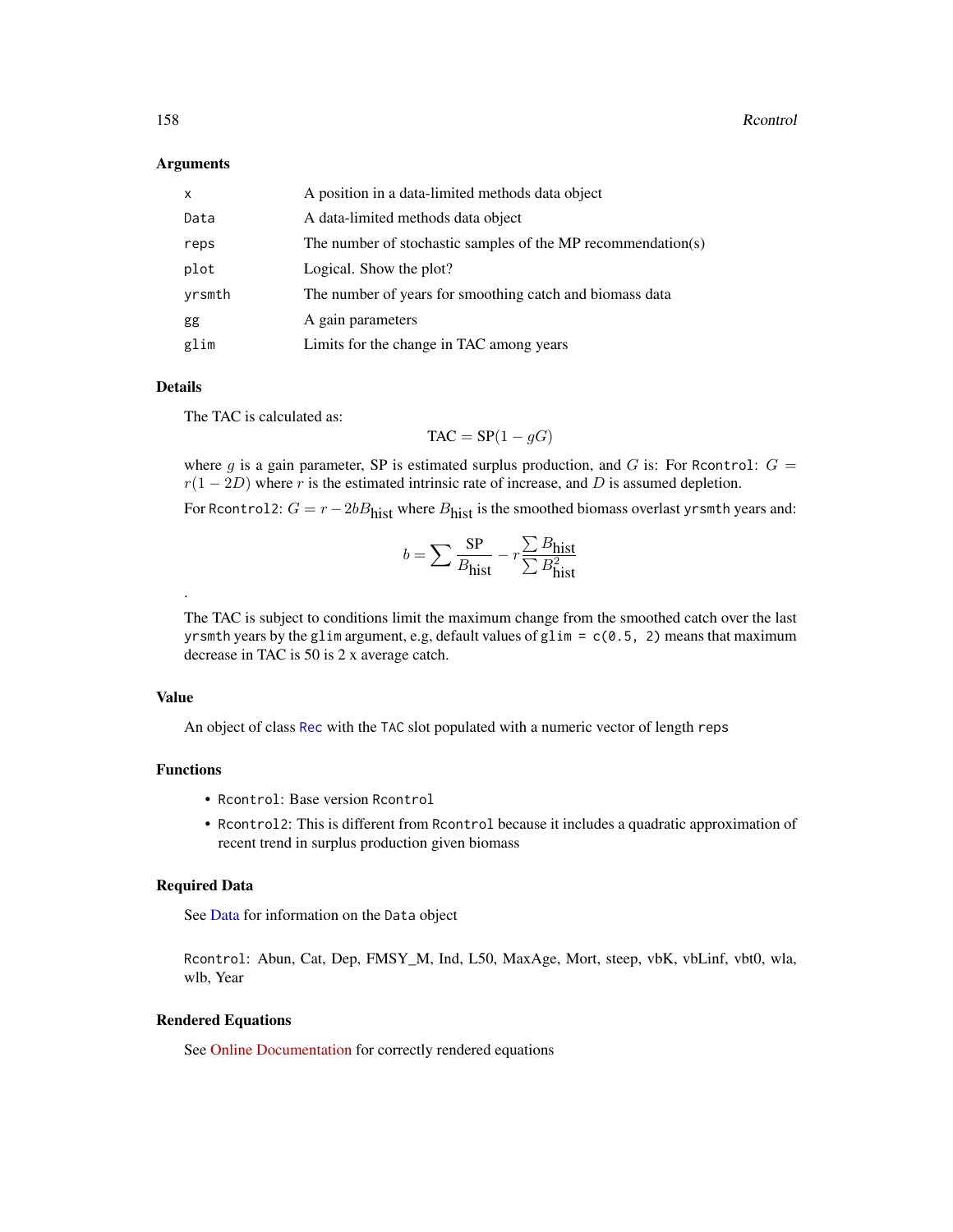### Arguments

| | |
|---|---|
| `x` | A position in a data-limited methods data object |
| `Data` | A data-limited methods data object |
| `reps` | The number of stochastic samples of the MP recommendation(s) |
| `plot` | Logical. Show the plot? |
| `yrsmth` | The number of years for smoothing catch and biomass data |
| `gg` | A gain parameters |
| `glim` | Limits for the change in TAC among years |

### Details

The TAC is calculated as:

$$\text{TAC} = \text{SP}(1 - gG)$$

where $g$ is a gain parameter, SP is estimated surplus production, and $G$ is: For `Rcontrol`: $G = r(1 - 2D)$ where $r$ is the estimated intrinsic rate of increase, and $D$ is assumed depletion.

For `Rcontrol2`: $G = r - 2bB_{\text{hist}}$ where $B_{\text{hist}}$ is the smoothed biomass overlast `yrsmth` years and:

$$b = \sum \frac{\text{SP}}{B_{\text{hist}}} - r\frac{\sum B_{\text{hist}}}{\sum B_{\text{hist}}^2}$$

.

The TAC is subject to conditions limit the maximum change from the smoothed catch over the last `yrsmth` years by the `glim` argument, e.g, default values of `glim = c(0.5, 2)` means that maximum decrease in TAC is 50 is 2 x average catch.

### Value

An object of class `Rec` with the `TAC` slot populated with a numeric vector of length `reps`

### Functions

- `Rcontrol`: Base version `Rcontrol`
- `Rcontrol2`: This is different from `Rcontrol` because it includes a quadratic approximation of recent trend in surplus production given biomass

### Required Data

See Data for information on the `Data` object

`Rcontrol`: Abun, Cat, Dep, FMSY_M, Ind, L50, MaxAge, Mort, steep, vbK, vbLinf, vbt0, wla, wlb, Year

### Rendered Equations

See Online Documentation for correctly rendered equations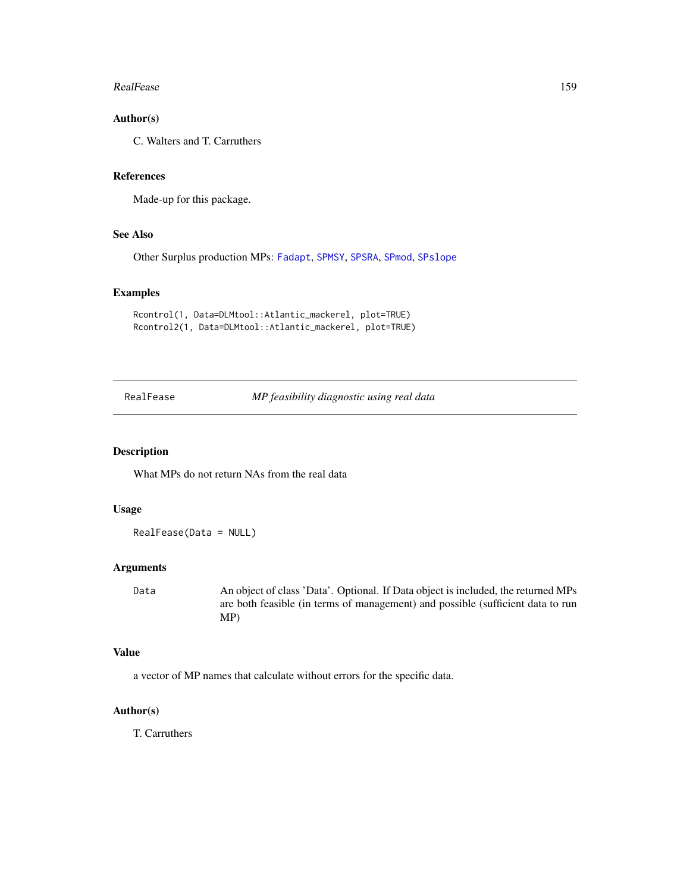### Author(s)

C. Walters and T. Carruthers

### References

Made-up for this package.

### See Also

Other Surplus production MPs: `Fadapt`, `SPMSY`, `SPSRA`, `SPmod`, `SPslope`

### Examples

```
Rcontrol(1, Data=DLMtool::Atlantic_mackerel, plot=TRUE)
Rcontrol2(1, Data=DLMtool::Atlantic_mackerel, plot=TRUE)
```

---

## RealFease — *MP feasibility diagnostic using real data*

---

### Description

What MPs do not return NAs from the real data

### Usage

```
RealFease(Data = NULL)
```

### Arguments

| | |
|---|---|
| `Data` | An object of class 'Data'. Optional. If Data object is included, the returned MPs are both feasible (in terms of management) and possible (sufficient data to run MP) |

### Value

a vector of MP names that calculate without errors for the specific data.

### Author(s)

T. Carruthers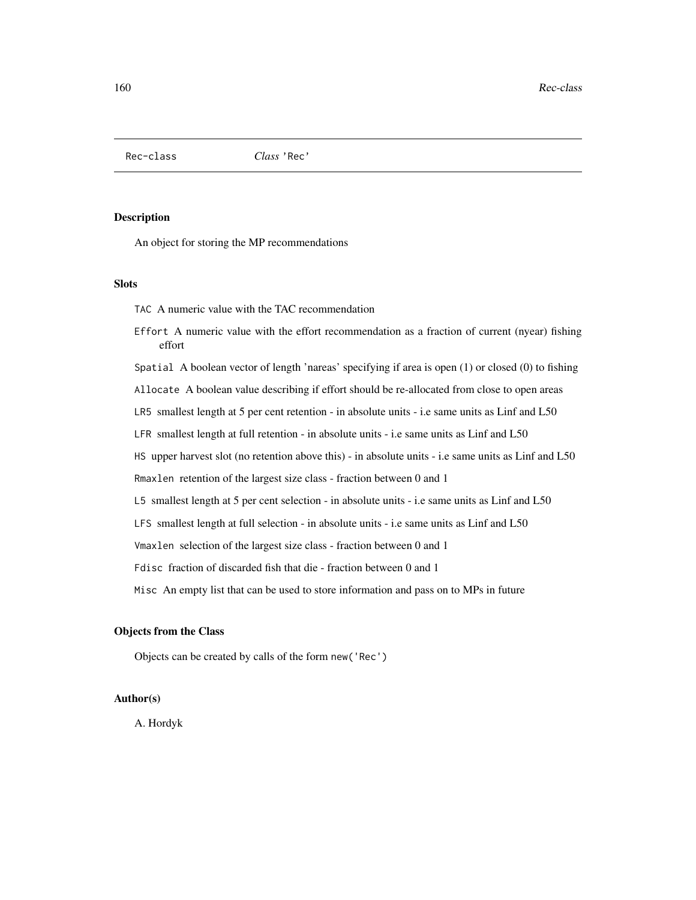Rec-class *Class* 'Rec'

### Description

An object for storing the MP recommendations

### Slots

- `TAC` A numeric value with the TAC recommendation
- `Effort` A numeric value with the effort recommendation as a fraction of current (nyear) fishing effort
- `Spatial` A boolean vector of length 'nareas' specifying if area is open (1) or closed (0) to fishing
- `Allocate` A boolean value describing if effort should be re-allocated from close to open areas
- `LR5` smallest length at 5 per cent retention - in absolute units - i.e same units as Linf and L50
- `LFR` smallest length at full retention - in absolute units - i.e same units as Linf and L50
- `HS` upper harvest slot (no retention above this) - in absolute units - i.e same units as Linf and L50
- `Rmaxlen` retention of the largest size class - fraction between 0 and 1
- `L5` smallest length at 5 per cent selection - in absolute units - i.e same units as Linf and L50
- `LFS` smallest length at full selection - in absolute units - i.e same units as Linf and L50
- `Vmaxlen` selection of the largest size class - fraction between 0 and 1
- `Fdisc` fraction of discarded fish that die - fraction between 0 and 1
- `Misc` An empty list that can be used to store information and pass on to MPs in future

### Objects from the Class

Objects can be created by calls of the form `new('Rec')`

### Author(s)

A. Hordyk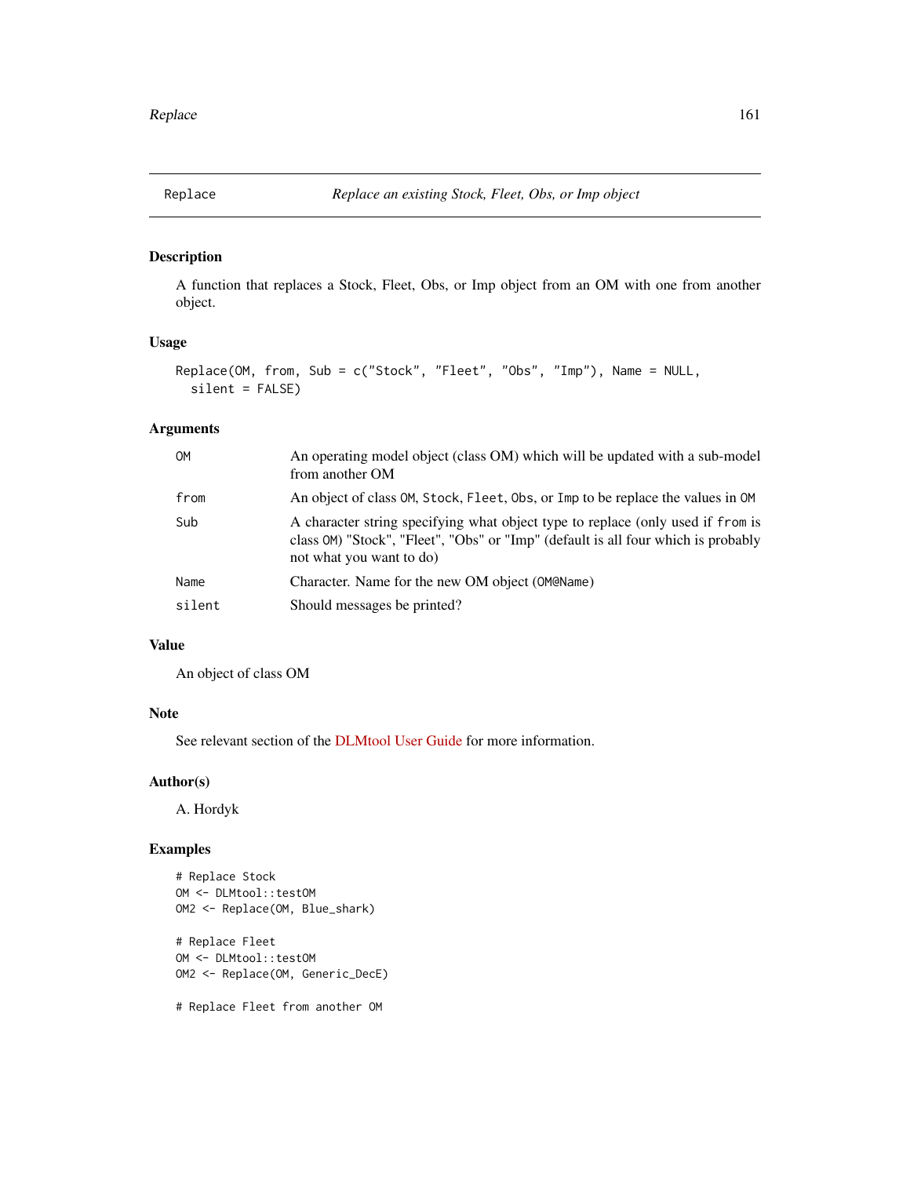## Replace — *Replace an existing Stock, Fleet, Obs, or Imp object*

### Description

A function that replaces a Stock, Fleet, Obs, or Imp object from an OM with one from another object.

### Usage

```
Replace(OM, from, Sub = c("Stock", "Fleet", "Obs", "Imp"), Name = NULL,
  silent = FALSE)
```

### Arguments

| | |
|---|---|
| OM | An operating model object (class OM) which will be updated with a sub-model from another OM |
| from | An object of class `OM`, `Stock`, `Fleet`, `Obs`, or `Imp` to be replace the values in `OM` |
| Sub | A character string specifying what object type to replace (only used if `from` is class `OM`) "Stock", "Fleet", "Obs" or "Imp" (default is all four which is probably not what you want to do) |
| Name | Character. Name for the new OM object (`OM@Name`) |
| silent | Should messages be printed? |

### Value

An object of class OM

### Note

See relevant section of the DLMtool User Guide for more information.

### Author(s)

A. Hordyk

### Examples

```
# Replace Stock
OM <- DLMtool::testOM
OM2 <- Replace(OM, Blue_shark)

# Replace Fleet
OM <- DLMtool::testOM
OM2 <- Replace(OM, Generic_DecE)

# Replace Fleet from another OM
```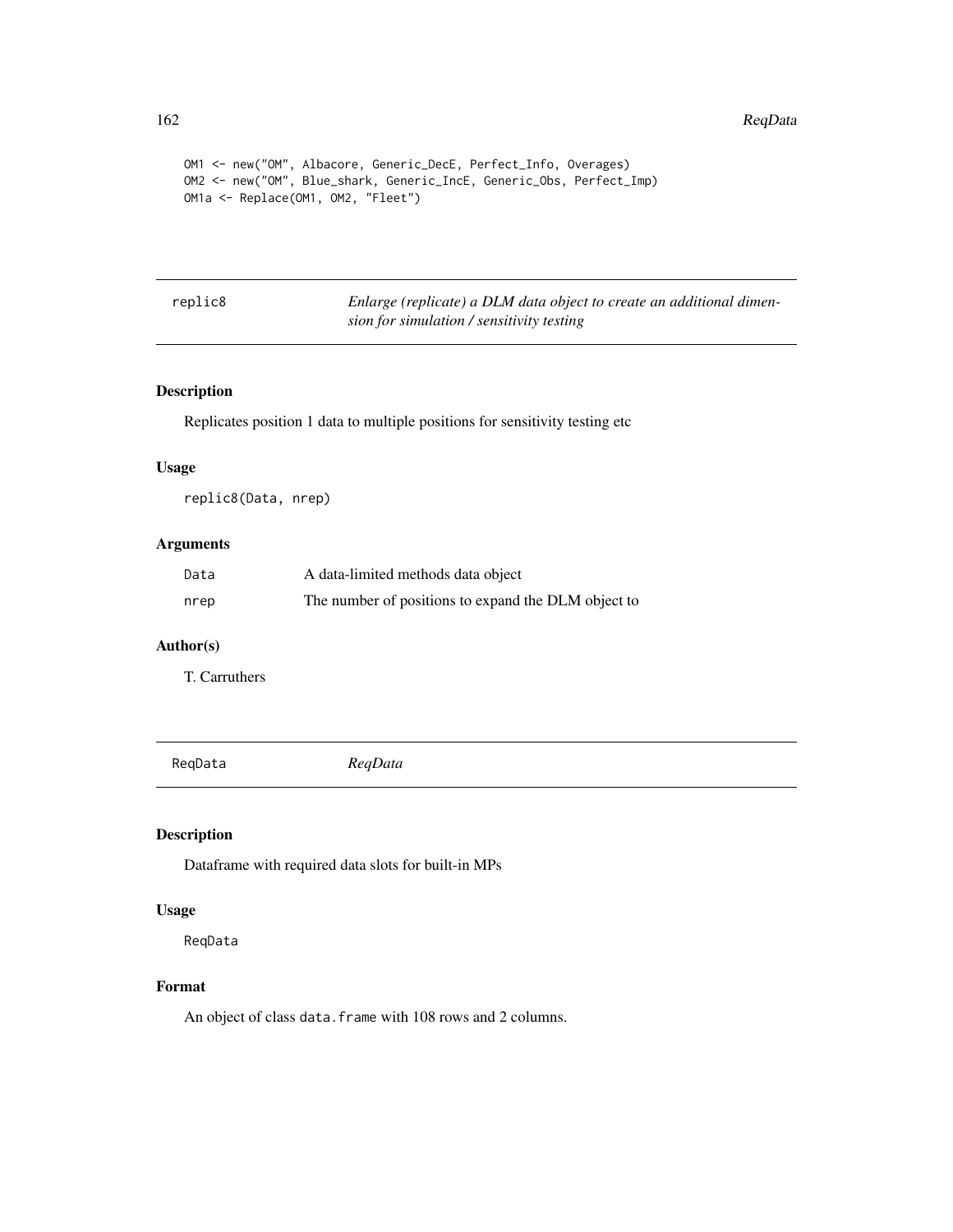```
OM1 <- new("OM", Albacore, Generic_DecE, Perfect_Info, Overages)
OM2 <- new("OM", Blue_shark, Generic_IncE, Generic_Obs, Perfect_Imp)
OM1a <- Replace(OM1, OM2, "Fleet")
```

## replic8 — *Enlarge (replicate) a DLM data object to create an additional dimension for simulation / sensitivity testing*

### Description

Replicates position 1 data to multiple positions for sensitivity testing etc

### Usage

```
replic8(Data, nrep)
```

### Arguments

| | |
|---|---|
| Data | A data-limited methods data object |
| nrep | The number of positions to expand the DLM object to |

### Author(s)

T. Carruthers

## ReqData — *ReqData*

### Description

Dataframe with required data slots for built-in MPs

### Usage

```
ReqData
```

### Format

An object of class `data.frame` with 108 rows and 2 columns.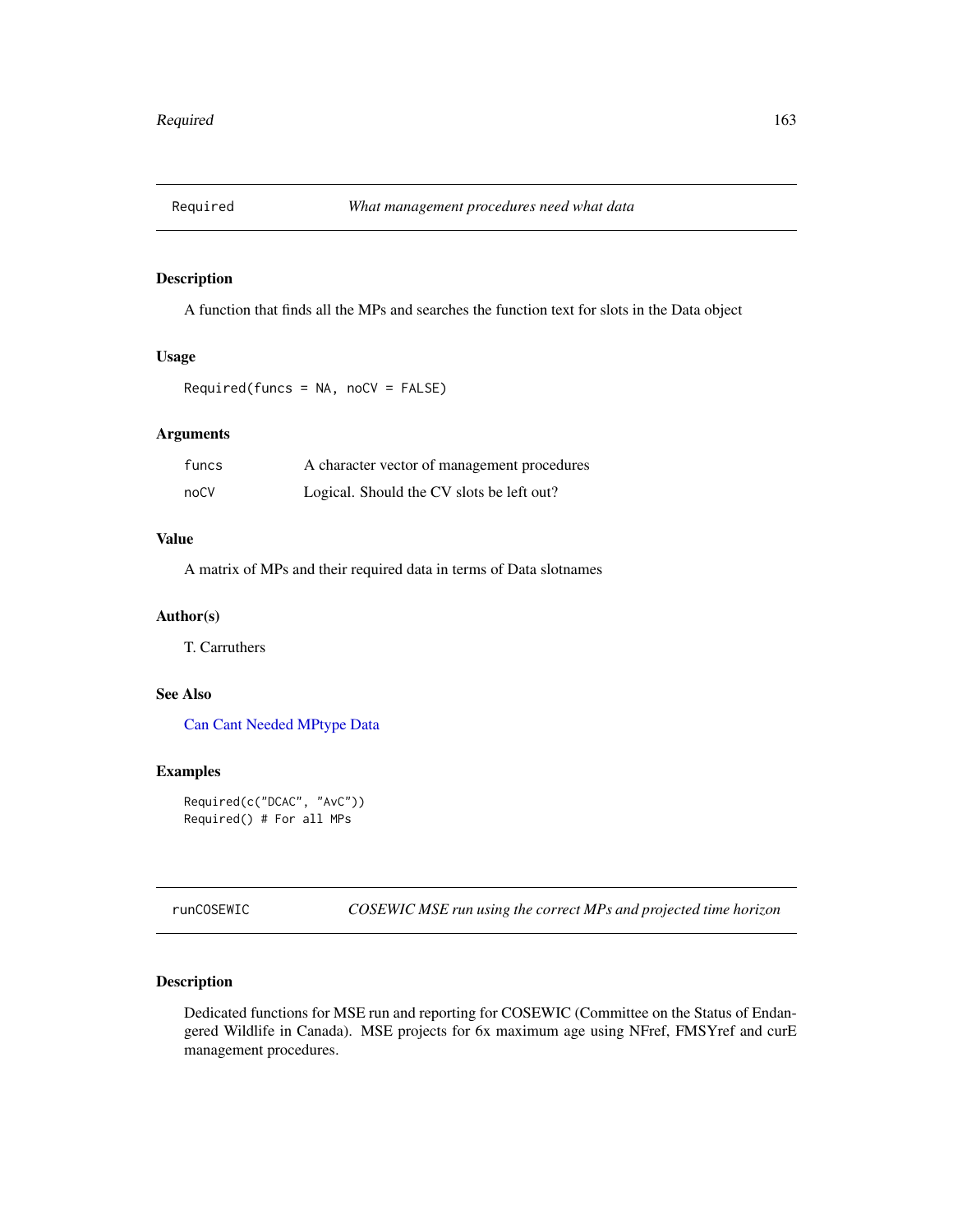## Required — *What management procedures need what data*

### Description

A function that finds all the MPs and searches the function text for slots in the Data object

### Usage

```
Required(funcs = NA, noCV = FALSE)
```

### Arguments

| | |
|---|---|
| funcs | A character vector of management procedures |
| noCV | Logical. Should the CV slots be left out? |

### Value

A matrix of MPs and their required data in terms of Data slotnames

### Author(s)

T. Carruthers

### See Also

Can Cant Needed MPtype Data

### Examples

```
Required(c("DCAC", "AvC"))
Required() # For all MPs
```

## runCOSEWIC — *COSEWIC MSE run using the correct MPs and projected time horizon*

### Description

Dedicated functions for MSE run and reporting for COSEWIC (Committee on the Status of Endangered Wildlife in Canada). MSE projects for 6x maximum age using NFref, FMSYref and curE management procedures.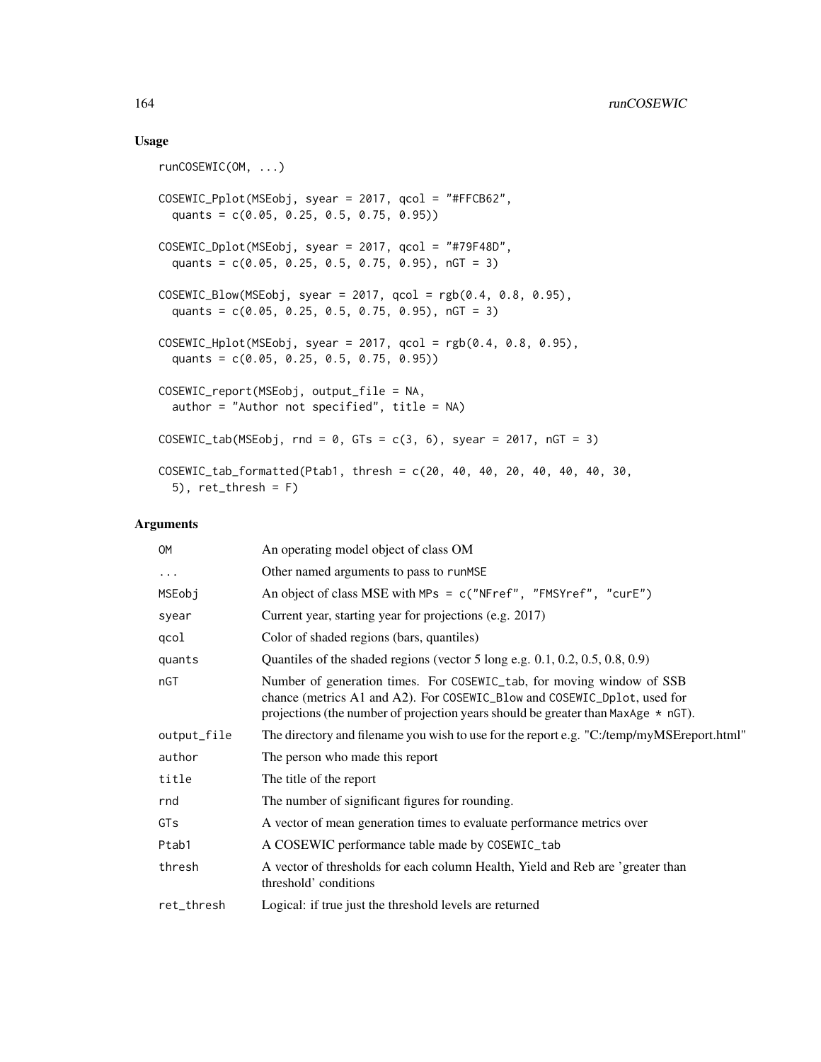## Usage

```
runCOSEWIC(OM, ...)

COSEWIC_Pplot(MSEobj, syear = 2017, qcol = "#FFCB62",
  quants = c(0.05, 0.25, 0.5, 0.75, 0.95))

COSEWIC_Dplot(MSEobj, syear = 2017, qcol = "#79F48D",
  quants = c(0.05, 0.25, 0.5, 0.75, 0.95), nGT = 3)

COSEWIC_Blow(MSEobj, syear = 2017, qcol = rgb(0.4, 0.8, 0.95),
  quants = c(0.05, 0.25, 0.5, 0.75, 0.95), nGT = 3)

COSEWIC_Hplot(MSEobj, syear = 2017, qcol = rgb(0.4, 0.8, 0.95),
  quants = c(0.05, 0.25, 0.5, 0.75, 0.95))

COSEWIC_report(MSEobj, output_file = NA,
  author = "Author not specified", title = NA)

COSEWIC_tab(MSEobj, rnd = 0, GTs = c(3, 6), syear = 2017, nGT = 3)

COSEWIC_tab_formatted(Ptab1, thresh = c(20, 40, 40, 20, 40, 40, 40, 30,
  5), ret_thresh = F)
```

## Arguments

| | |
|---|---|
| `OM` | An operating model object of class OM |
| `...` | Other named arguments to pass to `runMSE` |
| `MSEobj` | An object of class MSE with `MPs = c("NFref", "FMSYref", "curE")` |
| `syear` | Current year, starting year for projections (e.g. 2017) |
| `qcol` | Color of shaded regions (bars, quantiles) |
| `quants` | Quantiles of the shaded regions (vector 5 long e.g. 0.1, 0.2, 0.5, 0.8, 0.9) |
| `nGT` | Number of generation times. For `COSEWIC_tab`, for moving window of SSB chance (metrics A1 and A2). For `COSEWIC_Blow` and `COSEWIC_Dplot`, used for projections (the number of projection years should be greater than `MaxAge * nGT`). |
| `output_file` | The directory and filename you wish to use for the report e.g. "C:/temp/myMSEreport.html" |
| `author` | The person who made this report |
| `title` | The title of the report |
| `rnd` | The number of significant figures for rounding. |
| `GTs` | A vector of mean generation times to evaluate performance metrics over |
| `Ptab1` | A COSEWIC performance table made by `COSEWIC_tab` |
| `thresh` | A vector of thresholds for each column Health, Yield and Reb are 'greater than threshold' conditions |
| `ret_thresh` | Logical: if true just the threshold levels are returned |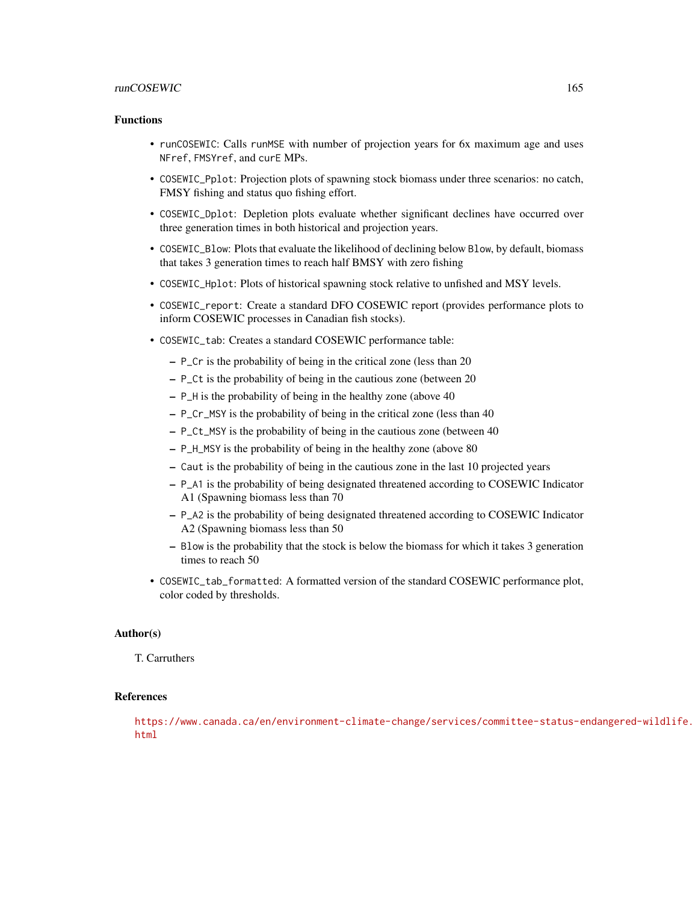## Functions

- `runCOSEWIC`: Calls `runMSE` with number of projection years for 6x maximum age and uses `NFref`, `FMSYref`, and `curE` MPs.
- `COSEWIC_Pplot`: Projection plots of spawning stock biomass under three scenarios: no catch, FMSY fishing and status quo fishing effort.
- `COSEWIC_Dplot`: Depletion plots evaluate whether significant declines have occurred over three generation times in both historical and projection years.
- `COSEWIC_Blow`: Plots that evaluate the likelihood of declining below `Blow`, by default, biomass that takes 3 generation times to reach half BMSY with zero fishing
- `COSEWIC_Hplot`: Plots of historical spawning stock relative to unfished and MSY levels.
- `COSEWIC_report`: Create a standard DFO COSEWIC report (provides performance plots to inform COSEWIC processes in Canadian fish stocks).
- `COSEWIC_tab`: Creates a standard COSEWIC performance table:
  - `P_Cr` is the probability of being in the critical zone (less than 20
  - `P_Ct` is the probability of being in the cautious zone (between 20
  - `P_H` is the probability of being in the healthy zone (above 40
  - `P_Cr_MSY` is the probability of being in the critical zone (less than 40
  - `P_Ct_MSY` is the probability of being in the cautious zone (between 40
  - `P_H_MSY` is the probability of being in the healthy zone (above 80
  - `Caut` is the probability of being in the cautious zone in the last 10 projected years
  - `P_A1` is the probability of being designated threatened according to COSEWIC Indicator A1 (Spawning biomass less than 70
  - `P_A2` is the probability of being designated threatened according to COSEWIC Indicator A2 (Spawning biomass less than 50
  - `Blow` is the probability that the stock is below the biomass for which it takes 3 generation times to reach 50
- `COSEWIC_tab_formatted`: A formatted version of the standard COSEWIC performance plot, color coded by thresholds.

## Author(s)

T. Carruthers

## References

https://www.canada.ca/en/environment-climate-change/services/committee-status-endangered-wildlife.html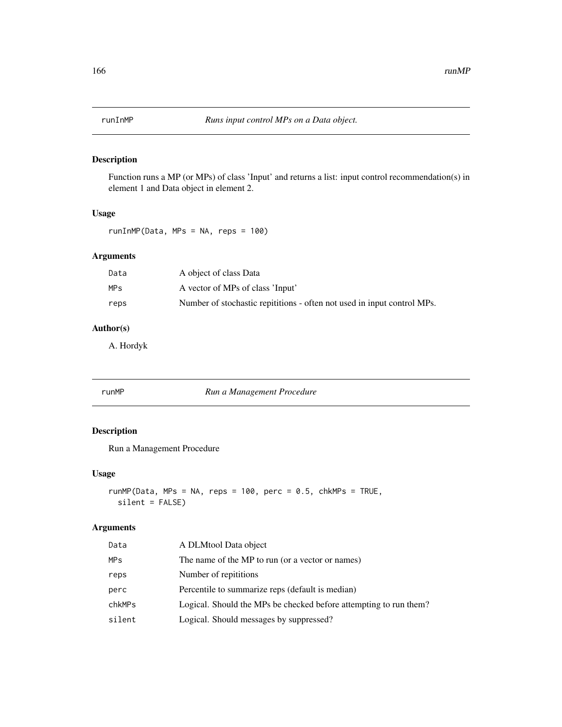## runInMP — *Runs input control MPs on a Data object.*

### Description

Function runs a MP (or MPs) of class 'Input' and returns a list: input control recommendation(s) in element 1 and Data object in element 2.

### Usage

```
runInMP(Data, MPs = NA, reps = 100)
```

### Arguments

| | |
|---|---|
| Data | A object of class Data |
| MPs | A vector of MPs of class 'Input' |
| reps | Number of stochastic repititions - often not used in input control MPs. |

### Author(s)

A. Hordyk

## runMP — *Run a Management Procedure*

### Description

Run a Management Procedure

### Usage

```
runMP(Data, MPs = NA, reps = 100, perc = 0.5, chkMPs = TRUE,
  silent = FALSE)
```

### Arguments

| | |
|---|---|
| Data | A DLMtool Data object |
| MPs | The name of the MP to run (or a vector or names) |
| reps | Number of repititions |
| perc | Percentile to summarize reps (default is median) |
| chkMPs | Logical. Should the MPs be checked before attempting to run them? |
| silent | Logical. Should messages by suppressed? |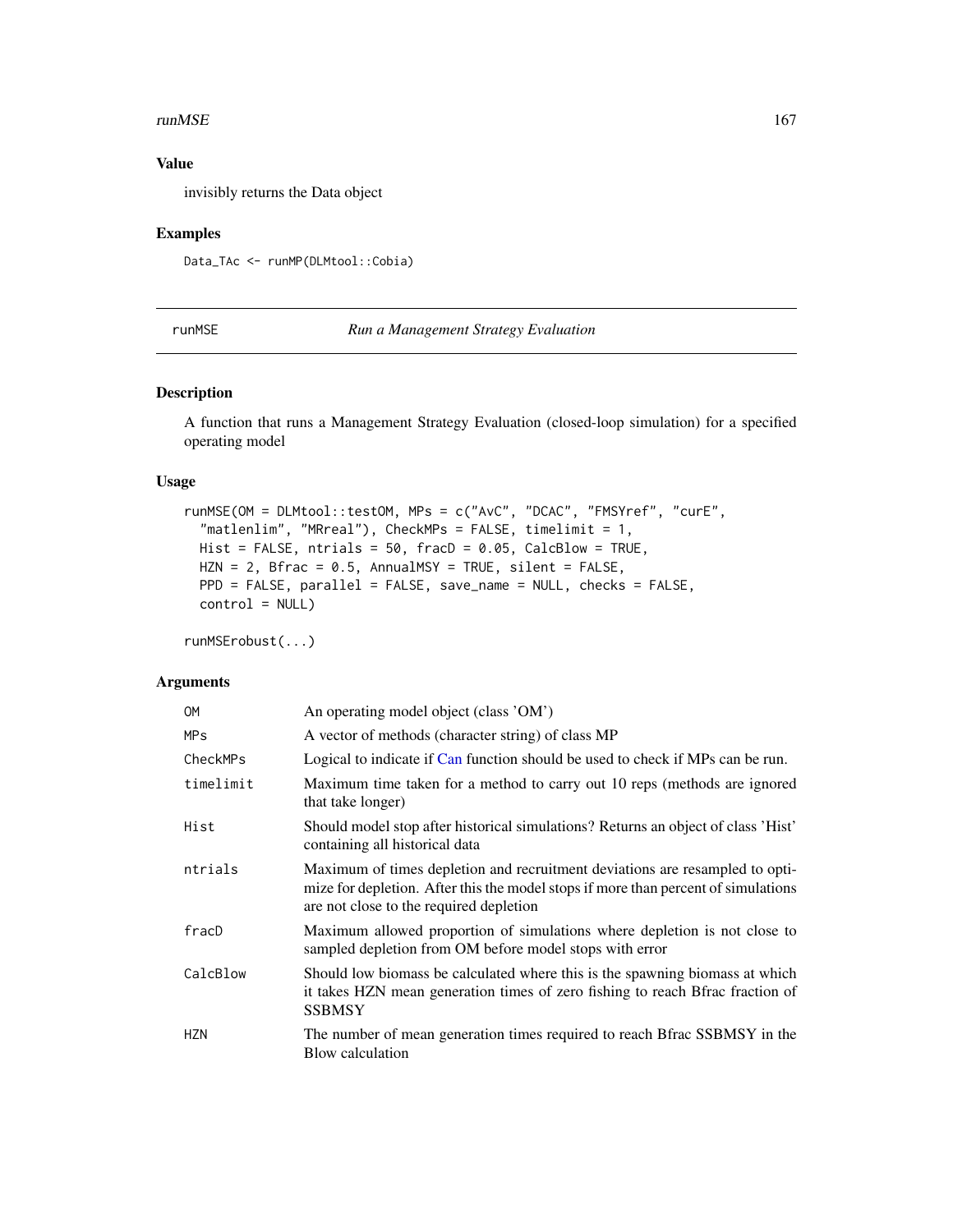## Value

invisibly returns the Data object

## Examples

```
Data_TAc <- runMP(DLMtool::Cobia)
```

---

# runMSE — *Run a Management Strategy Evaluation*

## Description

A function that runs a Management Strategy Evaluation (closed-loop simulation) for a specified operating model

## Usage

```
runMSE(OM = DLMtool::testOM, MPs = c("AvC", "DCAC", "FMSYref", "curE",
  "matlenlim", "MRreal"), CheckMPs = FALSE, timelimit = 1,
  Hist = FALSE, ntrials = 50, fracD = 0.05, CalcBlow = TRUE,
  HZN = 2, Bfrac = 0.5, AnnualMSY = TRUE, silent = FALSE,
  PPD = FALSE, parallel = FALSE, save_name = NULL, checks = FALSE,
  control = NULL)

runMSErobust(...)
```

## Arguments

| | |
|---|---|
| OM | An operating model object (class 'OM') |
| MPs | A vector of methods (character string) of class MP |
| CheckMPs | Logical to indicate if Can function should be used to check if MPs can be run. |
| timelimit | Maximum time taken for a method to carry out 10 reps (methods are ignored that take longer) |
| Hist | Should model stop after historical simulations? Returns an object of class 'Hist' containing all historical data |
| ntrials | Maximum of times depletion and recruitment deviations are resampled to optimize for depletion. After this the model stops if more than percent of simulations are not close to the required depletion |
| fracD | Maximum allowed proportion of simulations where depletion is not close to sampled depletion from OM before model stops with error |
| CalcBlow | Should low biomass be calculated where this is the spawning biomass at which it takes HZN mean generation times of zero fishing to reach Bfrac fraction of SSBMSY |
| HZN | The number of mean generation times required to reach Bfrac SSBMSY in the Blow calculation |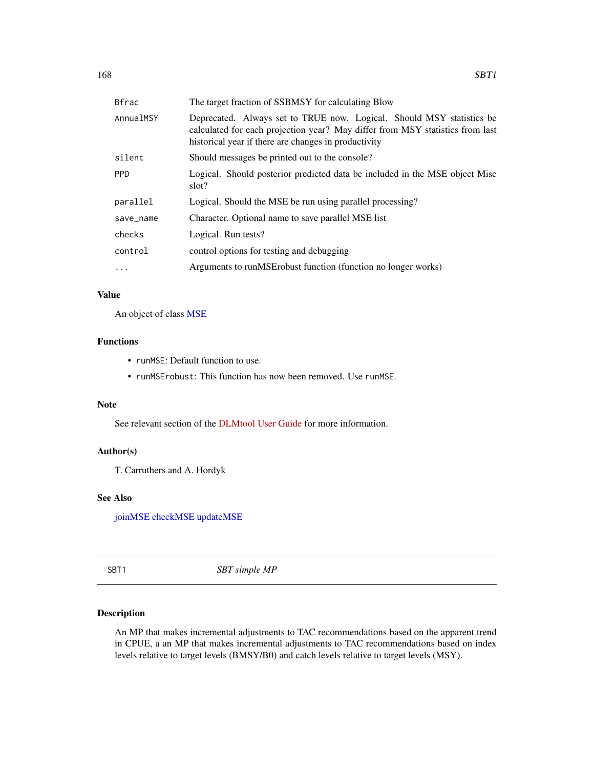| | |
|---|---|
| Bfrac | The target fraction of SSBMSY for calculating Blow |
| AnnualMSY | Deprecated. Always set to TRUE now. Logical. Should MSY statistics be calculated for each projection year? May differ from MSY statistics from last historical year if there are changes in productivity |
| silent | Should messages be printed out to the console? |
| PPD | Logical. Should posterior predicted data be included in the MSE object Misc slot? |
| parallel | Logical. Should the MSE be run using parallel processing? |
| save_name | Character. Optional name to save parallel MSE list |
| checks | Logical. Run tests? |
| control | control options for testing and debugging |
| ... | Arguments to runMSErobust function (function no longer works) |

### Value

An object of class MSE

### Functions

- `runMSE`: Default function to use.
- `runMSErobust`: This function has now been removed. Use `runMSE`.

### Note

See relevant section of the DLMtool User Guide for more information.

### Author(s)

T. Carruthers and A. Hordyk

### See Also

joinMSE checkMSE updateMSE

---

## SBT1 — *SBT simple MP*

### Description

An MP that makes incremental adjustments to TAC recommendations based on the apparent trend in CPUE, a an MP that makes incremental adjustments to TAC recommendations based on index levels relative to target levels (BMSY/B0) and catch levels relative to target levels (MSY).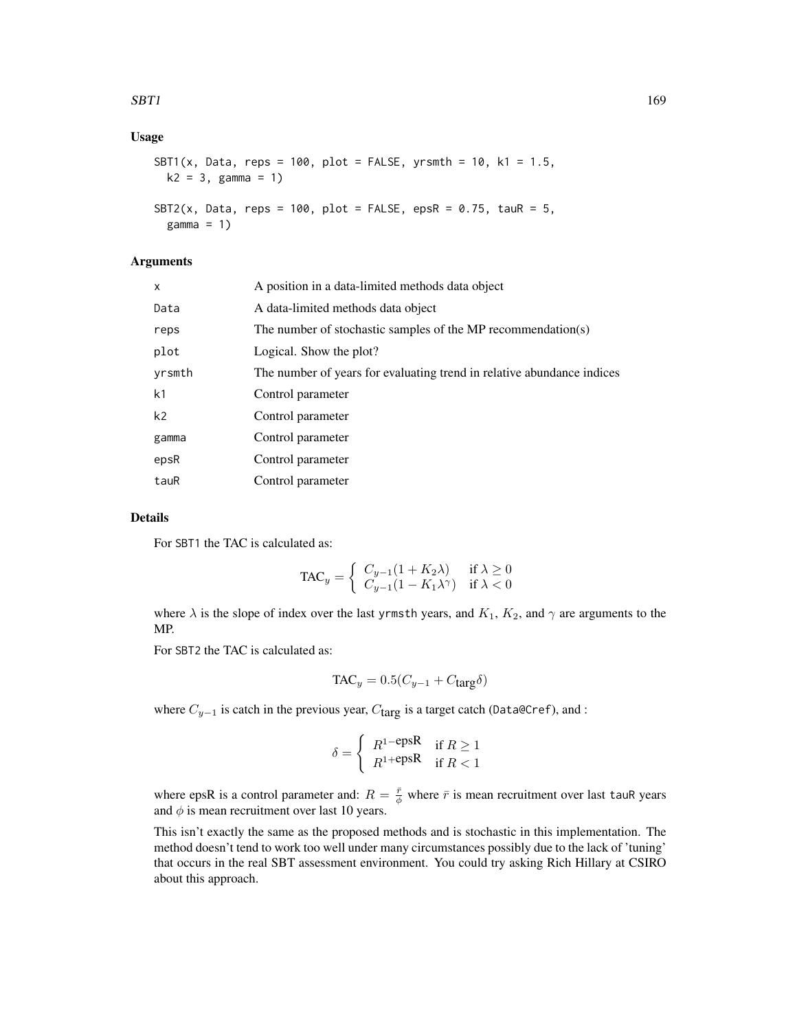## Usage

```
SBT1(x, Data, reps = 100, plot = FALSE, yrsmth = 10, k1 = 1.5,
  k2 = 3, gamma = 1)

SBT2(x, Data, reps = 100, plot = FALSE, epsR = 0.75, tauR = 5,
  gamma = 1)
```

## Arguments

| | |
|---|---|
| x | A position in a data-limited methods data object |
| Data | A data-limited methods data object |
| reps | The number of stochastic samples of the MP recommendation(s) |
| plot | Logical. Show the plot? |
| yrsmth | The number of years for evaluating trend in relative abundance indices |
| k1 | Control parameter |
| k2 | Control parameter |
| gamma | Control parameter |
| epsR | Control parameter |
| tauR | Control parameter |

## Details

For SBT1 the TAC is calculated as:

$$\text{TAC}_y = \begin{cases} C_{y-1}(1 + K_2\lambda) & \text{if } \lambda \geq 0 \\ C_{y-1}(1 - K_1\lambda^{\gamma}) & \text{if } \lambda < 0 \end{cases}$$

where $\lambda$ is the slope of index over the last yrmsth years, and $K_1$, $K_2$, and $\gamma$ are arguments to the MP.

For SBT2 the TAC is calculated as:

$$\text{TAC}_y = 0.5(C_{y-1} + C_{\text{targ}}\delta)$$

where $C_{y-1}$ is catch in the previous year, $C_{\text{targ}}$ is a target catch (Data@Cref), and :

$$\delta = \begin{cases} R^{1-\text{epsR}} & \text{if } R \geq 1 \\ R^{1+\text{epsR}} & \text{if } R < 1 \end{cases}$$

where epsR is a control parameter and: $R = \frac{\bar{r}}{\phi}$ where $\bar{r}$ is mean recruitment over last tauR years and $\phi$ is mean recruitment over last 10 years.

This isn't exactly the same as the proposed methods and is stochastic in this implementation. The method doesn't tend to work too well under many circumstances possibly due to the lack of 'tuning' that occurs in the real SBT assessment environment. You could try asking Rich Hillary at CSIRO about this approach.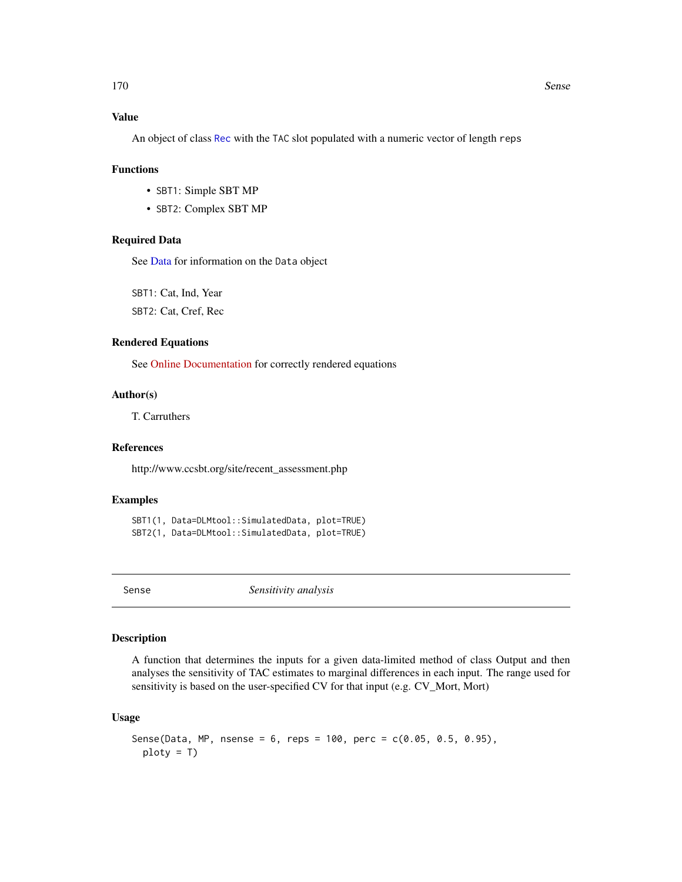### Value

An object of class Rec with the TAC slot populated with a numeric vector of length reps

### Functions

- SBT1: Simple SBT MP
- SBT2: Complex SBT MP

### Required Data

See Data for information on the Data object

SBT1: Cat, Ind, Year

SBT2: Cat, Cref, Rec

### Rendered Equations

See Online Documentation for correctly rendered equations

### Author(s)

T. Carruthers

### References

http://www.ccsbt.org/site/recent_assessment.php

### Examples

```
SBT1(1, Data=DLMtool::SimulatedData, plot=TRUE)
SBT2(1, Data=DLMtool::SimulatedData, plot=TRUE)
```

---

## Sense — *Sensitivity analysis*

---

### Description

A function that determines the inputs for a given data-limited method of class Output and then analyses the sensitivity of TAC estimates to marginal differences in each input. The range used for sensitivity is based on the user-specified CV for that input (e.g. CV_Mort, Mort)

### Usage

```
Sense(Data, MP, nsense = 6, reps = 100, perc = c(0.05, 0.5, 0.95),
  ploty = T)
```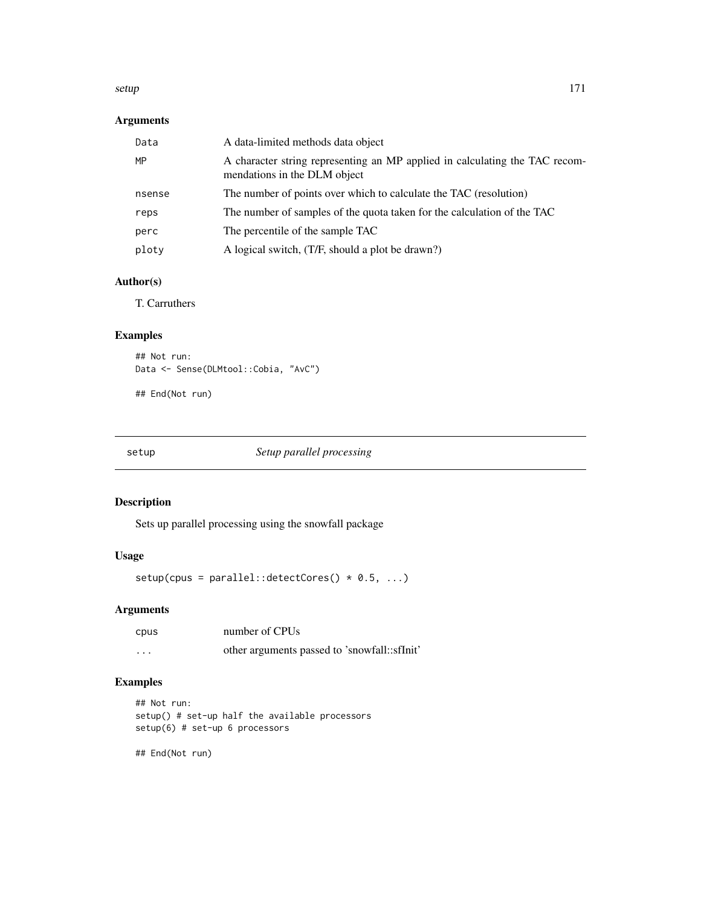## Arguments

| | |
|---|---|
| Data | A data-limited methods data object |
| MP | A character string representing an MP applied in calculating the TAC recommendations in the DLM object |
| nsense | The number of points over which to calculate the TAC (resolution) |
| reps | The number of samples of the quota taken for the calculation of the TAC |
| perc | The percentile of the sample TAC |
| ploty | A logical switch, (T/F, should a plot be drawn?) |

## Author(s)

T. Carruthers

## Examples

```
## Not run:
Data <- Sense(DLMtool::Cobia, "AvC")

## End(Not run)
```

---

# setup *Setup parallel processing*

## Description

Sets up parallel processing using the snowfall package

## Usage

```
setup(cpus = parallel::detectCores() * 0.5, ...)
```

## Arguments

| | |
|---|---|
| cpus | number of CPUs |
| ... | other arguments passed to 'snowfall::sfInit' |

## Examples

```
## Not run:
setup() # set-up half the available processors
setup(6) # set-up 6 processors

## End(Not run)
```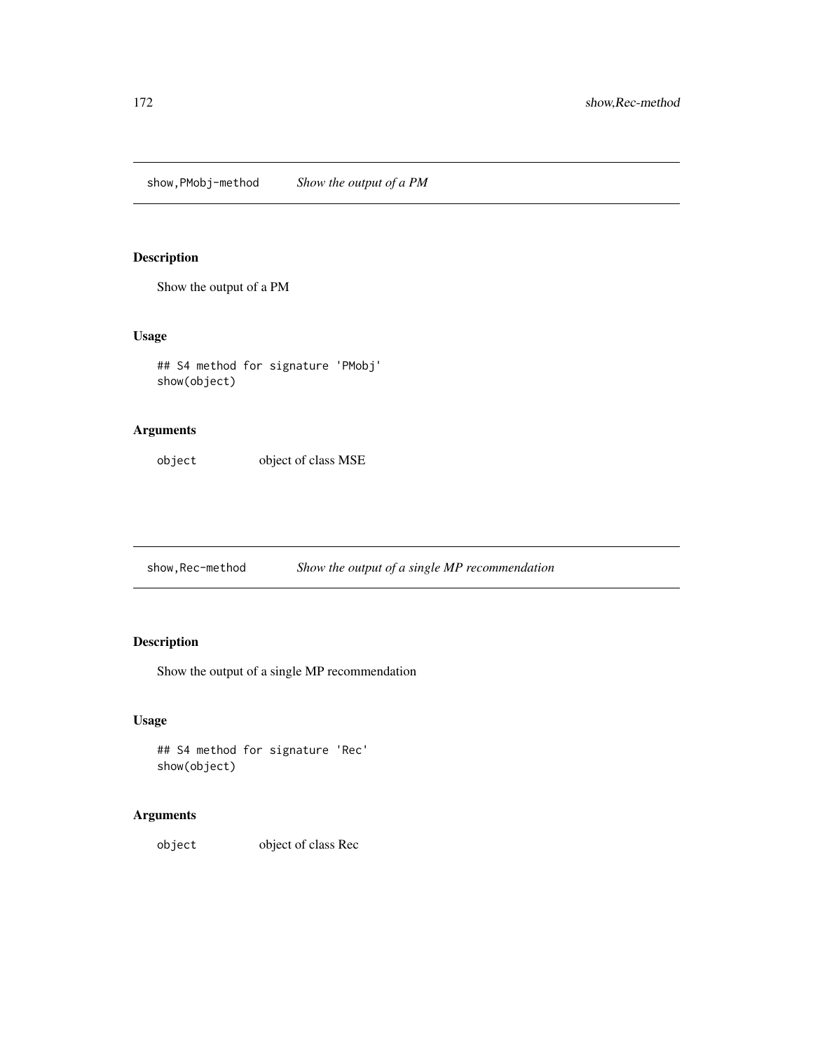## show,PMobj-method — *Show the output of a PM*

### Description

Show the output of a PM

### Usage

```
## S4 method for signature 'PMobj'
show(object)
```

### Arguments

| | |
|---|---|
| `object` | object of class MSE |

## show,Rec-method — *Show the output of a single MP recommendation*

### Description

Show the output of a single MP recommendation

### Usage

```
## S4 method for signature 'Rec'
show(object)
```

### Arguments

| | |
|---|---|
| `object` | object of class Rec |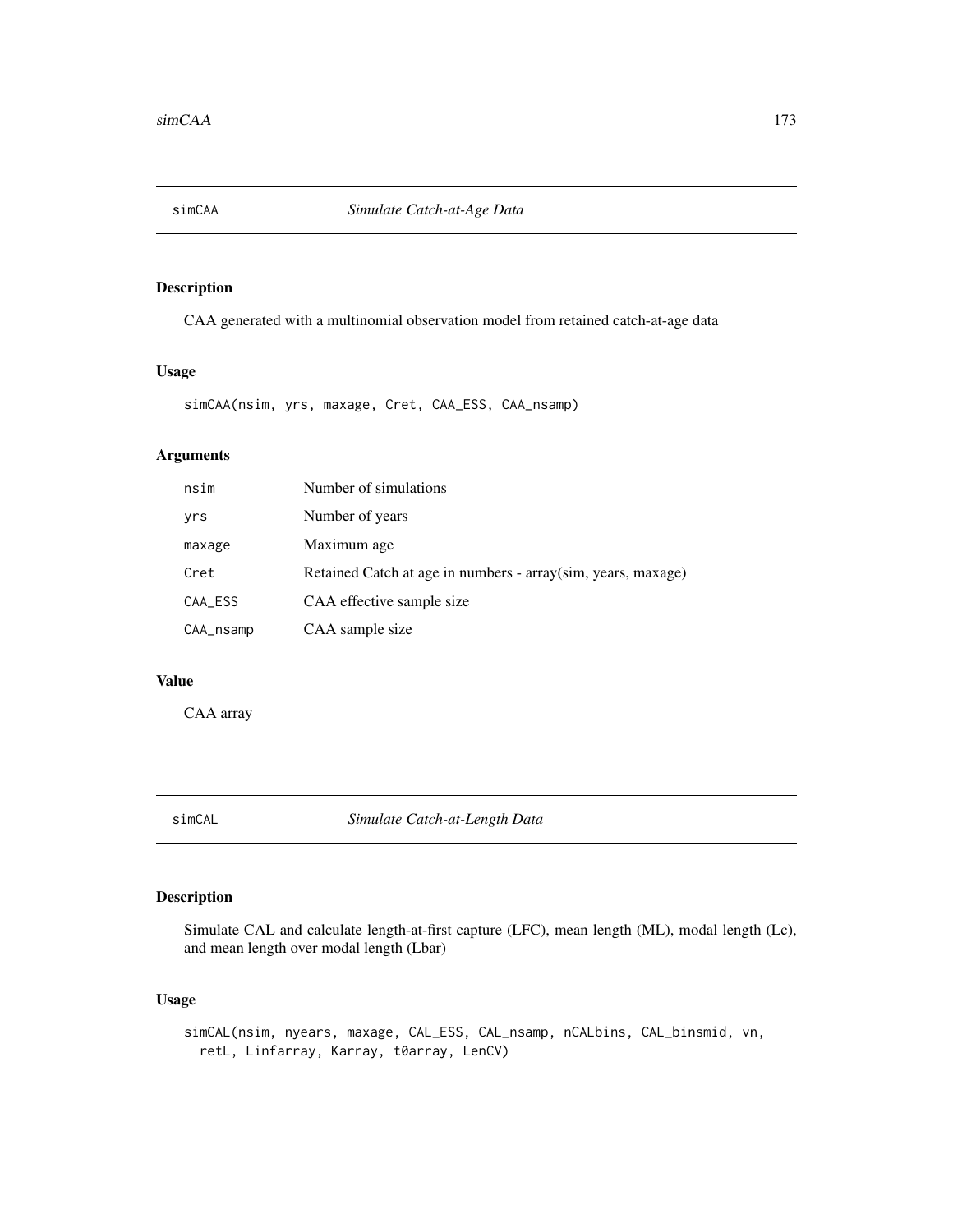## simCAA — *Simulate Catch-at-Age Data*

### Description

CAA generated with a multinomial observation model from retained catch-at-age data

### Usage

```
simCAA(nsim, yrs, maxage, Cret, CAA_ESS, CAA_nsamp)
```

### Arguments

| | |
|---|---|
| nsim | Number of simulations |
| yrs | Number of years |
| maxage | Maximum age |
| Cret | Retained Catch at age in numbers - array(sim, years, maxage) |
| CAA_ESS | CAA effective sample size |
| CAA_nsamp | CAA sample size |

### Value

CAA array

## simCAL — *Simulate Catch-at-Length Data*

### Description

Simulate CAL and calculate length-at-first capture (LFC), mean length (ML), modal length (Lc), and mean length over modal length (Lbar)

### Usage

```
simCAL(nsim, nyears, maxage, CAL_ESS, CAL_nsamp, nCALbins, CAL_binsmid, vn,
  retL, Linfarray, Karray, t0array, LenCV)
```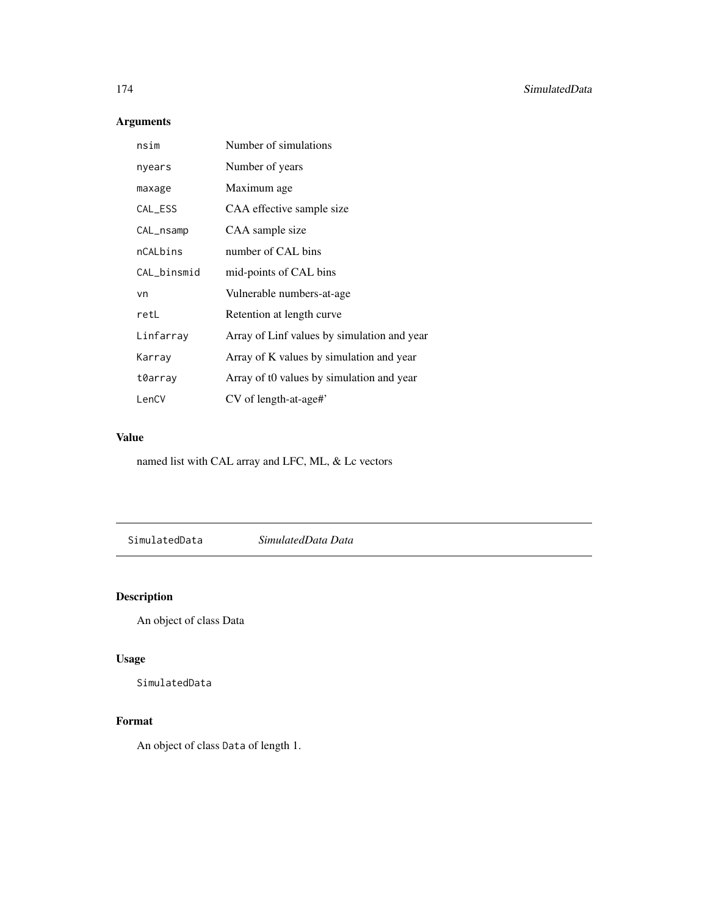## Arguments

| | |
|---|---|
| `nsim` | Number of simulations |
| `nyears` | Number of years |
| `maxage` | Maximum age |
| `CAL_ESS` | CAA effective sample size |
| `CAL_nsamp` | CAA sample size |
| `nCALbins` | number of CAL bins |
| `CAL_binsmid` | mid-points of CAL bins |
| `vn` | Vulnerable numbers-at-age |
| `retL` | Retention at length curve |
| `Linfarray` | Array of Linf values by simulation and year |
| `Karray` | Array of K values by simulation and year |
| `t0array` | Array of t0 values by simulation and year |
| `LenCV` | CV of length-at-age#' |

## Value

named list with CAL array and LFC, ML, & Lc vectors

---

`SimulatedData` *SimulatedData Data*

---

## Description

An object of class Data

## Usage

```
SimulatedData
```

## Format

An object of class `Data` of length 1.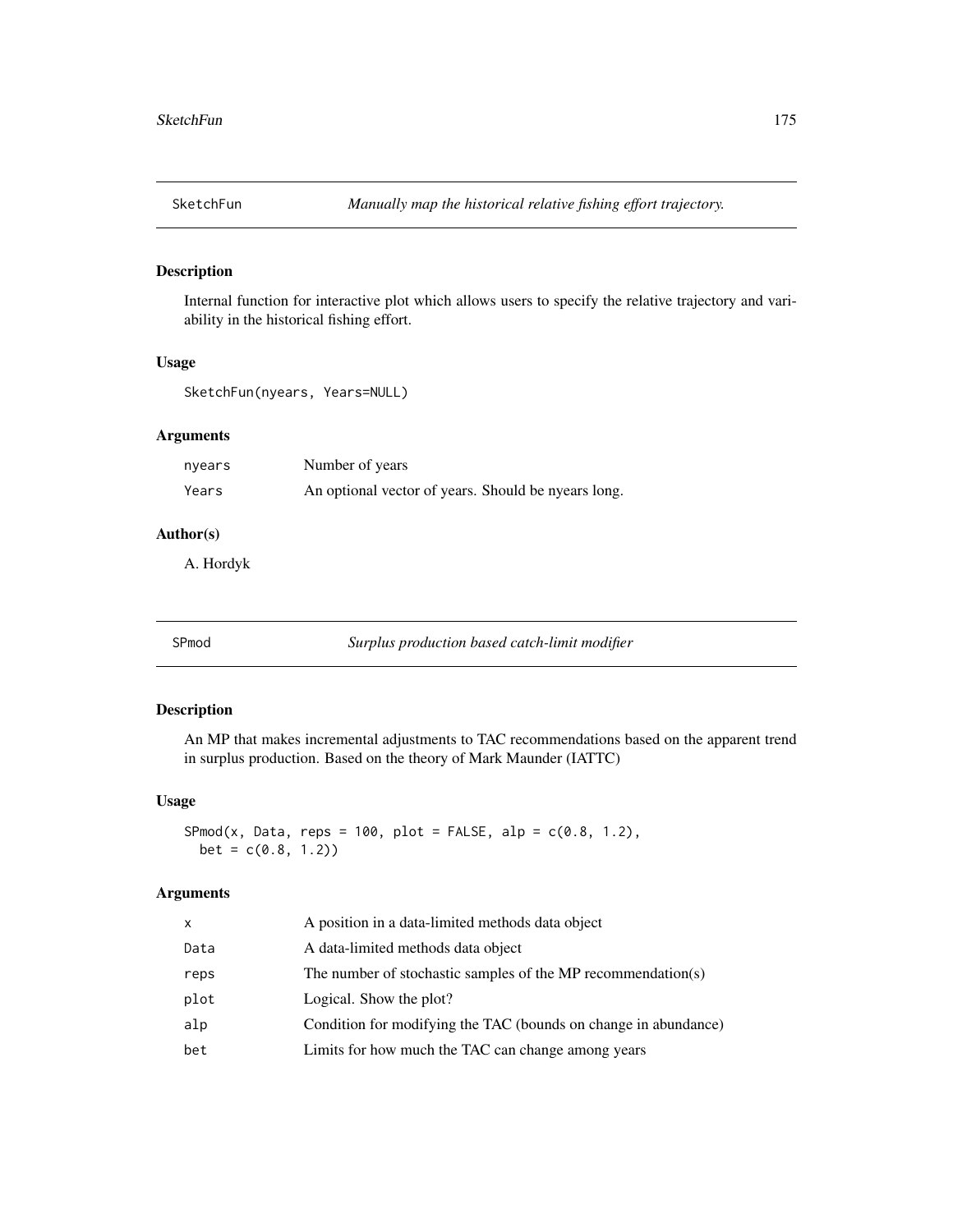## SketchFun — *Manually map the historical relative fishing effort trajectory.*

### Description

Internal function for interactive plot which allows users to specify the relative trajectory and variability in the historical fishing effort.

### Usage

```
SketchFun(nyears, Years=NULL)
```

### Arguments

| | |
|---|---|
| nyears | Number of years |
| Years | An optional vector of years. Should be nyears long. |

### Author(s)

A. Hordyk

## SPmod — *Surplus production based catch-limit modifier*

### Description

An MP that makes incremental adjustments to TAC recommendations based on the apparent trend in surplus production. Based on the theory of Mark Maunder (IATTC)

### Usage

```
SPmod(x, Data, reps = 100, plot = FALSE, alp = c(0.8, 1.2),
  bet = c(0.8, 1.2))
```

### Arguments

| | |
|---|---|
| x | A position in a data-limited methods data object |
| Data | A data-limited methods data object |
| reps | The number of stochastic samples of the MP recommendation(s) |
| plot | Logical. Show the plot? |
| alp | Condition for modifying the TAC (bounds on change in abundance) |
| bet | Limits for how much the TAC can change among years |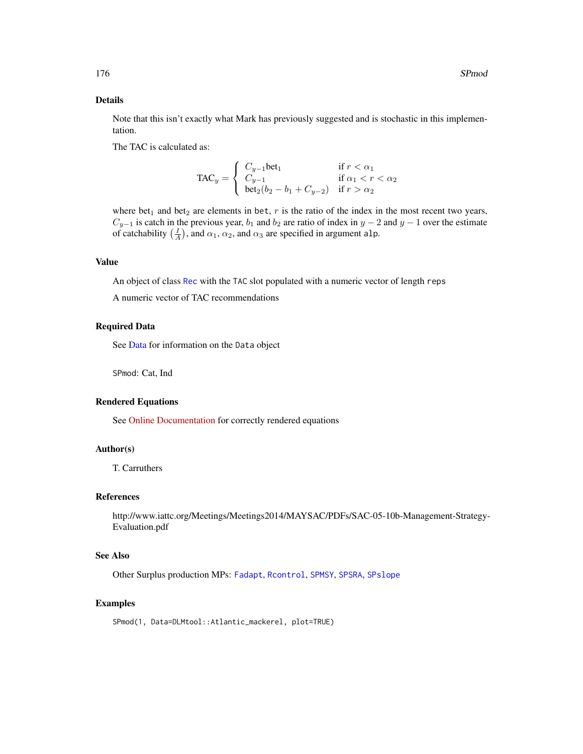## Details

Note that this isn't exactly what Mark has previously suggested and is stochastic in this implementation.

The TAC is calculated as:

$$\text{TAC}_y = \begin{cases} C_{y-1}\text{bet}_1 & \text{if } r < \alpha_1 \\ C_{y-1} & \text{if } \alpha_1 < r < \alpha_2 \\ \text{bet}_2(b_2 - b_1 + C_{y-2}) & \text{if } r > \alpha_2 \end{cases}$$

where $\text{bet}_1$ and $\text{bet}_2$ are elements in `bet`, $r$ is the ratio of the index in the most recent two years, $C_{y-1}$ is catch in the previous year, $b_1$ and $b_2$ are ratio of index in $y-2$ and $y-1$ over the estimate of catchability $\left(\frac{I}{A}\right)$, and $\alpha_1$, $\alpha_2$, and $\alpha_3$ are specified in argument `alp`.

## Value

An object of class `Rec` with the `TAC` slot populated with a numeric vector of length `reps`

A numeric vector of TAC recommendations

## Required Data

See Data for information on the `Data` object

`SPmod`: Cat, Ind

## Rendered Equations

See Online Documentation for correctly rendered equations

## Author(s)

T. Carruthers

## References

http://www.iattc.org/Meetings/Meetings2014/MAYSAC/PDFs/SAC-05-10b-Management-Strategy-Evaluation.pdf

## See Also

Other Surplus production MPs: `Fadapt`, `Rcontrol`, `SPMSY`, `SPSRA`, `SPslope`

## Examples

```
SPmod(1, Data=DLMtool::Atlantic_mackerel, plot=TRUE)
```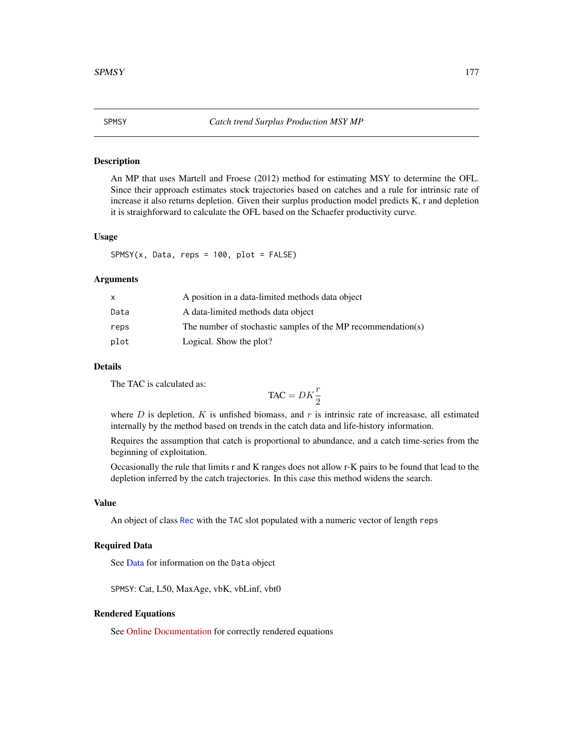# SPMSY — *Catch trend Surplus Production MSY MP*

## Description

An MP that uses Martell and Froese (2012) method for estimating MSY to determine the OFL. Since their approach estimates stock trajectories based on catches and a rule for intrinsic rate of increase it also returns depletion. Given their surplus production model predicts K, r and depletion it is straighforward to calculate the OFL based on the Schaefer productivity curve.

## Usage

```
SPMSY(x, Data, reps = 100, plot = FALSE)
```

## Arguments

| | |
|---|---|
| x | A position in a data-limited methods data object |
| Data | A data-limited methods data object |
| reps | The number of stochastic samples of the MP recommendation(s) |
| plot | Logical. Show the plot? |

## Details

The TAC is calculated as:

$$\text{TAC} = DK\frac{r}{2}$$

where $D$ is depletion, $K$ is unfished biomass, and $r$ is intrinsic rate of increasase, all estimated internally by the method based on trends in the catch data and life-history information.

Requires the assumption that catch is proportional to abundance, and a catch time-series from the beginning of exploitation.

Occasionally the rule that limits r and K ranges does not allow r-K pairs to be found that lead to the depletion inferred by the catch trajectories. In this case this method widens the search.

## Value

An object of class `Rec` with the `TAC` slot populated with a numeric vector of length `reps`

## Required Data

See Data for information on the `Data` object

`SPMSY`: Cat, L50, MaxAge, vbK, vbLinf, vbt0

## Rendered Equations

See Online Documentation for correctly rendered equations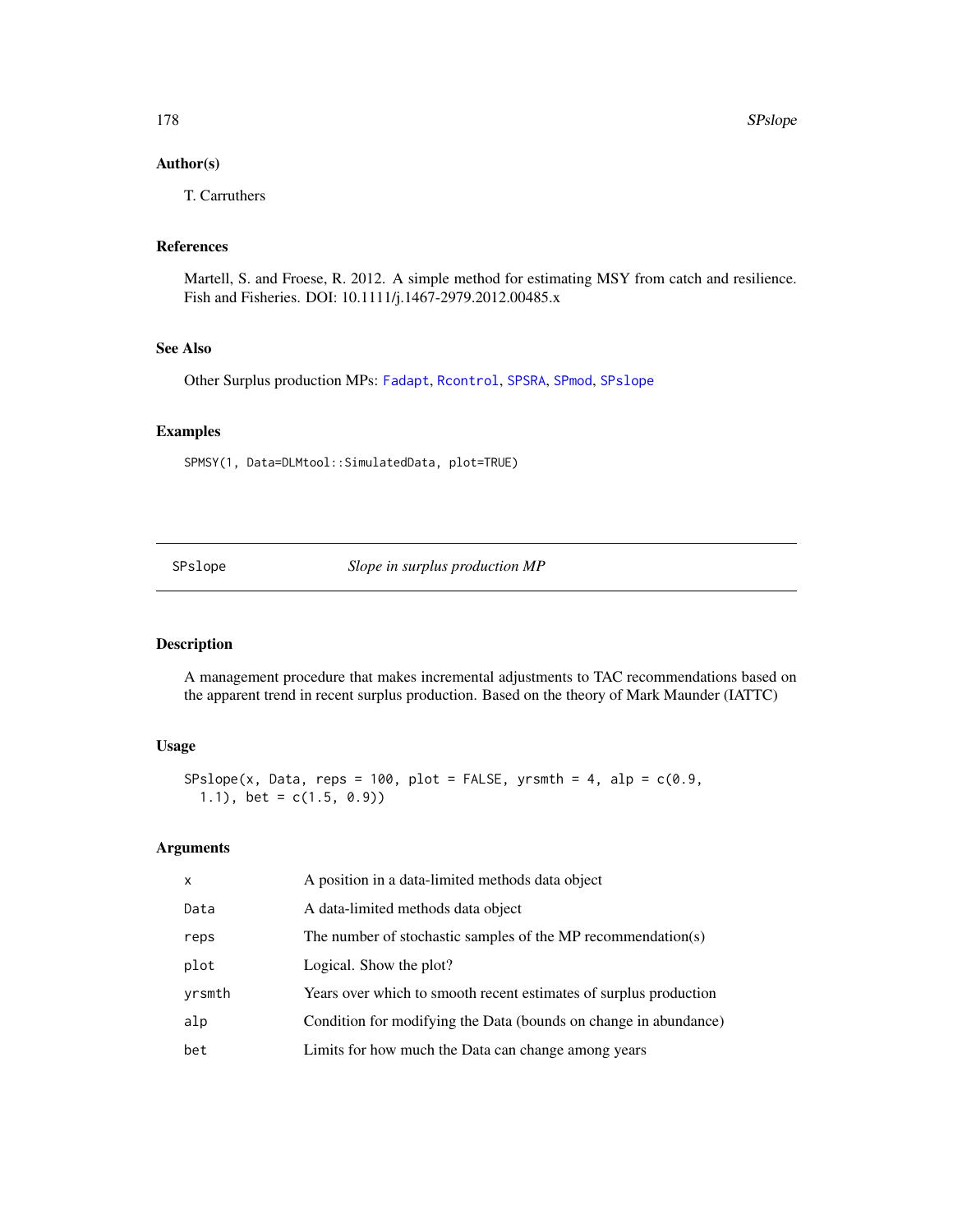### Author(s)

T. Carruthers

### References

Martell, S. and Froese, R. 2012. A simple method for estimating MSY from catch and resilience. Fish and Fisheries. DOI: 10.1111/j.1467-2979.2012.00485.x

### See Also

Other Surplus production MPs: Fadapt, Rcontrol, SPSRA, SPmod, SPslope

### Examples

```
SPMSY(1, Data=DLMtool::SimulatedData, plot=TRUE)
```

---

## SPslope — *Slope in surplus production MP*

### Description

A management procedure that makes incremental adjustments to TAC recommendations based on the apparent trend in recent surplus production. Based on the theory of Mark Maunder (IATTC)

### Usage

```
SPslope(x, Data, reps = 100, plot = FALSE, yrsmth = 4, alp = c(0.9,
  1.1), bet = c(1.5, 0.9))
```

### Arguments

| | |
|---|---|
| x | A position in a data-limited methods data object |
| Data | A data-limited methods data object |
| reps | The number of stochastic samples of the MP recommendation(s) |
| plot | Logical. Show the plot? |
| yrsmth | Years over which to smooth recent estimates of surplus production |
| alp | Condition for modifying the Data (bounds on change in abundance) |
| bet | Limits for how much the Data can change among years |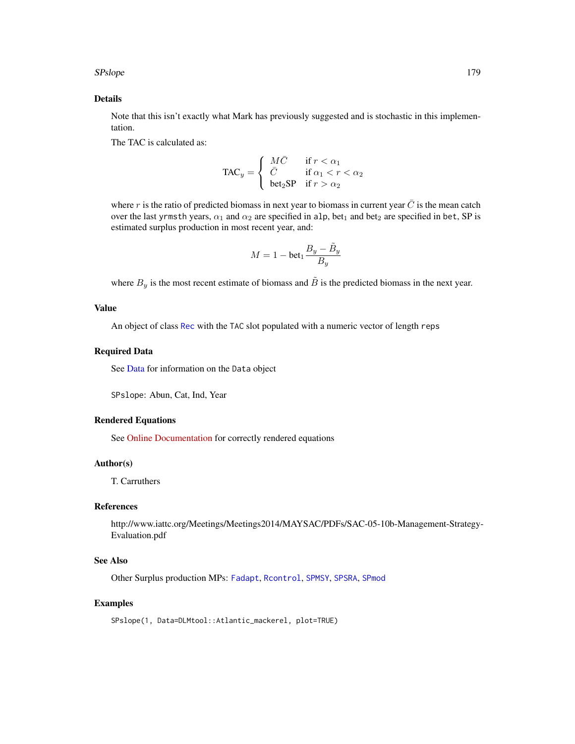## Details

Note that this isn't exactly what Mark has previously suggested and is stochastic in this implementation.

The TAC is calculated as:

$$\text{TAC}_y = \begin{cases} M\bar{C} & \text{if } r < \alpha_1 \\ \bar{C} & \text{if } \alpha_1 < r < \alpha_2 \\ \text{bet}_2\text{SP} & \text{if } r > \alpha_2 \end{cases}$$

where $r$ is the ratio of predicted biomass in next year to biomass in current year $\bar{C}$ is the mean catch over the last `yrmsth` years, $\alpha_1$ and $\alpha_2$ are specified in `alp`, $\text{bet}_1$ and $\text{bet}_2$ are specified in `bet`, SP is estimated surplus production in most recent year, and:

$$M = 1 - \text{bet}_1 \frac{B_y - \tilde{B}_y}{B_y}$$

where $B_y$ is the most recent estimate of biomass and $\tilde{B}$ is the predicted biomass in the next year.

## Value

An object of class `Rec` with the `TAC` slot populated with a numeric vector of length `reps`

## Required Data

See Data for information on the `Data` object

`SPslope`: Abun, Cat, Ind, Year

## Rendered Equations

See Online Documentation for correctly rendered equations

## Author(s)

T. Carruthers

## References

http://www.iattc.org/Meetings/Meetings2014/MAYSAC/PDFs/SAC-05-10b-Management-Strategy-Evaluation.pdf

## See Also

Other Surplus production MPs: `Fadapt`, `Rcontrol`, `SPMSY`, `SPSRA`, `SPmod`

## Examples

```
SPslope(1, Data=DLMtool::Atlantic_mackerel, plot=TRUE)
```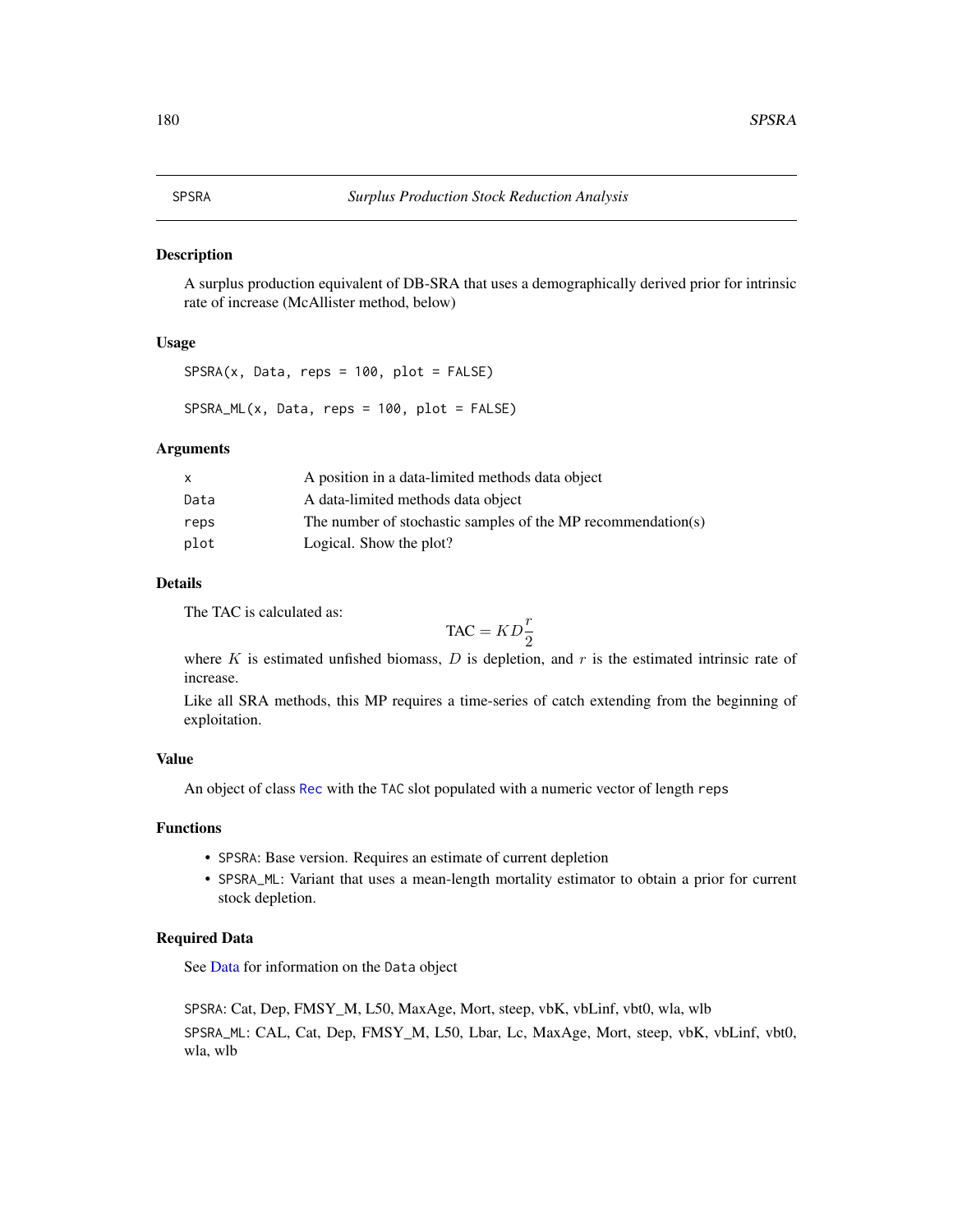## SPSRA — *Surplus Production Stock Reduction Analysis*

### Description

A surplus production equivalent of DB-SRA that uses a demographically derived prior for intrinsic rate of increase (McAllister method, below)

### Usage

```
SPSRA(x, Data, reps = 100, plot = FALSE)

SPSRA_ML(x, Data, reps = 100, plot = FALSE)
```

### Arguments

| | |
|---|---|
| x | A position in a data-limited methods data object |
| Data | A data-limited methods data object |
| reps | The number of stochastic samples of the MP recommendation(s) |
| plot | Logical. Show the plot? |

### Details

The TAC is calculated as:

$$\text{TAC} = KD\frac{r}{2}$$

where $K$ is estimated unfished biomass, $D$ is depletion, and $r$ is the estimated intrinsic rate of increase.

Like all SRA methods, this MP requires a time-series of catch extending from the beginning of exploitation.

### Value

An object of class Rec with the TAC slot populated with a numeric vector of length reps

### Functions

- SPSRA: Base version. Requires an estimate of current depletion
- SPSRA_ML: Variant that uses a mean-length mortality estimator to obtain a prior for current stock depletion.

### Required Data

See Data for information on the Data object

SPSRA: Cat, Dep, FMSY_M, L50, MaxAge, Mort, steep, vbK, vbLinf, vbt0, wla, wlb

SPSRA_ML: CAL, Cat, Dep, FMSY_M, L50, Lbar, Lc, MaxAge, Mort, steep, vbK, vbLinf, vbt0, wla, wlb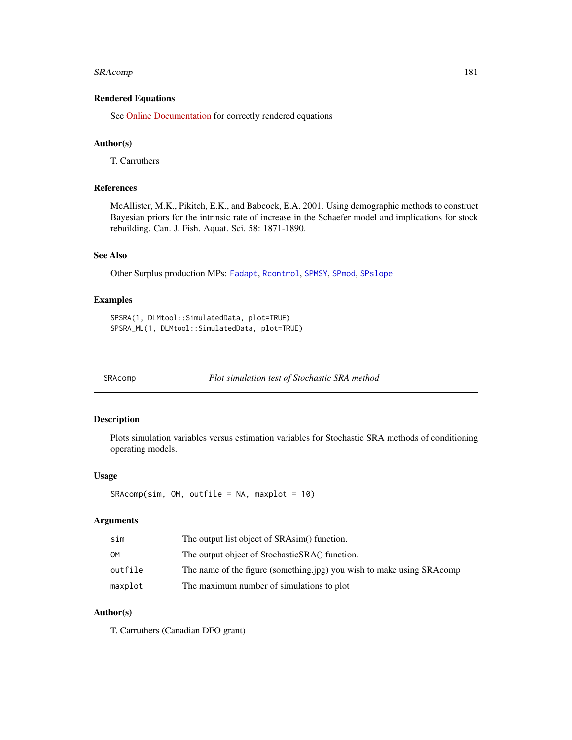### Rendered Equations

See Online Documentation for correctly rendered equations

### Author(s)

T. Carruthers

### References

McAllister, M.K., Pikitch, E.K., and Babcock, E.A. 2001. Using demographic methods to construct Bayesian priors for the intrinsic rate of increase in the Schaefer model and implications for stock rebuilding. Can. J. Fish. Aquat. Sci. 58: 1871-1890.

### See Also

Other Surplus production MPs: `Fadapt`, `Rcontrol`, `SPMSY`, `SPmod`, `SPslope`

### Examples

```
SPSRA(1, DLMtool::SimulatedData, plot=TRUE)
SPSRA_ML(1, DLMtool::SimulatedData, plot=TRUE)
```

---

## SRAcomp — *Plot simulation test of Stochastic SRA method*

### Description

Plots simulation variables versus estimation variables for Stochastic SRA methods of conditioning operating models.

### Usage

```
SRAcomp(sim, OM, outfile = NA, maxplot = 10)
```

### Arguments

| | |
|---|---|
| `sim` | The output list object of SRAsim() function. |
| `OM` | The output object of StochasticSRA() function. |
| `outfile` | The name of the figure (something.jpg) you wish to make using SRAcomp |
| `maxplot` | The maximum number of simulations to plot |

### Author(s)

T. Carruthers (Canadian DFO grant)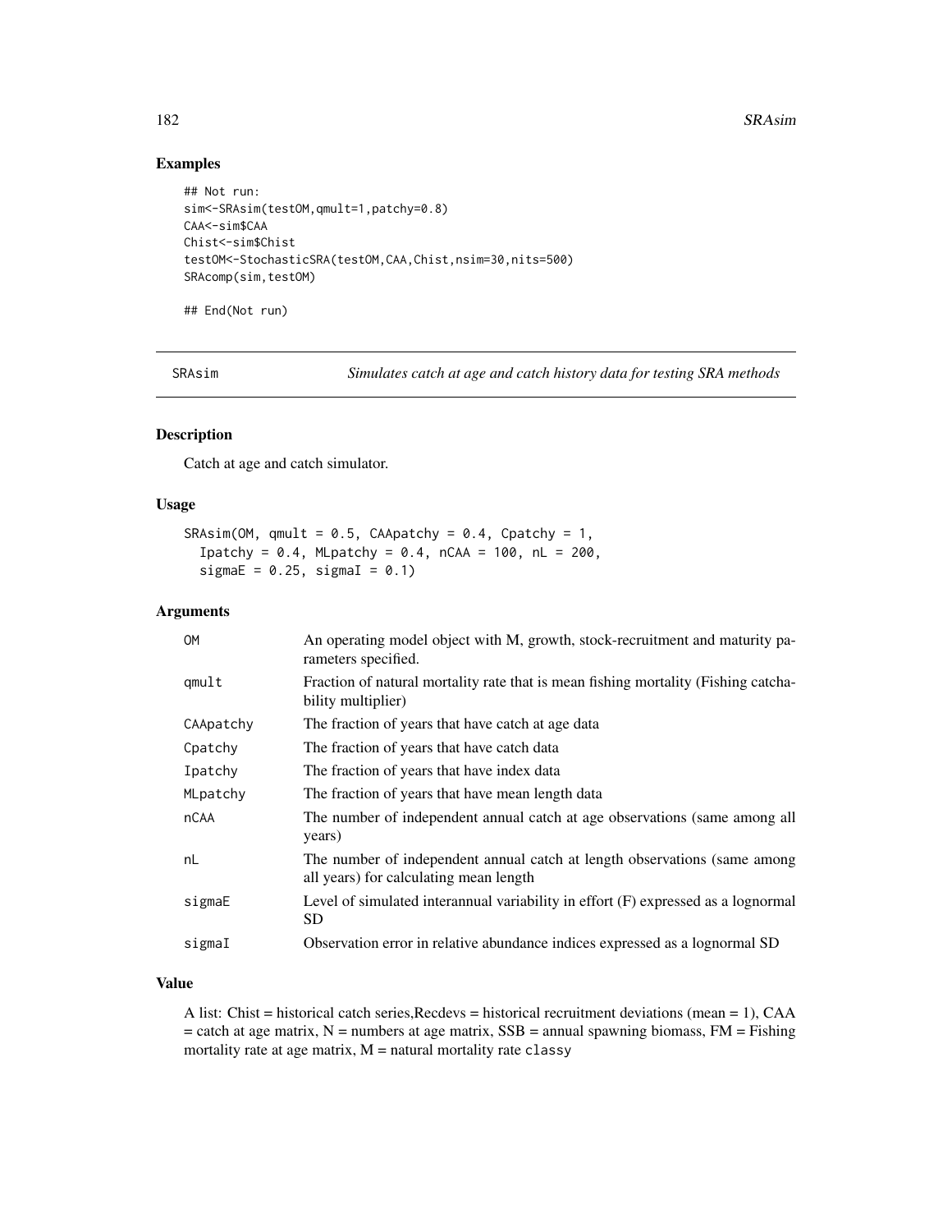## Examples

```
## Not run:
sim<-SRAsim(testOM,qmult=1,patchy=0.8)
CAA<-sim$CAA
Chist<-sim$Chist
testOM<-StochasticSRA(testOM,CAA,Chist,nsim=30,nits=500)
SRAcomp(sim,testOM)

## End(Not run)
```

---

SRAsim *Simulates catch at age and catch history data for testing SRA methods*

---

### Description

Catch at age and catch simulator.

### Usage

```
SRAsim(OM, qmult = 0.5, CAApatchy = 0.4, Cpatchy = 1,
  Ipatchy = 0.4, MLpatchy = 0.4, nCAA = 100, nL = 200,
  sigmaE = 0.25, sigmaI = 0.1)
```

### Arguments

| | |
|---|---|
| OM | An operating model object with M, growth, stock-recruitment and maturity parameters specified. |
| qmult | Fraction of natural mortality rate that is mean fishing mortality (Fishing catchability multiplier) |
| CAApatchy | The fraction of years that have catch at age data |
| Cpatchy | The fraction of years that have catch data |
| Ipatchy | The fraction of years that have index data |
| MLpatchy | The fraction of years that have mean length data |
| nCAA | The number of independent annual catch at age observations (same among all years) |
| nL | The number of independent annual catch at length observations (same among all years) for calculating mean length |
| sigmaE | Level of simulated interannual variability in effort (F) expressed as a lognormal SD |
| sigmaI | Observation error in relative abundance indices expressed as a lognormal SD |

### Value

A list: Chist = historical catch series,Recdevs = historical recruitment deviations (mean = 1), CAA = catch at age matrix, N = numbers at age matrix, SSB = annual spawning biomass, FM = Fishing mortality rate at age matrix, M = natural mortality rate `classy`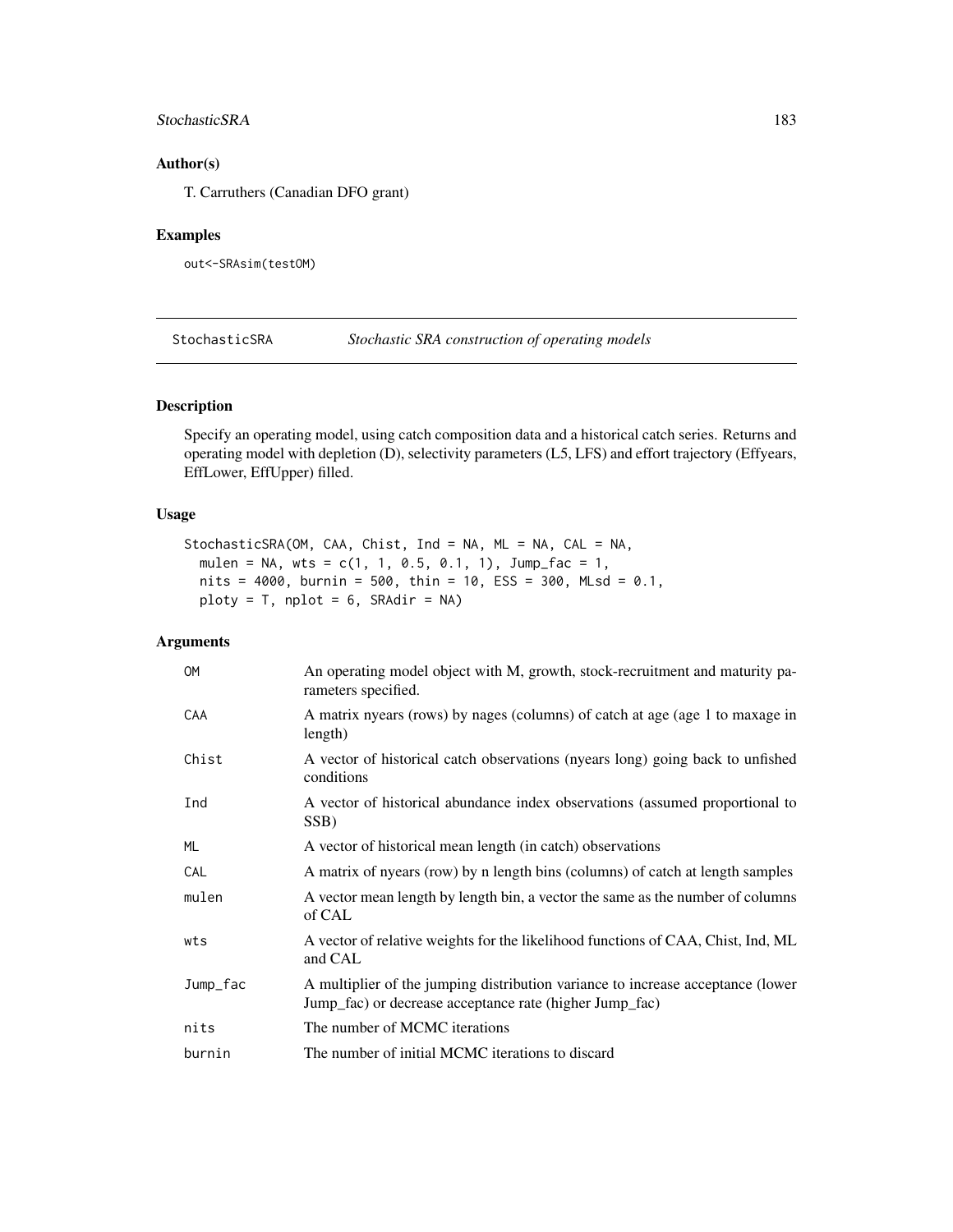## Author(s)

T. Carruthers (Canadian DFO grant)

## Examples

```
out<-SRAsim(testOM)
```

---

# StochasticSRA *Stochastic SRA construction of operating models*

## Description

Specify an operating model, using catch composition data and a historical catch series. Returns and operating model with depletion (D), selectivity parameters (L5, LFS) and effort trajectory (Effyears, EffLower, EffUpper) filled.

## Usage

```
StochasticSRA(OM, CAA, Chist, Ind = NA, ML = NA, CAL = NA,
  mulen = NA, wts = c(1, 1, 0.5, 0.1, 1), Jump_fac = 1,
  nits = 4000, burnin = 500, thin = 10, ESS = 300, MLsd = 0.1,
  ploty = T, nplot = 6, SRAdir = NA)
```

## Arguments

| | |
|---|---|
| OM | An operating model object with M, growth, stock-recruitment and maturity parameters specified. |
| CAA | A matrix nyears (rows) by nages (columns) of catch at age (age 1 to maxage in length) |
| Chist | A vector of historical catch observations (nyears long) going back to unfished conditions |
| Ind | A vector of historical abundance index observations (assumed proportional to SSB) |
| ML | A vector of historical mean length (in catch) observations |
| CAL | A matrix of nyears (row) by n length bins (columns) of catch at length samples |
| mulen | A vector mean length by length bin, a vector the same as the number of columns of CAL |
| wts | A vector of relative weights for the likelihood functions of CAA, Chist, Ind, ML and CAL |
| Jump_fac | A multiplier of the jumping distribution variance to increase acceptance (lower Jump_fac) or decrease acceptance rate (higher Jump_fac) |
| nits | The number of MCMC iterations |
| burnin | The number of initial MCMC iterations to discard |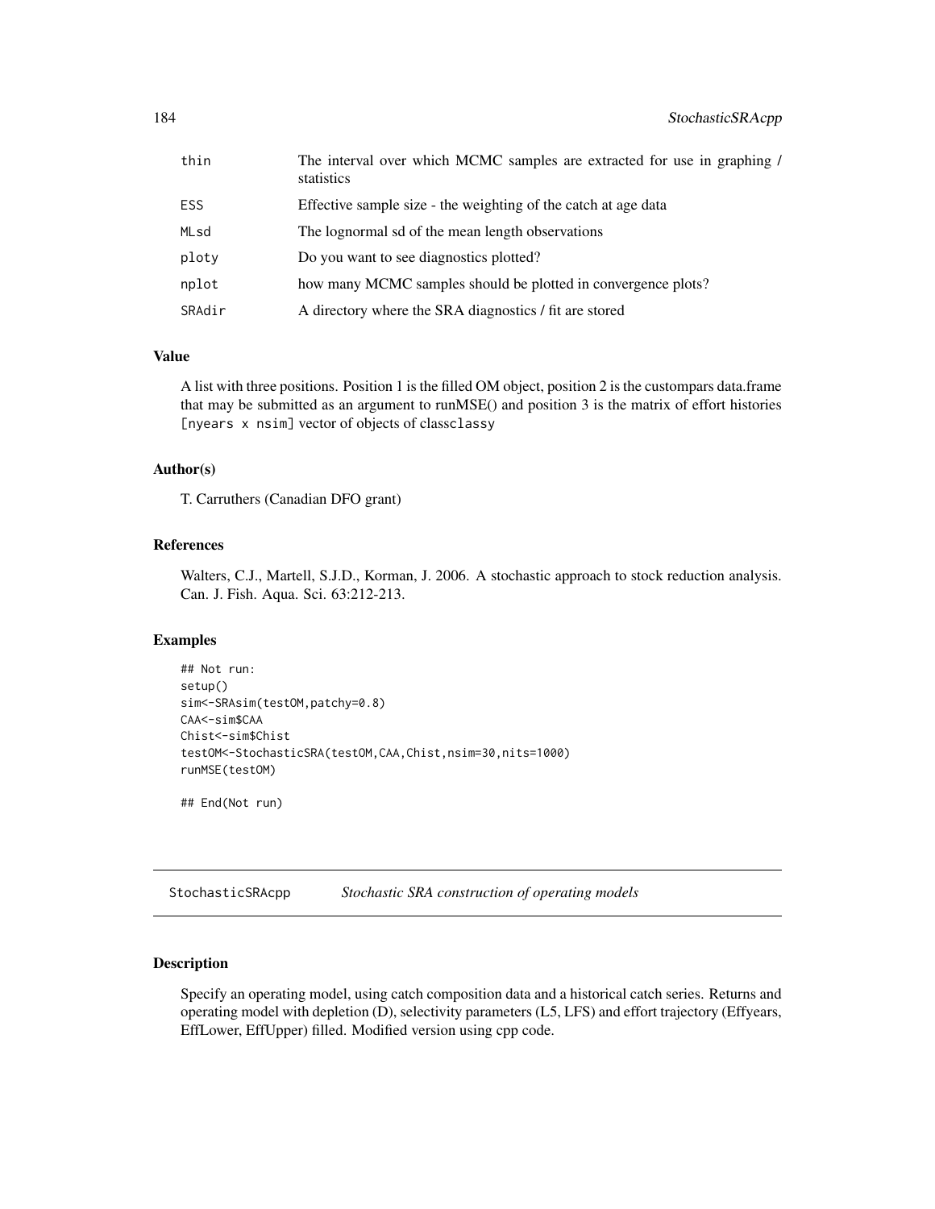| | |
|---|---|
| thin | The interval over which MCMC samples are extracted for use in graphing / statistics |
| ESS | Effective sample size - the weighting of the catch at age data |
| MLsd | The lognormal sd of the mean length observations |
| ploty | Do you want to see diagnostics plotted? |
| nplot | how many MCMC samples should be plotted in convergence plots? |
| SRAdir | A directory where the SRA diagnostics / fit are stored |

### Value

A list with three positions. Position 1 is the filled OM object, position 2 is the custompars data.frame that may be submitted as an argument to runMSE() and position 3 is the matrix of effort histories `[nyears x nsim]` vector of objects of classclassy

### Author(s)

T. Carruthers (Canadian DFO grant)

### References

Walters, C.J., Martell, S.J.D., Korman, J. 2006. A stochastic approach to stock reduction analysis. Can. J. Fish. Aqua. Sci. 63:212-213.

### Examples

```
## Not run:
setup()
sim<-SRAsim(testOM,patchy=0.8)
CAA<-sim$CAA
Chist<-sim$Chist
testOM<-StochasticSRA(testOM,CAA,Chist,nsim=30,nits=1000)
runMSE(testOM)

## End(Not run)
```

## StochasticSRAcpp    *Stochastic SRA construction of operating models*

### Description

Specify an operating model, using catch composition data and a historical catch series. Returns and operating model with depletion (D), selectivity parameters (L5, LFS) and effort trajectory (Effyears, EffLower, EffUpper) filled. Modified version using cpp code.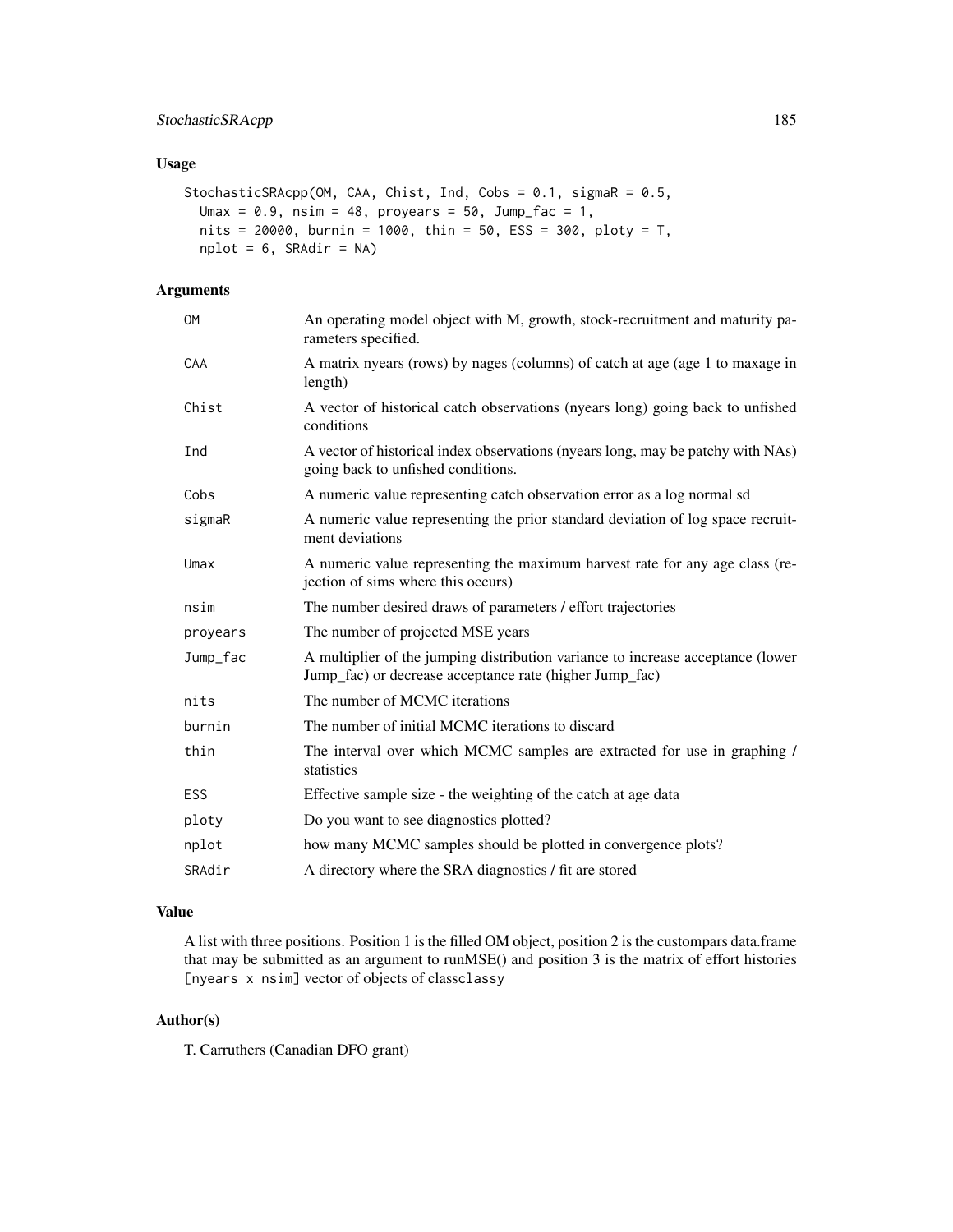## Usage

```
StochasticSRAcpp(OM, CAA, Chist, Ind, Cobs = 0.1, sigmaR = 0.5,
  Umax = 0.9, nsim = 48, proyears = 50, Jump_fac = 1,
  nits = 20000, burnin = 1000, thin = 50, ESS = 300, ploty = T,
  nplot = 6, SRAdir = NA)
```

## Arguments

| | |
|---|---|
| `OM` | An operating model object with M, growth, stock-recruitment and maturity parameters specified. |
| `CAA` | A matrix nyears (rows) by nages (columns) of catch at age (age 1 to maxage in length) |
| `Chist` | A vector of historical catch observations (nyears long) going back to unfished conditions |
| `Ind` | A vector of historical index observations (nyears long, may be patchy with NAs) going back to unfished conditions. |
| `Cobs` | A numeric value representing catch observation error as a log normal sd |
| `sigmaR` | A numeric value representing the prior standard deviation of log space recruitment deviations |
| `Umax` | A numeric value representing the maximum harvest rate for any age class (rejection of sims where this occurs) |
| `nsim` | The number desired draws of parameters / effort trajectories |
| `proyears` | The number of projected MSE years |
| `Jump_fac` | A multiplier of the jumping distribution variance to increase acceptance (lower Jump_fac) or decrease acceptance rate (higher Jump_fac) |
| `nits` | The number of MCMC iterations |
| `burnin` | The number of initial MCMC iterations to discard |
| `thin` | The interval over which MCMC samples are extracted for use in graphing / statistics |
| `ESS` | Effective sample size - the weighting of the catch at age data |
| `ploty` | Do you want to see diagnostics plotted? |
| `nplot` | how many MCMC samples should be plotted in convergence plots? |
| `SRAdir` | A directory where the SRA diagnostics / fit are stored |

## Value

A list with three positions. Position 1 is the filled OM object, position 2 is the custompars data.frame that may be submitted as an argument to runMSE() and position 3 is the matrix of effort histories `[nyears x nsim]` vector of objects of classclassy

## Author(s)

T. Carruthers (Canadian DFO grant)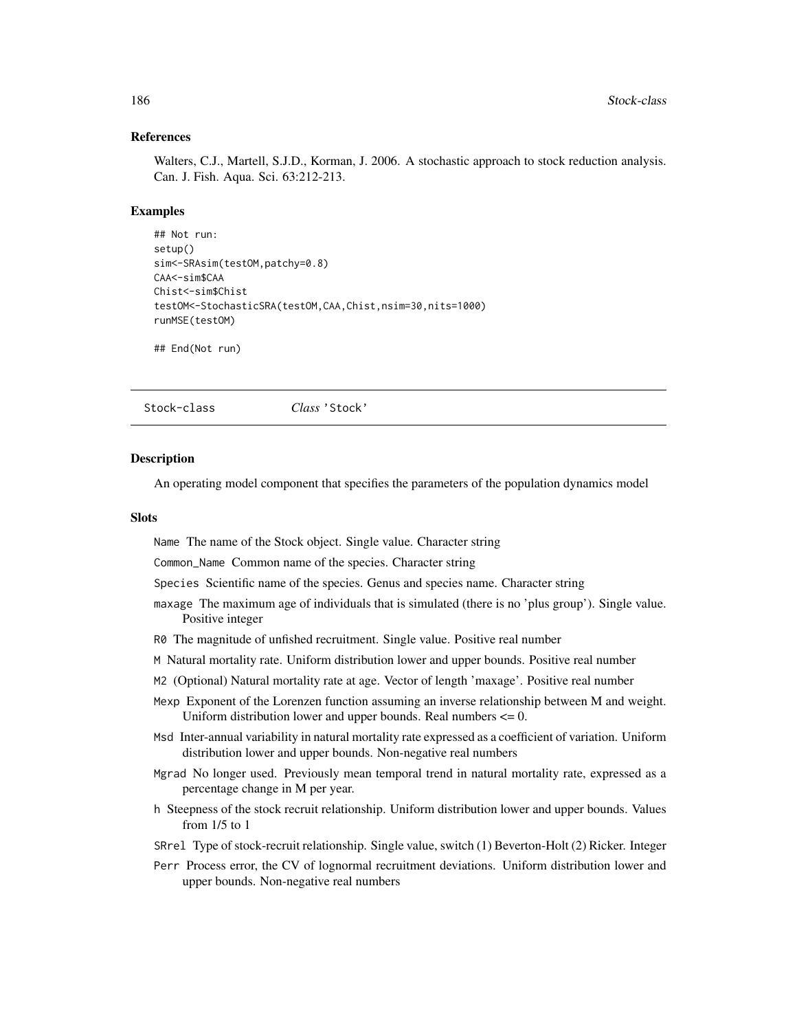### References

Walters, C.J., Martell, S.J.D., Korman, J. 2006. A stochastic approach to stock reduction analysis. Can. J. Fish. Aqua. Sci. 63:212-213.

### Examples

```
## Not run:
setup()
sim<-SRAsim(testOM,patchy=0.8)
CAA<-sim$CAA
Chist<-sim$Chist
testOM<-StochasticSRA(testOM,CAA,Chist,nsim=30,nits=1000)
runMSE(testOM)

## End(Not run)
```

---

## Stock-class — *Class* 'Stock'

### Description

An operating model component that specifies the parameters of the population dynamics model

### Slots

- `Name` The name of the Stock object. Single value. Character string
- `Common_Name` Common name of the species. Character string
- `Species` Scientific name of the species. Genus and species name. Character string
- `maxage` The maximum age of individuals that is simulated (there is no 'plus group'). Single value. Positive integer
- `R0` The magnitude of unfished recruitment. Single value. Positive real number
- `M` Natural mortality rate. Uniform distribution lower and upper bounds. Positive real number
- `M2` (Optional) Natural mortality rate at age. Vector of length 'maxage'. Positive real number
- `Mexp` Exponent of the Lorenzen function assuming an inverse relationship between M and weight. Uniform distribution lower and upper bounds. Real numbers <= 0.
- `Msd` Inter-annual variability in natural mortality rate expressed as a coefficient of variation. Uniform distribution lower and upper bounds. Non-negative real numbers
- `Mgrad` No longer used. Previously mean temporal trend in natural mortality rate, expressed as a percentage change in M per year.
- `h` Steepness of the stock recruit relationship. Uniform distribution lower and upper bounds. Values from 1/5 to 1
- `SRrel` Type of stock-recruit relationship. Single value, switch (1) Beverton-Holt (2) Ricker. Integer
- `Perr` Process error, the CV of lognormal recruitment deviations. Uniform distribution lower and upper bounds. Non-negative real numbers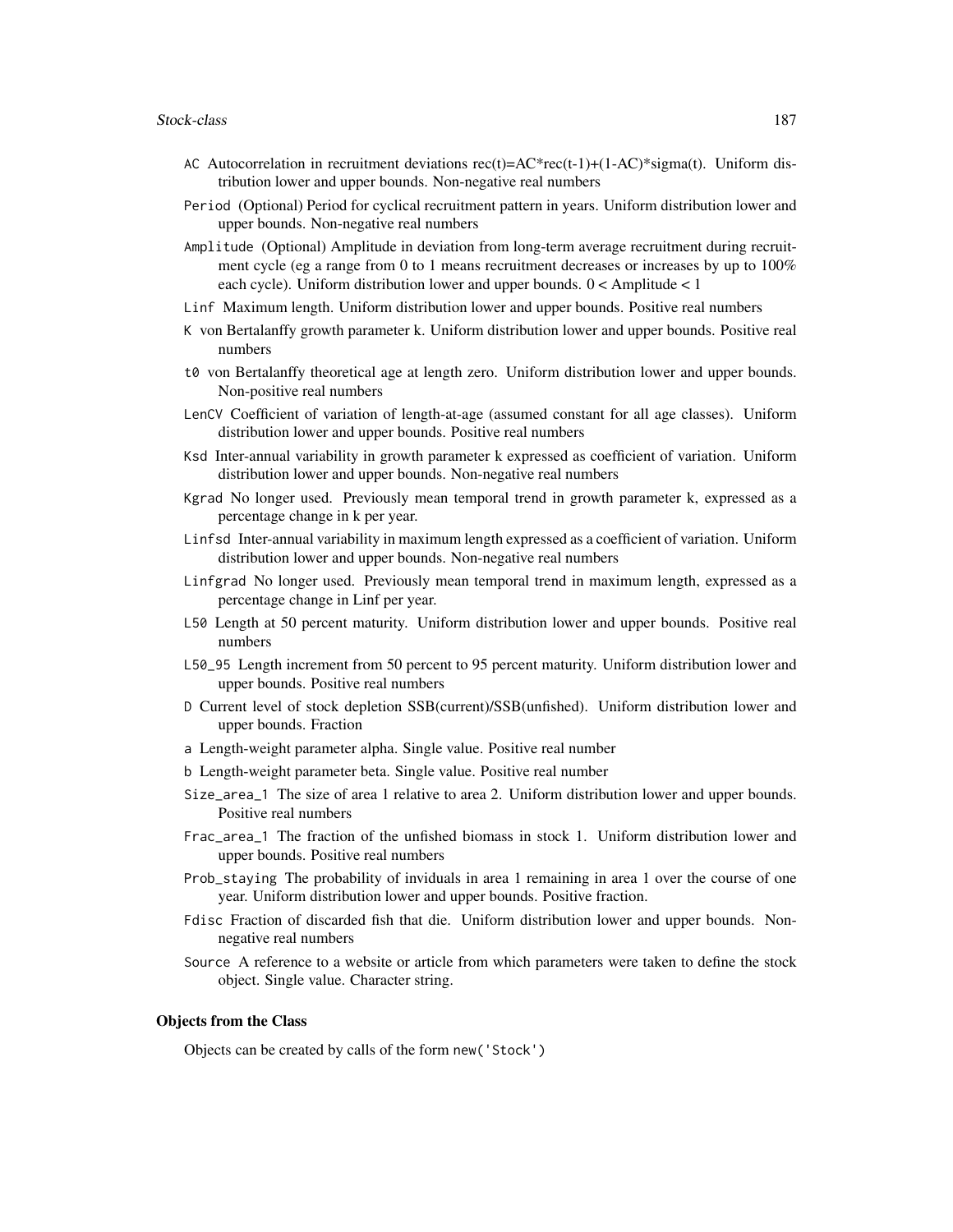AC Autocorrelation in recruitment deviations rec(t)=AC*rec(t-1)+(1-AC)*sigma(t). Uniform distribution lower and upper bounds. Non-negative real numbers

Period (Optional) Period for cyclical recruitment pattern in years. Uniform distribution lower and upper bounds. Non-negative real numbers

Amplitude (Optional) Amplitude in deviation from long-term average recruitment during recruitment cycle (eg a range from 0 to 1 means recruitment decreases or increases by up to 100% each cycle). Uniform distribution lower and upper bounds. $0 <$ Amplitude $< 1$

Linf Maximum length. Uniform distribution lower and upper bounds. Positive real numbers

K von Bertalanffy growth parameter k. Uniform distribution lower and upper bounds. Positive real numbers

t0 von Bertalanffy theoretical age at length zero. Uniform distribution lower and upper bounds. Non-positive real numbers

LenCV Coefficient of variation of length-at-age (assumed constant for all age classes). Uniform distribution lower and upper bounds. Positive real numbers

Ksd Inter-annual variability in growth parameter k expressed as coefficient of variation. Uniform distribution lower and upper bounds. Non-negative real numbers

Kgrad No longer used. Previously mean temporal trend in growth parameter k, expressed as a percentage change in k per year.

Linfsd Inter-annual variability in maximum length expressed as a coefficient of variation. Uniform distribution lower and upper bounds. Non-negative real numbers

Linfgrad No longer used. Previously mean temporal trend in maximum length, expressed as a percentage change in Linf per year.

L50 Length at 50 percent maturity. Uniform distribution lower and upper bounds. Positive real numbers

L50_95 Length increment from 50 percent to 95 percent maturity. Uniform distribution lower and upper bounds. Positive real numbers

D Current level of stock depletion SSB(current)/SSB(unfished). Uniform distribution lower and upper bounds. Fraction

a Length-weight parameter alpha. Single value. Positive real number

b Length-weight parameter beta. Single value. Positive real number

Size_area_1 The size of area 1 relative to area 2. Uniform distribution lower and upper bounds. Positive real numbers

Frac_area_1 The fraction of the unfished biomass in stock 1. Uniform distribution lower and upper bounds. Positive real numbers

Prob_staying The probability of inviduals in area 1 remaining in area 1 over the course of one year. Uniform distribution lower and upper bounds. Positive fraction.

Fdisc Fraction of discarded fish that die. Uniform distribution lower and upper bounds. Non-negative real numbers

Source A reference to a website or article from which parameters were taken to define the stock object. Single value. Character string.

### Objects from the Class

Objects can be created by calls of the form `new('Stock')`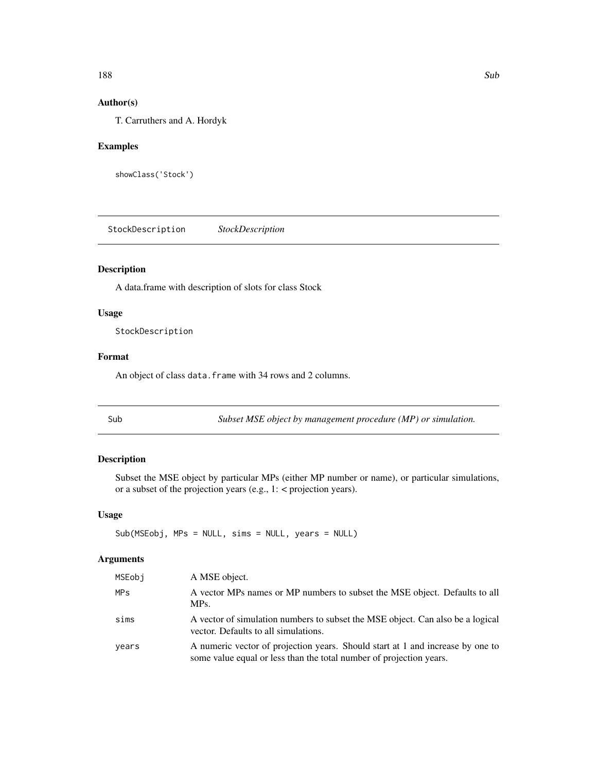## Author(s)

T. Carruthers and A. Hordyk

## Examples

```
showClass('Stock')
```

---

# StockDescription *StockDescription*

## Description

A data.frame with description of slots for class Stock

## Usage

```
StockDescription
```

## Format

An object of class `data.frame` with 34 rows and 2 columns.

---

# Sub *Subset MSE object by management procedure (MP) or simulation.*

## Description

Subset the MSE object by particular MPs (either MP number or name), or particular simulations, or a subset of the projection years (e.g., 1: < projection years).

## Usage

```
Sub(MSEobj, MPs = NULL, sims = NULL, years = NULL)
```

## Arguments

| | |
|---|---|
| `MSEobj` | A MSE object. |
| `MPs` | A vector MPs names or MP numbers to subset the MSE object. Defaults to all MPs. |
| `sims` | A vector of simulation numbers to subset the MSE object. Can also be a logical vector. Defaults to all simulations. |
| `years` | A numeric vector of projection years. Should start at 1 and increase by one to some value equal or less than the total number of projection years. |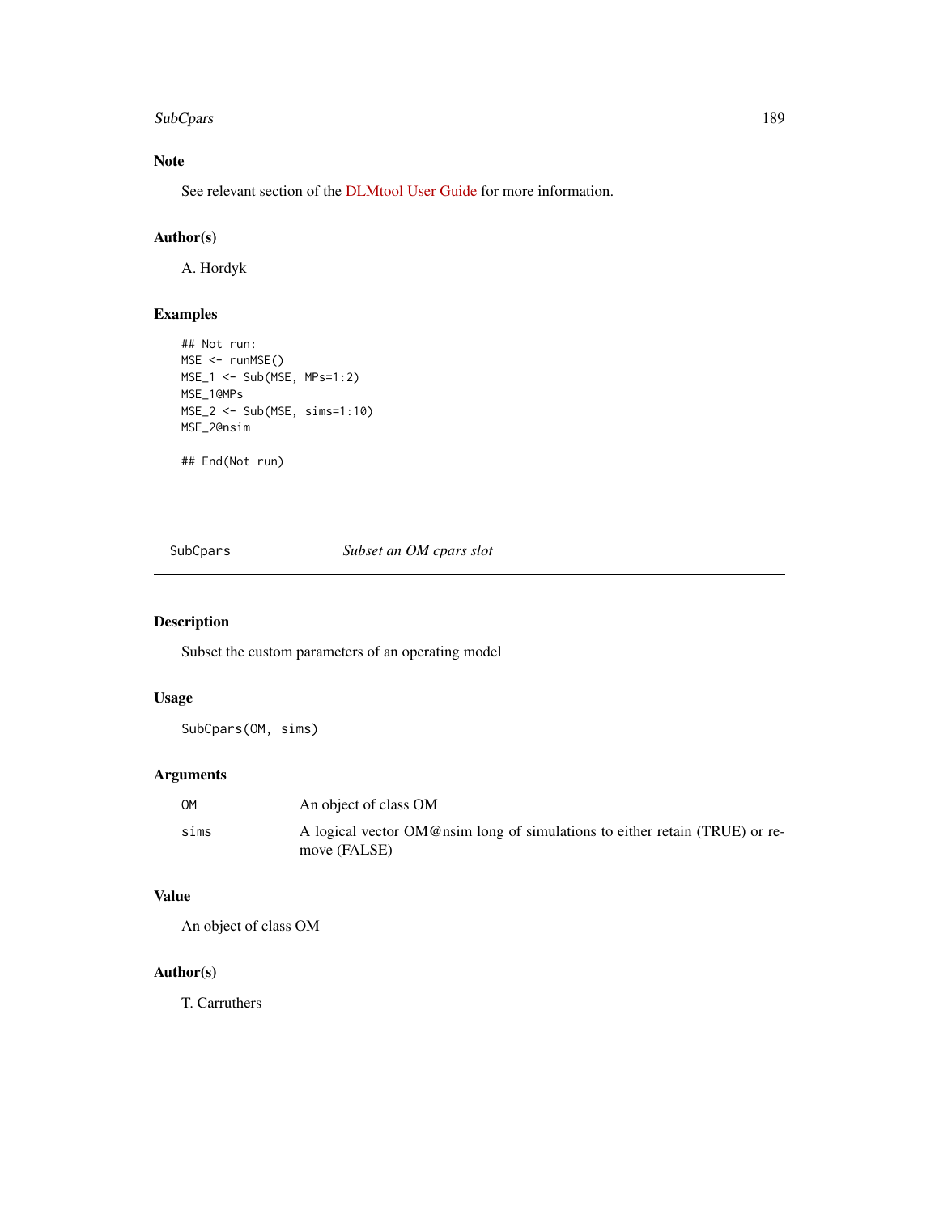### Note

See relevant section of the DLMtool User Guide for more information.

### Author(s)

A. Hordyk

### Examples

```
## Not run:
MSE <- runMSE()
MSE_1 <- Sub(MSE, MPs=1:2)
MSE_1@MPs
MSE_2 <- Sub(MSE, sims=1:10)
MSE_2@nsim

## End(Not run)
```

---

## SubCpars *Subset an OM cpars slot*

---

### Description

Subset the custom parameters of an operating model

### Usage

```
SubCpars(OM, sims)
```

### Arguments

| | |
|---|---|
| OM | An object of class OM |
| sims | A logical vector OM@nsim long of simulations to either retain (TRUE) or remove (FALSE) |

### Value

An object of class OM

### Author(s)

T. Carruthers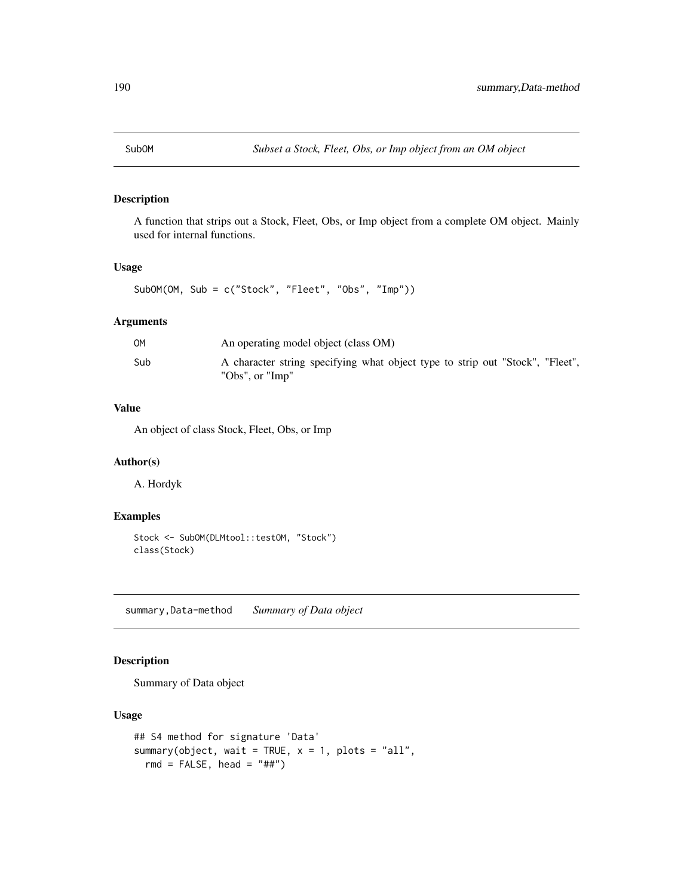## SubOM    *Subset a Stock, Fleet, Obs, or Imp object from an OM object*

### Description

A function that strips out a Stock, Fleet, Obs, or Imp object from a complete OM object. Mainly used for internal functions.

### Usage

```
SubOM(OM, Sub = c("Stock", "Fleet", "Obs", "Imp"))
```

### Arguments

| | |
|---|---|
| OM | An operating model object (class OM) |
| Sub | A character string specifying what object type to strip out "Stock", "Fleet", "Obs", or "Imp" |

### Value

An object of class Stock, Fleet, Obs, or Imp

### Author(s)

A. Hordyk

### Examples

```
Stock <- SubOM(DLMtool::testOM, "Stock")
class(Stock)
```

## summary,Data-method    *Summary of Data object*

### Description

Summary of Data object

### Usage

```
## S4 method for signature 'Data'
summary(object, wait = TRUE, x = 1, plots = "all",
  rmd = FALSE, head = "##")
```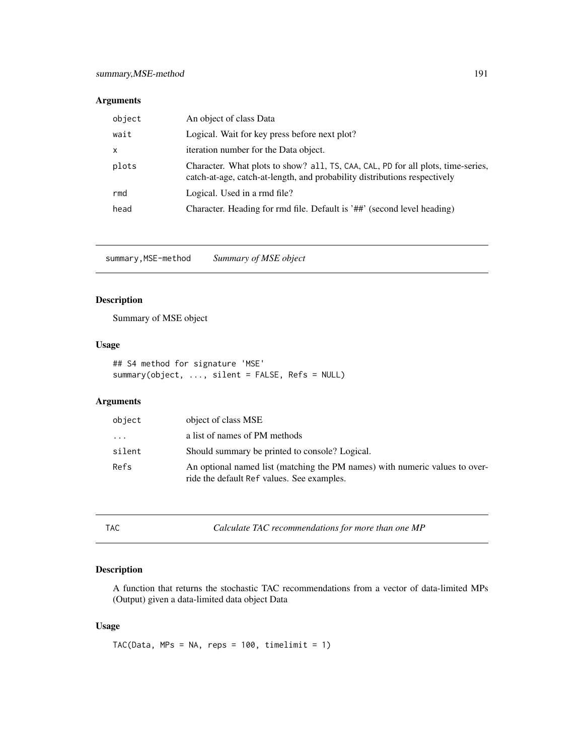## Arguments

| | |
|---|---|
| object | An object of class Data |
| wait | Logical. Wait for key press before next plot? |
| x | iteration number for the Data object. |
| plots | Character. What plots to show? `all`, `TS`, `CAA`, `CAL`, `PD` for all plots, time-series, catch-at-age, catch-at-length, and probability distributions respectively |
| rmd | Logical. Used in a rmd file? |
| head | Character. Heading for rmd file. Default is '##' (second level heading) |

---

`summary,MSE-method` *Summary of MSE object*

---

## Description

Summary of MSE object

## Usage

```
## S4 method for signature 'MSE'
summary(object, ..., silent = FALSE, Refs = NULL)
```

## Arguments

| | |
|---|---|
| object | object of class MSE |
| ... | a list of names of PM methods |
| silent | Should summary be printed to console? Logical. |
| Refs | An optional named list (matching the PM names) with numeric values to override the default `Ref` values. See examples. |

---

`TAC` *Calculate TAC recommendations for more than one MP*

---

## Description

A function that returns the stochastic TAC recommendations from a vector of data-limited MPs (Output) given a data-limited data object Data

## Usage

```
TAC(Data, MPs = NA, reps = 100, timelimit = 1)
```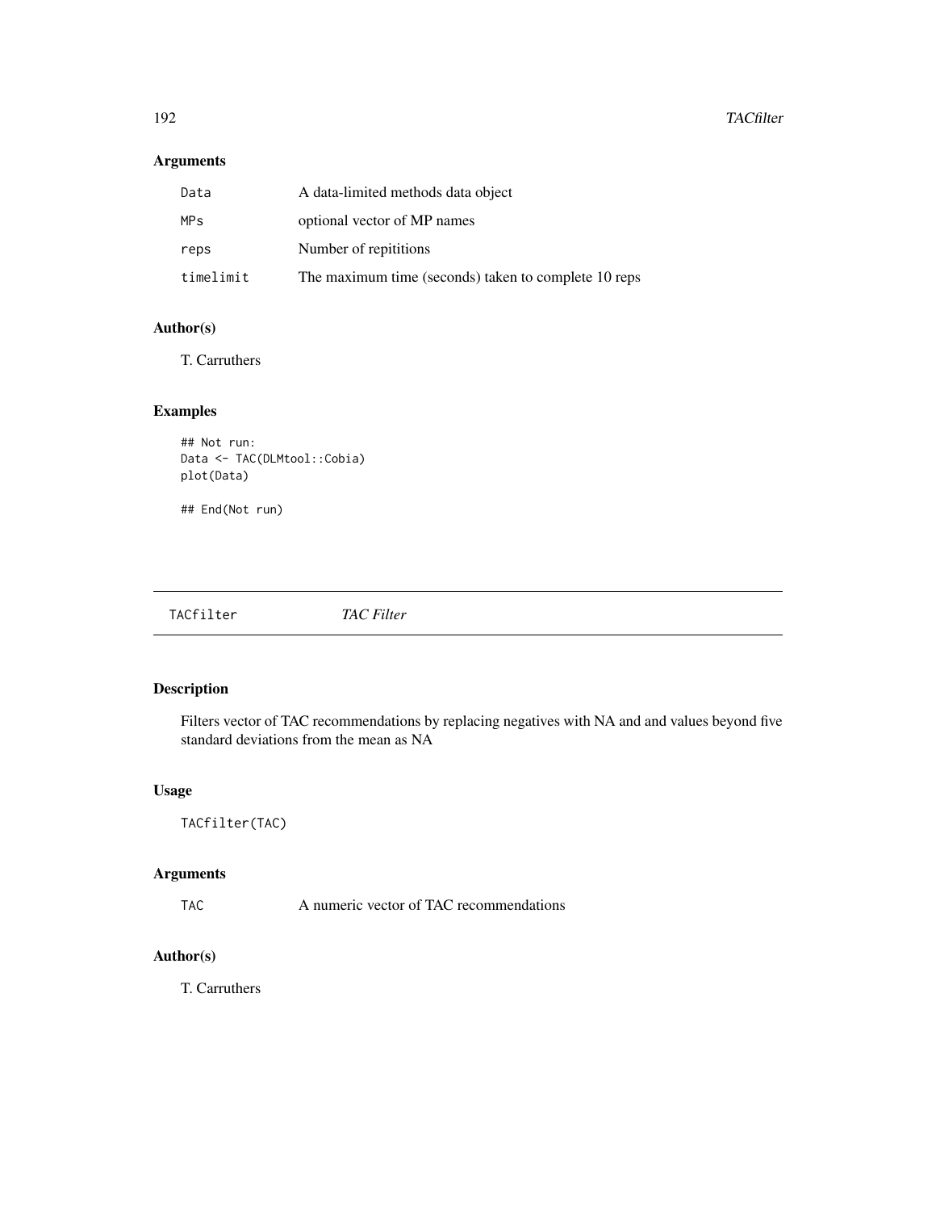## Arguments

| | |
|---|---|
| Data | A data-limited methods data object |
| MPs | optional vector of MP names |
| reps | Number of repititions |
| timelimit | The maximum time (seconds) taken to complete 10 reps |

## Author(s)

T. Carruthers

## Examples

```
## Not run:
Data <- TAC(DLMtool::Cobia)
plot(Data)

## End(Not run)
```

---

# TACfilter *TAC Filter*

---

## Description

Filters vector of TAC recommendations by replacing negatives with NA and and values beyond five standard deviations from the mean as NA

## Usage

```
TACfilter(TAC)
```

## Arguments

| | |
|---|---|
| TAC | A numeric vector of TAC recommendations |

## Author(s)

T. Carruthers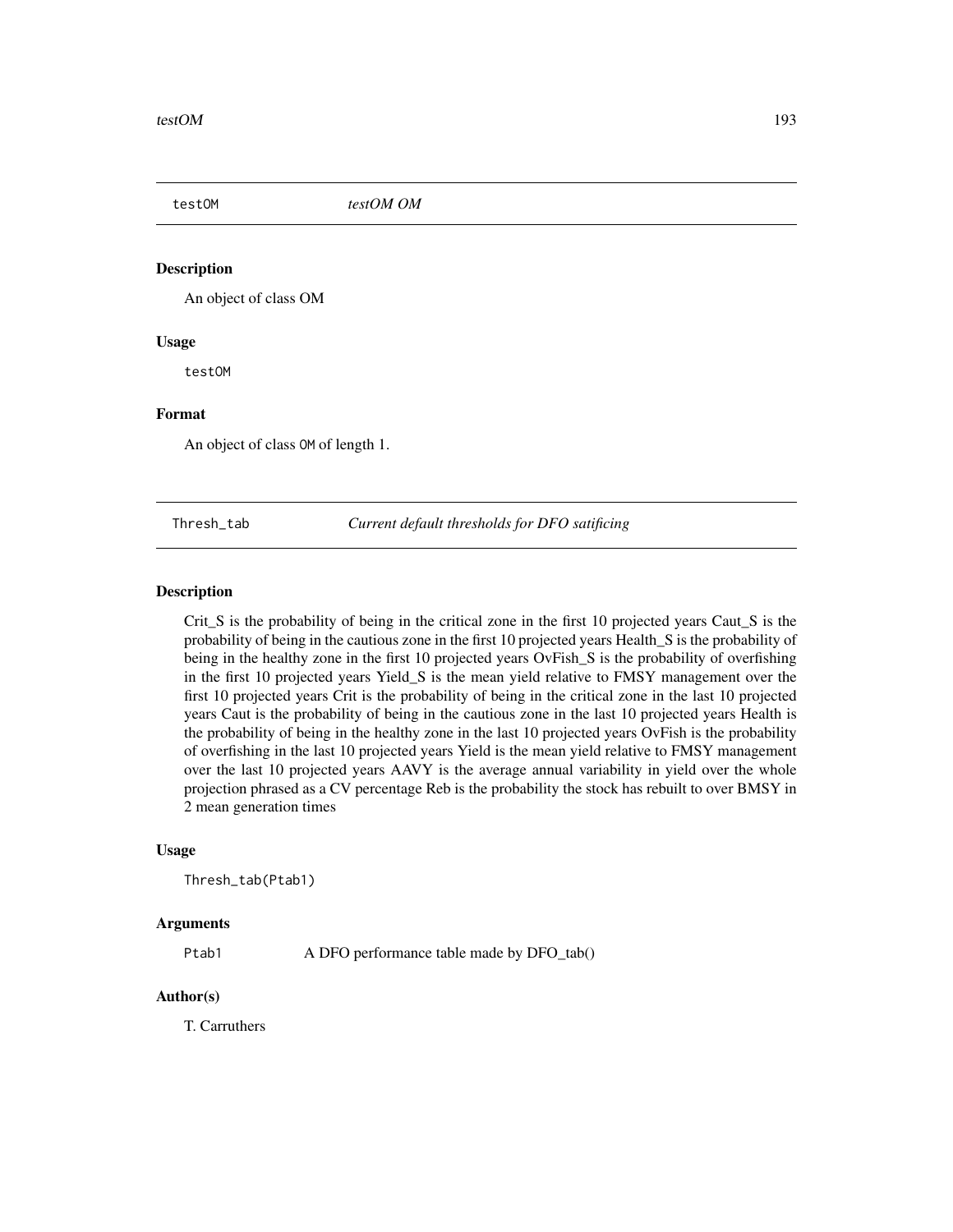## testOM *testOM OM*

### Description

An object of class OM

### Usage

```
testOM
```

### Format

An object of class `OM` of length 1.

## Thresh_tab *Current default thresholds for DFO satificing*

### Description

Crit_S is the probability of being in the critical zone in the first 10 projected years Caut_S is the probability of being in the cautious zone in the first 10 projected years Health_S is the probability of being in the healthy zone in the first 10 projected years OvFish_S is the probability of overfishing in the first 10 projected years Yield_S is the mean yield relative to FMSY management over the first 10 projected years Crit is the probability of being in the critical zone in the last 10 projected years Caut is the probability of being in the cautious zone in the last 10 projected years Health is the probability of being in the healthy zone in the last 10 projected years OvFish is the probability of overfishing in the last 10 projected years Yield is the mean yield relative to FMSY management over the last 10 projected years AAVY is the average annual variability in yield over the whole projection phrased as a CV percentage Reb is the probability the stock has rebuilt to over BMSY in 2 mean generation times

### Usage

```
Thresh_tab(Ptab1)
```

### Arguments

| | |
|---|---|
| Ptab1 | A DFO performance table made by DFO_tab() |

### Author(s)

T. Carruthers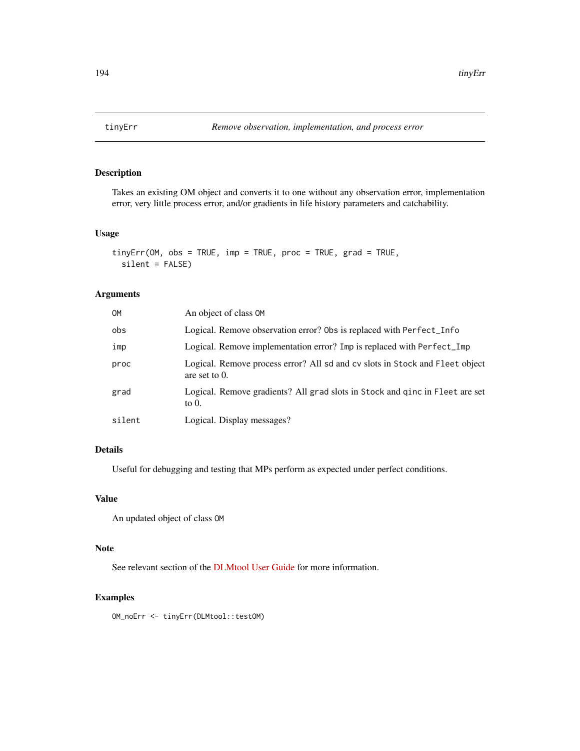tinyErr *Remove observation, implementation, and process error*

## Description

Takes an existing OM object and converts it to one without any observation error, implementation error, very little process error, and/or gradients in life history parameters and catchability.

## Usage

```
tinyErr(OM, obs = TRUE, imp = TRUE, proc = TRUE, grad = TRUE,
  silent = FALSE)
```

## Arguments

| | |
|---|---|
| `OM` | An object of class `OM` |
| `obs` | Logical. Remove observation error? `Obs` is replaced with `Perfect_Info` |
| `imp` | Logical. Remove implementation error? `Imp` is replaced with `Perfect_Imp` |
| `proc` | Logical. Remove process error? All `sd` and `cv` slots in `Stock` and `Fleet` object are set to 0. |
| `grad` | Logical. Remove gradients? All `grad` slots in `Stock` and `qinc` in `Fleet` are set to 0. |
| `silent` | Logical. Display messages? |

## Details

Useful for debugging and testing that MPs perform as expected under perfect conditions.

## Value

An updated object of class `OM`

## Note

See relevant section of the DLMtool User Guide for more information.

## Examples

```
OM_noErr <- tinyErr(DLMtool::testOM)
```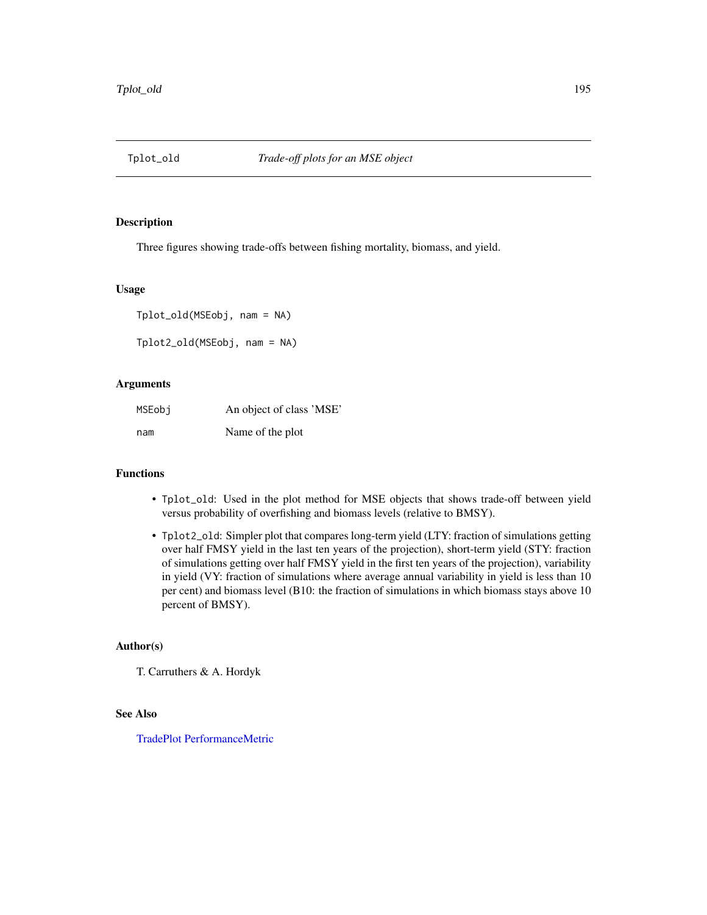# Tplot_old — *Trade-off plots for an MSE object*

## Description

Three figures showing trade-offs between fishing mortality, biomass, and yield.

## Usage

```
Tplot_old(MSEobj, nam = NA)

Tplot2_old(MSEobj, nam = NA)
```

## Arguments

| | |
|---|---|
| MSEobj | An object of class 'MSE' |
| nam | Name of the plot |

## Functions

- `Tplot_old`: Used in the plot method for MSE objects that shows trade-off between yield versus probability of overfishing and biomass levels (relative to BMSY).
- `Tplot2_old`: Simpler plot that compares long-term yield (LTY: fraction of simulations getting over half FMSY yield in the last ten years of the projection), short-term yield (STY: fraction of simulations getting over half FMSY yield in the first ten years of the projection), variability in yield (VY: fraction of simulations where average annual variability in yield is less than 10 per cent) and biomass level (B10: the fraction of simulations in which biomass stays above 10 percent of BMSY).

## Author(s)

T. Carruthers & A. Hordyk

## See Also

TradePlot PerformanceMetric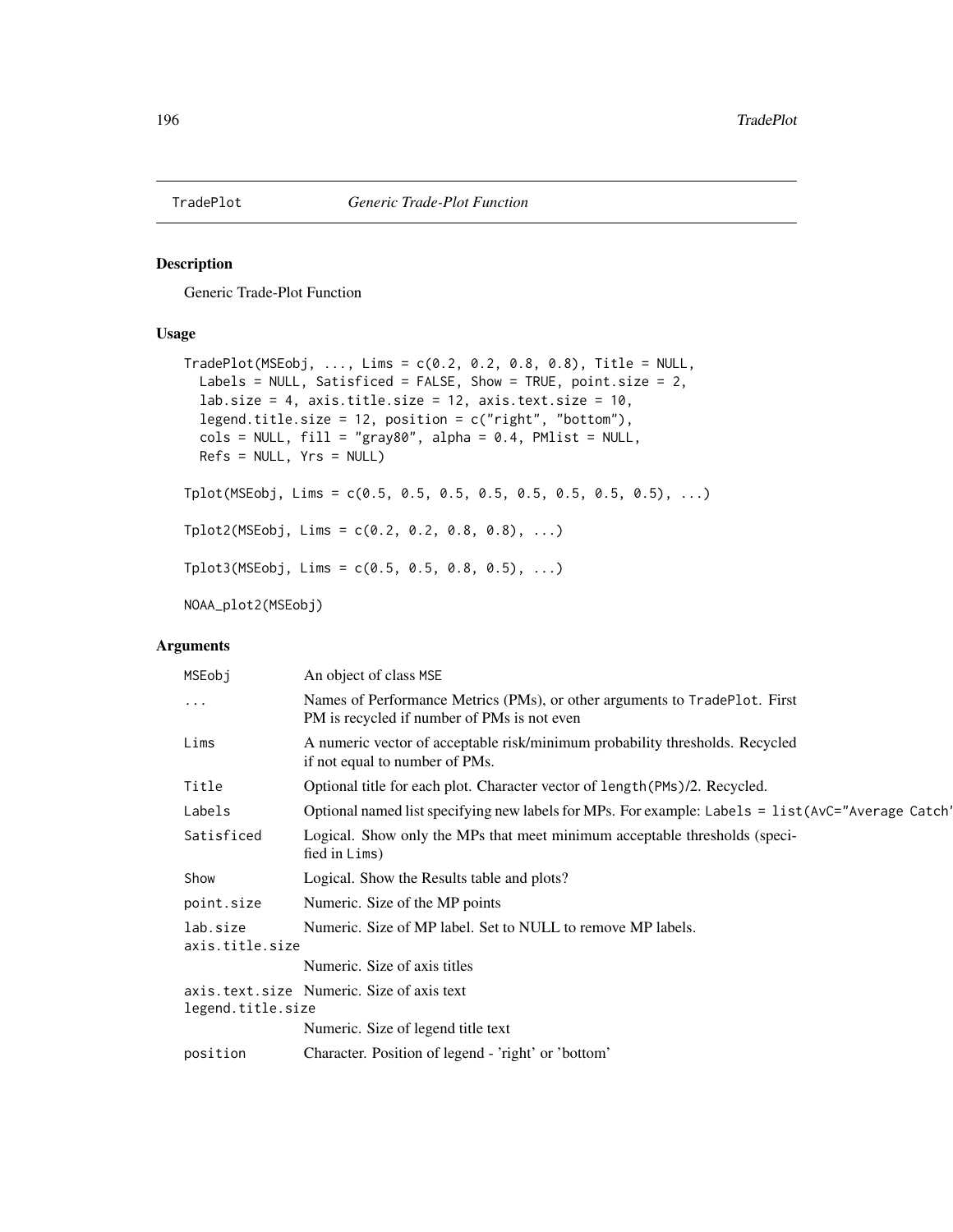## TradePlot *Generic Trade-Plot Function*

### Description

Generic Trade-Plot Function

### Usage

```
TradePlot(MSEobj, ..., Lims = c(0.2, 0.2, 0.8, 0.8), Title = NULL,
  Labels = NULL, Satisficed = FALSE, Show = TRUE, point.size = 2,
  lab.size = 4, axis.title.size = 12, axis.text.size = 10,
  legend.title.size = 12, position = c("right", "bottom"),
  cols = NULL, fill = "gray80", alpha = 0.4, PMlist = NULL,
  Refs = NULL, Yrs = NULL)

Tplot(MSEobj, Lims = c(0.5, 0.5, 0.5, 0.5, 0.5, 0.5, 0.5, 0.5), ...)

Tplot2(MSEobj, Lims = c(0.2, 0.2, 0.8, 0.8), ...)

Tplot3(MSEobj, Lims = c(0.5, 0.5, 0.8, 0.5), ...)

NOAA_plot2(MSEobj)
```

### Arguments

| | |
|---|---|
| `MSEobj` | An object of class `MSE` |
| `...` | Names of Performance Metrics (PMs), or other arguments to `TradePlot`. First PM is recycled if number of PMs is not even |
| `Lims` | A numeric vector of acceptable risk/minimum probability thresholds. Recycled if not equal to number of PMs. |
| `Title` | Optional title for each plot. Character vector of `length(PMs)/2`. Recycled. |
| `Labels` | Optional named list specifying new labels for MPs. For example: `Labels = list(AvC="Average Catch"` |
| `Satisficed` | Logical. Show only the MPs that meet minimum acceptable thresholds (specified in `Lims`) |
| `Show` | Logical. Show the Results table and plots? |
| `point.size` | Numeric. Size of the MP points |
| `lab.size` | Numeric. Size of MP label. Set to NULL to remove MP labels. |
| `axis.title.size` | Numeric. Size of axis titles |
| `axis.text.size` | Numeric. Size of axis text |
| `legend.title.size` | Numeric. Size of legend title text |
| `position` | Character. Position of legend - 'right' or 'bottom' |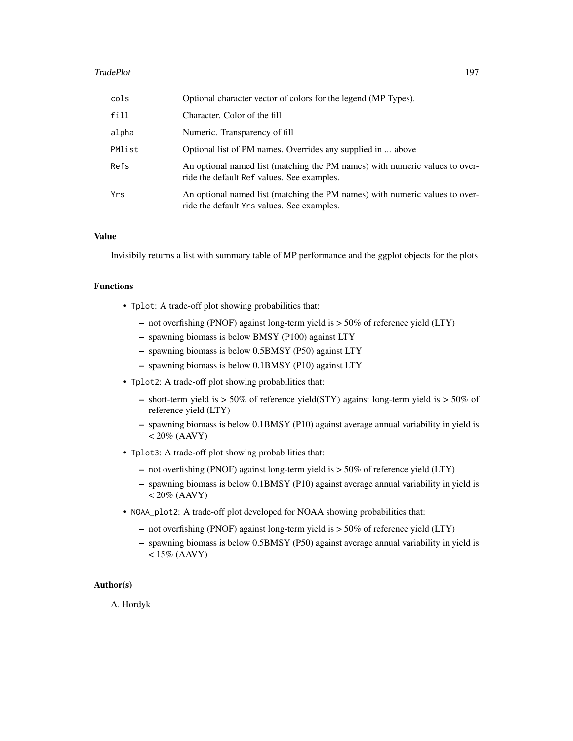| | |
|---|---|
| `cols` | Optional character vector of colors for the legend (MP Types). |
| `fill` | Character. Color of the fill |
| `alpha` | Numeric. Transparency of fill |
| `PMlist` | Optional list of PM names. Overrides any supplied in ... above |
| `Refs` | An optional named list (matching the PM names) with numeric values to override the default `Ref` values. See examples. |
| `Yrs` | An optional named list (matching the PM names) with numeric values to override the default `Yrs` values. See examples. |

## Value

Invisibily returns a list with summary table of MP performance and the ggplot objects for the plots

## Functions

- `Tplot`: A trade-off plot showing probabilities that:
  - not overfishing (PNOF) against long-term yield is > 50% of reference yield (LTY)
  - spawning biomass is below BMSY (P100) against LTY
  - spawning biomass is below 0.5BMSY (P50) against LTY
  - spawning biomass is below 0.1BMSY (P10) against LTY
- `Tplot2`: A trade-off plot showing probabilities that:
  - short-term yield is > 50% of reference yield(STY) against long-term yield is > 50% of reference yield (LTY)
  - spawning biomass is below 0.1BMSY (P10) against average annual variability in yield is < 20% (AAVY)
- `Tplot3`: A trade-off plot showing probabilities that:
  - not overfishing (PNOF) against long-term yield is > 50% of reference yield (LTY)
  - spawning biomass is below 0.1BMSY (P10) against average annual variability in yield is < 20% (AAVY)
- `NOAA_plot2`: A trade-off plot developed for NOAA showing probabilities that:
  - not overfishing (PNOF) against long-term yield is > 50% of reference yield (LTY)
  - spawning biomass is below 0.5BMSY (P50) against average annual variability in yield is < 15% (AAVY)

## Author(s)

A. Hordyk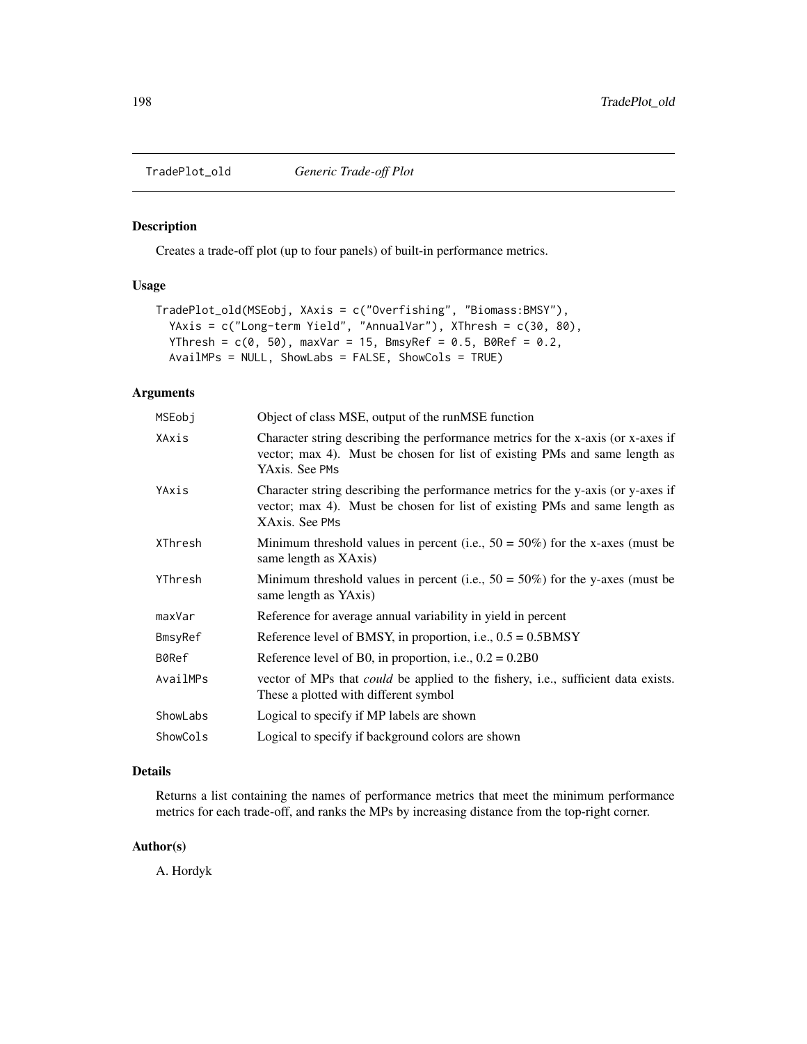TradePlot_old *Generic Trade-off Plot*

## Description

Creates a trade-off plot (up to four panels) of built-in performance metrics.

## Usage

```
TradePlot_old(MSEobj, XAxis = c("Overfishing", "Biomass:BMSY"),
  YAxis = c("Long-term Yield", "AnnualVar"), XThresh = c(30, 80),
  YThresh = c(0, 50), maxVar = 15, BmsyRef = 0.5, B0Ref = 0.2,
  AvailMPs = NULL, ShowLabs = FALSE, ShowCols = TRUE)
```

## Arguments

| | |
|---|---|
| MSEobj | Object of class MSE, output of the runMSE function |
| XAxis | Character string describing the performance metrics for the x-axis (or x-axes if vector; max 4). Must be chosen for list of existing PMs and same length as YAxis. See PMs |
| YAxis | Character string describing the performance metrics for the y-axis (or y-axes if vector; max 4). Must be chosen for list of existing PMs and same length as XAxis. See PMs |
| XThresh | Minimum threshold values in percent (i.e., 50 = 50%) for the x-axes (must be same length as XAxis) |
| YThresh | Minimum threshold values in percent (i.e., 50 = 50%) for the y-axes (must be same length as YAxis) |
| maxVar | Reference for average annual variability in yield in percent |
| BmsyRef | Reference level of BMSY, in proportion, i.e., 0.5 = 0.5BMSY |
| B0Ref | Reference level of B0, in proportion, i.e., 0.2 = 0.2B0 |
| AvailMPs | vector of MPs that *could* be applied to the fishery, i.e., sufficient data exists. These a plotted with different symbol |
| ShowLabs | Logical to specify if MP labels are shown |
| ShowCols | Logical to specify if background colors are shown |

## Details

Returns a list containing the names of performance metrics that meet the minimum performance metrics for each trade-off, and ranks the MPs by increasing distance from the top-right corner.

## Author(s)

A. Hordyk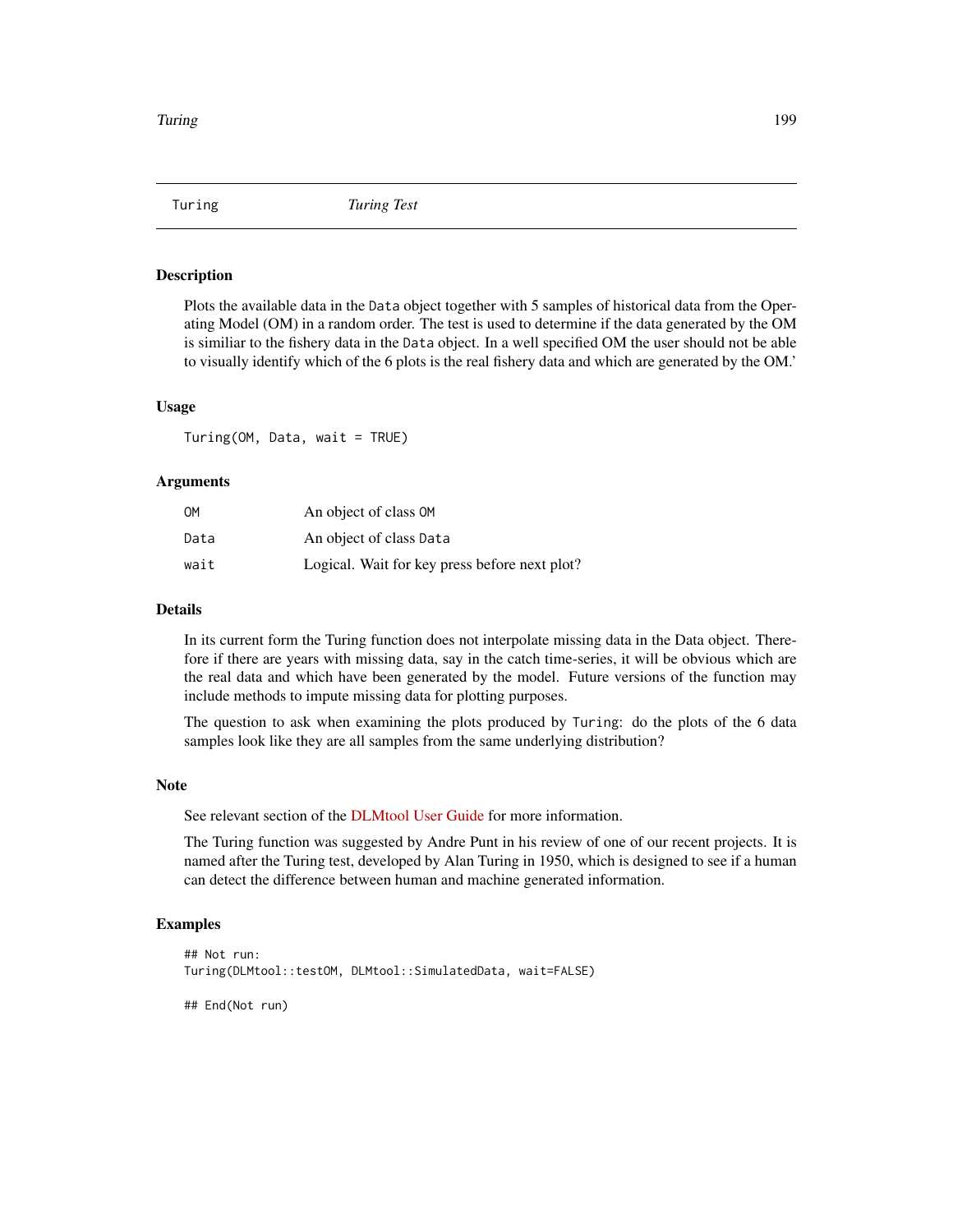## Turing — *Turing Test*

### Description

Plots the available data in the `Data` object together with 5 samples of historical data from the Operating Model (OM) in a random order. The test is used to determine if the data generated by the OM is similiar to the fishery data in the `Data` object. In a well specified OM the user should not be able to visually identify which of the 6 plots is the real fishery data and which are generated by the OM.'

### Usage

```
Turing(OM, Data, wait = TRUE)
```

### Arguments

| | |
|---|---|
| `OM` | An object of class `OM` |
| `Data` | An object of class `Data` |
| `wait` | Logical. Wait for key press before next plot? |

### Details

In its current form the Turing function does not interpolate missing data in the Data object. Therefore if there are years with missing data, say in the catch time-series, it will be obvious which are the real data and which have been generated by the model. Future versions of the function may include methods to impute missing data for plotting purposes.

The question to ask when examining the plots produced by `Turing`: do the plots of the 6 data samples look like they are all samples from the same underlying distribution?

### Note

See relevant section of the DLMtool User Guide for more information.

The Turing function was suggested by Andre Punt in his review of one of our recent projects. It is named after the Turing test, developed by Alan Turing in 1950, which is designed to see if a human can detect the difference between human and machine generated information.

### Examples

```
## Not run:
Turing(DLMtool::testOM, DLMtool::SimulatedData, wait=FALSE)

## End(Not run)
```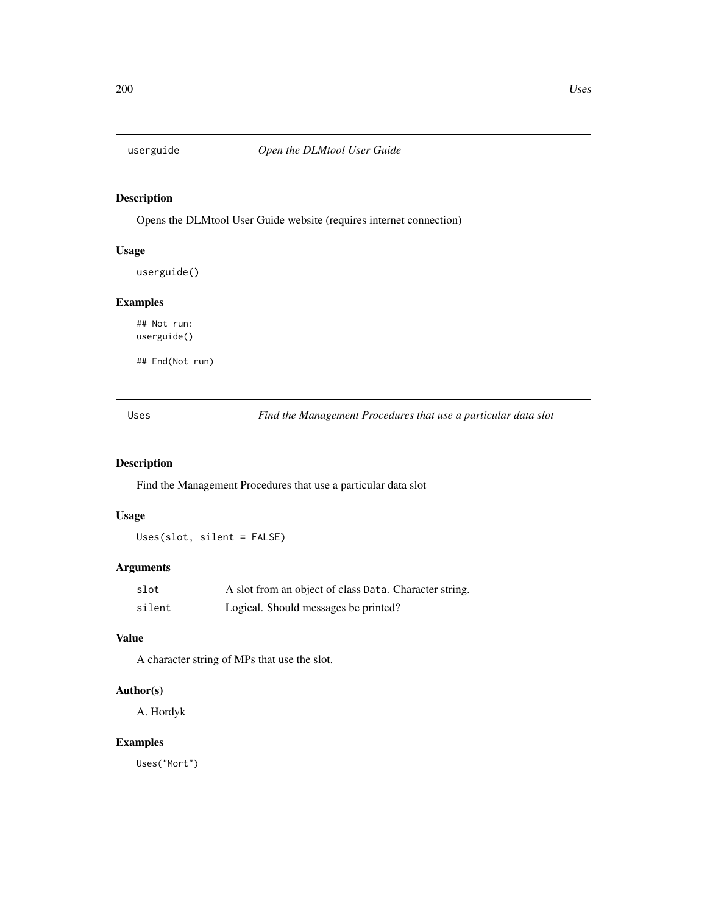## userguide *Open the DLMtool User Guide*

### Description

Opens the DLMtool User Guide website (requires internet connection)

### Usage

```
userguide()
```

### Examples

```
## Not run:
userguide()

## End(Not run)
```

## Uses *Find the Management Procedures that use a particular data slot*

### Description

Find the Management Procedures that use a particular data slot

### Usage

```
Uses(slot, silent = FALSE)
```

### Arguments

| | |
|---|---|
| slot | A slot from an object of class Data. Character string. |
| silent | Logical. Should messages be printed? |

### Value

A character string of MPs that use the slot.

### Author(s)

A. Hordyk

### Examples

```
Uses("Mort")
```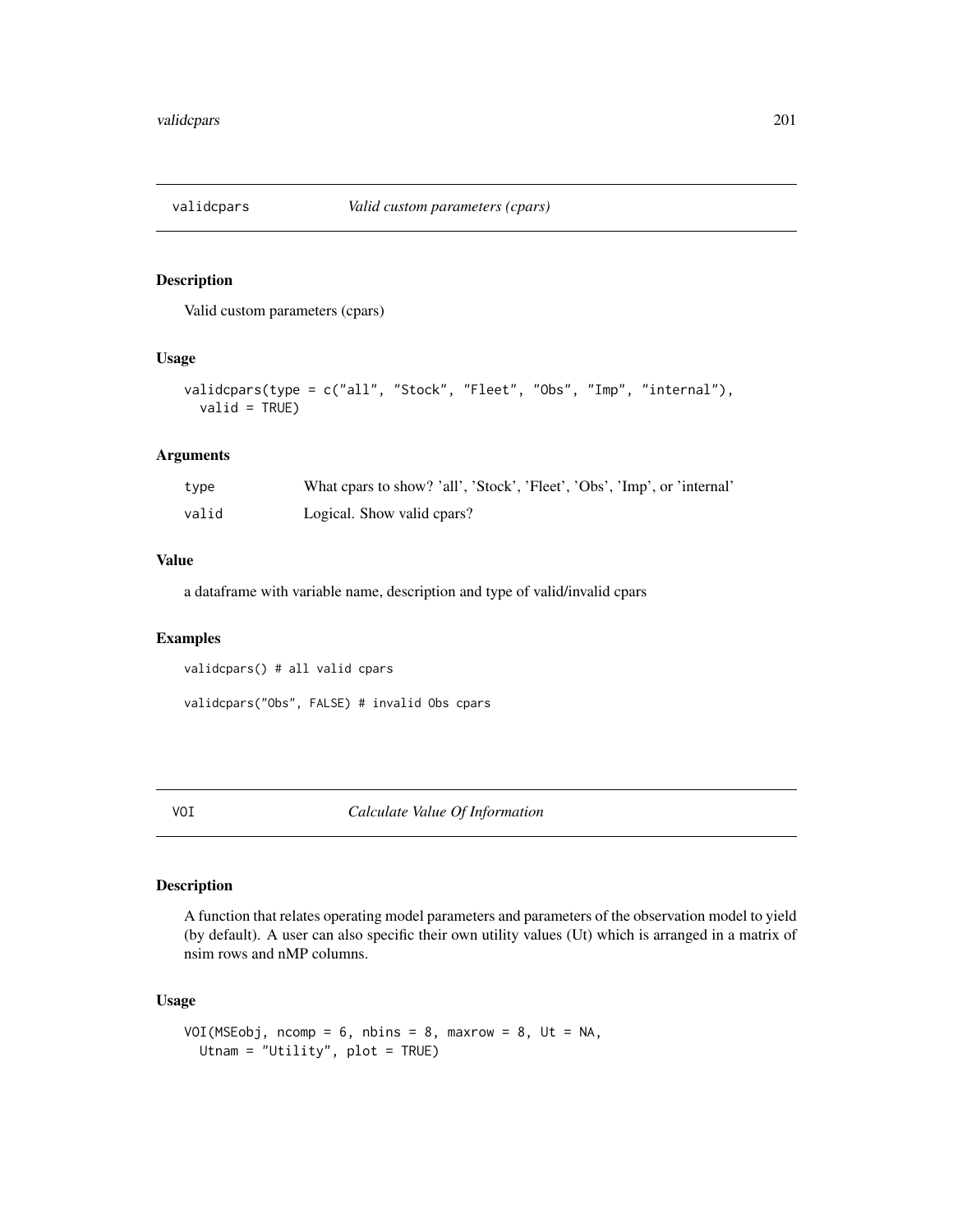## validcpars — *Valid custom parameters (cpars)*

### Description

Valid custom parameters (cpars)

### Usage

```
validcpars(type = c("all", "Stock", "Fleet", "Obs", "Imp", "internal"),
  valid = TRUE)
```

### Arguments

| | |
|---|---|
| type | What cpars to show? 'all', 'Stock', 'Fleet', 'Obs', 'Imp', or 'internal' |
| valid | Logical. Show valid cpars? |

### Value

a dataframe with variable name, description and type of valid/invalid cpars

### Examples

```
validcpars() # all valid cpars

validcpars("Obs", FALSE) # invalid Obs cpars
```

## VOI — *Calculate Value Of Information*

### Description

A function that relates operating model parameters and parameters of the observation model to yield (by default). A user can also specific their own utility values (Ut) which is arranged in a matrix of nsim rows and nMP columns.

### Usage

```
VOI(MSEobj, ncomp = 6, nbins = 8, maxrow = 8, Ut = NA,
  Utnam = "Utility", plot = TRUE)
```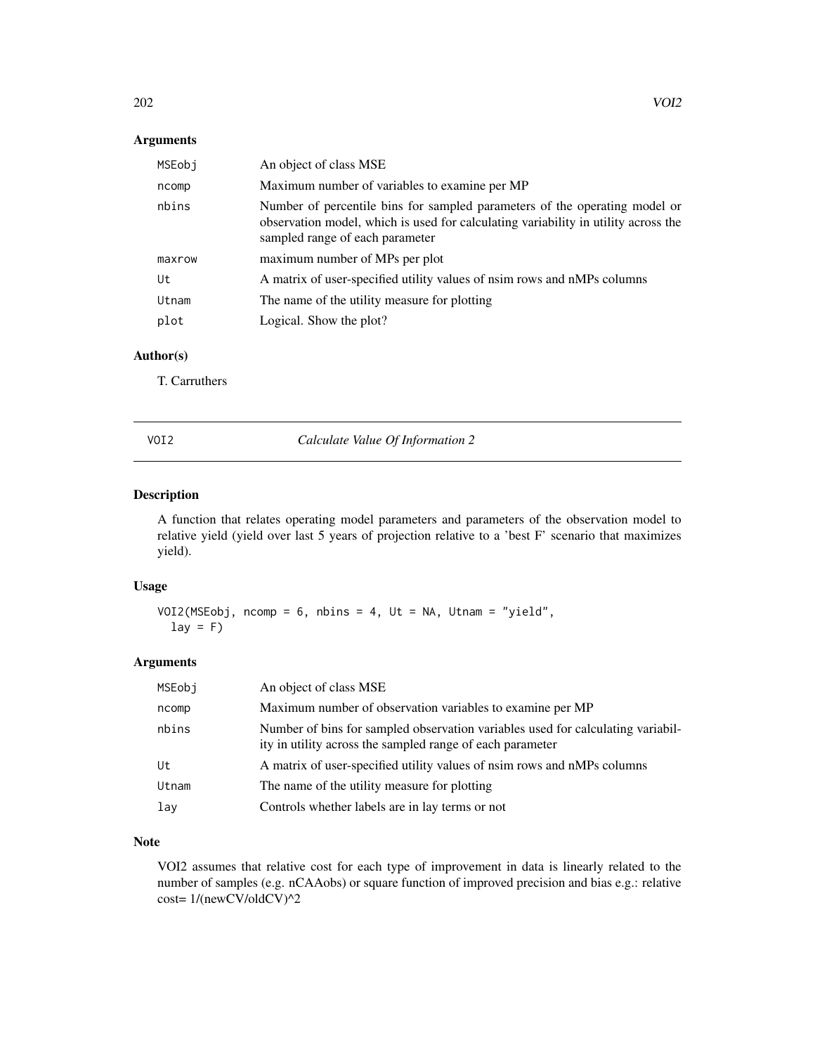## Arguments

| | |
|---|---|
| MSEobj | An object of class MSE |
| ncomp | Maximum number of variables to examine per MP |
| nbins | Number of percentile bins for sampled parameters of the operating model or observation model, which is used for calculating variability in utility across the sampled range of each parameter |
| maxrow | maximum number of MPs per plot |
| Ut | A matrix of user-specified utility values of nsim rows and nMPs columns |
| Utnam | The name of the utility measure for plotting |
| plot | Logical. Show the plot? |

## Author(s)

T. Carruthers

---

# VOI2 — *Calculate Value Of Information 2*

## Description

A function that relates operating model parameters and parameters of the observation model to relative yield (yield over last 5 years of projection relative to a 'best F' scenario that maximizes yield).

## Usage

```
VOI2(MSEobj, ncomp = 6, nbins = 4, Ut = NA, Utnam = "yield",
  lay = F)
```

## Arguments

| | |
|---|---|
| MSEobj | An object of class MSE |
| ncomp | Maximum number of observation variables to examine per MP |
| nbins | Number of bins for sampled observation variables used for calculating variability in utility across the sampled range of each parameter |
| Ut | A matrix of user-specified utility values of nsim rows and nMPs columns |
| Utnam | The name of the utility measure for plotting |
| lay | Controls whether labels are in lay terms or not |

## Note

VOI2 assumes that relative cost for each type of improvement in data is linearly related to the number of samples (e.g. nCAAobs) or square function of improved precision and bias e.g.: relative cost= 1/(newCV/oldCV)^2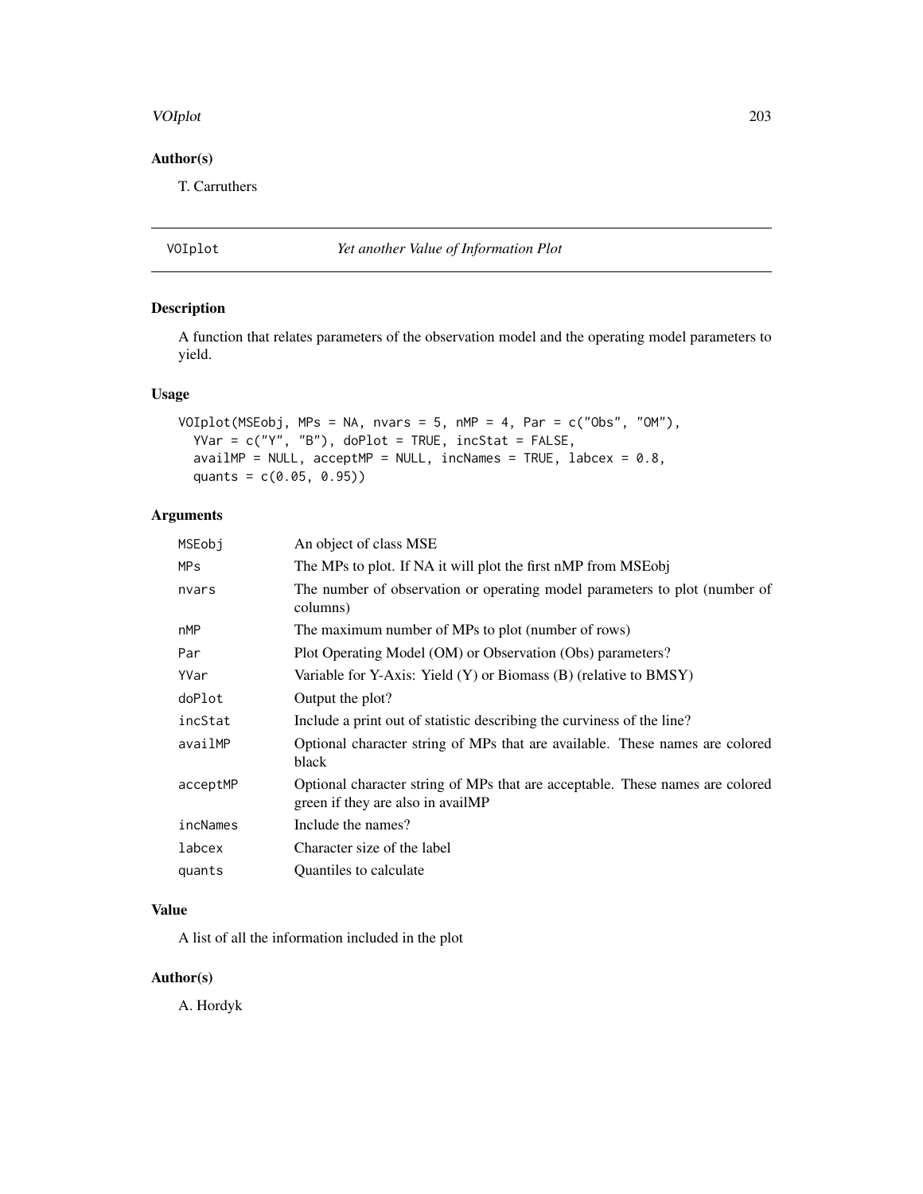## Author(s)

T. Carruthers

---

## VOIplot — *Yet another Value of Information Plot*

### Description

A function that relates parameters of the observation model and the operating model parameters to yield.

### Usage

```
VOIplot(MSEobj, MPs = NA, nvars = 5, nMP = 4, Par = c("Obs", "OM"),
  YVar = c("Y", "B"), doPlot = TRUE, incStat = FALSE,
  availMP = NULL, acceptMP = NULL, incNames = TRUE, labcex = 0.8,
  quants = c(0.05, 0.95))
```

### Arguments

| | |
|---|---|
| `MSEobj` | An object of class MSE |
| `MPs` | The MPs to plot. If NA it will plot the first nMP from MSEobj |
| `nvars` | The number of observation or operating model parameters to plot (number of columns) |
| `nMP` | The maximum number of MPs to plot (number of rows) |
| `Par` | Plot Operating Model (OM) or Observation (Obs) parameters? |
| `YVar` | Variable for Y-Axis: Yield (Y) or Biomass (B) (relative to BMSY) |
| `doPlot` | Output the plot? |
| `incStat` | Include a print out of statistic describing the curviness of the line? |
| `availMP` | Optional character string of MPs that are available. These names are colored black |
| `acceptMP` | Optional character string of MPs that are acceptable. These names are colored green if they are also in availMP |
| `incNames` | Include the names? |
| `labcex` | Character size of the label |
| `quants` | Quantiles to calculate |

### Value

A list of all the information included in the plot

### Author(s)

A. Hordyk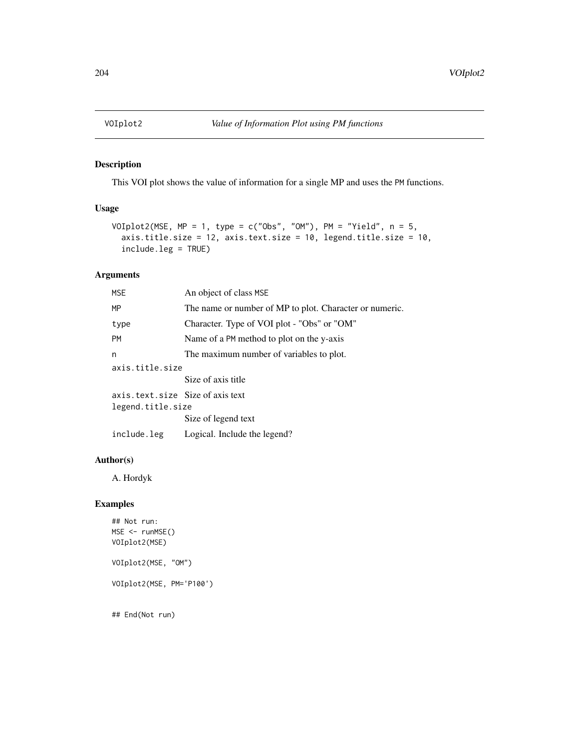# VOIplot2 — *Value of Information Plot using PM functions*

## Description

This VOI plot shows the value of information for a single MP and uses the PM functions.

## Usage

```
VOIplot2(MSE, MP = 1, type = c("Obs", "OM"), PM = "Yield", n = 5,
  axis.title.size = 12, axis.text.size = 10, legend.title.size = 10,
  include.leg = TRUE)
```

## Arguments

| Argument | Description |
|---|---|
| MSE | An object of class MSE |
| MP | The name or number of MP to plot. Character or numeric. |
| type | Character. Type of VOI plot - "Obs" or "OM" |
| PM | Name of a PM method to plot on the y-axis |
| n | The maximum number of variables to plot. |
| axis.title.size | Size of axis title |
| axis.text.size | Size of axis text |
| legend.title.size | Size of legend text |
| include.leg | Logical. Include the legend? |

## Author(s)

A. Hordyk

## Examples

```
## Not run:
MSE <- runMSE()
VOIplot2(MSE)

VOIplot2(MSE, "OM")

VOIplot2(MSE, PM='P100')


## End(Not run)
```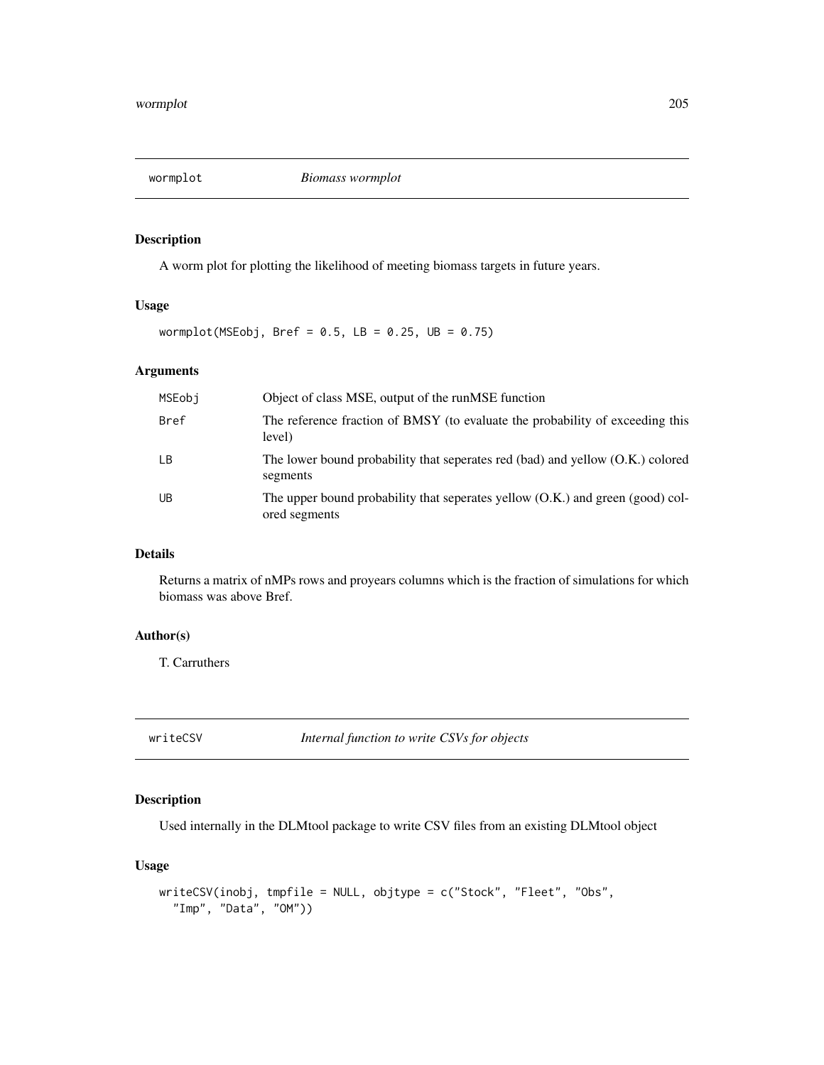## wormplot    *Biomass wormplot*

### Description

A worm plot for plotting the likelihood of meeting biomass targets in future years.

### Usage

```
wormplot(MSEobj, Bref = 0.5, LB = 0.25, UB = 0.75)
```

### Arguments

| | |
|---|---|
| MSEobj | Object of class MSE, output of the runMSE function |
| Bref | The reference fraction of BMSY (to evaluate the probability of exceeding this level) |
| LB | The lower bound probability that seperates red (bad) and yellow (O.K.) colored segments |
| UB | The upper bound probability that seperates yellow (O.K.) and green (good) colored segments |

### Details

Returns a matrix of nMPs rows and proyears columns which is the fraction of simulations for which biomass was above Bref.

### Author(s)

T. Carruthers

## writeCSV    *Internal function to write CSVs for objects*

### Description

Used internally in the DLMtool package to write CSV files from an existing DLMtool object

### Usage

```
writeCSV(inobj, tmpfile = NULL, objtype = c("Stock", "Fleet", "Obs",
  "Imp", "Data", "OM"))
```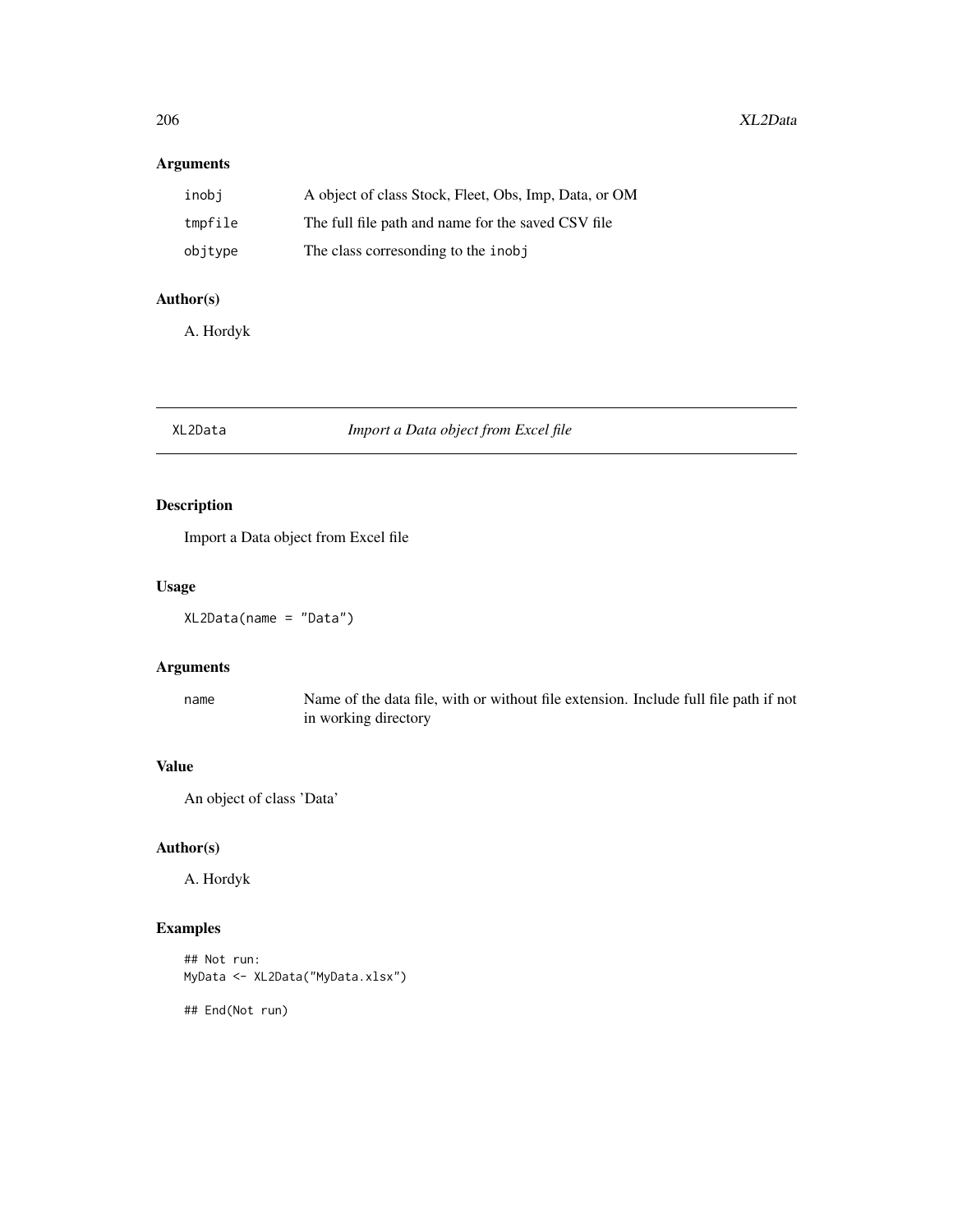### Arguments

| | |
|---|---|
| inobj | A object of class Stock, Fleet, Obs, Imp, Data, or OM |
| tmpfile | The full file path and name for the saved CSV file |
| objtype | The class corresonding to the inobj |

### Author(s)

A. Hordyk

---

## XL2Data *Import a Data object from Excel file*

---

### Description

Import a Data object from Excel file

### Usage

```
XL2Data(name = "Data")
```

### Arguments

| | |
|---|---|
| name | Name of the data file, with or without file extension. Include full file path if not in working directory |

### Value

An object of class 'Data'

### Author(s)

A. Hordyk

### Examples

```
## Not run:
MyData <- XL2Data("MyData.xlsx")

## End(Not run)
```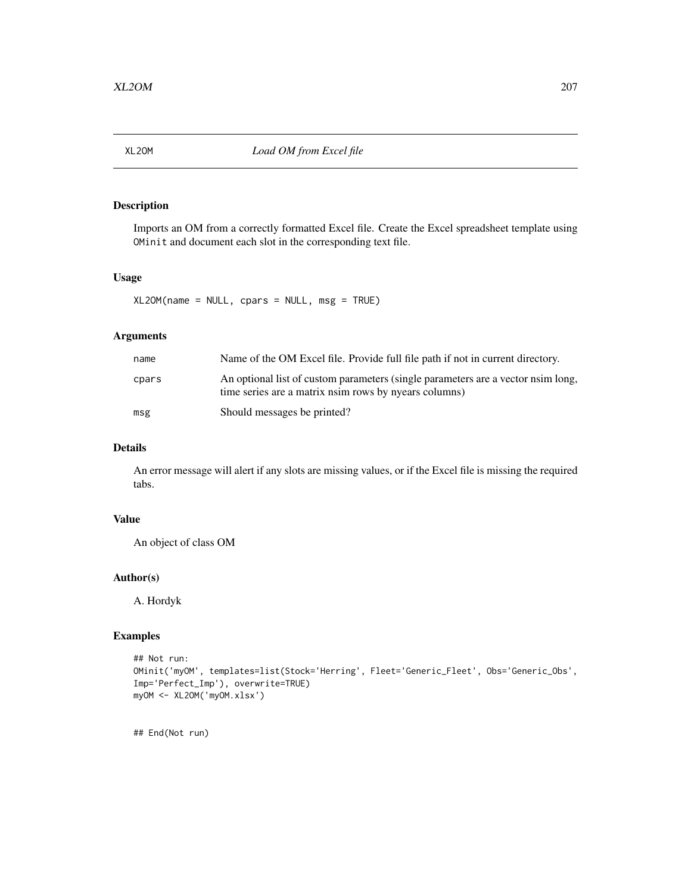# XL2OM — *Load OM from Excel file*

## Description

Imports an OM from a correctly formatted Excel file. Create the Excel spreadsheet template using `OMinit` and document each slot in the corresponding text file.

## Usage

```
XL2OM(name = NULL, cpars = NULL, msg = TRUE)
```

## Arguments

| | |
|---|---|
| `name` | Name of the OM Excel file. Provide full file path if not in current directory. |
| `cpars` | An optional list of custom parameters (single parameters are a vector nsim long, time series are a matrix nsim rows by nyears columns) |
| `msg` | Should messages be printed? |

## Details

An error message will alert if any slots are missing values, or if the Excel file is missing the required tabs.

## Value

An object of class OM

## Author(s)

A. Hordyk

## Examples

```
## Not run:
OMinit('myOM', templates=list(Stock='Herring', Fleet='Generic_Fleet', Obs='Generic_Obs',
Imp='Perfect_Imp'), overwrite=TRUE)
myOM <- XL2OM('myOM.xlsx')


## End(Not run)
```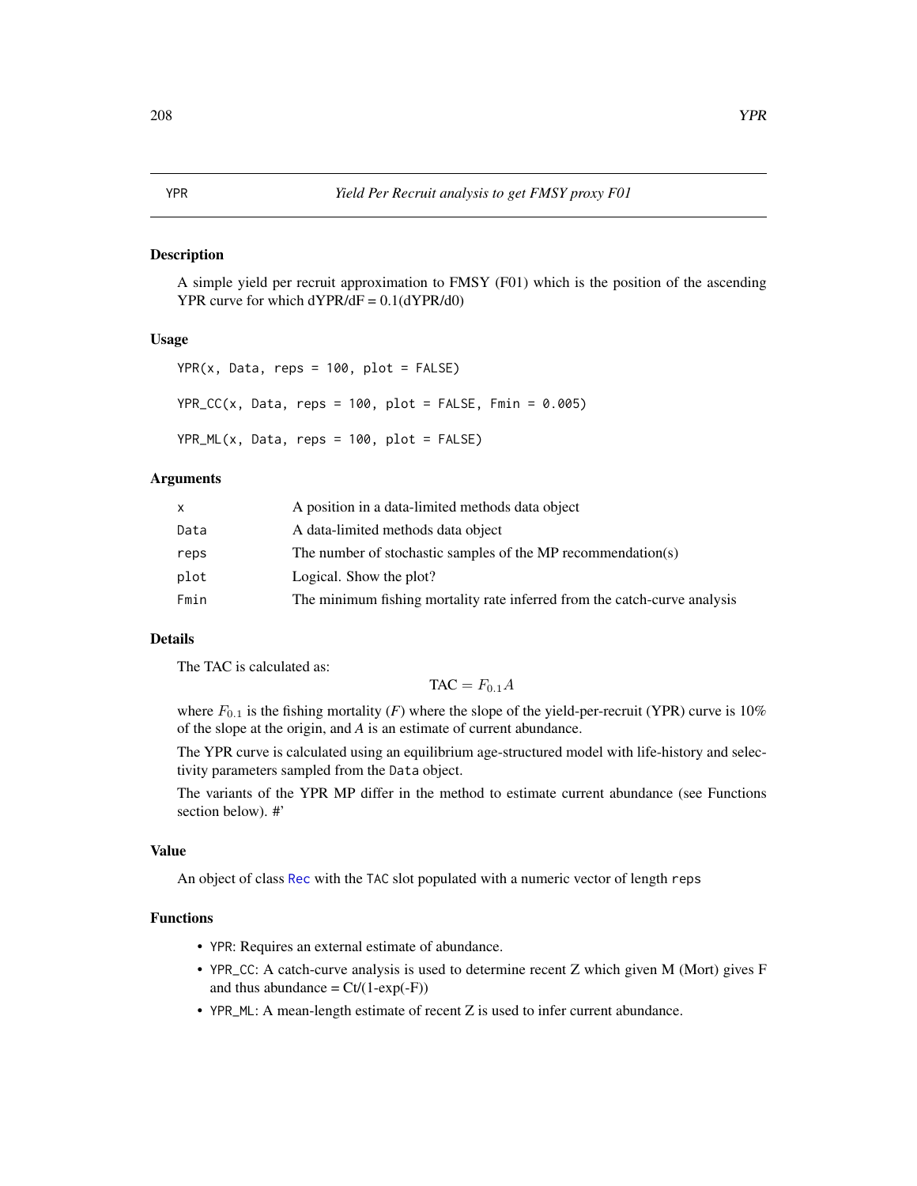YPR *Yield Per Recruit analysis to get FMSY proxy F01*

## Description

A simple yield per recruit approximation to FMSY (F01) which is the position of the ascending YPR curve for which dYPR/dF = 0.1(dYPR/d0)

## Usage

```
YPR(x, Data, reps = 100, plot = FALSE)

YPR_CC(x, Data, reps = 100, plot = FALSE, Fmin = 0.005)

YPR_ML(x, Data, reps = 100, plot = FALSE)
```

## Arguments

| | |
|---|---|
| x | A position in a data-limited methods data object |
| Data | A data-limited methods data object |
| reps | The number of stochastic samples of the MP recommendation(s) |
| plot | Logical. Show the plot? |
| Fmin | The minimum fishing mortality rate inferred from the catch-curve analysis |

## Details

The TAC is calculated as:

$$\text{TAC} = F_{0.1} A$$

where $F_{0.1}$ is the fishing mortality (*F*) where the slope of the yield-per-recruit (YPR) curve is 10% of the slope at the origin, and *A* is an estimate of current abundance.

The YPR curve is calculated using an equilibrium age-structured model with life-history and selectivity parameters sampled from the `Data` object.

The variants of the YPR MP differ in the method to estimate current abundance (see Functions section below). #'

## Value

An object of class `Rec` with the `TAC` slot populated with a numeric vector of length `reps`

## Functions

- `YPR`: Requires an external estimate of abundance.
- `YPR_CC`: A catch-curve analysis is used to determine recent Z which given M (Mort) gives F and thus abundance = Ct/(1-exp(-F))
- `YPR_ML`: A mean-length estimate of recent Z is used to infer current abundance.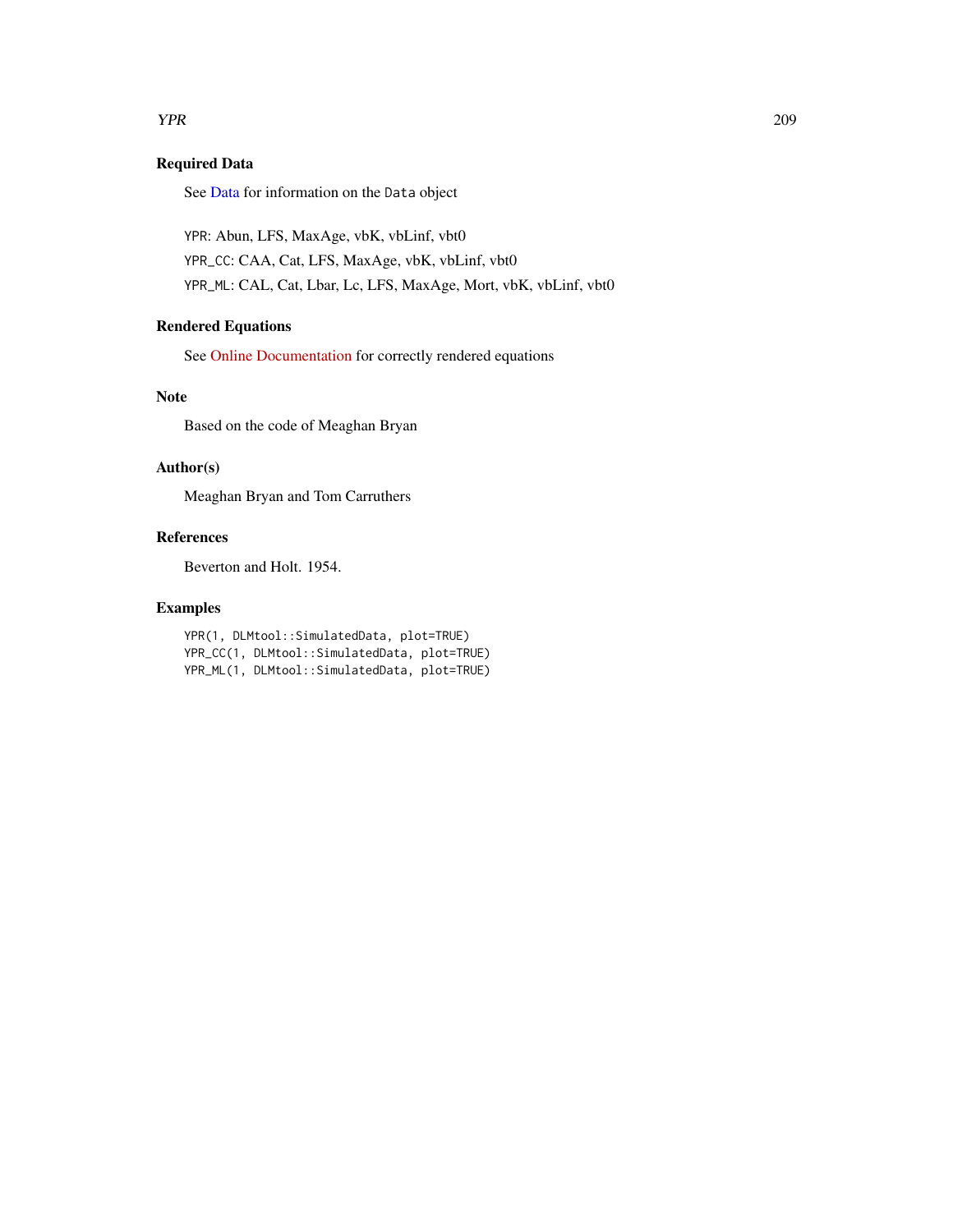## Required Data

See Data for information on the `Data` object

`YPR`: Abun, LFS, MaxAge, vbK, vbLinf, vbt0

`YPR_CC`: CAA, Cat, LFS, MaxAge, vbK, vbLinf, vbt0

`YPR_ML`: CAL, Cat, Lbar, Lc, LFS, MaxAge, Mort, vbK, vbLinf, vbt0

## Rendered Equations

See Online Documentation for correctly rendered equations

## Note

Based on the code of Meaghan Bryan

## Author(s)

Meaghan Bryan and Tom Carruthers

## References

Beverton and Holt. 1954.

## Examples

```
YPR(1, DLMtool::SimulatedData, plot=TRUE)
YPR_CC(1, DLMtool::SimulatedData, plot=TRUE)
YPR_ML(1, DLMtool::SimulatedData, plot=TRUE)
```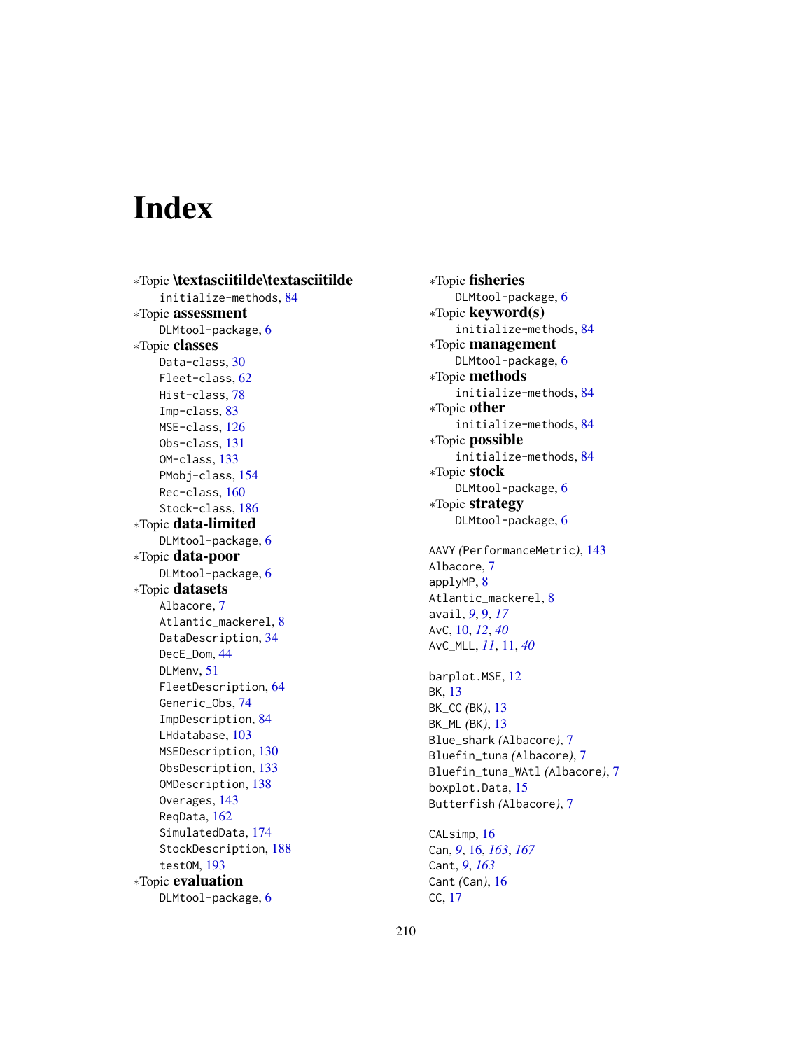# Index

∗Topic **\textasciitilde\textasciitilde**
    initialize-methods, 84
∗Topic **assessment**
    DLMtool-package, 6
∗Topic **classes**
    Data-class, 30
    Fleet-class, 62
    Hist-class, 78
    Imp-class, 83
    MSE-class, 126
    Obs-class, 131
    OM-class, 133
    PMobj-class, 154
    Rec-class, 160
    Stock-class, 186
∗Topic **data-limited**
    DLMtool-package, 6
∗Topic **data-poor**
    DLMtool-package, 6
∗Topic **datasets**
    Albacore, 7
    Atlantic_mackerel, 8
    DataDescription, 34
    DecE_Dom, 44
    DLMenv, 51
    FleetDescription, 64
    Generic_Obs, 74
    ImpDescription, 84
    LHdatabase, 103
    MSEDescription, 130
    ObsDescription, 133
    OMDescription, 138
    Overages, 143
    ReqData, 162
    SimulatedData, 174
    StockDescription, 188
    testOM, 193
∗Topic **evaluation**
    DLMtool-package, 6
∗Topic **fisheries**
    DLMtool-package, 6
∗Topic **keyword(s)**
    initialize-methods, 84
∗Topic **management**
    DLMtool-package, 6
∗Topic **methods**
    initialize-methods, 84
∗Topic **other**
    initialize-methods, 84
∗Topic **possible**
    initialize-methods, 84
∗Topic **stock**
    DLMtool-package, 6
∗Topic **strategy**
    DLMtool-package, 6

AAVY *(*PerformanceMetric*)*, 143
Albacore, 7
applyMP, 8
Atlantic_mackerel, 8
avail, *9*, 9, *17*
AvC, 10, *12*, *40*
AvC_MLL, *11*, 11, *40*

barplot.MSE, 12
BK, 13
BK_CC *(*BK*)*, 13
BK_ML *(*BK*)*, 13
Blue_shark *(*Albacore*)*, 7
Bluefin_tuna *(*Albacore*)*, 7
Bluefin_tuna_WAtl *(*Albacore*)*, 7
boxplot.Data, 15
Butterfish *(*Albacore*)*, 7

CALsimp, 16
Can, *9*, 16, *163*, *167*
Cant, *9*, *163*
Cant *(*Can*)*, 16
CC, 17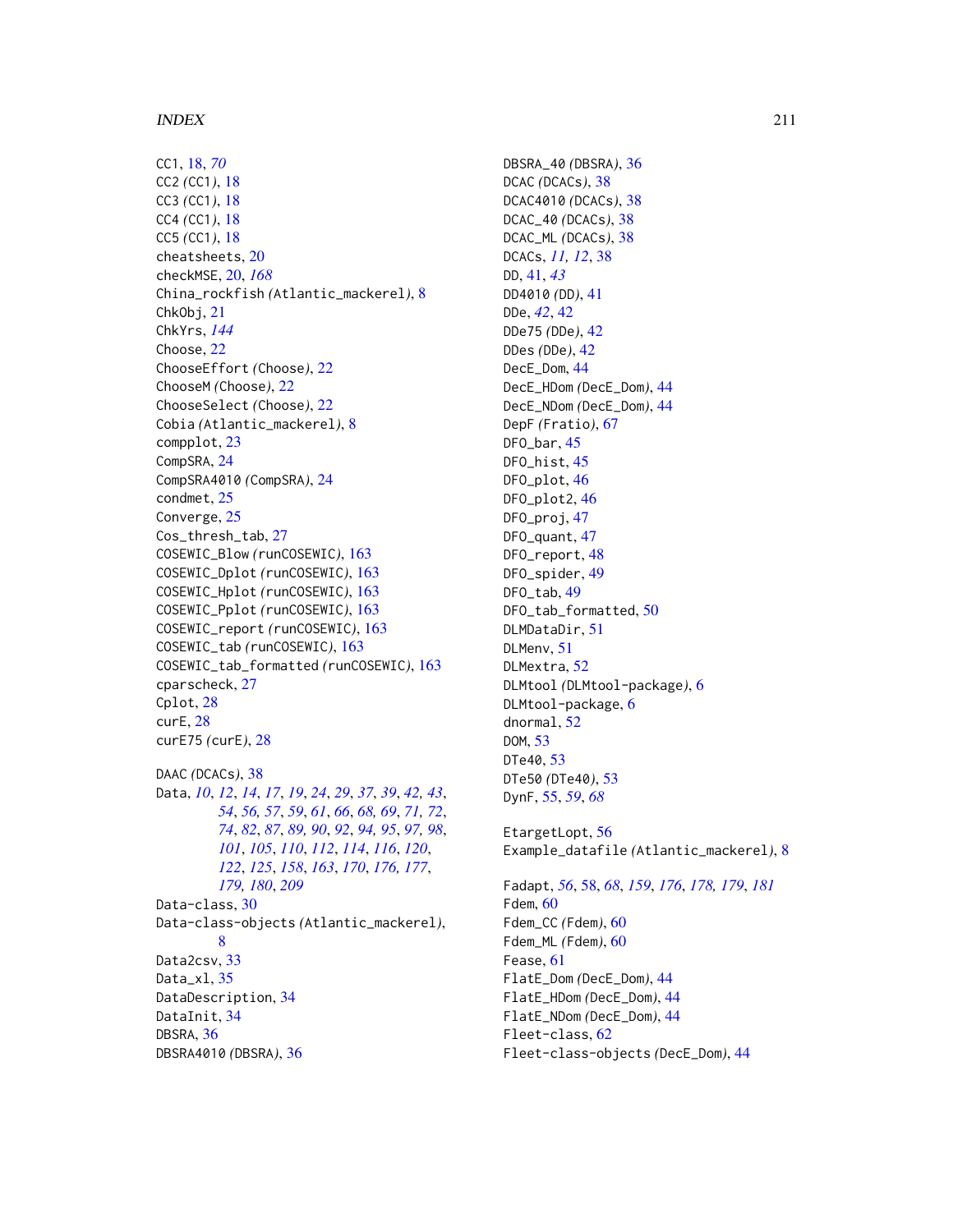CC1, 18, *70*
CC2 *(*CC1*)*, 18
CC3 *(*CC1*)*, 18
CC4 *(*CC1*)*, 18
CC5 *(*CC1*)*, 18
cheatsheets, 20
checkMSE, 20, *168*
China_rockfish *(*Atlantic_mackerel*)*, 8
ChkObj, 21
ChkYrs, *144*
Choose, 22
ChooseEffort *(*Choose*)*, 22
ChooseM *(*Choose*)*, 22
ChooseSelect *(*Choose*)*, 22
Cobia *(*Atlantic_mackerel*)*, 8
compplot, 23
CompSRA, 24
CompSRA4010 *(*CompSRA*)*, 24
condmet, 25
Converge, 25
Cos_thresh_tab, 27
COSEWIC_Blow *(*runCOSEWIC*)*, 163
COSEWIC_Dplot *(*runCOSEWIC*)*, 163
COSEWIC_Hplot *(*runCOSEWIC*)*, 163
COSEWIC_Pplot *(*runCOSEWIC*)*, 163
COSEWIC_report *(*runCOSEWIC*)*, 163
COSEWIC_tab *(*runCOSEWIC*)*, 163
COSEWIC_tab_formatted *(*runCOSEWIC*)*, 163
cparscheck, 27
Cplot, 28
curE, 28
curE75 *(*curE*)*, 28

DAAC *(*DCACs*)*, 38
Data, *10*, *12*, *14*, *17*, *19*, *24*, *29*, *37*, *39*, *42, 43*, *54*, *56, 57*, *59*, *61*, *66*, *68, 69*, *71, 72*, *74*, *82*, *87*, *89, 90*, *92*, *94, 95*, *97, 98*, *101*, *105*, *110*, *112*, *114*, *116*, *120*, *122*, *125*, *158*, *163*, *170*, *176, 177*, *179, 180*, *209*
Data-class, 30
Data-class-objects *(*Atlantic_mackerel*)*, 8
Data2csv, 33
Data_xl, 35
DataDescription, 34
DataInit, 34
DBSRA, 36
DBSRA4010 *(*DBSRA*)*, 36
DBSRA_40 *(*DBSRA*)*, 36
DCAC *(*DCACs*)*, 38
DCAC4010 *(*DCACs*)*, 38
DCAC_40 *(*DCACs*)*, 38
DCAC_ML *(*DCACs*)*, 38
DCACs, *11, 12*, 38
DD, 41, *43*
DD4010 *(*DD*)*, 41
DDe, *42*, 42
DDe75 *(*DDe*)*, 42
DDes *(*DDe*)*, 42
DecE_Dom, 44
DecE_HDom *(*DecE_Dom*)*, 44
DecE_NDom *(*DecE_Dom*)*, 44
DepF *(*Fratio*)*, 67
DFO_bar, 45
DFO_hist, 45
DFO_plot, 46
DFO_plot2, 46
DFO_proj, 47
DFO_quant, 47
DFO_report, 48
DFO_spider, 49
DFO_tab, 49
DFO_tab_formatted, 50
DLMDataDir, 51
DLMenv, 51
DLMextra, 52
DLMtool *(*DLMtool-package*)*, 6
DLMtool-package, 6
dnormal, 52
DOM, 53
DTe40, 53
DTe50 *(*DTe40*)*, 53
DynF, 55, *59*, *68*

EtargetLopt, 56
Example_datafile *(*Atlantic_mackerel*)*, 8

Fadapt, *56*, 58, *68*, *159*, *176*, *178, 179*, *181*
Fdem, 60
Fdem_CC *(*Fdem*)*, 60
Fdem_ML *(*Fdem*)*, 60
Fease, 61
FlatE_Dom *(*DecE_Dom*)*, 44
FlatE_HDom *(*DecE_Dom*)*, 44
FlatE_NDom *(*DecE_Dom*)*, 44
Fleet-class, 62
Fleet-class-objects *(*DecE_Dom*)*, 44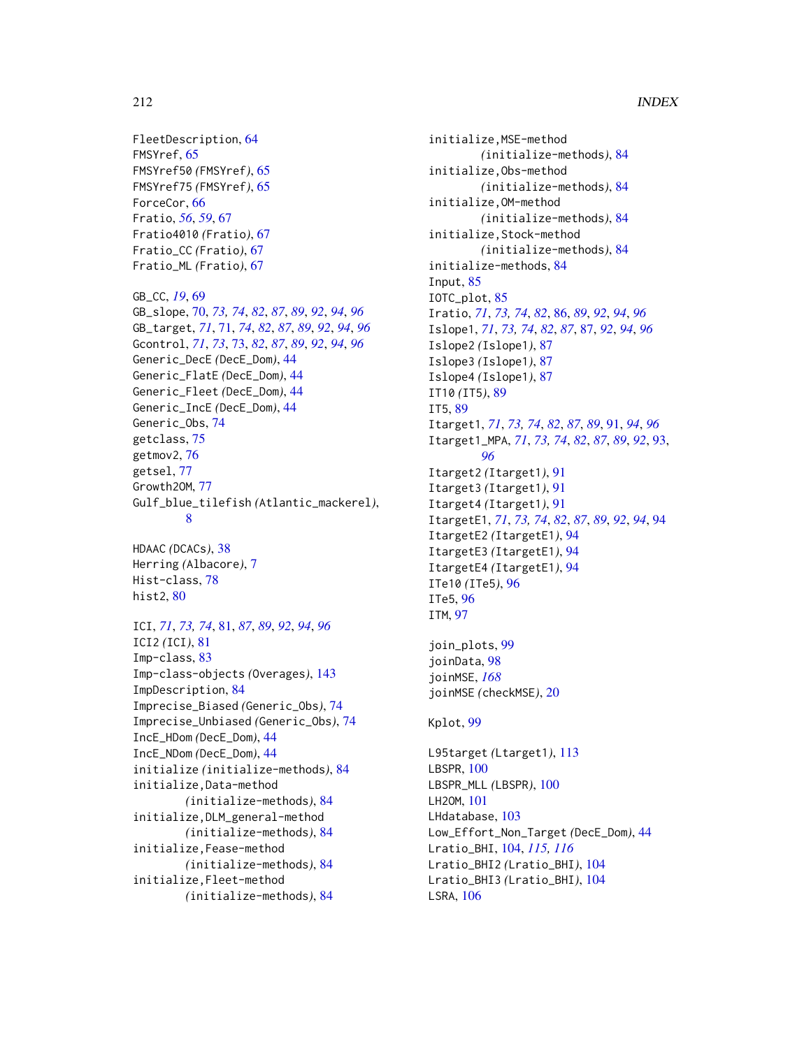FleetDescription, 64
FMSYref, 65
FMSYref50 (FMSYref), 65
FMSYref75 (FMSYref), 65
ForceCor, 66
Fratio, *56*, *59*, 67
Fratio4010 (Fratio), 67
Fratio_CC (Fratio), 67
Fratio_ML (Fratio), 67

GB_CC, *19*, 69
GB_slope, 70, *73, 74*, *82*, *87*, *89*, *92*, *94*, *96*
GB_target, *71*, 71, *74*, *82*, *87*, *89*, *92*, *94*, *96*
Gcontrol, *71*, *73*, 73, *82*, *87*, *89*, *92*, *94*, *96*
Generic_DecE (DecE_Dom), 44
Generic_FlatE (DecE_Dom), 44
Generic_Fleet (DecE_Dom), 44
Generic_IncE (DecE_Dom), 44
Generic_Obs, 74
getclass, 75
getmov2, 76
getsel, 77
Growth2OM, 77
Gulf_blue_tilefish (Atlantic_mackerel), 8

HDAAC (DCACs), 38
Herring (Albacore), 7
Hist-class, 78
hist2, 80

ICI, *71*, *73, 74*, 81, *87*, *89*, *92*, *94*, *96*
ICI2 (ICI), 81
Imp-class, 83
Imp-class-objects (Overages), 143
ImpDescription, 84
Imprecise_Biased (Generic_Obs), 74
Imprecise_Unbiased (Generic_Obs), 74
IncE_HDom (DecE_Dom), 44
IncE_NDom (DecE_Dom), 44
initialize (initialize-methods), 84
initialize,Data-method (initialize-methods), 84
initialize,DLM_general-method (initialize-methods), 84
initialize,Fease-method (initialize-methods), 84
initialize,Fleet-method (initialize-methods), 84
initialize,MSE-method (initialize-methods), 84
initialize,Obs-method (initialize-methods), 84
initialize,OM-method (initialize-methods), 84
initialize,Stock-method (initialize-methods), 84
initialize-methods, 84
Input, 85
IOTC_plot, 85
Iratio, *71*, *73, 74*, *82*, 86, *89*, *92*, *94*, *96*
Islope1, *71*, *73, 74*, *82*, *87*, 87, *92*, *94*, *96*
Islope2 (Islope1), 87
Islope3 (Islope1), 87
Islope4 (Islope1), 87
IT10 (IT5), 89
IT5, 89
Itarget1, *71*, *73, 74*, *82*, *87*, *89*, 91, *94*, *96*
Itarget1_MPA, *71*, *73, 74*, *82*, *87*, *89*, *92*, 93, *96*
Itarget2 (Itarget1), 91
Itarget3 (Itarget1), 91
Itarget4 (Itarget1), 91
ItargetE1, *71*, *73, 74*, *82*, *87*, *89*, *92*, *94*, 94
ItargetE2 (ItargetE1), 94
ItargetE3 (ItargetE1), 94
ItargetE4 (ItargetE1), 94
ITe10 (ITe5), 96
ITe5, 96
ITM, 97

join_plots, 99
joinData, 98
joinMSE, *168*
joinMSE (checkMSE), 20

Kplot, 99

L95target (Ltarget1), 113
LBSPR, 100
LBSPR_MLL (LBSPR), 100
LH2OM, 101
LHdatabase, 103
Low_Effort_Non_Target (DecE_Dom), 44
Lratio_BHI, 104, *115, 116*
Lratio_BHI2 (Lratio_BHI), 104
Lratio_BHI3 (Lratio_BHI), 104
LSRA, 106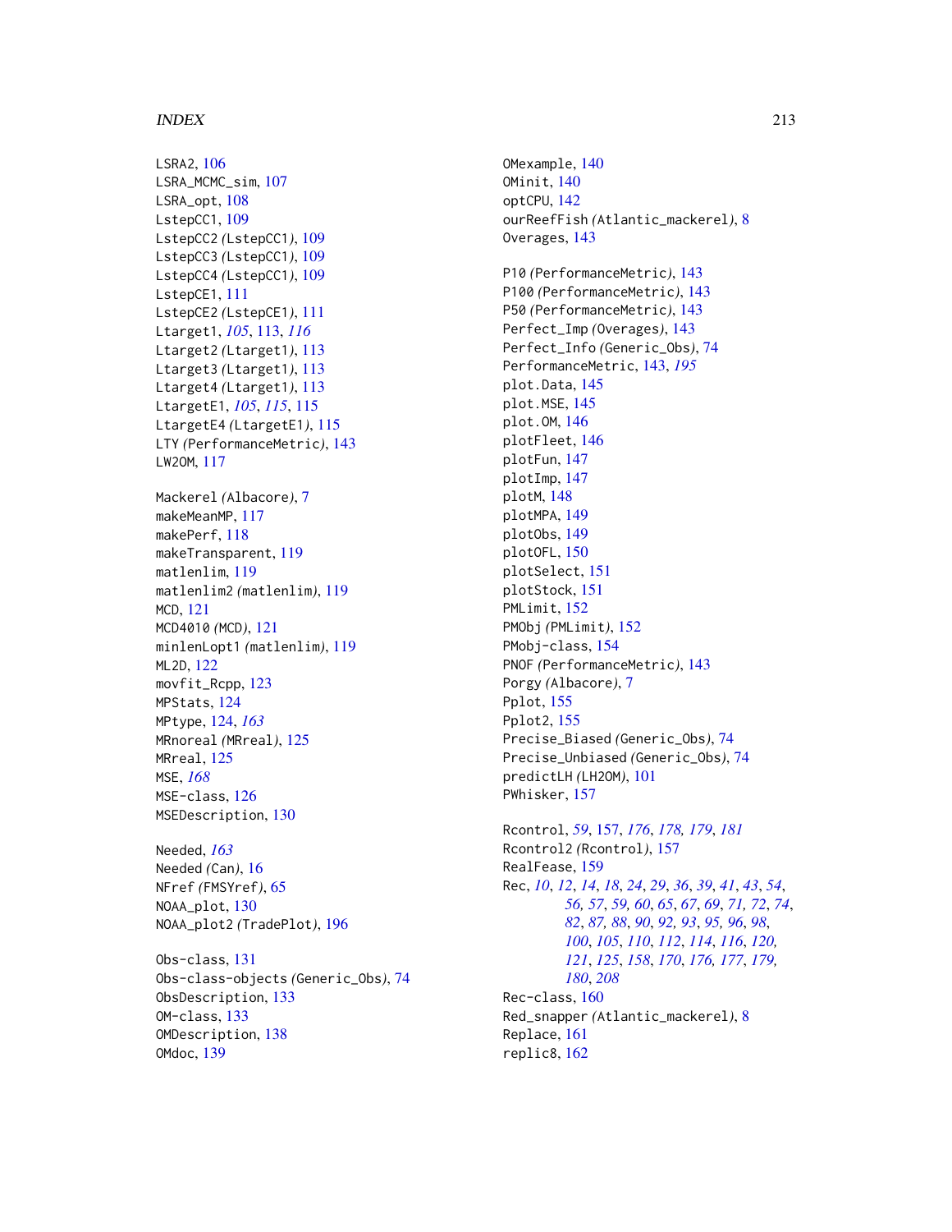LSRA2, 106
LSRA_MCMC_sim, 107
LSRA_opt, 108
LstepCC1, 109
LstepCC2 *(LstepCC1)*, 109
LstepCC3 *(LstepCC1)*, 109
LstepCC4 *(LstepCC1)*, 109
LstepCE1, 111
LstepCE2 *(LstepCE1)*, 111
Ltarget1, *105*, 113, *116*
Ltarget2 *(Ltarget1)*, 113
Ltarget3 *(Ltarget1)*, 113
Ltarget4 *(Ltarget1)*, 113
LtargetE1, *105*, *115*, 115
LtargetE4 *(LtargetE1)*, 115
LTY *(PerformanceMetric)*, 143
LW2OM, 117

Mackerel *(Albacore)*, 7
makeMeanMP, 117
makePerf, 118
makeTransparent, 119
matlenlim, 119
matlenlim2 *(matlenlim)*, 119
MCD, 121
MCD4010 *(MCD)*, 121
minlenLopt1 *(matlenlim)*, 119
ML2D, 122
movfit_Rcpp, 123
MPStats, 124
MPtype, 124, *163*
MRnoreal *(MRreal)*, 125
MRreal, 125
MSE, *168*
MSE-class, 126
MSEDescription, 130

Needed, *163*
Needed *(Can)*, 16
NFref *(FMSYref)*, 65
NOAA_plot, 130
NOAA_plot2 *(TradePlot)*, 196

Obs-class, 131
Obs-class-objects *(Generic_Obs)*, 74
ObsDescription, 133
OM-class, 133
OMDescription, 138
OMdoc, 139
OMexample, 140
OMinit, 140
optCPU, 142
ourReefFish *(Atlantic_mackerel)*, 8
Overages, 143

P10 *(PerformanceMetric)*, 143
P100 *(PerformanceMetric)*, 143
P50 *(PerformanceMetric)*, 143
Perfect_Imp *(Overages)*, 143
Perfect_Info *(Generic_Obs)*, 74
PerformanceMetric, 143, *195*
plot.Data, 145
plot.MSE, 145
plot.OM, 146
plotFleet, 146
plotFun, 147
plotImp, 147
plotM, 148
plotMPA, 149
plotObs, 149
plotOFL, 150
plotSelect, 151
plotStock, 151
PMLimit, 152
PMObj *(PMLimit)*, 152
PMobj-class, 154
PNOF *(PerformanceMetric)*, 143
Porgy *(Albacore)*, 7
Pplot, 155
Pplot2, 155
Precise_Biased *(Generic_Obs)*, 74
Precise_Unbiased *(Generic_Obs)*, 74
predictLH *(LH2OM)*, 101
PWhisker, 157

Rcontrol, *59*, 157, *176*, *178*, *179*, *181*
Rcontrol2 *(Rcontrol)*, 157
RealFease, 159
Rec, *10*, *12*, *14*, *18*, *24*, *29*, *36*, *39*, *41*, *43*, *54*, *56*, *57*, *59*, *60*, *65*, *67*, *69*, *71*, *72*, *74*, *82*, *87*, *88*, *90*, *92*, *93*, *95*, *96*, *98*, *100*, *105*, *110*, *112*, *114*, *116*, *120*, *121*, *125*, *158*, *170*, *176*, *177*, *179*, *180*, *208*
Rec-class, 160
Red_snapper *(Atlantic_mackerel)*, 8
Replace, 161
replic8, 162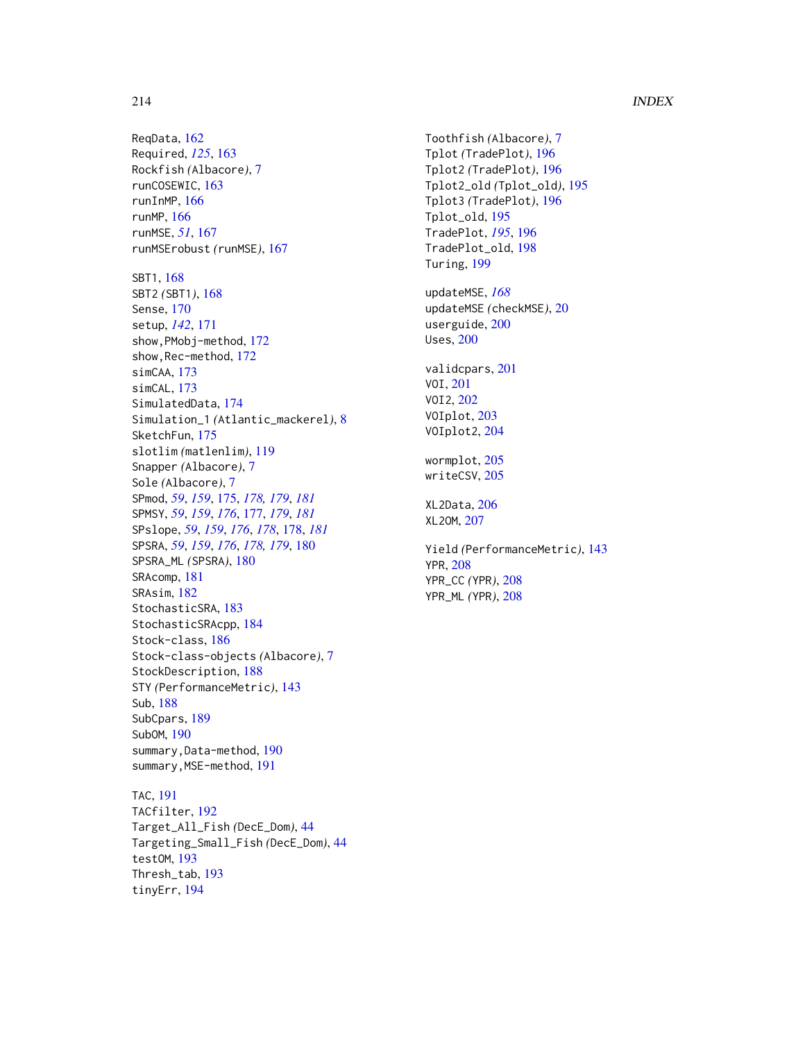ReqData, 162
Required, *125*, 163
Rockfish *(*Albacore*)*, 7
runCOSEWIC, 163
runInMP, 166
runMP, 166
runMSE, *51*, 167
runMSErobust *(*runMSE*)*, 167

SBT1, 168
SBT2 *(*SBT1*)*, 168
Sense, 170
setup, *142*, 171
show,PMobj-method, 172
show,Rec-method, 172
simCAA, 173
simCAL, 173
SimulatedData, 174
Simulation_1 *(*Atlantic_mackerel*)*, 8
SketchFun, 175
slotlim *(*matlenlim*)*, 119
Snapper *(*Albacore*)*, 7
Sole *(*Albacore*)*, 7
SPmod, *59*, *159*, 175, *178*, *179*, *181*
SPMSY, *59*, *159*, *176*, 177, *179*, *181*
SPslope, *59*, *159*, *176*, *178*, 178, *181*
SPSRA, *59*, *159*, *176*, *178*, *179*, 180
SPSRA_ML *(*SPSRA*)*, 180
SRAcomp, 181
SRAsim, 182
StochasticSRA, 183
StochasticSRAcpp, 184
Stock-class, 186
Stock-class-objects *(*Albacore*)*, 7
StockDescription, 188
STY *(*PerformanceMetric*)*, 143
Sub, 188
SubCpars, 189
SubOM, 190
summary,Data-method, 190
summary,MSE-method, 191

TAC, 191
TACfilter, 192
Target_All_Fish *(*DecE_Dom*)*, 44
Targeting_Small_Fish *(*DecE_Dom*)*, 44
testOM, 193
Thresh_tab, 193
tinyErr, 194
Toothfish *(*Albacore*)*, 7
Tplot *(*TradePlot*)*, 196
Tplot2 *(*TradePlot*)*, 196
Tplot2_old *(*Tplot_old*)*, 195
Tplot3 *(*TradePlot*)*, 196
Tplot_old, 195
TradePlot, *195*, 196
TradePlot_old, 198
Turing, 199

updateMSE, *168*
updateMSE *(*checkMSE*)*, 20
userguide, 200
Uses, 200

validcpars, 201
VOI, 201
VOI2, 202
VOIplot, 203
VOIplot2, 204

wormplot, 205
writeCSV, 205

XL2Data, 206
XL2OM, 207

Yield *(*PerformanceMetric*)*, 143
YPR, 208
YPR_CC *(*YPR*)*, 208
YPR_ML *(*YPR*)*, 208